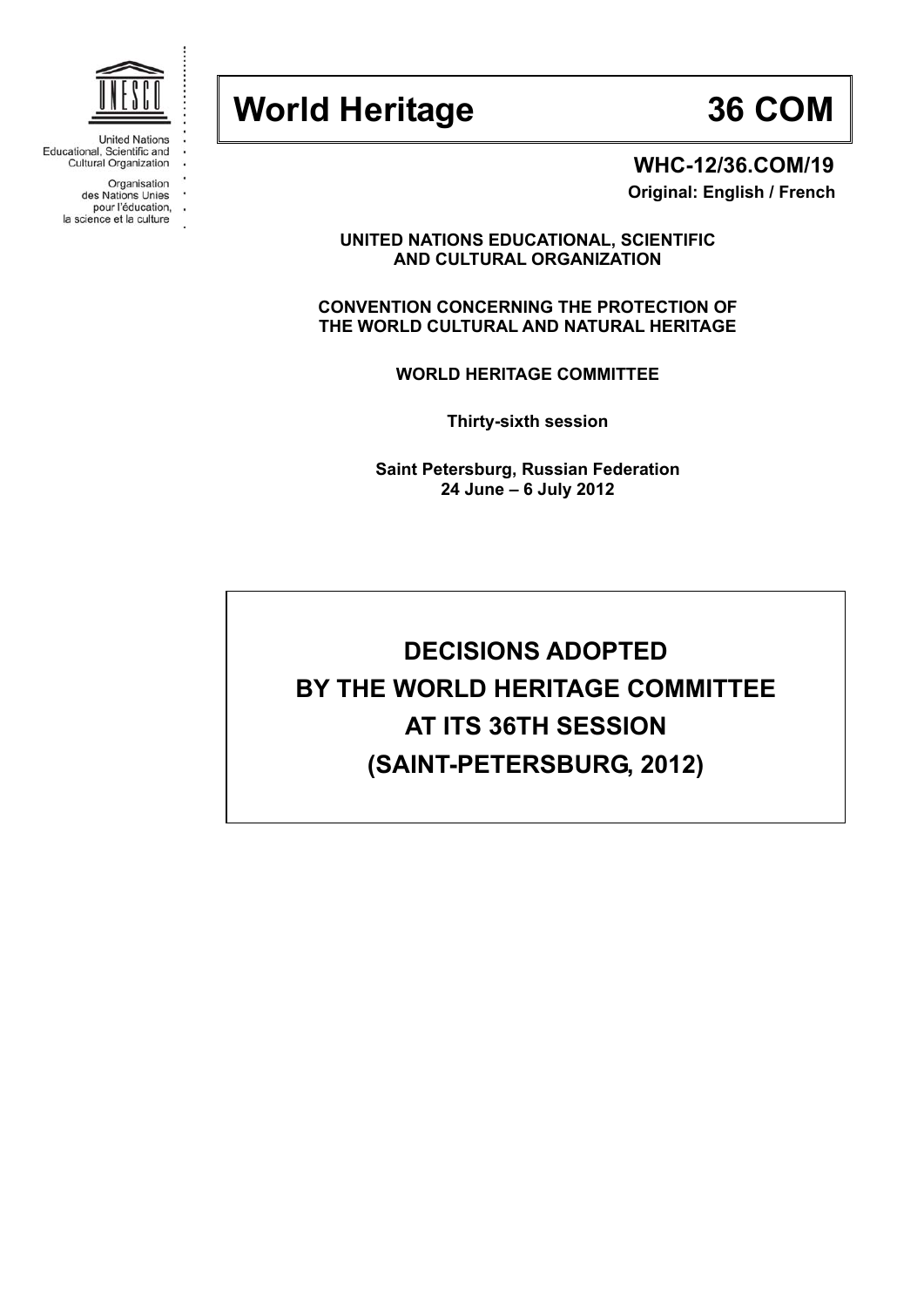United Nations Educational, Scientific and Cultural Organization

Organisation des Nations Unies pour l'éducation, la science et la culture

# World Heritage 36 COM

**WHC-12/36.COM/19**

**Original: English / French**

**UNITED NATIONS EDUCATIONAL, SCIENTIFIC AND CULTURAL ORGANIZATION**

**CONVENTION CONCERNING THE PROTECTION OF THE WORLD CULTURAL AND NATURAL HERITAGE**

**WORLD HERITAGE COMMITTEE**

**Thirty-sixth session**

**Saint Petersburg, Russian Federation**
**24 June – 6 July 2012**

# DECISIONS ADOPTED BY THE WORLD HERITAGE COMMITTEE AT ITS 36TH SESSION (SAINT-PETERSBURG, 2012)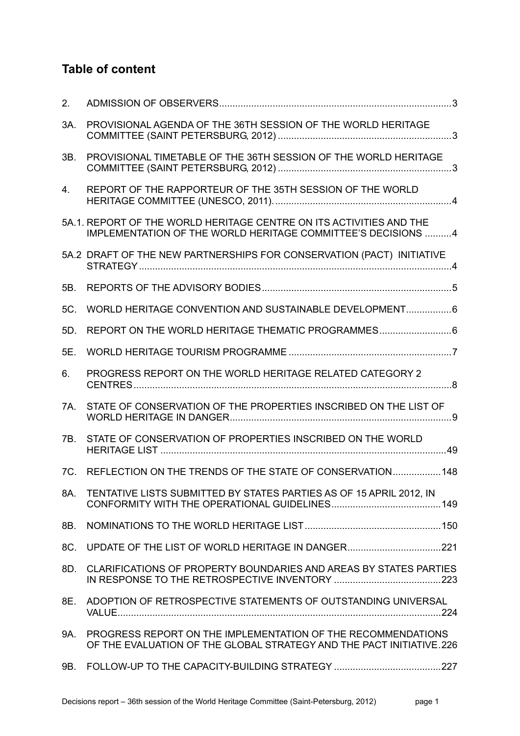## Table of content

| | | |
|---|---|---|
| 2. | ADMISSION OF OBSERVERS | 3 |
| 3A. | PROVISIONAL AGENDA OF THE 36TH SESSION OF THE WORLD HERITAGE COMMITTEE (SAINT PETERSBURG, 2012) | 3 |
| 3B. | PROVISIONAL TIMETABLE OF THE 36TH SESSION OF THE WORLD HERITAGE COMMITTEE (SAINT PETERSBURG, 2012) | 3 |
| 4. | REPORT OF THE RAPPORTEUR OF THE 35TH SESSION OF THE WORLD HERITAGE COMMITTEE (UNESCO, 2011). | 4 |
| 5A.1. | REPORT OF THE WORLD HERITAGE CENTRE ON ITS ACTIVITIES AND THE IMPLEMENTATION OF THE WORLD HERITAGE COMMITTEE'S DECISIONS | 4 |
| 5A.2 | DRAFT OF THE NEW PARTNERSHIPS FOR CONSERVATION (PACT) INITIATIVE STRATEGY | 4 |
| 5B. | REPORTS OF THE ADVISORY BODIES | 5 |
| 5C. | WORLD HERITAGE CONVENTION AND SUSTAINABLE DEVELOPMENT | 6 |
| 5D. | REPORT ON THE WORLD HERITAGE THEMATIC PROGRAMMES | 6 |
| 5E. | WORLD HERITAGE TOURISM PROGRAMME | 7 |
| 6. | PROGRESS REPORT ON THE WORLD HERITAGE RELATED CATEGORY 2 CENTRES | 8 |
| 7A. | STATE OF CONSERVATION OF THE PROPERTIES INSCRIBED ON THE LIST OF WORLD HERITAGE IN DANGER | 9 |
| 7B. | STATE OF CONSERVATION OF PROPERTIES INSCRIBED ON THE WORLD HERITAGE LIST | 49 |
| 7C. | REFLECTION ON THE TRENDS OF THE STATE OF CONSERVATION | 148 |
| 8A. | TENTATIVE LISTS SUBMITTED BY STATES PARTIES AS OF 15 APRIL 2012, IN CONFORMITY WITH THE OPERATIONAL GUIDELINES | 149 |
| 8B. | NOMINATIONS TO THE WORLD HERITAGE LIST | 150 |
| 8C. | UPDATE OF THE LIST OF WORLD HERITAGE IN DANGER | 221 |
| 8D. | CLARIFICATIONS OF PROPERTY BOUNDARIES AND AREAS BY STATES PARTIES IN RESPONSE TO THE RETROSPECTIVE INVENTORY | 223 |
| 8E. | ADOPTION OF RETROSPECTIVE STATEMENTS OF OUTSTANDING UNIVERSAL VALUE | 224 |
| 9A. | PROGRESS REPORT ON THE IMPLEMENTATION OF THE RECOMMENDATIONS OF THE EVALUATION OF THE GLOBAL STRATEGY AND THE PACT INITIATIVE | 226 |
| 9B. | FOLLOW-UP TO THE CAPACITY-BUILDING STRATEGY | 227 |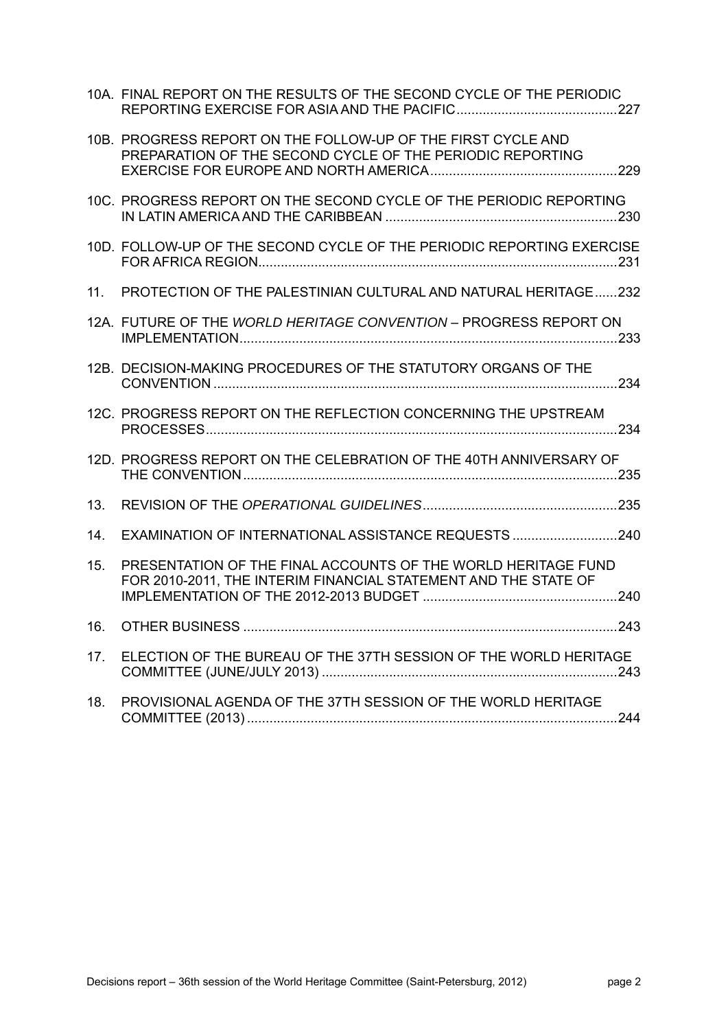10A. FINAL REPORT ON THE RESULTS OF THE SECOND CYCLE OF THE PERIODIC REPORTING EXERCISE FOR ASIA AND THE PACIFIC ........................................... 227

10B. PROGRESS REPORT ON THE FOLLOW-UP OF THE FIRST CYCLE AND PREPARATION OF THE SECOND CYCLE OF THE PERIODIC REPORTING EXERCISE FOR EUROPE AND NORTH AMERICA .................................................. 229

10C. PROGRESS REPORT ON THE SECOND CYCLE OF THE PERIODIC REPORTING IN LATIN AMERICA AND THE CARIBBEAN .............................................................. 230

10D. FOLLOW-UP OF THE SECOND CYCLE OF THE PERIODIC REPORTING EXERCISE FOR AFRICA REGION ................................................................................................ 231

11. PROTECTION OF THE PALESTINIAN CULTURAL AND NATURAL HERITAGE ...... 232

12A. FUTURE OF THE *WORLD HERITAGE CONVENTION* – PROGRESS REPORT ON IMPLEMENTATION ..................................................................................................... 233

12B. DECISION-MAKING PROCEDURES OF THE STATUTORY ORGANS OF THE CONVENTION ............................................................................................................ 234

12C. PROGRESS REPORT ON THE REFLECTION CONCERNING THE UPSTREAM PROCESSES .............................................................................................................. 234

12D. PROGRESS REPORT ON THE CELEBRATION OF THE 40TH ANNIVERSARY OF THE CONVENTION .................................................................................................... 235

13. REVISION OF THE *OPERATIONAL GUIDELINES* .................................................... 235

14. EXAMINATION OF INTERNATIONAL ASSISTANCE REQUESTS ............................ 240

15. PRESENTATION OF THE FINAL ACCOUNTS OF THE WORLD HERITAGE FUND FOR 2010-2011, THE INTERIM FINANCIAL STATEMENT AND THE STATE OF IMPLEMENTATION OF THE 2012-2013 BUDGET .................................................... 240

16. OTHER BUSINESS .................................................................................................... 243

17. ELECTION OF THE BUREAU OF THE 37TH SESSION OF THE WORLD HERITAGE COMMITTEE (JUNE/JULY 2013) ............................................................................... 243

18. PROVISIONAL AGENDA OF THE 37TH SESSION OF THE WORLD HERITAGE COMMITTEE (2013) ................................................................................................... 244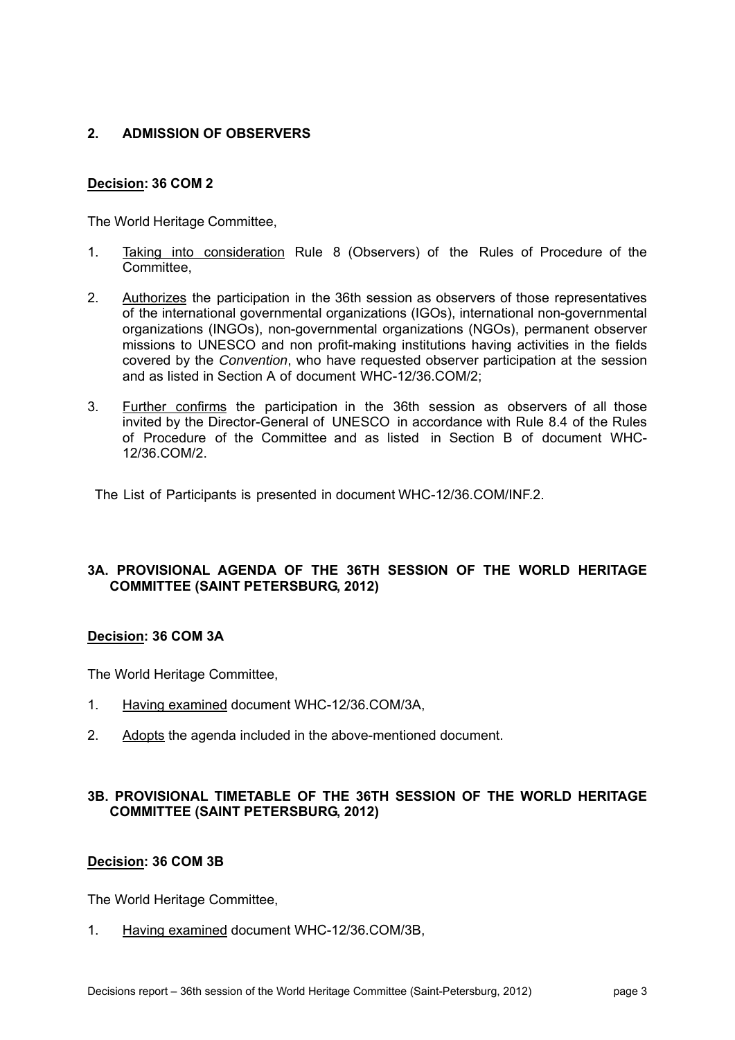## 2. ADMISSION OF OBSERVERS

**Decision: 36 COM 2**

The World Heritage Committee,

1. Taking into consideration Rule 8 (Observers) of the Rules of Procedure of the Committee,

2. Authorizes the participation in the 36th session as observers of those representatives of the international governmental organizations (IGOs), international non-governmental organizations (INGOs), non-governmental organizations (NGOs), permanent observer missions to UNESCO and non profit-making institutions having activities in the fields covered by the *Convention*, who have requested observer participation at the session and as listed in Section A of document WHC-12/36.COM/2;

3. Further confirms the participation in the 36th session as observers of all those invited by the Director-General of UNESCO in accordance with Rule 8.4 of the Rules of Procedure of the Committee and as listed in Section B of document WHC-12/36.COM/2.

The List of Participants is presented in document WHC-12/36.COM/INF.2.

## 3A. PROVISIONAL AGENDA OF THE 36TH SESSION OF THE WORLD HERITAGE COMMITTEE (SAINT PETERSBURG, 2012)

**Decision: 36 COM 3A**

The World Heritage Committee,

1. Having examined document WHC-12/36.COM/3A,

2. Adopts the agenda included in the above-mentioned document.

## 3B. PROVISIONAL TIMETABLE OF THE 36TH SESSION OF THE WORLD HERITAGE COMMITTEE (SAINT PETERSBURG, 2012)

**Decision: 36 COM 3B**

The World Heritage Committee,

1. Having examined document WHC-12/36.COM/3B,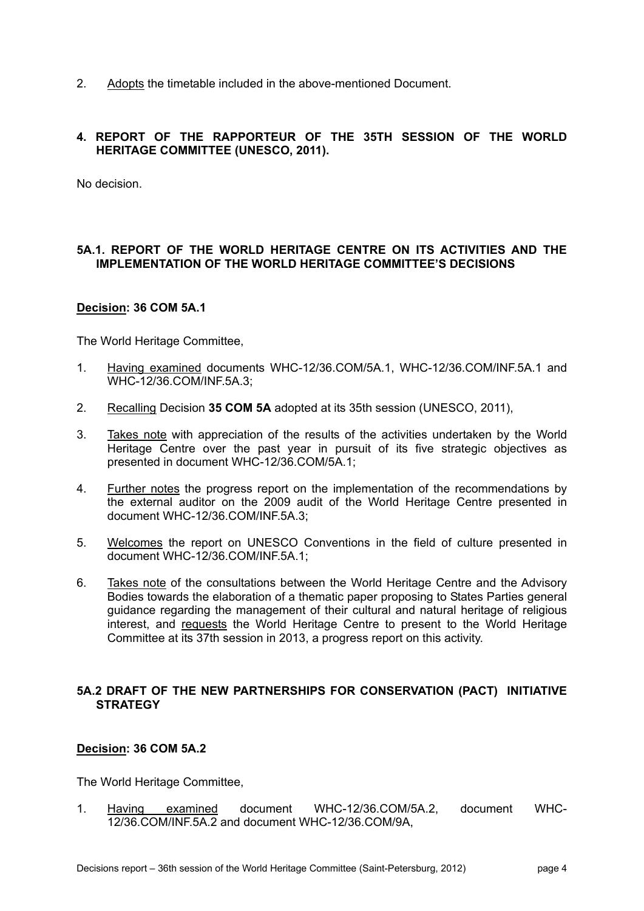2. Adopts the timetable included in the above-mentioned Document.

## 4. REPORT OF THE RAPPORTEUR OF THE 35TH SESSION OF THE WORLD HERITAGE COMMITTEE (UNESCO, 2011).

No decision.

## 5A.1. REPORT OF THE WORLD HERITAGE CENTRE ON ITS ACTIVITIES AND THE IMPLEMENTATION OF THE WORLD HERITAGE COMMITTEE'S DECISIONS

### Decision: 36 COM 5A.1

The World Heritage Committee,

1. Having examined documents WHC-12/36.COM/5A.1, WHC-12/36.COM/INF.5A.1 and WHC-12/36.COM/INF.5A.3;
2. Recalling Decision **35 COM 5A** adopted at its 35th session (UNESCO, 2011),
3. Takes note with appreciation of the results of the activities undertaken by the World Heritage Centre over the past year in pursuit of its five strategic objectives as presented in document WHC-12/36.COM/5A.1;
4. Further notes the progress report on the implementation of the recommendations by the external auditor on the 2009 audit of the World Heritage Centre presented in document WHC-12/36.COM/INF.5A.3;
5. Welcomes the report on UNESCO Conventions in the field of culture presented in document WHC-12/36.COM/INF.5A.1;
6. Takes note of the consultations between the World Heritage Centre and the Advisory Bodies towards the elaboration of a thematic paper proposing to States Parties general guidance regarding the management of their cultural and natural heritage of religious interest, and requests the World Heritage Centre to present to the World Heritage Committee at its 37th session in 2013, a progress report on this activity.

## 5A.2 DRAFT OF THE NEW PARTNERSHIPS FOR CONSERVATION (PACT) INITIATIVE STRATEGY

### Decision: 36 COM 5A.2

The World Heritage Committee,

1. Having examined document WHC-12/36.COM/5A.2, document WHC-12/36.COM/INF.5A.2 and document WHC-12/36.COM/9A,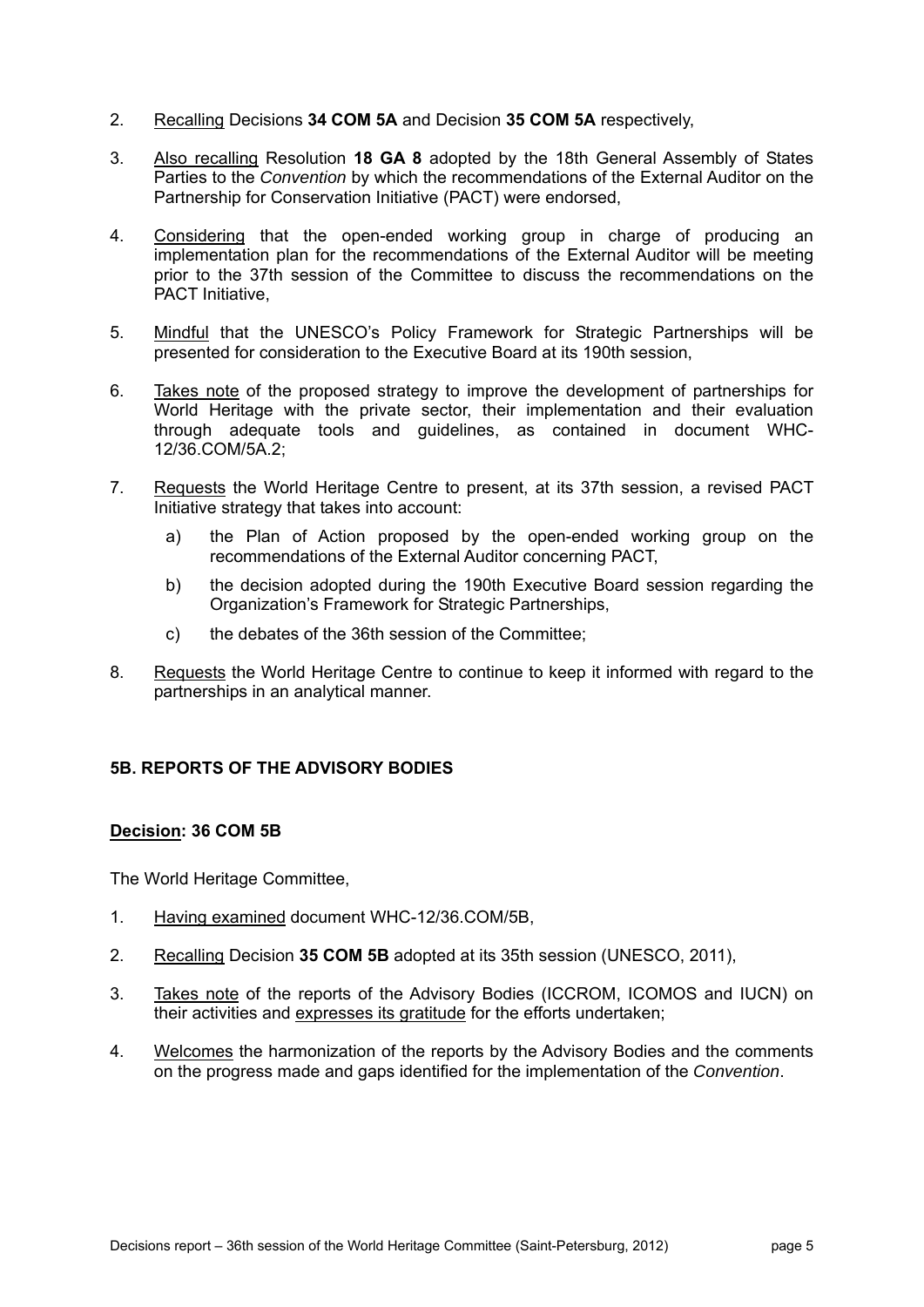2. Recalling Decisions **34 COM 5A** and Decision **35 COM 5A** respectively,

3. Also recalling Resolution **18 GA 8** adopted by the 18th General Assembly of States Parties to the *Convention* by which the recommendations of the External Auditor on the Partnership for Conservation Initiative (PACT) were endorsed,

4. Considering that the open-ended working group in charge of producing an implementation plan for the recommendations of the External Auditor will be meeting prior to the 37th session of the Committee to discuss the recommendations on the PACT Initiative,

5. Mindful that the UNESCO's Policy Framework for Strategic Partnerships will be presented for consideration to the Executive Board at its 190th session,

6. Takes note of the proposed strategy to improve the development of partnerships for World Heritage with the private sector, their implementation and their evaluation through adequate tools and guidelines, as contained in document WHC-12/36.COM/5A.2;

7. Requests the World Heritage Centre to present, at its 37th session, a revised PACT Initiative strategy that takes into account:
   a) the Plan of Action proposed by the open-ended working group on the recommendations of the External Auditor concerning PACT,
   b) the decision adopted during the 190th Executive Board session regarding the Organization's Framework for Strategic Partnerships,
   c) the debates of the 36th session of the Committee;

8. Requests the World Heritage Centre to continue to keep it informed with regard to the partnerships in an analytical manner.

## 5B. REPORTS OF THE ADVISORY BODIES

**Decision: 36 COM 5B**

The World Heritage Committee,

1. Having examined document WHC-12/36.COM/5B,

2. Recalling Decision **35 COM 5B** adopted at its 35th session (UNESCO, 2011),

3. Takes note of the reports of the Advisory Bodies (ICCROM, ICOMOS and IUCN) on their activities and expresses its gratitude for the efforts undertaken;

4. Welcomes the harmonization of the reports by the Advisory Bodies and the comments on the progress made and gaps identified for the implementation of the *Convention*.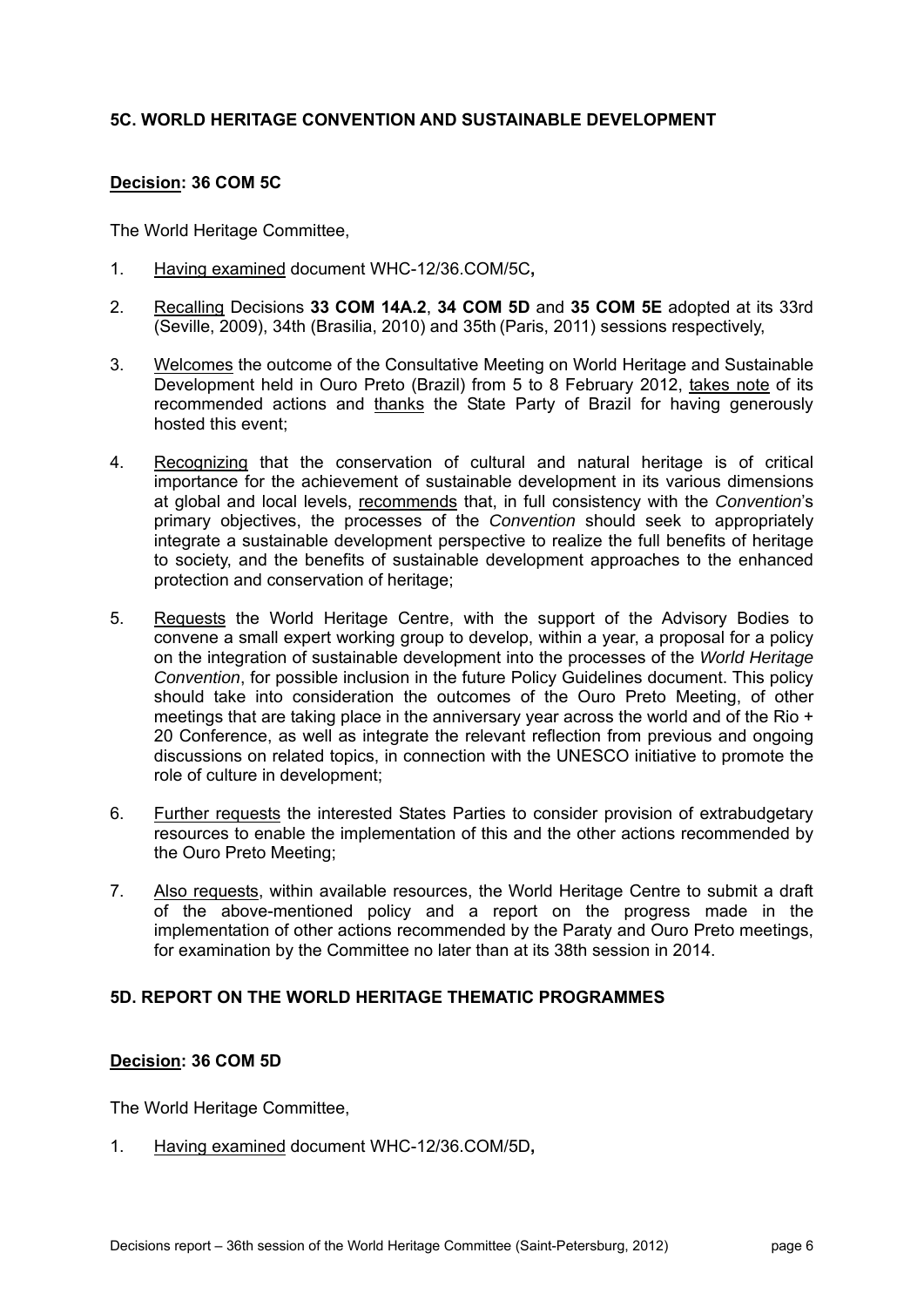## 5C. WORLD HERITAGE CONVENTION AND SUSTAINABLE DEVELOPMENT

### Decision: 36 COM 5C

The World Heritage Committee,

1. Having examined document WHC-12/36.COM/5C**,**

2. Recalling Decisions **33 COM 14A.2**, **34 COM 5D** and **35 COM 5E** adopted at its 33rd (Seville, 2009), 34th (Brasilia, 2010) and 35th (Paris, 2011) sessions respectively,

3. Welcomes the outcome of the Consultative Meeting on World Heritage and Sustainable Development held in Ouro Preto (Brazil) from 5 to 8 February 2012, takes note of its recommended actions and thanks the State Party of Brazil for having generously hosted this event;

4. Recognizing that the conservation of cultural and natural heritage is of critical importance for the achievement of sustainable development in its various dimensions at global and local levels, recommends that, in full consistency with the *Convention*'s primary objectives, the processes of the *Convention* should seek to appropriately integrate a sustainable development perspective to realize the full benefits of heritage to society, and the benefits of sustainable development approaches to the enhanced protection and conservation of heritage;

5. Requests the World Heritage Centre, with the support of the Advisory Bodies to convene a small expert working group to develop, within a year, a proposal for a policy on the integration of sustainable development into the processes of the *World Heritage Convention*, for possible inclusion in the future Policy Guidelines document. This policy should take into consideration the outcomes of the Ouro Preto Meeting, of other meetings that are taking place in the anniversary year across the world and of the Rio + 20 Conference, as well as integrate the relevant reflection from previous and ongoing discussions on related topics, in connection with the UNESCO initiative to promote the role of culture in development;

6. Further requests the interested States Parties to consider provision of extrabudgetary resources to enable the implementation of this and the other actions recommended by the Ouro Preto Meeting;

7. Also requests, within available resources, the World Heritage Centre to submit a draft of the above-mentioned policy and a report on the progress made in the implementation of other actions recommended by the Paraty and Ouro Preto meetings, for examination by the Committee no later than at its 38th session in 2014.

## 5D. REPORT ON THE WORLD HERITAGE THEMATIC PROGRAMMES

### Decision: 36 COM 5D

The World Heritage Committee,

1. Having examined document WHC-12/36.COM/5D**,**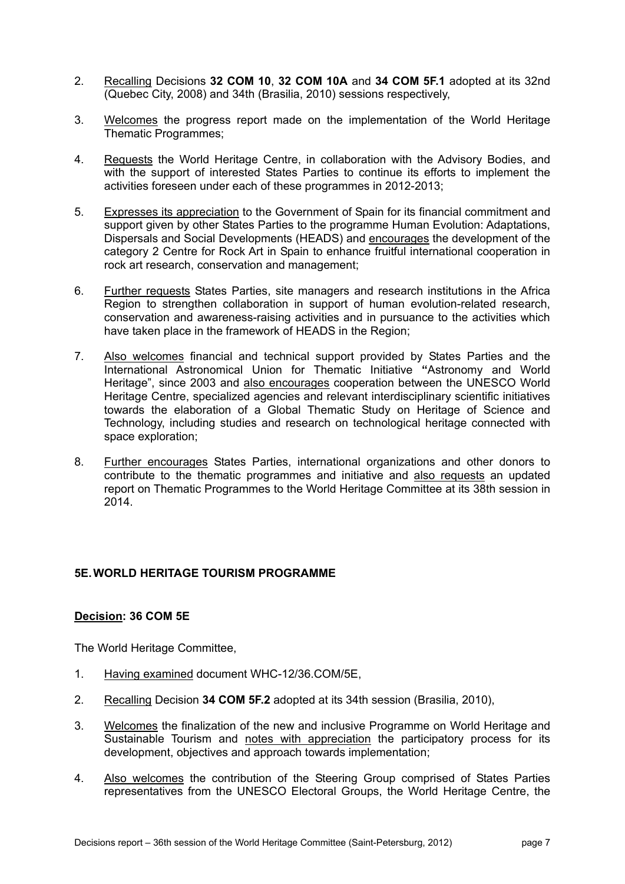2. Recalling Decisions **32 COM 10**, **32 COM 10A** and **34 COM 5F.1** adopted at its 32nd (Quebec City, 2008) and 34th (Brasilia, 2010) sessions respectively,

3. Welcomes the progress report made on the implementation of the World Heritage Thematic Programmes;

4. Requests the World Heritage Centre, in collaboration with the Advisory Bodies, and with the support of interested States Parties to continue its efforts to implement the activities foreseen under each of these programmes in 2012-2013;

5. Expresses its appreciation to the Government of Spain for its financial commitment and support given by other States Parties to the programme Human Evolution: Adaptations, Dispersals and Social Developments (HEADS) and encourages the development of the category 2 Centre for Rock Art in Spain to enhance fruitful international cooperation in rock art research, conservation and management;

6. Further requests States Parties, site managers and research institutions in the Africa Region to strengthen collaboration in support of human evolution-related research, conservation and awareness-raising activities and in pursuance to the activities which have taken place in the framework of HEADS in the Region;

7. Also welcomes financial and technical support provided by States Parties and the International Astronomical Union for Thematic Initiative **"**Astronomy and World Heritage", since 2003 and also encourages cooperation between the UNESCO World Heritage Centre, specialized agencies and relevant interdisciplinary scientific initiatives towards the elaboration of a Global Thematic Study on Heritage of Science and Technology, including studies and research on technological heritage connected with space exploration;

8. Further encourages States Parties, international organizations and other donors to contribute to the thematic programmes and initiative and also requests an updated report on Thematic Programmes to the World Heritage Committee at its 38th session in 2014.

## 5E. WORLD HERITAGE TOURISM PROGRAMME

**Decision: 36 COM 5E**

The World Heritage Committee,

1. Having examined document WHC-12/36.COM/5E,

2. Recalling Decision **34 COM 5F.2** adopted at its 34th session (Brasilia, 2010),

3. Welcomes the finalization of the new and inclusive Programme on World Heritage and Sustainable Tourism and notes with appreciation the participatory process for its development, objectives and approach towards implementation;

4. Also welcomes the contribution of the Steering Group comprised of States Parties representatives from the UNESCO Electoral Groups, the World Heritage Centre, the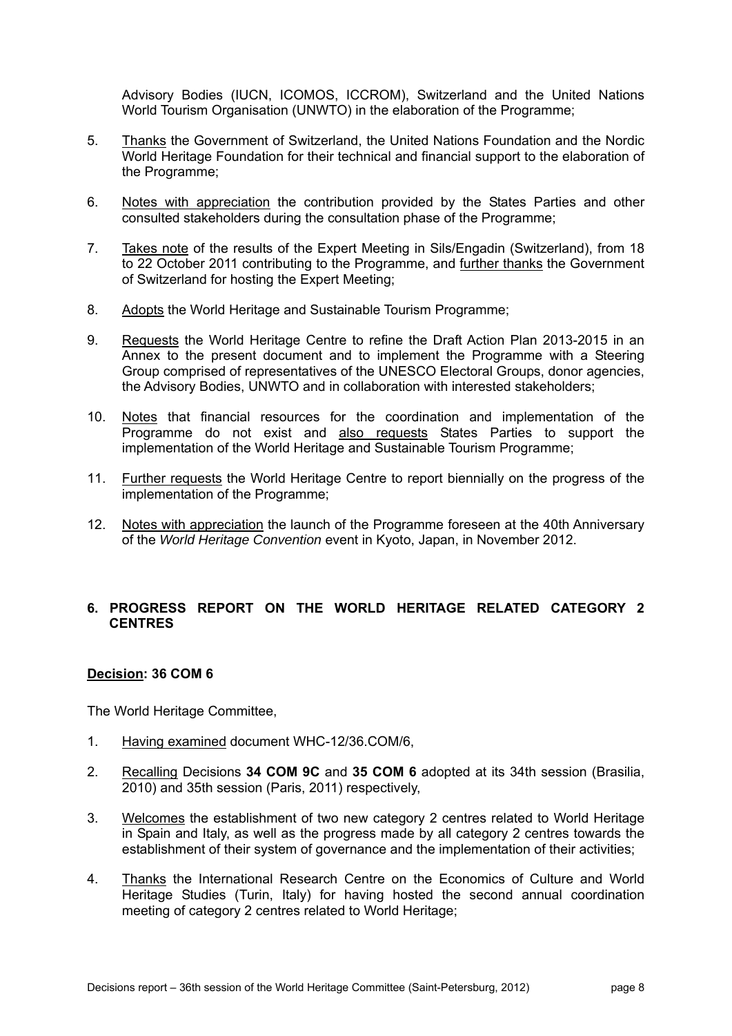Advisory Bodies (IUCN, ICOMOS, ICCROM), Switzerland and the United Nations World Tourism Organisation (UNWTO) in the elaboration of the Programme;

5. Thanks the Government of Switzerland, the United Nations Foundation and the Nordic World Heritage Foundation for their technical and financial support to the elaboration of the Programme;

6. Notes with appreciation the contribution provided by the States Parties and other consulted stakeholders during the consultation phase of the Programme;

7. Takes note of the results of the Expert Meeting in Sils/Engadin (Switzerland), from 18 to 22 October 2011 contributing to the Programme, and further thanks the Government of Switzerland for hosting the Expert Meeting;

8. Adopts the World Heritage and Sustainable Tourism Programme;

9. Requests the World Heritage Centre to refine the Draft Action Plan 2013-2015 in an Annex to the present document and to implement the Programme with a Steering Group comprised of representatives of the UNESCO Electoral Groups, donor agencies, the Advisory Bodies, UNWTO and in collaboration with interested stakeholders;

10. Notes that financial resources for the coordination and implementation of the Programme do not exist and also requests States Parties to support the implementation of the World Heritage and Sustainable Tourism Programme;

11. Further requests the World Heritage Centre to report biennially on the progress of the implementation of the Programme;

12. Notes with appreciation the launch of the Programme foreseen at the 40th Anniversary of the *World Heritage Convention* event in Kyoto, Japan, in November 2012.

## 6. PROGRESS REPORT ON THE WORLD HERITAGE RELATED CATEGORY 2 CENTRES

**Decision: 36 COM 6**

The World Heritage Committee,

1. Having examined document WHC-12/36.COM/6,

2. Recalling Decisions **34 COM 9C** and **35 COM 6** adopted at its 34th session (Brasilia, 2010) and 35th session (Paris, 2011) respectively,

3. Welcomes the establishment of two new category 2 centres related to World Heritage in Spain and Italy, as well as the progress made by all category 2 centres towards the establishment of their system of governance and the implementation of their activities;

4. Thanks the International Research Centre on the Economics of Culture and World Heritage Studies (Turin, Italy) for having hosted the second annual coordination meeting of category 2 centres related to World Heritage;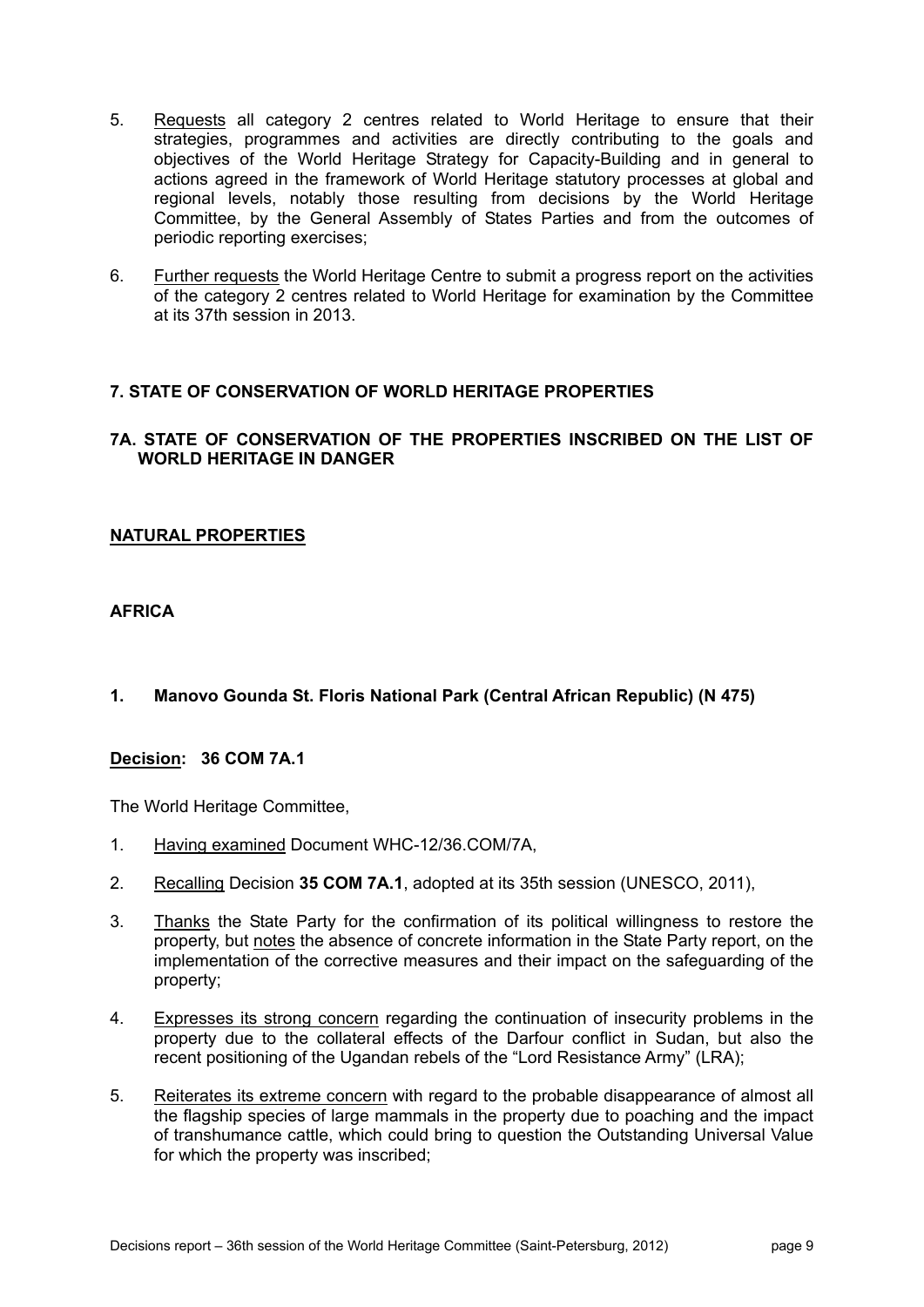5. Requests all category 2 centres related to World Heritage to ensure that their strategies, programmes and activities are directly contributing to the goals and objectives of the World Heritage Strategy for Capacity-Building and in general to actions agreed in the framework of World Heritage statutory processes at global and regional levels, notably those resulting from decisions by the World Heritage Committee, by the General Assembly of States Parties and from the outcomes of periodic reporting exercises;

6. Further requests the World Heritage Centre to submit a progress report on the activities of the category 2 centres related to World Heritage for examination by the Committee at its 37th session in 2013.

## 7. STATE OF CONSERVATION OF WORLD HERITAGE PROPERTIES

### 7A. STATE OF CONSERVATION OF THE PROPERTIES INSCRIBED ON THE LIST OF WORLD HERITAGE IN DANGER

#### NATURAL PROPERTIES

#### AFRICA

**1. Manovo Gounda St. Floris National Park (Central African Republic) (N 475)**

**Decision: 36 COM 7A.1**

The World Heritage Committee,

1. Having examined Document WHC-12/36.COM/7A,

2. Recalling Decision **35 COM 7A.1**, adopted at its 35th session (UNESCO, 2011),

3. Thanks the State Party for the confirmation of its political willingness to restore the property, but notes the absence of concrete information in the State Party report, on the implementation of the corrective measures and their impact on the safeguarding of the property;

4. Expresses its strong concern regarding the continuation of insecurity problems in the property due to the collateral effects of the Darfour conflict in Sudan, but also the recent positioning of the Ugandan rebels of the "Lord Resistance Army" (LRA);

5. Reiterates its extreme concern with regard to the probable disappearance of almost all the flagship species of large mammals in the property due to poaching and the impact of transhumance cattle, which could bring to question the Outstanding Universal Value for which the property was inscribed;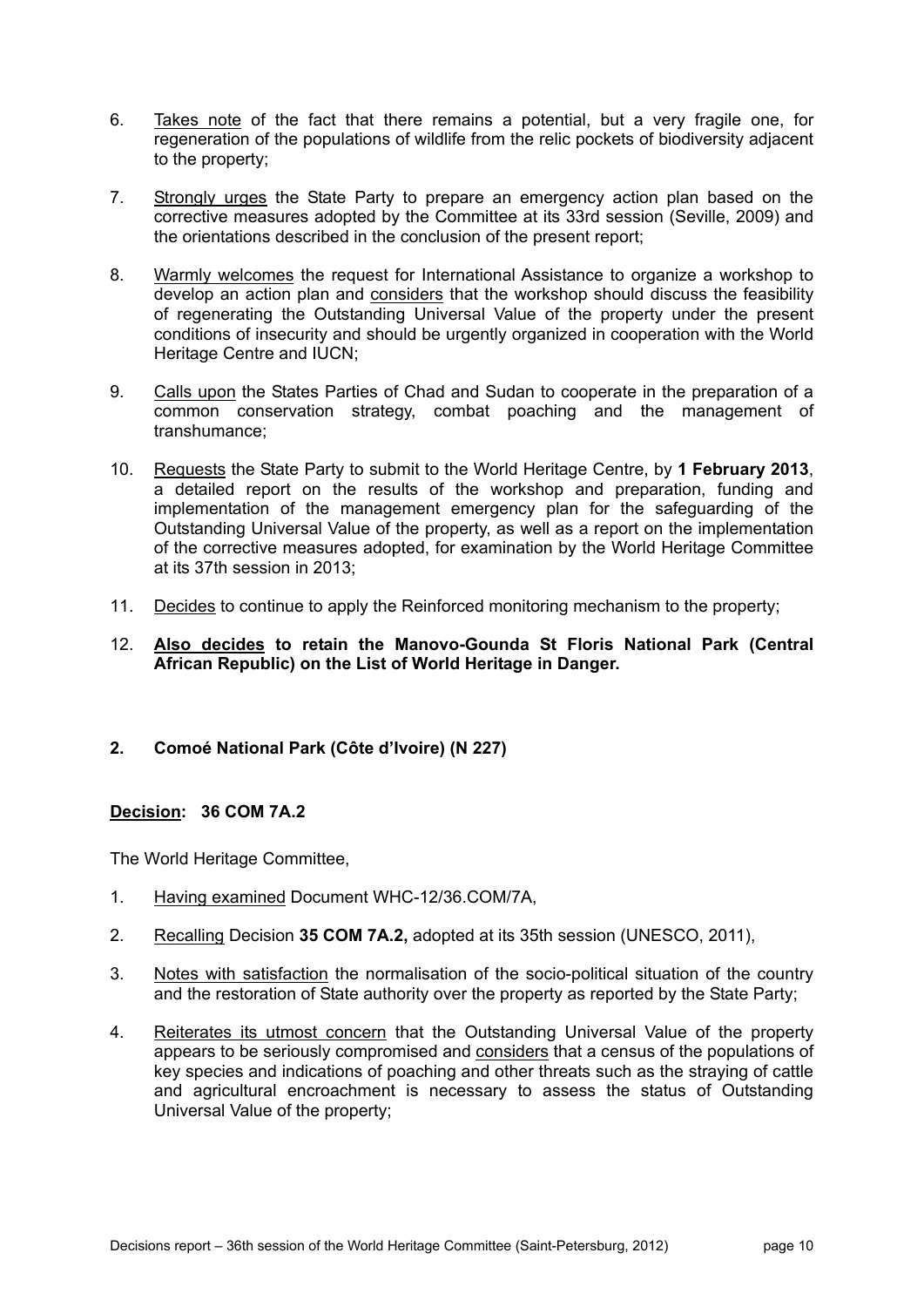6. Takes note of the fact that there remains a potential, but a very fragile one, for regeneration of the populations of wildlife from the relic pockets of biodiversity adjacent to the property;

7. Strongly urges the State Party to prepare an emergency action plan based on the corrective measures adopted by the Committee at its 33rd session (Seville, 2009) and the orientations described in the conclusion of the present report;

8. Warmly welcomes the request for International Assistance to organize a workshop to develop an action plan and considers that the workshop should discuss the feasibility of regenerating the Outstanding Universal Value of the property under the present conditions of insecurity and should be urgently organized in cooperation with the World Heritage Centre and IUCN;

9. Calls upon the States Parties of Chad and Sudan to cooperate in the preparation of a common conservation strategy, combat poaching and the management of transhumance;

10. Requests the State Party to submit to the World Heritage Centre, by **1 February 2013**, a detailed report on the results of the workshop and preparation, funding and implementation of the management emergency plan for the safeguarding of the Outstanding Universal Value of the property, as well as a report on the implementation of the corrective measures adopted, for examination by the World Heritage Committee at its 37th session in 2013;

11. Decides to continue to apply the Reinforced monitoring mechanism to the property;

12. **Also decides to retain the Manovo-Gounda St Floris National Park (Central African Republic) on the List of World Heritage in Danger.**

### 2. Comoé National Park (Côte d'Ivoire) (N 227)

**Decision: 36 COM 7A.2**

The World Heritage Committee,

1. Having examined Document WHC-12/36.COM/7A,

2. Recalling Decision **35 COM 7A.2,** adopted at its 35th session (UNESCO, 2011),

3. Notes with satisfaction the normalisation of the socio-political situation of the country and the restoration of State authority over the property as reported by the State Party;

4. Reiterates its utmost concern that the Outstanding Universal Value of the property appears to be seriously compromised and considers that a census of the populations of key species and indications of poaching and other threats such as the straying of cattle and agricultural encroachment is necessary to assess the status of Outstanding Universal Value of the property;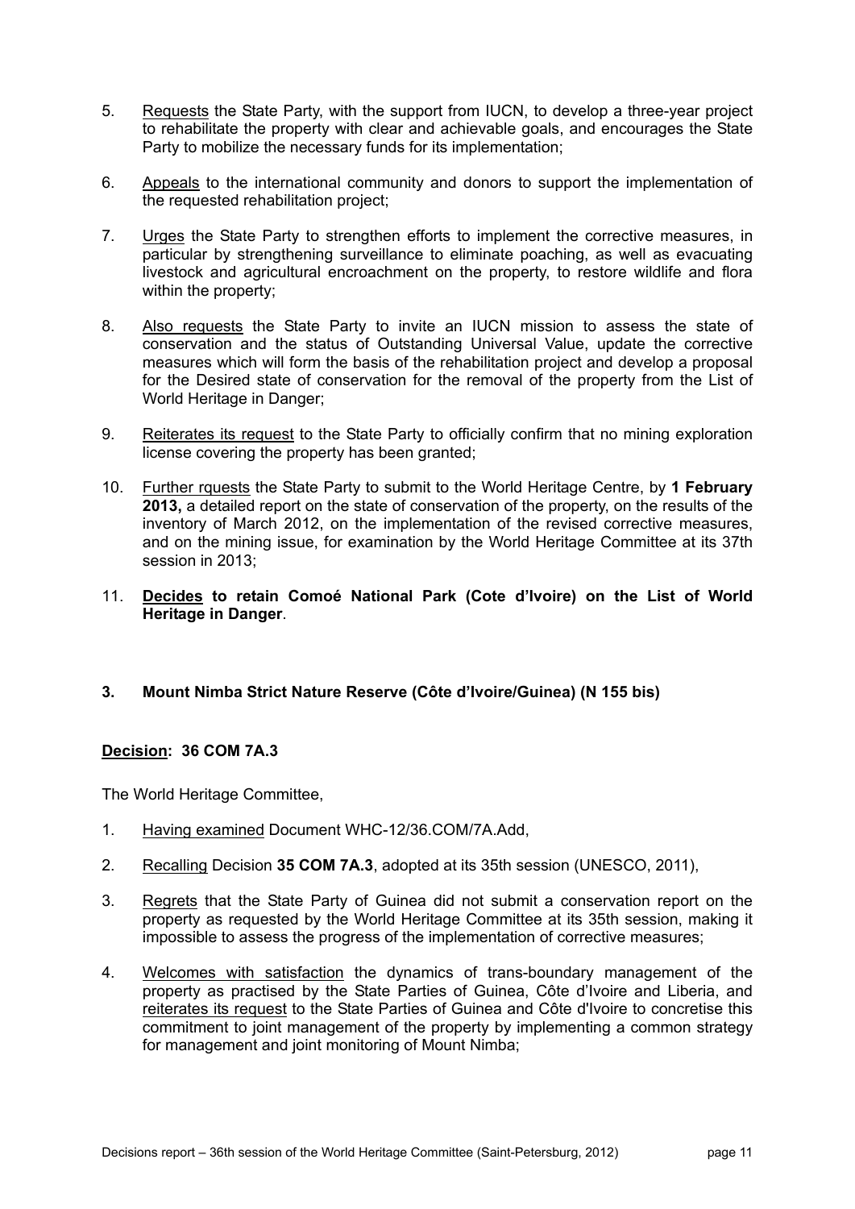5. Requests the State Party, with the support from IUCN, to develop a three-year project to rehabilitate the property with clear and achievable goals, and encourages the State Party to mobilize the necessary funds for its implementation;

6. Appeals to the international community and donors to support the implementation of the requested rehabilitation project;

7. Urges the State Party to strengthen efforts to implement the corrective measures, in particular by strengthening surveillance to eliminate poaching, as well as evacuating livestock and agricultural encroachment on the property, to restore wildlife and flora within the property;

8. Also requests the State Party to invite an IUCN mission to assess the state of conservation and the status of Outstanding Universal Value, update the corrective measures which will form the basis of the rehabilitation project and develop a proposal for the Desired state of conservation for the removal of the property from the List of World Heritage in Danger;

9. Reiterates its request to the State Party to officially confirm that no mining exploration license covering the property has been granted;

10. Further rqeusts the State Party to submit to the World Heritage Centre, by **1 February 2013,** a detailed report on the state of conservation of the property, on the results of the inventory of March 2012, on the implementation of the revised corrective measures, and on the mining issue, for examination by the World Heritage Committee at its 37th session in 2013;

11. **Decides to retain Comoé National Park (Cote d'Ivoire) on the List of World Heritage in Danger**.

### 3. Mount Nimba Strict Nature Reserve (Côte d'Ivoire/Guinea) (N 155 bis)

**Decision: 36 COM 7A.3**

The World Heritage Committee,

1. Having examined Document WHC-12/36.COM/7A.Add,

2. Recalling Decision **35 COM 7A.3**, adopted at its 35th session (UNESCO, 2011),

3. Regrets that the State Party of Guinea did not submit a conservation report on the property as requested by the World Heritage Committee at its 35th session, making it impossible to assess the progress of the implementation of corrective measures;

4. Welcomes with satisfaction the dynamics of trans-boundary management of the property as practised by the State Parties of Guinea, Côte d'Ivoire and Liberia, and reiterates its request to the State Parties of Guinea and Côte d'Ivoire to concretise this commitment to joint management of the property by implementing a common strategy for management and joint monitoring of Mount Nimba;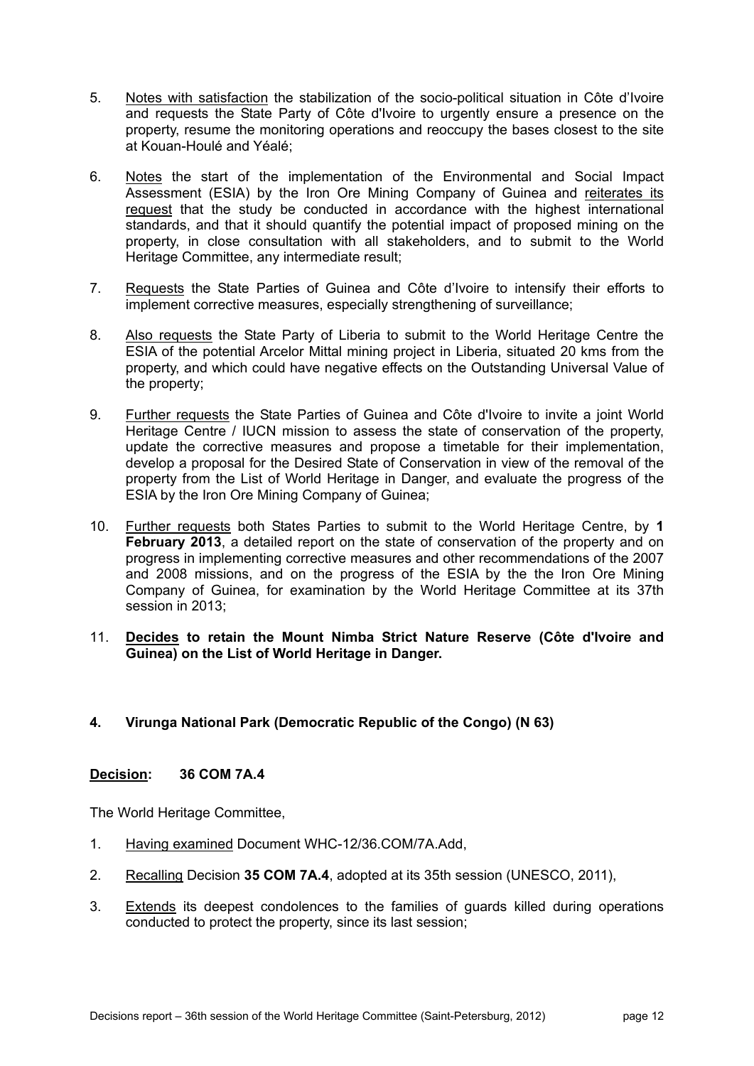5. Notes with satisfaction the stabilization of the socio-political situation in Côte d'Ivoire and requests the State Party of Côte d'Ivoire to urgently ensure a presence on the property, resume the monitoring operations and reoccupy the bases closest to the site at Kouan-Houlé and Yéalé;

6. Notes the start of the implementation of the Environmental and Social Impact Assessment (ESIA) by the Iron Ore Mining Company of Guinea and reiterates its request that the study be conducted in accordance with the highest international standards, and that it should quantify the potential impact of proposed mining on the property, in close consultation with all stakeholders, and to submit to the World Heritage Committee, any intermediate result;

7. Requests the State Parties of Guinea and Côte d'Ivoire to intensify their efforts to implement corrective measures, especially strengthening of surveillance;

8. Also requests the State Party of Liberia to submit to the World Heritage Centre the ESIA of the potential Arcelor Mittal mining project in Liberia, situated 20 kms from the property, and which could have negative effects on the Outstanding Universal Value of the property;

9. Further requests the State Parties of Guinea and Côte d'Ivoire to invite a joint World Heritage Centre / IUCN mission to assess the state of conservation of the property, update the corrective measures and propose a timetable for their implementation, develop a proposal for the Desired State of Conservation in view of the removal of the property from the List of World Heritage in Danger, and evaluate the progress of the ESIA by the Iron Ore Mining Company of Guinea;

10. Further requests both States Parties to submit to the World Heritage Centre, by **1 February 2013**, a detailed report on the state of conservation of the property and on progress in implementing corrective measures and other recommendations of the 2007 and 2008 missions, and on the progress of the ESIA by the the Iron Ore Mining Company of Guinea, for examination by the World Heritage Committee at its 37th session in 2013;

11. **Decides to retain the Mount Nimba Strict Nature Reserve (Côte d'Ivoire and Guinea) on the List of World Heritage in Danger.**

### 4. Virunga National Park (Democratic Republic of the Congo) (N 63)

**Decision: 36 COM 7A.4**

The World Heritage Committee,

1. Having examined Document WHC-12/36.COM/7A.Add,

2. Recalling Decision **35 COM 7A.4**, adopted at its 35th session (UNESCO, 2011),

3. Extends its deepest condolences to the families of guards killed during operations conducted to protect the property, since its last session;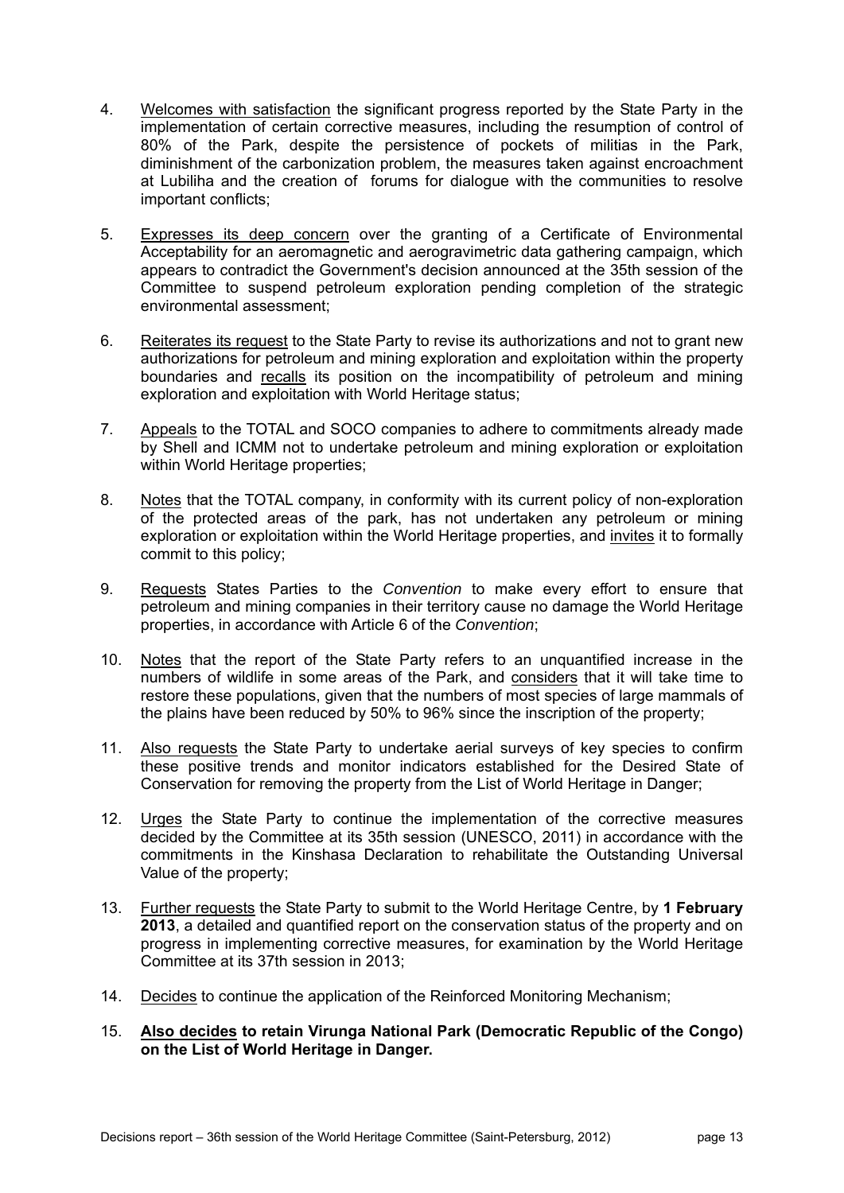4. Welcomes with satisfaction the significant progress reported by the State Party in the implementation of certain corrective measures, including the resumption of control of 80% of the Park, despite the persistence of pockets of militias in the Park, diminishment of the carbonization problem, the measures taken against encroachment at Lubiliha and the creation of forums for dialogue with the communities to resolve important conflicts;

5. Expresses its deep concern over the granting of a Certificate of Environmental Acceptability for an aeromagnetic and aerogravimetric data gathering campaign, which appears to contradict the Government's decision announced at the 35th session of the Committee to suspend petroleum exploration pending completion of the strategic environmental assessment;

6. Reiterates its request to the State Party to revise its authorizations and not to grant new authorizations for petroleum and mining exploration and exploitation within the property boundaries and recalls its position on the incompatibility of petroleum and mining exploration and exploitation with World Heritage status;

7. Appeals to the TOTAL and SOCO companies to adhere to commitments already made by Shell and ICMM not to undertake petroleum and mining exploration or exploitation within World Heritage properties;

8. Notes that the TOTAL company, in conformity with its current policy of non-exploration of the protected areas of the park, has not undertaken any petroleum or mining exploration or exploitation within the World Heritage properties, and invites it to formally commit to this policy;

9. Requests States Parties to the *Convention* to make every effort to ensure that petroleum and mining companies in their territory cause no damage the World Heritage properties, in accordance with Article 6 of the *Convention*;

10. Notes that the report of the State Party refers to an unquantified increase in the numbers of wildlife in some areas of the Park, and considers that it will take time to restore these populations, given that the numbers of most species of large mammals of the plains have been reduced by 50% to 96% since the inscription of the property;

11. Also requests the State Party to undertake aerial surveys of key species to confirm these positive trends and monitor indicators established for the Desired State of Conservation for removing the property from the List of World Heritage in Danger;

12. Urges the State Party to continue the implementation of the corrective measures decided by the Committee at its 35th session (UNESCO, 2011) in accordance with the commitments in the Kinshasa Declaration to rehabilitate the Outstanding Universal Value of the property;

13. Further requests the State Party to submit to the World Heritage Centre, by **1 February 2013**, a detailed and quantified report on the conservation status of the property and on progress in implementing corrective measures, for examination by the World Heritage Committee at its 37th session in 2013;

14. Decides to continue the application of the Reinforced Monitoring Mechanism;

15. **Also decides to retain Virunga National Park (Democratic Republic of the Congo) on the List of World Heritage in Danger.**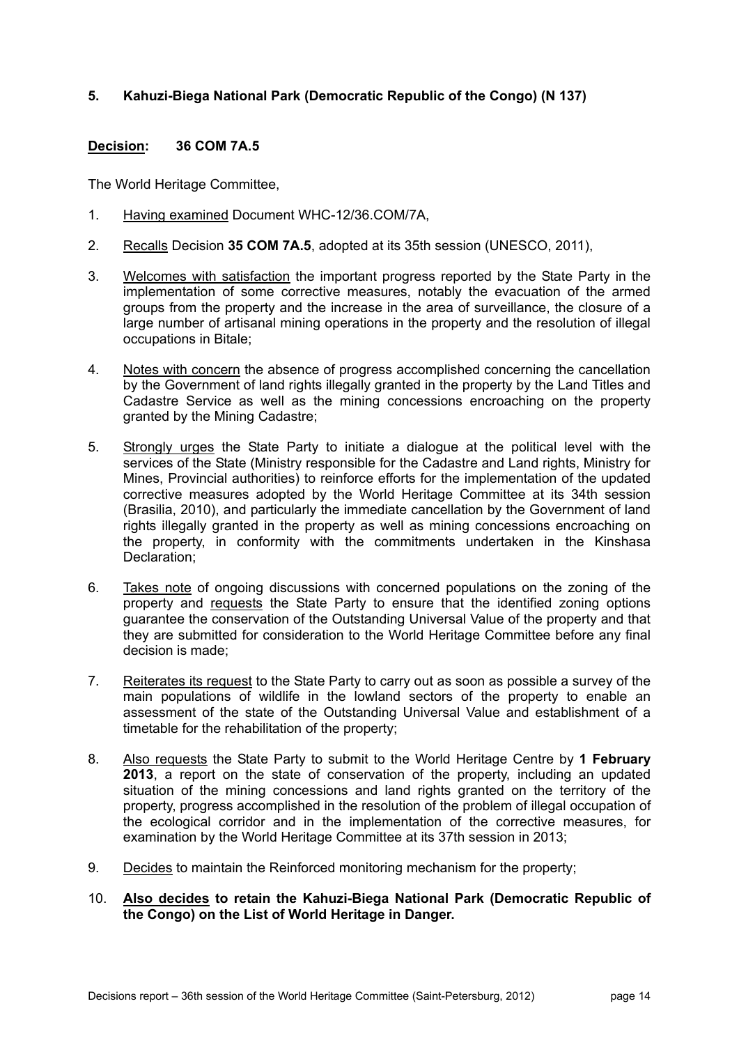### 5. Kahuzi-Biega National Park (Democratic Republic of the Congo) (N 137)

**Decision: 36 COM 7A.5**

The World Heritage Committee,

1. Having examined Document WHC-12/36.COM/7A,

2. Recalls Decision **35 COM 7A.5**, adopted at its 35th session (UNESCO, 2011),

3. Welcomes with satisfaction the important progress reported by the State Party in the implementation of some corrective measures, notably the evacuation of the armed groups from the property and the increase in the area of surveillance, the closure of a large number of artisanal mining operations in the property and the resolution of illegal occupations in Bitale;

4. Notes with concern the absence of progress accomplished concerning the cancellation by the Government of land rights illegally granted in the property by the Land Titles and Cadastre Service as well as the mining concessions encroaching on the property granted by the Mining Cadastre;

5. Strongly urges the State Party to initiate a dialogue at the political level with the services of the State (Ministry responsible for the Cadastre and Land rights, Ministry for Mines, Provincial authorities) to reinforce efforts for the implementation of the updated corrective measures adopted by the World Heritage Committee at its 34th session (Brasilia, 2010), and particularly the immediate cancellation by the Government of land rights illegally granted in the property as well as mining concessions encroaching on the property, in conformity with the commitments undertaken in the Kinshasa Declaration;

6. Takes note of ongoing discussions with concerned populations on the zoning of the property and requests the State Party to ensure that the identified zoning options guarantee the conservation of the Outstanding Universal Value of the property and that they are submitted for consideration to the World Heritage Committee before any final decision is made;

7. Reiterates its request to the State Party to carry out as soon as possible a survey of the main populations of wildlife in the lowland sectors of the property to enable an assessment of the state of the Outstanding Universal Value and establishment of a timetable for the rehabilitation of the property;

8. Also requests the State Party to submit to the World Heritage Centre by **1 February 2013**, a report on the state of conservation of the property, including an updated situation of the mining concessions and land rights granted on the territory of the property, progress accomplished in the resolution of the problem of illegal occupation of the ecological corridor and in the implementation of the corrective measures, for examination by the World Heritage Committee at its 37th session in 2013;

9. Decides to maintain the Reinforced monitoring mechanism for the property;

10. **Also decides to retain the Kahuzi-Biega National Park (Democratic Republic of the Congo) on the List of World Heritage in Danger.**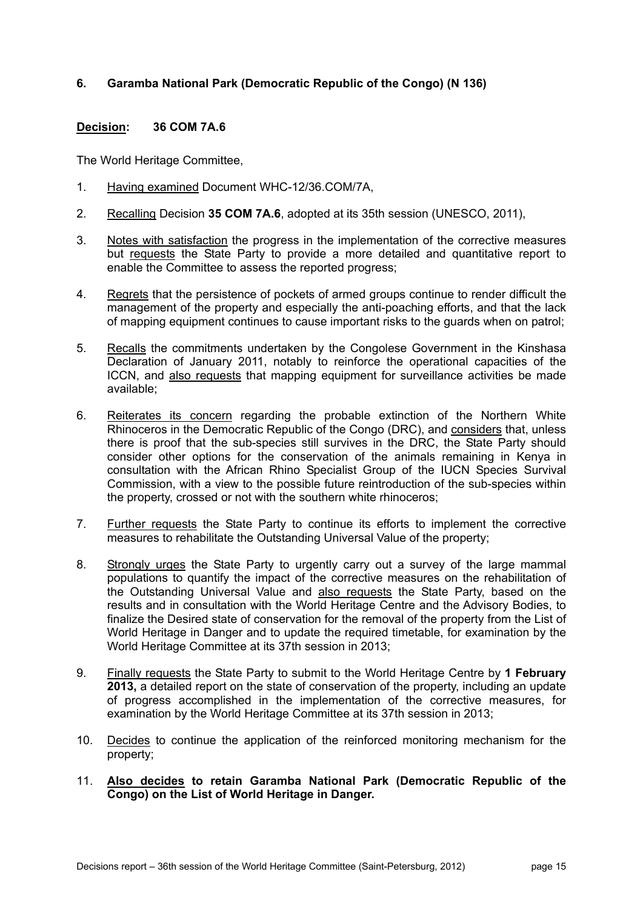### 6. Garamba National Park (Democratic Republic of the Congo) (N 136)

**Decision: 36 COM 7A.6**

The World Heritage Committee,

1. Having examined Document WHC-12/36.COM/7A,

2. Recalling Decision **35 COM 7A.6**, adopted at its 35th session (UNESCO, 2011),

3. Notes with satisfaction the progress in the implementation of the corrective measures but requests the State Party to provide a more detailed and quantitative report to enable the Committee to assess the reported progress;

4. Regrets that the persistence of pockets of armed groups continue to render difficult the management of the property and especially the anti-poaching efforts, and that the lack of mapping equipment continues to cause important risks to the guards when on patrol;

5. Recalls the commitments undertaken by the Congolese Government in the Kinshasa Declaration of January 2011, notably to reinforce the operational capacities of the ICCN, and also requests that mapping equipment for surveillance activities be made available;

6. Reiterates its concern regarding the probable extinction of the Northern White Rhinoceros in the Democratic Republic of the Congo (DRC), and considers that, unless there is proof that the sub-species still survives in the DRC, the State Party should consider other options for the conservation of the animals remaining in Kenya in consultation with the African Rhino Specialist Group of the IUCN Species Survival Commission, with a view to the possible future reintroduction of the sub-species within the property, crossed or not with the southern white rhinoceros;

7. Further requests the State Party to continue its efforts to implement the corrective measures to rehabilitate the Outstanding Universal Value of the property;

8. Strongly urges the State Party to urgently carry out a survey of the large mammal populations to quantify the impact of the corrective measures on the rehabilitation of the Outstanding Universal Value and also requests the State Party, based on the results and in consultation with the World Heritage Centre and the Advisory Bodies, to finalize the Desired state of conservation for the removal of the property from the List of World Heritage in Danger and to update the required timetable, for examination by the World Heritage Committee at its 37th session in 2013;

9. Finally requests the State Party to submit to the World Heritage Centre by **1 February 2013,** a detailed report on the state of conservation of the property, including an update of progress accomplished in the implementation of the corrective measures, for examination by the World Heritage Committee at its 37th session in 2013;

10. Decides to continue the application of the reinforced monitoring mechanism for the property;

11. **Also decides to retain Garamba National Park (Democratic Republic of the Congo) on the List of World Heritage in Danger.**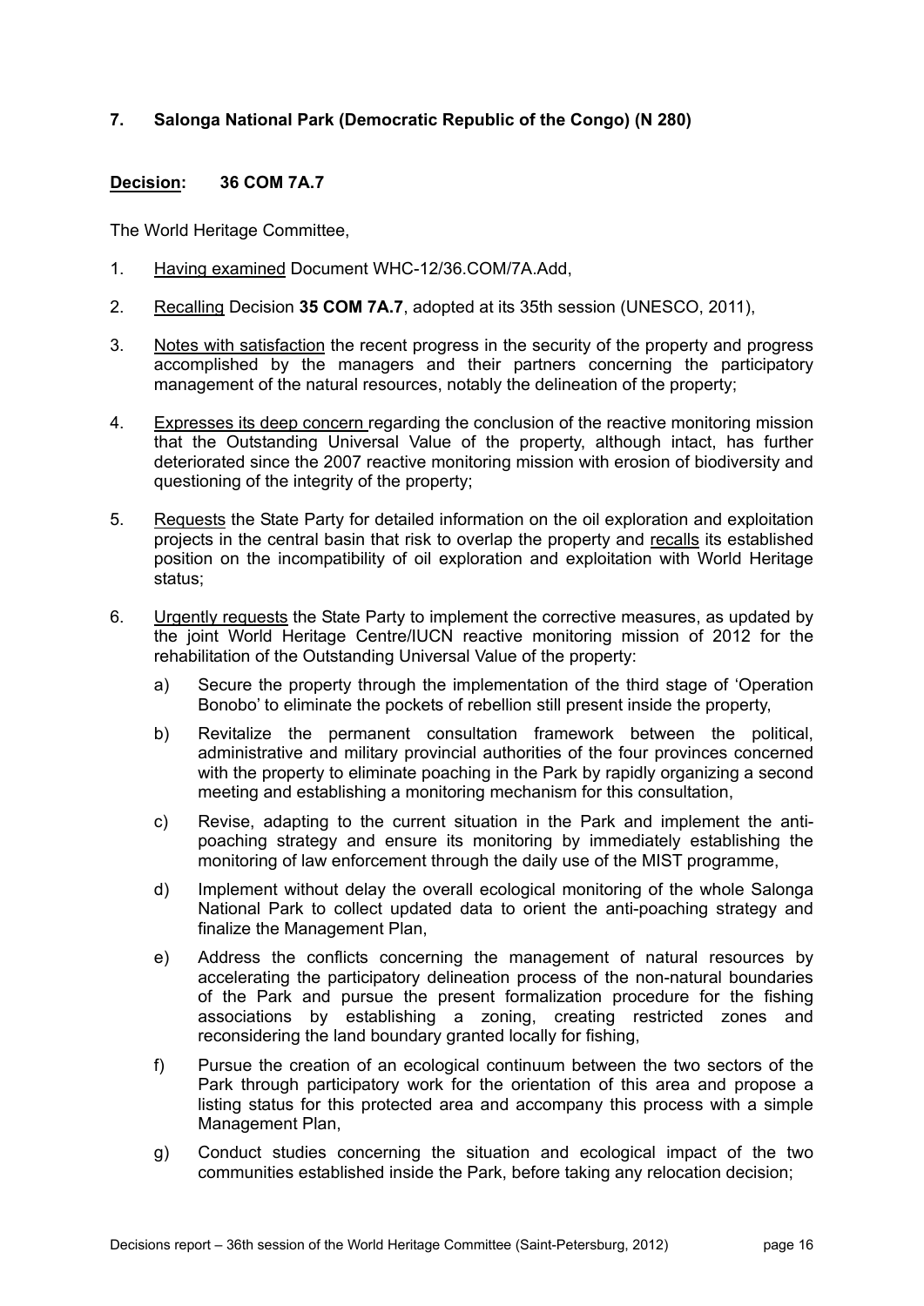### 7. Salonga National Park (Democratic Republic of the Congo) (N 280)

**Decision: 36 COM 7A.7**

The World Heritage Committee,

1. Having examined Document WHC-12/36.COM/7A.Add,

2. Recalling Decision **35 COM 7A.7**, adopted at its 35th session (UNESCO, 2011),

3. Notes with satisfaction the recent progress in the security of the property and progress accomplished by the managers and their partners concerning the participatory management of the natural resources, notably the delineation of the property;

4. Expresses its deep concern regarding the conclusion of the reactive monitoring mission that the Outstanding Universal Value of the property, although intact, has further deteriorated since the 2007 reactive monitoring mission with erosion of biodiversity and questioning of the integrity of the property;

5. Requests the State Party for detailed information on the oil exploration and exploitation projects in the central basin that risk to overlap the property and recalls its established position on the incompatibility of oil exploration and exploitation with World Heritage status;

6. Urgently requests the State Party to implement the corrective measures, as updated by the joint World Heritage Centre/IUCN reactive monitoring mission of 2012 for the rehabilitation of the Outstanding Universal Value of the property:

   a) Secure the property through the implementation of the third stage of 'Operation Bonobo' to eliminate the pockets of rebellion still present inside the property,

   b) Revitalize the permanent consultation framework between the political, administrative and military provincial authorities of the four provinces concerned with the property to eliminate poaching in the Park by rapidly organizing a second meeting and establishing a monitoring mechanism for this consultation,

   c) Revise, adapting to the current situation in the Park and implement the anti-poaching strategy and ensure its monitoring by immediately establishing the monitoring of law enforcement through the daily use of the MIST programme,

   d) Implement without delay the overall ecological monitoring of the whole Salonga National Park to collect updated data to orient the anti-poaching strategy and finalize the Management Plan,

   e) Address the conflicts concerning the management of natural resources by accelerating the participatory delineation process of the non-natural boundaries of the Park and pursue the present formalization procedure for the fishing associations by establishing a zoning, creating restricted zones and reconsidering the land boundary granted locally for fishing,

   f) Pursue the creation of an ecological continuum between the two sectors of the Park through participatory work for the orientation of this area and propose a listing status for this protected area and accompany this process with a simple Management Plan,

   g) Conduct studies concerning the situation and ecological impact of the two communities established inside the Park, before taking any relocation decision;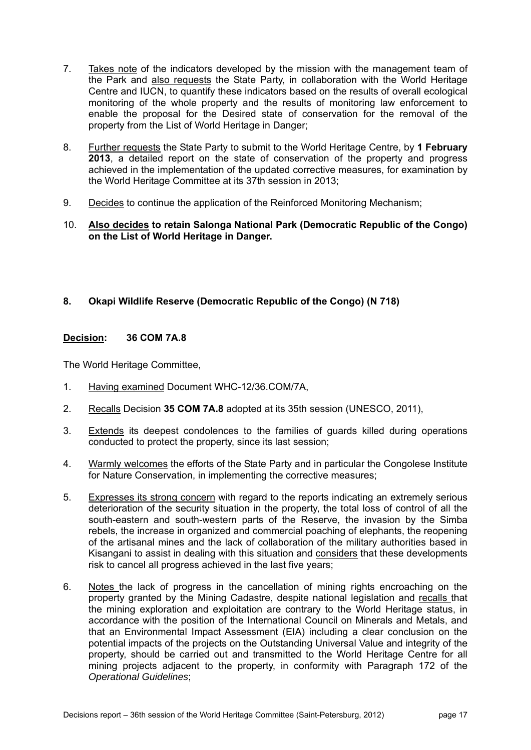7. Takes note of the indicators developed by the mission with the management team of the Park and also requests the State Party, in collaboration with the World Heritage Centre and IUCN, to quantify these indicators based on the results of overall ecological monitoring of the whole property and the results of monitoring law enforcement to enable the proposal for the Desired state of conservation for the removal of the property from the List of World Heritage in Danger;

8. Further requests the State Party to submit to the World Heritage Centre, by **1 February 2013**, a detailed report on the state of conservation of the property and progress achieved in the implementation of the updated corrective measures, for examination by the World Heritage Committee at its 37th session in 2013;

9. Decides to continue the application of the Reinforced Monitoring Mechanism;

10. **Also decides to retain Salonga National Park (Democratic Republic of the Congo) on the List of World Heritage in Danger.**

### 8. Okapi Wildlife Reserve (Democratic Republic of the Congo) (N 718)

**Decision: 36 COM 7A.8**

The World Heritage Committee,

1. Having examined Document WHC-12/36.COM/7A,

2. Recalls Decision **35 COM 7A.8** adopted at its 35th session (UNESCO, 2011),

3. Extends its deepest condolences to the families of guards killed during operations conducted to protect the property, since its last session;

4. Warmly welcomes the efforts of the State Party and in particular the Congolese Institute for Nature Conservation, in implementing the corrective measures;

5. Expresses its strong concern with regard to the reports indicating an extremely serious deterioration of the security situation in the property, the total loss of control of all the south-eastern and south-western parts of the Reserve, the invasion by the Simba rebels, the increase in organized and commercial poaching of elephants, the reopening of the artisanal mines and the lack of collaboration of the military authorities based in Kisangani to assist in dealing with this situation and considers that these developments risk to cancel all progress achieved in the last five years;

6. Notes the lack of progress in the cancellation of mining rights encroaching on the property granted by the Mining Cadastre, despite national legislation and recalls that the mining exploration and exploitation are contrary to the World Heritage status, in accordance with the position of the International Council on Minerals and Metals, and that an Environmental Impact Assessment (EIA) including a clear conclusion on the potential impacts of the projects on the Outstanding Universal Value and integrity of the property, should be carried out and transmitted to the World Heritage Centre for all mining projects adjacent to the property, in conformity with Paragraph 172 of the *Operational Guidelines*;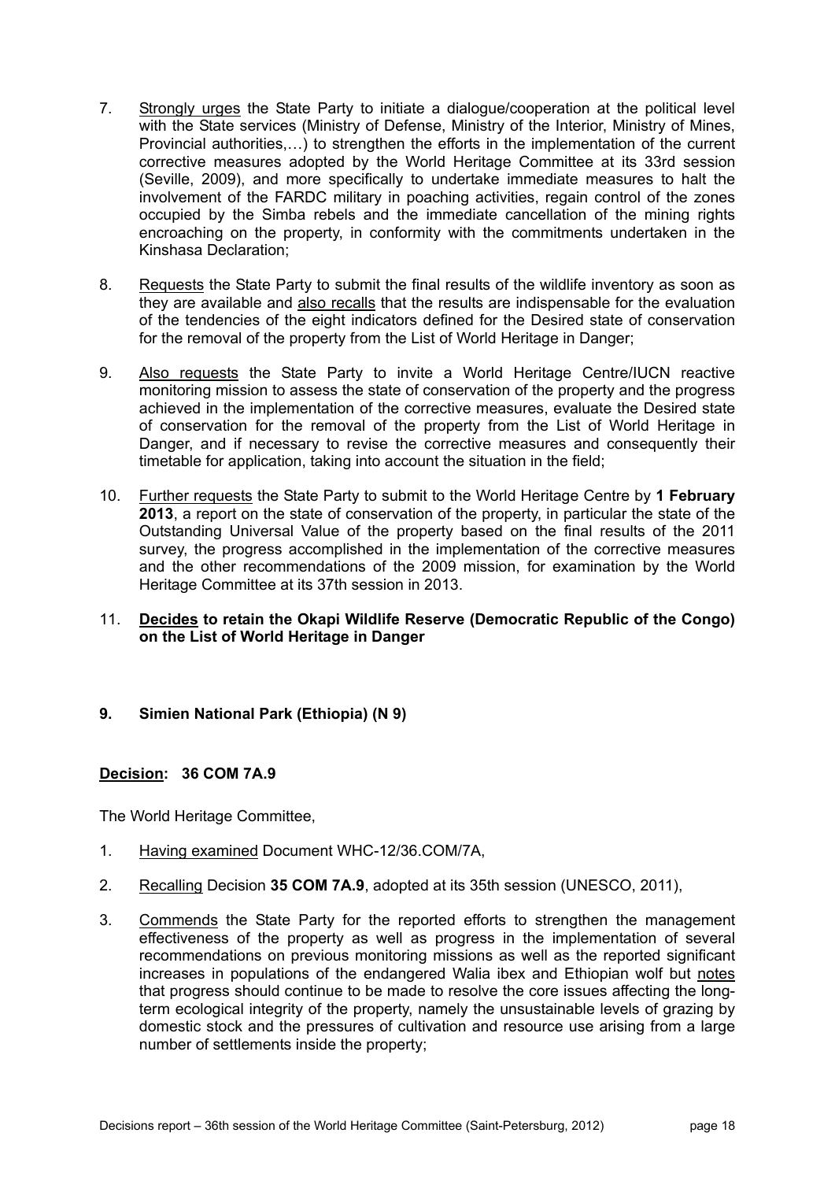7. Strongly urges the State Party to initiate a dialogue/cooperation at the political level with the State services (Ministry of Defense, Ministry of the Interior, Ministry of Mines, Provincial authorities,…) to strengthen the efforts in the implementation of the current corrective measures adopted by the World Heritage Committee at its 33rd session (Seville, 2009), and more specifically to undertake immediate measures to halt the involvement of the FARDC military in poaching activities, regain control of the zones occupied by the Simba rebels and the immediate cancellation of the mining rights encroaching on the property, in conformity with the commitments undertaken in the Kinshasa Declaration;

8. Requests the State Party to submit the final results of the wildlife inventory as soon as they are available and also recalls that the results are indispensable for the evaluation of the tendencies of the eight indicators defined for the Desired state of conservation for the removal of the property from the List of World Heritage in Danger;

9. Also requests the State Party to invite a World Heritage Centre/IUCN reactive monitoring mission to assess the state of conservation of the property and the progress achieved in the implementation of the corrective measures, evaluate the Desired state of conservation for the removal of the property from the List of World Heritage in Danger, and if necessary to revise the corrective measures and consequently their timetable for application, taking into account the situation in the field;

10. Further requests the State Party to submit to the World Heritage Centre by **1 February 2013**, a report on the state of conservation of the property, in particular the state of the Outstanding Universal Value of the property based on the final results of the 2011 survey, the progress accomplished in the implementation of the corrective measures and the other recommendations of the 2009 mission, for examination by the World Heritage Committee at its 37th session in 2013.

11. **Decides to retain the Okapi Wildlife Reserve (Democratic Republic of the Congo) on the List of World Heritage in Danger**

**9. Simien National Park (Ethiopia) (N 9)**

**Decision: 36 COM 7A.9**

The World Heritage Committee,

1. Having examined Document WHC-12/36.COM/7A,

2. Recalling Decision **35 COM 7A.9**, adopted at its 35th session (UNESCO, 2011),

3. Commends the State Party for the reported efforts to strengthen the management effectiveness of the property as well as progress in the implementation of several recommendations on previous monitoring missions as well as the reported significant increases in populations of the endangered Walia ibex and Ethiopian wolf but notes that progress should continue to be made to resolve the core issues affecting the long-term ecological integrity of the property, namely the unsustainable levels of grazing by domestic stock and the pressures of cultivation and resource use arising from a large number of settlements inside the property;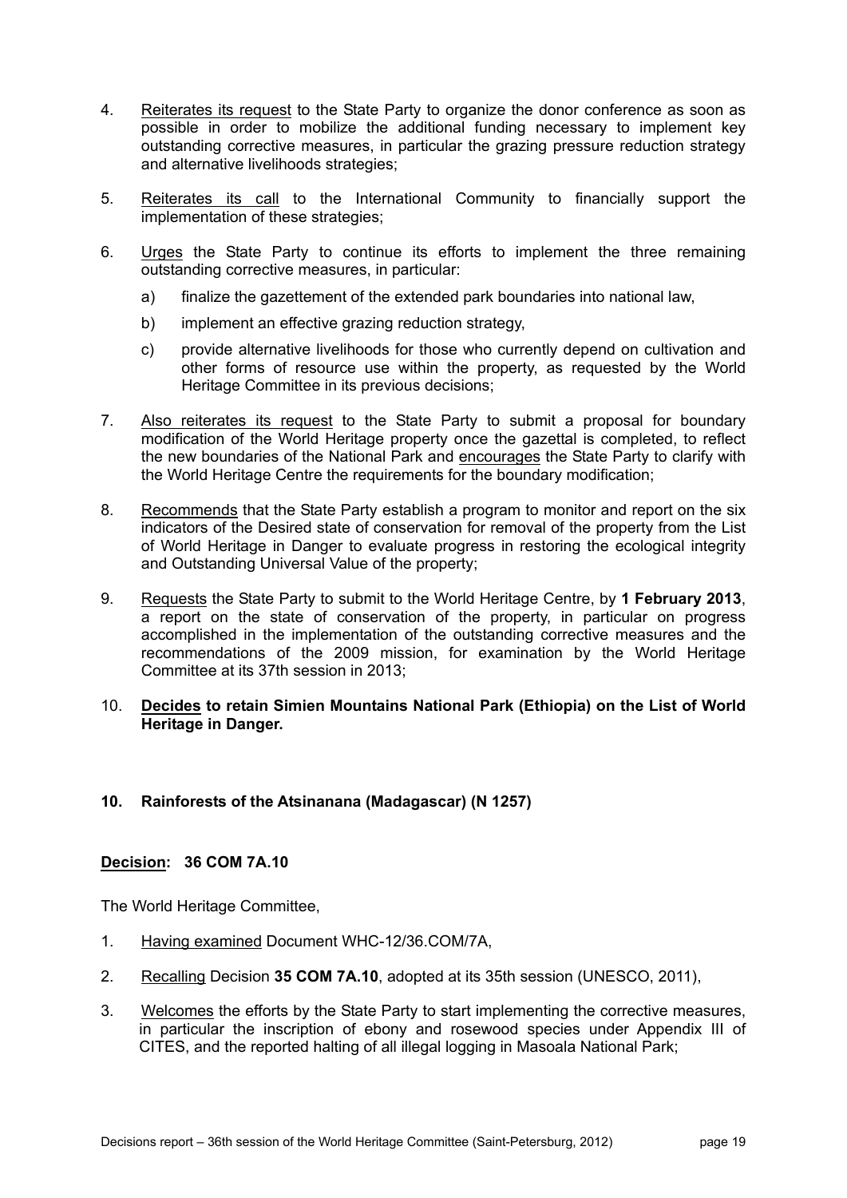4. Reiterates its request to the State Party to organize the donor conference as soon as possible in order to mobilize the additional funding necessary to implement key outstanding corrective measures, in particular the grazing pressure reduction strategy and alternative livelihoods strategies;

5. Reiterates its call to the International Community to financially support the implementation of these strategies;

6. Urges the State Party to continue its efforts to implement the three remaining outstanding corrective measures, in particular:

   a) finalize the gazettement of the extended park boundaries into national law,

   b) implement an effective grazing reduction strategy,

   c) provide alternative livelihoods for those who currently depend on cultivation and other forms of resource use within the property, as requested by the World Heritage Committee in its previous decisions;

7. Also reiterates its request to the State Party to submit a proposal for boundary modification of the World Heritage property once the gazettal is completed, to reflect the new boundaries of the National Park and encourages the State Party to clarify with the World Heritage Centre the requirements for the boundary modification;

8. Recommends that the State Party establish a program to monitor and report on the six indicators of the Desired state of conservation for removal of the property from the List of World Heritage in Danger to evaluate progress in restoring the ecological integrity and Outstanding Universal Value of the property;

9. Requests the State Party to submit to the World Heritage Centre, by **1 February 2013**, a report on the state of conservation of the property, in particular on progress accomplished in the implementation of the outstanding corrective measures and the recommendations of the 2009 mission, for examination by the World Heritage Committee at its 37th session in 2013;

10. **Decides to retain Simien Mountains National Park (Ethiopia) on the List of World Heritage in Danger.**

### 10. Rainforests of the Atsinanana (Madagascar) (N 1257)

**Decision: 36 COM 7A.10**

The World Heritage Committee,

1. Having examined Document WHC-12/36.COM/7A,

2. Recalling Decision **35 COM 7A.10**, adopted at its 35th session (UNESCO, 2011),

3. Welcomes the efforts by the State Party to start implementing the corrective measures, in particular the inscription of ebony and rosewood species under Appendix III of CITES, and the reported halting of all illegal logging in Masoala National Park;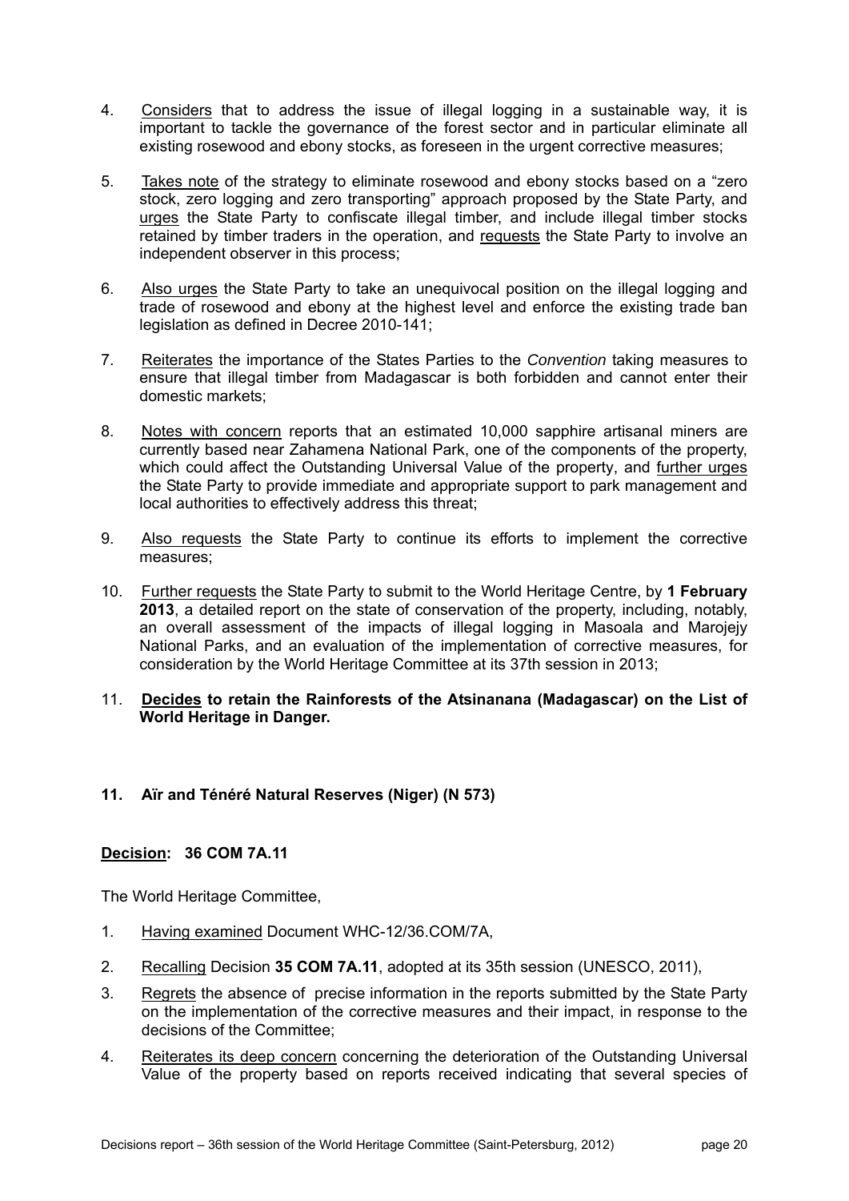4. Considers that to address the issue of illegal logging in a sustainable way, it is important to tackle the governance of the forest sector and in particular eliminate all existing rosewood and ebony stocks, as foreseen in the urgent corrective measures;

5. Takes note of the strategy to eliminate rosewood and ebony stocks based on a "zero stock, zero logging and zero transporting" approach proposed by the State Party, and urges the State Party to confiscate illegal timber, and include illegal timber stocks retained by timber traders in the operation, and requests the State Party to involve an independent observer in this process;

6. Also urges the State Party to take an unequivocal position on the illegal logging and trade of rosewood and ebony at the highest level and enforce the existing trade ban legislation as defined in Decree 2010-141;

7. Reiterates the importance of the States Parties to the *Convention* taking measures to ensure that illegal timber from Madagascar is both forbidden and cannot enter their domestic markets;

8. Notes with concern reports that an estimated 10,000 sapphire artisanal miners are currently based near Zahamena National Park, one of the components of the property, which could affect the Outstanding Universal Value of the property, and further urges the State Party to provide immediate and appropriate support to park management and local authorities to effectively address this threat;

9. Also requests the State Party to continue its efforts to implement the corrective measures;

10. Further requests the State Party to submit to the World Heritage Centre, by **1 February 2013**, a detailed report on the state of conservation of the property, including, notably, an overall assessment of the impacts of illegal logging in Masoala and Marojejy National Parks, and an evaluation of the implementation of corrective measures, for consideration by the World Heritage Committee at its 37th session in 2013;

11. **Decides to retain the Rainforests of the Atsinanana (Madagascar) on the List of World Heritage in Danger.**

### 11. Aïr and Ténéré Natural Reserves (Niger) (N 573)

**Decision: 36 COM 7A.11**

The World Heritage Committee,

1. Having examined Document WHC-12/36.COM/7A,

2. Recalling Decision **35 COM 7A.11**, adopted at its 35th session (UNESCO, 2011),

3. Regrets the absence of precise information in the reports submitted by the State Party on the implementation of the corrective measures and their impact, in response to the decisions of the Committee;

4. Reiterates its deep concern concerning the deterioration of the Outstanding Universal Value of the property based on reports received indicating that several species of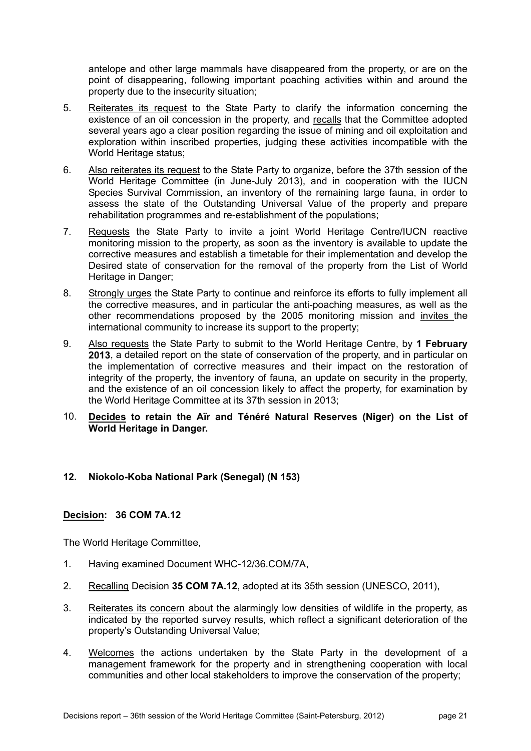antelope and other large mammals have disappeared from the property, or are on the point of disappearing, following important poaching activities within and around the property due to the insecurity situation;

5. Reiterates its request to the State Party to clarify the information concerning the existence of an oil concession in the property, and recalls that the Committee adopted several years ago a clear position regarding the issue of mining and oil exploitation and exploration within inscribed properties, judging these activities incompatible with the World Heritage status;

6. Also reiterates its request to the State Party to organize, before the 37th session of the World Heritage Committee (in June-July 2013), and in cooperation with the IUCN Species Survival Commission, an inventory of the remaining large fauna, in order to assess the state of the Outstanding Universal Value of the property and prepare rehabilitation programmes and re-establishment of the populations;

7. Requests the State Party to invite a joint World Heritage Centre/IUCN reactive monitoring mission to the property, as soon as the inventory is available to update the corrective measures and establish a timetable for their implementation and develop the Desired state of conservation for the removal of the property from the List of World Heritage in Danger;

8. Strongly urges the State Party to continue and reinforce its efforts to fully implement all the corrective measures, and in particular the anti-poaching measures, as well as the other recommendations proposed by the 2005 monitoring mission and invites the international community to increase its support to the property;

9. Also requests the State Party to submit to the World Heritage Centre, by **1 February 2013**, a detailed report on the state of conservation of the property, and in particular on the implementation of corrective measures and their impact on the restoration of integrity of the property, the inventory of fauna, an update on security in the property, and the existence of an oil concession likely to affect the property, for examination by the World Heritage Committee at its 37th session in 2013;

10. **Decides to retain the Aïr and Ténéré Natural Reserves (Niger) on the List of World Heritage in Danger.**

### 12. Niokolo-Koba National Park (Senegal) (N 153)

**Decision: 36 COM 7A.12**

The World Heritage Committee,

1. Having examined Document WHC-12/36.COM/7A,

2. Recalling Decision **35 COM 7A.12**, adopted at its 35th session (UNESCO, 2011),

3. Reiterates its concern about the alarmingly low densities of wildlife in the property, as indicated by the reported survey results, which reflect a significant deterioration of the property's Outstanding Universal Value;

4. Welcomes the actions undertaken by the State Party in the development of a management framework for the property and in strengthening cooperation with local communities and other local stakeholders to improve the conservation of the property;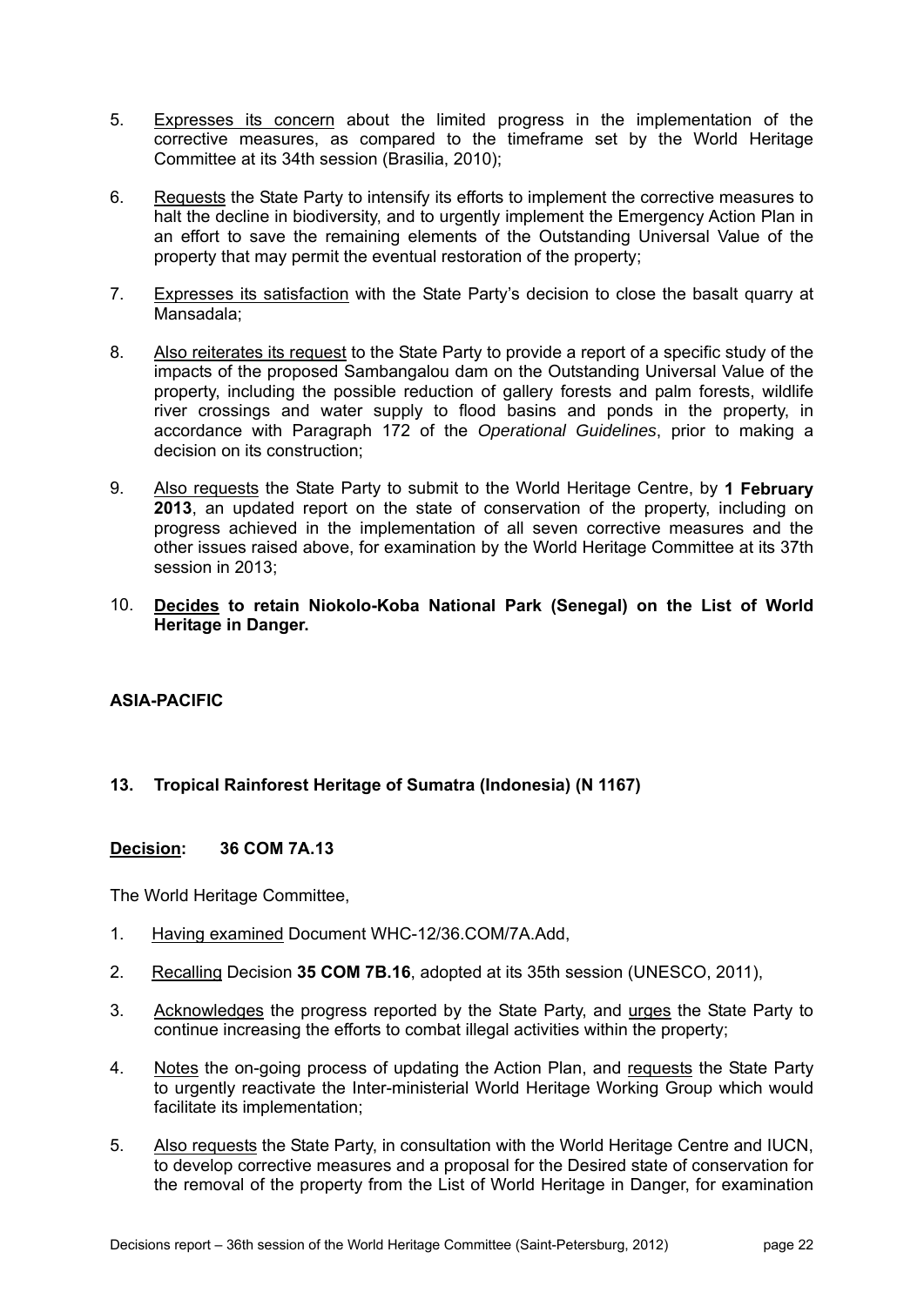5. Expresses its concern about the limited progress in the implementation of the corrective measures, as compared to the timeframe set by the World Heritage Committee at its 34th session (Brasilia, 2010);

6. Requests the State Party to intensify its efforts to implement the corrective measures to halt the decline in biodiversity, and to urgently implement the Emergency Action Plan in an effort to save the remaining elements of the Outstanding Universal Value of the property that may permit the eventual restoration of the property;

7. Expresses its satisfaction with the State Party's decision to close the basalt quarry at Mansadala;

8. Also reiterates its request to the State Party to provide a report of a specific study of the impacts of the proposed Sambangalou dam on the Outstanding Universal Value of the property, including the possible reduction of gallery forests and palm forests, wildlife river crossings and water supply to flood basins and ponds in the property, in accordance with Paragraph 172 of the *Operational Guidelines*, prior to making a decision on its construction;

9. Also requests the State Party to submit to the World Heritage Centre, by **1 February 2013**, an updated report on the state of conservation of the property, including on progress achieved in the implementation of all seven corrective measures and the other issues raised above, for examination by the World Heritage Committee at its 37th session in 2013;

10. **Decides to retain Niokolo-Koba National Park (Senegal) on the List of World Heritage in Danger.**

**ASIA-PACIFIC**

### 13. Tropical Rainforest Heritage of Sumatra (Indonesia) (N 1167)

**Decision: 36 COM 7A.13**

The World Heritage Committee,

1. Having examined Document WHC-12/36.COM/7A.Add,

2. Recalling Decision **35 COM 7B.16**, adopted at its 35th session (UNESCO, 2011),

3. Acknowledges the progress reported by the State Party, and urges the State Party to continue increasing the efforts to combat illegal activities within the property;

4. Notes the on-going process of updating the Action Plan, and requests the State Party to urgently reactivate the Inter-ministerial World Heritage Working Group which would facilitate its implementation;

5. Also requests the State Party, in consultation with the World Heritage Centre and IUCN, to develop corrective measures and a proposal for the Desired state of conservation for the removal of the property from the List of World Heritage in Danger, for examination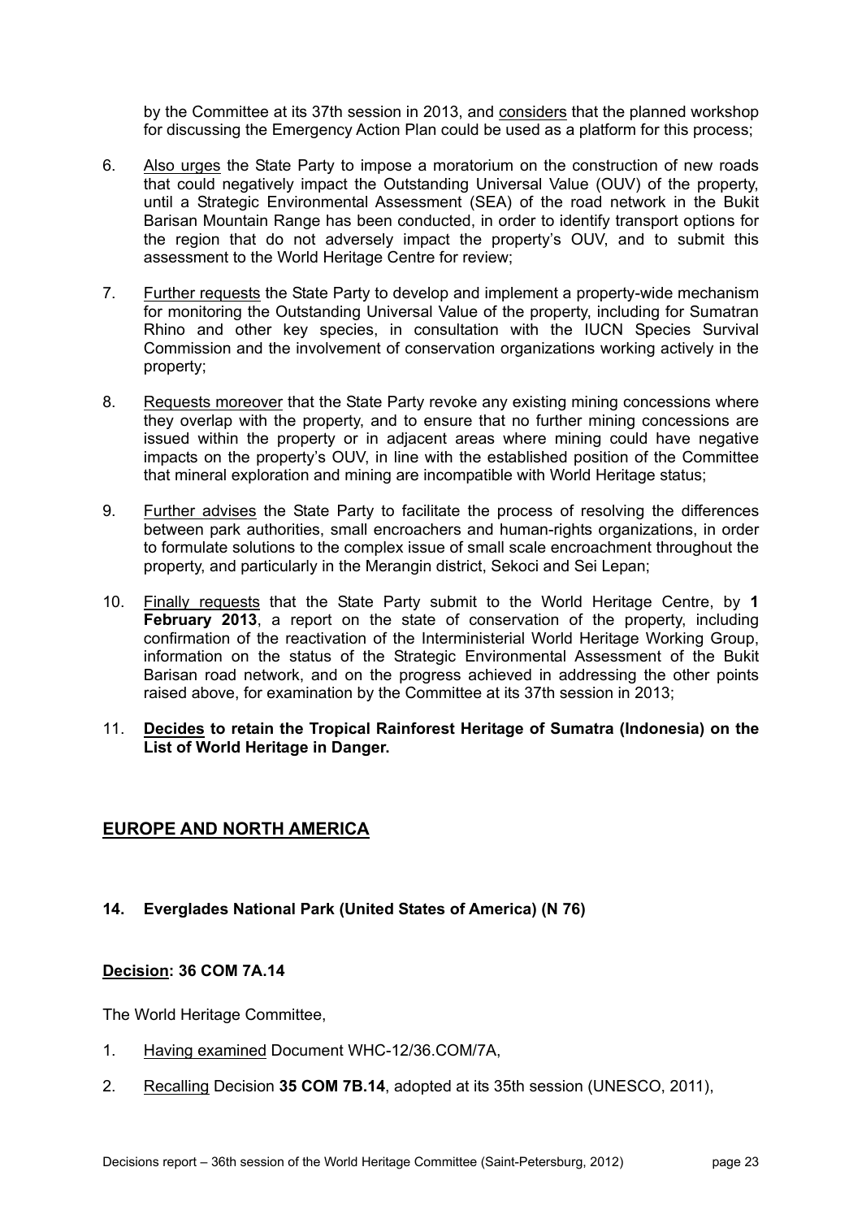by the Committee at its 37th session in 2013, and considers that the planned workshop for discussing the Emergency Action Plan could be used as a platform for this process;

6. Also urges the State Party to impose a moratorium on the construction of new roads that could negatively impact the Outstanding Universal Value (OUV) of the property, until a Strategic Environmental Assessment (SEA) of the road network in the Bukit Barisan Mountain Range has been conducted, in order to identify transport options for the region that do not adversely impact the property's OUV, and to submit this assessment to the World Heritage Centre for review;

7. Further requests the State Party to develop and implement a property-wide mechanism for monitoring the Outstanding Universal Value of the property, including for Sumatran Rhino and other key species, in consultation with the IUCN Species Survival Commission and the involvement of conservation organizations working actively in the property;

8. Requests moreover that the State Party revoke any existing mining concessions where they overlap with the property, and to ensure that no further mining concessions are issued within the property or in adjacent areas where mining could have negative impacts on the property's OUV, in line with the established position of the Committee that mineral exploration and mining are incompatible with World Heritage status;

9. Further advises the State Party to facilitate the process of resolving the differences between park authorities, small encroachers and human-rights organizations, in order to formulate solutions to the complex issue of small scale encroachment throughout the property, and particularly in the Merangin district, Sekoci and Sei Lepan;

10. Finally requests that the State Party submit to the World Heritage Centre, by **1 February 2013**, a report on the state of conservation of the property, including confirmation of the reactivation of the Interministerial World Heritage Working Group, information on the status of the Strategic Environmental Assessment of the Bukit Barisan road network, and on the progress achieved in addressing the other points raised above, for examination by the Committee at its 37th session in 2013;

11. **Decides to retain the Tropical Rainforest Heritage of Sumatra (Indonesia) on the List of World Heritage in Danger.**

## EUROPE AND NORTH AMERICA

### 14. Everglades National Park (United States of America) (N 76)

**Decision: 36 COM 7A.14**

The World Heritage Committee,

1. Having examined Document WHC-12/36.COM/7A,

2. Recalling Decision **35 COM 7B.14**, adopted at its 35th session (UNESCO, 2011),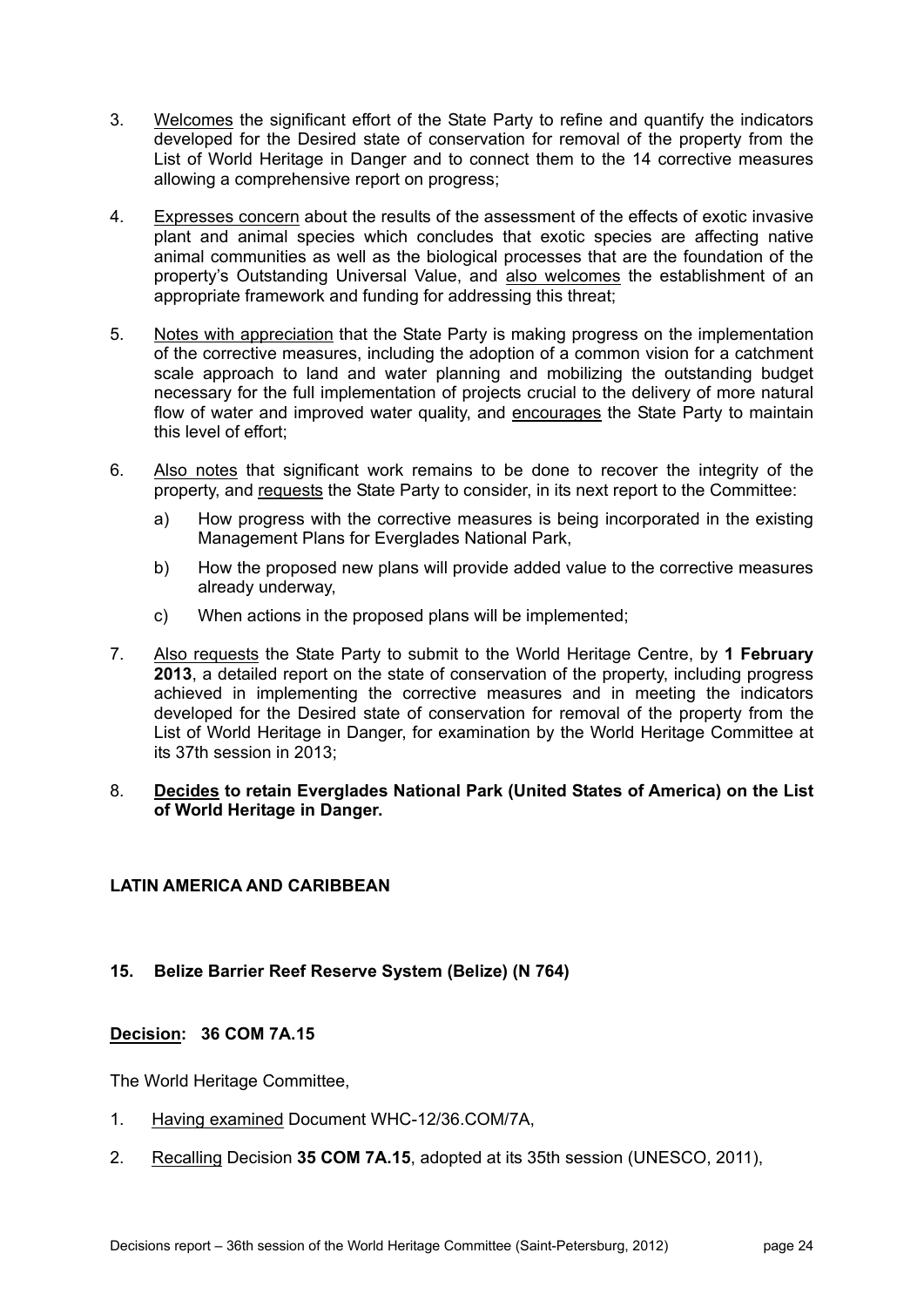3. Welcomes the significant effort of the State Party to refine and quantify the indicators developed for the Desired state of conservation for removal of the property from the List of World Heritage in Danger and to connect them to the 14 corrective measures allowing a comprehensive report on progress;

4. Expresses concern about the results of the assessment of the effects of exotic invasive plant and animal species which concludes that exotic species are affecting native animal communities as well as the biological processes that are the foundation of the property's Outstanding Universal Value, and also welcomes the establishment of an appropriate framework and funding for addressing this threat;

5. Notes with appreciation that the State Party is making progress on the implementation of the corrective measures, including the adoption of a common vision for a catchment scale approach to land and water planning and mobilizing the outstanding budget necessary for the full implementation of projects crucial to the delivery of more natural flow of water and improved water quality, and encourages the State Party to maintain this level of effort;

6. Also notes that significant work remains to be done to recover the integrity of the property, and requests the State Party to consider, in its next report to the Committee:
   a) How progress with the corrective measures is being incorporated in the existing Management Plans for Everglades National Park,
   b) How the proposed new plans will provide added value to the corrective measures already underway,
   c) When actions in the proposed plans will be implemented;

7. Also requests the State Party to submit to the World Heritage Centre, by **1 February 2013**, a detailed report on the state of conservation of the property, including progress achieved in implementing the corrective measures and in meeting the indicators developed for the Desired state of conservation for removal of the property from the List of World Heritage in Danger, for examination by the World Heritage Committee at its 37th session in 2013;

8. **Decides to retain Everglades National Park (United States of America) on the List of World Heritage in Danger.**

## LATIN AMERICA AND CARIBBEAN

### 15. Belize Barrier Reef Reserve System (Belize) (N 764)

**Decision: 36 COM 7A.15**

The World Heritage Committee,

1. Having examined Document WHC-12/36.COM/7A,

2. Recalling Decision **35 COM 7A.15**, adopted at its 35th session (UNESCO, 2011),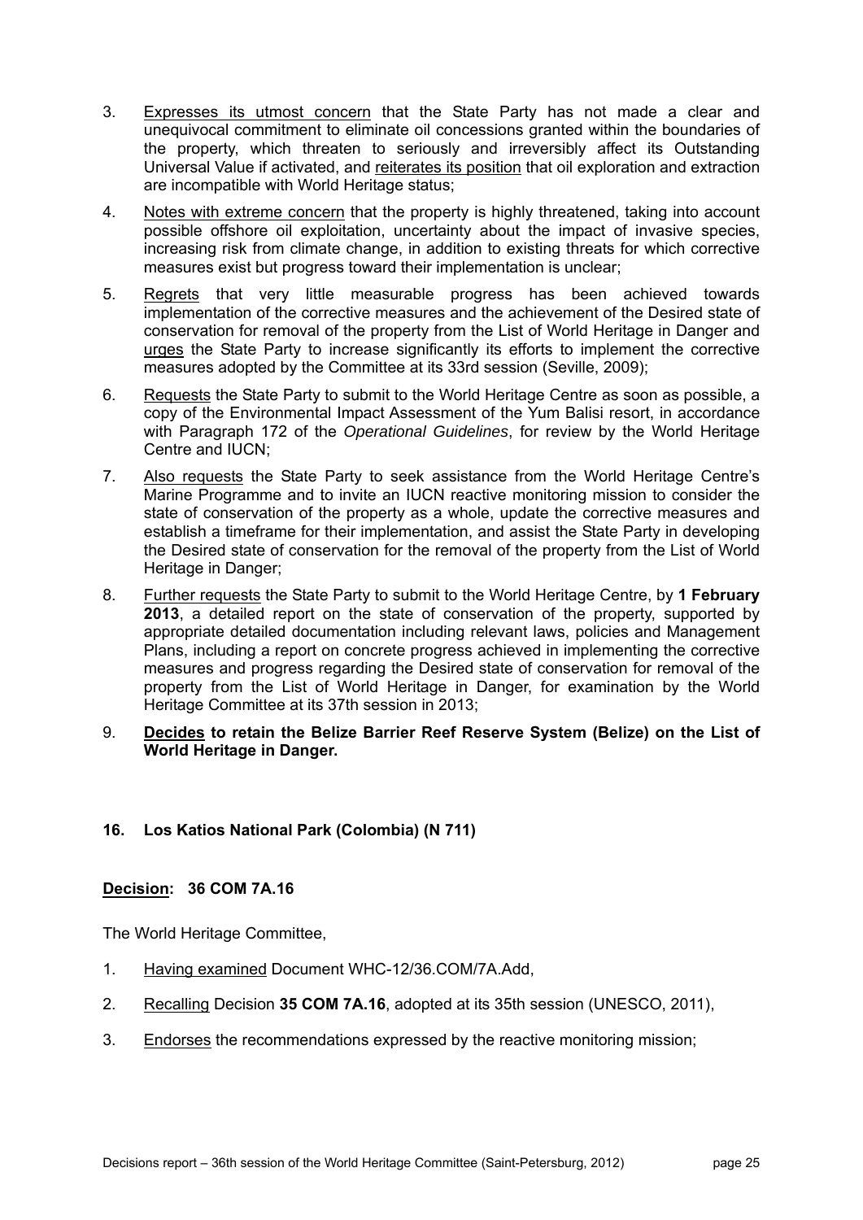3. Expresses its utmost concern that the State Party has not made a clear and unequivocal commitment to eliminate oil concessions granted within the boundaries of the property, which threaten to seriously and irreversibly affect its Outstanding Universal Value if activated, and reiterates its position that oil exploration and extraction are incompatible with World Heritage status;

4. Notes with extreme concern that the property is highly threatened, taking into account possible offshore oil exploitation, uncertainty about the impact of invasive species, increasing risk from climate change, in addition to existing threats for which corrective measures exist but progress toward their implementation is unclear;

5. Regrets that very little measurable progress has been achieved towards implementation of the corrective measures and the achievement of the Desired state of conservation for removal of the property from the List of World Heritage in Danger and urges the State Party to increase significantly its efforts to implement the corrective measures adopted by the Committee at its 33rd session (Seville, 2009);

6. Requests the State Party to submit to the World Heritage Centre as soon as possible, a copy of the Environmental Impact Assessment of the Yum Balisi resort, in accordance with Paragraph 172 of the *Operational Guidelines*, for review by the World Heritage Centre and IUCN;

7. Also requests the State Party to seek assistance from the World Heritage Centre's Marine Programme and to invite an IUCN reactive monitoring mission to consider the state of conservation of the property as a whole, update the corrective measures and establish a timeframe for their implementation, and assist the State Party in developing the Desired state of conservation for the removal of the property from the List of World Heritage in Danger;

8. Further requests the State Party to submit to the World Heritage Centre, by **1 February 2013**, a detailed report on the state of conservation of the property, supported by appropriate detailed documentation including relevant laws, policies and Management Plans, including a report on concrete progress achieved in implementing the corrective measures and progress regarding the Desired state of conservation for removal of the property from the List of World Heritage in Danger, for examination by the World Heritage Committee at its 37th session in 2013;

9. **Decides to retain the Belize Barrier Reef Reserve System (Belize) on the List of World Heritage in Danger.**

### 16. Los Katios National Park (Colombia) (N 711)

**Decision: 36 COM 7A.16**

The World Heritage Committee,

1. Having examined Document WHC-12/36.COM/7A.Add,

2. Recalling Decision **35 COM 7A.16**, adopted at its 35th session (UNESCO, 2011),

3. Endorses the recommendations expressed by the reactive monitoring mission;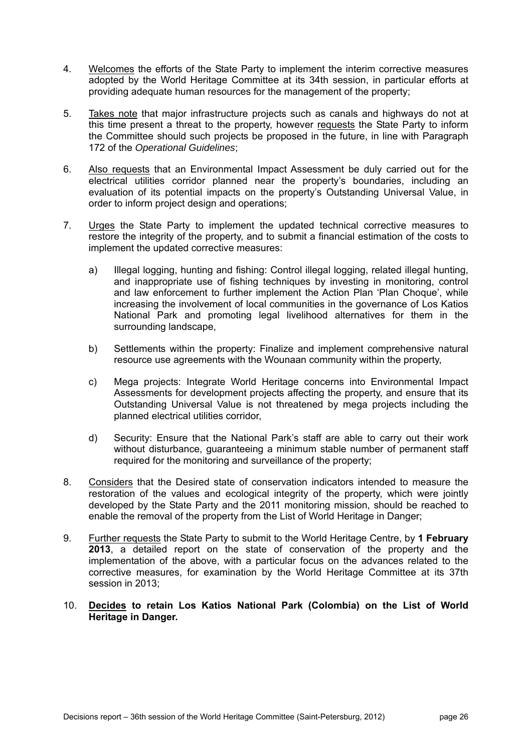4. Welcomes the efforts of the State Party to implement the interim corrective measures adopted by the World Heritage Committee at its 34th session, in particular efforts at providing adequate human resources for the management of the property;

5. Takes note that major infrastructure projects such as canals and highways do not at this time present a threat to the property, however requests the State Party to inform the Committee should such projects be proposed in the future, in line with Paragraph 172 of the *Operational Guidelines*;

6. Also requests that an Environmental Impact Assessment be duly carried out for the electrical utilities corridor planned near the property's boundaries, including an evaluation of its potential impacts on the property's Outstanding Universal Value, in order to inform project design and operations;

7. Urges the State Party to implement the updated technical corrective measures to restore the integrity of the property, and to submit a financial estimation of the costs to implement the updated corrective measures:

   a) Illegal logging, hunting and fishing: Control illegal logging, related illegal hunting, and inappropriate use of fishing techniques by investing in monitoring, control and law enforcement to further implement the Action Plan 'Plan Choque', while increasing the involvement of local communities in the governance of Los Katios National Park and promoting legal livelihood alternatives for them in the surrounding landscape,

   b) Settlements within the property: Finalize and implement comprehensive natural resource use agreements with the Wounaan community within the property,

   c) Mega projects: Integrate World Heritage concerns into Environmental Impact Assessments for development projects affecting the property, and ensure that its Outstanding Universal Value is not threatened by mega projects including the planned electrical utilities corridor,

   d) Security: Ensure that the National Park's staff are able to carry out their work without disturbance, guaranteeing a minimum stable number of permanent staff required for the monitoring and surveillance of the property;

8. Considers that the Desired state of conservation indicators intended to measure the restoration of the values and ecological integrity of the property, which were jointly developed by the State Party and the 2011 monitoring mission, should be reached to enable the removal of the property from the List of World Heritage in Danger;

9. Further requests the State Party to submit to the World Heritage Centre, by **1 February 2013**, a detailed report on the state of conservation of the property and the implementation of the above, with a particular focus on the advances related to the corrective measures, for examination by the World Heritage Committee at its 37th session in 2013;

10. **Decides to retain Los Katios National Park (Colombia) on the List of World Heritage in Danger.**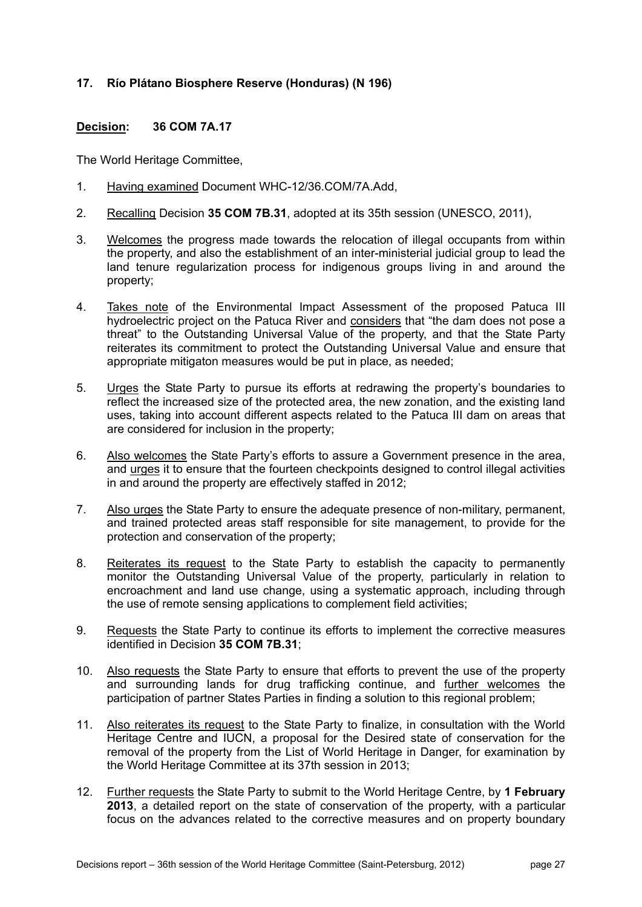### 17. Río Plátano Biosphere Reserve (Honduras) (N 196)

**Decision: 36 COM 7A.17**

The World Heritage Committee,

1. Having examined Document WHC-12/36.COM/7A.Add,
2. Recalling Decision **35 COM 7B.31**, adopted at its 35th session (UNESCO, 2011),
3. Welcomes the progress made towards the relocation of illegal occupants from within the property, and also the establishment of an inter-ministerial judicial group to lead the land tenure regularization process for indigenous groups living in and around the property;
4. Takes note of the Environmental Impact Assessment of the proposed Patuca III hydroelectric project on the Patuca River and considers that "the dam does not pose a threat" to the Outstanding Universal Value of the property, and that the State Party reiterates its commitment to protect the Outstanding Universal Value and ensure that appropriate mitigaton measures would be put in place, as needed;
5. Urges the State Party to pursue its efforts at redrawing the property's boundaries to reflect the increased size of the protected area, the new zonation, and the existing land uses, taking into account different aspects related to the Patuca III dam on areas that are considered for inclusion in the property;
6. Also welcomes the State Party's efforts to assure a Government presence in the area, and urges it to ensure that the fourteen checkpoints designed to control illegal activities in and around the property are effectively staffed in 2012;
7. Also urges the State Party to ensure the adequate presence of non-military, permanent, and trained protected areas staff responsible for site management, to provide for the protection and conservation of the property;
8. Reiterates its request to the State Party to establish the capacity to permanently monitor the Outstanding Universal Value of the property, particularly in relation to encroachment and land use change, using a systematic approach, including through the use of remote sensing applications to complement field activities;
9. Requests the State Party to continue its efforts to implement the corrective measures identified in Decision **35 COM 7B.31**;
10. Also requests the State Party to ensure that efforts to prevent the use of the property and surrounding lands for drug trafficking continue, and further welcomes the participation of partner States Parties in finding a solution to this regional problem;
11. Also reiterates its request to the State Party to finalize, in consultation with the World Heritage Centre and IUCN, a proposal for the Desired state of conservation for the removal of the property from the List of World Heritage in Danger, for examination by the World Heritage Committee at its 37th session in 2013;
12. Further requests the State Party to submit to the World Heritage Centre, by **1 February 2013**, a detailed report on the state of conservation of the property, with a particular focus on the advances related to the corrective measures and on property boundary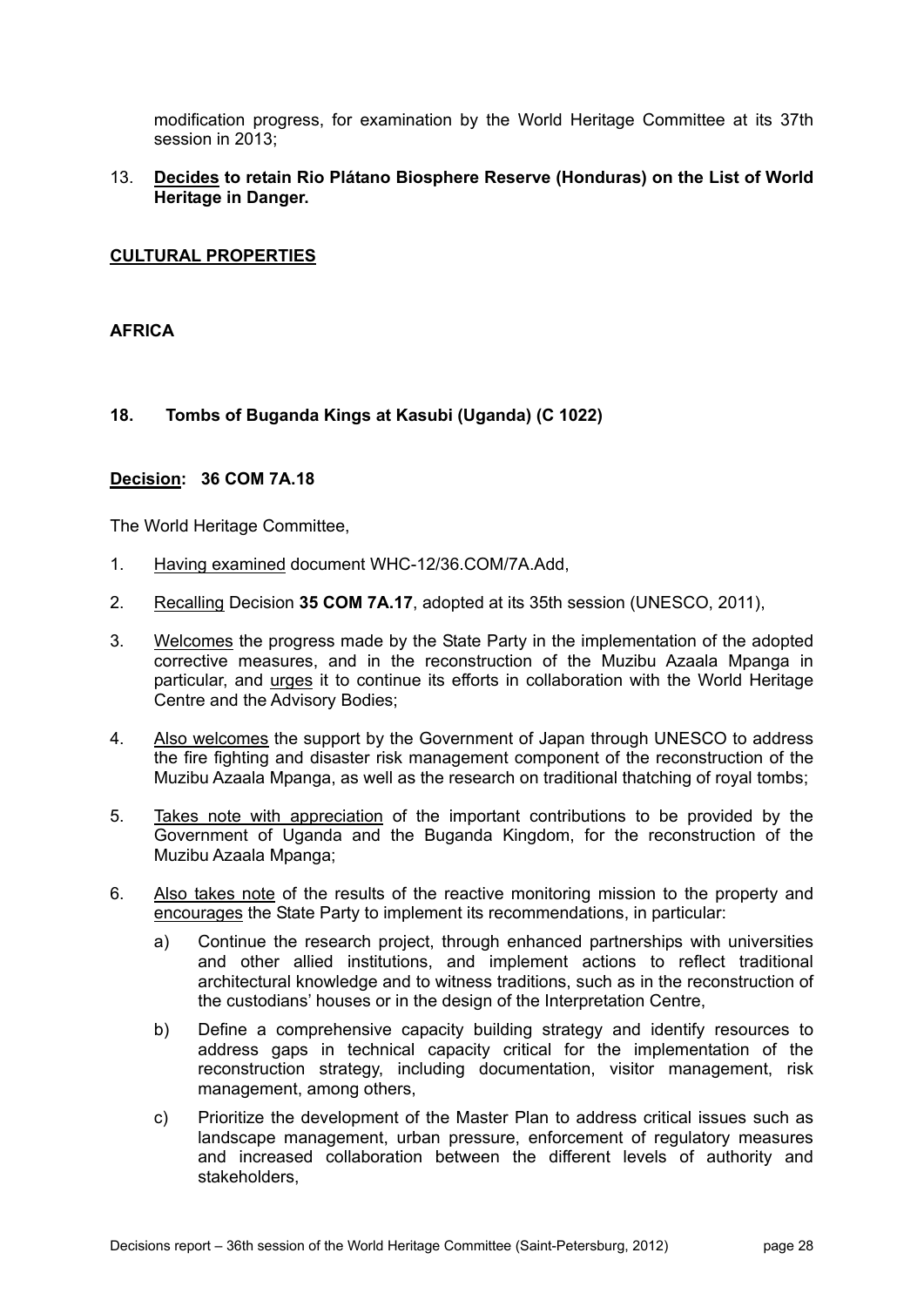modification progress, for examination by the World Heritage Committee at its 37th session in 2013;

13. **Decides to retain Rio Plátano Biosphere Reserve (Honduras) on the List of World Heritage in Danger.**

## CULTURAL PROPERTIES

## AFRICA

### 18. Tombs of Buganda Kings at Kasubi (Uganda) (C 1022)

**Decision: 36 COM 7A.18**

The World Heritage Committee,

1. Having examined document WHC-12/36.COM/7A.Add,
2. Recalling Decision **35 COM 7A.17**, adopted at its 35th session (UNESCO, 2011),
3. Welcomes the progress made by the State Party in the implementation of the adopted corrective measures, and in the reconstruction of the Muzibu Azaala Mpanga in particular, and urges it to continue its efforts in collaboration with the World Heritage Centre and the Advisory Bodies;
4. Also welcomes the support by the Government of Japan through UNESCO to address the fire fighting and disaster risk management component of the reconstruction of the Muzibu Azaala Mpanga, as well as the research on traditional thatching of royal tombs;
5. Takes note with appreciation of the important contributions to be provided by the Government of Uganda and the Buganda Kingdom, for the reconstruction of the Muzibu Azaala Mpanga;
6. Also takes note of the results of the reactive monitoring mission to the property and encourages the State Party to implement its recommendations, in particular:
   a) Continue the research project, through enhanced partnerships with universities and other allied institutions, and implement actions to reflect traditional architectural knowledge and to witness traditions, such as in the reconstruction of the custodians' houses or in the design of the Interpretation Centre,
   b) Define a comprehensive capacity building strategy and identify resources to address gaps in technical capacity critical for the implementation of the reconstruction strategy, including documentation, visitor management, risk management, among others,
   c) Prioritize the development of the Master Plan to address critical issues such as landscape management, urban pressure, enforcement of regulatory measures and increased collaboration between the different levels of authority and stakeholders,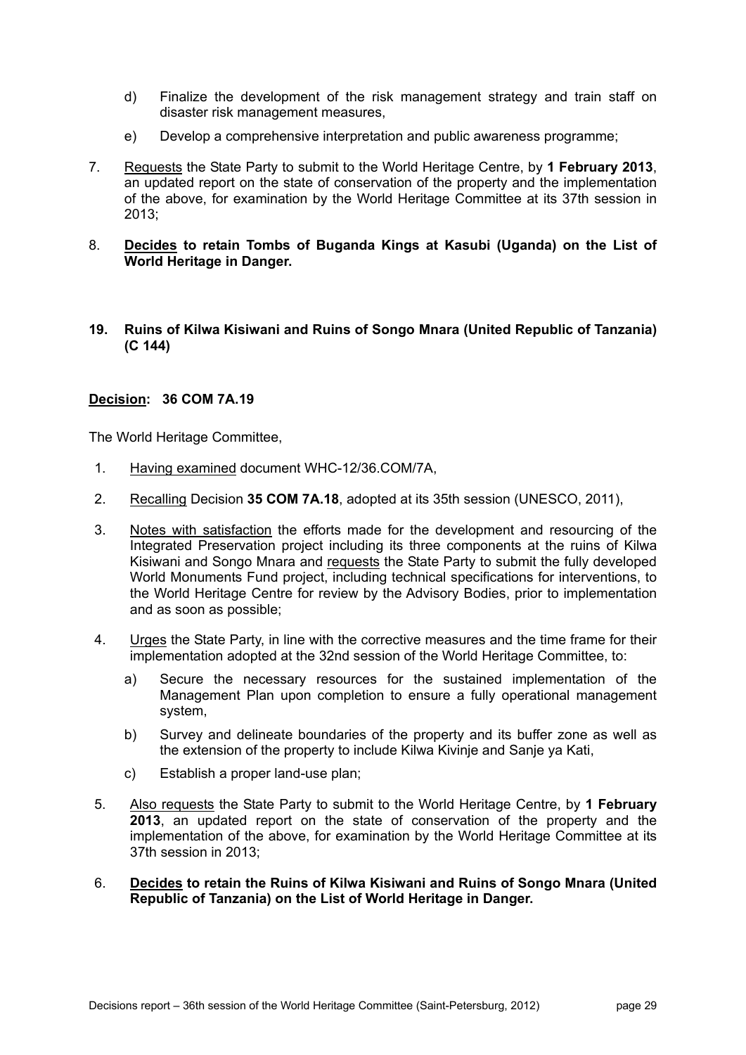d) Finalize the development of the risk management strategy and train staff on disaster risk management measures,

e) Develop a comprehensive interpretation and public awareness programme;

7. Requests the State Party to submit to the World Heritage Centre, by **1 February 2013**, an updated report on the state of conservation of the property and the implementation of the above, for examination by the World Heritage Committee at its 37th session in 2013;

8. **Decides to retain Tombs of Buganda Kings at Kasubi (Uganda) on the List of World Heritage in Danger.**

### 19. Ruins of Kilwa Kisiwani and Ruins of Songo Mnara (United Republic of Tanzania) (C 144)

**Decision: 36 COM 7A.19**

The World Heritage Committee,

1. Having examined document WHC-12/36.COM/7A,

2. Recalling Decision **35 COM 7A.18**, adopted at its 35th session (UNESCO, 2011),

3. Notes with satisfaction the efforts made for the development and resourcing of the Integrated Preservation project including its three components at the ruins of Kilwa Kisiwani and Songo Mnara and requests the State Party to submit the fully developed World Monuments Fund project, including technical specifications for interventions, to the World Heritage Centre for review by the Advisory Bodies, prior to implementation and as soon as possible;

4. Urges the State Party, in line with the corrective measures and the time frame for their implementation adopted at the 32nd session of the World Heritage Committee, to:

   a) Secure the necessary resources for the sustained implementation of the Management Plan upon completion to ensure a fully operational management system,

   b) Survey and delineate boundaries of the property and its buffer zone as well as the extension of the property to include Kilwa Kivinje and Sanje ya Kati,

   c) Establish a proper land-use plan;

5. Also requests the State Party to submit to the World Heritage Centre, by **1 February 2013**, an updated report on the state of conservation of the property and the implementation of the above, for examination by the World Heritage Committee at its 37th session in 2013;

6. **Decides to retain the Ruins of Kilwa Kisiwani and Ruins of Songo Mnara (United Republic of Tanzania) on the List of World Heritage in Danger.**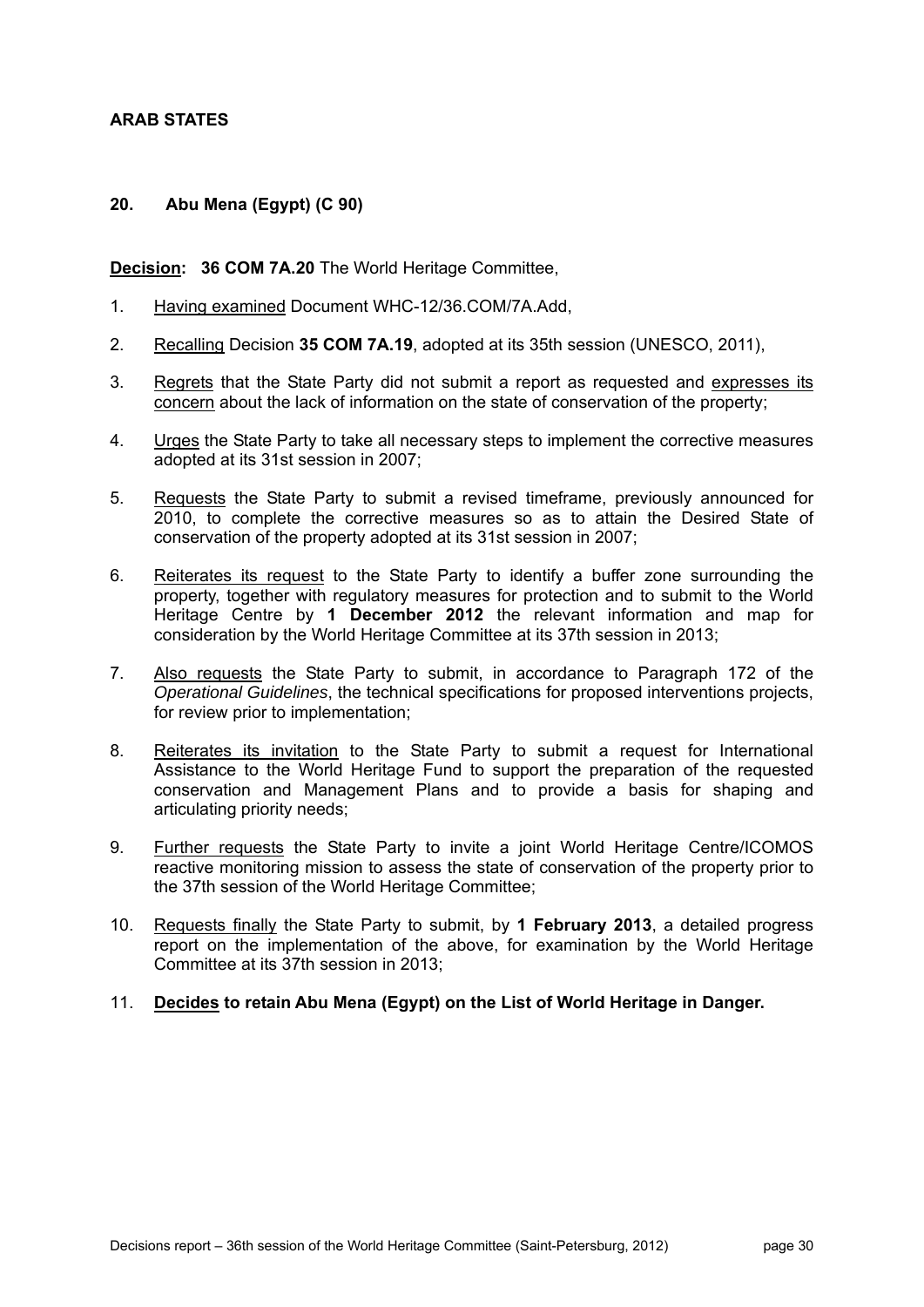## ARAB STATES

### 20. Abu Mena (Egypt) (C 90)

**Decision: 36 COM 7A.20** The World Heritage Committee,

1. Having examined Document WHC-12/36.COM/7A.Add,
2. Recalling Decision **35 COM 7A.19**, adopted at its 35th session (UNESCO, 2011),
3. Regrets that the State Party did not submit a report as requested and expresses its concern about the lack of information on the state of conservation of the property;
4. Urges the State Party to take all necessary steps to implement the corrective measures adopted at its 31st session in 2007;
5. Requests the State Party to submit a revised timeframe, previously announced for 2010, to complete the corrective measures so as to attain the Desired State of conservation of the property adopted at its 31st session in 2007;
6. Reiterates its request to the State Party to identify a buffer zone surrounding the property, together with regulatory measures for protection and to submit to the World Heritage Centre by **1 December 2012** the relevant information and map for consideration by the World Heritage Committee at its 37th session in 2013;
7. Also requests the State Party to submit, in accordance to Paragraph 172 of the *Operational Guidelines*, the technical specifications for proposed interventions projects, for review prior to implementation;
8. Reiterates its invitation to the State Party to submit a request for International Assistance to the World Heritage Fund to support the preparation of the requested conservation and Management Plans and to provide a basis for shaping and articulating priority needs;
9. Further requests the State Party to invite a joint World Heritage Centre/ICOMOS reactive monitoring mission to assess the state of conservation of the property prior to the 37th session of the World Heritage Committee;
10. Requests finally the State Party to submit, by **1 February 2013**, a detailed progress report on the implementation of the above, for examination by the World Heritage Committee at its 37th session in 2013;
11. **Decides to retain Abu Mena (Egypt) on the List of World Heritage in Danger.**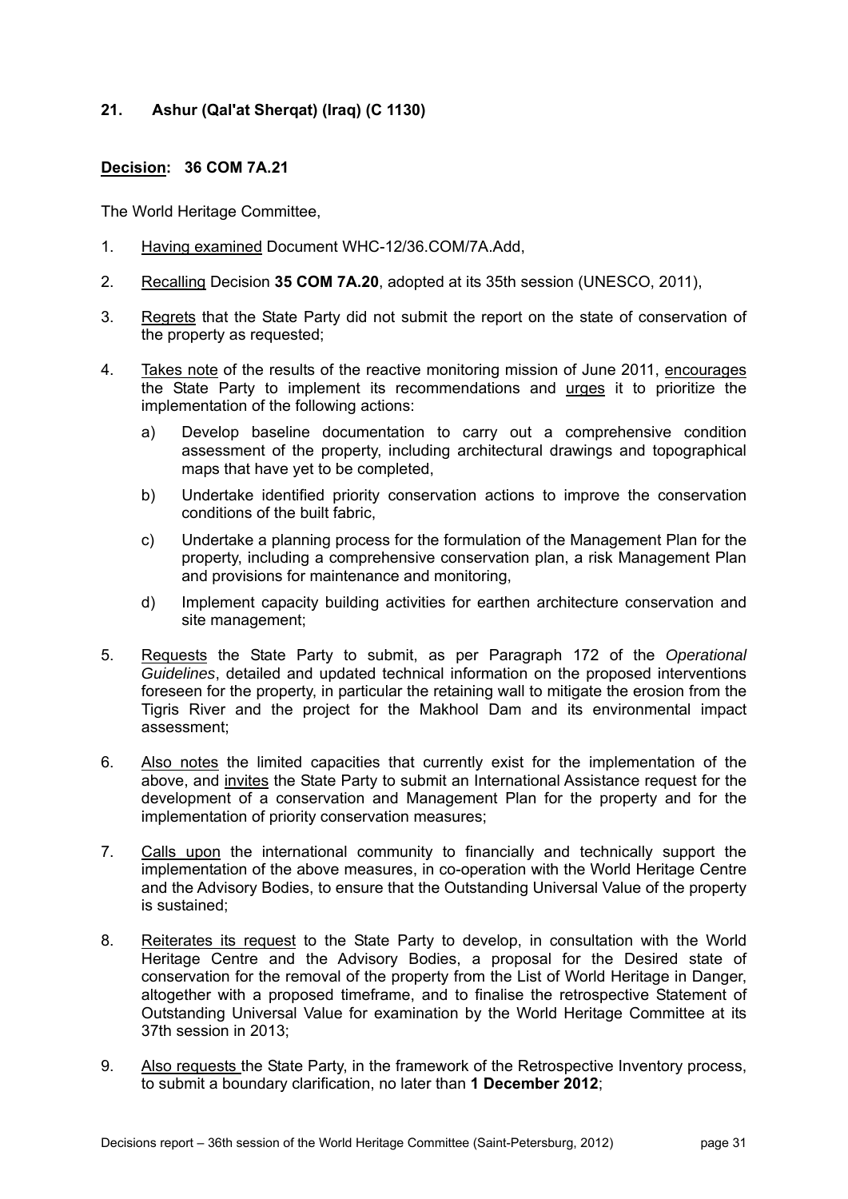## 21. Ashur (Qal'at Sherqat) (Iraq) (C 1130)

**Decision: 36 COM 7A.21**

The World Heritage Committee,

1. Having examined Document WHC-12/36.COM/7A.Add,

2. Recalling Decision **35 COM 7A.20**, adopted at its 35th session (UNESCO, 2011),

3. Regrets that the State Party did not submit the report on the state of conservation of the property as requested;

4. Takes note of the results of the reactive monitoring mission of June 2011, encourages the State Party to implement its recommendations and urges it to prioritize the implementation of the following actions:

   a) Develop baseline documentation to carry out a comprehensive condition assessment of the property, including architectural drawings and topographical maps that have yet to be completed,

   b) Undertake identified priority conservation actions to improve the conservation conditions of the built fabric,

   c) Undertake a planning process for the formulation of the Management Plan for the property, including a comprehensive conservation plan, a risk Management Plan and provisions for maintenance and monitoring,

   d) Implement capacity building activities for earthen architecture conservation and site management;

5. Requests the State Party to submit, as per Paragraph 172 of the *Operational Guidelines*, detailed and updated technical information on the proposed interventions foreseen for the property, in particular the retaining wall to mitigate the erosion from the Tigris River and the project for the Makhool Dam and its environmental impact assessment;

6. Also notes the limited capacities that currently exist for the implementation of the above, and invites the State Party to submit an International Assistance request for the development of a conservation and Management Plan for the property and for the implementation of priority conservation measures;

7. Calls upon the international community to financially and technically support the implementation of the above measures, in co-operation with the World Heritage Centre and the Advisory Bodies, to ensure that the Outstanding Universal Value of the property is sustained;

8. Reiterates its request to the State Party to develop, in consultation with the World Heritage Centre and the Advisory Bodies, a proposal for the Desired state of conservation for the removal of the property from the List of World Heritage in Danger, altogether with a proposed timeframe, and to finalise the retrospective Statement of Outstanding Universal Value for examination by the World Heritage Committee at its 37th session in 2013;

9. Also requests the State Party, in the framework of the Retrospective Inventory process, to submit a boundary clarification, no later than **1 December 2012**;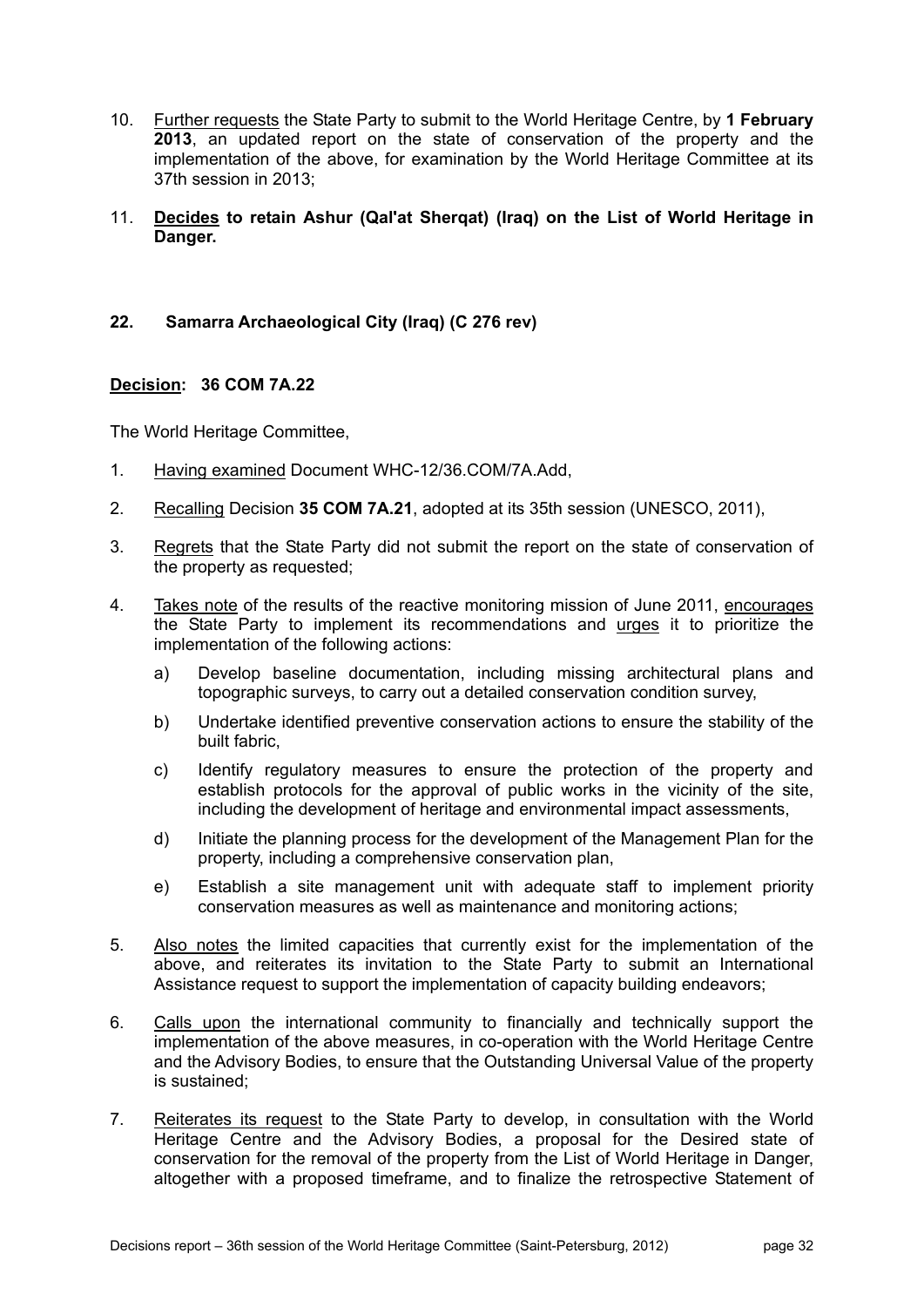10. Further requests the State Party to submit to the World Heritage Centre, by **1 February 2013**, an updated report on the state of conservation of the property and the implementation of the above, for examination by the World Heritage Committee at its 37th session in 2013;

11. **Decides to retain Ashur (Qal'at Sherqat) (Iraq) on the List of World Heritage in Danger.**

**22. Samarra Archaeological City (Iraq) (C 276 rev)**

**Decision: 36 COM 7A.22**

The World Heritage Committee,

1. Having examined Document WHC-12/36.COM/7A.Add,

2. Recalling Decision **35 COM 7A.21**, adopted at its 35th session (UNESCO, 2011),

3. Regrets that the State Party did not submit the report on the state of conservation of the property as requested;

4. Takes note of the results of the reactive monitoring mission of June 2011, encourages the State Party to implement its recommendations and urges it to prioritize the implementation of the following actions:

   a) Develop baseline documentation, including missing architectural plans and topographic surveys, to carry out a detailed conservation condition survey,

   b) Undertake identified preventive conservation actions to ensure the stability of the built fabric,

   c) Identify regulatory measures to ensure the protection of the property and establish protocols for the approval of public works in the vicinity of the site, including the development of heritage and environmental impact assessments,

   d) Initiate the planning process for the development of the Management Plan for the property, including a comprehensive conservation plan,

   e) Establish a site management unit with adequate staff to implement priority conservation measures as well as maintenance and monitoring actions;

5. Also notes the limited capacities that currently exist for the implementation of the above, and reiterates its invitation to the State Party to submit an International Assistance request to support the implementation of capacity building endeavors;

6. Calls upon the international community to financially and technically support the implementation of the above measures, in co-operation with the World Heritage Centre and the Advisory Bodies, to ensure that the Outstanding Universal Value of the property is sustained;

7. Reiterates its request to the State Party to develop, in consultation with the World Heritage Centre and the Advisory Bodies, a proposal for the Desired state of conservation for the removal of the property from the List of World Heritage in Danger, altogether with a proposed timeframe, and to finalize the retrospective Statement of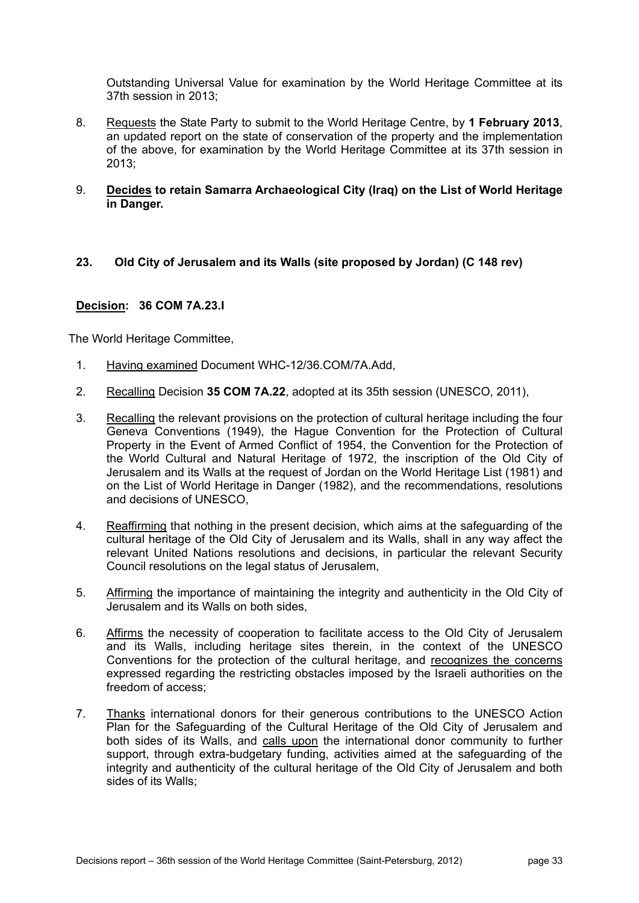Outstanding Universal Value for examination by the World Heritage Committee at its 37th session in 2013;

8. Requests the State Party to submit to the World Heritage Centre, by **1 February 2013**, an updated report on the state of conservation of the property and the implementation of the above, for examination by the World Heritage Committee at its 37th session in 2013;

9. **Decides to retain Samarra Archaeological City (Iraq) on the List of World Heritage in Danger.**

### 23. Old City of Jerusalem and its Walls (site proposed by Jordan) (C 148 rev)

**Decision: 36 COM 7A.23.I**

The World Heritage Committee,

1. Having examined Document WHC-12/36.COM/7A.Add,

2. Recalling Decision **35 COM 7A.22**, adopted at its 35th session (UNESCO, 2011),

3. Recalling the relevant provisions on the protection of cultural heritage including the four Geneva Conventions (1949), the Hague Convention for the Protection of Cultural Property in the Event of Armed Conflict of 1954, the Convention for the Protection of the World Cultural and Natural Heritage of 1972, the inscription of the Old City of Jerusalem and its Walls at the request of Jordan on the World Heritage List (1981) and on the List of World Heritage in Danger (1982), and the recommendations, resolutions and decisions of UNESCO,

4. Reaffirming that nothing in the present decision, which aims at the safeguarding of the cultural heritage of the Old City of Jerusalem and its Walls, shall in any way affect the relevant United Nations resolutions and decisions, in particular the relevant Security Council resolutions on the legal status of Jerusalem,

5. Affirming the importance of maintaining the integrity and authenticity in the Old City of Jerusalem and its Walls on both sides,

6. Affirms the necessity of cooperation to facilitate access to the Old City of Jerusalem and its Walls, including heritage sites therein, in the context of the UNESCO Conventions for the protection of the cultural heritage, and recognizes the concerns expressed regarding the restricting obstacles imposed by the Israeli authorities on the freedom of access;

7. Thanks international donors for their generous contributions to the UNESCO Action Plan for the Safeguarding of the Cultural Heritage of the Old City of Jerusalem and both sides of its Walls, and calls upon the international donor community to further support, through extra-budgetary funding, activities aimed at the safeguarding of the integrity and authenticity of the cultural heritage of the Old City of Jerusalem and both sides of its Walls;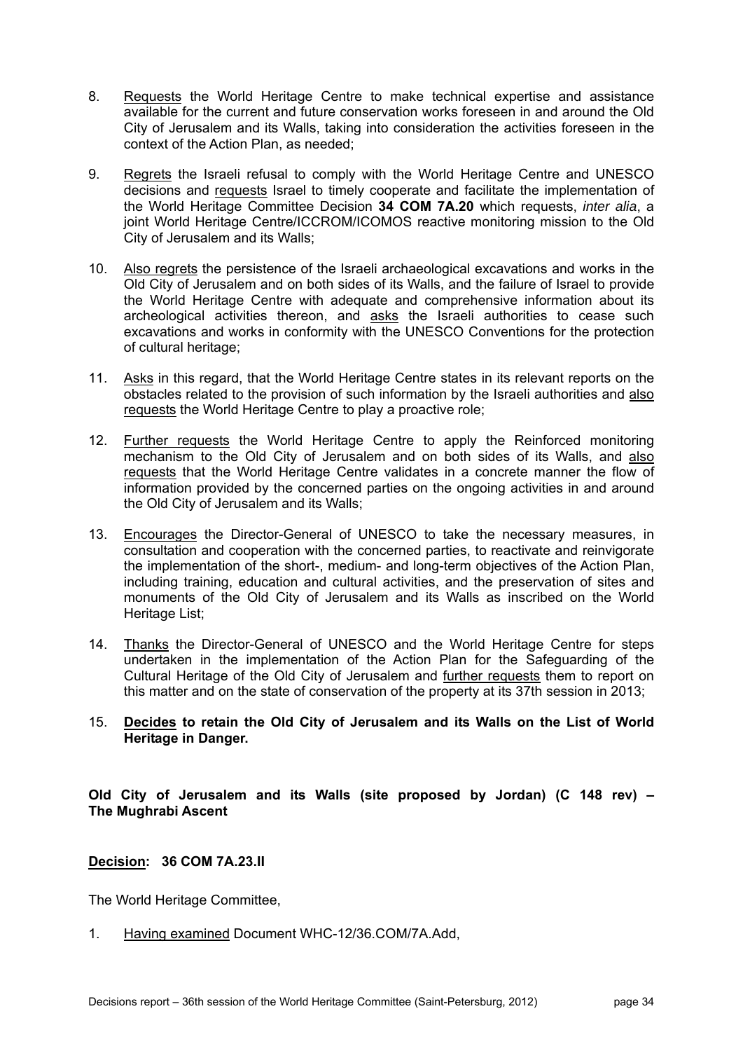8. Requests the World Heritage Centre to make technical expertise and assistance available for the current and future conservation works foreseen in and around the Old City of Jerusalem and its Walls, taking into consideration the activities foreseen in the context of the Action Plan, as needed;

9. Regrets the Israeli refusal to comply with the World Heritage Centre and UNESCO decisions and requests Israel to timely cooperate and facilitate the implementation of the World Heritage Committee Decision **34 COM 7A.20** which requests, *inter alia*, a joint World Heritage Centre/ICCROM/ICOMOS reactive monitoring mission to the Old City of Jerusalem and its Walls;

10. Also regrets the persistence of the Israeli archaeological excavations and works in the Old City of Jerusalem and on both sides of its Walls, and the failure of Israel to provide the World Heritage Centre with adequate and comprehensive information about its archeological activities thereon, and asks the Israeli authorities to cease such excavations and works in conformity with the UNESCO Conventions for the protection of cultural heritage;

11. Asks in this regard, that the World Heritage Centre states in its relevant reports on the obstacles related to the provision of such information by the Israeli authorities and also requests the World Heritage Centre to play a proactive role;

12. Further requests the World Heritage Centre to apply the Reinforced monitoring mechanism to the Old City of Jerusalem and on both sides of its Walls, and also requests that the World Heritage Centre validates in a concrete manner the flow of information provided by the concerned parties on the ongoing activities in and around the Old City of Jerusalem and its Walls;

13. Encourages the Director-General of UNESCO to take the necessary measures, in consultation and cooperation with the concerned parties, to reactivate and reinvigorate the implementation of the short-, medium- and long-term objectives of the Action Plan, including training, education and cultural activities, and the preservation of sites and monuments of the Old City of Jerusalem and its Walls as inscribed on the World Heritage List;

14. Thanks the Director-General of UNESCO and the World Heritage Centre for steps undertaken in the implementation of the Action Plan for the Safeguarding of the Cultural Heritage of the Old City of Jerusalem and further requests them to report on this matter and on the state of conservation of the property at its 37th session in 2013;

15. **Decides to retain the Old City of Jerusalem and its Walls on the List of World Heritage in Danger.**

**Old City of Jerusalem and its Walls (site proposed by Jordan) (C 148 rev) – The Mughrabi Ascent**

**Decision: 36 COM 7A.23.II**

The World Heritage Committee,

1. Having examined Document WHC-12/36.COM/7A.Add,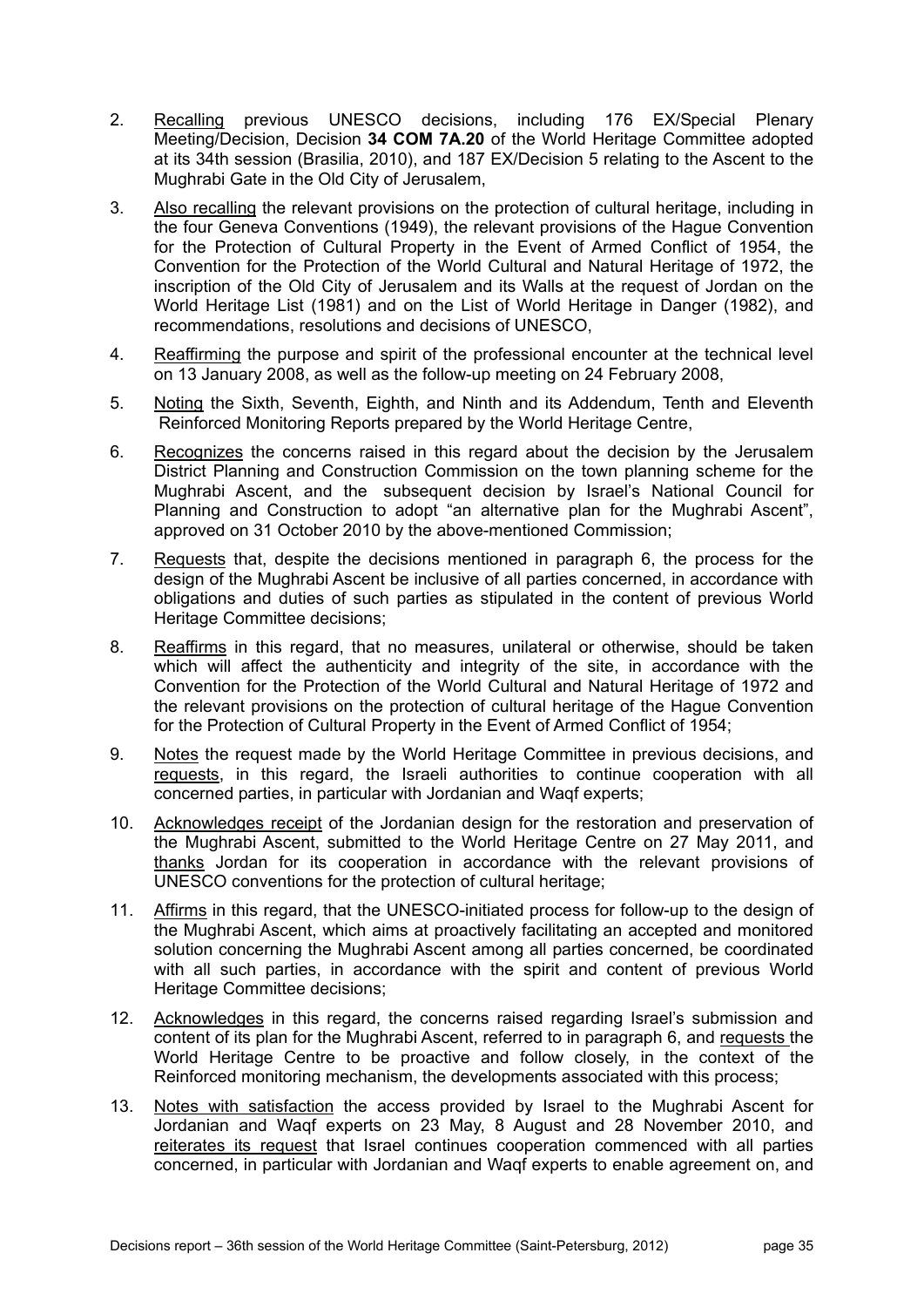2. Recalling previous UNESCO decisions, including 176 EX/Special Plenary Meeting/Decision, Decision **34 COM 7A.20** of the World Heritage Committee adopted at its 34th session (Brasilia, 2010), and 187 EX/Decision 5 relating to the Ascent to the Mughrabi Gate in the Old City of Jerusalem,

3. Also recalling the relevant provisions on the protection of cultural heritage, including in the four Geneva Conventions (1949), the relevant provisions of the Hague Convention for the Protection of Cultural Property in the Event of Armed Conflict of 1954, the Convention for the Protection of the World Cultural and Natural Heritage of 1972, the inscription of the Old City of Jerusalem and its Walls at the request of Jordan on the World Heritage List (1981) and on the List of World Heritage in Danger (1982), and recommendations, resolutions and decisions of UNESCO,

4. Reaffirming the purpose and spirit of the professional encounter at the technical level on 13 January 2008, as well as the follow-up meeting on 24 February 2008,

5. Noting the Sixth, Seventh, Eighth, and Ninth and its Addendum, Tenth and Eleventh Reinforced Monitoring Reports prepared by the World Heritage Centre,

6. Recognizes the concerns raised in this regard about the decision by the Jerusalem District Planning and Construction Commission on the town planning scheme for the Mughrabi Ascent, and the subsequent decision by Israel's National Council for Planning and Construction to adopt "an alternative plan for the Mughrabi Ascent", approved on 31 October 2010 by the above-mentioned Commission;

7. Requests that, despite the decisions mentioned in paragraph 6, the process for the design of the Mughrabi Ascent be inclusive of all parties concerned, in accordance with obligations and duties of such parties as stipulated in the content of previous World Heritage Committee decisions;

8. Reaffirms in this regard, that no measures, unilateral or otherwise, should be taken which will affect the authenticity and integrity of the site, in accordance with the Convention for the Protection of the World Cultural and Natural Heritage of 1972 and the relevant provisions on the protection of cultural heritage of the Hague Convention for the Protection of Cultural Property in the Event of Armed Conflict of 1954;

9. Notes the request made by the World Heritage Committee in previous decisions, and requests, in this regard, the Israeli authorities to continue cooperation with all concerned parties, in particular with Jordanian and Waqf experts;

10. Acknowledges receipt of the Jordanian design for the restoration and preservation of the Mughrabi Ascent, submitted to the World Heritage Centre on 27 May 2011, and thanks Jordan for its cooperation in accordance with the relevant provisions of UNESCO conventions for the protection of cultural heritage;

11. Affirms in this regard, that the UNESCO-initiated process for follow-up to the design of the Mughrabi Ascent, which aims at proactively facilitating an accepted and monitored solution concerning the Mughrabi Ascent among all parties concerned, be coordinated with all such parties, in accordance with the spirit and content of previous World Heritage Committee decisions;

12. Acknowledges in this regard, the concerns raised regarding Israel's submission and content of its plan for the Mughrabi Ascent, referred to in paragraph 6, and requests the World Heritage Centre to be proactive and follow closely, in the context of the Reinforced monitoring mechanism, the developments associated with this process;

13. Notes with satisfaction the access provided by Israel to the Mughrabi Ascent for Jordanian and Waqf experts on 23 May, 8 August and 28 November 2010, and reiterates its request that Israel continues cooperation commenced with all parties concerned, in particular with Jordanian and Waqf experts to enable agreement on, and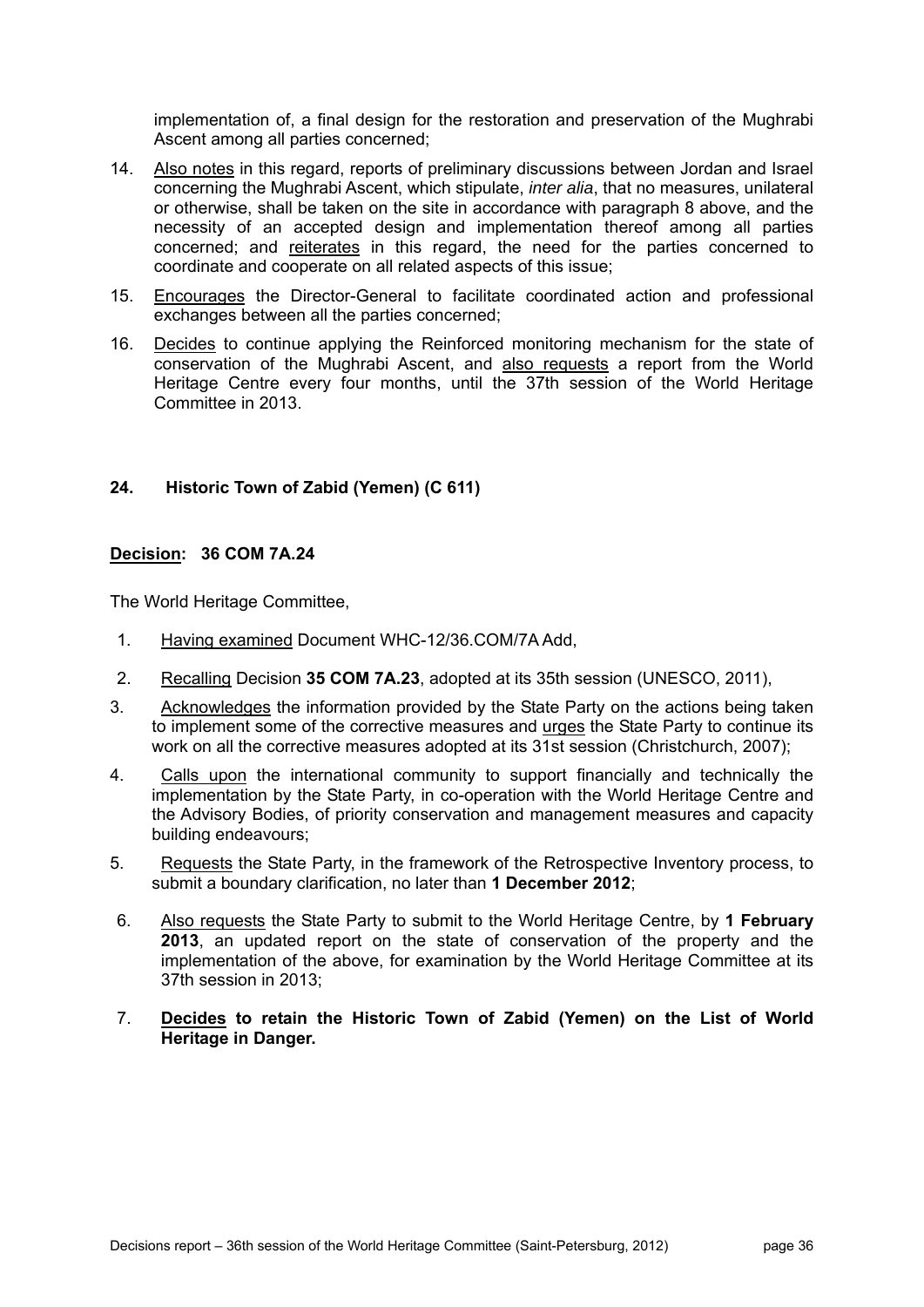implementation of, a final design for the restoration and preservation of the Mughrabi Ascent among all parties concerned;

14. Also notes in this regard, reports of preliminary discussions between Jordan and Israel concerning the Mughrabi Ascent, which stipulate, *inter alia*, that no measures, unilateral or otherwise, shall be taken on the site in accordance with paragraph 8 above, and the necessity of an accepted design and implementation thereof among all parties concerned; and reiterates in this regard, the need for the parties concerned to coordinate and cooperate on all related aspects of this issue;

15. Encourages the Director-General to facilitate coordinated action and professional exchanges between all the parties concerned;

16. Decides to continue applying the Reinforced monitoring mechanism for the state of conservation of the Mughrabi Ascent, and also requests a report from the World Heritage Centre every four months, until the 37th session of the World Heritage Committee in 2013.

## 24. Historic Town of Zabid (Yemen) (C 611)

**Decision: 36 COM 7A.24**

The World Heritage Committee,

1. Having examined Document WHC-12/36.COM/7A Add,

2. Recalling Decision **35 COM 7A.23**, adopted at its 35th session (UNESCO, 2011),

3. Acknowledges the information provided by the State Party on the actions being taken to implement some of the corrective measures and urges the State Party to continue its work on all the corrective measures adopted at its 31st session (Christchurch, 2007);

4. Calls upon the international community to support financially and technically the implementation by the State Party, in co-operation with the World Heritage Centre and the Advisory Bodies, of priority conservation and management measures and capacity building endeavours;

5. Requests the State Party, in the framework of the Retrospective Inventory process, to submit a boundary clarification, no later than **1 December 2012**;

6. Also requests the State Party to submit to the World Heritage Centre, by **1 February 2013**, an updated report on the state of conservation of the property and the implementation of the above, for examination by the World Heritage Committee at its 37th session in 2013;

7. **Decides to retain the Historic Town of Zabid (Yemen) on the List of World Heritage in Danger.**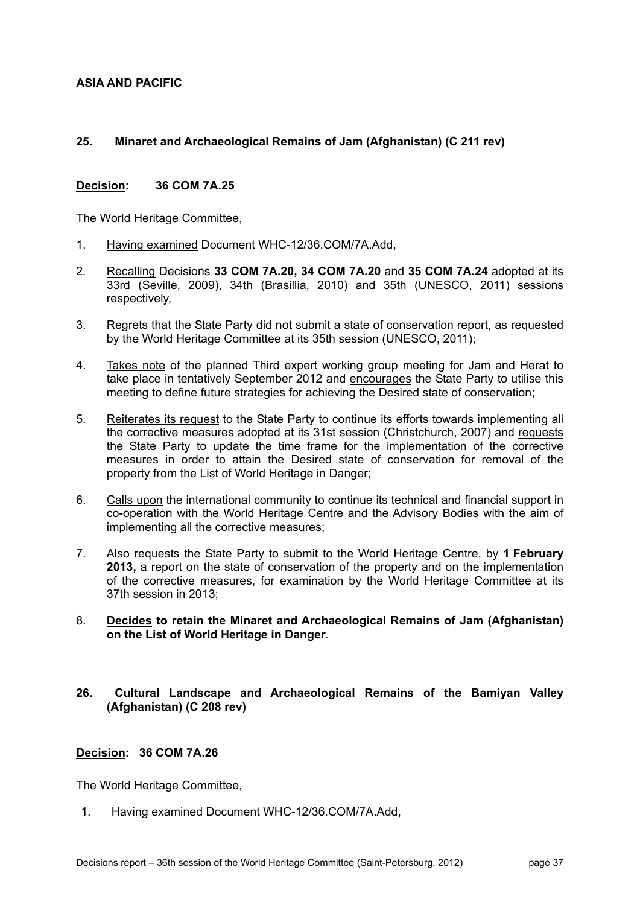## ASIA AND PACIFIC

### 25. Minaret and Archaeological Remains of Jam (Afghanistan) (C 211 rev)

**Decision: 36 COM 7A.25**

The World Heritage Committee,

1. Having examined Document WHC-12/36.COM/7A.Add,
2. Recalling Decisions **33 COM 7A.20, 34 COM 7A.20** and **35 COM 7A.24** adopted at its 33rd (Seville, 2009), 34th (Brasillia, 2010) and 35th (UNESCO, 2011) sessions respectively,
3. Regrets that the State Party did not submit a state of conservation report, as requested by the World Heritage Committee at its 35th session (UNESCO, 2011);
4. Takes note of the planned Third expert working group meeting for Jam and Herat to take place in tentatively September 2012 and encourages the State Party to utilise this meeting to define future strategies for achieving the Desired state of conservation;
5. Reiterates its request to the State Party to continue its efforts towards implementing all the corrective measures adopted at its 31st session (Christchurch, 2007) and requests the State Party to update the time frame for the implementation of the corrective measures in order to attain the Desired state of conservation for removal of the property from the List of World Heritage in Danger;
6. Calls upon the international community to continue its technical and financial support in co-operation with the World Heritage Centre and the Advisory Bodies with the aim of implementing all the corrective measures;
7. Also requests the State Party to submit to the World Heritage Centre, by **1 February 2013,** a report on the state of conservation of the property and on the implementation of the corrective measures, for examination by the World Heritage Committee at its 37th session in 2013;
8. **Decides to retain the Minaret and Archaeological Remains of Jam (Afghanistan) on the List of World Heritage in Danger.**

### 26. Cultural Landscape and Archaeological Remains of the Bamiyan Valley (Afghanistan) (C 208 rev)

**Decision: 36 COM 7A.26**

The World Heritage Committee,

1. Having examined Document WHC-12/36.COM/7A.Add,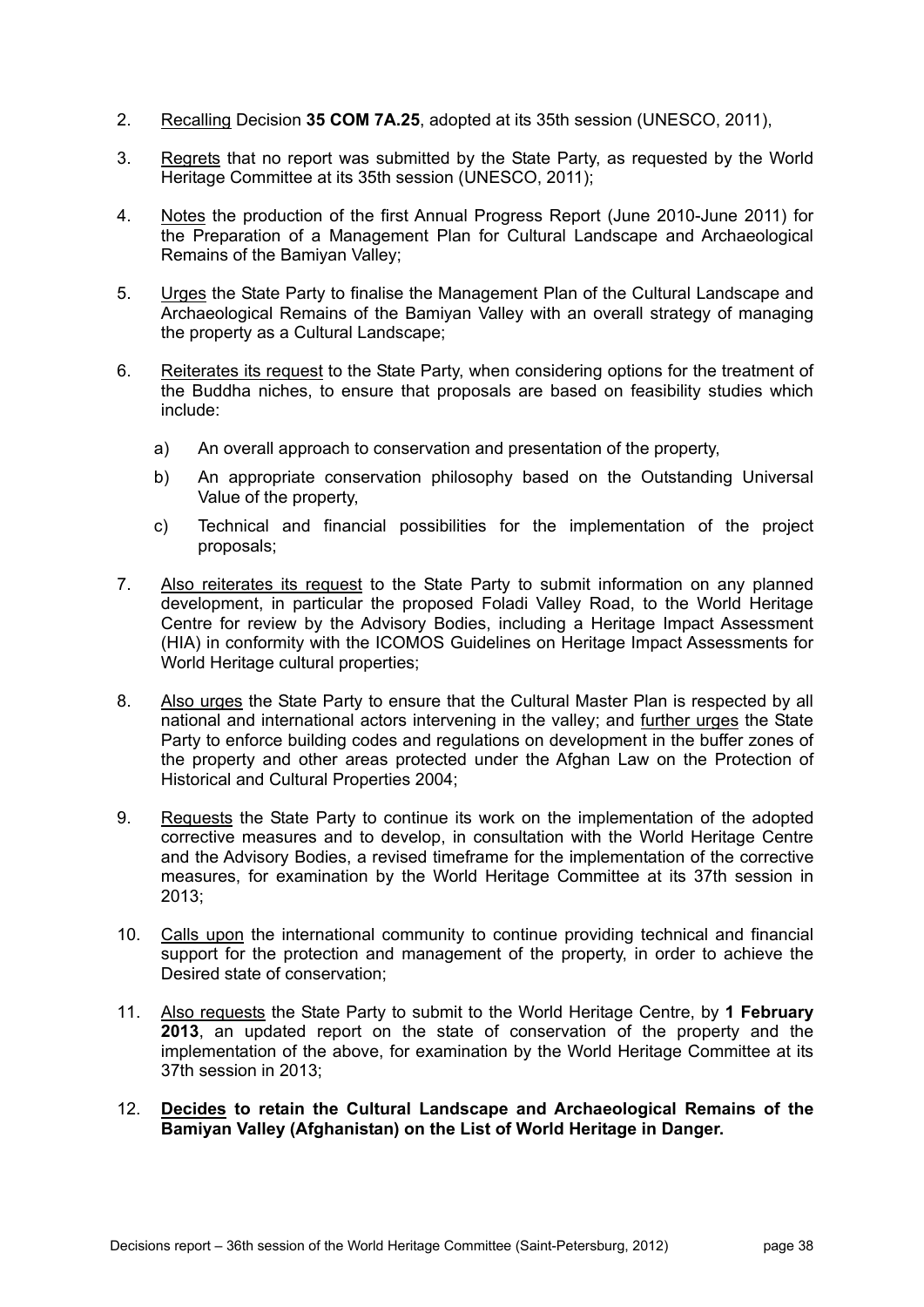2. Recalling Decision **35 COM 7A.25**, adopted at its 35th session (UNESCO, 2011),

3. Regrets that no report was submitted by the State Party, as requested by the World Heritage Committee at its 35th session (UNESCO, 2011);

4. Notes the production of the first Annual Progress Report (June 2010-June 2011) for the Preparation of a Management Plan for Cultural Landscape and Archaeological Remains of the Bamiyan Valley;

5. Urges the State Party to finalise the Management Plan of the Cultural Landscape and Archaeological Remains of the Bamiyan Valley with an overall strategy of managing the property as a Cultural Landscape;

6. Reiterates its request to the State Party, when considering options for the treatment of the Buddha niches, to ensure that proposals are based on feasibility studies which include:

   a) An overall approach to conservation and presentation of the property,

   b) An appropriate conservation philosophy based on the Outstanding Universal Value of the property,

   c) Technical and financial possibilities for the implementation of the project proposals;

7. Also reiterates its request to the State Party to submit information on any planned development, in particular the proposed Foladi Valley Road, to the World Heritage Centre for review by the Advisory Bodies, including a Heritage Impact Assessment (HIA) in conformity with the ICOMOS Guidelines on Heritage Impact Assessments for World Heritage cultural properties;

8. Also urges the State Party to ensure that the Cultural Master Plan is respected by all national and international actors intervening in the valley; and further urges the State Party to enforce building codes and regulations on development in the buffer zones of the property and other areas protected under the Afghan Law on the Protection of Historical and Cultural Properties 2004;

9. Requests the State Party to continue its work on the implementation of the adopted corrective measures and to develop, in consultation with the World Heritage Centre and the Advisory Bodies, a revised timeframe for the implementation of the corrective measures, for examination by the World Heritage Committee at its 37th session in 2013;

10. Calls upon the international community to continue providing technical and financial support for the protection and management of the property, in order to achieve the Desired state of conservation;

11. Also requests the State Party to submit to the World Heritage Centre, by **1 February 2013**, an updated report on the state of conservation of the property and the implementation of the above, for examination by the World Heritage Committee at its 37th session in 2013;

12. **Decides to retain the Cultural Landscape and Archaeological Remains of the Bamiyan Valley (Afghanistan) on the List of World Heritage in Danger.**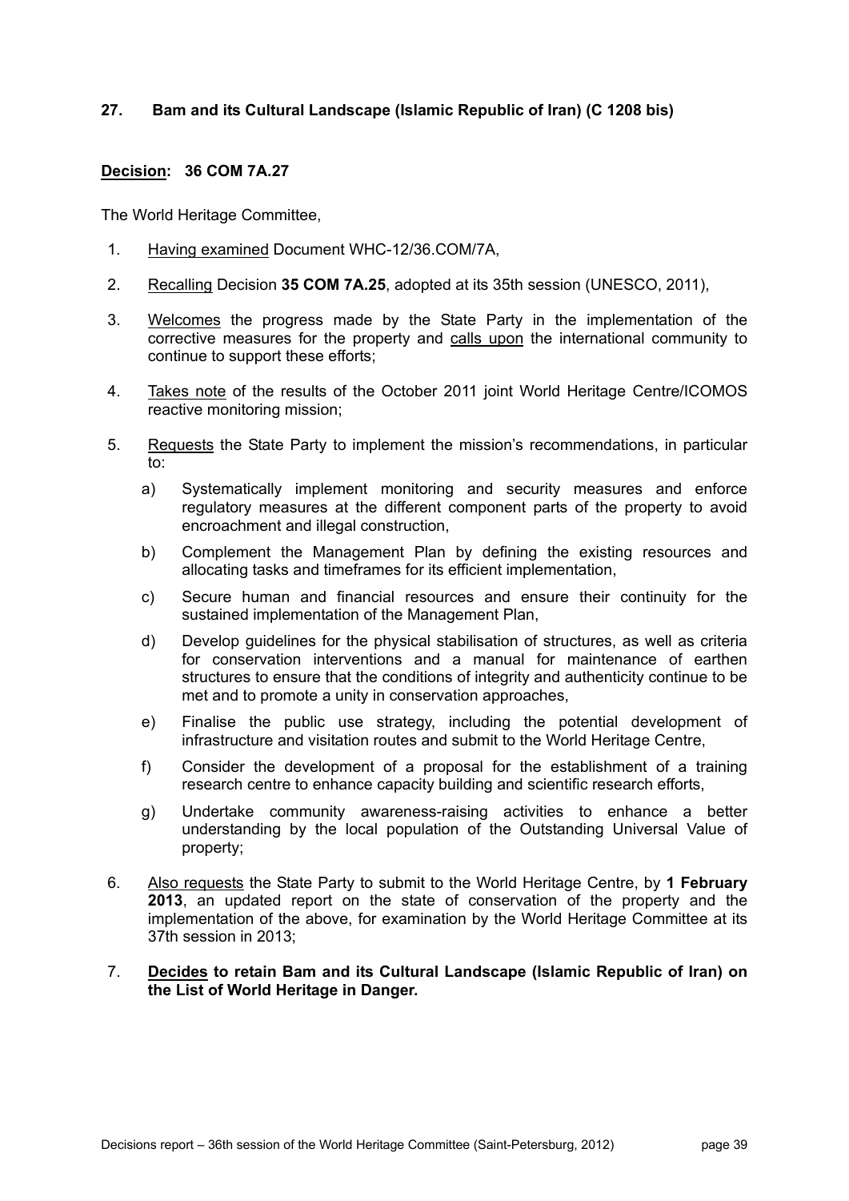**27. Bam and its Cultural Landscape (Islamic Republic of Iran) (C 1208 bis)**

**Decision: 36 COM 7A.27**

The World Heritage Committee,

1. Having examined Document WHC-12/36.COM/7A,

2. Recalling Decision **35 COM 7A.25**, adopted at its 35th session (UNESCO, 2011),

3. Welcomes the progress made by the State Party in the implementation of the corrective measures for the property and calls upon the international community to continue to support these efforts;

4. Takes note of the results of the October 2011 joint World Heritage Centre/ICOMOS reactive monitoring mission;

5. Requests the State Party to implement the mission's recommendations, in particular to:

   a) Systematically implement monitoring and security measures and enforce regulatory measures at the different component parts of the property to avoid encroachment and illegal construction,

   b) Complement the Management Plan by defining the existing resources and allocating tasks and timeframes for its efficient implementation,

   c) Secure human and financial resources and ensure their continuity for the sustained implementation of the Management Plan,

   d) Develop guidelines for the physical stabilisation of structures, as well as criteria for conservation interventions and a manual for maintenance of earthen structures to ensure that the conditions of integrity and authenticity continue to be met and to promote a unity in conservation approaches,

   e) Finalise the public use strategy, including the potential development of infrastructure and visitation routes and submit to the World Heritage Centre,

   f) Consider the development of a proposal for the establishment of a training research centre to enhance capacity building and scientific research efforts,

   g) Undertake community awareness-raising activities to enhance a better understanding by the local population of the Outstanding Universal Value of property;

6. Also requests the State Party to submit to the World Heritage Centre, by **1 February 2013**, an updated report on the state of conservation of the property and the implementation of the above, for examination by the World Heritage Committee at its 37th session in 2013;

7. **Decides to retain Bam and its Cultural Landscape (Islamic Republic of Iran) on the List of World Heritage in Danger.**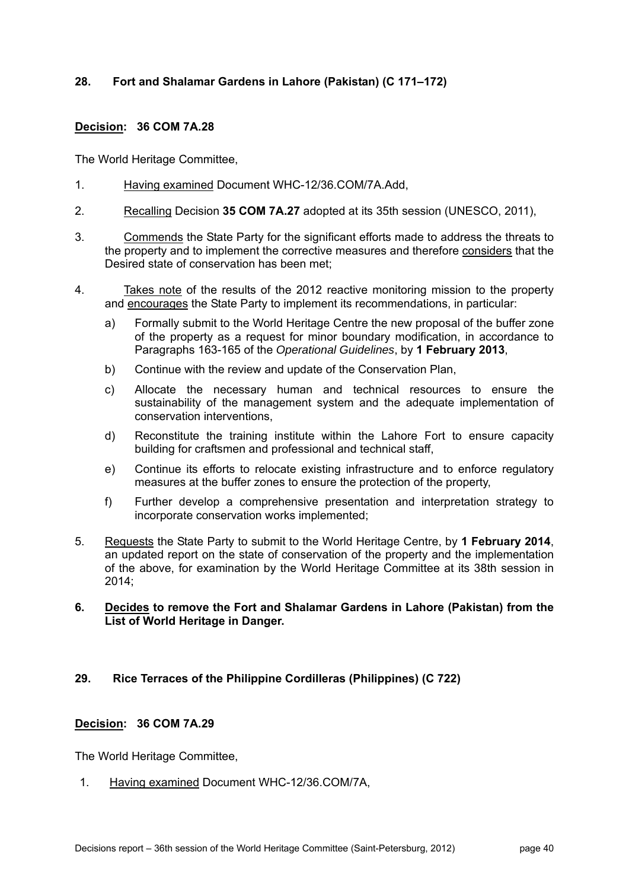### 28. Fort and Shalamar Gardens in Lahore (Pakistan) (C 171–172)

**Decision: 36 COM 7A.28**

The World Heritage Committee,

1. Having examined Document WHC-12/36.COM/7A.Add,

2. Recalling Decision **35 COM 7A.27** adopted at its 35th session (UNESCO, 2011),

3. Commends the State Party for the significant efforts made to address the threats to the property and to implement the corrective measures and therefore considers that the Desired state of conservation has been met;

4. Takes note of the results of the 2012 reactive monitoring mission to the property and encourages the State Party to implement its recommendations, in particular:

   a) Formally submit to the World Heritage Centre the new proposal of the buffer zone of the property as a request for minor boundary modification, in accordance to Paragraphs 163-165 of the *Operational Guidelines*, by **1 February 2013**,

   b) Continue with the review and update of the Conservation Plan,

   c) Allocate the necessary human and technical resources to ensure the sustainability of the management system and the adequate implementation of conservation interventions,

   d) Reconstitute the training institute within the Lahore Fort to ensure capacity building for craftsmen and professional and technical staff,

   e) Continue its efforts to relocate existing infrastructure and to enforce regulatory measures at the buffer zones to ensure the protection of the property,

   f) Further develop a comprehensive presentation and interpretation strategy to incorporate conservation works implemented;

5. Requests the State Party to submit to the World Heritage Centre, by **1 February 2014**, an updated report on the state of conservation of the property and the implementation of the above, for examination by the World Heritage Committee at its 38th session in 2014;

6. **Decides to remove the Fort and Shalamar Gardens in Lahore (Pakistan) from the List of World Heritage in Danger.**

### 29. Rice Terraces of the Philippine Cordilleras (Philippines) (C 722)

**Decision: 36 COM 7A.29**

The World Heritage Committee,

1. Having examined Document WHC-12/36.COM/7A,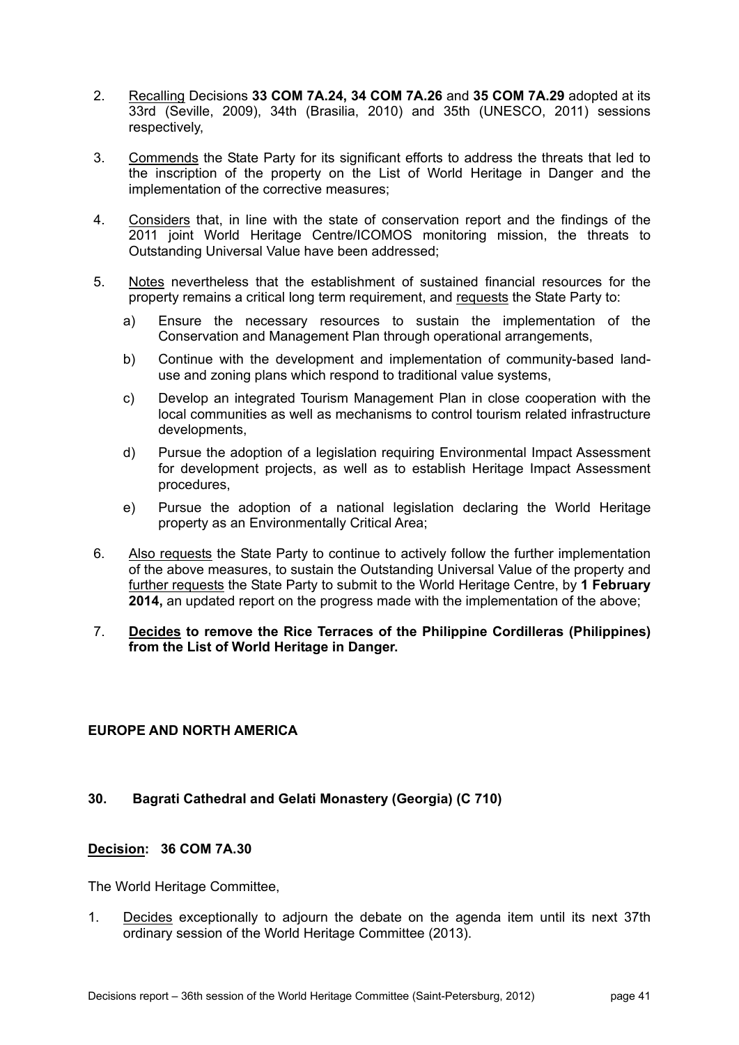2. Recalling Decisions **33 COM 7A.24, 34 COM 7A.26** and **35 COM 7A.29** adopted at its 33rd (Seville, 2009), 34th (Brasilia, 2010) and 35th (UNESCO, 2011) sessions respectively,

3. Commends the State Party for its significant efforts to address the threats that led to the inscription of the property on the List of World Heritage in Danger and the implementation of the corrective measures;

4. Considers that, in line with the state of conservation report and the findings of the 2011 joint World Heritage Centre/ICOMOS monitoring mission, the threats to Outstanding Universal Value have been addressed;

5. Notes nevertheless that the establishment of sustained financial resources for the property remains a critical long term requirement, and requests the State Party to:

   a) Ensure the necessary resources to sustain the implementation of the Conservation and Management Plan through operational arrangements,

   b) Continue with the development and implementation of community-based land-use and zoning plans which respond to traditional value systems,

   c) Develop an integrated Tourism Management Plan in close cooperation with the local communities as well as mechanisms to control tourism related infrastructure developments,

   d) Pursue the adoption of a legislation requiring Environmental Impact Assessment for development projects, as well as to establish Heritage Impact Assessment procedures,

   e) Pursue the adoption of a national legislation declaring the World Heritage property as an Environmentally Critical Area;

6. Also requests the State Party to continue to actively follow the further implementation of the above measures, to sustain the Outstanding Universal Value of the property and further requests the State Party to submit to the World Heritage Centre, by **1 February 2014,** an updated report on the progress made with the implementation of the above;

7. **Decides to remove the Rice Terraces of the Philippine Cordilleras (Philippines) from the List of World Heritage in Danger.**

## EUROPE AND NORTH AMERICA

### 30. Bagrati Cathedral and Gelati Monastery (Georgia) (C 710)

**Decision: 36 COM 7A.30**

The World Heritage Committee,

1. Decides exceptionally to adjourn the debate on the agenda item until its next 37th ordinary session of the World Heritage Committee (2013).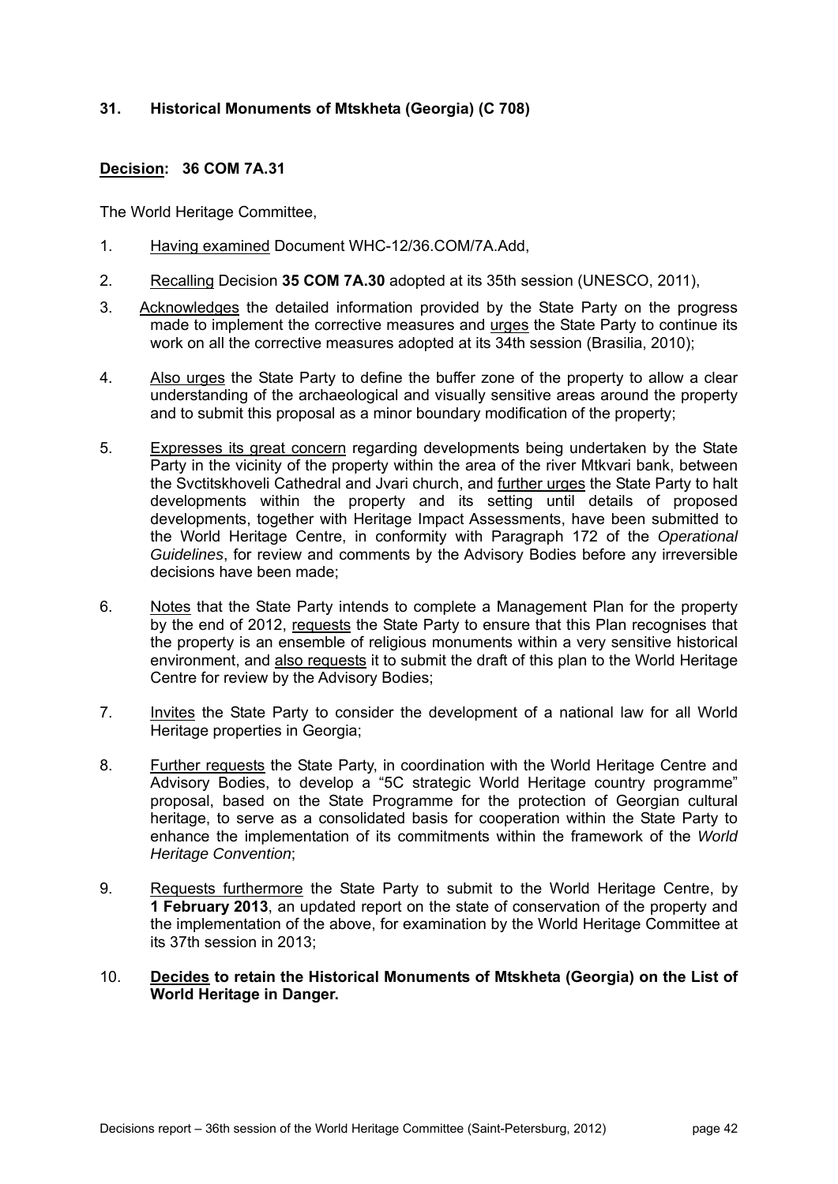### 31. Historical Monuments of Mtskheta (Georgia) (C 708)

**Decision: 36 COM 7A.31**

The World Heritage Committee,

1. Having examined Document WHC-12/36.COM/7A.Add,
2. Recalling Decision **35 COM 7A.30** adopted at its 35th session (UNESCO, 2011),
3. Acknowledges the detailed information provided by the State Party on the progress made to implement the corrective measures and urges the State Party to continue its work on all the corrective measures adopted at its 34th session (Brasilia, 2010);
4. Also urges the State Party to define the buffer zone of the property to allow a clear understanding of the archaeological and visually sensitive areas around the property and to submit this proposal as a minor boundary modification of the property;
5. Expresses its great concern regarding developments being undertaken by the State Party in the vicinity of the property within the area of the river Mtkvari bank, between the Svctitskhoveli Cathedral and Jvari church, and further urges the State Party to halt developments within the property and its setting until details of proposed developments, together with Heritage Impact Assessments, have been submitted to the World Heritage Centre, in conformity with Paragraph 172 of the *Operational Guidelines*, for review and comments by the Advisory Bodies before any irreversible decisions have been made;
6. Notes that the State Party intends to complete a Management Plan for the property by the end of 2012, requests the State Party to ensure that this Plan recognises that the property is an ensemble of religious monuments within a very sensitive historical environment, and also requests it to submit the draft of this plan to the World Heritage Centre for review by the Advisory Bodies;
7. Invites the State Party to consider the development of a national law for all World Heritage properties in Georgia;
8. Further requests the State Party, in coordination with the World Heritage Centre and Advisory Bodies, to develop a "5C strategic World Heritage country programme" proposal, based on the State Programme for the protection of Georgian cultural heritage, to serve as a consolidated basis for cooperation within the State Party to enhance the implementation of its commitments within the framework of the *World Heritage Convention*;
9. Requests furthermore the State Party to submit to the World Heritage Centre, by **1 February 2013**, an updated report on the state of conservation of the property and the implementation of the above, for examination by the World Heritage Committee at its 37th session in 2013;
10. **Decides to retain the Historical Monuments of Mtskheta (Georgia) on the List of World Heritage in Danger.**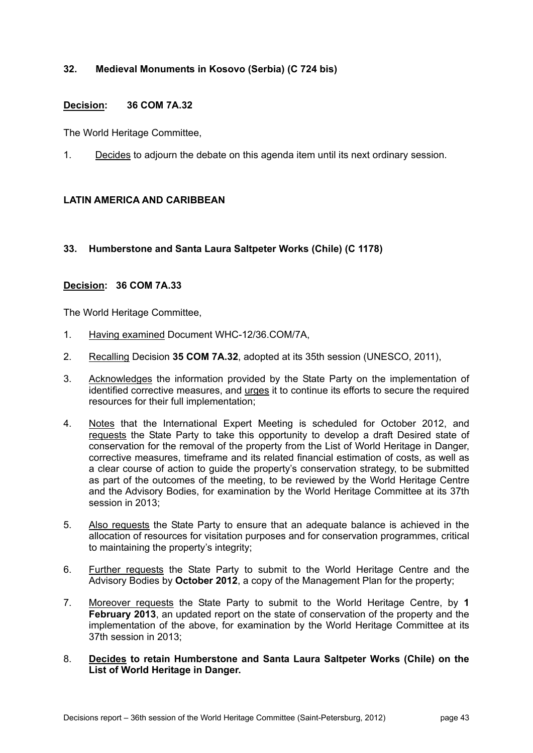### 32. Medieval Monuments in Kosovo (Serbia) (C 724 bis)

**Decision: 36 COM 7A.32**

The World Heritage Committee,

1. Decides to adjourn the debate on this agenda item until its next ordinary session.

## LATIN AMERICA AND CARIBBEAN

### 33. Humberstone and Santa Laura Saltpeter Works (Chile) (C 1178)

**Decision: 36 COM 7A.33**

The World Heritage Committee,

1. Having examined Document WHC-12/36.COM/7A,
2. Recalling Decision **35 COM 7A.32**, adopted at its 35th session (UNESCO, 2011),
3. Acknowledges the information provided by the State Party on the implementation of identified corrective measures, and urges it to continue its efforts to secure the required resources for their full implementation;
4. Notes that the International Expert Meeting is scheduled for October 2012, and requests the State Party to take this opportunity to develop a draft Desired state of conservation for the removal of the property from the List of World Heritage in Danger, corrective measures, timeframe and its related financial estimation of costs, as well as a clear course of action to guide the property's conservation strategy, to be submitted as part of the outcomes of the meeting, to be reviewed by the World Heritage Centre and the Advisory Bodies, for examination by the World Heritage Committee at its 37th session in 2013;
5. Also requests the State Party to ensure that an adequate balance is achieved in the allocation of resources for visitation purposes and for conservation programmes, critical to maintaining the property's integrity;
6. Further requests the State Party to submit to the World Heritage Centre and the Advisory Bodies by **October 2012**, a copy of the Management Plan for the property;
7. Moreover requests the State Party to submit to the World Heritage Centre, by **1 February 2013**, an updated report on the state of conservation of the property and the implementation of the above, for examination by the World Heritage Committee at its 37th session in 2013;
8. **Decides to retain Humberstone and Santa Laura Saltpeter Works (Chile) on the List of World Heritage in Danger.**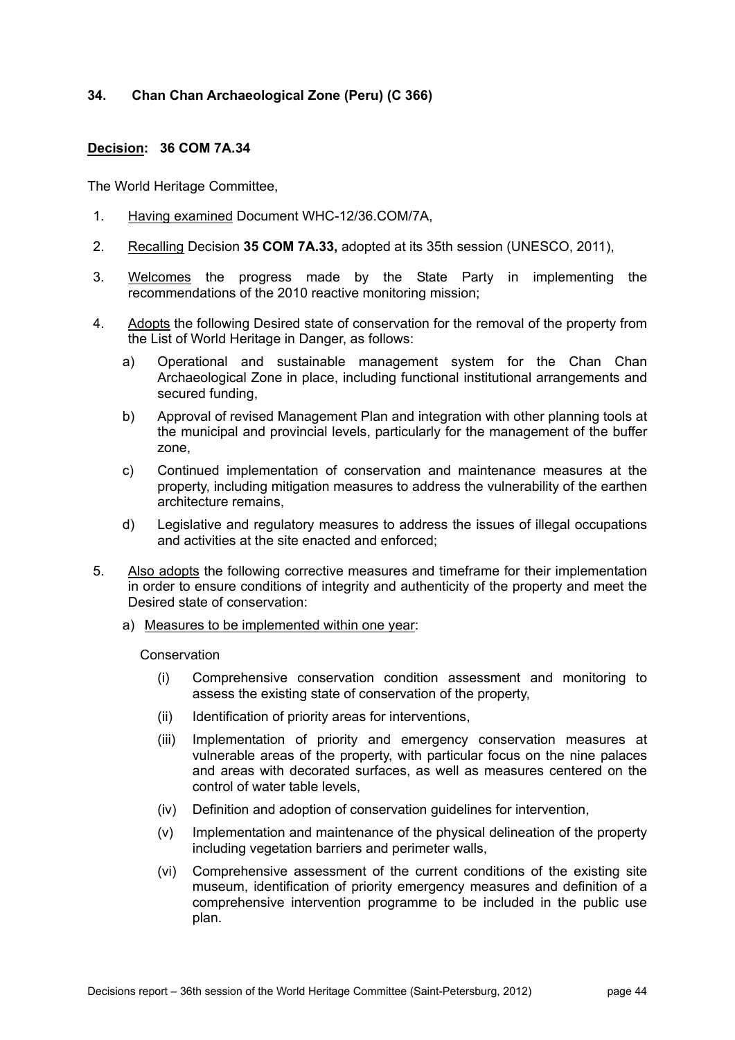### 34. Chan Chan Archaeological Zone (Peru) (C 366)

**Decision: 36 COM 7A.34**

The World Heritage Committee,

1. Having examined Document WHC-12/36.COM/7A,
2. Recalling Decision **35 COM 7A.33,** adopted at its 35th session (UNESCO, 2011),
3. Welcomes the progress made by the State Party in implementing the recommendations of the 2010 reactive monitoring mission;
4. Adopts the following Desired state of conservation for the removal of the property from the List of World Heritage in Danger, as follows:
   a) Operational and sustainable management system for the Chan Chan Archaeological Zone in place, including functional institutional arrangements and secured funding,
   b) Approval of revised Management Plan and integration with other planning tools at the municipal and provincial levels, particularly for the management of the buffer zone,
   c) Continued implementation of conservation and maintenance measures at the property, including mitigation measures to address the vulnerability of the earthen architecture remains,
   d) Legislative and regulatory measures to address the issues of illegal occupations and activities at the site enacted and enforced;
5. Also adopts the following corrective measures and timeframe for their implementation in order to ensure conditions of integrity and authenticity of the property and meet the Desired state of conservation:
   a) Measures to be implemented within one year:

      Conservation

      (i) Comprehensive conservation condition assessment and monitoring to assess the existing state of conservation of the property,

      (ii) Identification of priority areas for interventions,

      (iii) Implementation of priority and emergency conservation measures at vulnerable areas of the property, with particular focus on the nine palaces and areas with decorated surfaces, as well as measures centered on the control of water table levels,

      (iv) Definition and adoption of conservation guidelines for intervention,

      (v) Implementation and maintenance of the physical delineation of the property including vegetation barriers and perimeter walls,

      (vi) Comprehensive assessment of the current conditions of the existing site museum, identification of priority emergency measures and definition of a comprehensive intervention programme to be included in the public use plan.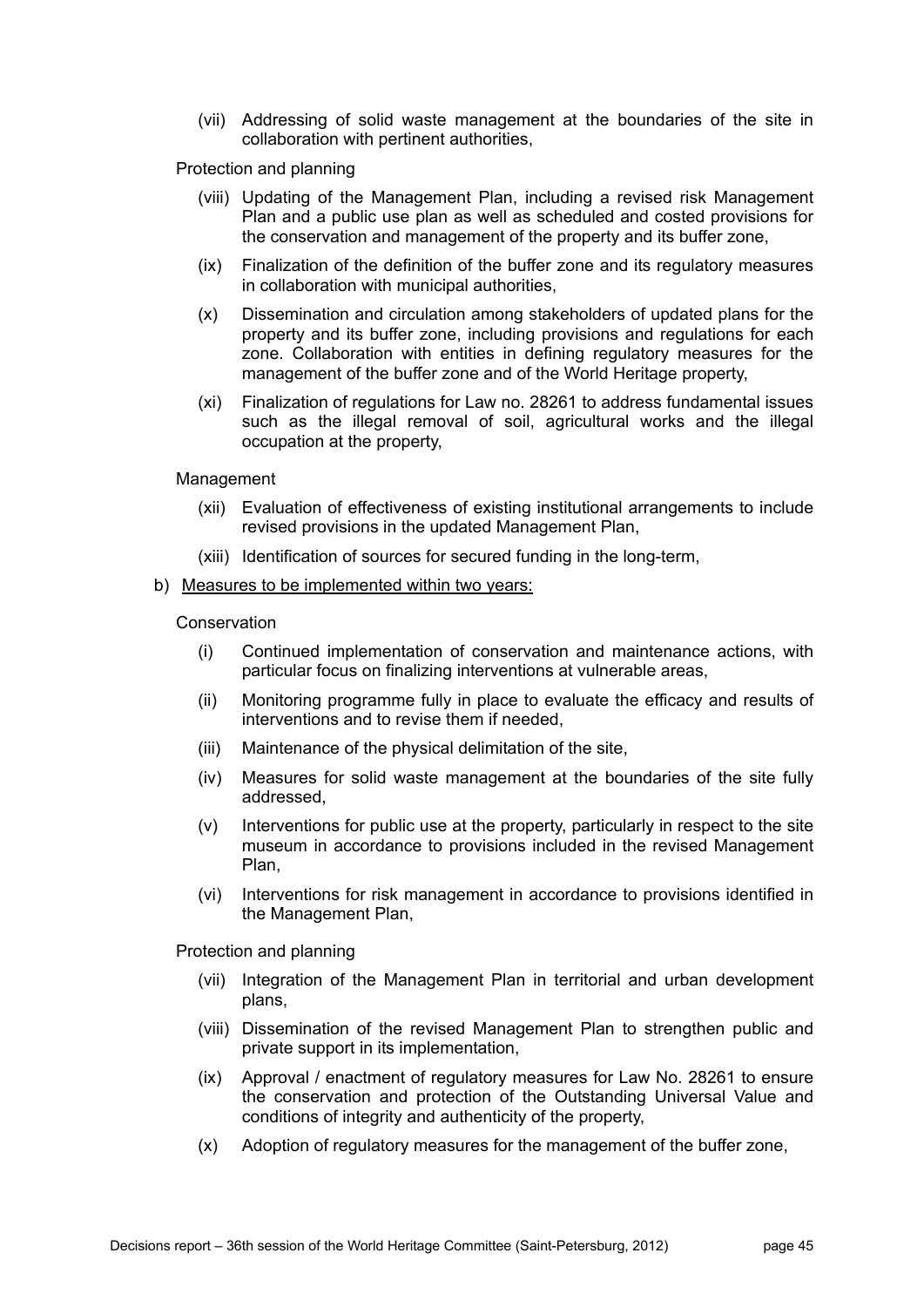(vii) Addressing of solid waste management at the boundaries of the site in collaboration with pertinent authorities,

Protection and planning

(viii) Updating of the Management Plan, including a revised risk Management Plan and a public use plan as well as scheduled and costed provisions for the conservation and management of the property and its buffer zone,

(ix) Finalization of the definition of the buffer zone and its regulatory measures in collaboration with municipal authorities,

(x) Dissemination and circulation among stakeholders of updated plans for the property and its buffer zone, including provisions and regulations for each zone. Collaboration with entities in defining regulatory measures for the management of the buffer zone and of the World Heritage property,

(xi) Finalization of regulations for Law no. 28261 to address fundamental issues such as the illegal removal of soil, agricultural works and the illegal occupation at the property,

Management

(xii) Evaluation of effectiveness of existing institutional arrangements to include revised provisions in the updated Management Plan,

(xiii) Identification of sources for secured funding in the long-term,

b) <u>Measures to be implemented within two years:</u>

Conservation

(i) Continued implementation of conservation and maintenance actions, with particular focus on finalizing interventions at vulnerable areas,

(ii) Monitoring programme fully in place to evaluate the efficacy and results of interventions and to revise them if needed,

(iii) Maintenance of the physical delimitation of the site,

(iv) Measures for solid waste management at the boundaries of the site fully addressed,

(v) Interventions for public use at the property, particularly in respect to the site museum in accordance to provisions included in the revised Management Plan,

(vi) Interventions for risk management in accordance to provisions identified in the Management Plan,

Protection and planning

(vii) Integration of the Management Plan in territorial and urban development plans,

(viii) Dissemination of the revised Management Plan to strengthen public and private support in its implementation,

(ix) Approval / enactment of regulatory measures for Law No. 28261 to ensure the conservation and protection of the Outstanding Universal Value and conditions of integrity and authenticity of the property,

(x) Adoption of regulatory measures for the management of the buffer zone,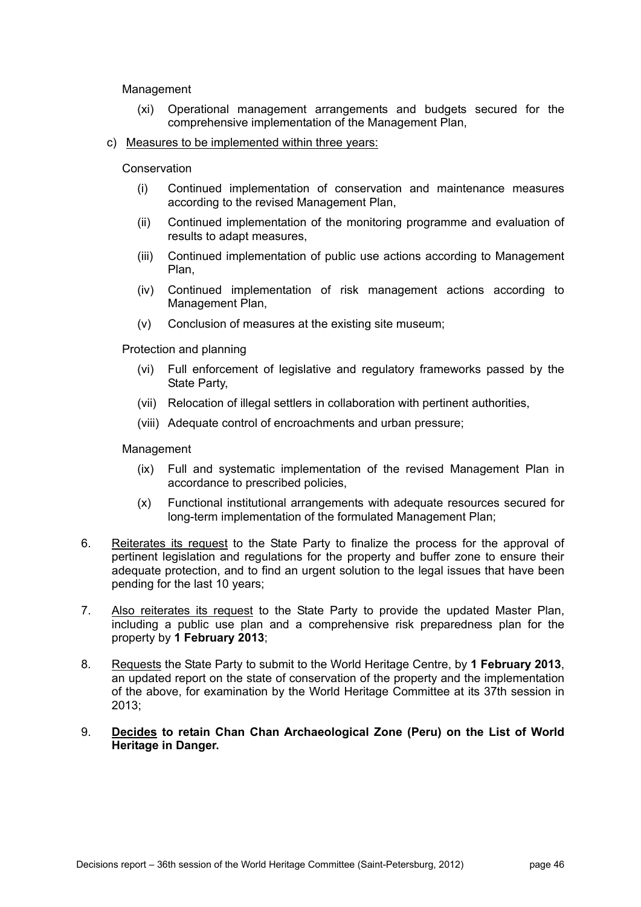Management

(xi) Operational management arrangements and budgets secured for the comprehensive implementation of the Management Plan,

c) <u>Measures to be implemented within three years:</u>

Conservation

(i) Continued implementation of conservation and maintenance measures according to the revised Management Plan,

(ii) Continued implementation of the monitoring programme and evaluation of results to adapt measures,

(iii) Continued implementation of public use actions according to Management Plan,

(iv) Continued implementation of risk management actions according to Management Plan,

(v) Conclusion of measures at the existing site museum;

Protection and planning

(vi) Full enforcement of legislative and regulatory frameworks passed by the State Party,

(vii) Relocation of illegal settlers in collaboration with pertinent authorities,

(viii) Adequate control of encroachments and urban pressure;

Management

(ix) Full and systematic implementation of the revised Management Plan in accordance to prescribed policies,

(x) Functional institutional arrangements with adequate resources secured for long-term implementation of the formulated Management Plan;

6. <u>Reiterates its request</u> to the State Party to finalize the process for the approval of pertinent legislation and regulations for the property and buffer zone to ensure their adequate protection, and to find an urgent solution to the legal issues that have been pending for the last 10 years;

7. <u>Also reiterates its request</u> to the State Party to provide the updated Master Plan, including a public use plan and a comprehensive risk preparedness plan for the property by **1 February 2013**;

8. <u>Requests</u> the State Party to submit to the World Heritage Centre, by **1 February 2013**, an updated report on the state of conservation of the property and the implementation of the above, for examination by the World Heritage Committee at its 37th session in 2013;

9. **<u>Decides</u> to retain Chan Chan Archaeological Zone (Peru) on the List of World Heritage in Danger.**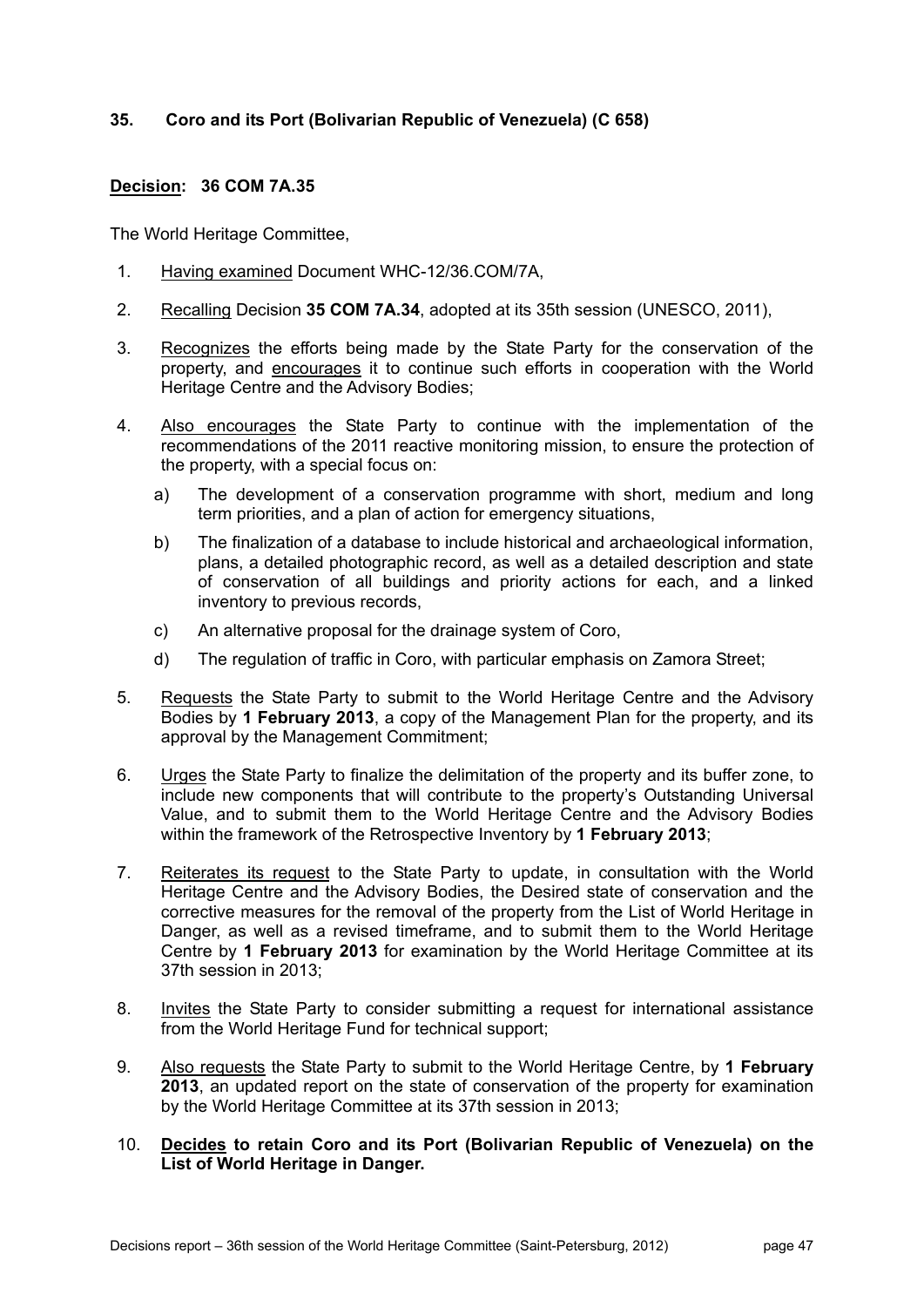### 35. Coro and its Port (Bolivarian Republic of Venezuela) (C 658)

**Decision: 36 COM 7A.35**

The World Heritage Committee,

1. Having examined Document WHC-12/36.COM/7A,
2. Recalling Decision **35 COM 7A.34**, adopted at its 35th session (UNESCO, 2011),
3. Recognizes the efforts being made by the State Party for the conservation of the property, and encourages it to continue such efforts in cooperation with the World Heritage Centre and the Advisory Bodies;
4. Also encourages the State Party to continue with the implementation of the recommendations of the 2011 reactive monitoring mission, to ensure the protection of the property, with a special focus on:
   a) The development of a conservation programme with short, medium and long term priorities, and a plan of action for emergency situations,
   b) The finalization of a database to include historical and archaeological information, plans, a detailed photographic record, as well as a detailed description and state of conservation of all buildings and priority actions for each, and a linked inventory to previous records,
   c) An alternative proposal for the drainage system of Coro,
   d) The regulation of traffic in Coro, with particular emphasis on Zamora Street;
5. Requests the State Party to submit to the World Heritage Centre and the Advisory Bodies by **1 February 2013**, a copy of the Management Plan for the property, and its approval by the Management Commitment;
6. Urges the State Party to finalize the delimitation of the property and its buffer zone, to include new components that will contribute to the property's Outstanding Universal Value, and to submit them to the World Heritage Centre and the Advisory Bodies within the framework of the Retrospective Inventory by **1 February 2013**;
7. Reiterates its request to the State Party to update, in consultation with the World Heritage Centre and the Advisory Bodies, the Desired state of conservation and the corrective measures for the removal of the property from the List of World Heritage in Danger, as well as a revised timeframe, and to submit them to the World Heritage Centre by **1 February 2013** for examination by the World Heritage Committee at its 37th session in 2013;
8. Invites the State Party to consider submitting a request for international assistance from the World Heritage Fund for technical support;
9. Also requests the State Party to submit to the World Heritage Centre, by **1 February 2013**, an updated report on the state of conservation of the property for examination by the World Heritage Committee at its 37th session in 2013;
10. **Decides to retain Coro and its Port (Bolivarian Republic of Venezuela) on the List of World Heritage in Danger.**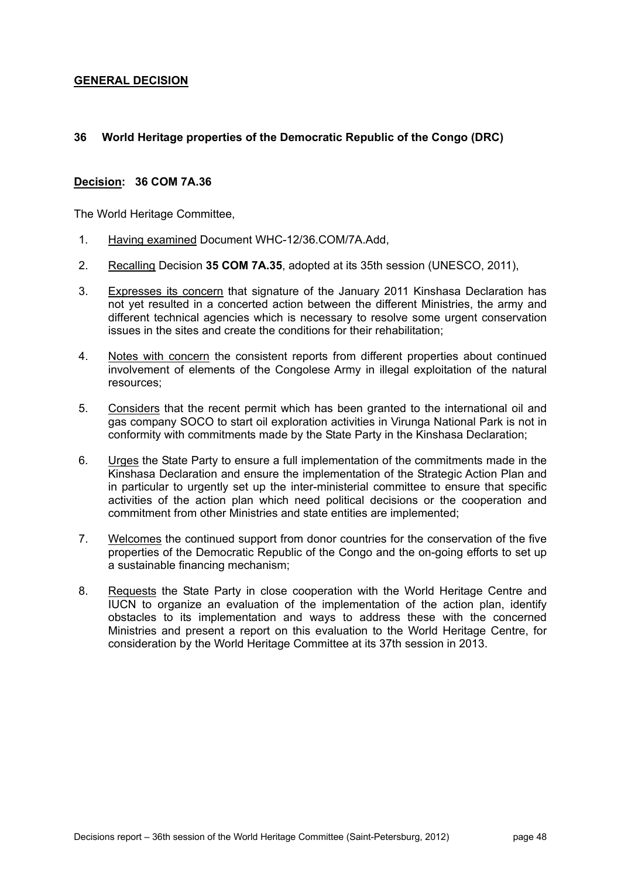## GENERAL DECISION

### 36 World Heritage properties of the Democratic Republic of the Congo (DRC)

**Decision: 36 COM 7A.36**

The World Heritage Committee,

1. Having examined Document WHC-12/36.COM/7A.Add,
2. Recalling Decision **35 COM 7A.35**, adopted at its 35th session (UNESCO, 2011),
3. Expresses its concern that signature of the January 2011 Kinshasa Declaration has not yet resulted in a concerted action between the different Ministries, the army and different technical agencies which is necessary to resolve some urgent conservation issues in the sites and create the conditions for their rehabilitation;
4. Notes with concern the consistent reports from different properties about continued involvement of elements of the Congolese Army in illegal exploitation of the natural resources;
5. Considers that the recent permit which has been granted to the international oil and gas company SOCO to start oil exploration activities in Virunga National Park is not in conformity with commitments made by the State Party in the Kinshasa Declaration;
6. Urges the State Party to ensure a full implementation of the commitments made in the Kinshasa Declaration and ensure the implementation of the Strategic Action Plan and in particular to urgently set up the inter-ministerial committee to ensure that specific activities of the action plan which need political decisions or the cooperation and commitment from other Ministries and state entities are implemented;
7. Welcomes the continued support from donor countries for the conservation of the five properties of the Democratic Republic of the Congo and the on-going efforts to set up a sustainable financing mechanism;
8. Requests the State Party in close cooperation with the World Heritage Centre and IUCN to organize an evaluation of the implementation of the action plan, identify obstacles to its implementation and ways to address these with the concerned Ministries and present a report on this evaluation to the World Heritage Centre, for consideration by the World Heritage Committee at its 37th session in 2013.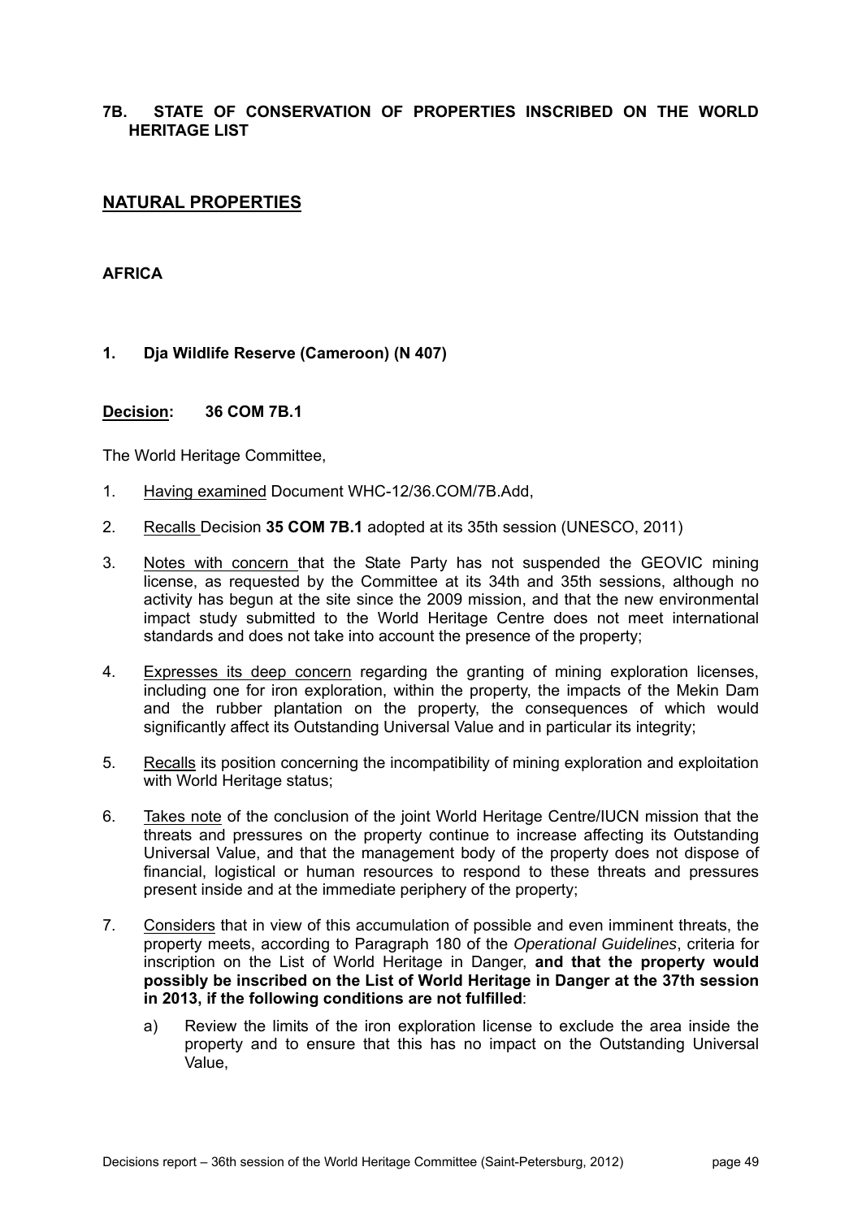## 7B. STATE OF CONSERVATION OF PROPERTIES INSCRIBED ON THE WORLD HERITAGE LIST

## NATURAL PROPERTIES

### AFRICA

### 1. Dja Wildlife Reserve (Cameroon) (N 407)

**Decision: 36 COM 7B.1**

The World Heritage Committee,

1. Having examined Document WHC-12/36.COM/7B.Add,
2. Recalls Decision **35 COM 7B.1** adopted at its 35th session (UNESCO, 2011)
3. Notes with concern that the State Party has not suspended the GEOVIC mining license, as requested by the Committee at its 34th and 35th sessions, although no activity has begun at the site since the 2009 mission, and that the new environmental impact study submitted to the World Heritage Centre does not meet international standards and does not take into account the presence of the property;
4. Expresses its deep concern regarding the granting of mining exploration licenses, including one for iron exploration, within the property, the impacts of the Mekin Dam and the rubber plantation on the property, the consequences of which would significantly affect its Outstanding Universal Value and in particular its integrity;
5. Recalls its position concerning the incompatibility of mining exploration and exploitation with World Heritage status;
6. Takes note of the conclusion of the joint World Heritage Centre/IUCN mission that the threats and pressures on the property continue to increase affecting its Outstanding Universal Value, and that the management body of the property does not dispose of financial, logistical or human resources to respond to these threats and pressures present inside and at the immediate periphery of the property;
7. Considers that in view of this accumulation of possible and even imminent threats, the property meets, according to Paragraph 180 of the *Operational Guidelines*, criteria for inscription on the List of World Heritage in Danger, **and that the property would possibly be inscribed on the List of World Heritage in Danger at the 37th session in 2013, if the following conditions are not fulfilled**:
   a) Review the limits of the iron exploration license to exclude the area inside the property and to ensure that this has no impact on the Outstanding Universal Value,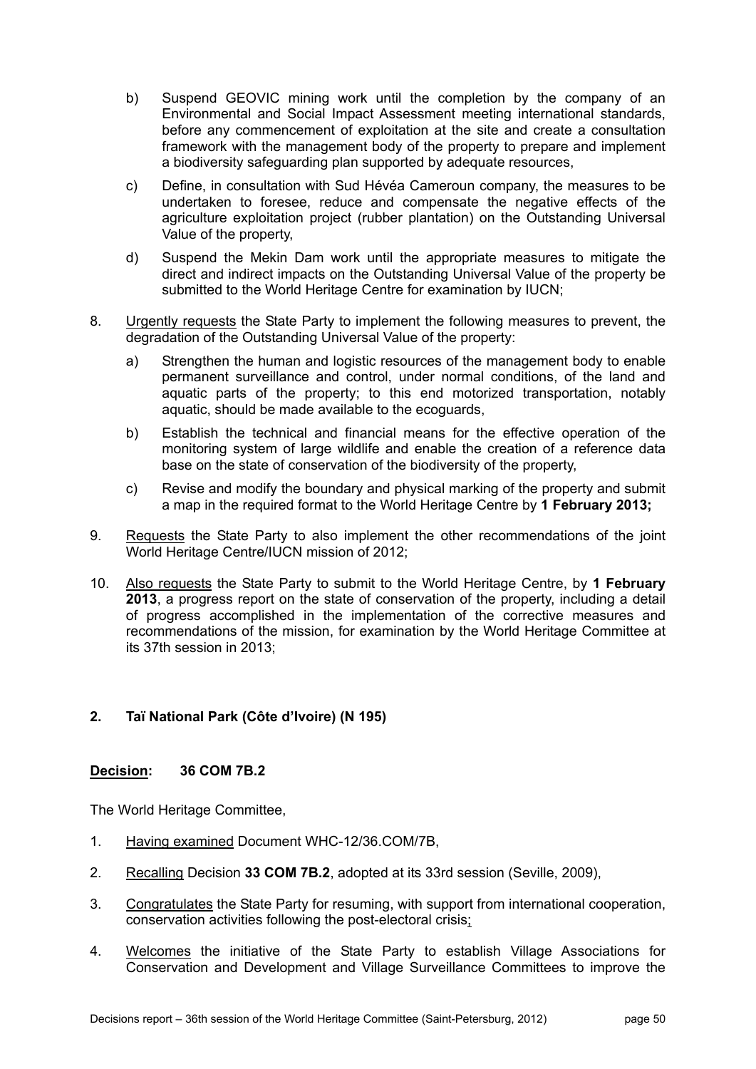b) Suspend GEOVIC mining work until the completion by the company of an Environmental and Social Impact Assessment meeting international standards, before any commencement of exploitation at the site and create a consultation framework with the management body of the property to prepare and implement a biodiversity safeguarding plan supported by adequate resources,

c) Define, in consultation with Sud Hévéa Cameroun company, the measures to be undertaken to foresee, reduce and compensate the negative effects of the agriculture exploitation project (rubber plantation) on the Outstanding Universal Value of the property,

d) Suspend the Mekin Dam work until the appropriate measures to mitigate the direct and indirect impacts on the Outstanding Universal Value of the property be submitted to the World Heritage Centre for examination by IUCN;

8. Urgently requests the State Party to implement the following measures to prevent, the degradation of the Outstanding Universal Value of the property:

    a) Strengthen the human and logistic resources of the management body to enable permanent surveillance and control, under normal conditions, of the land and aquatic parts of the property; to this end motorized transportation, notably aquatic, should be made available to the ecoguards,

    b) Establish the technical and financial means for the effective operation of the monitoring system of large wildlife and enable the creation of a reference data base on the state of conservation of the biodiversity of the property,

    c) Revise and modify the boundary and physical marking of the property and submit a map in the required format to the World Heritage Centre by **1 February 2013;**

9. Requests the State Party to also implement the other recommendations of the joint World Heritage Centre/IUCN mission of 2012;

10. Also requests the State Party to submit to the World Heritage Centre, by **1 February 2013**, a progress report on the state of conservation of the property, including a detail of progress accomplished in the implementation of the corrective measures and recommendations of the mission, for examination by the World Heritage Committee at its 37th session in 2013;

## 2. Taï National Park (Côte d'Ivoire) (N 195)

**Decision: 36 COM 7B.2**

The World Heritage Committee,

1. Having examined Document WHC-12/36.COM/7B,

2. Recalling Decision **33 COM 7B.2**, adopted at its 33rd session (Seville, 2009),

3. Congratulates the State Party for resuming, with support from international cooperation, conservation activities following the post-electoral crisis;

4. Welcomes the initiative of the State Party to establish Village Associations for Conservation and Development and Village Surveillance Committees to improve the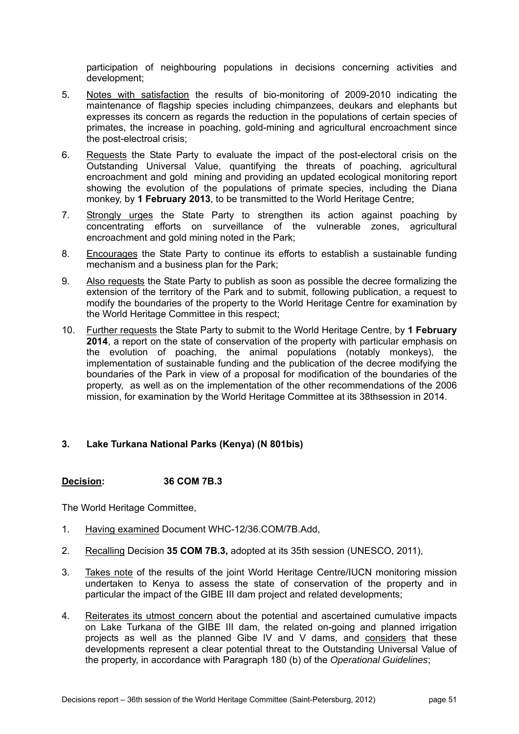participation of neighbouring populations in decisions concerning activities and development;

5. Notes with satisfaction the results of bio-monitoring of 2009-2010 indicating the maintenance of flagship species including chimpanzees, deukars and elephants but expresses its concern as regards the reduction in the populations of certain species of primates, the increase in poaching, gold-mining and agricultural encroachment since the post-electroal crisis;

6. Requests the State Party to evaluate the impact of the post-electoral crisis on the Outstanding Universal Value, quantifying the threats of poaching, agricultural encroachment and gold mining and providing an updated ecological monitoring report showing the evolution of the populations of primate species, including the Diana monkey, by **1 February 2013**, to be transmitted to the World Heritage Centre;

7. Strongly urges the State Party to strengthen its action against poaching by concentrating efforts on surveillance of the vulnerable zones, agricultural encroachment and gold mining noted in the Park;

8. Encourages the State Party to continue its efforts to establish a sustainable funding mechanism and a business plan for the Park;

9. Also requests the State Party to publish as soon as possible the decree formalizing the extension of the territory of the Park and to submit, following publication, a request to modify the boundaries of the property to the World Heritage Centre for examination by the World Heritage Committee in this respect;

10. Further requests the State Party to submit to the World Heritage Centre, by **1 February 2014**, a report on the state of conservation of the property with particular emphasis on the evolution of poaching, the animal populations (notably monkeys), the implementation of sustainable funding and the publication of the decree modifying the boundaries of the Park in view of a proposal for modification of the boundaries of the property, as well as on the implementation of the other recommendations of the 2006 mission, for examination by the World Heritage Committee at its 38thsession in 2014.

### 3. Lake Turkana National Parks (Kenya) (N 801bis)

**Decision: 36 COM 7B.3**

The World Heritage Committee,

1. Having examined Document WHC-12/36.COM/7B.Add,

2. Recalling Decision **35 COM 7B.3,** adopted at its 35th session (UNESCO, 2011),

3. Takes note of the results of the joint World Heritage Centre/IUCN monitoring mission undertaken to Kenya to assess the state of conservation of the property and in particular the impact of the GIBE III dam project and related developments;

4. Reiterates its utmost concern about the potential and ascertained cumulative impacts on Lake Turkana of the GIBE III dam, the related on-going and planned irrigation projects as well as the planned Gibe IV and V dams, and considers that these developments represent a clear potential threat to the Outstanding Universal Value of the property, in accordance with Paragraph 180 (b) of the *Operational Guidelines*;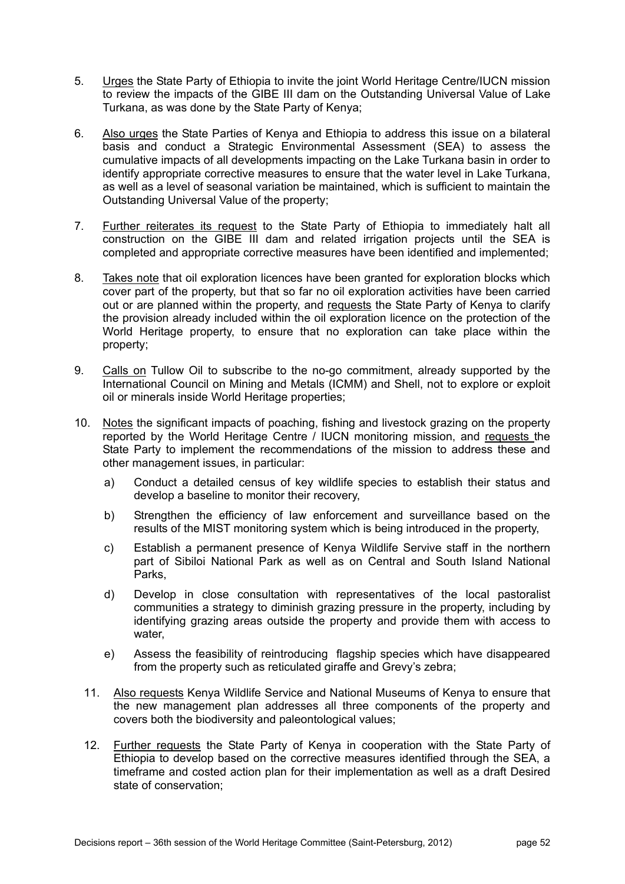5. Urges the State Party of Ethiopia to invite the joint World Heritage Centre/IUCN mission to review the impacts of the GIBE III dam on the Outstanding Universal Value of Lake Turkana, as was done by the State Party of Kenya;

6. Also urges the State Parties of Kenya and Ethiopia to address this issue on a bilateral basis and conduct a Strategic Environmental Assessment (SEA) to assess the cumulative impacts of all developments impacting on the Lake Turkana basin in order to identify appropriate corrective measures to ensure that the water level in Lake Turkana, as well as a level of seasonal variation be maintained, which is sufficient to maintain the Outstanding Universal Value of the property;

7. Further reiterates its request to the State Party of Ethiopia to immediately halt all construction on the GIBE III dam and related irrigation projects until the SEA is completed and appropriate corrective measures have been identified and implemented;

8. Takes note that oil exploration licences have been granted for exploration blocks which cover part of the property, but that so far no oil exploration activities have been carried out or are planned within the property, and requests the State Party of Kenya to clarify the provision already included within the oil exploration licence on the protection of the World Heritage property, to ensure that no exploration can take place within the property;

9. Calls on Tullow Oil to subscribe to the no-go commitment, already supported by the International Council on Mining and Metals (ICMM) and Shell, not to explore or exploit oil or minerals inside World Heritage properties;

10. Notes the significant impacts of poaching, fishing and livestock grazing on the property reported by the World Heritage Centre / IUCN monitoring mission, and requests the State Party to implement the recommendations of the mission to address these and other management issues, in particular:

    a) Conduct a detailed census of key wildlife species to establish their status and develop a baseline to monitor their recovery,

    b) Strengthen the efficiency of law enforcement and surveillance based on the results of the MIST monitoring system which is being introduced in the property,

    c) Establish a permanent presence of Kenya Wildlife Servive staff in the northern part of Sibiloi National Park as well as on Central and South Island National Parks,

    d) Develop in close consultation with representatives of the local pastoralist communities a strategy to diminish grazing pressure in the property, including by identifying grazing areas outside the property and provide them with access to water,

    e) Assess the feasibility of reintroducing flagship species which have disappeared from the property such as reticulated giraffe and Grevy's zebra;

11. Also requests Kenya Wildlife Service and National Museums of Kenya to ensure that the new management plan addresses all three components of the property and covers both the biodiversity and paleontological values;

12. Further requests the State Party of Kenya in cooperation with the State Party of Ethiopia to develop based on the corrective measures identified through the SEA, a timeframe and costed action plan for their implementation as well as a draft Desired state of conservation;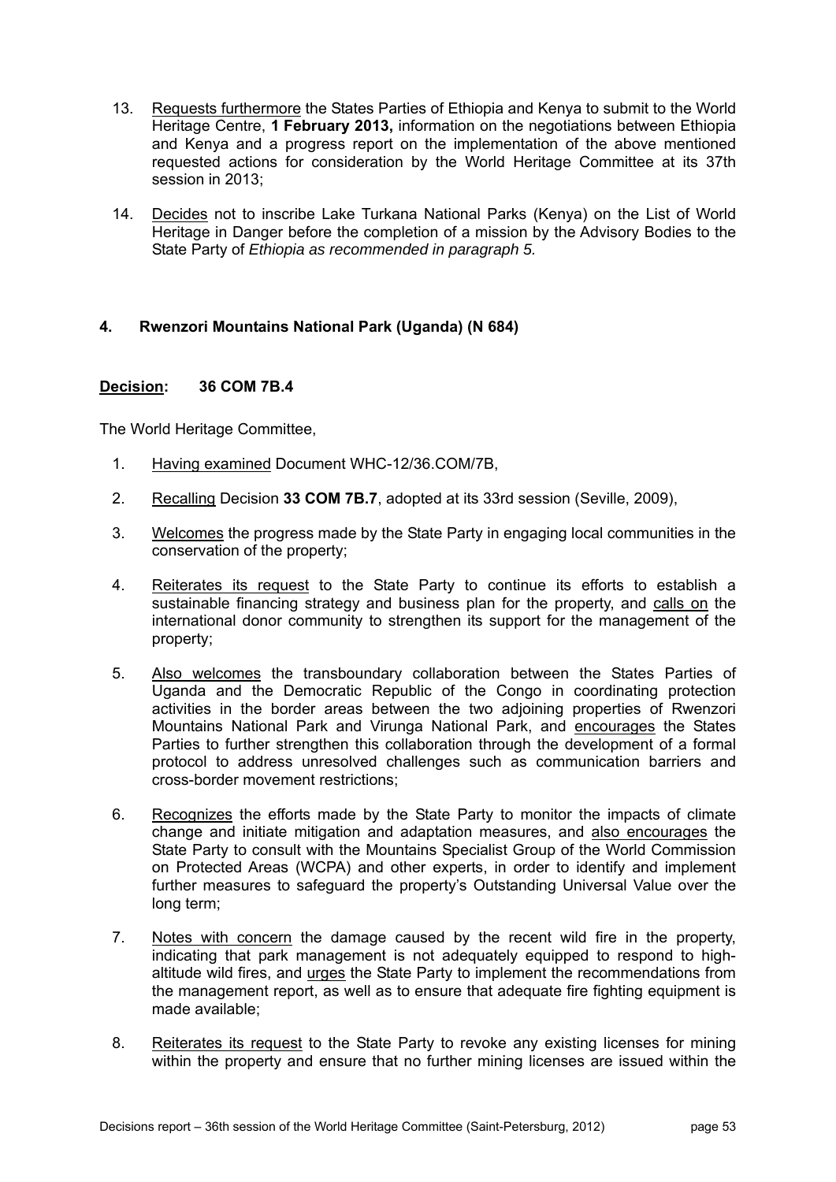13. Requests furthermore the States Parties of Ethiopia and Kenya to submit to the World Heritage Centre, **1 February 2013,** information on the negotiations between Ethiopia and Kenya and a progress report on the implementation of the above mentioned requested actions for consideration by the World Heritage Committee at its 37th session in 2013;

14. Decides not to inscribe Lake Turkana National Parks (Kenya) on the List of World Heritage in Danger before the completion of a mission by the Advisory Bodies to the State Party of *Ethiopia as recommended in paragraph 5.*

#### 4. Rwenzori Mountains National Park (Uganda) (N 684)

**Decision: 36 COM 7B.4**

The World Heritage Committee,

1. Having examined Document WHC-12/36.COM/7B,

2. Recalling Decision **33 COM 7B.7**, adopted at its 33rd session (Seville, 2009),

3. Welcomes the progress made by the State Party in engaging local communities in the conservation of the property;

4. Reiterates its request to the State Party to continue its efforts to establish a sustainable financing strategy and business plan for the property, and calls on the international donor community to strengthen its support for the management of the property;

5. Also welcomes the transboundary collaboration between the States Parties of Uganda and the Democratic Republic of the Congo in coordinating protection activities in the border areas between the two adjoining properties of Rwenzori Mountains National Park and Virunga National Park, and encourages the States Parties to further strengthen this collaboration through the development of a formal protocol to address unresolved challenges such as communication barriers and cross-border movement restrictions;

6. Recognizes the efforts made by the State Party to monitor the impacts of climate change and initiate mitigation and adaptation measures, and also encourages the State Party to consult with the Mountains Specialist Group of the World Commission on Protected Areas (WCPA) and other experts, in order to identify and implement further measures to safeguard the property's Outstanding Universal Value over the long term;

7. Notes with concern the damage caused by the recent wild fire in the property, indicating that park management is not adequately equipped to respond to high-altitude wild fires, and urges the State Party to implement the recommendations from the management report, as well as to ensure that adequate fire fighting equipment is made available;

8. Reiterates its request to the State Party to revoke any existing licenses for mining within the property and ensure that no further mining licenses are issued within the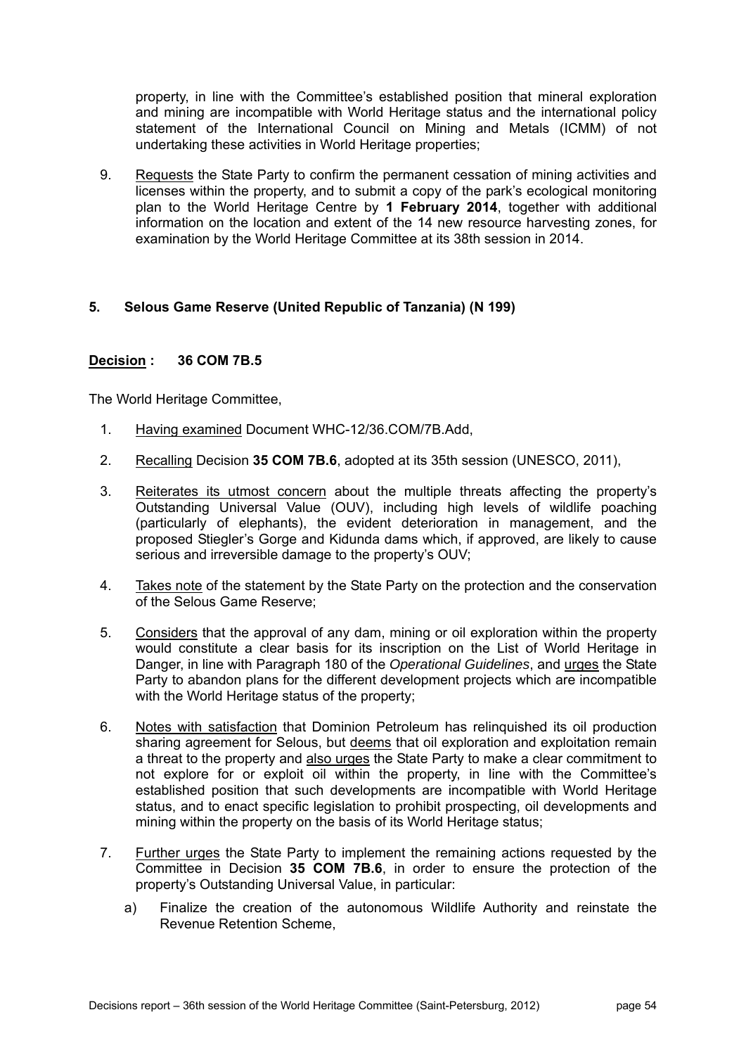property, in line with the Committee's established position that mineral exploration and mining are incompatible with World Heritage status and the international policy statement of the International Council on Mining and Metals (ICMM) of not undertaking these activities in World Heritage properties;

9. Requests the State Party to confirm the permanent cessation of mining activities and licenses within the property, and to submit a copy of the park's ecological monitoring plan to the World Heritage Centre by **1 February 2014**, together with additional information on the location and extent of the 14 new resource harvesting zones, for examination by the World Heritage Committee at its 38th session in 2014.

### 5. Selous Game Reserve (United Republic of Tanzania) (N 199)

**Decision : 36 COM 7B.5**

The World Heritage Committee,

1. Having examined Document WHC-12/36.COM/7B.Add,

2. Recalling Decision **35 COM 7B.6**, adopted at its 35th session (UNESCO, 2011),

3. Reiterates its utmost concern about the multiple threats affecting the property's Outstanding Universal Value (OUV), including high levels of wildlife poaching (particularly of elephants), the evident deterioration in management, and the proposed Stiegler's Gorge and Kidunda dams which, if approved, are likely to cause serious and irreversible damage to the property's OUV;

4. Takes note of the statement by the State Party on the protection and the conservation of the Selous Game Reserve;

5. Considers that the approval of any dam, mining or oil exploration within the property would constitute a clear basis for its inscription on the List of World Heritage in Danger, in line with Paragraph 180 of the *Operational Guidelines*, and urges the State Party to abandon plans for the different development projects which are incompatible with the World Heritage status of the property;

6. Notes with satisfaction that Dominion Petroleum has relinquished its oil production sharing agreement for Selous, but deems that oil exploration and exploitation remain a threat to the property and also urges the State Party to make a clear commitment to not explore for or exploit oil within the property, in line with the Committee's established position that such developments are incompatible with World Heritage status, and to enact specific legislation to prohibit prospecting, oil developments and mining within the property on the basis of its World Heritage status;

7. Further urges the State Party to implement the remaining actions requested by the Committee in Decision **35 COM 7B.6**, in order to ensure the protection of the property's Outstanding Universal Value, in particular:

   a) Finalize the creation of the autonomous Wildlife Authority and reinstate the Revenue Retention Scheme,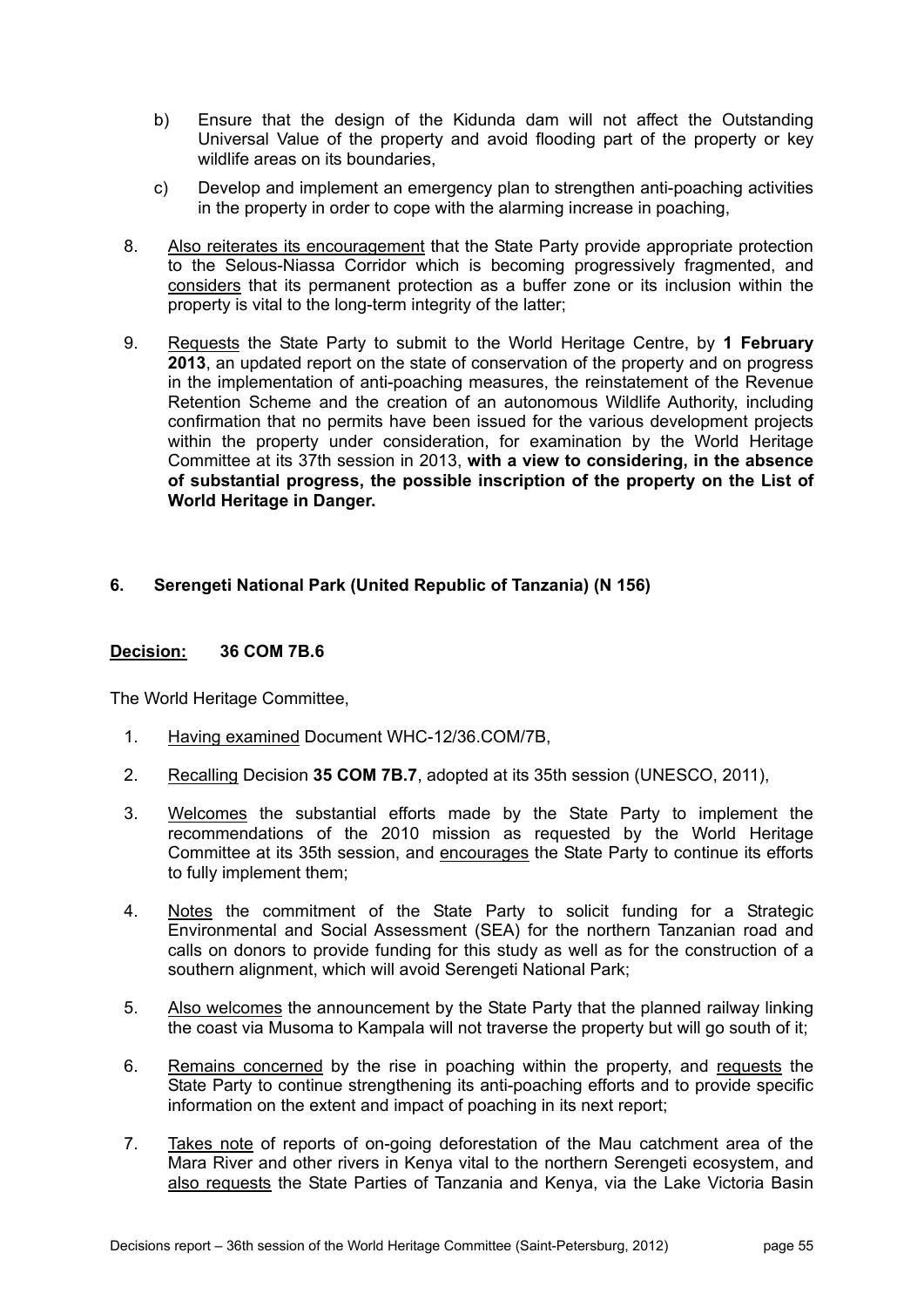b) Ensure that the design of the Kidunda dam will not affect the Outstanding Universal Value of the property and avoid flooding part of the property or key wildlife areas on its boundaries,

c) Develop and implement an emergency plan to strengthen anti-poaching activities in the property in order to cope with the alarming increase in poaching,

8. Also reiterates its encouragement that the State Party provide appropriate protection to the Selous-Niassa Corridor which is becoming progressively fragmented, and considers that its permanent protection as a buffer zone or its inclusion within the property is vital to the long-term integrity of the latter;

9. Requests the State Party to submit to the World Heritage Centre, by **1 February 2013**, an updated report on the state of conservation of the property and on progress in the implementation of anti-poaching measures, the reinstatement of the Revenue Retention Scheme and the creation of an autonomous Wildlife Authority, including confirmation that no permits have been issued for the various development projects within the property under consideration, for examination by the World Heritage Committee at its 37th session in 2013, **with a view to considering, in the absence of substantial progress, the possible inscription of the property on the List of World Heritage in Danger.**

### 6. Serengeti National Park (United Republic of Tanzania) (N 156)

**Decision: 36 COM 7B.6**

The World Heritage Committee,

1. Having examined Document WHC-12/36.COM/7B,

2. Recalling Decision **35 COM 7B.7**, adopted at its 35th session (UNESCO, 2011),

3. Welcomes the substantial efforts made by the State Party to implement the recommendations of the 2010 mission as requested by the World Heritage Committee at its 35th session, and encourages the State Party to continue its efforts to fully implement them;

4. Notes the commitment of the State Party to solicit funding for a Strategic Environmental and Social Assessment (SEA) for the northern Tanzanian road and calls on donors to provide funding for this study as well as for the construction of a southern alignment, which will avoid Serengeti National Park;

5. Also welcomes the announcement by the State Party that the planned railway linking the coast via Musoma to Kampala will not traverse the property but will go south of it;

6. Remains concerned by the rise in poaching within the property, and requests the State Party to continue strengthening its anti-poaching efforts and to provide specific information on the extent and impact of poaching in its next report;

7. Takes note of reports of on-going deforestation of the Mau catchment area of the Mara River and other rivers in Kenya vital to the northern Serengeti ecosystem, and also requests the State Parties of Tanzania and Kenya, via the Lake Victoria Basin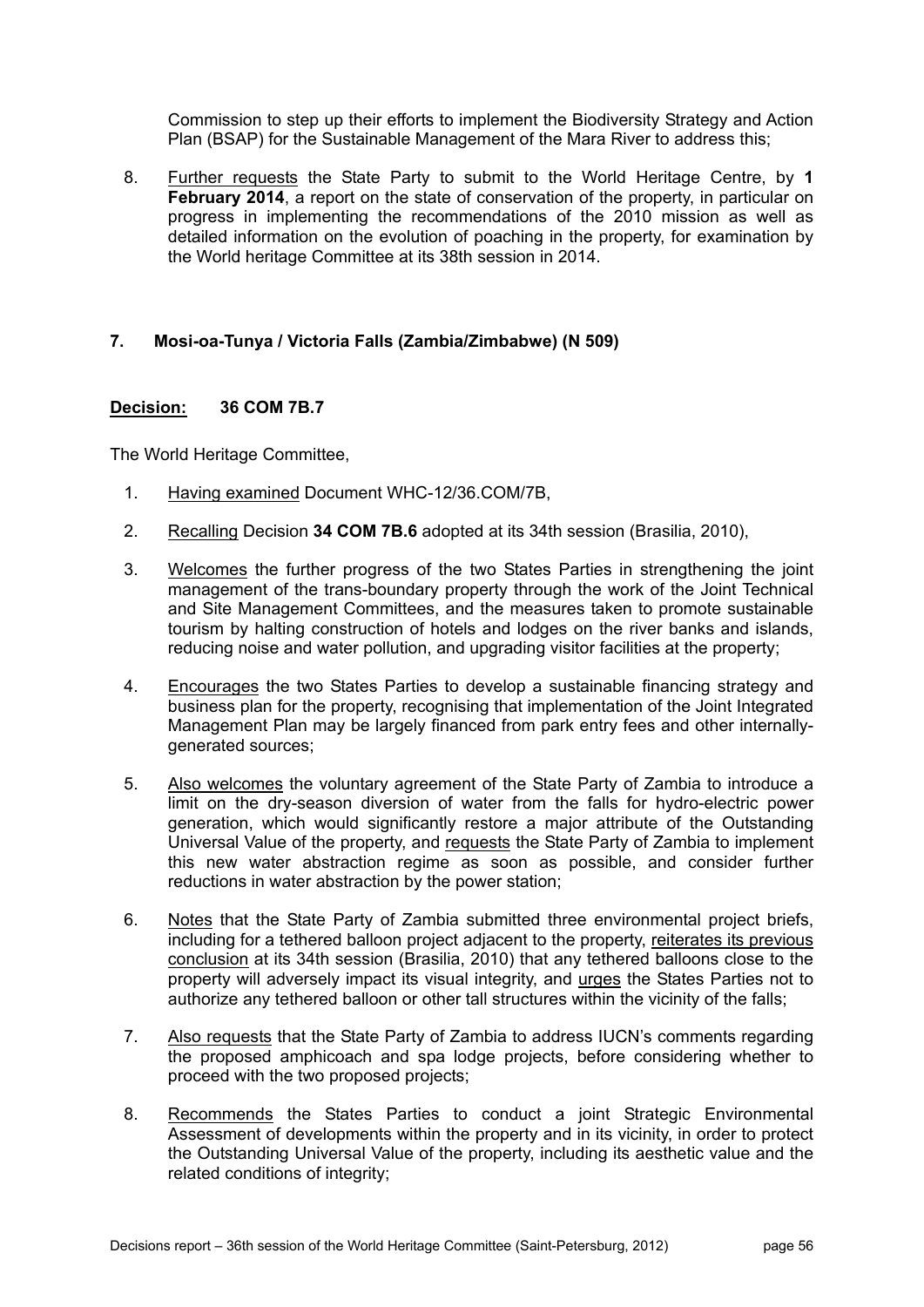Commission to step up their efforts to implement the Biodiversity Strategy and Action Plan (BSAP) for the Sustainable Management of the Mara River to address this;

8. Further requests the State Party to submit to the World Heritage Centre, by **1 February 2014**, a report on the state of conservation of the property, in particular on progress in implementing the recommendations of the 2010 mission as well as detailed information on the evolution of poaching in the property, for examination by the World heritage Committee at its 38th session in 2014.

### 7. Mosi-oa-Tunya / Victoria Falls (Zambia/Zimbabwe) (N 509)

**Decision: 36 COM 7B.7**

The World Heritage Committee,

1. Having examined Document WHC-12/36.COM/7B,

2. Recalling Decision **34 COM 7B.6** adopted at its 34th session (Brasilia, 2010),

3. Welcomes the further progress of the two States Parties in strengthening the joint management of the trans-boundary property through the work of the Joint Technical and Site Management Committees, and the measures taken to promote sustainable tourism by halting construction of hotels and lodges on the river banks and islands, reducing noise and water pollution, and upgrading visitor facilities at the property;

4. Encourages the two States Parties to develop a sustainable financing strategy and business plan for the property, recognising that implementation of the Joint Integrated Management Plan may be largely financed from park entry fees and other internally-generated sources;

5. Also welcomes the voluntary agreement of the State Party of Zambia to introduce a limit on the dry-season diversion of water from the falls for hydro-electric power generation, which would significantly restore a major attribute of the Outstanding Universal Value of the property, and requests the State Party of Zambia to implement this new water abstraction regime as soon as possible, and consider further reductions in water abstraction by the power station;

6. Notes that the State Party of Zambia submitted three environmental project briefs, including for a tethered balloon project adjacent to the property, reiterates its previous conclusion at its 34th session (Brasilia, 2010) that any tethered balloons close to the property will adversely impact its visual integrity, and urges the States Parties not to authorize any tethered balloon or other tall structures within the vicinity of the falls;

7. Also requests that the State Party of Zambia to address IUCN's comments regarding the proposed amphicoach and spa lodge projects, before considering whether to proceed with the two proposed projects;

8. Recommends the States Parties to conduct a joint Strategic Environmental Assessment of developments within the property and in its vicinity, in order to protect the Outstanding Universal Value of the property, including its aesthetic value and the related conditions of integrity;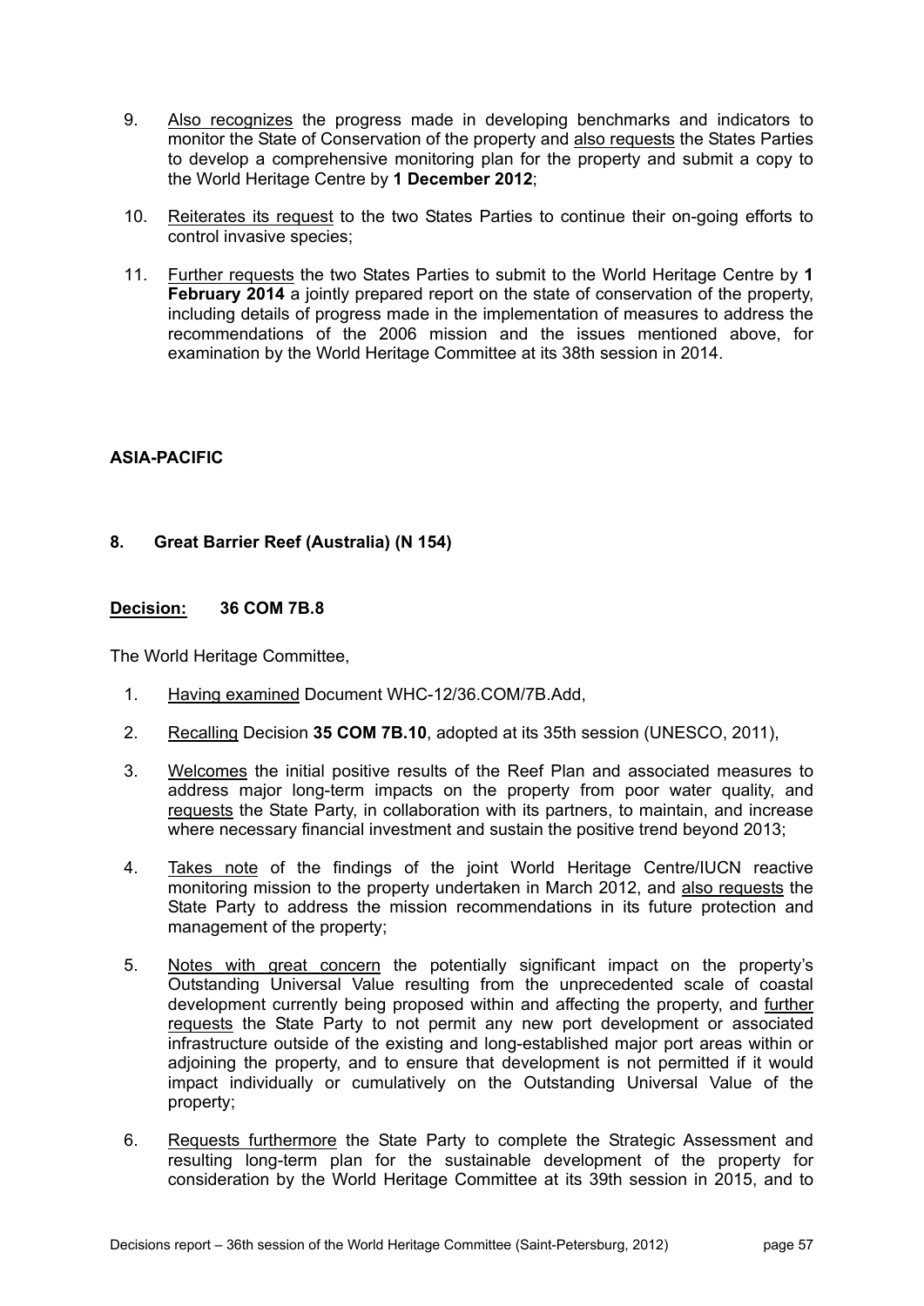9. Also recognizes the progress made in developing benchmarks and indicators to monitor the State of Conservation of the property and also requests the States Parties to develop a comprehensive monitoring plan for the property and submit a copy to the World Heritage Centre by **1 December 2012**;

10. Reiterates its request to the two States Parties to continue their on-going efforts to control invasive species;

11. Further requests the two States Parties to submit to the World Heritage Centre by **1 February 2014** a jointly prepared report on the state of conservation of the property, including details of progress made in the implementation of measures to address the recommendations of the 2006 mission and the issues mentioned above, for examination by the World Heritage Committee at its 38th session in 2014.

**ASIA-PACIFIC**

**8. Great Barrier Reef (Australia) (N 154)**

**Decision: 36 COM 7B.8**

The World Heritage Committee,

1. Having examined Document WHC-12/36.COM/7B.Add,

2. Recalling Decision **35 COM 7B.10**, adopted at its 35th session (UNESCO, 2011),

3. Welcomes the initial positive results of the Reef Plan and associated measures to address major long-term impacts on the property from poor water quality, and requests the State Party, in collaboration with its partners, to maintain, and increase where necessary financial investment and sustain the positive trend beyond 2013;

4. Takes note of the findings of the joint World Heritage Centre/IUCN reactive monitoring mission to the property undertaken in March 2012, and also requests the State Party to address the mission recommendations in its future protection and management of the property;

5. Notes with great concern the potentially significant impact on the property's Outstanding Universal Value resulting from the unprecedented scale of coastal development currently being proposed within and affecting the property, and further requests the State Party to not permit any new port development or associated infrastructure outside of the existing and long-established major port areas within or adjoining the property, and to ensure that development is not permitted if it would impact individually or cumulatively on the Outstanding Universal Value of the property;

6. Requests furthermore the State Party to complete the Strategic Assessment and resulting long-term plan for the sustainable development of the property for consideration by the World Heritage Committee at its 39th session in 2015, and to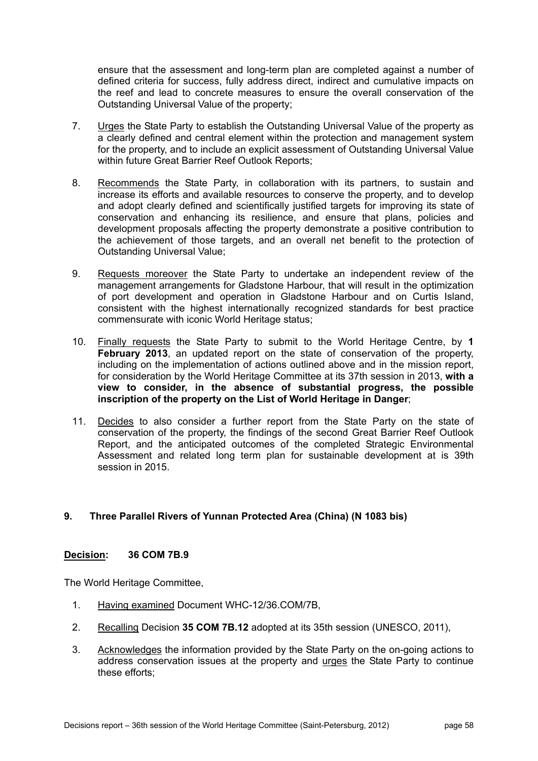ensure that the assessment and long-term plan are completed against a number of defined criteria for success, fully address direct, indirect and cumulative impacts on the reef and lead to concrete measures to ensure the overall conservation of the Outstanding Universal Value of the property;

7. Urges the State Party to establish the Outstanding Universal Value of the property as a clearly defined and central element within the protection and management system for the property, and to include an explicit assessment of Outstanding Universal Value within future Great Barrier Reef Outlook Reports;

8. Recommends the State Party, in collaboration with its partners, to sustain and increase its efforts and available resources to conserve the property, and to develop and adopt clearly defined and scientifically justified targets for improving its state of conservation and enhancing its resilience, and ensure that plans, policies and development proposals affecting the property demonstrate a positive contribution to the achievement of those targets, and an overall net benefit to the protection of Outstanding Universal Value;

9. Requests moreover the State Party to undertake an independent review of the management arrangements for Gladstone Harbour, that will result in the optimization of port development and operation in Gladstone Harbour and on Curtis Island, consistent with the highest internationally recognized standards for best practice commensurate with iconic World Heritage status;

10. Finally requests the State Party to submit to the World Heritage Centre, by **1 February 2013**, an updated report on the state of conservation of the property, including on the implementation of actions outlined above and in the mission report, for consideration by the World Heritage Committee at its 37th session in 2013, **with a view to consider, in the absence of substantial progress, the possible inscription of the property on the List of World Heritage in Danger**;

11. Decides to also consider a further report from the State Party on the state of conservation of the property, the findings of the second Great Barrier Reef Outlook Report, and the anticipated outcomes of the completed Strategic Environmental Assessment and related long term plan for sustainable development at is 39th session in 2015.

### 9. Three Parallel Rivers of Yunnan Protected Area (China) (N 1083 bis)

**Decision: 36 COM 7B.9**

The World Heritage Committee,

1. Having examined Document WHC-12/36.COM/7B,

2. Recalling Decision **35 COM 7B.12** adopted at its 35th session (UNESCO, 2011),

3. Acknowledges the information provided by the State Party on the on-going actions to address conservation issues at the property and urges the State Party to continue these efforts;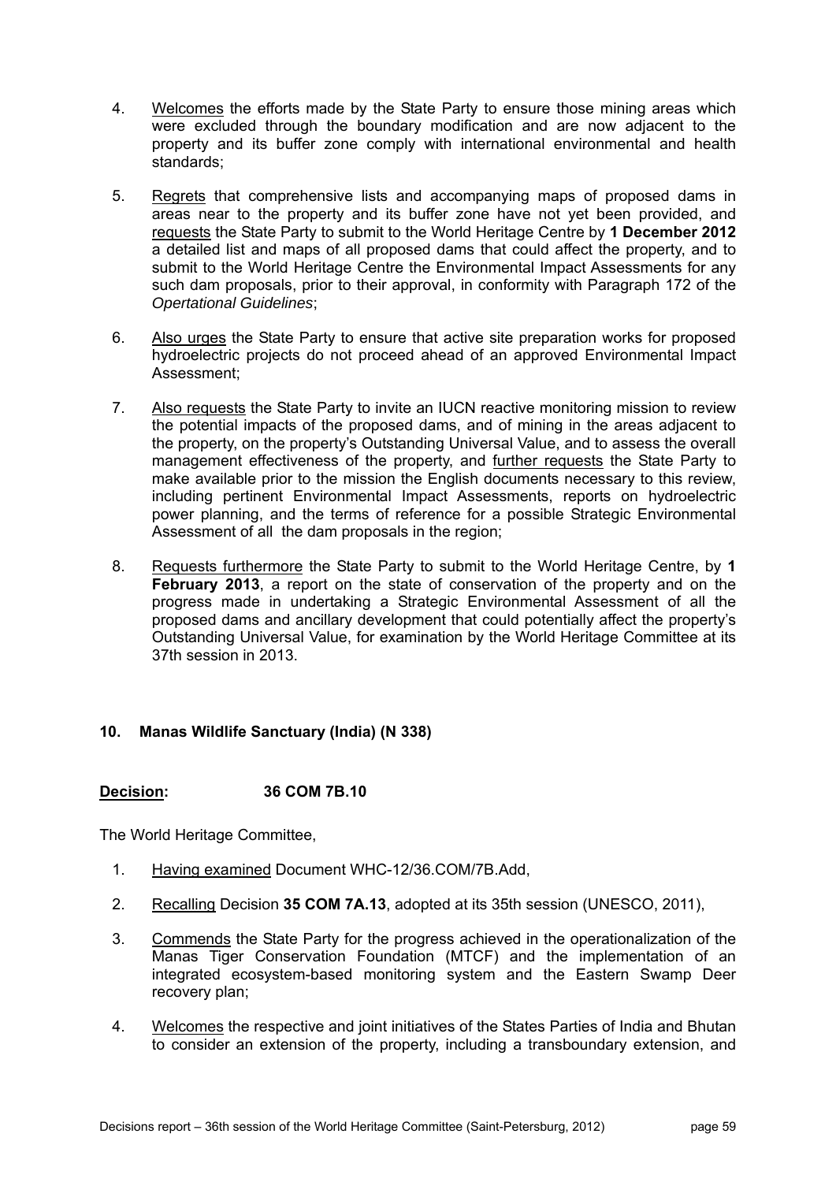4. Welcomes the efforts made by the State Party to ensure those mining areas which were excluded through the boundary modification and are now adjacent to the property and its buffer zone comply with international environmental and health standards;

5. Regrets that comprehensive lists and accompanying maps of proposed dams in areas near to the property and its buffer zone have not yet been provided, and requests the State Party to submit to the World Heritage Centre by **1 December 2012** a detailed list and maps of all proposed dams that could affect the property, and to submit to the World Heritage Centre the Environmental Impact Assessments for any such dam proposals, prior to their approval, in conformity with Paragraph 172 of the *Opertational Guidelines*;

6. Also urges the State Party to ensure that active site preparation works for proposed hydroelectric projects do not proceed ahead of an approved Environmental Impact Assessment;

7. Also requests the State Party to invite an IUCN reactive monitoring mission to review the potential impacts of the proposed dams, and of mining in the areas adjacent to the property, on the property's Outstanding Universal Value, and to assess the overall management effectiveness of the property, and further requests the State Party to make available prior to the mission the English documents necessary to this review, including pertinent Environmental Impact Assessments, reports on hydroelectric power planning, and the terms of reference for a possible Strategic Environmental Assessment of all the dam proposals in the region;

8. Requests furthermore the State Party to submit to the World Heritage Centre, by **1 February 2013**, a report on the state of conservation of the property and on the progress made in undertaking a Strategic Environmental Assessment of all the proposed dams and ancillary development that could potentially affect the property's Outstanding Universal Value, for examination by the World Heritage Committee at its 37th session in 2013.

**10. Manas Wildlife Sanctuary (India) (N 338)**

**Decision: 36 COM 7B.10**

The World Heritage Committee,

1. Having examined Document WHC-12/36.COM/7B.Add,

2. Recalling Decision **35 COM 7A.13**, adopted at its 35th session (UNESCO, 2011),

3. Commends the State Party for the progress achieved in the operationalization of the Manas Tiger Conservation Foundation (MTCF) and the implementation of an integrated ecosystem-based monitoring system and the Eastern Swamp Deer recovery plan;

4. Welcomes the respective and joint initiatives of the States Parties of India and Bhutan to consider an extension of the property, including a transboundary extension, and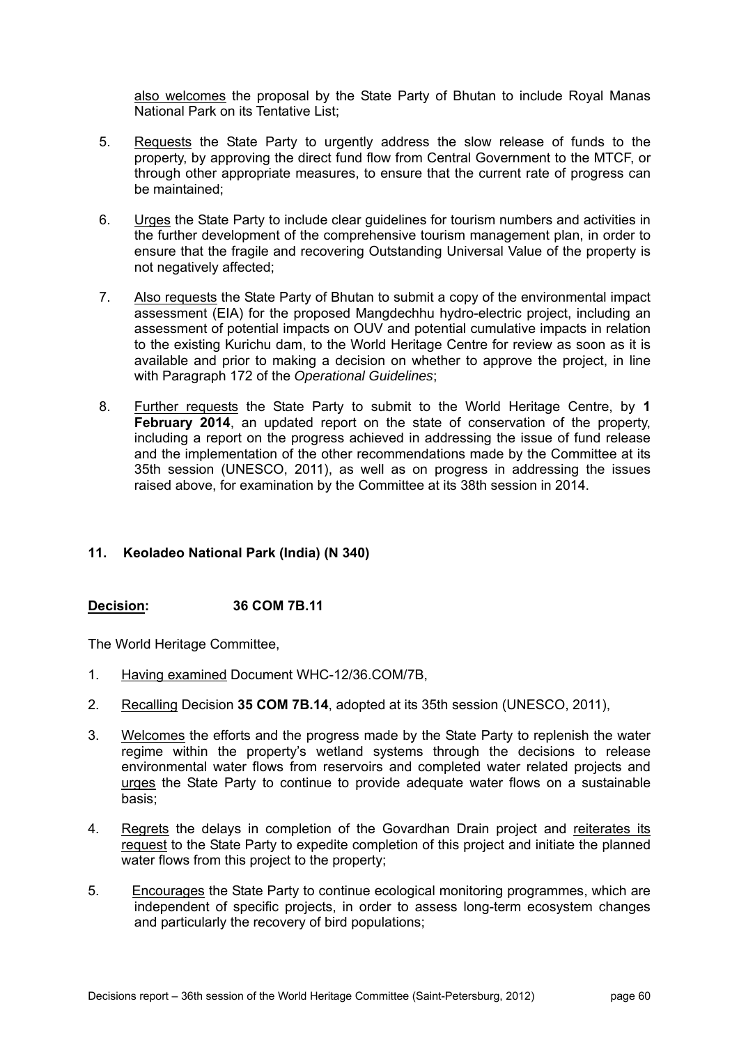also welcomes the proposal by the State Party of Bhutan to include Royal Manas National Park on its Tentative List;

5. Requests the State Party to urgently address the slow release of funds to the property, by approving the direct fund flow from Central Government to the MTCF, or through other appropriate measures, to ensure that the current rate of progress can be maintained;

6. Urges the State Party to include clear guidelines for tourism numbers and activities in the further development of the comprehensive tourism management plan, in order to ensure that the fragile and recovering Outstanding Universal Value of the property is not negatively affected;

7. Also requests the State Party of Bhutan to submit a copy of the environmental impact assessment (EIA) for the proposed Mangdechhu hydro-electric project, including an assessment of potential impacts on OUV and potential cumulative impacts in relation to the existing Kurichu dam, to the World Heritage Centre for review as soon as it is available and prior to making a decision on whether to approve the project, in line with Paragraph 172 of the *Operational Guidelines*;

8. Further requests the State Party to submit to the World Heritage Centre, by **1 February 2014**, an updated report on the state of conservation of the property, including a report on the progress achieved in addressing the issue of fund release and the implementation of the other recommendations made by the Committee at its 35th session (UNESCO, 2011), as well as on progress in addressing the issues raised above, for examination by the Committee at its 38th session in 2014.

### 11. Keoladeo National Park (India) (N 340)

**Decision: 36 COM 7B.11**

The World Heritage Committee,

1. Having examined Document WHC-12/36.COM/7B,

2. Recalling Decision **35 COM 7B.14**, adopted at its 35th session (UNESCO, 2011),

3. Welcomes the efforts and the progress made by the State Party to replenish the water regime within the property's wetland systems through the decisions to release environmental water flows from reservoirs and completed water related projects and urges the State Party to continue to provide adequate water flows on a sustainable basis;

4. Regrets the delays in completion of the Govardhan Drain project and reiterates its request to the State Party to expedite completion of this project and initiate the planned water flows from this project to the property;

5. Encourages the State Party to continue ecological monitoring programmes, which are independent of specific projects, in order to assess long-term ecosystem changes and particularly the recovery of bird populations;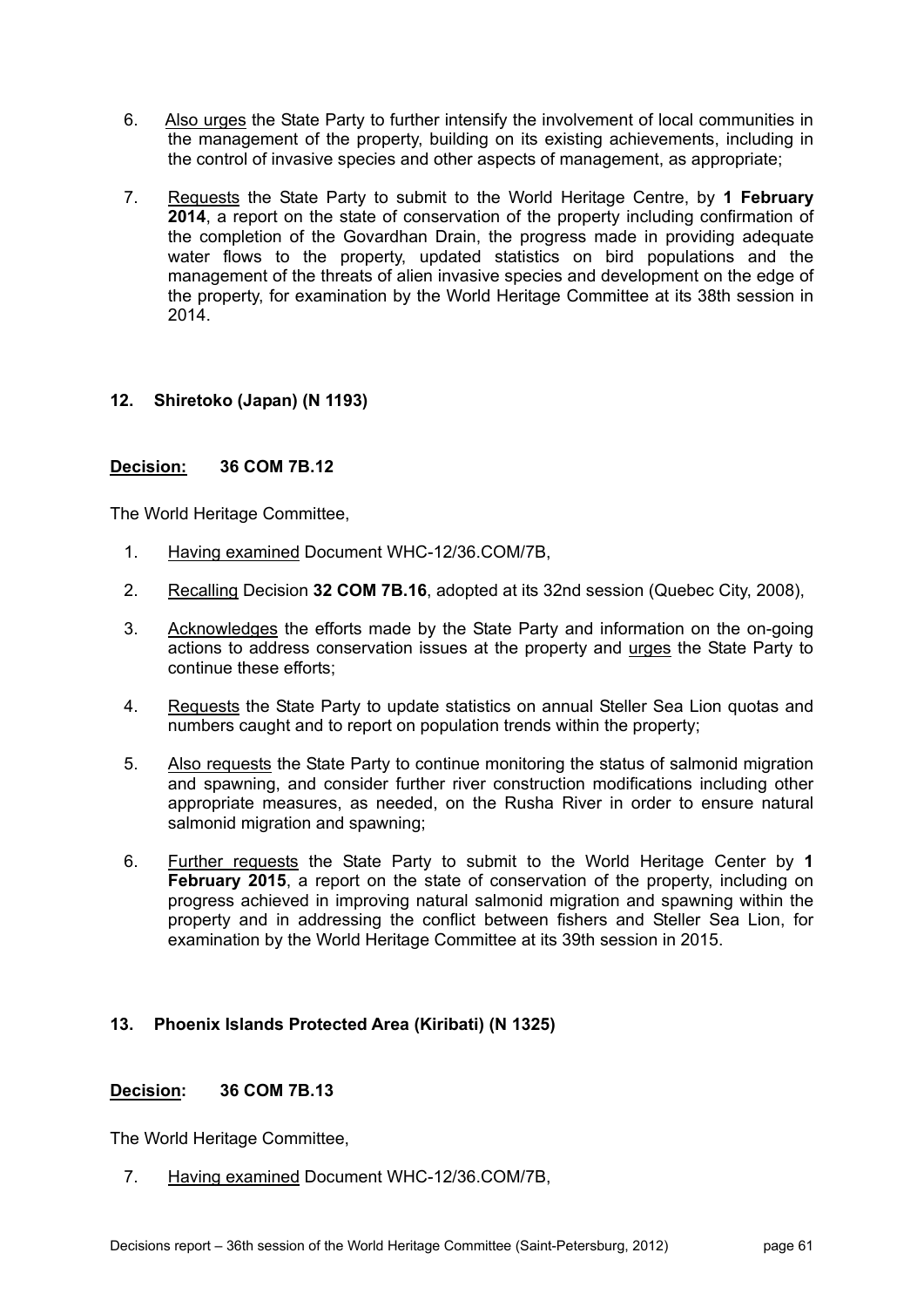6. Also urges the State Party to further intensify the involvement of local communities in the management of the property, building on its existing achievements, including in the control of invasive species and other aspects of management, as appropriate;

7. Requests the State Party to submit to the World Heritage Centre, by **1 February 2014**, a report on the state of conservation of the property including confirmation of the completion of the Govardhan Drain, the progress made in providing adequate water flows to the property, updated statistics on bird populations and the management of the threats of alien invasive species and development on the edge of the property, for examination by the World Heritage Committee at its 38th session in 2014.

### 12. Shiretoko (Japan) (N 1193)

**Decision: 36 COM 7B.12**

The World Heritage Committee,

1. Having examined Document WHC-12/36.COM/7B,

2. Recalling Decision **32 COM 7B.16**, adopted at its 32nd session (Quebec City, 2008),

3. Acknowledges the efforts made by the State Party and information on the on-going actions to address conservation issues at the property and urges the State Party to continue these efforts;

4. Requests the State Party to update statistics on annual Steller Sea Lion quotas and numbers caught and to report on population trends within the property;

5. Also requests the State Party to continue monitoring the status of salmonid migration and spawning, and consider further river construction modifications including other appropriate measures, as needed, on the Rusha River in order to ensure natural salmonid migration and spawning;

6. Further requests the State Party to submit to the World Heritage Center by **1 February 2015**, a report on the state of conservation of the property, including on progress achieved in improving natural salmonid migration and spawning within the property and in addressing the conflict between fishers and Steller Sea Lion, for examination by the World Heritage Committee at its 39th session in 2015.

### 13. Phoenix Islands Protected Area (Kiribati) (N 1325)

**Decision: 36 COM 7B.13**

The World Heritage Committee,

7. Having examined Document WHC-12/36.COM/7B,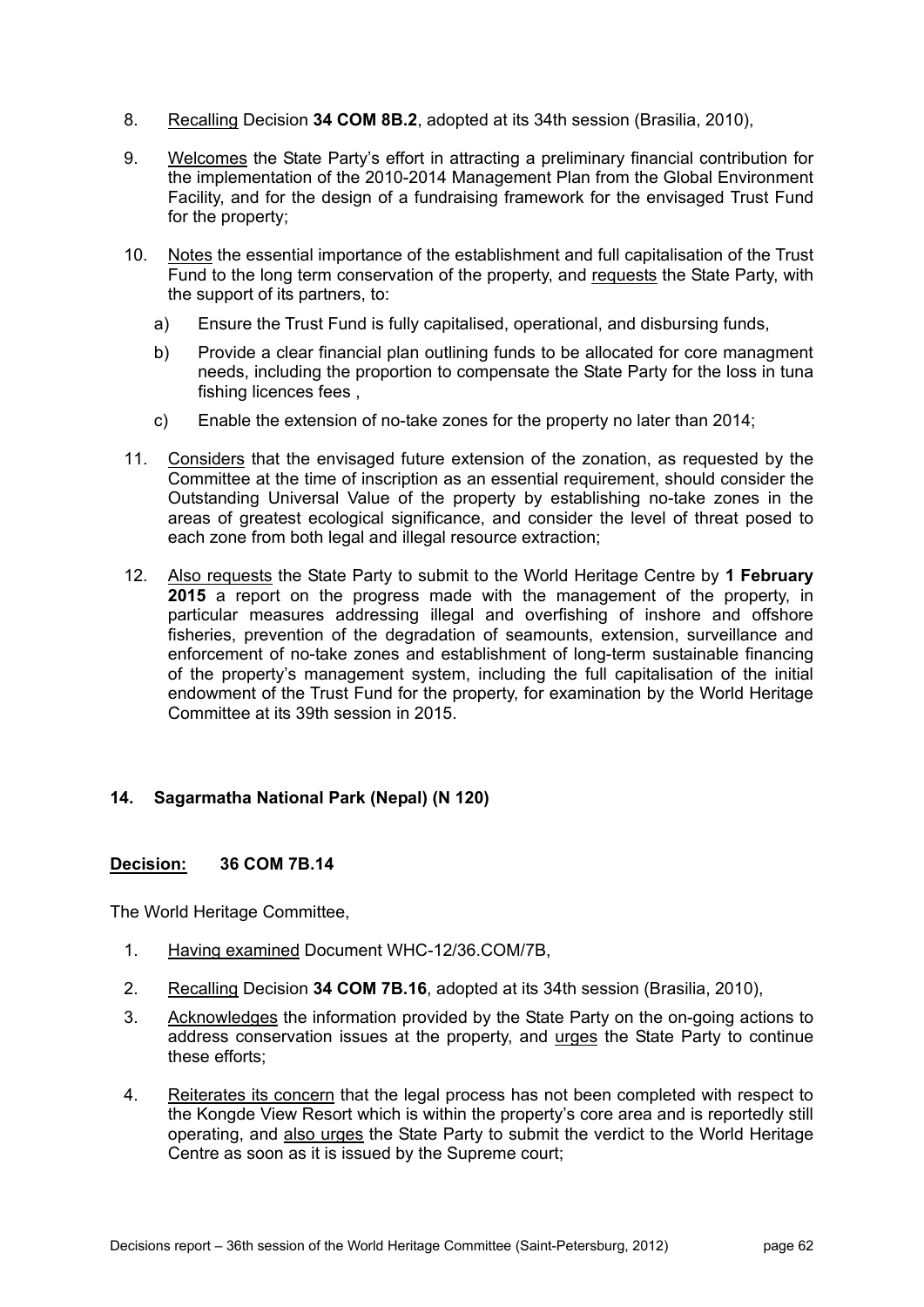8. Recalling Decision **34 COM 8B.2**, adopted at its 34th session (Brasilia, 2010),

9. Welcomes the State Party's effort in attracting a preliminary financial contribution for the implementation of the 2010-2014 Management Plan from the Global Environment Facility, and for the design of a fundraising framework for the envisaged Trust Fund for the property;

10. Notes the essential importance of the establishment and full capitalisation of the Trust Fund to the long term conservation of the property, and requests the State Party, with the support of its partners, to:

    a) Ensure the Trust Fund is fully capitalised, operational, and disbursing funds,

    b) Provide a clear financial plan outlining funds to be allocated for core managment needs, including the proportion to compensate the State Party for the loss in tuna fishing licences fees ,

    c) Enable the extension of no-take zones for the property no later than 2014;

11. Considers that the envisaged future extension of the zonation, as requested by the Committee at the time of inscription as an essential requirement, should consider the Outstanding Universal Value of the property by establishing no-take zones in the areas of greatest ecological significance, and consider the level of threat posed to each zone from both legal and illegal resource extraction;

12. Also requests the State Party to submit to the World Heritage Centre by **1 February 2015** a report on the progress made with the management of the property, in particular measures addressing illegal and overfishing of inshore and offshore fisheries, prevention of the degradation of seamounts, extension, surveillance and enforcement of no-take zones and establishment of long-term sustainable financing of the property's management system, including the full capitalisation of the initial endowment of the Trust Fund for the property, for examination by the World Heritage Committee at its 39th session in 2015.

## 14. Sagarmatha National Park (Nepal) (N 120)

**Decision: 36 COM 7B.14**

The World Heritage Committee,

1. Having examined Document WHC-12/36.COM/7B,

2. Recalling Decision **34 COM 7B.16**, adopted at its 34th session (Brasilia, 2010),

3. Acknowledges the information provided by the State Party on the on-going actions to address conservation issues at the property, and urges the State Party to continue these efforts;

4. Reiterates its concern that the legal process has not been completed with respect to the Kongde View Resort which is within the property's core area and is reportedly still operating, and also urges the State Party to submit the verdict to the World Heritage Centre as soon as it is issued by the Supreme court;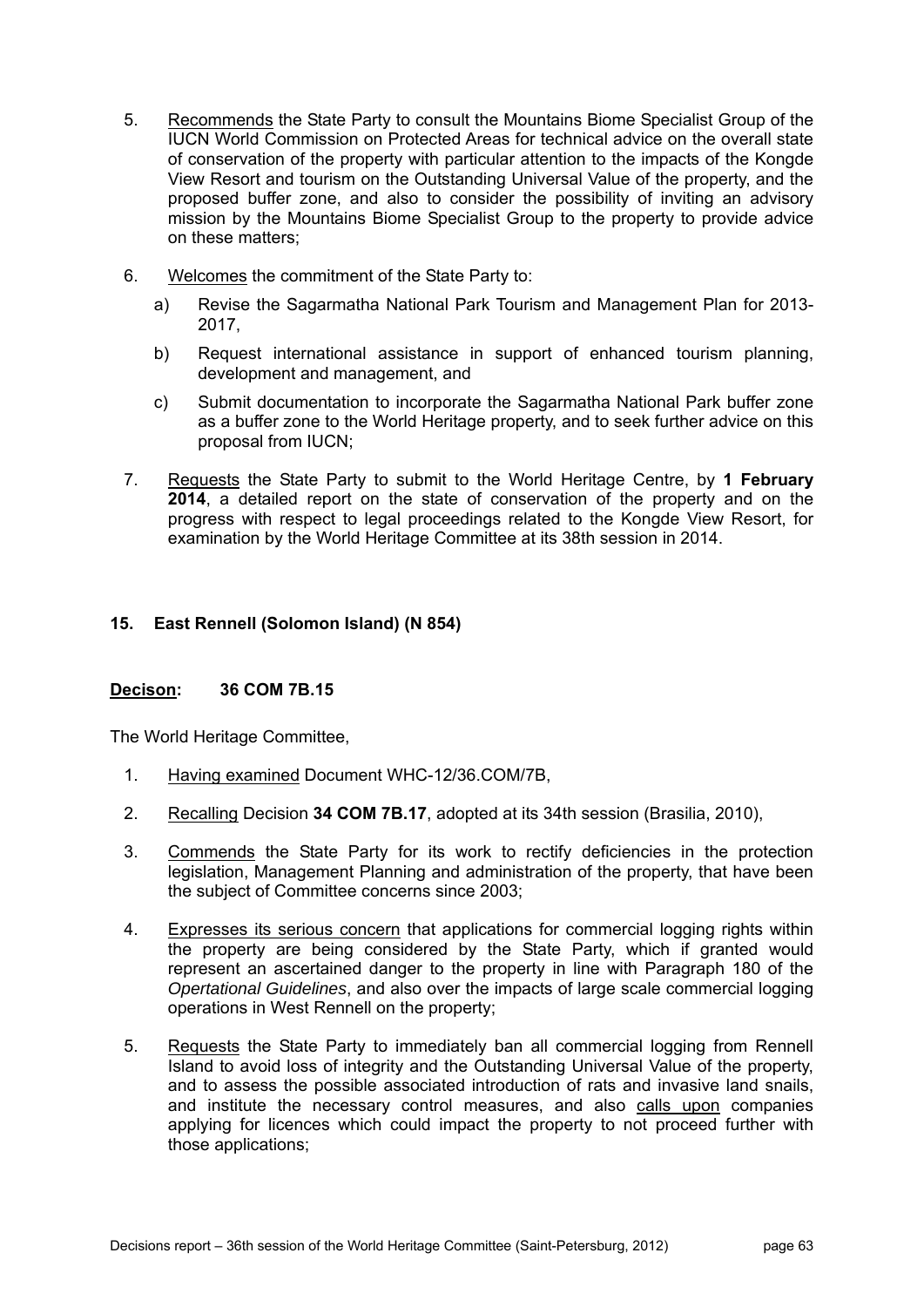5. <u>Recommends</u> the State Party to consult the Mountains Biome Specialist Group of the IUCN World Commission on Protected Areas for technical advice on the overall state of conservation of the property with particular attention to the impacts of the Kongde View Resort and tourism on the Outstanding Universal Value of the property, and the proposed buffer zone, and also to consider the possibility of inviting an advisory mission by the Mountains Biome Specialist Group to the property to provide advice on these matters;

6. <u>Welcomes</u> the commitment of the State Party to:

   a) Revise the Sagarmatha National Park Tourism and Management Plan for 2013-2017,

   b) Request international assistance in support of enhanced tourism planning, development and management, and

   c) Submit documentation to incorporate the Sagarmatha National Park buffer zone as a buffer zone to the World Heritage property, and to seek further advice on this proposal from IUCN;

7. <u>Requests</u> the State Party to submit to the World Heritage Centre, by **1 February 2014**, a detailed report on the state of conservation of the property and on the progress with respect to legal proceedings related to the Kongde View Resort, for examination by the World Heritage Committee at its 38th session in 2014.

### 15. East Rennell (Solomon Island) (N 854)

**<u>Decison</u>: 36 COM 7B.15**

The World Heritage Committee,

1. <u>Having examined</u> Document WHC-12/36.COM/7B,

2. <u>Recalling</u> Decision **34 COM 7B.17**, adopted at its 34th session (Brasilia, 2010),

3. <u>Commends</u> the State Party for its work to rectify deficiencies in the protection legislation, Management Planning and administration of the property, that have been the subject of Committee concerns since 2003;

4. <u>Expresses its serious concern</u> that applications for commercial logging rights within the property are being considered by the State Party, which if granted would represent an ascertained danger to the property in line with Paragraph 180 of the *Opertational Guidelines*, and also over the impacts of large scale commercial logging operations in West Rennell on the property;

5. <u>Requests</u> the State Party to immediately ban all commercial logging from Rennell Island to avoid loss of integrity and the Outstanding Universal Value of the property, and to assess the possible associated introduction of rats and invasive land snails, and institute the necessary control measures, and also <u>calls upon</u> companies applying for licences which could impact the property to not proceed further with those applications;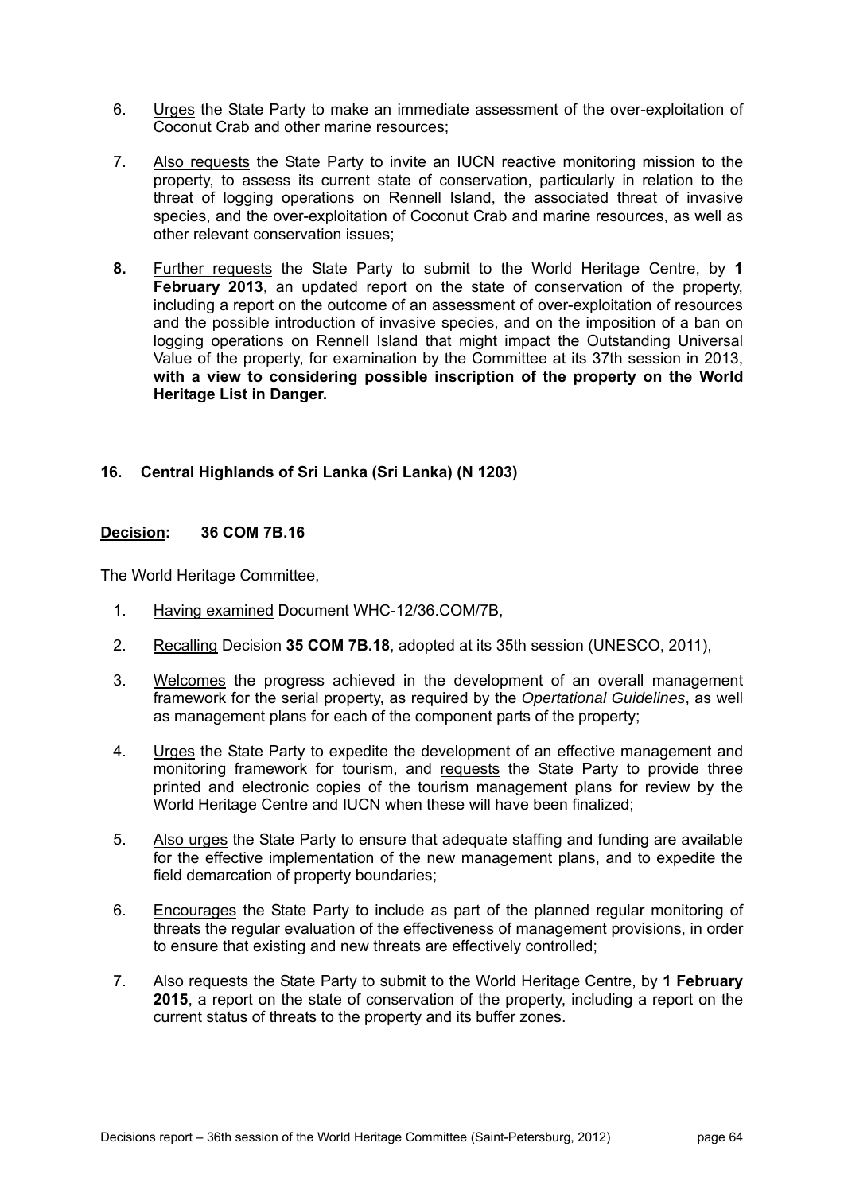6. Urges the State Party to make an immediate assessment of the over-exploitation of Coconut Crab and other marine resources;

7. Also requests the State Party to invite an IUCN reactive monitoring mission to the property, to assess its current state of conservation, particularly in relation to the threat of logging operations on Rennell Island, the associated threat of invasive species, and the over-exploitation of Coconut Crab and marine resources, as well as other relevant conservation issues;

**8.** Further requests the State Party to submit to the World Heritage Centre, by **1 February 2013**, an updated report on the state of conservation of the property, including a report on the outcome of an assessment of over-exploitation of resources and the possible introduction of invasive species, and on the imposition of a ban on logging operations on Rennell Island that might impact the Outstanding Universal Value of the property, for examination by the Committee at its 37th session in 2013, **with a view to considering possible inscription of the property on the World Heritage List in Danger.**

### 16. Central Highlands of Sri Lanka (Sri Lanka) (N 1203)

**Decision: 36 COM 7B.16**

The World Heritage Committee,

1. Having examined Document WHC-12/36.COM/7B,

2. Recalling Decision **35 COM 7B.18**, adopted at its 35th session (UNESCO, 2011),

3. Welcomes the progress achieved in the development of an overall management framework for the serial property, as required by the *Opertational Guidelines*, as well as management plans for each of the component parts of the property;

4. Urges the State Party to expedite the development of an effective management and monitoring framework for tourism, and requests the State Party to provide three printed and electronic copies of the tourism management plans for review by the World Heritage Centre and IUCN when these will have been finalized;

5. Also urges the State Party to ensure that adequate staffing and funding are available for the effective implementation of the new management plans, and to expedite the field demarcation of property boundaries;

6. Encourages the State Party to include as part of the planned regular monitoring of threats the regular evaluation of the effectiveness of management provisions, in order to ensure that existing and new threats are effectively controlled;

7. Also requests the State Party to submit to the World Heritage Centre, by **1 February 2015**, a report on the state of conservation of the property, including a report on the current status of threats to the property and its buffer zones.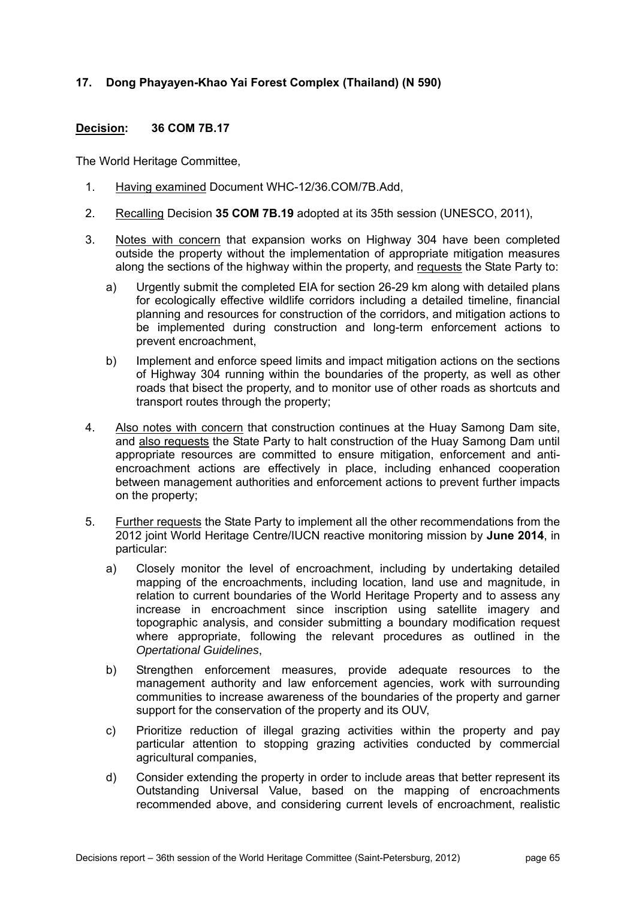## 17. Dong Phayayen-Khao Yai Forest Complex (Thailand) (N 590)

**Decision: 36 COM 7B.17**

The World Heritage Committee,

1. Having examined Document WHC-12/36.COM/7B.Add,

2. Recalling Decision **35 COM 7B.19** adopted at its 35th session (UNESCO, 2011),

3. Notes with concern that expansion works on Highway 304 have been completed outside the property without the implementation of appropriate mitigation measures along the sections of the highway within the property, and requests the State Party to:

   a) Urgently submit the completed EIA for section 26-29 km along with detailed plans for ecologically effective wildlife corridors including a detailed timeline, financial planning and resources for construction of the corridors, and mitigation actions to be implemented during construction and long-term enforcement actions to prevent encroachment,

   b) Implement and enforce speed limits and impact mitigation actions on the sections of Highway 304 running within the boundaries of the property, as well as other roads that bisect the property, and to monitor use of other roads as shortcuts and transport routes through the property;

4. Also notes with concern that construction continues at the Huay Samong Dam site, and also requests the State Party to halt construction of the Huay Samong Dam until appropriate resources are committed to ensure mitigation, enforcement and anti-encroachment actions are effectively in place, including enhanced cooperation between management authorities and enforcement actions to prevent further impacts on the property;

5. Further requests the State Party to implement all the other recommendations from the 2012 joint World Heritage Centre/IUCN reactive monitoring mission by **June 2014**, in particular:

   a) Closely monitor the level of encroachment, including by undertaking detailed mapping of the encroachments, including location, land use and magnitude, in relation to current boundaries of the World Heritage Property and to assess any increase in encroachment since inscription using satellite imagery and topographic analysis, and consider submitting a boundary modification request where appropriate, following the relevant procedures as outlined in the *Opertational Guidelines*,

   b) Strengthen enforcement measures, provide adequate resources to the management authority and law enforcement agencies, work with surrounding communities to increase awareness of the boundaries of the property and garner support for the conservation of the property and its OUV,

   c) Prioritize reduction of illegal grazing activities within the property and pay particular attention to stopping grazing activities conducted by commercial agricultural companies,

   d) Consider extending the property in order to include areas that better represent its Outstanding Universal Value, based on the mapping of encroachments recommended above, and considering current levels of encroachment, realistic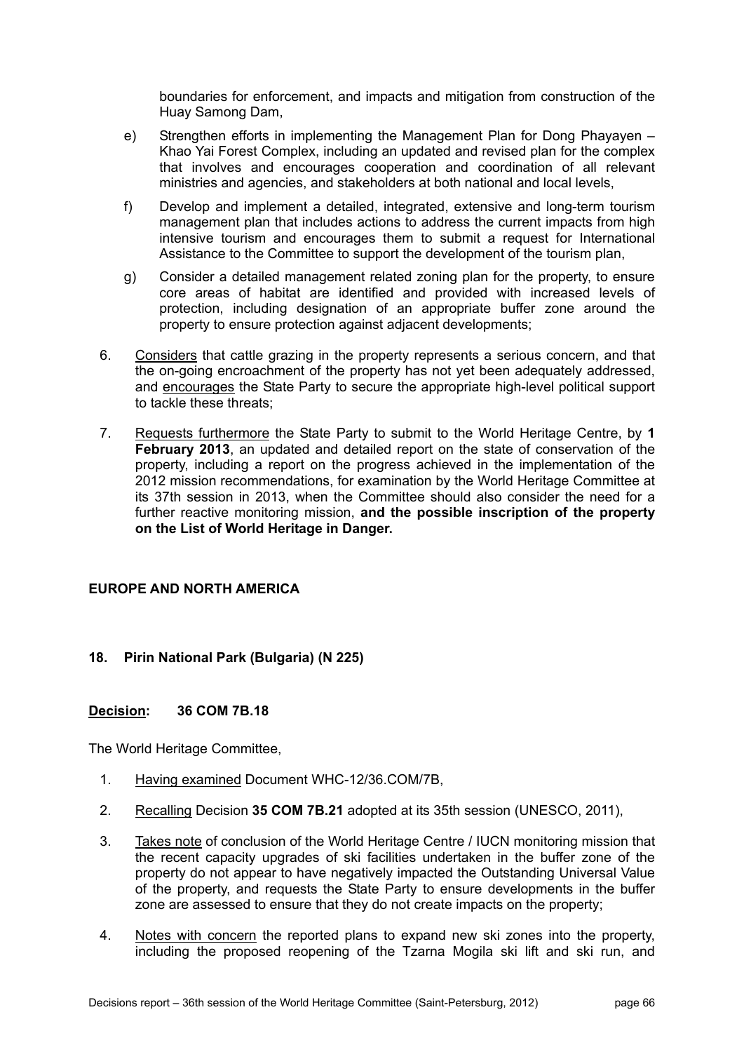boundaries for enforcement, and impacts and mitigation from construction of the Huay Samong Dam,

e) Strengthen efforts in implementing the Management Plan for Dong Phayayen – Khao Yai Forest Complex, including an updated and revised plan for the complex that involves and encourages cooperation and coordination of all relevant ministries and agencies, and stakeholders at both national and local levels,

f) Develop and implement a detailed, integrated, extensive and long-term tourism management plan that includes actions to address the current impacts from high intensive tourism and encourages them to submit a request for International Assistance to the Committee to support the development of the tourism plan,

g) Consider a detailed management related zoning plan for the property, to ensure core areas of habitat are identified and provided with increased levels of protection, including designation of an appropriate buffer zone around the property to ensure protection against adjacent developments;

6. Considers that cattle grazing in the property represents a serious concern, and that the on-going encroachment of the property has not yet been adequately addressed, and encourages the State Party to secure the appropriate high-level political support to tackle these threats;

7. Requests furthermore the State Party to submit to the World Heritage Centre, by **1 February 2013**, an updated and detailed report on the state of conservation of the property, including a report on the progress achieved in the implementation of the 2012 mission recommendations, for examination by the World Heritage Committee at its 37th session in 2013, when the Committee should also consider the need for a further reactive monitoring mission, **and the possible inscription of the property on the List of World Heritage in Danger.**

## EUROPE AND NORTH AMERICA

### 18. Pirin National Park (Bulgaria) (N 225)

**Decision: 36 COM 7B.18**

The World Heritage Committee,

1. Having examined Document WHC-12/36.COM/7B,

2. Recalling Decision **35 COM 7B.21** adopted at its 35th session (UNESCO, 2011),

3. Takes note of conclusion of the World Heritage Centre / IUCN monitoring mission that the recent capacity upgrades of ski facilities undertaken in the buffer zone of the property do not appear to have negatively impacted the Outstanding Universal Value of the property, and requests the State Party to ensure developments in the buffer zone are assessed to ensure that they do not create impacts on the property;

4. Notes with concern the reported plans to expand new ski zones into the property, including the proposed reopening of the Tzarna Mogila ski lift and ski run, and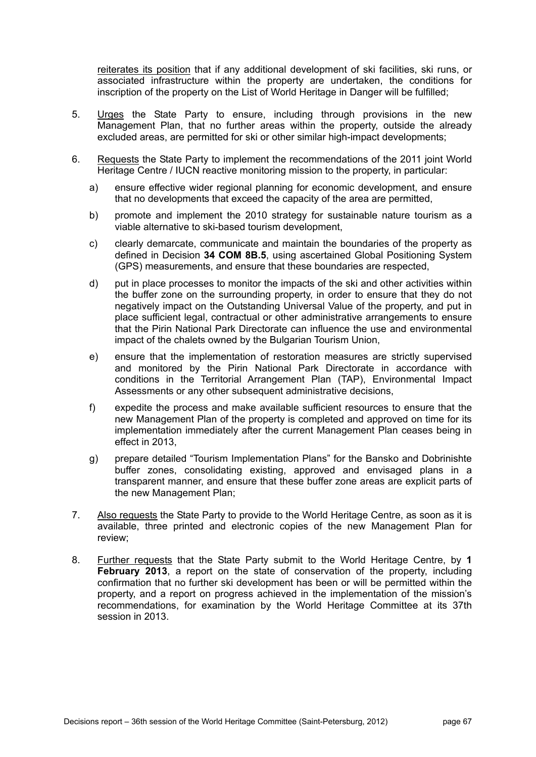reiterates its position that if any additional development of ski facilities, ski runs, or associated infrastructure within the property are undertaken, the conditions for inscription of the property on the List of World Heritage in Danger will be fulfilled;

5. Urges the State Party to ensure, including through provisions in the new Management Plan, that no further areas within the property, outside the already excluded areas, are permitted for ski or other similar high-impact developments;

6. Requests the State Party to implement the recommendations of the 2011 joint World Heritage Centre / IUCN reactive monitoring mission to the property, in particular:

   a) ensure effective wider regional planning for economic development, and ensure that no developments that exceed the capacity of the area are permitted,

   b) promote and implement the 2010 strategy for sustainable nature tourism as a viable alternative to ski-based tourism development,

   c) clearly demarcate, communicate and maintain the boundaries of the property as defined in Decision **34 COM 8B.5**, using ascertained Global Positioning System (GPS) measurements, and ensure that these boundaries are respected,

   d) put in place processes to monitor the impacts of the ski and other activities within the buffer zone on the surrounding property, in order to ensure that they do not negatively impact on the Outstanding Universal Value of the property, and put in place sufficient legal, contractual or other administrative arrangements to ensure that the Pirin National Park Directorate can influence the use and environmental impact of the chalets owned by the Bulgarian Tourism Union,

   e) ensure that the implementation of restoration measures are strictly supervised and monitored by the Pirin National Park Directorate in accordance with conditions in the Territorial Arrangement Plan (TAP), Environmental Impact Assessments or any other subsequent administrative decisions,

   f) expedite the process and make available sufficient resources to ensure that the new Management Plan of the property is completed and approved on time for its implementation immediately after the current Management Plan ceases being in effect in 2013,

   g) prepare detailed "Tourism Implementation Plans" for the Bansko and Dobrinishte buffer zones, consolidating existing, approved and envisaged plans in a transparent manner, and ensure that these buffer zone areas are explicit parts of the new Management Plan;

7. Also requests the State Party to provide to the World Heritage Centre, as soon as it is available, three printed and electronic copies of the new Management Plan for review;

8. Further requests that the State Party submit to the World Heritage Centre, by **1 February 2013**, a report on the state of conservation of the property, including confirmation that no further ski development has been or will be permitted within the property, and a report on progress achieved in the implementation of the mission's recommendations, for examination by the World Heritage Committee at its 37th session in 2013.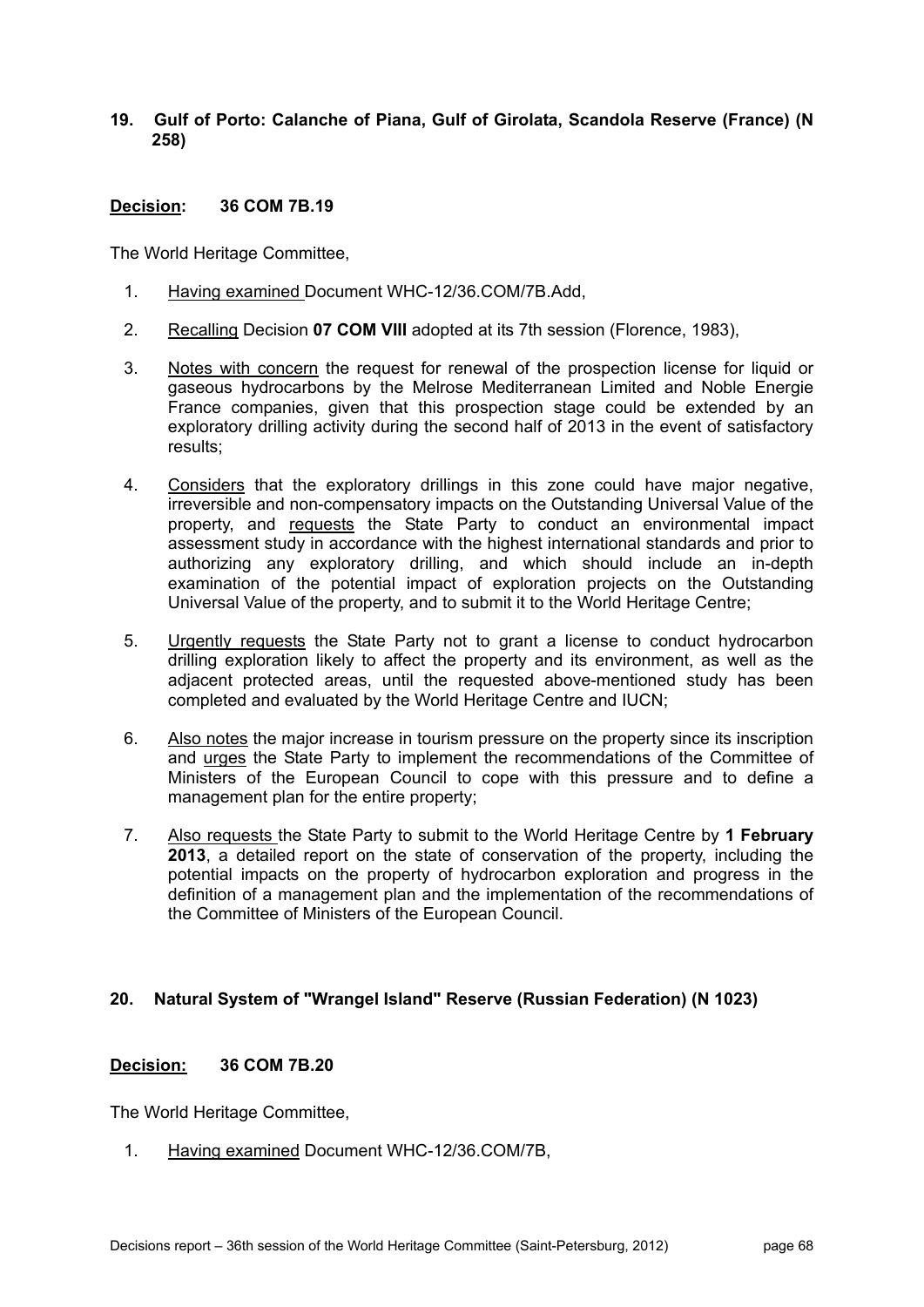### 19. Gulf of Porto: Calanche of Piana, Gulf of Girolata, Scandola Reserve (France) (N 258)

**Decision: 36 COM 7B.19**

The World Heritage Committee,

1. Having examined Document WHC-12/36.COM/7B.Add,
2. Recalling Decision **07 COM VIII** adopted at its 7th session (Florence, 1983),
3. Notes with concern the request for renewal of the prospection license for liquid or gaseous hydrocarbons by the Melrose Mediterranean Limited and Noble Energie France companies, given that this prospection stage could be extended by an exploratory drilling activity during the second half of 2013 in the event of satisfactory results;
4. Considers that the exploratory drillings in this zone could have major negative, irreversible and non-compensatory impacts on the Outstanding Universal Value of the property, and requests the State Party to conduct an environmental impact assessment study in accordance with the highest international standards and prior to authorizing any exploratory drilling, and which should include an in-depth examination of the potential impact of exploration projects on the Outstanding Universal Value of the property, and to submit it to the World Heritage Centre;
5. Urgently requests the State Party not to grant a license to conduct hydrocarbon drilling exploration likely to affect the property and its environment, as well as the adjacent protected areas, until the requested above-mentioned study has been completed and evaluated by the World Heritage Centre and IUCN;
6. Also notes the major increase in tourism pressure on the property since its inscription and urges the State Party to implement the recommendations of the Committee of Ministers of the European Council to cope with this pressure and to define a management plan for the entire property;
7. Also requests the State Party to submit to the World Heritage Centre by **1 February 2013**, a detailed report on the state of conservation of the property, including the potential impacts on the property of hydrocarbon exploration and progress in the definition of a management plan and the implementation of the recommendations of the Committee of Ministers of the European Council.

### 20. Natural System of "Wrangel Island" Reserve (Russian Federation) (N 1023)

**Decision: 36 COM 7B.20**

The World Heritage Committee,

1. Having examined Document WHC-12/36.COM/7B,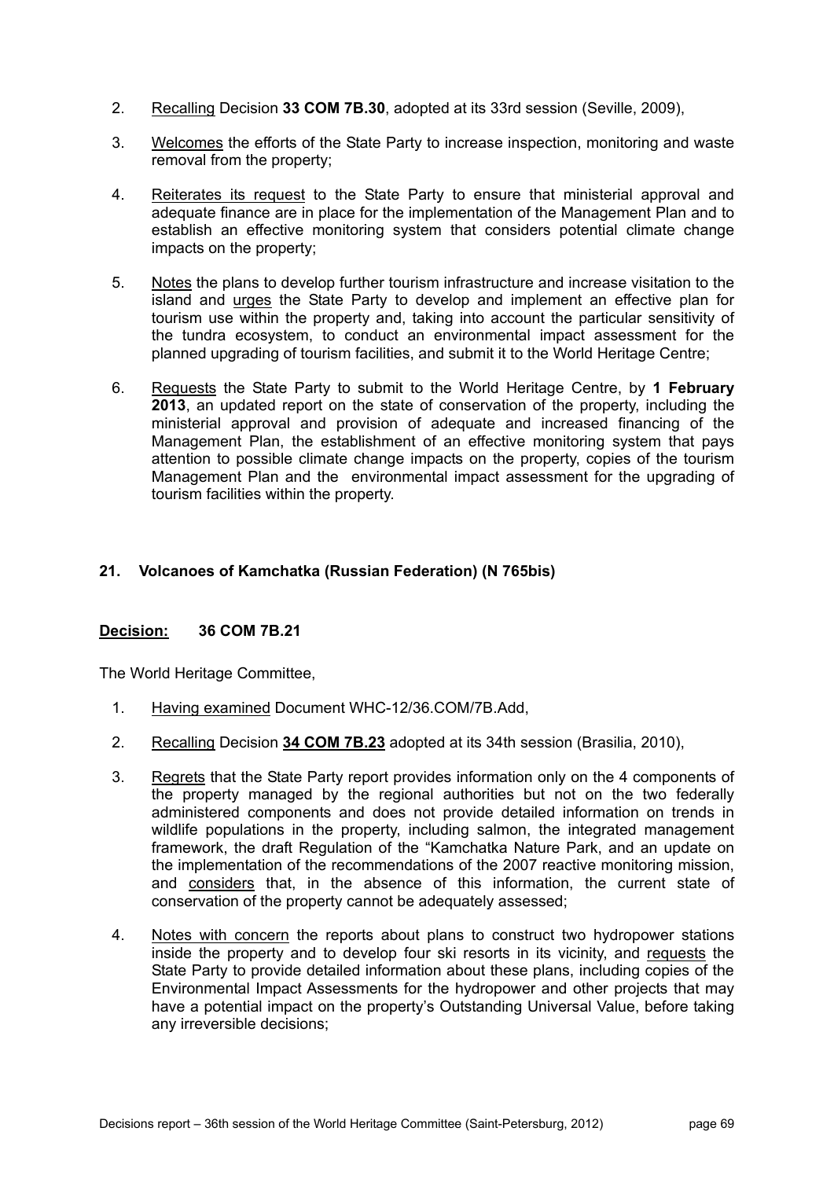2. Recalling Decision **33 COM 7B.30**, adopted at its 33rd session (Seville, 2009),

3. Welcomes the efforts of the State Party to increase inspection, monitoring and waste removal from the property;

4. Reiterates its request to the State Party to ensure that ministerial approval and adequate finance are in place for the implementation of the Management Plan and to establish an effective monitoring system that considers potential climate change impacts on the property;

5. Notes the plans to develop further tourism infrastructure and increase visitation to the island and urges the State Party to develop and implement an effective plan for tourism use within the property and, taking into account the particular sensitivity of the tundra ecosystem, to conduct an environmental impact assessment for the planned upgrading of tourism facilities, and submit it to the World Heritage Centre;

6. Requests the State Party to submit to the World Heritage Centre, by **1 February 2013**, an updated report on the state of conservation of the property, including the ministerial approval and provision of adequate and increased financing of the Management Plan, the establishment of an effective monitoring system that pays attention to possible climate change impacts on the property, copies of the tourism Management Plan and the environmental impact assessment for the upgrading of tourism facilities within the property.

## 21. Volcanoes of Kamchatka (Russian Federation) (N 765bis)

**Decision: 36 COM 7B.21**

The World Heritage Committee,

1. Having examined Document WHC-12/36.COM/7B.Add,

2. Recalling Decision **34 COM 7B.23** adopted at its 34th session (Brasilia, 2010),

3. Regrets that the State Party report provides information only on the 4 components of the property managed by the regional authorities but not on the two federally administered components and does not provide detailed information on trends in wildlife populations in the property, including salmon, the integrated management framework, the draft Regulation of the "Kamchatka Nature Park, and an update on the implementation of the recommendations of the 2007 reactive monitoring mission, and considers that, in the absence of this information, the current state of conservation of the property cannot be adequately assessed;

4. Notes with concern the reports about plans to construct two hydropower stations inside the property and to develop four ski resorts in its vicinity, and requests the State Party to provide detailed information about these plans, including copies of the Environmental Impact Assessments for the hydropower and other projects that may have a potential impact on the property's Outstanding Universal Value, before taking any irreversible decisions;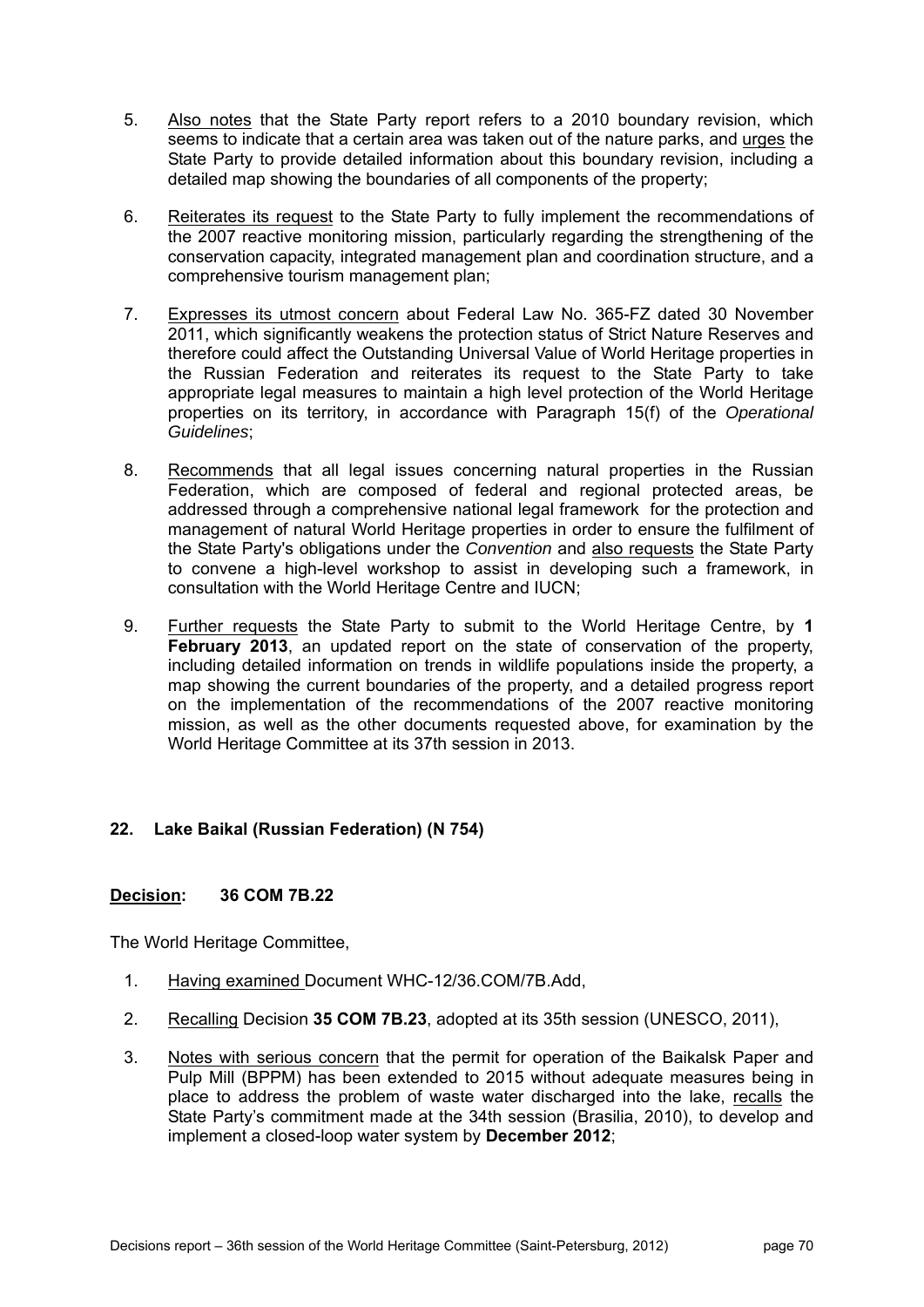5. Also notes that the State Party report refers to a 2010 boundary revision, which seems to indicate that a certain area was taken out of the nature parks, and urges the State Party to provide detailed information about this boundary revision, including a detailed map showing the boundaries of all components of the property;

6. Reiterates its request to the State Party to fully implement the recommendations of the 2007 reactive monitoring mission, particularly regarding the strengthening of the conservation capacity, integrated management plan and coordination structure, and a comprehensive tourism management plan;

7. Expresses its utmost concern about Federal Law No. 365-FZ dated 30 November 2011, which significantly weakens the protection status of Strict Nature Reserves and therefore could affect the Outstanding Universal Value of World Heritage properties in the Russian Federation and reiterates its request to the State Party to take appropriate legal measures to maintain a high level protection of the World Heritage properties on its territory, in accordance with Paragraph 15(f) of the *Operational Guidelines*;

8. Recommends that all legal issues concerning natural properties in the Russian Federation, which are composed of federal and regional protected areas, be addressed through a comprehensive national legal framework for the protection and management of natural World Heritage properties in order to ensure the fulfilment of the State Party's obligations under the *Convention* and also requests the State Party to convene a high-level workshop to assist in developing such a framework, in consultation with the World Heritage Centre and IUCN;

9. Further requests the State Party to submit to the World Heritage Centre, by **1 February 2013**, an updated report on the state of conservation of the property, including detailed information on trends in wildlife populations inside the property, a map showing the current boundaries of the property, and a detailed progress report on the implementation of the recommendations of the 2007 reactive monitoring mission, as well as the other documents requested above, for examination by the World Heritage Committee at its 37th session in 2013.

### 22. Lake Baikal (Russian Federation) (N 754)

**Decision: 36 COM 7B.22**

The World Heritage Committee,

1. Having examined Document WHC-12/36.COM/7B.Add,

2. Recalling Decision **35 COM 7B.23**, adopted at its 35th session (UNESCO, 2011),

3. Notes with serious concern that the permit for operation of the Baikalsk Paper and Pulp Mill (BPPM) has been extended to 2015 without adequate measures being in place to address the problem of waste water discharged into the lake, recalls the State Party's commitment made at the 34th session (Brasilia, 2010), to develop and implement a closed-loop water system by **December 2012**;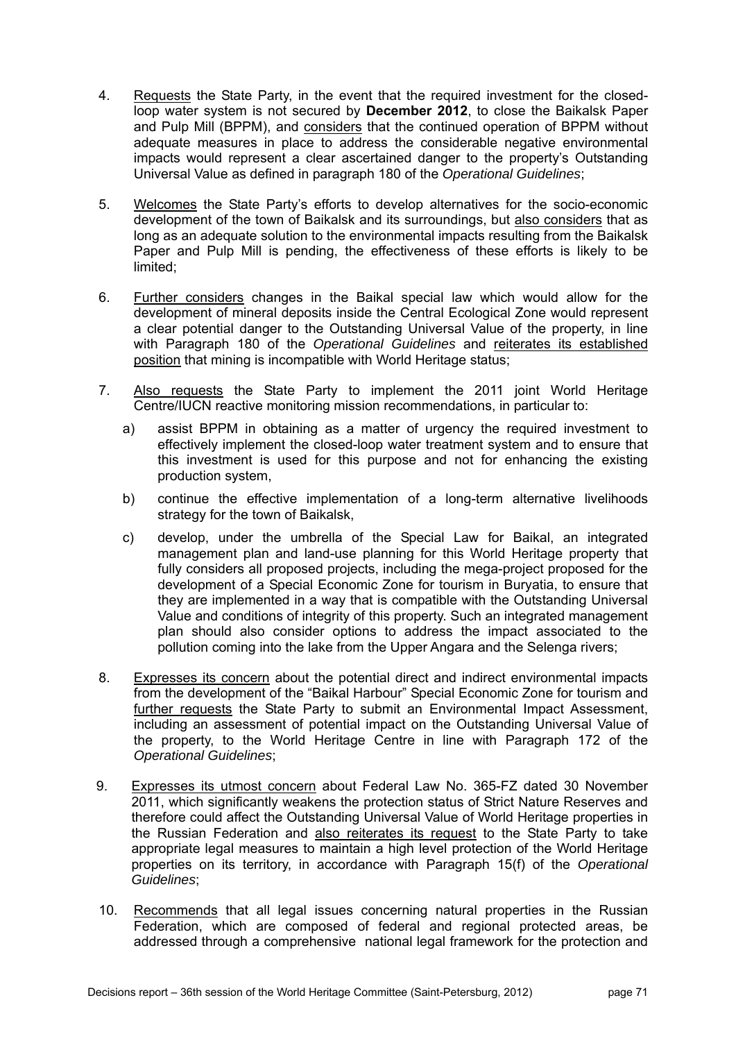4. Requests the State Party, in the event that the required investment for the closed-loop water system is not secured by **December 2012**, to close the Baikalsk Paper and Pulp Mill (BPPM), and considers that the continued operation of BPPM without adequate measures in place to address the considerable negative environmental impacts would represent a clear ascertained danger to the property's Outstanding Universal Value as defined in paragraph 180 of the *Operational Guidelines*;

5. Welcomes the State Party's efforts to develop alternatives for the socio-economic development of the town of Baikalsk and its surroundings, but also considers that as long as an adequate solution to the environmental impacts resulting from the Baikalsk Paper and Pulp Mill is pending, the effectiveness of these efforts is likely to be limited;

6. Further considers changes in the Baikal special law which would allow for the development of mineral deposits inside the Central Ecological Zone would represent a clear potential danger to the Outstanding Universal Value of the property, in line with Paragraph 180 of the *Operational Guidelines* and reiterates its established position that mining is incompatible with World Heritage status;

7. Also requests the State Party to implement the 2011 joint World Heritage Centre/IUCN reactive monitoring mission recommendations, in particular to:

   a) assist BPPM in obtaining as a matter of urgency the required investment to effectively implement the closed-loop water treatment system and to ensure that this investment is used for this purpose and not for enhancing the existing production system,

   b) continue the effective implementation of a long-term alternative livelihoods strategy for the town of Baikalsk,

   c) develop, under the umbrella of the Special Law for Baikal, an integrated management plan and land-use planning for this World Heritage property that fully considers all proposed projects, including the mega-project proposed for the development of a Special Economic Zone for tourism in Buryatia, to ensure that they are implemented in a way that is compatible with the Outstanding Universal Value and conditions of integrity of this property. Such an integrated management plan should also consider options to address the impact associated to the pollution coming into the lake from the Upper Angara and the Selenga rivers;

8. Expresses its concern about the potential direct and indirect environmental impacts from the development of the "Baikal Harbour" Special Economic Zone for tourism and further requests the State Party to submit an Environmental Impact Assessment, including an assessment of potential impact on the Outstanding Universal Value of the property, to the World Heritage Centre in line with Paragraph 172 of the *Operational Guidelines*;

9. Expresses its utmost concern about Federal Law No. 365-FZ dated 30 November 2011, which significantly weakens the protection status of Strict Nature Reserves and therefore could affect the Outstanding Universal Value of World Heritage properties in the Russian Federation and also reiterates its request to the State Party to take appropriate legal measures to maintain a high level protection of the World Heritage properties on its territory, in accordance with Paragraph 15(f) of the *Operational Guidelines*;

10. Recommends that all legal issues concerning natural properties in the Russian Federation, which are composed of federal and regional protected areas, be addressed through a comprehensive national legal framework for the protection and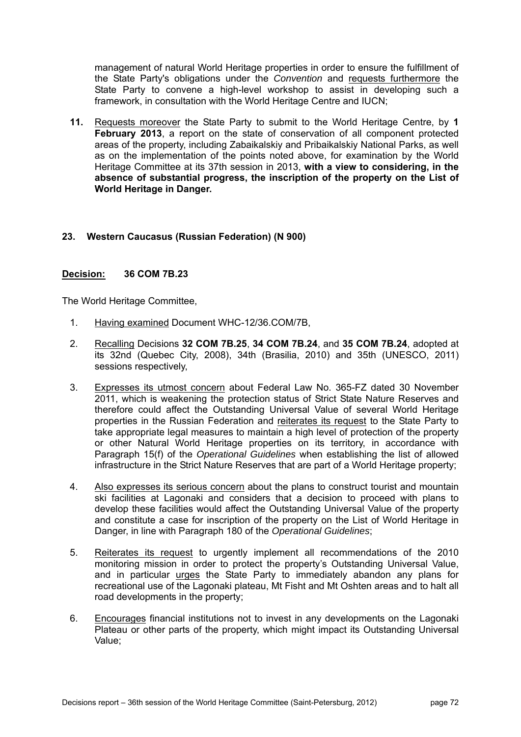management of natural World Heritage properties in order to ensure the fulfillment of the State Party's obligations under the *Convention* and requests furthermore the State Party to convene a high-level workshop to assist in developing such a framework, in consultation with the World Heritage Centre and IUCN;

11. Requests moreover the State Party to submit to the World Heritage Centre, by **1 February 2013**, a report on the state of conservation of all component protected areas of the property, including Zabaikalskiy and Pribaikalskiy National Parks, as well as on the implementation of the points noted above, for examination by the World Heritage Committee at its 37th session in 2013, **with a view to considering, in the absence of substantial progress, the inscription of the property on the List of World Heritage in Danger.**

### 23. Western Caucasus (Russian Federation) (N 900)

**Decision: 36 COM 7B.23**

The World Heritage Committee,

1. Having examined Document WHC-12/36.COM/7B,
2. Recalling Decisions **32 COM 7B.25**, **34 COM 7B.24**, and **35 COM 7B.24**, adopted at its 32nd (Quebec City, 2008), 34th (Brasilia, 2010) and 35th (UNESCO, 2011) sessions respectively,
3. Expresses its utmost concern about Federal Law No. 365-FZ dated 30 November 2011, which is weakening the protection status of Strict State Nature Reserves and therefore could affect the Outstanding Universal Value of several World Heritage properties in the Russian Federation and reiterates its request to the State Party to take appropriate legal measures to maintain a high level of protection of the property or other Natural World Heritage properties on its territory, in accordance with Paragraph 15(f) of the *Operational Guidelines* when establishing the list of allowed infrastructure in the Strict Nature Reserves that are part of a World Heritage property;
4. Also expresses its serious concern about the plans to construct tourist and mountain ski facilities at Lagonaki and considers that a decision to proceed with plans to develop these facilities would affect the Outstanding Universal Value of the property and constitute a case for inscription of the property on the List of World Heritage in Danger, in line with Paragraph 180 of the *Operational Guidelines*;
5. Reiterates its request to urgently implement all recommendations of the 2010 monitoring mission in order to protect the property's Outstanding Universal Value, and in particular urges the State Party to immediately abandon any plans for recreational use of the Lagonaki plateau, Mt Fisht and Mt Oshten areas and to halt all road developments in the property;
6. Encourages financial institutions not to invest in any developments on the Lagonaki Plateau or other parts of the property, which might impact its Outstanding Universal Value;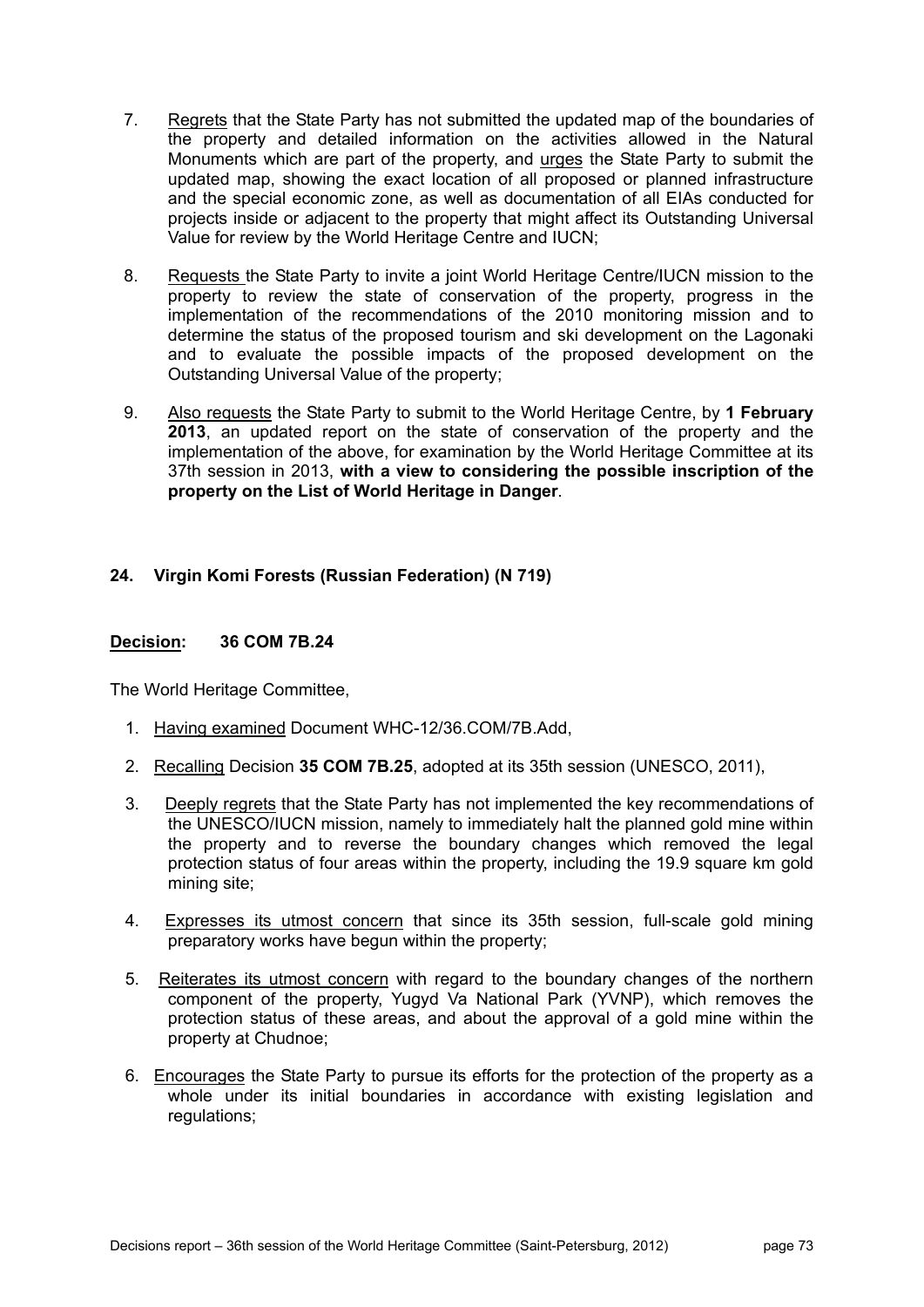7. Regrets that the State Party has not submitted the updated map of the boundaries of the property and detailed information on the activities allowed in the Natural Monuments which are part of the property, and urges the State Party to submit the updated map, showing the exact location of all proposed or planned infrastructure and the special economic zone, as well as documentation of all EIAs conducted for projects inside or adjacent to the property that might affect its Outstanding Universal Value for review by the World Heritage Centre and IUCN;

8. Requests the State Party to invite a joint World Heritage Centre/IUCN mission to the property to review the state of conservation of the property, progress in the implementation of the recommendations of the 2010 monitoring mission and to determine the status of the proposed tourism and ski development on the Lagonaki and to evaluate the possible impacts of the proposed development on the Outstanding Universal Value of the property;

9. Also requests the State Party to submit to the World Heritage Centre, by **1 February 2013**, an updated report on the state of conservation of the property and the implementation of the above, for examination by the World Heritage Committee at its 37th session in 2013, **with a view to considering the possible inscription of the property on the List of World Heritage in Danger**.

### 24. Virgin Komi Forests (Russian Federation) (N 719)

**Decision: 36 COM 7B.24**

The World Heritage Committee,

1. Having examined Document WHC-12/36.COM/7B.Add,

2. Recalling Decision **35 COM 7B.25**, adopted at its 35th session (UNESCO, 2011),

3. Deeply regrets that the State Party has not implemented the key recommendations of the UNESCO/IUCN mission, namely to immediately halt the planned gold mine within the property and to reverse the boundary changes which removed the legal protection status of four areas within the property, including the 19.9 square km gold mining site;

4. Expresses its utmost concern that since its 35th session, full-scale gold mining preparatory works have begun within the property;

5. Reiterates its utmost concern with regard to the boundary changes of the northern component of the property, Yugyd Va National Park (YVNP), which removes the protection status of these areas, and about the approval of a gold mine within the property at Chudnoe;

6. Encourages the State Party to pursue its efforts for the protection of the property as a whole under its initial boundaries in accordance with existing legislation and regulations;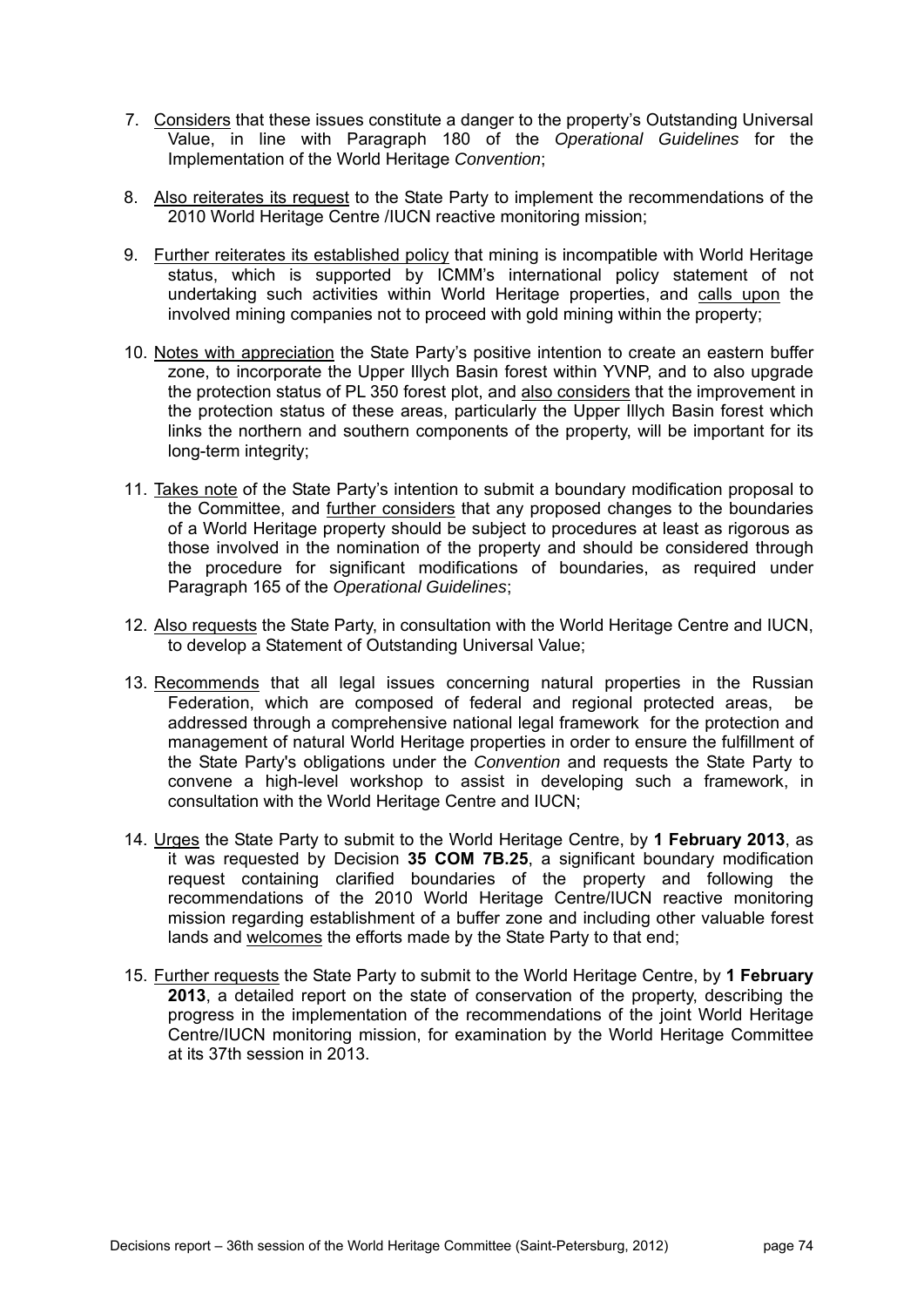7. Considers that these issues constitute a danger to the property's Outstanding Universal Value, in line with Paragraph 180 of the *Operational Guidelines* for the Implementation of the World Heritage *Convention*;

8. Also reiterates its request to the State Party to implement the recommendations of the 2010 World Heritage Centre /IUCN reactive monitoring mission;

9. Further reiterates its established policy that mining is incompatible with World Heritage status, which is supported by ICMM's international policy statement of not undertaking such activities within World Heritage properties, and calls upon the involved mining companies not to proceed with gold mining within the property;

10. Notes with appreciation the State Party's positive intention to create an eastern buffer zone, to incorporate the Upper Illych Basin forest within YVNP, and to also upgrade the protection status of PL 350 forest plot, and also considers that the improvement in the protection status of these areas, particularly the Upper Illych Basin forest which links the northern and southern components of the property, will be important for its long-term integrity;

11. Takes note of the State Party's intention to submit a boundary modification proposal to the Committee, and further considers that any proposed changes to the boundaries of a World Heritage property should be subject to procedures at least as rigorous as those involved in the nomination of the property and should be considered through the procedure for significant modifications of boundaries, as required under Paragraph 165 of the *Operational Guidelines*;

12. Also requests the State Party, in consultation with the World Heritage Centre and IUCN, to develop a Statement of Outstanding Universal Value;

13. Recommends that all legal issues concerning natural properties in the Russian Federation, which are composed of federal and regional protected areas, be addressed through a comprehensive national legal framework for the protection and management of natural World Heritage properties in order to ensure the fulfillment of the State Party's obligations under the *Convention* and requests the State Party to convene a high-level workshop to assist in developing such a framework, in consultation with the World Heritage Centre and IUCN;

14. Urges the State Party to submit to the World Heritage Centre, by **1 February 2013**, as it was requested by Decision **35 COM 7B.25**, a significant boundary modification request containing clarified boundaries of the property and following the recommendations of the 2010 World Heritage Centre/IUCN reactive monitoring mission regarding establishment of a buffer zone and including other valuable forest lands and welcomes the efforts made by the State Party to that end;

15. Further requests the State Party to submit to the World Heritage Centre, by **1 February 2013**, a detailed report on the state of conservation of the property, describing the progress in the implementation of the recommendations of the joint World Heritage Centre/IUCN monitoring mission, for examination by the World Heritage Committee at its 37th session in 2013.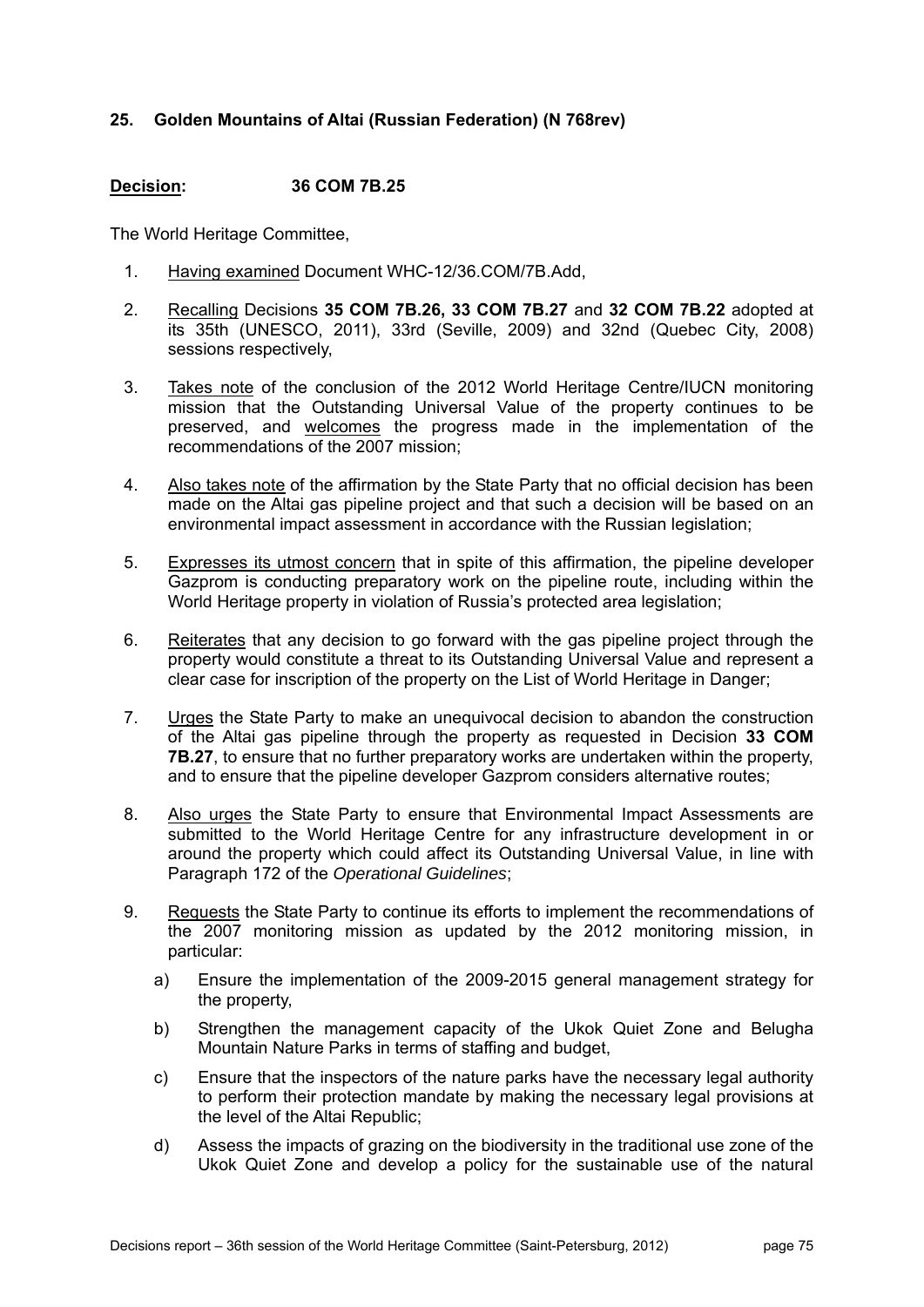### 25. Golden Mountains of Altai (Russian Federation) (N 768rev)

**Decision: 36 COM 7B.25**

The World Heritage Committee,

1. Having examined Document WHC-12/36.COM/7B.Add,
2. Recalling Decisions **35 COM 7B.26, 33 COM 7B.27** and **32 COM 7B.22** adopted at its 35th (UNESCO, 2011), 33rd (Seville, 2009) and 32nd (Quebec City, 2008) sessions respectively,
3. Takes note of the conclusion of the 2012 World Heritage Centre/IUCN monitoring mission that the Outstanding Universal Value of the property continues to be preserved, and welcomes the progress made in the implementation of the recommendations of the 2007 mission;
4. Also takes note of the affirmation by the State Party that no official decision has been made on the Altai gas pipeline project and that such a decision will be based on an environmental impact assessment in accordance with the Russian legislation;
5. Expresses its utmost concern that in spite of this affirmation, the pipeline developer Gazprom is conducting preparatory work on the pipeline route, including within the World Heritage property in violation of Russia's protected area legislation;
6. Reiterates that any decision to go forward with the gas pipeline project through the property would constitute a threat to its Outstanding Universal Value and represent a clear case for inscription of the property on the List of World Heritage in Danger;
7. Urges the State Party to make an unequivocal decision to abandon the construction of the Altai gas pipeline through the property as requested in Decision **33 COM 7B.27**, to ensure that no further preparatory works are undertaken within the property, and to ensure that the pipeline developer Gazprom considers alternative routes;
8. Also urges the State Party to ensure that Environmental Impact Assessments are submitted to the World Heritage Centre for any infrastructure development in or around the property which could affect its Outstanding Universal Value, in line with Paragraph 172 of the *Operational Guidelines*;
9. Requests the State Party to continue its efforts to implement the recommendations of the 2007 monitoring mission as updated by the 2012 monitoring mission, in particular:
   a) Ensure the implementation of the 2009-2015 general management strategy for the property,
   b) Strengthen the management capacity of the Ukok Quiet Zone and Belugha Mountain Nature Parks in terms of staffing and budget,
   c) Ensure that the inspectors of the nature parks have the necessary legal authority to perform their protection mandate by making the necessary legal provisions at the level of the Altai Republic;
   d) Assess the impacts of grazing on the biodiversity in the traditional use zone of the Ukok Quiet Zone and develop a policy for the sustainable use of the natural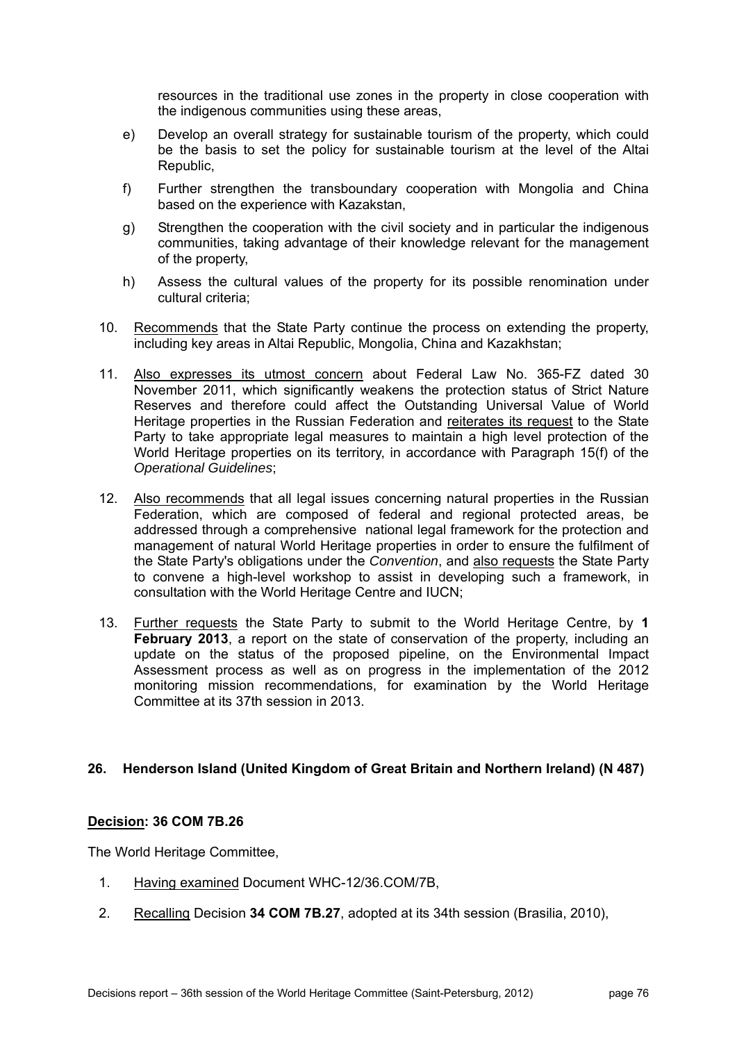resources in the traditional use zones in the property in close cooperation with the indigenous communities using these areas,

e) Develop an overall strategy for sustainable tourism of the property, which could be the basis to set the policy for sustainable tourism at the level of the Altai Republic,

f) Further strengthen the transboundary cooperation with Mongolia and China based on the experience with Kazakstan,

g) Strengthen the cooperation with the civil society and in particular the indigenous communities, taking advantage of their knowledge relevant for the management of the property,

h) Assess the cultural values of the property for its possible renomination under cultural criteria;

10. Recommends that the State Party continue the process on extending the property, including key areas in Altai Republic, Mongolia, China and Kazakhstan;

11. Also expresses its utmost concern about Federal Law No. 365-FZ dated 30 November 2011, which significantly weakens the protection status of Strict Nature Reserves and therefore could affect the Outstanding Universal Value of World Heritage properties in the Russian Federation and reiterates its request to the State Party to take appropriate legal measures to maintain a high level protection of the World Heritage properties on its territory, in accordance with Paragraph 15(f) of the *Operational Guidelines*;

12. Also recommends that all legal issues concerning natural properties in the Russian Federation, which are composed of federal and regional protected areas, be addressed through a comprehensive national legal framework for the protection and management of natural World Heritage properties in order to ensure the fulfilment of the State Party's obligations under the *Convention*, and also requests the State Party to convene a high-level workshop to assist in developing such a framework, in consultation with the World Heritage Centre and IUCN;

13. Further requests the State Party to submit to the World Heritage Centre, by **1 February 2013**, a report on the state of conservation of the property, including an update on the status of the proposed pipeline, on the Environmental Impact Assessment process as well as on progress in the implementation of the 2012 monitoring mission recommendations, for examination by the World Heritage Committee at its 37th session in 2013.

## 26. Henderson Island (United Kingdom of Great Britain and Northern Ireland) (N 487)

**Decision: 36 COM 7B.26**

The World Heritage Committee,

1. Having examined Document WHC-12/36.COM/7B,

2. Recalling Decision **34 COM 7B.27**, adopted at its 34th session (Brasilia, 2010),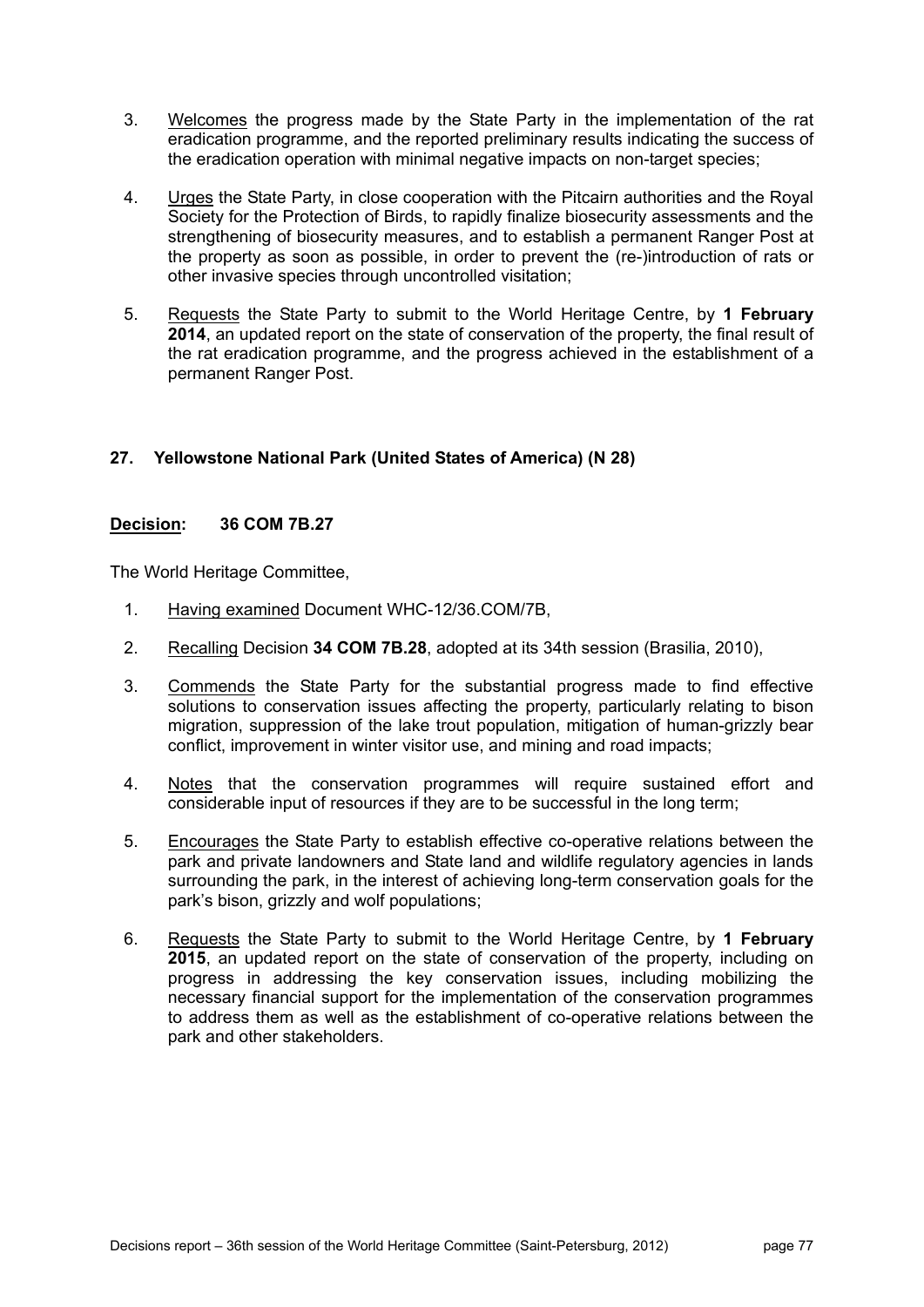3. Welcomes the progress made by the State Party in the implementation of the rat eradication programme, and the reported preliminary results indicating the success of the eradication operation with minimal negative impacts on non-target species;

4. Urges the State Party, in close cooperation with the Pitcairn authorities and the Royal Society for the Protection of Birds, to rapidly finalize biosecurity assessments and the strengthening of biosecurity measures, and to establish a permanent Ranger Post at the property as soon as possible, in order to prevent the (re-)introduction of rats or other invasive species through uncontrolled visitation;

5. Requests the State Party to submit to the World Heritage Centre, by **1 February 2014**, an updated report on the state of conservation of the property, the final result of the rat eradication programme, and the progress achieved in the establishment of a permanent Ranger Post.

### 27. Yellowstone National Park (United States of America) (N 28)

**Decision: 36 COM 7B.27**

The World Heritage Committee,

1. Having examined Document WHC-12/36.COM/7B,

2. Recalling Decision **34 COM 7B.28**, adopted at its 34th session (Brasilia, 2010),

3. Commends the State Party for the substantial progress made to find effective solutions to conservation issues affecting the property, particularly relating to bison migration, suppression of the lake trout population, mitigation of human-grizzly bear conflict, improvement in winter visitor use, and mining and road impacts;

4. Notes that the conservation programmes will require sustained effort and considerable input of resources if they are to be successful in the long term;

5. Encourages the State Party to establish effective co-operative relations between the park and private landowners and State land and wildlife regulatory agencies in lands surrounding the park, in the interest of achieving long-term conservation goals for the park's bison, grizzly and wolf populations;

6. Requests the State Party to submit to the World Heritage Centre, by **1 February 2015**, an updated report on the state of conservation of the property, including on progress in addressing the key conservation issues, including mobilizing the necessary financial support for the implementation of the conservation programmes to address them as well as the establishment of co-operative relations between the park and other stakeholders.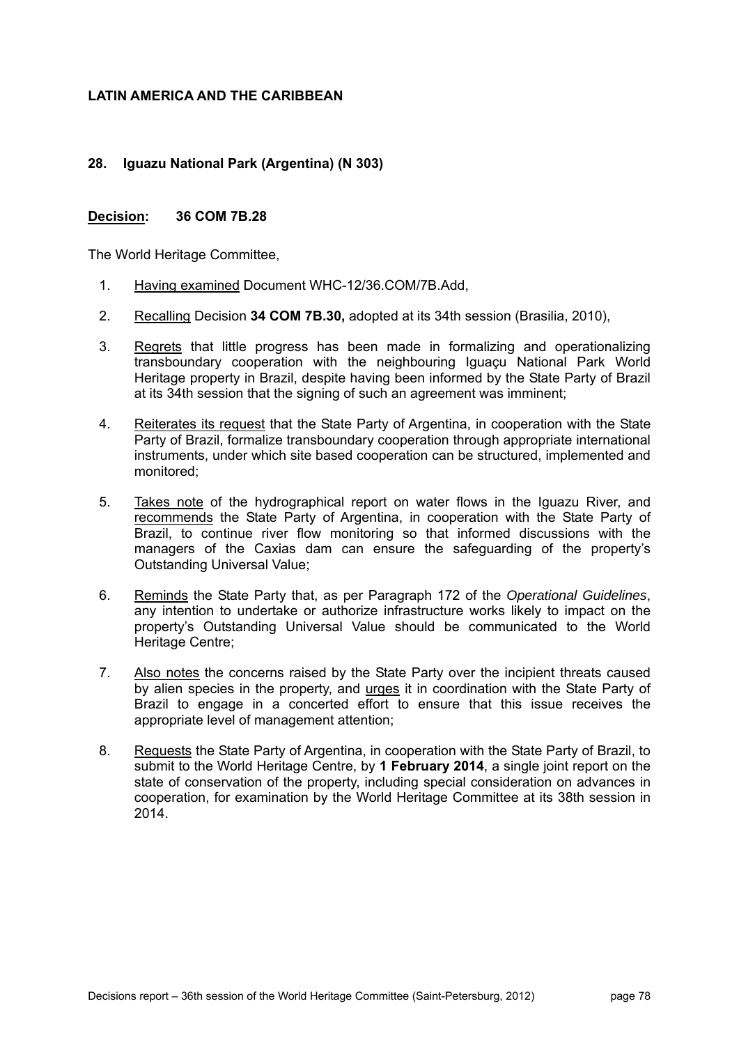## LATIN AMERICA AND THE CARIBBEAN

### 28. Iguazu National Park (Argentina) (N 303)

**Decision: 36 COM 7B.28**

The World Heritage Committee,

1. Having examined Document WHC-12/36.COM/7B.Add,
2. Recalling Decision **34 COM 7B.30,** adopted at its 34th session (Brasilia, 2010),
3. Regrets that little progress has been made in formalizing and operationalizing transboundary cooperation with the neighbouring Iguaçu National Park World Heritage property in Brazil, despite having been informed by the State Party of Brazil at its 34th session that the signing of such an agreement was imminent;
4. Reiterates its request that the State Party of Argentina, in cooperation with the State Party of Brazil, formalize transboundary cooperation through appropriate international instruments, under which site based cooperation can be structured, implemented and monitored;
5. Takes note of the hydrographical report on water flows in the Iguazu River, and recommends the State Party of Argentina, in cooperation with the State Party of Brazil, to continue river flow monitoring so that informed discussions with the managers of the Caxias dam can ensure the safeguarding of the property's Outstanding Universal Value;
6. Reminds the State Party that, as per Paragraph 172 of the *Operational Guidelines*, any intention to undertake or authorize infrastructure works likely to impact on the property's Outstanding Universal Value should be communicated to the World Heritage Centre;
7. Also notes the concerns raised by the State Party over the incipient threats caused by alien species in the property, and urges it in coordination with the State Party of Brazil to engage in a concerted effort to ensure that this issue receives the appropriate level of management attention;
8. Requests the State Party of Argentina, in cooperation with the State Party of Brazil, to submit to the World Heritage Centre, by **1 February 2014**, a single joint report on the state of conservation of the property, including special consideration on advances in cooperation, for examination by the World Heritage Committee at its 38th session in 2014.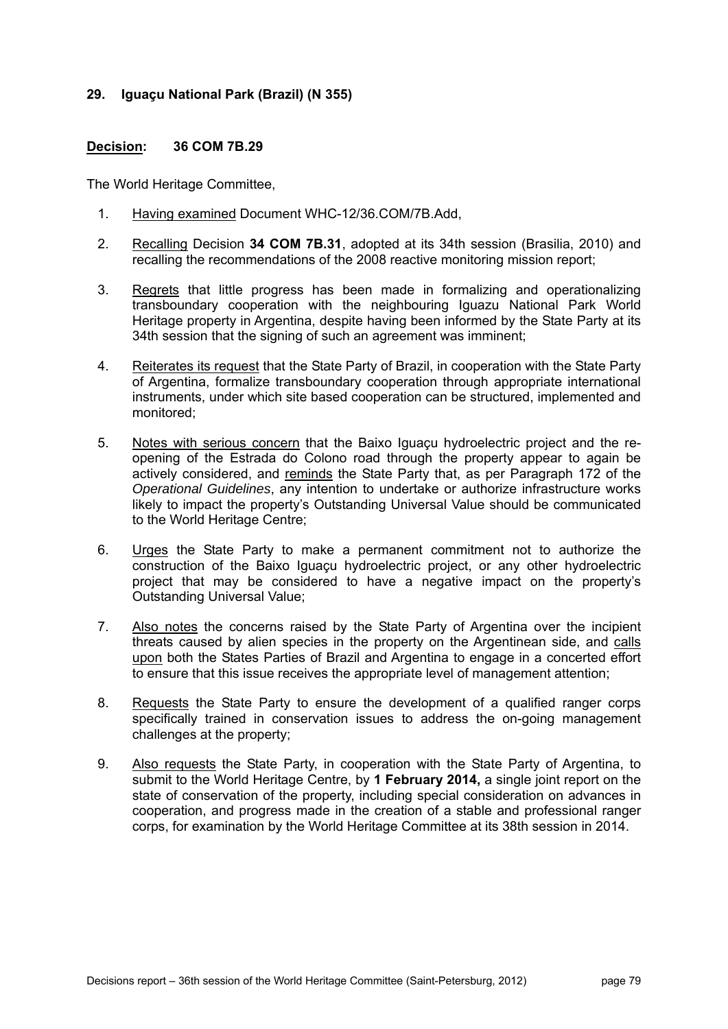### 29. Iguaçu National Park (Brazil) (N 355)

**Decision: 36 COM 7B.29**

The World Heritage Committee,

1. Having examined Document WHC-12/36.COM/7B.Add,
2. Recalling Decision **34 COM 7B.31**, adopted at its 34th session (Brasilia, 2010) and recalling the recommendations of the 2008 reactive monitoring mission report;
3. Regrets that little progress has been made in formalizing and operationalizing transboundary cooperation with the neighbouring Iguazu National Park World Heritage property in Argentina, despite having been informed by the State Party at its 34th session that the signing of such an agreement was imminent;
4. Reiterates its request that the State Party of Brazil, in cooperation with the State Party of Argentina, formalize transboundary cooperation through appropriate international instruments, under which site based cooperation can be structured, implemented and monitored;
5. Notes with serious concern that the Baixo Iguaçu hydroelectric project and the re-opening of the Estrada do Colono road through the property appear to again be actively considered, and reminds the State Party that, as per Paragraph 172 of the *Operational Guidelines*, any intention to undertake or authorize infrastructure works likely to impact the property's Outstanding Universal Value should be communicated to the World Heritage Centre;
6. Urges the State Party to make a permanent commitment not to authorize the construction of the Baixo Iguaçu hydroelectric project, or any other hydroelectric project that may be considered to have a negative impact on the property's Outstanding Universal Value;
7. Also notes the concerns raised by the State Party of Argentina over the incipient threats caused by alien species in the property on the Argentinean side, and calls upon both the States Parties of Brazil and Argentina to engage in a concerted effort to ensure that this issue receives the appropriate level of management attention;
8. Requests the State Party to ensure the development of a qualified ranger corps specifically trained in conservation issues to address the on-going management challenges at the property;
9. Also requests the State Party, in cooperation with the State Party of Argentina, to submit to the World Heritage Centre, by **1 February 2014,** a single joint report on the state of conservation of the property, including special consideration on advances in cooperation, and progress made in the creation of a stable and professional ranger corps, for examination by the World Heritage Committee at its 38th session in 2014.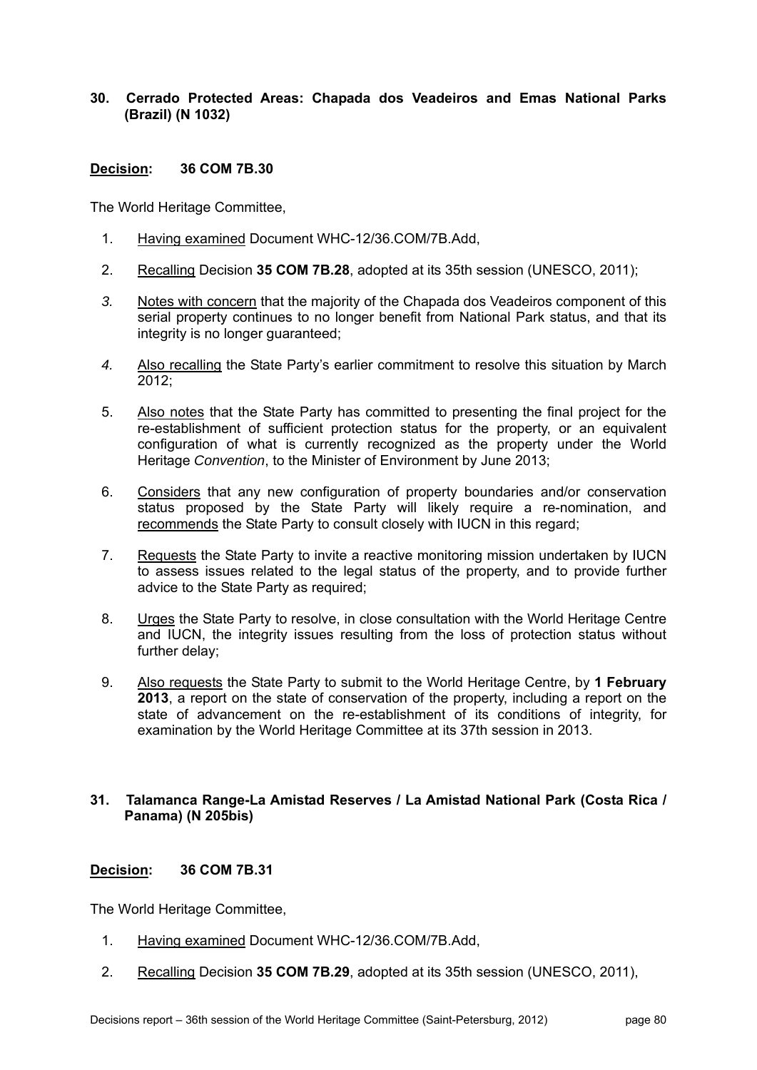## 30. Cerrado Protected Areas: Chapada dos Veadeiros and Emas National Parks (Brazil) (N 1032)

**Decision: 36 COM 7B.30**

The World Heritage Committee,

1. Having examined Document WHC-12/36.COM/7B.Add,

2. Recalling Decision **35 COM 7B.28**, adopted at its 35th session (UNESCO, 2011);

3. Notes with concern that the majority of the Chapada dos Veadeiros component of this serial property continues to no longer benefit from National Park status, and that its integrity is no longer guaranteed;

4. Also recalling the State Party's earlier commitment to resolve this situation by March 2012;

5. Also notes that the State Party has committed to presenting the final project for the re-establishment of sufficient protection status for the property, or an equivalent configuration of what is currently recognized as the property under the World Heritage *Convention*, to the Minister of Environment by June 2013;

6. Considers that any new configuration of property boundaries and/or conservation status proposed by the State Party will likely require a re-nomination, and recommends the State Party to consult closely with IUCN in this regard;

7. Requests the State Party to invite a reactive monitoring mission undertaken by IUCN to assess issues related to the legal status of the property, and to provide further advice to the State Party as required;

8. Urges the State Party to resolve, in close consultation with the World Heritage Centre and IUCN, the integrity issues resulting from the loss of protection status without further delay;

9. Also requests the State Party to submit to the World Heritage Centre, by **1 February 2013**, a report on the state of conservation of the property, including a report on the state of advancement on the re-establishment of its conditions of integrity, for examination by the World Heritage Committee at its 37th session in 2013.

## 31. Talamanca Range-La Amistad Reserves / La Amistad National Park (Costa Rica / Panama) (N 205bis)

**Decision: 36 COM 7B.31**

The World Heritage Committee,

1. Having examined Document WHC-12/36.COM/7B.Add,

2. Recalling Decision **35 COM 7B.29**, adopted at its 35th session (UNESCO, 2011),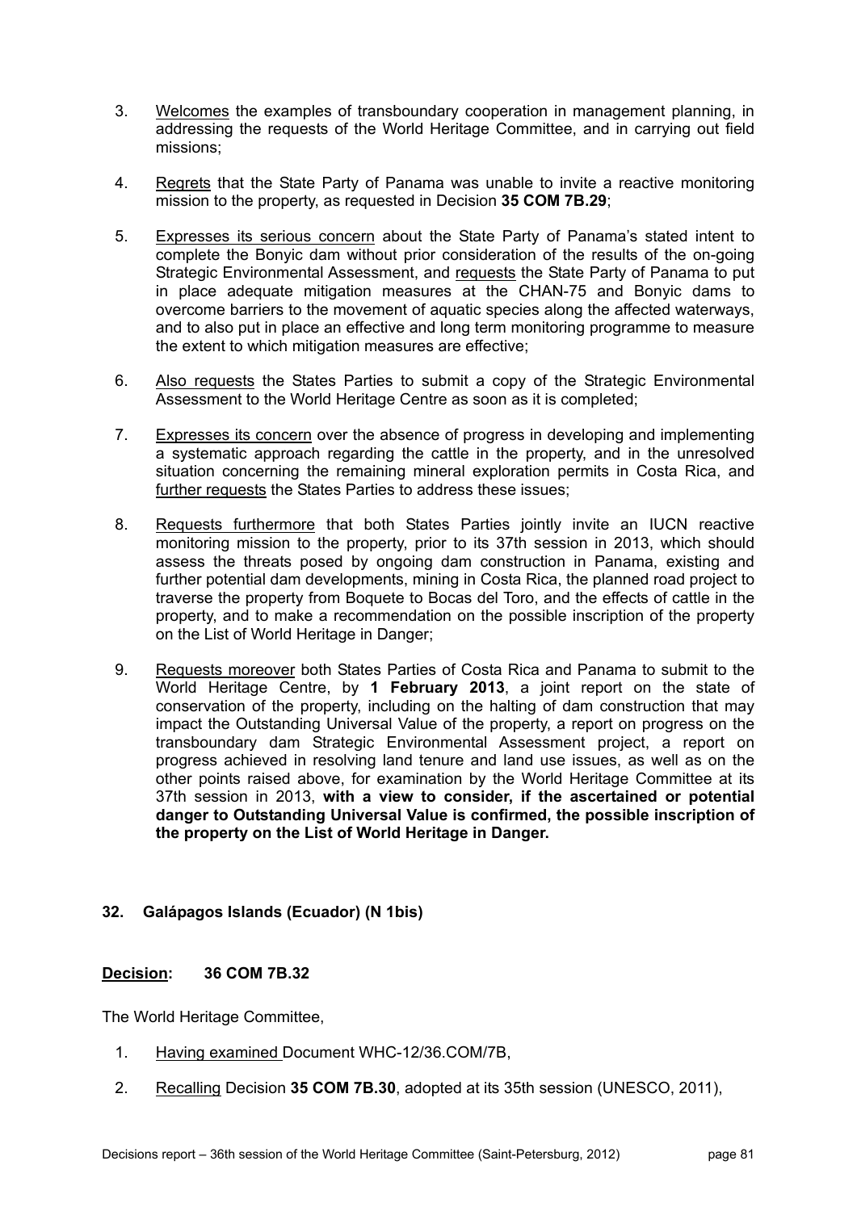3. Welcomes the examples of transboundary cooperation in management planning, in addressing the requests of the World Heritage Committee, and in carrying out field missions;

4. Regrets that the State Party of Panama was unable to invite a reactive monitoring mission to the property, as requested in Decision **35 COM 7B.29**;

5. Expresses its serious concern about the State Party of Panama's stated intent to complete the Bonyic dam without prior consideration of the results of the on-going Strategic Environmental Assessment, and requests the State Party of Panama to put in place adequate mitigation measures at the CHAN-75 and Bonyic dams to overcome barriers to the movement of aquatic species along the affected waterways, and to also put in place an effective and long term monitoring programme to measure the extent to which mitigation measures are effective;

6. Also requests the States Parties to submit a copy of the Strategic Environmental Assessment to the World Heritage Centre as soon as it is completed;

7. Expresses its concern over the absence of progress in developing and implementing a systematic approach regarding the cattle in the property, and in the unresolved situation concerning the remaining mineral exploration permits in Costa Rica, and further requests the States Parties to address these issues;

8. Requests furthermore that both States Parties jointly invite an IUCN reactive monitoring mission to the property, prior to its 37th session in 2013, which should assess the threats posed by ongoing dam construction in Panama, existing and further potential dam developments, mining in Costa Rica, the planned road project to traverse the property from Boquete to Bocas del Toro, and the effects of cattle in the property, and to make a recommendation on the possible inscription of the property on the List of World Heritage in Danger;

9. Requests moreover both States Parties of Costa Rica and Panama to submit to the World Heritage Centre, by **1 February 2013**, a joint report on the state of conservation of the property, including on the halting of dam construction that may impact the Outstanding Universal Value of the property, a report on progress on the transboundary dam Strategic Environmental Assessment project, a report on progress achieved in resolving land tenure and land use issues, as well as on the other points raised above, for examination by the World Heritage Committee at its 37th session in 2013, **with a view to consider, if the ascertained or potential danger to Outstanding Universal Value is confirmed, the possible inscription of the property on the List of World Heritage in Danger.**

**32. Galápagos Islands (Ecuador) (N 1bis)**

**Decision: 36 COM 7B.32**

The World Heritage Committee,

1. Having examined Document WHC-12/36.COM/7B,

2. Recalling Decision **35 COM 7B.30**, adopted at its 35th session (UNESCO, 2011),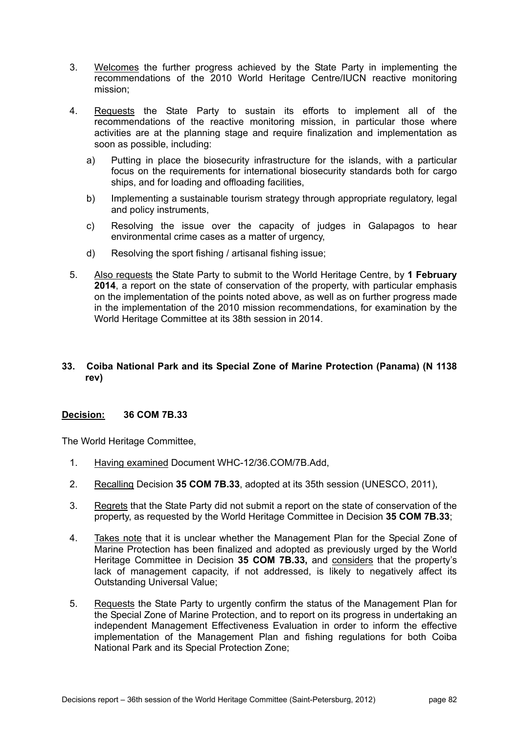3. Welcomes the further progress achieved by the State Party in implementing the recommendations of the 2010 World Heritage Centre/IUCN reactive monitoring mission;

4. Requests the State Party to sustain its efforts to implement all of the recommendations of the reactive monitoring mission, in particular those where activities are at the planning stage and require finalization and implementation as soon as possible, including:

   a) Putting in place the biosecurity infrastructure for the islands, with a particular focus on the requirements for international biosecurity standards both for cargo ships, and for loading and offloading facilities,

   b) Implementing a sustainable tourism strategy through appropriate regulatory, legal and policy instruments,

   c) Resolving the issue over the capacity of judges in Galapagos to hear environmental crime cases as a matter of urgency,

   d) Resolving the sport fishing / artisanal fishing issue;

5. Also requests the State Party to submit to the World Heritage Centre, by **1 February 2014**, a report on the state of conservation of the property, with particular emphasis on the implementation of the points noted above, as well as on further progress made in the implementation of the 2010 mission recommendations, for examination by the World Heritage Committee at its 38th session in 2014.

### 33. Coiba National Park and its Special Zone of Marine Protection (Panama) (N 1138 rev)

**Decision: 36 COM 7B.33**

The World Heritage Committee,

1. Having examined Document WHC-12/36.COM/7B.Add,

2. Recalling Decision **35 COM 7B.33**, adopted at its 35th session (UNESCO, 2011),

3. Regrets that the State Party did not submit a report on the state of conservation of the property, as requested by the World Heritage Committee in Decision **35 COM 7B.33**;

4. Takes note that it is unclear whether the Management Plan for the Special Zone of Marine Protection has been finalized and adopted as previously urged by the World Heritage Committee in Decision **35 COM 7B.33,** and considers that the property's lack of management capacity, if not addressed, is likely to negatively affect its Outstanding Universal Value;

5. Requests the State Party to urgently confirm the status of the Management Plan for the Special Zone of Marine Protection, and to report on its progress in undertaking an independent Management Effectiveness Evaluation in order to inform the effective implementation of the Management Plan and fishing regulations for both Coiba National Park and its Special Protection Zone;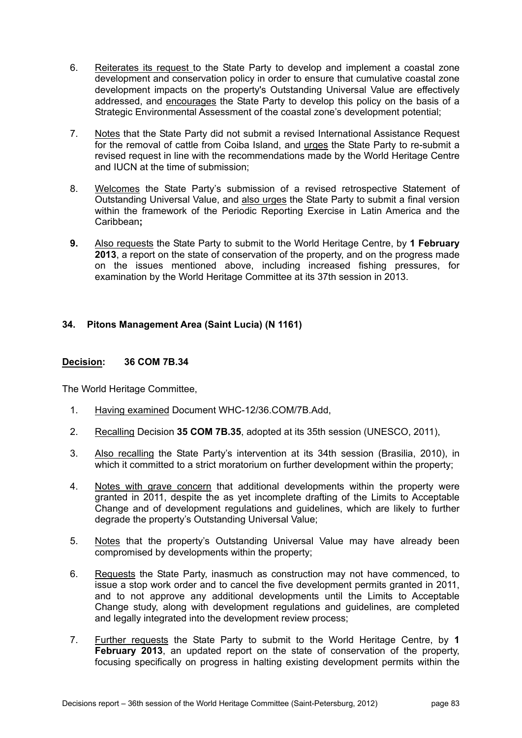6. Reiterates its request to the State Party to develop and implement a coastal zone development and conservation policy in order to ensure that cumulative coastal zone development impacts on the property's Outstanding Universal Value are effectively addressed, and encourages the State Party to develop this policy on the basis of a Strategic Environmental Assessment of the coastal zone's development potential;

7. Notes that the State Party did not submit a revised International Assistance Request for the removal of cattle from Coiba Island, and urges the State Party to re-submit a revised request in line with the recommendations made by the World Heritage Centre and IUCN at the time of submission;

8. Welcomes the State Party's submission of a revised retrospective Statement of Outstanding Universal Value, and also urges the State Party to submit a final version within the framework of the Periodic Reporting Exercise in Latin America and the Caribbean**;**

**9.** Also requests the State Party to submit to the World Heritage Centre, by **1 February 2013**, a report on the state of conservation of the property, and on the progress made on the issues mentioned above, including increased fishing pressures, for examination by the World Heritage Committee at its 37th session in 2013.

### 34. Pitons Management Area (Saint Lucia) (N 1161)

**Decision: 36 COM 7B.34**

The World Heritage Committee,

1. Having examined Document WHC-12/36.COM/7B.Add,

2. Recalling Decision **35 COM 7B.35**, adopted at its 35th session (UNESCO, 2011),

3. Also recalling the State Party's intervention at its 34th session (Brasilia, 2010), in which it committed to a strict moratorium on further development within the property;

4. Notes with grave concern that additional developments within the property were granted in 2011, despite the as yet incomplete drafting of the Limits to Acceptable Change and of development regulations and guidelines, which are likely to further degrade the property's Outstanding Universal Value;

5. Notes that the property's Outstanding Universal Value may have already been compromised by developments within the property;

6. Requests the State Party, inasmuch as construction may not have commenced, to issue a stop work order and to cancel the five development permits granted in 2011, and to not approve any additional developments until the Limits to Acceptable Change study, along with development regulations and guidelines, are completed and legally integrated into the development review process;

7. Further requests the State Party to submit to the World Heritage Centre, by **1 February 2013**, an updated report on the state of conservation of the property, focusing specifically on progress in halting existing development permits within the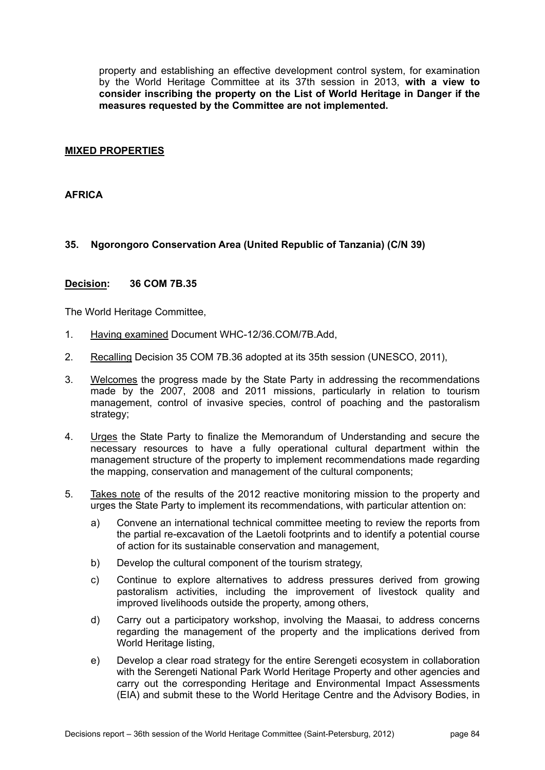property and establishing an effective development control system, for examination by the World Heritage Committee at its 37th session in 2013, **with a view to consider inscribing the property on the List of World Heritage in Danger if the measures requested by the Committee are not implemented.**

## MIXED PROPERTIES

## AFRICA

### 35. Ngorongoro Conservation Area (United Republic of Tanzania) (C/N 39)

**Decision: 36 COM 7B.35**

The World Heritage Committee,

1. Having examined Document WHC-12/36.COM/7B.Add,
2. Recalling Decision 35 COM 7B.36 adopted at its 35th session (UNESCO, 2011),
3. Welcomes the progress made by the State Party in addressing the recommendations made by the 2007, 2008 and 2011 missions, particularly in relation to tourism management, control of invasive species, control of poaching and the pastoralism strategy;
4. Urges the State Party to finalize the Memorandum of Understanding and secure the necessary resources to have a fully operational cultural department within the management structure of the property to implement recommendations made regarding the mapping, conservation and management of the cultural components;
5. Takes note of the results of the 2012 reactive monitoring mission to the property and urges the State Party to implement its recommendations, with particular attention on:
   a) Convene an international technical committee meeting to review the reports from the partial re-excavation of the Laetoli footprints and to identify a potential course of action for its sustainable conservation and management,
   b) Develop the cultural component of the tourism strategy,
   c) Continue to explore alternatives to address pressures derived from growing pastoralism activities, including the improvement of livestock quality and improved livelihoods outside the property, among others,
   d) Carry out a participatory workshop, involving the Maasai, to address concerns regarding the management of the property and the implications derived from World Heritage listing,
   e) Develop a clear road strategy for the entire Serengeti ecosystem in collaboration with the Serengeti National Park World Heritage Property and other agencies and carry out the corresponding Heritage and Environmental Impact Assessments (EIA) and submit these to the World Heritage Centre and the Advisory Bodies, in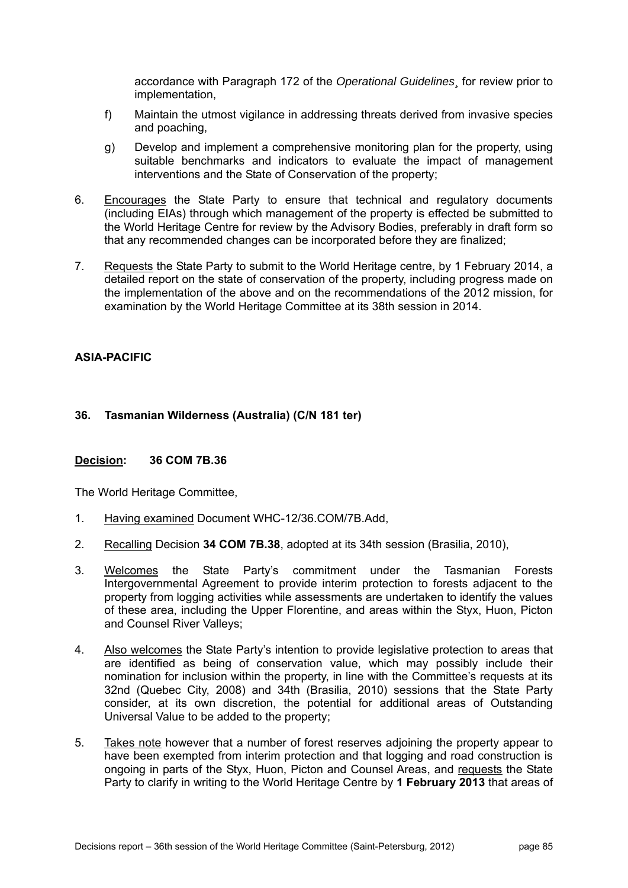accordance with Paragraph 172 of the *Operational Guidelines¸* for review prior to implementation,

f) Maintain the utmost vigilance in addressing threats derived from invasive species and poaching,

g) Develop and implement a comprehensive monitoring plan for the property, using suitable benchmarks and indicators to evaluate the impact of management interventions and the State of Conservation of the property;

6. Encourages the State Party to ensure that technical and regulatory documents (including EIAs) through which management of the property is effected be submitted to the World Heritage Centre for review by the Advisory Bodies, preferably in draft form so that any recommended changes can be incorporated before they are finalized;

7. Requests the State Party to submit to the World Heritage centre, by 1 February 2014, a detailed report on the state of conservation of the property, including progress made on the implementation of the above and on the recommendations of the 2012 mission, for examination by the World Heritage Committee at its 38th session in 2014.

**ASIA-PACIFIC**

**36. Tasmanian Wilderness (Australia) (C/N 181 ter)**

**Decision: 36 COM 7B.36**

The World Heritage Committee,

1. Having examined Document WHC-12/36.COM/7B.Add,

2. Recalling Decision **34 COM 7B.38**, adopted at its 34th session (Brasilia, 2010),

3. Welcomes the State Party's commitment under the Tasmanian Forests Intergovernmental Agreement to provide interim protection to forests adjacent to the property from logging activities while assessments are undertaken to identify the values of these area, including the Upper Florentine, and areas within the Styx, Huon, Picton and Counsel River Valleys;

4. Also welcomes the State Party's intention to provide legislative protection to areas that are identified as being of conservation value, which may possibly include their nomination for inclusion within the property, in line with the Committee's requests at its 32nd (Quebec City, 2008) and 34th (Brasilia, 2010) sessions that the State Party consider, at its own discretion, the potential for additional areas of Outstanding Universal Value to be added to the property;

5. Takes note however that a number of forest reserves adjoining the property appear to have been exempted from interim protection and that logging and road construction is ongoing in parts of the Styx, Huon, Picton and Counsel Areas, and requests the State Party to clarify in writing to the World Heritage Centre by **1 February 2013** that areas of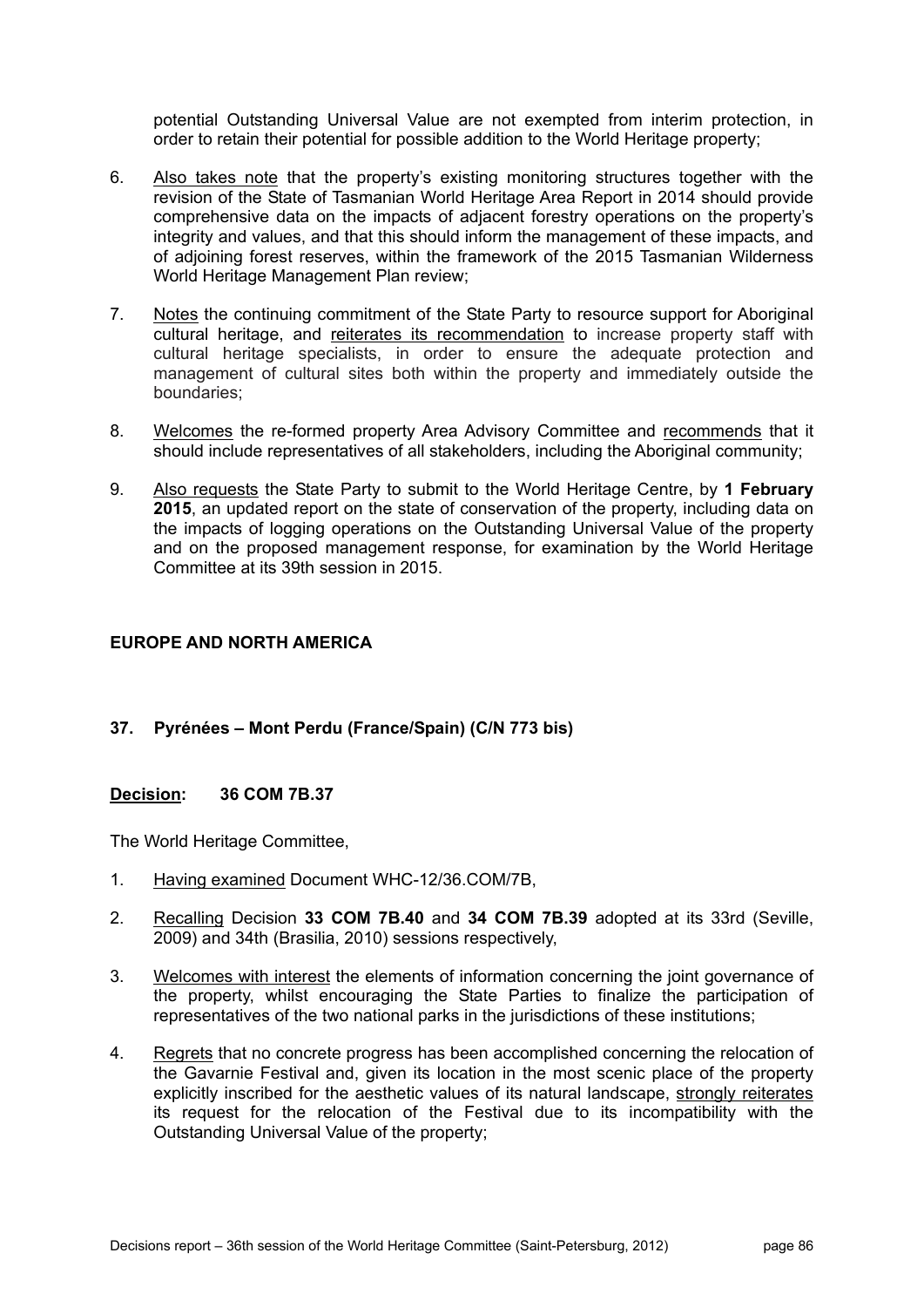potential Outstanding Universal Value are not exempted from interim protection, in order to retain their potential for possible addition to the World Heritage property;

6. Also takes note that the property's existing monitoring structures together with the revision of the State of Tasmanian World Heritage Area Report in 2014 should provide comprehensive data on the impacts of adjacent forestry operations on the property's integrity and values, and that this should inform the management of these impacts, and of adjoining forest reserves, within the framework of the 2015 Tasmanian Wilderness World Heritage Management Plan review;

7. Notes the continuing commitment of the State Party to resource support for Aboriginal cultural heritage, and reiterates its recommendation to increase property staff with cultural heritage specialists, in order to ensure the adequate protection and management of cultural sites both within the property and immediately outside the boundaries;

8. Welcomes the re-formed property Area Advisory Committee and recommends that it should include representatives of all stakeholders, including the Aboriginal community;

9. Also requests the State Party to submit to the World Heritage Centre, by **1 February 2015**, an updated report on the state of conservation of the property, including data on the impacts of logging operations on the Outstanding Universal Value of the property and on the proposed management response, for examination by the World Heritage Committee at its 39th session in 2015.

## EUROPE AND NORTH AMERICA

### 37. Pyrénées – Mont Perdu (France/Spain) (C/N 773 bis)

**Decision: 36 COM 7B.37**

The World Heritage Committee,

1. Having examined Document WHC-12/36.COM/7B,

2. Recalling Decision **33 COM 7B.40** and **34 COM 7B.39** adopted at its 33rd (Seville, 2009) and 34th (Brasilia, 2010) sessions respectively,

3. Welcomes with interest the elements of information concerning the joint governance of the property, whilst encouraging the State Parties to finalize the participation of representatives of the two national parks in the jurisdictions of these institutions;

4. Regrets that no concrete progress has been accomplished concerning the relocation of the Gavarnie Festival and, given its location in the most scenic place of the property explicitly inscribed for the aesthetic values of its natural landscape, strongly reiterates its request for the relocation of the Festival due to its incompatibility with the Outstanding Universal Value of the property;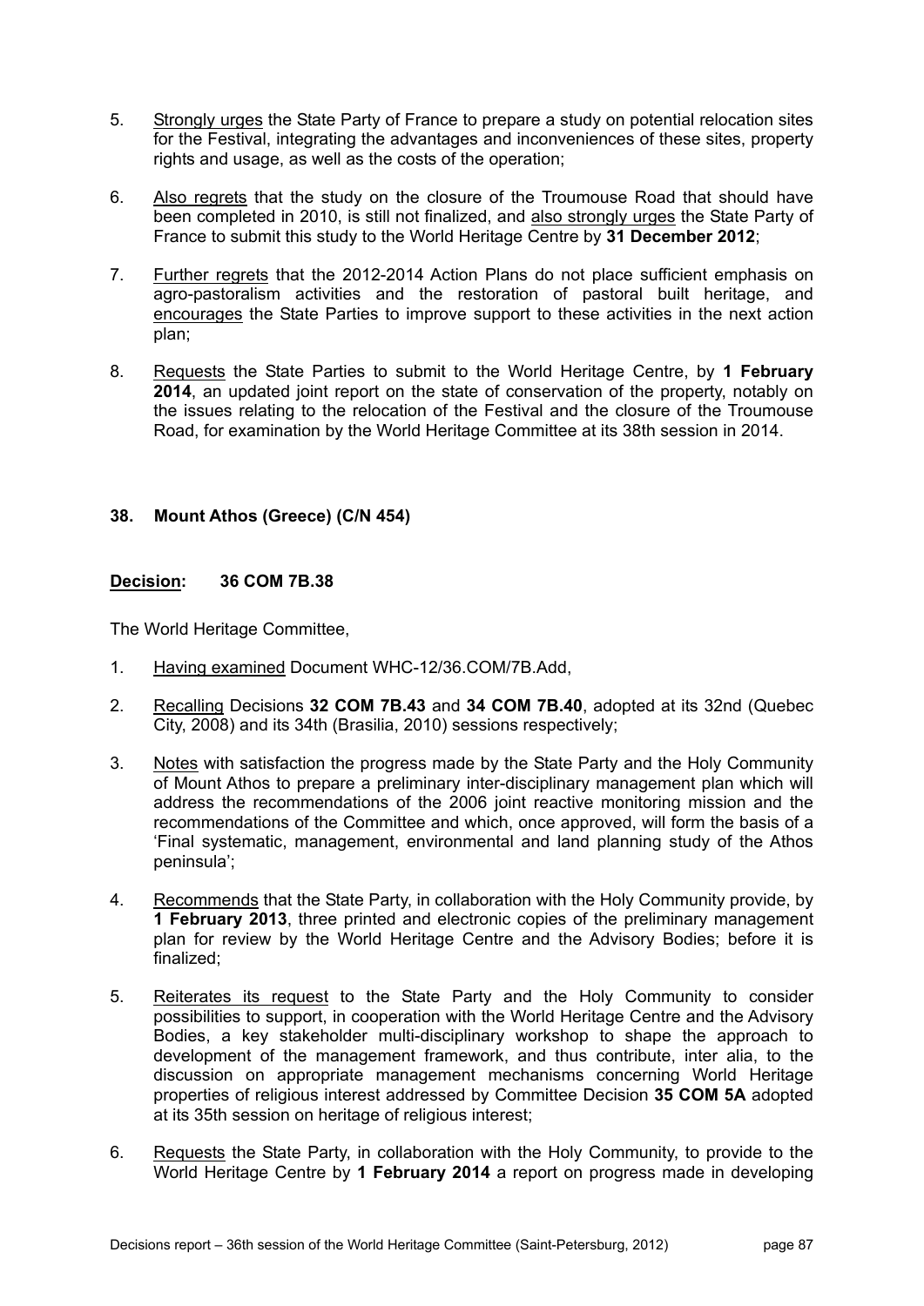5. Strongly urges the State Party of France to prepare a study on potential relocation sites for the Festival, integrating the advantages and inconveniences of these sites, property rights and usage, as well as the costs of the operation;

6. Also regrets that the study on the closure of the Troumouse Road that should have been completed in 2010, is still not finalized, and also strongly urges the State Party of France to submit this study to the World Heritage Centre by **31 December 2012**;

7. Further regrets that the 2012-2014 Action Plans do not place sufficient emphasis on agro-pastoralism activities and the restoration of pastoral built heritage, and encourages the State Parties to improve support to these activities in the next action plan;

8. Requests the State Parties to submit to the World Heritage Centre, by **1 February 2014**, an updated joint report on the state of conservation of the property, notably on the issues relating to the relocation of the Festival and the closure of the Troumouse Road, for examination by the World Heritage Committee at its 38th session in 2014.

### 38. Mount Athos (Greece) (C/N 454)

**Decision: 36 COM 7B.38**

The World Heritage Committee,

1. Having examined Document WHC-12/36.COM/7B.Add,

2. Recalling Decisions **32 COM 7B.43** and **34 COM 7B.40**, adopted at its 32nd (Quebec City, 2008) and its 34th (Brasilia, 2010) sessions respectively;

3. Notes with satisfaction the progress made by the State Party and the Holy Community of Mount Athos to prepare a preliminary inter-disciplinary management plan which will address the recommendations of the 2006 joint reactive monitoring mission and the recommendations of the Committee and which, once approved, will form the basis of a 'Final systematic, management, environmental and land planning study of the Athos peninsula';

4. Recommends that the State Party, in collaboration with the Holy Community provide, by **1 February 2013**, three printed and electronic copies of the preliminary management plan for review by the World Heritage Centre and the Advisory Bodies; before it is finalized;

5. Reiterates its request to the State Party and the Holy Community to consider possibilities to support, in cooperation with the World Heritage Centre and the Advisory Bodies, a key stakeholder multi-disciplinary workshop to shape the approach to development of the management framework, and thus contribute, inter alia, to the discussion on appropriate management mechanisms concerning World Heritage properties of religious interest addressed by Committee Decision **35 COM 5A** adopted at its 35th session on heritage of religious interest;

6. Requests the State Party, in collaboration with the Holy Community, to provide to the World Heritage Centre by **1 February 2014** a report on progress made in developing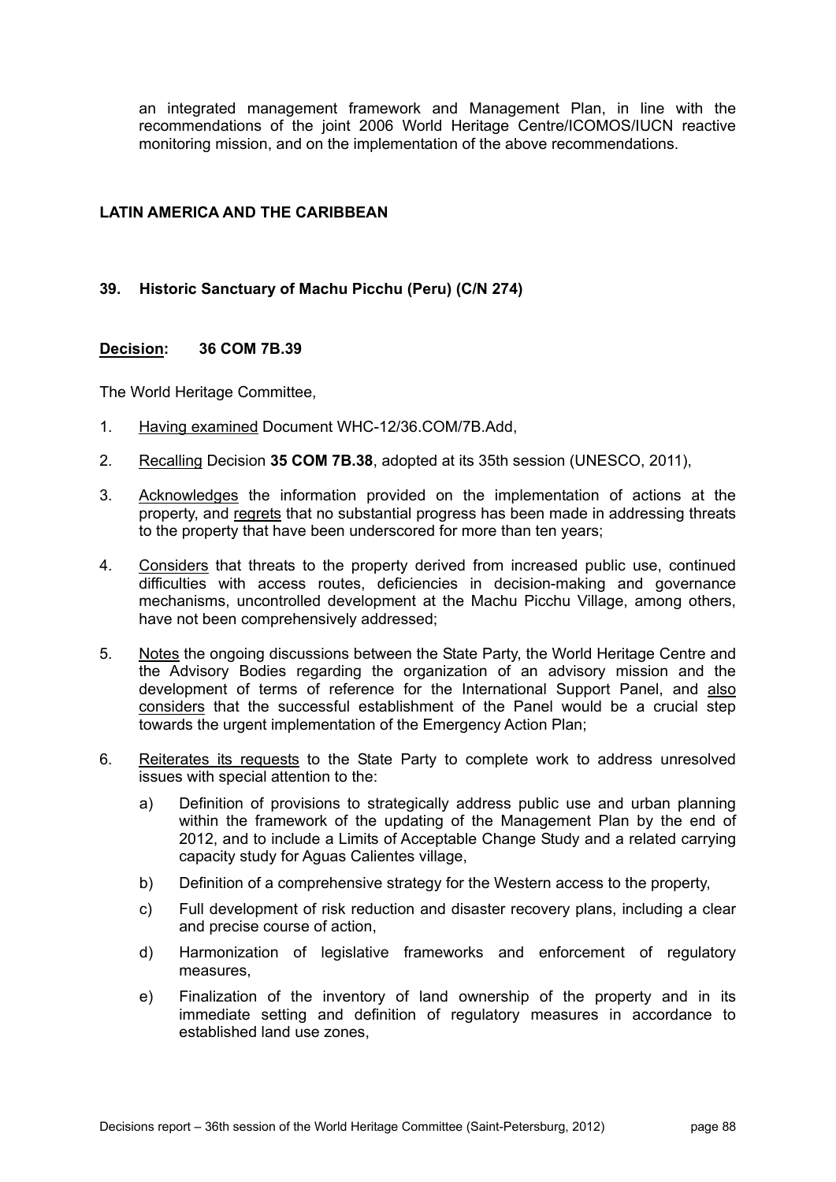an integrated management framework and Management Plan, in line with the recommendations of the joint 2006 World Heritage Centre/ICOMOS/IUCN reactive monitoring mission, and on the implementation of the above recommendations.

## LATIN AMERICA AND THE CARIBBEAN

### 39. Historic Sanctuary of Machu Picchu (Peru) (C/N 274)

**Decision: 36 COM 7B.39**

The World Heritage Committee,

1. Having examined Document WHC-12/36.COM/7B.Add,
2. Recalling Decision **35 COM 7B.38**, adopted at its 35th session (UNESCO, 2011),
3. Acknowledges the information provided on the implementation of actions at the property, and regrets that no substantial progress has been made in addressing threats to the property that have been underscored for more than ten years;
4. Considers that threats to the property derived from increased public use, continued difficulties with access routes, deficiencies in decision-making and governance mechanisms, uncontrolled development at the Machu Picchu Village, among others, have not been comprehensively addressed;
5. Notes the ongoing discussions between the State Party, the World Heritage Centre and the Advisory Bodies regarding the organization of an advisory mission and the development of terms of reference for the International Support Panel, and also considers that the successful establishment of the Panel would be a crucial step towards the urgent implementation of the Emergency Action Plan;
6. Reiterates its requests to the State Party to complete work to address unresolved issues with special attention to the:
   a) Definition of provisions to strategically address public use and urban planning within the framework of the updating of the Management Plan by the end of 2012, and to include a Limits of Acceptable Change Study and a related carrying capacity study for Aguas Calientes village,
   b) Definition of a comprehensive strategy for the Western access to the property,
   c) Full development of risk reduction and disaster recovery plans, including a clear and precise course of action,
   d) Harmonization of legislative frameworks and enforcement of regulatory measures,
   e) Finalization of the inventory of land ownership of the property and in its immediate setting and definition of regulatory measures in accordance to established land use zones,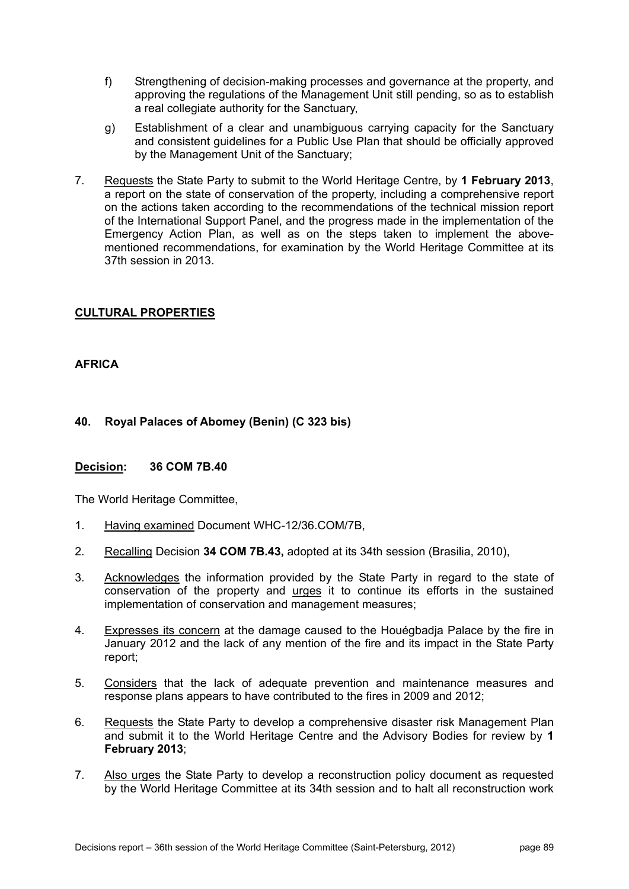f) Strengthening of decision-making processes and governance at the property, and approving the regulations of the Management Unit still pending, so as to establish a real collegiate authority for the Sanctuary,

g) Establishment of a clear and unambiguous carrying capacity for the Sanctuary and consistent guidelines for a Public Use Plan that should be officially approved by the Management Unit of the Sanctuary;

7. Requests the State Party to submit to the World Heritage Centre, by **1 February 2013**, a report on the state of conservation of the property, including a comprehensive report on the actions taken according to the recommendations of the technical mission report of the International Support Panel, and the progress made in the implementation of the Emergency Action Plan, as well as on the steps taken to implement the above-mentioned recommendations, for examination by the World Heritage Committee at its 37th session in 2013.

## CULTURAL PROPERTIES

### AFRICA

### 40. Royal Palaces of Abomey (Benin) (C 323 bis)

**Decision: 36 COM 7B.40**

The World Heritage Committee,

1. Having examined Document WHC-12/36.COM/7B,

2. Recalling Decision **34 COM 7B.43,** adopted at its 34th session (Brasilia, 2010),

3. Acknowledges the information provided by the State Party in regard to the state of conservation of the property and urges it to continue its efforts in the sustained implementation of conservation and management measures;

4. Expresses its concern at the damage caused to the Houégbadja Palace by the fire in January 2012 and the lack of any mention of the fire and its impact in the State Party report;

5. Considers that the lack of adequate prevention and maintenance measures and response plans appears to have contributed to the fires in 2009 and 2012;

6. Requests the State Party to develop a comprehensive disaster risk Management Plan and submit it to the World Heritage Centre and the Advisory Bodies for review by **1 February 2013**;

7. Also urges the State Party to develop a reconstruction policy document as requested by the World Heritage Committee at its 34th session and to halt all reconstruction work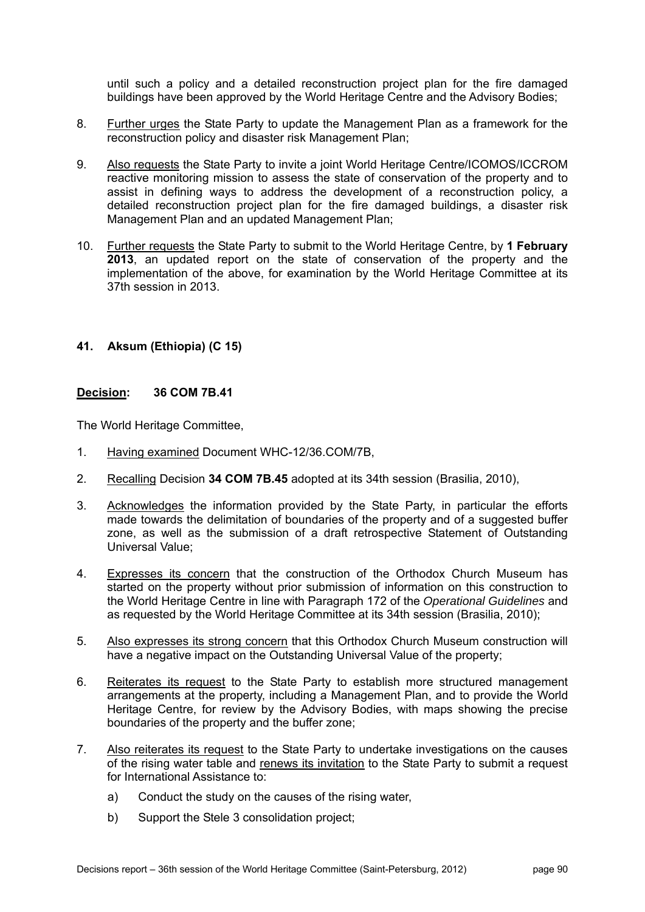until such a policy and a detailed reconstruction project plan for the fire damaged buildings have been approved by the World Heritage Centre and the Advisory Bodies;

8. Further urges the State Party to update the Management Plan as a framework for the reconstruction policy and disaster risk Management Plan;

9. Also requests the State Party to invite a joint World Heritage Centre/ICOMOS/ICCROM reactive monitoring mission to assess the state of conservation of the property and to assist in defining ways to address the development of a reconstruction policy, a detailed reconstruction project plan for the fire damaged buildings, a disaster risk Management Plan and an updated Management Plan;

10. Further requests the State Party to submit to the World Heritage Centre, by **1 February 2013**, an updated report on the state of conservation of the property and the implementation of the above, for examination by the World Heritage Committee at its 37th session in 2013.

### 41. Aksum (Ethiopia) (C 15)

**Decision: 36 COM 7B.41**

The World Heritage Committee,

1. Having examined Document WHC-12/36.COM/7B,

2. Recalling Decision **34 COM 7B.45** adopted at its 34th session (Brasilia, 2010),

3. Acknowledges the information provided by the State Party, in particular the efforts made towards the delimitation of boundaries of the property and of a suggested buffer zone, as well as the submission of a draft retrospective Statement of Outstanding Universal Value;

4. Expresses its concern that the construction of the Orthodox Church Museum has started on the property without prior submission of information on this construction to the World Heritage Centre in line with Paragraph 172 of the *Operational Guidelines* and as requested by the World Heritage Committee at its 34th session (Brasilia, 2010);

5. Also expresses its strong concern that this Orthodox Church Museum construction will have a negative impact on the Outstanding Universal Value of the property;

6. Reiterates its request to the State Party to establish more structured management arrangements at the property, including a Management Plan, and to provide the World Heritage Centre, for review by the Advisory Bodies, with maps showing the precise boundaries of the property and the buffer zone;

7. Also reiterates its request to the State Party to undertake investigations on the causes of the rising water table and renews its invitation to the State Party to submit a request for International Assistance to:

   a) Conduct the study on the causes of the rising water,

   b) Support the Stele 3 consolidation project;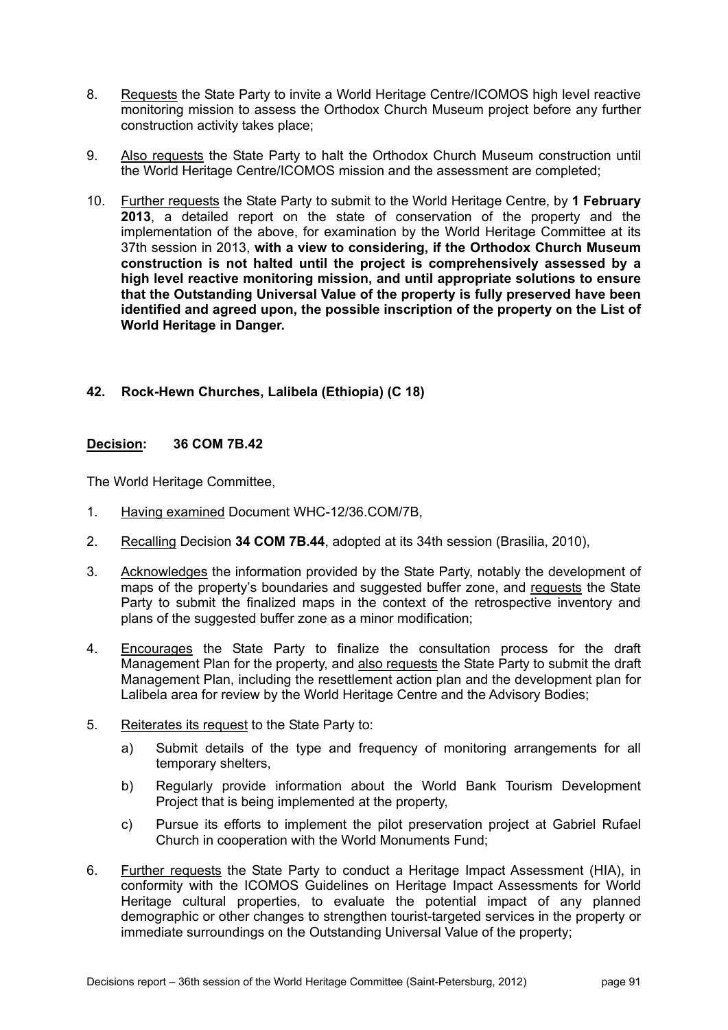8. Requests the State Party to invite a World Heritage Centre/ICOMOS high level reactive monitoring mission to assess the Orthodox Church Museum project before any further construction activity takes place;

9. Also requests the State Party to halt the Orthodox Church Museum construction until the World Heritage Centre/ICOMOS mission and the assessment are completed;

10. Further requests the State Party to submit to the World Heritage Centre, by **1 February 2013**, a detailed report on the state of conservation of the property and the implementation of the above, for examination by the World Heritage Committee at its 37th session in 2013, **with a view to considering, if the Orthodox Church Museum construction is not halted until the project is comprehensively assessed by a high level reactive monitoring mission, and until appropriate solutions to ensure that the Outstanding Universal Value of the property is fully preserved have been identified and agreed upon, the possible inscription of the property on the List of World Heritage in Danger.**

## 42. Rock-Hewn Churches, Lalibela (Ethiopia) (C 18)

**Decision: 36 COM 7B.42**

The World Heritage Committee,

1. Having examined Document WHC-12/36.COM/7B,

2. Recalling Decision **34 COM 7B.44**, adopted at its 34th session (Brasilia, 2010),

3. Acknowledges the information provided by the State Party, notably the development of maps of the property's boundaries and suggested buffer zone, and requests the State Party to submit the finalized maps in the context of the retrospective inventory and plans of the suggested buffer zone as a minor modification;

4. Encourages the State Party to finalize the consultation process for the draft Management Plan for the property, and also requests the State Party to submit the draft Management Plan, including the resettlement action plan and the development plan for Lalibela area for review by the World Heritage Centre and the Advisory Bodies;

5. Reiterates its request to the State Party to:

   a) Submit details of the type and frequency of monitoring arrangements for all temporary shelters,

   b) Regularly provide information about the World Bank Tourism Development Project that is being implemented at the property,

   c) Pursue its efforts to implement the pilot preservation project at Gabriel Rufael Church in cooperation with the World Monuments Fund;

6. Further requests the State Party to conduct a Heritage Impact Assessment (HIA), in conformity with the ICOMOS Guidelines on Heritage Impact Assessments for World Heritage cultural properties, to evaluate the potential impact of any planned demographic or other changes to strengthen tourist-targeted services in the property or immediate surroundings on the Outstanding Universal Value of the property;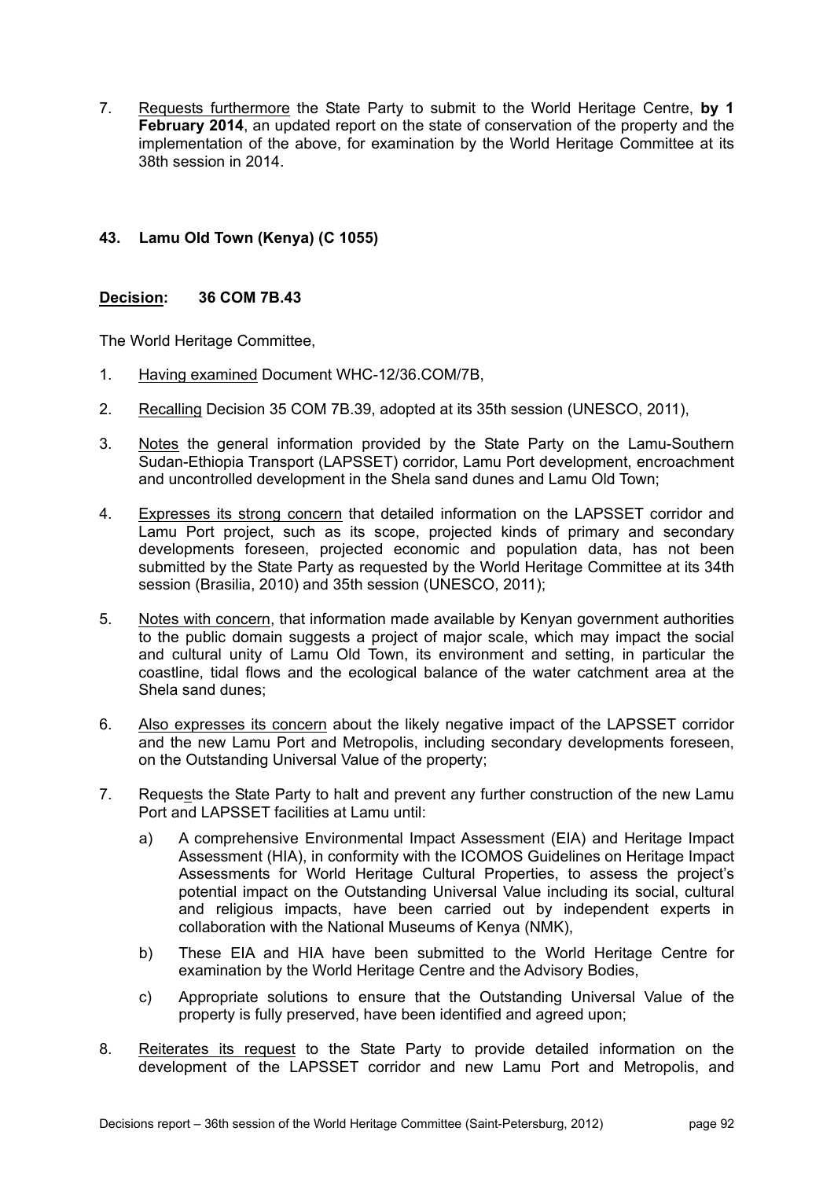7. Requests furthermore the State Party to submit to the World Heritage Centre, **by 1 February 2014**, an updated report on the state of conservation of the property and the implementation of the above, for examination by the World Heritage Committee at its 38th session in 2014.

### 43. Lamu Old Town (Kenya) (C 1055)

**Decision: 36 COM 7B.43**

The World Heritage Committee,

1. Having examined Document WHC-12/36.COM/7B,

2. Recalling Decision 35 COM 7B.39, adopted at its 35th session (UNESCO, 2011),

3. Notes the general information provided by the State Party on the Lamu-Southern Sudan-Ethiopia Transport (LAPSSET) corridor, Lamu Port development, encroachment and uncontrolled development in the Shela sand dunes and Lamu Old Town;

4. Expresses its strong concern that detailed information on the LAPSSET corridor and Lamu Port project, such as its scope, projected kinds of primary and secondary developments foreseen, projected economic and population data, has not been submitted by the State Party as requested by the World Heritage Committee at its 34th session (Brasilia, 2010) and 35th session (UNESCO, 2011);

5. Notes with concern, that information made available by Kenyan government authorities to the public domain suggests a project of major scale, which may impact the social and cultural unity of Lamu Old Town, its environment and setting, in particular the coastline, tidal flows and the ecological balance of the water catchment area at the Shela sand dunes;

6. Also expresses its concern about the likely negative impact of the LAPSSET corridor and the new Lamu Port and Metropolis, including secondary developments foreseen, on the Outstanding Universal Value of the property;

7. Requests the State Party to halt and prevent any further construction of the new Lamu Port and LAPSSET facilities at Lamu until:

   a) A comprehensive Environmental Impact Assessment (EIA) and Heritage Impact Assessment (HIA), in conformity with the ICOMOS Guidelines on Heritage Impact Assessments for World Heritage Cultural Properties, to assess the project's potential impact on the Outstanding Universal Value including its social, cultural and religious impacts, have been carried out by independent experts in collaboration with the National Museums of Kenya (NMK),

   b) These EIA and HIA have been submitted to the World Heritage Centre for examination by the World Heritage Centre and the Advisory Bodies,

   c) Appropriate solutions to ensure that the Outstanding Universal Value of the property is fully preserved, have been identified and agreed upon;

8. Reiterates its request to the State Party to provide detailed information on the development of the LAPSSET corridor and new Lamu Port and Metropolis, and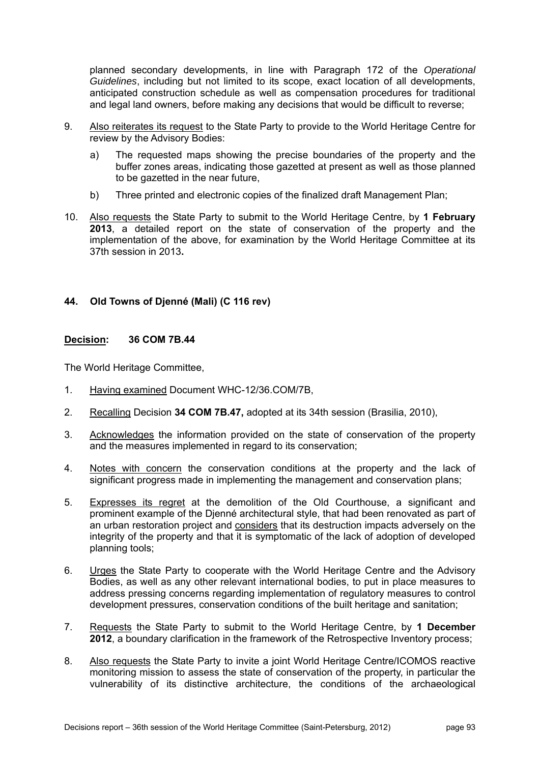planned secondary developments, in line with Paragraph 172 of the *Operational Guidelines*, including but not limited to its scope, exact location of all developments, anticipated construction schedule as well as compensation procedures for traditional and legal land owners, before making any decisions that would be difficult to reverse;

9. Also reiterates its request to the State Party to provide to the World Heritage Centre for review by the Advisory Bodies:

   a) The requested maps showing the precise boundaries of the property and the buffer zones areas, indicating those gazetted at present as well as those planned to be gazetted in the near future,

   b) Three printed and electronic copies of the finalized draft Management Plan;

10. Also requests the State Party to submit to the World Heritage Centre, by **1 February 2013**, a detailed report on the state of conservation of the property and the implementation of the above, for examination by the World Heritage Committee at its 37th session in 2013**.**

### 44. Old Towns of Djenné (Mali) (C 116 rev)

**Decision: 36 COM 7B.44**

The World Heritage Committee,

1. Having examined Document WHC-12/36.COM/7B,

2. Recalling Decision **34 COM 7B.47,** adopted at its 34th session (Brasilia, 2010),

3. Acknowledges the information provided on the state of conservation of the property and the measures implemented in regard to its conservation;

4. Notes with concern the conservation conditions at the property and the lack of significant progress made in implementing the management and conservation plans;

5. Expresses its regret at the demolition of the Old Courthouse, a significant and prominent example of the Djenné architectural style, that had been renovated as part of an urban restoration project and considers that its destruction impacts adversely on the integrity of the property and that it is symptomatic of the lack of adoption of developed planning tools;

6. Urges the State Party to cooperate with the World Heritage Centre and the Advisory Bodies, as well as any other relevant international bodies, to put in place measures to address pressing concerns regarding implementation of regulatory measures to control development pressures, conservation conditions of the built heritage and sanitation;

7. Requests the State Party to submit to the World Heritage Centre, by **1 December 2012**, a boundary clarification in the framework of the Retrospective Inventory process;

8. Also requests the State Party to invite a joint World Heritage Centre/ICOMOS reactive monitoring mission to assess the state of conservation of the property, in particular the vulnerability of its distinctive architecture, the conditions of the archaeological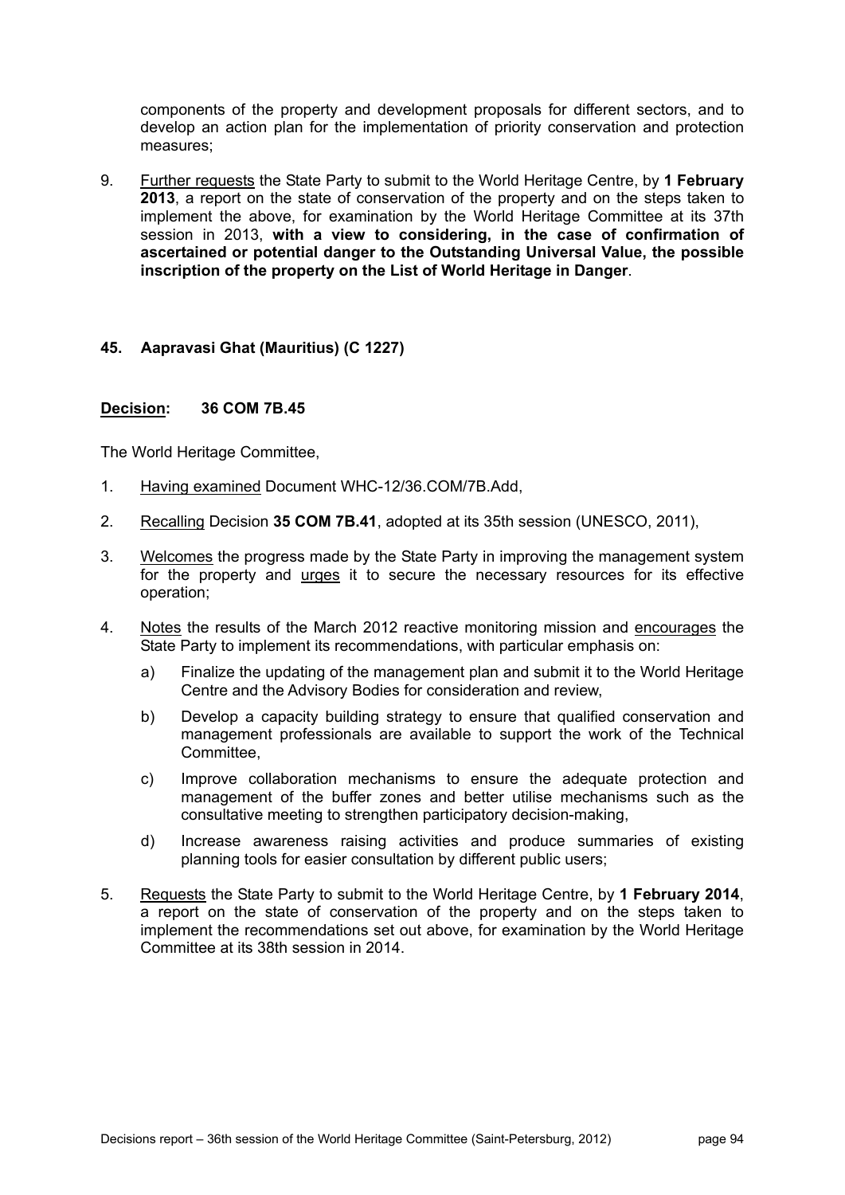components of the property and development proposals for different sectors, and to develop an action plan for the implementation of priority conservation and protection measures;

9. Further requests the State Party to submit to the World Heritage Centre, by **1 February 2013**, a report on the state of conservation of the property and on the steps taken to implement the above, for examination by the World Heritage Committee at its 37th session in 2013, **with a view to considering, in the case of confirmation of ascertained or potential danger to the Outstanding Universal Value, the possible inscription of the property on the List of World Heritage in Danger**.

### 45. Aapravasi Ghat (Mauritius) (C 1227)

**Decision: 36 COM 7B.45**

The World Heritage Committee,

1. Having examined Document WHC-12/36.COM/7B.Add,
2. Recalling Decision **35 COM 7B.41**, adopted at its 35th session (UNESCO, 2011),
3. Welcomes the progress made by the State Party in improving the management system for the property and urges it to secure the necessary resources for its effective operation;
4. Notes the results of the March 2012 reactive monitoring mission and encourages the State Party to implement its recommendations, with particular emphasis on:
   a) Finalize the updating of the management plan and submit it to the World Heritage Centre and the Advisory Bodies for consideration and review,
   b) Develop a capacity building strategy to ensure that qualified conservation and management professionals are available to support the work of the Technical Committee,
   c) Improve collaboration mechanisms to ensure the adequate protection and management of the buffer zones and better utilise mechanisms such as the consultative meeting to strengthen participatory decision-making,
   d) Increase awareness raising activities and produce summaries of existing planning tools for easier consultation by different public users;
5. Requests the State Party to submit to the World Heritage Centre, by **1 February 2014**, a report on the state of conservation of the property and on the steps taken to implement the recommendations set out above, for examination by the World Heritage Committee at its 38th session in 2014.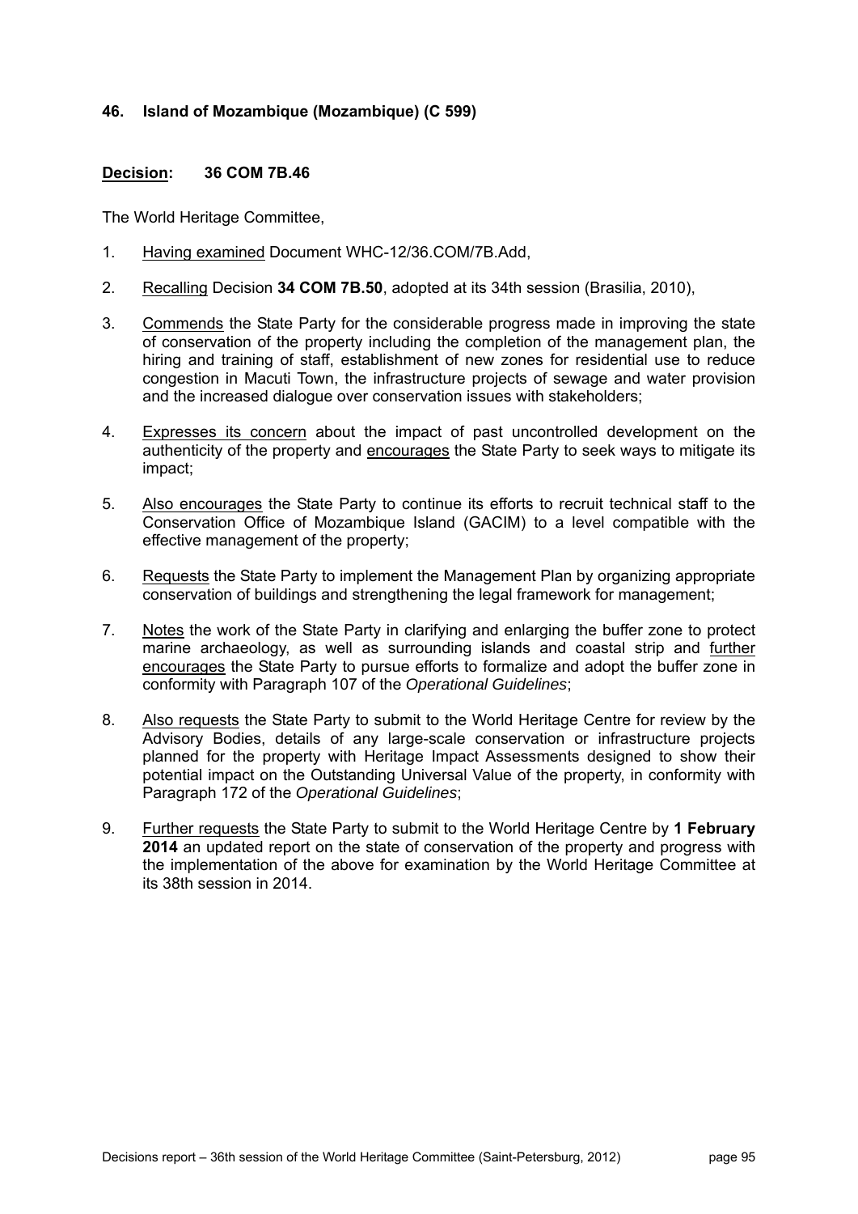### 46. Island of Mozambique (Mozambique) (C 599)

**Decision: 36 COM 7B.46**

The World Heritage Committee,

1. Having examined Document WHC-12/36.COM/7B.Add,
2. Recalling Decision **34 COM 7B.50**, adopted at its 34th session (Brasilia, 2010),
3. Commends the State Party for the considerable progress made in improving the state of conservation of the property including the completion of the management plan, the hiring and training of staff, establishment of new zones for residential use to reduce congestion in Macuti Town, the infrastructure projects of sewage and water provision and the increased dialogue over conservation issues with stakeholders;
4. Expresses its concern about the impact of past uncontrolled development on the authenticity of the property and encourages the State Party to seek ways to mitigate its impact;
5. Also encourages the State Party to continue its efforts to recruit technical staff to the Conservation Office of Mozambique Island (GACIM) to a level compatible with the effective management of the property;
6. Requests the State Party to implement the Management Plan by organizing appropriate conservation of buildings and strengthening the legal framework for management;
7. Notes the work of the State Party in clarifying and enlarging the buffer zone to protect marine archaeology, as well as surrounding islands and coastal strip and further encourages the State Party to pursue efforts to formalize and adopt the buffer zone in conformity with Paragraph 107 of the *Operational Guidelines*;
8. Also requests the State Party to submit to the World Heritage Centre for review by the Advisory Bodies, details of any large-scale conservation or infrastructure projects planned for the property with Heritage Impact Assessments designed to show their potential impact on the Outstanding Universal Value of the property, in conformity with Paragraph 172 of the *Operational Guidelines*;
9. Further requests the State Party to submit to the World Heritage Centre by **1 February 2014** an updated report on the state of conservation of the property and progress with the implementation of the above for examination by the World Heritage Committee at its 38th session in 2014.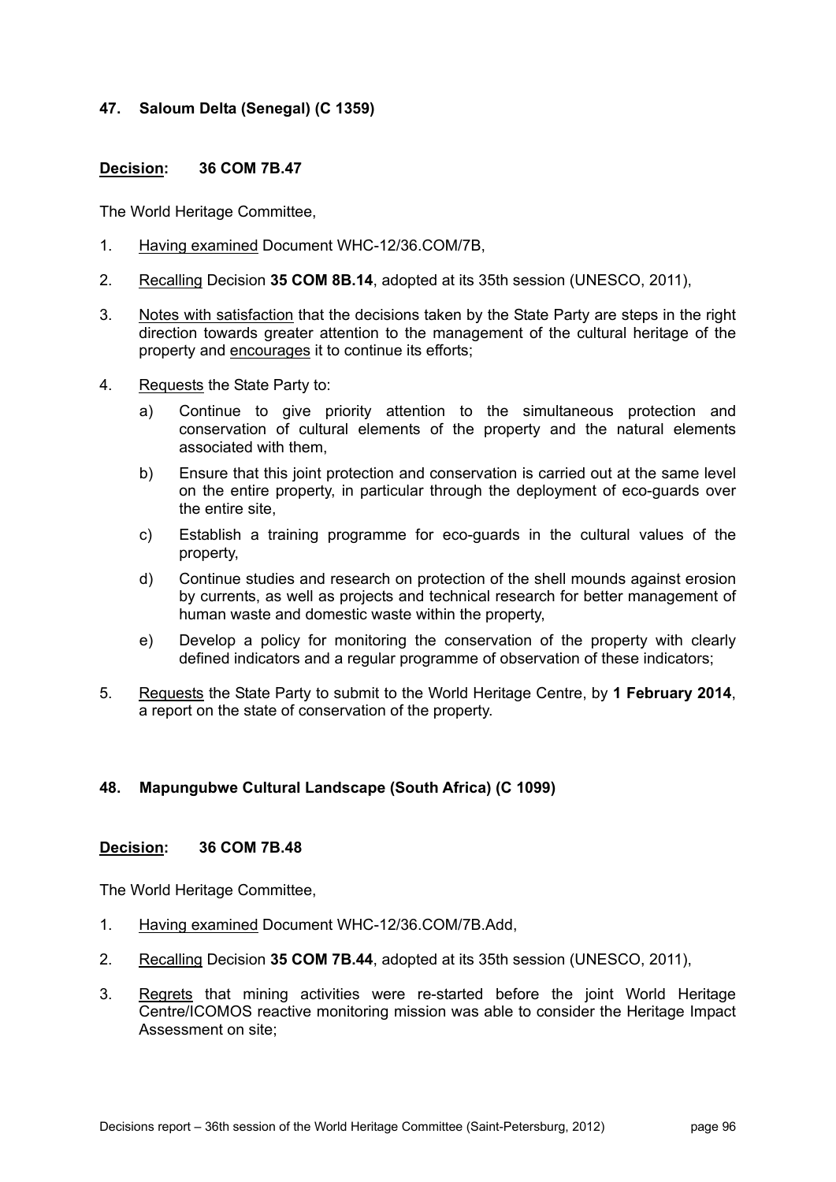### 47. Saloum Delta (Senegal) (C 1359)

**Decision: 36 COM 7B.47**

The World Heritage Committee,

1. Having examined Document WHC-12/36.COM/7B,

2. Recalling Decision **35 COM 8B.14**, adopted at its 35th session (UNESCO, 2011),

3. Notes with satisfaction that the decisions taken by the State Party are steps in the right direction towards greater attention to the management of the cultural heritage of the property and encourages it to continue its efforts;

4. Requests the State Party to:

   a) Continue to give priority attention to the simultaneous protection and conservation of cultural elements of the property and the natural elements associated with them,

   b) Ensure that this joint protection and conservation is carried out at the same level on the entire property, in particular through the deployment of eco-guards over the entire site,

   c) Establish a training programme for eco-guards in the cultural values of the property,

   d) Continue studies and research on protection of the shell mounds against erosion by currents, as well as projects and technical research for better management of human waste and domestic waste within the property,

   e) Develop a policy for monitoring the conservation of the property with clearly defined indicators and a regular programme of observation of these indicators;

5. Requests the State Party to submit to the World Heritage Centre, by **1 February 2014**, a report on the state of conservation of the property.

### 48. Mapungubwe Cultural Landscape (South Africa) (C 1099)

**Decision: 36 COM 7B.48**

The World Heritage Committee,

1. Having examined Document WHC-12/36.COM/7B.Add,

2. Recalling Decision **35 COM 7B.44**, adopted at its 35th session (UNESCO, 2011),

3. Regrets that mining activities were re-started before the joint World Heritage Centre/ICOMOS reactive monitoring mission was able to consider the Heritage Impact Assessment on site;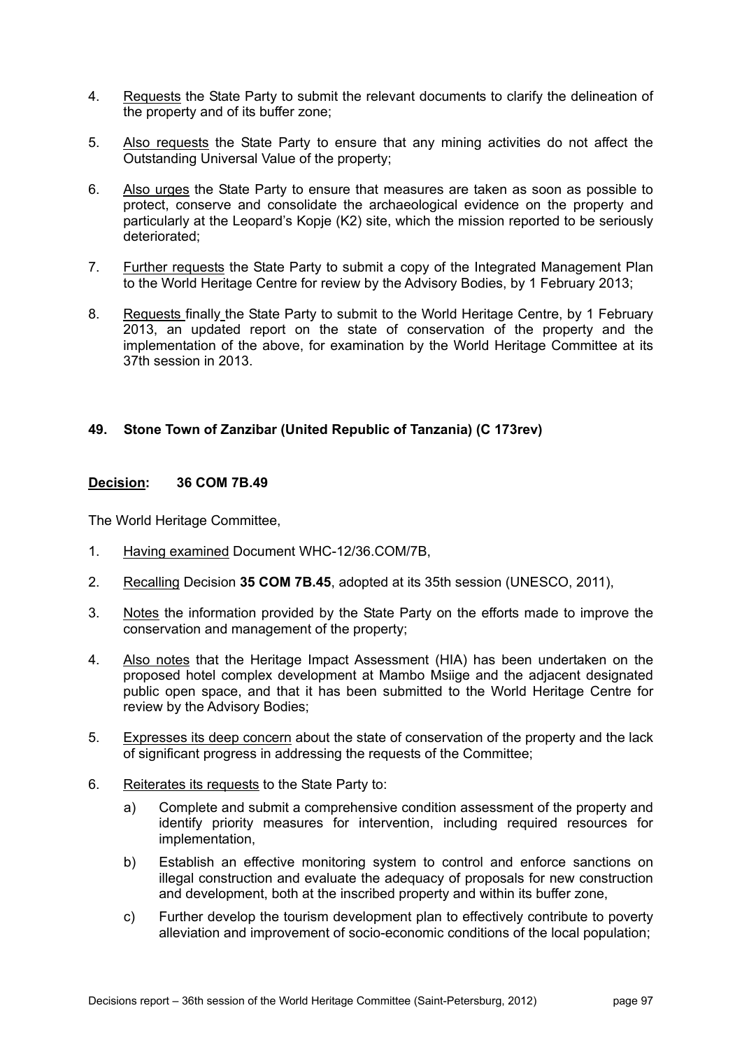4. Requests the State Party to submit the relevant documents to clarify the delineation of the property and of its buffer zone;

5. Also requests the State Party to ensure that any mining activities do not affect the Outstanding Universal Value of the property;

6. Also urges the State Party to ensure that measures are taken as soon as possible to protect, conserve and consolidate the archaeological evidence on the property and particularly at the Leopard's Kopje (K2) site, which the mission reported to be seriously deteriorated;

7. Further requests the State Party to submit a copy of the Integrated Management Plan to the World Heritage Centre for review by the Advisory Bodies, by 1 February 2013;

8. Requests finally the State Party to submit to the World Heritage Centre, by 1 February 2013, an updated report on the state of conservation of the property and the implementation of the above, for examination by the World Heritage Committee at its 37th session in 2013.

### 49. Stone Town of Zanzibar (United Republic of Tanzania) (C 173rev)

**Decision: 36 COM 7B.49**

The World Heritage Committee,

1. Having examined Document WHC-12/36.COM/7B,

2. Recalling Decision **35 COM 7B.45**, adopted at its 35th session (UNESCO, 2011),

3. Notes the information provided by the State Party on the efforts made to improve the conservation and management of the property;

4. Also notes that the Heritage Impact Assessment (HIA) has been undertaken on the proposed hotel complex development at Mambo Msiige and the adjacent designated public open space, and that it has been submitted to the World Heritage Centre for review by the Advisory Bodies;

5. Expresses its deep concern about the state of conservation of the property and the lack of significant progress in addressing the requests of the Committee;

6. Reiterates its requests to the State Party to:
   a) Complete and submit a comprehensive condition assessment of the property and identify priority measures for intervention, including required resources for implementation,
   b) Establish an effective monitoring system to control and enforce sanctions on illegal construction and evaluate the adequacy of proposals for new construction and development, both at the inscribed property and within its buffer zone,
   c) Further develop the tourism development plan to effectively contribute to poverty alleviation and improvement of socio-economic conditions of the local population;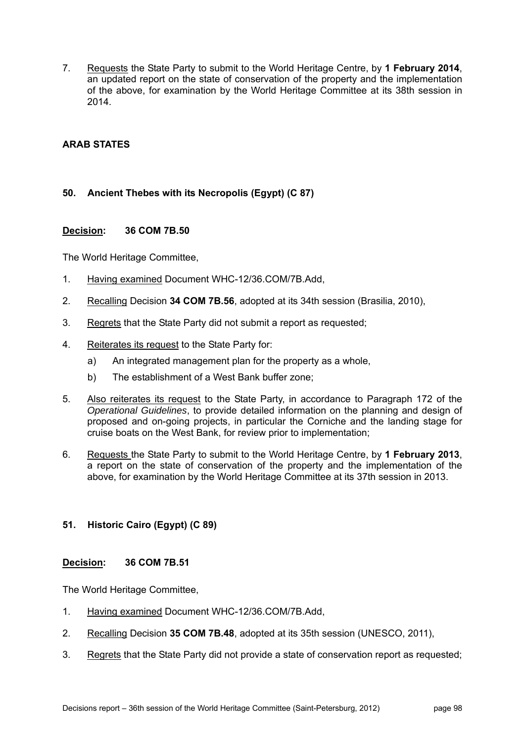7. <u>Requests</u> the State Party to submit to the World Heritage Centre, by **1 February 2014**, an updated report on the state of conservation of the property and the implementation of the above, for examination by the World Heritage Committee at its 38th session in 2014.

## ARAB STATES

### 50. Ancient Thebes with its Necropolis (Egypt) (C 87)

**<u>Decision</u>: 36 COM 7B.50**

The World Heritage Committee,

1. <u>Having examined</u> Document WHC-12/36.COM/7B.Add,
2. <u>Recalling</u> Decision **34 COM 7B.56**, adopted at its 34th session (Brasilia, 2010),
3. <u>Regrets</u> that the State Party did not submit a report as requested;
4. <u>Reiterates its request</u> to the State Party for:
   a) An integrated management plan for the property as a whole,
   b) The establishment of a West Bank buffer zone;
5. <u>Also reiterates its request</u> to the State Party, in accordance to Paragraph 172 of the *Operational Guidelines*, to provide detailed information on the planning and design of proposed and on-going projects, in particular the Corniche and the landing stage for cruise boats on the West Bank, for review prior to implementation;
6. <u>Requests</u> the State Party to submit to the World Heritage Centre, by **1 February 2013**, a report on the state of conservation of the property and the implementation of the above, for examination by the World Heritage Committee at its 37th session in 2013.

### 51. Historic Cairo (Egypt) (C 89)

**<u>Decision</u>: 36 COM 7B.51**

The World Heritage Committee,

1. <u>Having examined</u> Document WHC-12/36.COM/7B.Add,
2. <u>Recalling</u> Decision **35 COM 7B.48**, adopted at its 35th session (UNESCO, 2011),
3. <u>Regrets</u> that the State Party did not provide a state of conservation report as requested;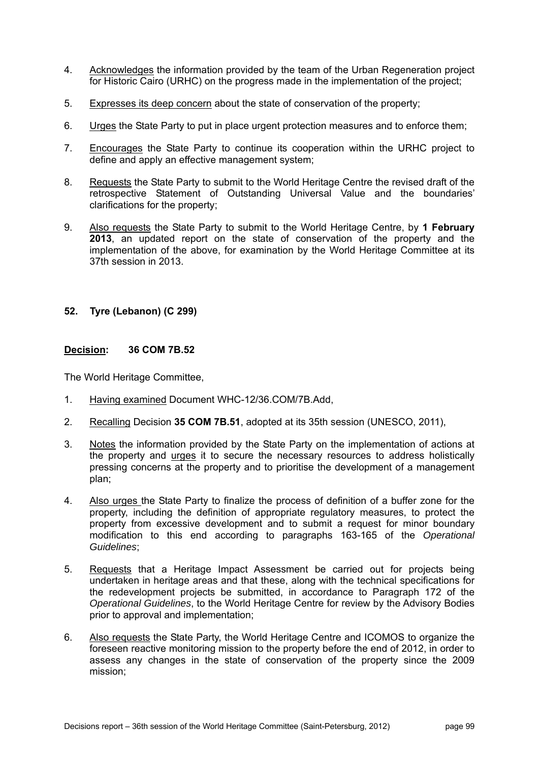4. Acknowledges the information provided by the team of the Urban Regeneration project for Historic Cairo (URHC) on the progress made in the implementation of the project;

5. Expresses its deep concern about the state of conservation of the property;

6. Urges the State Party to put in place urgent protection measures and to enforce them;

7. Encourages the State Party to continue its cooperation within the URHC project to define and apply an effective management system;

8. Requests the State Party to submit to the World Heritage Centre the revised draft of the retrospective Statement of Outstanding Universal Value and the boundaries' clarifications for the property;

9. Also requests the State Party to submit to the World Heritage Centre, by **1 February 2013**, an updated report on the state of conservation of the property and the implementation of the above, for examination by the World Heritage Committee at its 37th session in 2013.

## 52. Tyre (Lebanon) (C 299)

**Decision: 36 COM 7B.52**

The World Heritage Committee,

1. Having examined Document WHC-12/36.COM/7B.Add,

2. Recalling Decision **35 COM 7B.51**, adopted at its 35th session (UNESCO, 2011),

3. Notes the information provided by the State Party on the implementation of actions at the property and urges it to secure the necessary resources to address holistically pressing concerns at the property and to prioritise the development of a management plan;

4. Also urges the State Party to finalize the process of definition of a buffer zone for the property, including the definition of appropriate regulatory measures, to protect the property from excessive development and to submit a request for minor boundary modification to this end according to paragraphs 163-165 of the *Operational Guidelines*;

5. Requests that a Heritage Impact Assessment be carried out for projects being undertaken in heritage areas and that these, along with the technical specifications for the redevelopment projects be submitted, in accordance to Paragraph 172 of the *Operational Guidelines*, to the World Heritage Centre for review by the Advisory Bodies prior to approval and implementation;

6. Also requests the State Party, the World Heritage Centre and ICOMOS to organize the foreseen reactive monitoring mission to the property before the end of 2012, in order to assess any changes in the state of conservation of the property since the 2009 mission;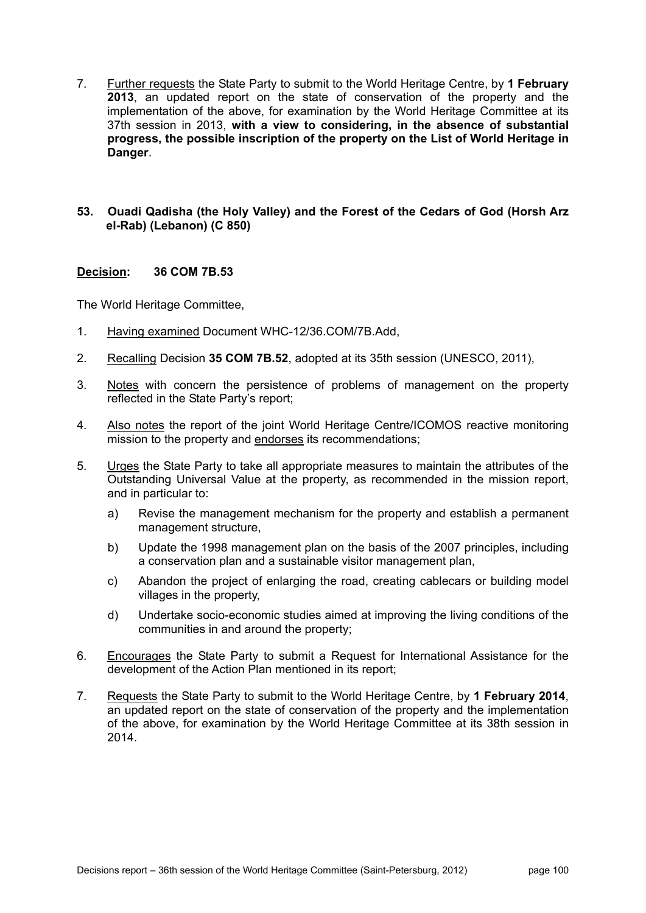7. Further requests the State Party to submit to the World Heritage Centre, by **1 February 2013**, an updated report on the state of conservation of the property and the implementation of the above, for examination by the World Heritage Committee at its 37th session in 2013, **with a view to considering, in the absence of substantial progress, the possible inscription of the property on the List of World Heritage in Danger**.

### 53. Ouadi Qadisha (the Holy Valley) and the Forest of the Cedars of God (Horsh Arz el-Rab) (Lebanon) (C 850)

**Decision: 36 COM 7B.53**

The World Heritage Committee,

1. Having examined Document WHC-12/36.COM/7B.Add,
2. Recalling Decision **35 COM 7B.52**, adopted at its 35th session (UNESCO, 2011),
3. Notes with concern the persistence of problems of management on the property reflected in the State Party's report;
4. Also notes the report of the joint World Heritage Centre/ICOMOS reactive monitoring mission to the property and endorses its recommendations;
5. Urges the State Party to take all appropriate measures to maintain the attributes of the Outstanding Universal Value at the property, as recommended in the mission report, and in particular to:
   a) Revise the management mechanism for the property and establish a permanent management structure,
   b) Update the 1998 management plan on the basis of the 2007 principles, including a conservation plan and a sustainable visitor management plan,
   c) Abandon the project of enlarging the road, creating cablecars or building model villages in the property,
   d) Undertake socio-economic studies aimed at improving the living conditions of the communities in and around the property;
6. Encourages the State Party to submit a Request for International Assistance for the development of the Action Plan mentioned in its report;
7. Requests the State Party to submit to the World Heritage Centre, by **1 February 2014**, an updated report on the state of conservation of the property and the implementation of the above, for examination by the World Heritage Committee at its 38th session in 2014.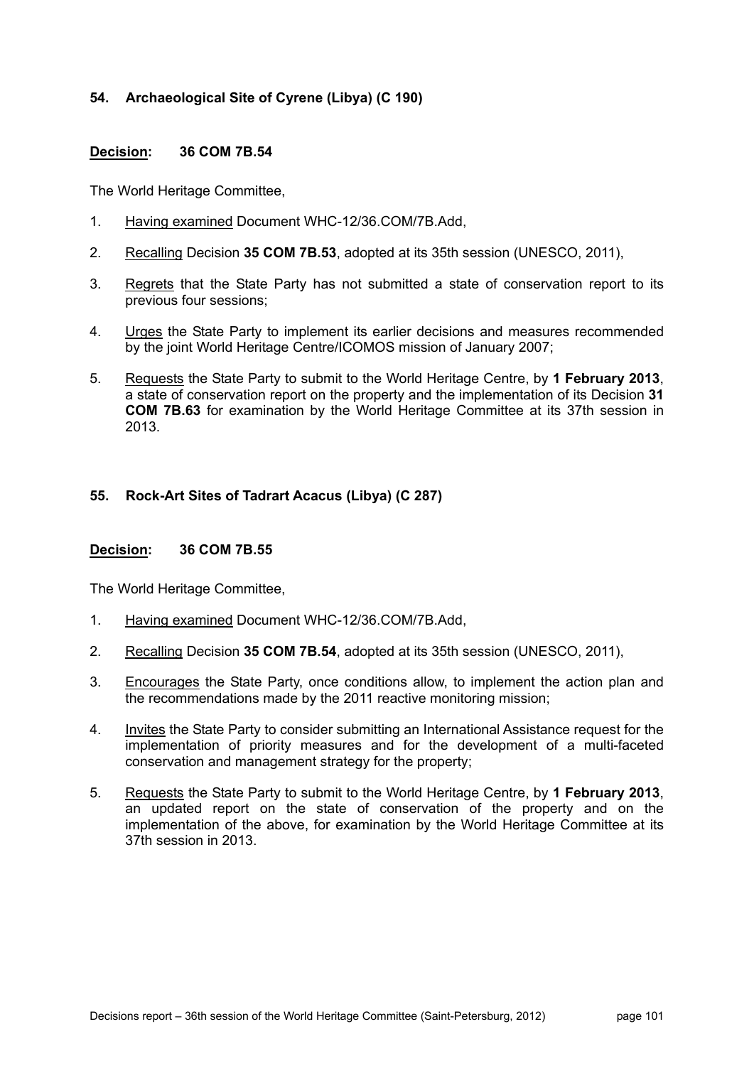### 54. Archaeological Site of Cyrene (Libya) (C 190)

**Decision: 36 COM 7B.54**

The World Heritage Committee,

1. Having examined Document WHC-12/36.COM/7B.Add,
2. Recalling Decision **35 COM 7B.53**, adopted at its 35th session (UNESCO, 2011),
3. Regrets that the State Party has not submitted a state of conservation report to its previous four sessions;
4. Urges the State Party to implement its earlier decisions and measures recommended by the joint World Heritage Centre/ICOMOS mission of January 2007;
5. Requests the State Party to submit to the World Heritage Centre, by **1 February 2013**, a state of conservation report on the property and the implementation of its Decision **31 COM 7B.63** for examination by the World Heritage Committee at its 37th session in 2013.

### 55. Rock-Art Sites of Tadrart Acacus (Libya) (C 287)

**Decision: 36 COM 7B.55**

The World Heritage Committee,

1. Having examined Document WHC-12/36.COM/7B.Add,
2. Recalling Decision **35 COM 7B.54**, adopted at its 35th session (UNESCO, 2011),
3. Encourages the State Party, once conditions allow, to implement the action plan and the recommendations made by the 2011 reactive monitoring mission;
4. Invites the State Party to consider submitting an International Assistance request for the implementation of priority measures and for the development of a multi-faceted conservation and management strategy for the property;
5. Requests the State Party to submit to the World Heritage Centre, by **1 February 2013**, an updated report on the state of conservation of the property and on the implementation of the above, for examination by the World Heritage Committee at its 37th session in 2013.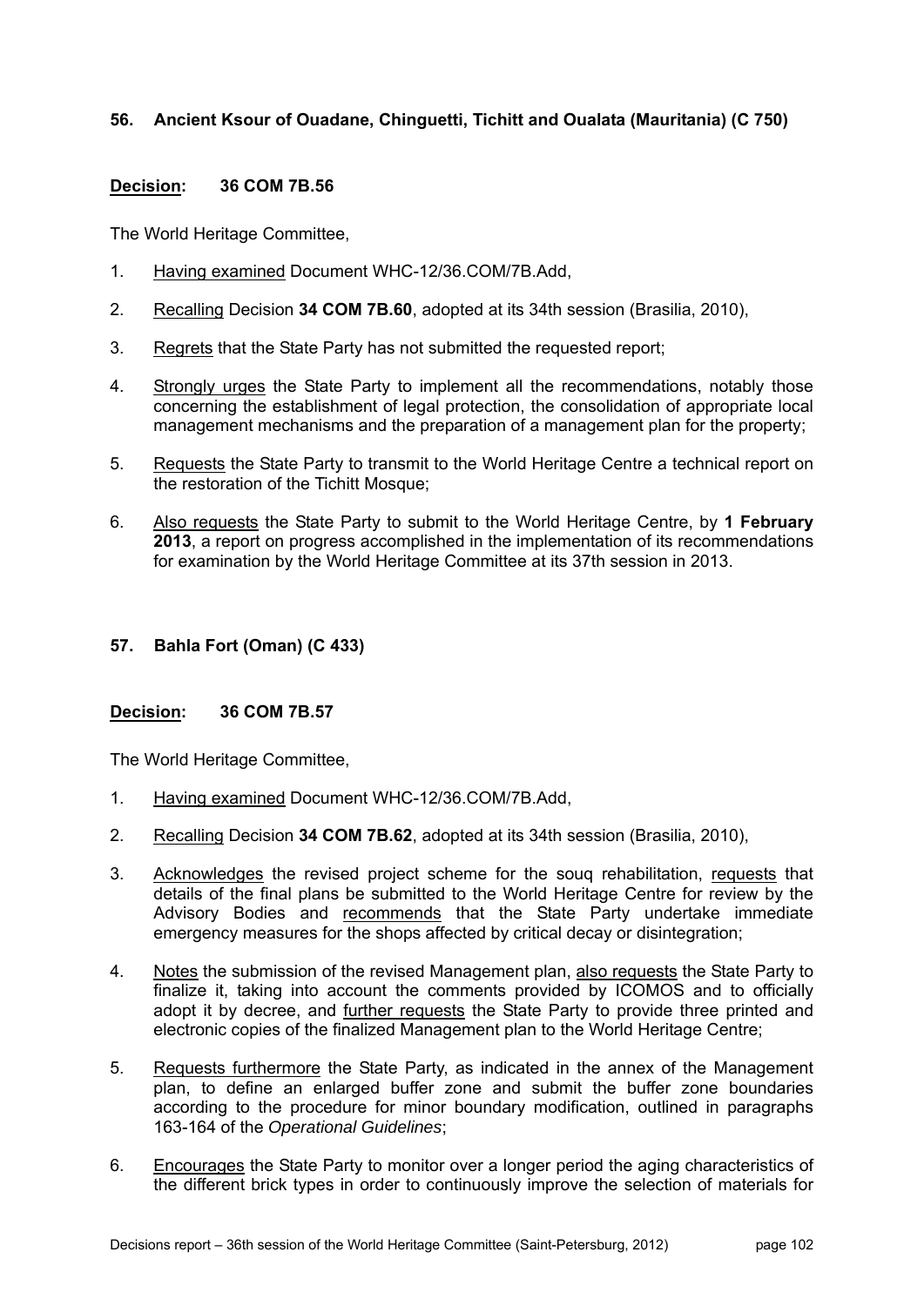## 56. Ancient Ksour of Ouadane, Chinguetti, Tichitt and Oualata (Mauritania) (C 750)

**Decision: 36 COM 7B.56**

The World Heritage Committee,

1. Having examined Document WHC-12/36.COM/7B.Add,
2. Recalling Decision **34 COM 7B.60**, adopted at its 34th session (Brasilia, 2010),
3. Regrets that the State Party has not submitted the requested report;
4. Strongly urges the State Party to implement all the recommendations, notably those concerning the establishment of legal protection, the consolidation of appropriate local management mechanisms and the preparation of a management plan for the property;
5. Requests the State Party to transmit to the World Heritage Centre a technical report on the restoration of the Tichitt Mosque;
6. Also requests the State Party to submit to the World Heritage Centre, by **1 February 2013**, a report on progress accomplished in the implementation of its recommendations for examination by the World Heritage Committee at its 37th session in 2013.

## 57. Bahla Fort (Oman) (C 433)

**Decision: 36 COM 7B.57**

The World Heritage Committee,

1. Having examined Document WHC-12/36.COM/7B.Add,
2. Recalling Decision **34 COM 7B.62**, adopted at its 34th session (Brasilia, 2010),
3. Acknowledges the revised project scheme for the souq rehabilitation, requests that details of the final plans be submitted to the World Heritage Centre for review by the Advisory Bodies and recommends that the State Party undertake immediate emergency measures for the shops affected by critical decay or disintegration;
4. Notes the submission of the revised Management plan, also requests the State Party to finalize it, taking into account the comments provided by ICOMOS and to officially adopt it by decree, and further requests the State Party to provide three printed and electronic copies of the finalized Management plan to the World Heritage Centre;
5. Requests furthermore the State Party, as indicated in the annex of the Management plan, to define an enlarged buffer zone and submit the buffer zone boundaries according to the procedure for minor boundary modification, outlined in paragraphs 163-164 of the *Operational Guidelines*;
6. Encourages the State Party to monitor over a longer period the aging characteristics of the different brick types in order to continuously improve the selection of materials for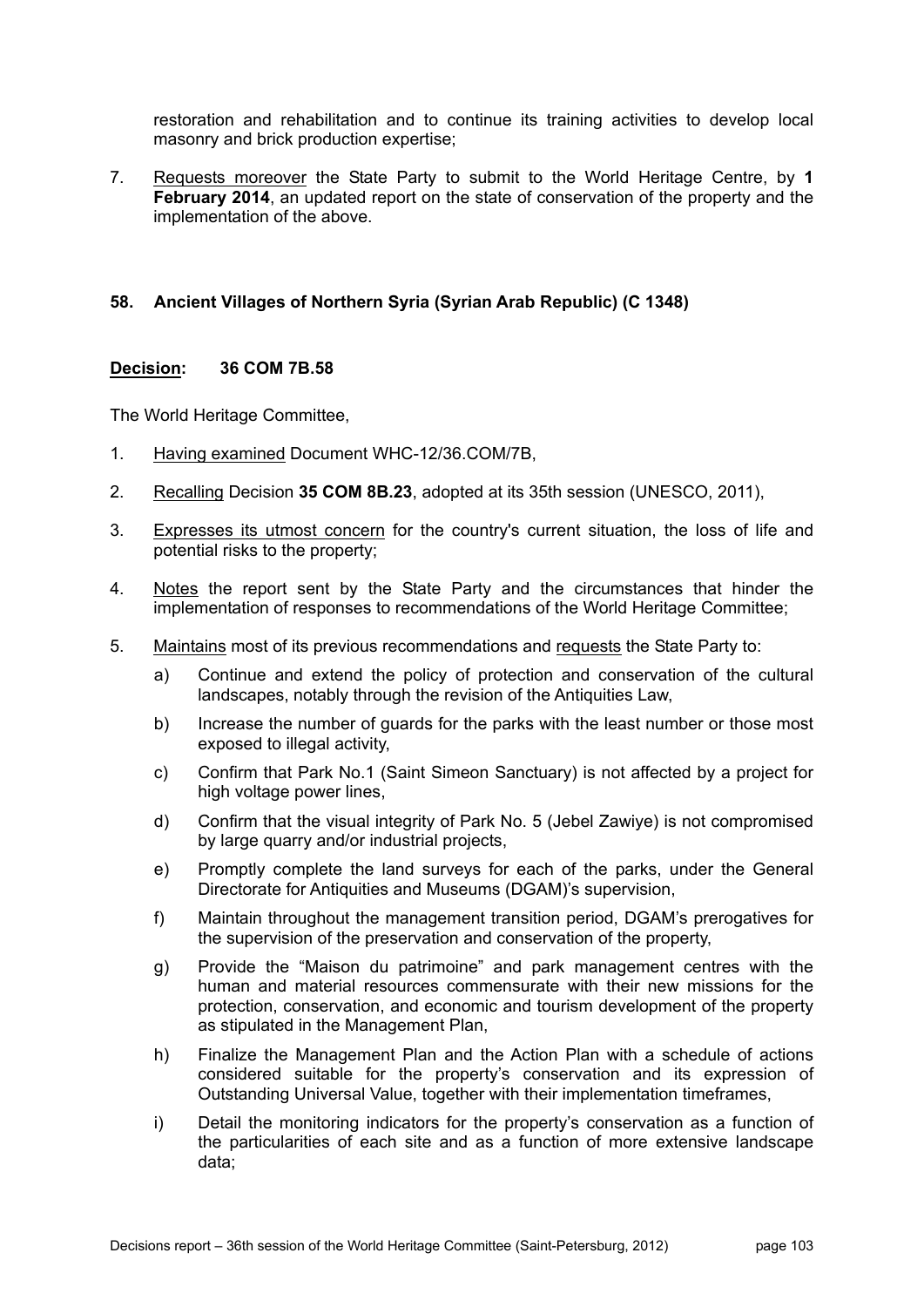restoration and rehabilitation and to continue its training activities to develop local masonry and brick production expertise;

7. Requests moreover the State Party to submit to the World Heritage Centre, by **1 February 2014**, an updated report on the state of conservation of the property and the implementation of the above.

### 58. Ancient Villages of Northern Syria (Syrian Arab Republic) (C 1348)

**Decision: 36 COM 7B.58**

The World Heritage Committee,

1. Having examined Document WHC-12/36.COM/7B,
2. Recalling Decision **35 COM 8B.23**, adopted at its 35th session (UNESCO, 2011),
3. Expresses its utmost concern for the country's current situation, the loss of life and potential risks to the property;
4. Notes the report sent by the State Party and the circumstances that hinder the implementation of responses to recommendations of the World Heritage Committee;
5. Maintains most of its previous recommendations and requests the State Party to:
    a) Continue and extend the policy of protection and conservation of the cultural landscapes, notably through the revision of the Antiquities Law,
    b) Increase the number of guards for the parks with the least number or those most exposed to illegal activity,
    c) Confirm that Park No.1 (Saint Simeon Sanctuary) is not affected by a project for high voltage power lines,
    d) Confirm that the visual integrity of Park No. 5 (Jebel Zawiye) is not compromised by large quarry and/or industrial projects,
    e) Promptly complete the land surveys for each of the parks, under the General Directorate for Antiquities and Museums (DGAM)'s supervision,
    f) Maintain throughout the management transition period, DGAM's prerogatives for the supervision of the preservation and conservation of the property,
    g) Provide the "Maison du patrimoine" and park management centres with the human and material resources commensurate with their new missions for the protection, conservation, and economic and tourism development of the property as stipulated in the Management Plan,
    h) Finalize the Management Plan and the Action Plan with a schedule of actions considered suitable for the property's conservation and its expression of Outstanding Universal Value, together with their implementation timeframes,
    i) Detail the monitoring indicators for the property's conservation as a function of the particularities of each site and as a function of more extensive landscape data;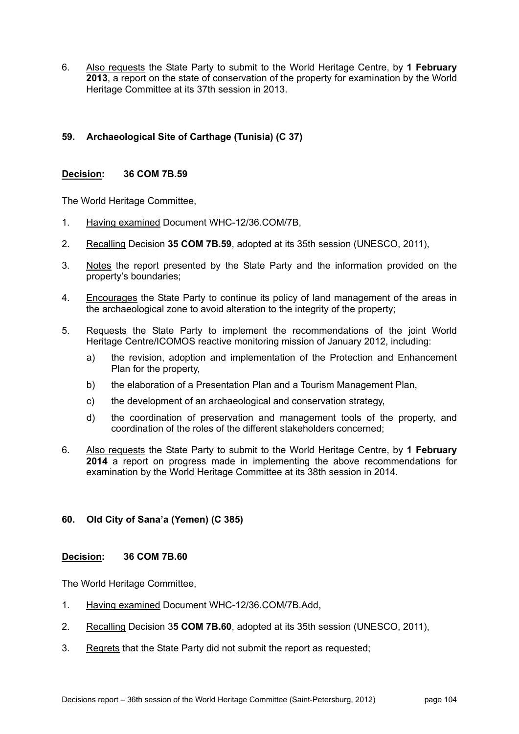6. Also requests the State Party to submit to the World Heritage Centre, by **1 February 2013**, a report on the state of conservation of the property for examination by the World Heritage Committee at its 37th session in 2013.

### 59. Archaeological Site of Carthage (Tunisia) (C 37)

**Decision: 36 COM 7B.59**

The World Heritage Committee,

1. Having examined Document WHC-12/36.COM/7B,
2. Recalling Decision **35 COM 7B.59**, adopted at its 35th session (UNESCO, 2011),
3. Notes the report presented by the State Party and the information provided on the property's boundaries;
4. Encourages the State Party to continue its policy of land management of the areas in the archaeological zone to avoid alteration to the integrity of the property;
5. Requests the State Party to implement the recommendations of the joint World Heritage Centre/ICOMOS reactive monitoring mission of January 2012, including:
   a) the revision, adoption and implementation of the Protection and Enhancement Plan for the property,
   b) the elaboration of a Presentation Plan and a Tourism Management Plan,
   c) the development of an archaeological and conservation strategy,
   d) the coordination of preservation and management tools of the property, and coordination of the roles of the different stakeholders concerned;
6. Also requests the State Party to submit to the World Heritage Centre, by **1 February 2014** a report on progress made in implementing the above recommendations for examination by the World Heritage Committee at its 38th session in 2014.

### 60. Old City of Sana'a (Yemen) (C 385)

**Decision: 36 COM 7B.60**

The World Heritage Committee,

1. Having examined Document WHC-12/36.COM/7B.Add,
2. Recalling Decision 3**5 COM 7B.60**, adopted at its 35th session (UNESCO, 2011),
3. Regrets that the State Party did not submit the report as requested;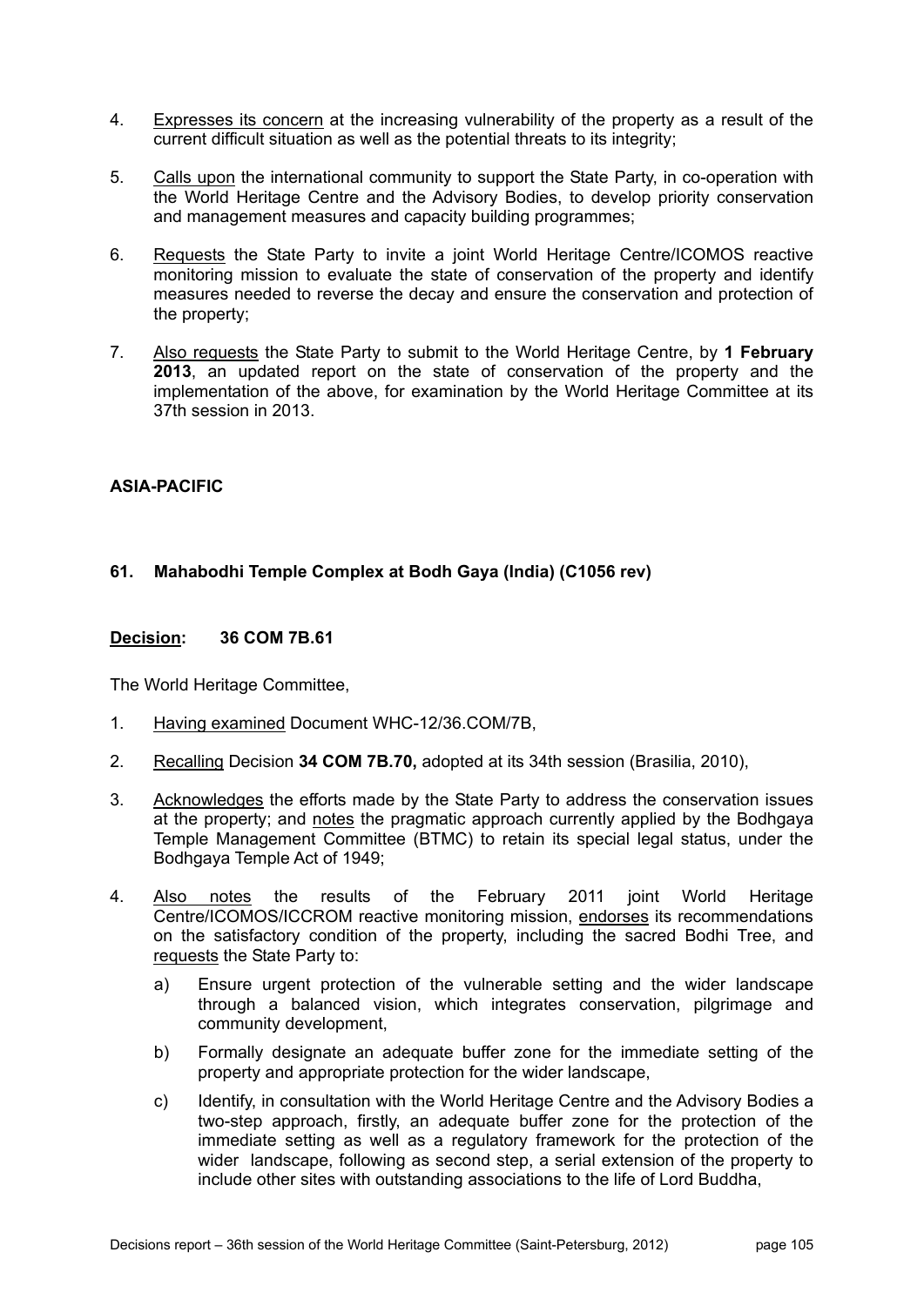4. Expresses its concern at the increasing vulnerability of the property as a result of the current difficult situation as well as the potential threats to its integrity;

5. Calls upon the international community to support the State Party, in co-operation with the World Heritage Centre and the Advisory Bodies, to develop priority conservation and management measures and capacity building programmes;

6. Requests the State Party to invite a joint World Heritage Centre/ICOMOS reactive monitoring mission to evaluate the state of conservation of the property and identify measures needed to reverse the decay and ensure the conservation and protection of the property;

7. Also requests the State Party to submit to the World Heritage Centre, by **1 February 2013**, an updated report on the state of conservation of the property and the implementation of the above, for examination by the World Heritage Committee at its 37th session in 2013.

## ASIA-PACIFIC

### 61. Mahabodhi Temple Complex at Bodh Gaya (India) (C1056 rev)

**Decision: 36 COM 7B.61**

The World Heritage Committee,

1. Having examined Document WHC-12/36.COM/7B,

2. Recalling Decision **34 COM 7B.70,** adopted at its 34th session (Brasilia, 2010),

3. Acknowledges the efforts made by the State Party to address the conservation issues at the property; and notes the pragmatic approach currently applied by the Bodhgaya Temple Management Committee (BTMC) to retain its special legal status, under the Bodhgaya Temple Act of 1949;

4. Also notes the results of the February 2011 joint World Heritage Centre/ICOMOS/ICCROM reactive monitoring mission, endorses its recommendations on the satisfactory condition of the property, including the sacred Bodhi Tree, and requests the State Party to:

   a) Ensure urgent protection of the vulnerable setting and the wider landscape through a balanced vision, which integrates conservation, pilgrimage and community development,

   b) Formally designate an adequate buffer zone for the immediate setting of the property and appropriate protection for the wider landscape,

   c) Identify, in consultation with the World Heritage Centre and the Advisory Bodies a two-step approach, firstly, an adequate buffer zone for the protection of the immediate setting as well as a regulatory framework for the protection of the wider landscape, following as second step, a serial extension of the property to include other sites with outstanding associations to the life of Lord Buddha,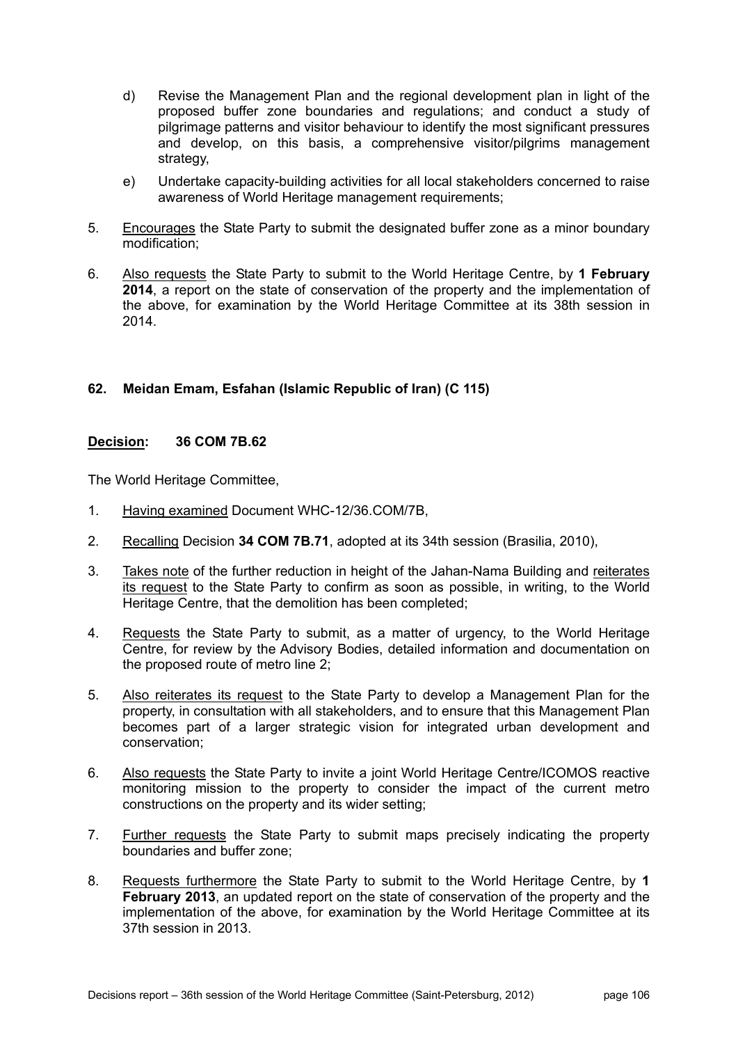d) Revise the Management Plan and the regional development plan in light of the proposed buffer zone boundaries and regulations; and conduct a study of pilgrimage patterns and visitor behaviour to identify the most significant pressures and develop, on this basis, a comprehensive visitor/pilgrims management strategy,

e) Undertake capacity-building activities for all local stakeholders concerned to raise awareness of World Heritage management requirements;

5. Encourages the State Party to submit the designated buffer zone as a minor boundary modification;

6. Also requests the State Party to submit to the World Heritage Centre, by **1 February 2014**, a report on the state of conservation of the property and the implementation of the above, for examination by the World Heritage Committee at its 38th session in 2014.

### 62. Meidan Emam, Esfahan (Islamic Republic of Iran) (C 115)

**Decision: 36 COM 7B.62**

The World Heritage Committee,

1. Having examined Document WHC-12/36.COM/7B,

2. Recalling Decision **34 COM 7B.71**, adopted at its 34th session (Brasilia, 2010),

3. Takes note of the further reduction in height of the Jahan-Nama Building and reiterates its request to the State Party to confirm as soon as possible, in writing, to the World Heritage Centre, that the demolition has been completed;

4. Requests the State Party to submit, as a matter of urgency, to the World Heritage Centre, for review by the Advisory Bodies, detailed information and documentation on the proposed route of metro line 2;

5. Also reiterates its request to the State Party to develop a Management Plan for the property, in consultation with all stakeholders, and to ensure that this Management Plan becomes part of a larger strategic vision for integrated urban development and conservation;

6. Also requests the State Party to invite a joint World Heritage Centre/ICOMOS reactive monitoring mission to the property to consider the impact of the current metro constructions on the property and its wider setting;

7. Further requests the State Party to submit maps precisely indicating the property boundaries and buffer zone;

8. Requests furthermore the State Party to submit to the World Heritage Centre, by **1 February 2013**, an updated report on the state of conservation of the property and the implementation of the above, for examination by the World Heritage Committee at its 37th session in 2013.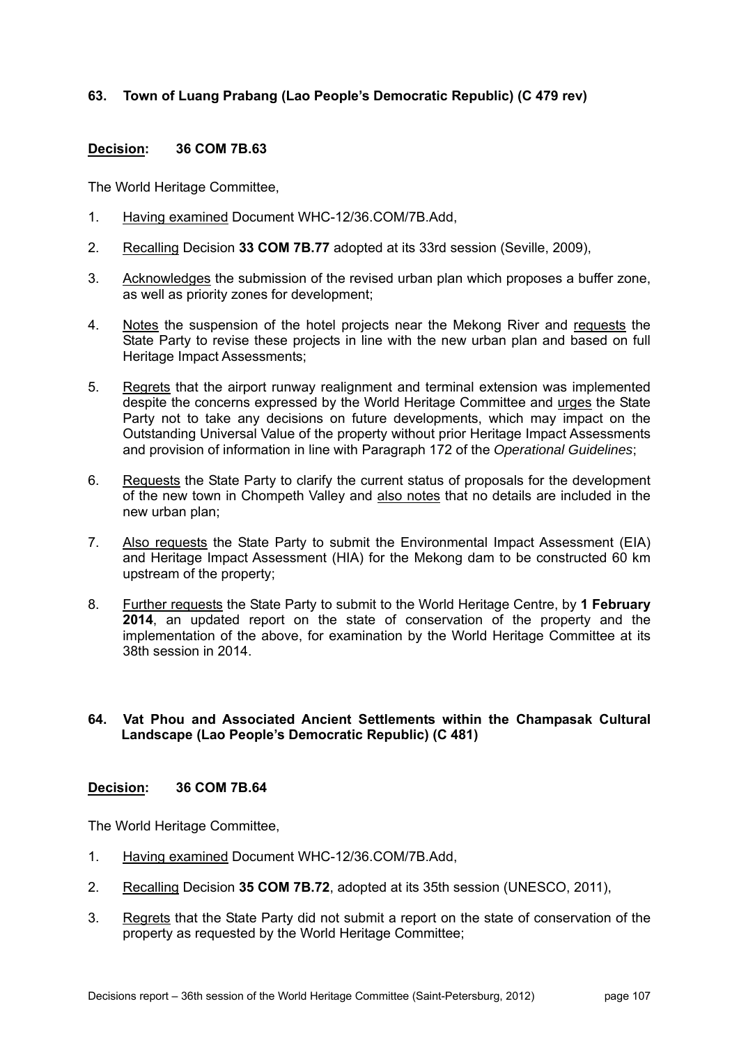### 63. Town of Luang Prabang (Lao People's Democratic Republic) (C 479 rev)

**Decision: 36 COM 7B.63**

The World Heritage Committee,

1. Having examined Document WHC-12/36.COM/7B.Add,
2. Recalling Decision **33 COM 7B.77** adopted at its 33rd session (Seville, 2009),
3. Acknowledges the submission of the revised urban plan which proposes a buffer zone, as well as priority zones for development;
4. Notes the suspension of the hotel projects near the Mekong River and requests the State Party to revise these projects in line with the new urban plan and based on full Heritage Impact Assessments;
5. Regrets that the airport runway realignment and terminal extension was implemented despite the concerns expressed by the World Heritage Committee and urges the State Party not to take any decisions on future developments, which may impact on the Outstanding Universal Value of the property without prior Heritage Impact Assessments and provision of information in line with Paragraph 172 of the *Operational Guidelines*;
6. Requests the State Party to clarify the current status of proposals for the development of the new town in Chompeth Valley and also notes that no details are included in the new urban plan;
7. Also requests the State Party to submit the Environmental Impact Assessment (EIA) and Heritage Impact Assessment (HIA) for the Mekong dam to be constructed 60 km upstream of the property;
8. Further requests the State Party to submit to the World Heritage Centre, by **1 February 2014**, an updated report on the state of conservation of the property and the implementation of the above, for examination by the World Heritage Committee at its 38th session in 2014.

### 64. Vat Phou and Associated Ancient Settlements within the Champasak Cultural Landscape (Lao People's Democratic Republic) (C 481)

**Decision: 36 COM 7B.64**

The World Heritage Committee,

1. Having examined Document WHC-12/36.COM/7B.Add,
2. Recalling Decision **35 COM 7B.72**, adopted at its 35th session (UNESCO, 2011),
3. Regrets that the State Party did not submit a report on the state of conservation of the property as requested by the World Heritage Committee;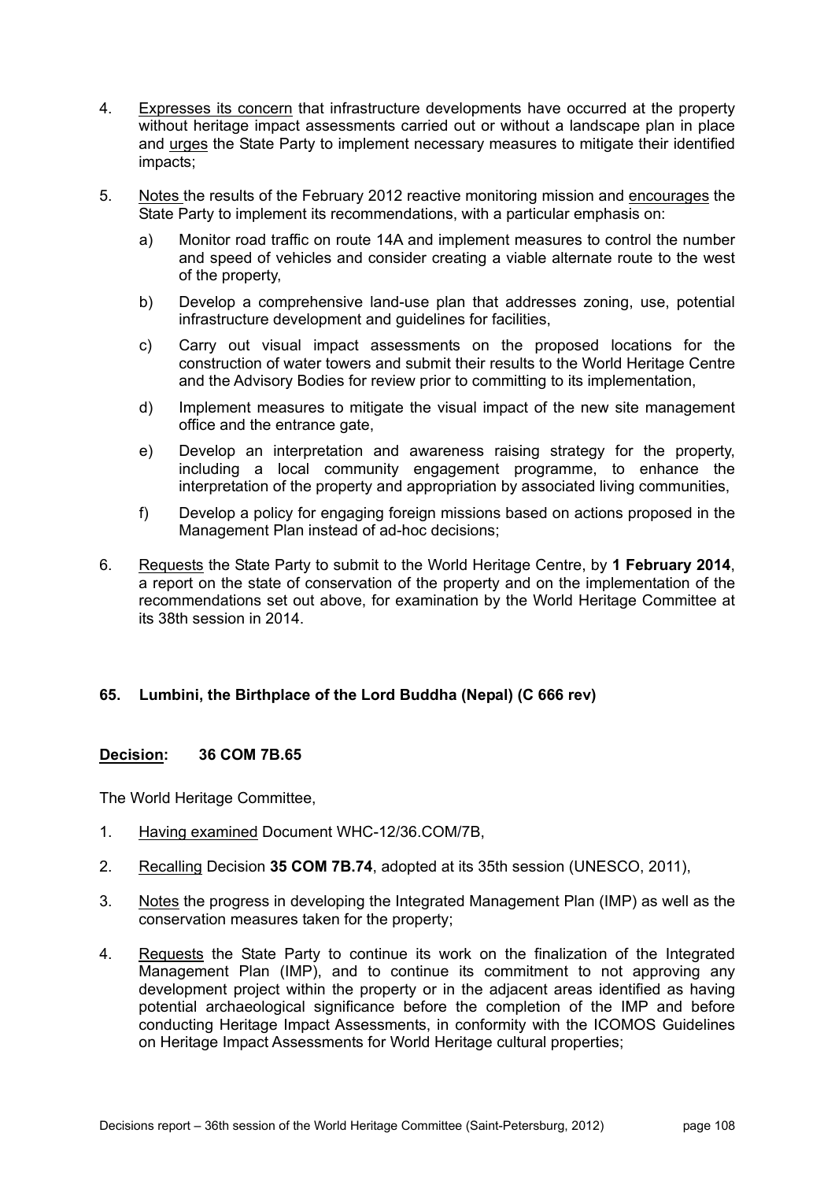4. Expresses its concern that infrastructure developments have occurred at the property without heritage impact assessments carried out or without a landscape plan in place and urges the State Party to implement necessary measures to mitigate their identified impacts;

5. Notes the results of the February 2012 reactive monitoring mission and encourages the State Party to implement its recommendations, with a particular emphasis on:

   a) Monitor road traffic on route 14A and implement measures to control the number and speed of vehicles and consider creating a viable alternate route to the west of the property,

   b) Develop a comprehensive land-use plan that addresses zoning, use, potential infrastructure development and guidelines for facilities,

   c) Carry out visual impact assessments on the proposed locations for the construction of water towers and submit their results to the World Heritage Centre and the Advisory Bodies for review prior to committing to its implementation,

   d) Implement measures to mitigate the visual impact of the new site management office and the entrance gate,

   e) Develop an interpretation and awareness raising strategy for the property, including a local community engagement programme, to enhance the interpretation of the property and appropriation by associated living communities,

   f) Develop a policy for engaging foreign missions based on actions proposed in the Management Plan instead of ad-hoc decisions;

6. Requests the State Party to submit to the World Heritage Centre, by **1 February 2014**, a report on the state of conservation of the property and on the implementation of the recommendations set out above, for examination by the World Heritage Committee at its 38th session in 2014.

### 65. Lumbini, the Birthplace of the Lord Buddha (Nepal) (C 666 rev)

**Decision: 36 COM 7B.65**

The World Heritage Committee,

1. Having examined Document WHC-12/36.COM/7B,

2. Recalling Decision **35 COM 7B.74**, adopted at its 35th session (UNESCO, 2011),

3. Notes the progress in developing the Integrated Management Plan (IMP) as well as the conservation measures taken for the property;

4. Requests the State Party to continue its work on the finalization of the Integrated Management Plan (IMP), and to continue its commitment to not approving any development project within the property or in the adjacent areas identified as having potential archaeological significance before the completion of the IMP and before conducting Heritage Impact Assessments, in conformity with the ICOMOS Guidelines on Heritage Impact Assessments for World Heritage cultural properties;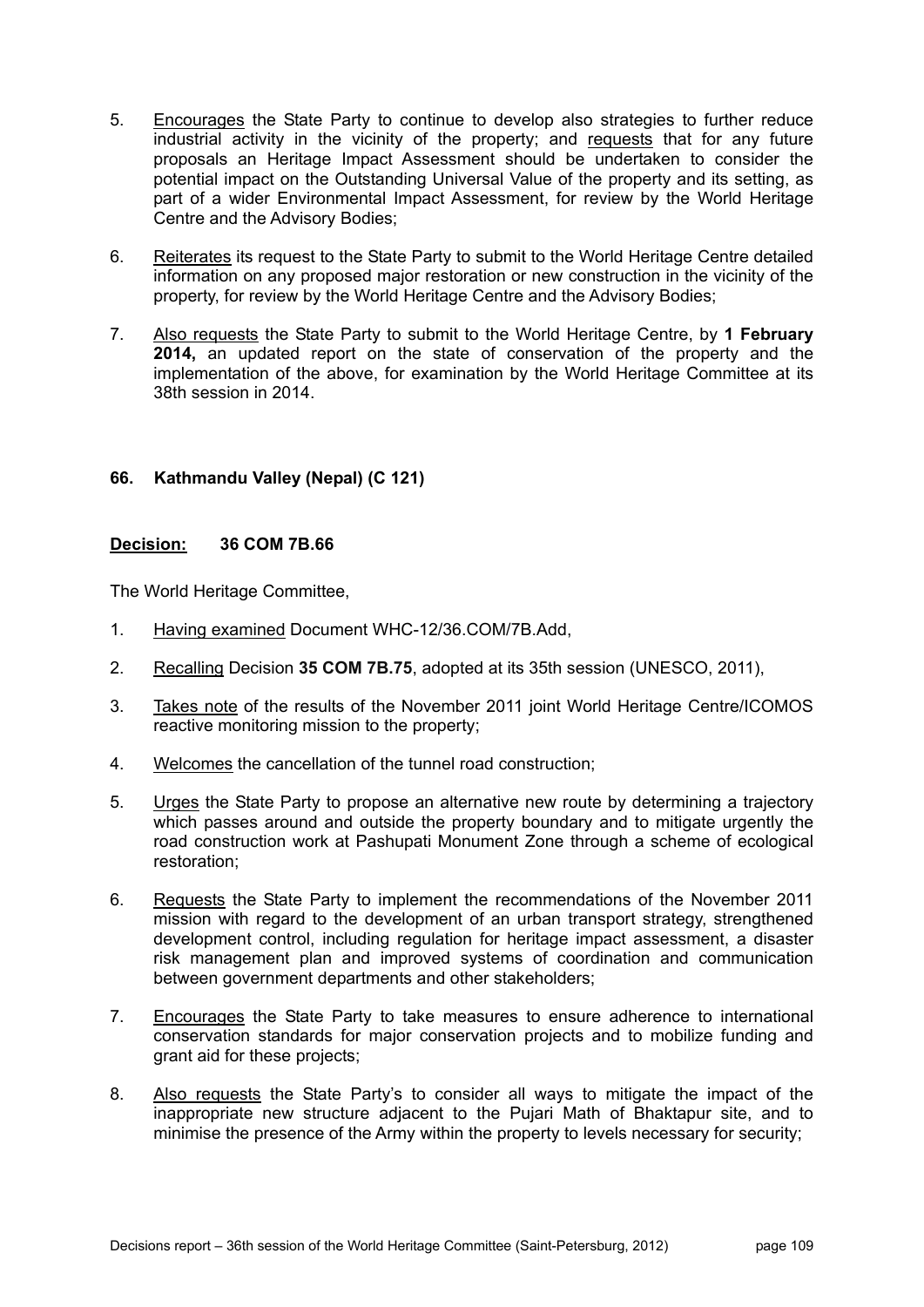5. Encourages the State Party to continue to develop also strategies to further reduce industrial activity in the vicinity of the property; and requests that for any future proposals an Heritage Impact Assessment should be undertaken to consider the potential impact on the Outstanding Universal Value of the property and its setting, as part of a wider Environmental Impact Assessment, for review by the World Heritage Centre and the Advisory Bodies;

6. Reiterates its request to the State Party to submit to the World Heritage Centre detailed information on any proposed major restoration or new construction in the vicinity of the property, for review by the World Heritage Centre and the Advisory Bodies;

7. Also requests the State Party to submit to the World Heritage Centre, by **1 February 2014,** an updated report on the state of conservation of the property and the implementation of the above, for examination by the World Heritage Committee at its 38th session in 2014.

### 66. Kathmandu Valley (Nepal) (C 121)

**Decision: 36 COM 7B.66**

The World Heritage Committee,

1. Having examined Document WHC-12/36.COM/7B.Add,

2. Recalling Decision **35 COM 7B.75**, adopted at its 35th session (UNESCO, 2011),

3. Takes note of the results of the November 2011 joint World Heritage Centre/ICOMOS reactive monitoring mission to the property;

4. Welcomes the cancellation of the tunnel road construction;

5. Urges the State Party to propose an alternative new route by determining a trajectory which passes around and outside the property boundary and to mitigate urgently the road construction work at Pashupati Monument Zone through a scheme of ecological restoration;

6. Requests the State Party to implement the recommendations of the November 2011 mission with regard to the development of an urban transport strategy, strengthened development control, including regulation for heritage impact assessment, a disaster risk management plan and improved systems of coordination and communication between government departments and other stakeholders;

7. Encourages the State Party to take measures to ensure adherence to international conservation standards for major conservation projects and to mobilize funding and grant aid for these projects;

8. Also requests the State Party's to consider all ways to mitigate the impact of the inappropriate new structure adjacent to the Pujari Math of Bhaktapur site, and to minimise the presence of the Army within the property to levels necessary for security;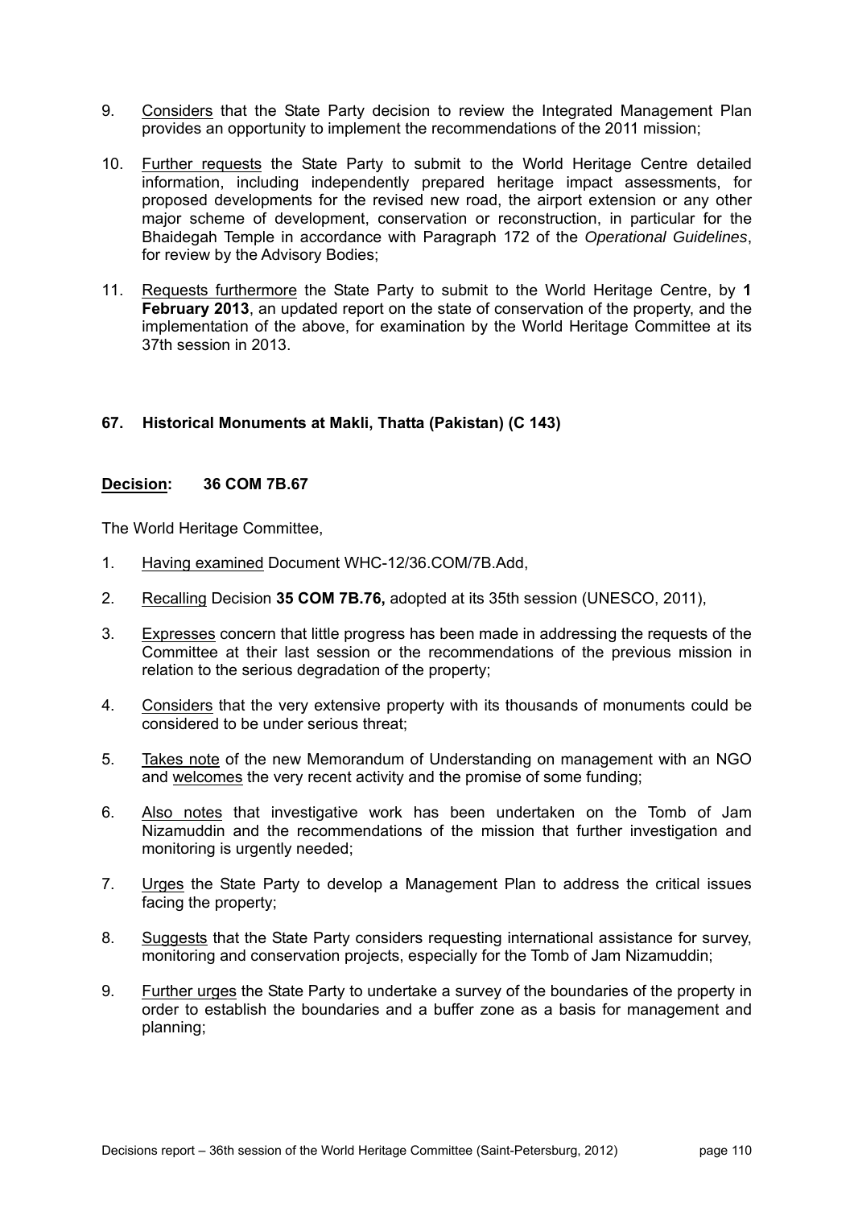9. Considers that the State Party decision to review the Integrated Management Plan provides an opportunity to implement the recommendations of the 2011 mission;

10. Further requests the State Party to submit to the World Heritage Centre detailed information, including independently prepared heritage impact assessments, for proposed developments for the revised new road, the airport extension or any other major scheme of development, conservation or reconstruction, in particular for the Bhaidegah Temple in accordance with Paragraph 172 of the *Operational Guidelines*, for review by the Advisory Bodies;

11. Requests furthermore the State Party to submit to the World Heritage Centre, by **1 February 2013**, an updated report on the state of conservation of the property, and the implementation of the above, for examination by the World Heritage Committee at its 37th session in 2013.

### 67. Historical Monuments at Makli, Thatta (Pakistan) (C 143)

**Decision: 36 COM 7B.67**

The World Heritage Committee,

1. Having examined Document WHC-12/36.COM/7B.Add,

2. Recalling Decision **35 COM 7B.76,** adopted at its 35th session (UNESCO, 2011),

3. Expresses concern that little progress has been made in addressing the requests of the Committee at their last session or the recommendations of the previous mission in relation to the serious degradation of the property;

4. Considers that the very extensive property with its thousands of monuments could be considered to be under serious threat;

5. Takes note of the new Memorandum of Understanding on management with an NGO and welcomes the very recent activity and the promise of some funding;

6. Also notes that investigative work has been undertaken on the Tomb of Jam Nizamuddin and the recommendations of the mission that further investigation and monitoring is urgently needed;

7. Urges the State Party to develop a Management Plan to address the critical issues facing the property;

8. Suggests that the State Party considers requesting international assistance for survey, monitoring and conservation projects, especially for the Tomb of Jam Nizamuddin;

9. Further urges the State Party to undertake a survey of the boundaries of the property in order to establish the boundaries and a buffer zone as a basis for management and planning;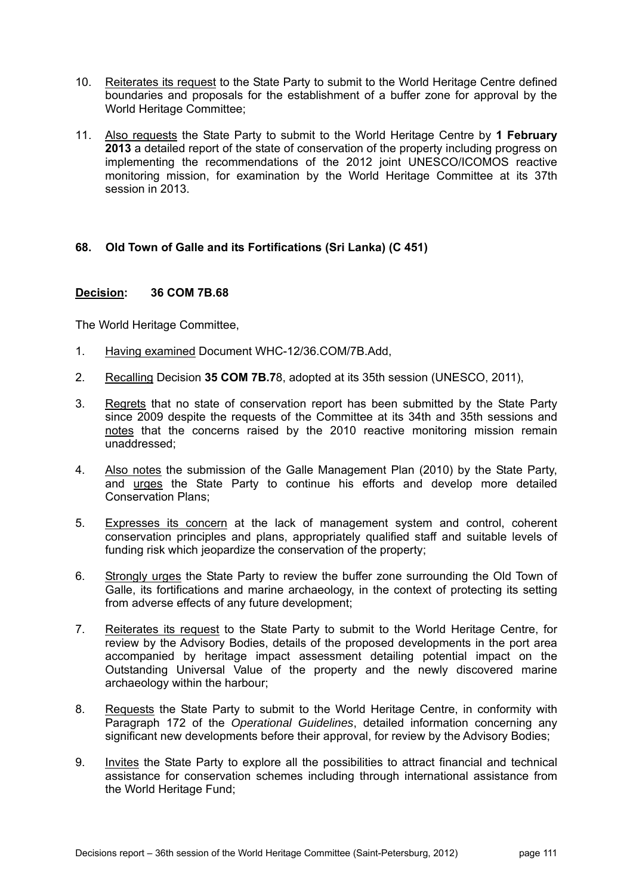10. Reiterates its request to the State Party to submit to the World Heritage Centre defined boundaries and proposals for the establishment of a buffer zone for approval by the World Heritage Committee;

11. Also requests the State Party to submit to the World Heritage Centre by **1 February 2013** a detailed report of the state of conservation of the property including progress on implementing the recommendations of the 2012 joint UNESCO/ICOMOS reactive monitoring mission, for examination by the World Heritage Committee at its 37th session in 2013.

### 68. Old Town of Galle and its Fortifications (Sri Lanka) (C 451)

**Decision: 36 COM 7B.68**

The World Heritage Committee,

1. Having examined Document WHC-12/36.COM/7B.Add,

2. Recalling Decision **35 COM 7B.7**8, adopted at its 35th session (UNESCO, 2011),

3. Regrets that no state of conservation report has been submitted by the State Party since 2009 despite the requests of the Committee at its 34th and 35th sessions and notes that the concerns raised by the 2010 reactive monitoring mission remain unaddressed;

4. Also notes the submission of the Galle Management Plan (2010) by the State Party, and urges the State Party to continue his efforts and develop more detailed Conservation Plans;

5. Expresses its concern at the lack of management system and control, coherent conservation principles and plans, appropriately qualified staff and suitable levels of funding risk which jeopardize the conservation of the property;

6. Strongly urges the State Party to review the buffer zone surrounding the Old Town of Galle, its fortifications and marine archaeology, in the context of protecting its setting from adverse effects of any future development;

7. Reiterates its request to the State Party to submit to the World Heritage Centre, for review by the Advisory Bodies, details of the proposed developments in the port area accompanied by heritage impact assessment detailing potential impact on the Outstanding Universal Value of the property and the newly discovered marine archaeology within the harbour;

8. Requests the State Party to submit to the World Heritage Centre, in conformity with Paragraph 172 of the *Operational Guidelines*, detailed information concerning any significant new developments before their approval, for review by the Advisory Bodies;

9. Invites the State Party to explore all the possibilities to attract financial and technical assistance for conservation schemes including through international assistance from the World Heritage Fund;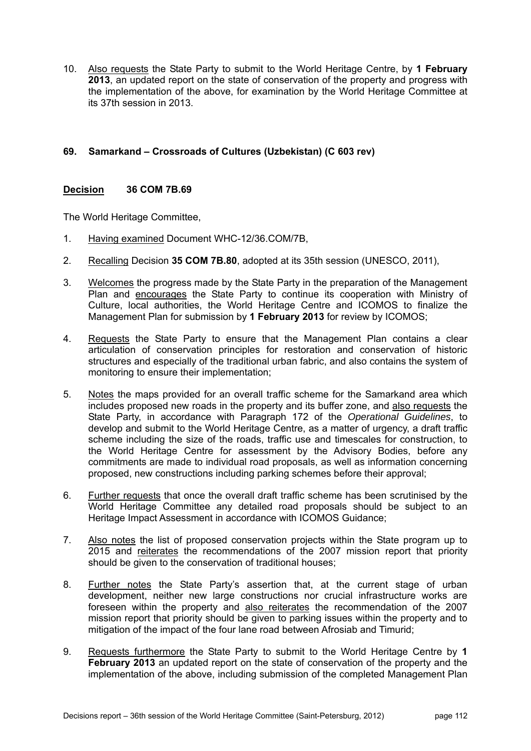10. Also requests the State Party to submit to the World Heritage Centre, by **1 February 2013**, an updated report on the state of conservation of the property and progress with the implementation of the above, for examination by the World Heritage Committee at its 37th session in 2013.

### 69. Samarkand – Crossroads of Cultures (Uzbekistan) (C 603 rev)

**Decision 36 COM 7B.69**

The World Heritage Committee,

1. Having examined Document WHC-12/36.COM/7B,

2. Recalling Decision **35 COM 7B.80**, adopted at its 35th session (UNESCO, 2011),

3. Welcomes the progress made by the State Party in the preparation of the Management Plan and encourages the State Party to continue its cooperation with Ministry of Culture, local authorities, the World Heritage Centre and ICOMOS to finalize the Management Plan for submission by **1 February 2013** for review by ICOMOS;

4. Requests the State Party to ensure that the Management Plan contains a clear articulation of conservation principles for restoration and conservation of historic structures and especially of the traditional urban fabric, and also contains the system of monitoring to ensure their implementation;

5. Notes the maps provided for an overall traffic scheme for the Samarkand area which includes proposed new roads in the property and its buffer zone, and also requests the State Party, in accordance with Paragraph 172 of the *Operational Guidelines*, to develop and submit to the World Heritage Centre, as a matter of urgency, a draft traffic scheme including the size of the roads, traffic use and timescales for construction, to the World Heritage Centre for assessment by the Advisory Bodies, before any commitments are made to individual road proposals, as well as information concerning proposed, new constructions including parking schemes before their approval;

6. Further requests that once the overall draft traffic scheme has been scrutinised by the World Heritage Committee any detailed road proposals should be subject to an Heritage Impact Assessment in accordance with ICOMOS Guidance;

7. Also notes the list of proposed conservation projects within the State program up to 2015 and reiterates the recommendations of the 2007 mission report that priority should be given to the conservation of traditional houses;

8. Further notes the State Party's assertion that, at the current stage of urban development, neither new large constructions nor crucial infrastructure works are foreseen within the property and also reiterates the recommendation of the 2007 mission report that priority should be given to parking issues within the property and to mitigation of the impact of the four lane road between Afrosiab and Timurid;

9. Requests furthermore the State Party to submit to the World Heritage Centre by **1 February 2013** an updated report on the state of conservation of the property and the implementation of the above, including submission of the completed Management Plan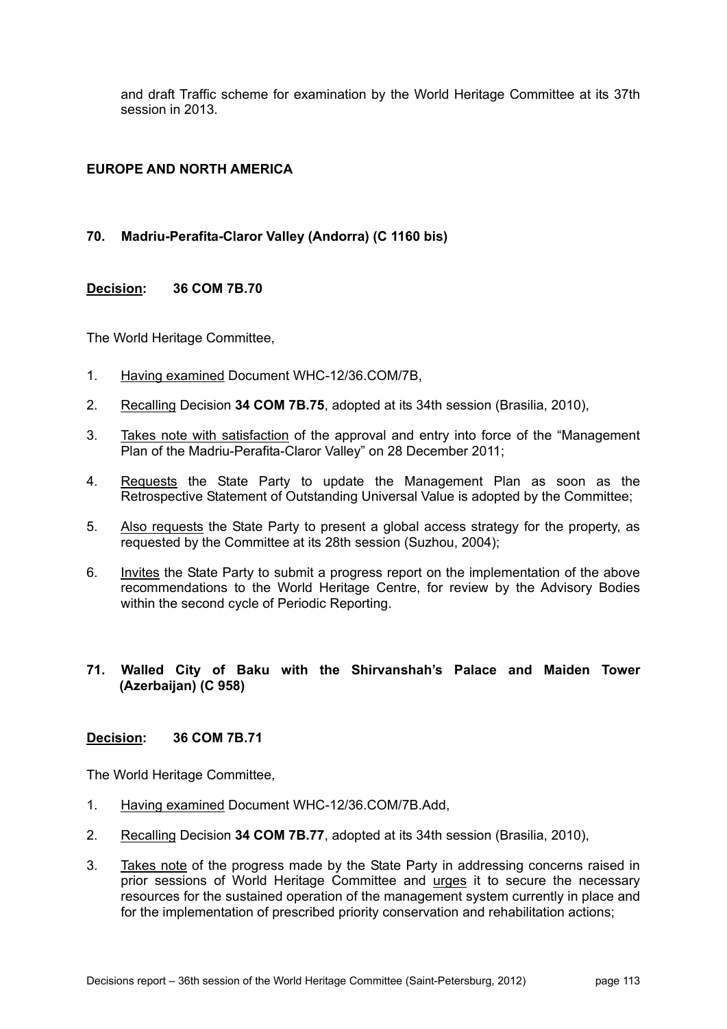and draft Traffic scheme for examination by the World Heritage Committee at its 37th session in 2013.

## EUROPE AND NORTH AMERICA

### 70. Madriu-Perafita-Claror Valley (Andorra) (C 1160 bis)

**Decision: 36 COM 7B.70**

The World Heritage Committee,

1. Having examined Document WHC-12/36.COM/7B,
2. Recalling Decision **34 COM 7B.75**, adopted at its 34th session (Brasilia, 2010),
3. Takes note with satisfaction of the approval and entry into force of the "Management Plan of the Madriu-Perafita-Claror Valley" on 28 December 2011;
4. Requests the State Party to update the Management Plan as soon as the Retrospective Statement of Outstanding Universal Value is adopted by the Committee;
5. Also requests the State Party to present a global access strategy for the property, as requested by the Committee at its 28th session (Suzhou, 2004);
6. Invites the State Party to submit a progress report on the implementation of the above recommendations to the World Heritage Centre, for review by the Advisory Bodies within the second cycle of Periodic Reporting.

### 71. Walled City of Baku with the Shirvanshah's Palace and Maiden Tower (Azerbaijan) (C 958)

**Decision: 36 COM 7B.71**

The World Heritage Committee,

1. Having examined Document WHC-12/36.COM/7B.Add,
2. Recalling Decision **34 COM 7B.77**, adopted at its 34th session (Brasilia, 2010),
3. Takes note of the progress made by the State Party in addressing concerns raised in prior sessions of World Heritage Committee and urges it to secure the necessary resources for the sustained operation of the management system currently in place and for the implementation of prescribed priority conservation and rehabilitation actions;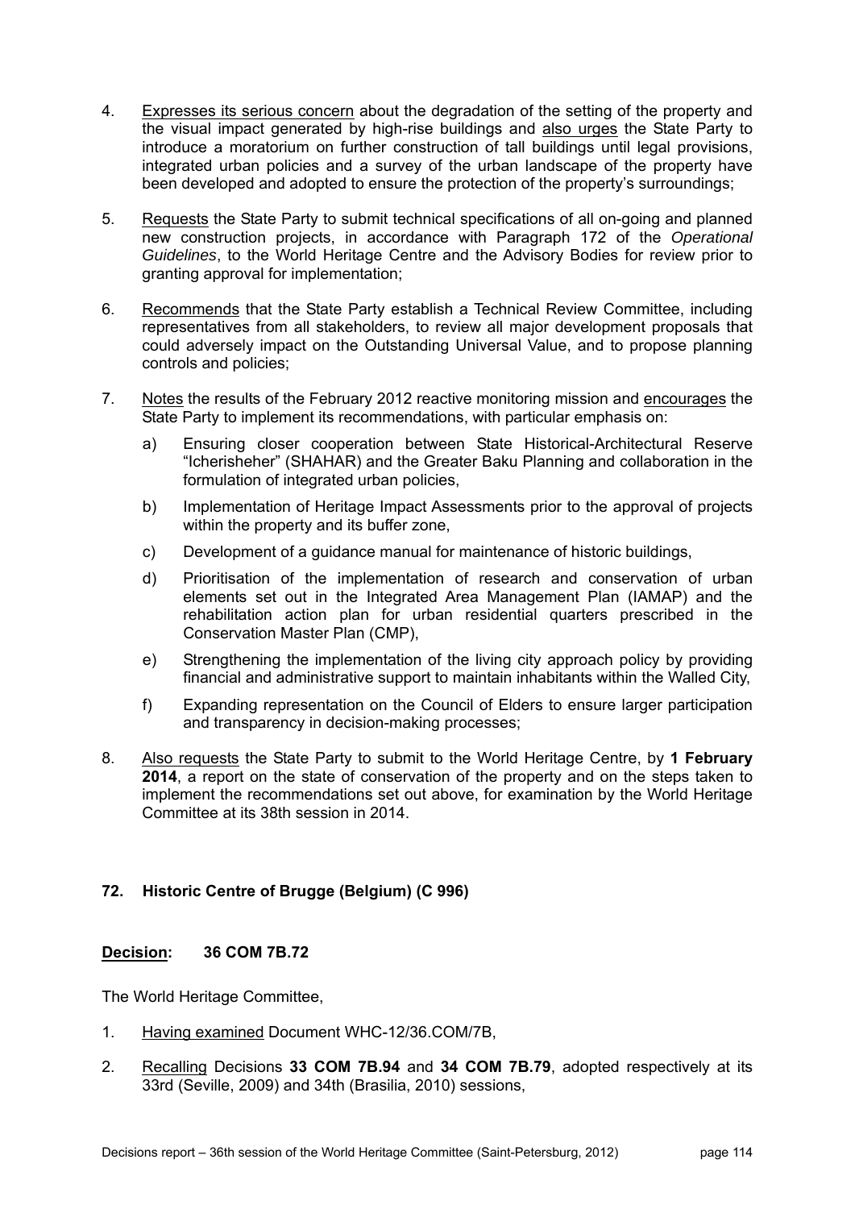4. Expresses its serious concern about the degradation of the setting of the property and the visual impact generated by high-rise buildings and also urges the State Party to introduce a moratorium on further construction of tall buildings until legal provisions, integrated urban policies and a survey of the urban landscape of the property have been developed and adopted to ensure the protection of the property's surroundings;

5. Requests the State Party to submit technical specifications of all on-going and planned new construction projects, in accordance with Paragraph 172 of the *Operational Guidelines*, to the World Heritage Centre and the Advisory Bodies for review prior to granting approval for implementation;

6. Recommends that the State Party establish a Technical Review Committee, including representatives from all stakeholders, to review all major development proposals that could adversely impact on the Outstanding Universal Value, and to propose planning controls and policies;

7. Notes the results of the February 2012 reactive monitoring mission and encourages the State Party to implement its recommendations, with particular emphasis on:

   a) Ensuring closer cooperation between State Historical-Architectural Reserve "Icherisheher" (SHAHAR) and the Greater Baku Planning and collaboration in the formulation of integrated urban policies,

   b) Implementation of Heritage Impact Assessments prior to the approval of projects within the property and its buffer zone,

   c) Development of a guidance manual for maintenance of historic buildings,

   d) Prioritisation of the implementation of research and conservation of urban elements set out in the Integrated Area Management Plan (IAMAP) and the rehabilitation action plan for urban residential quarters prescribed in the Conservation Master Plan (CMP),

   e) Strengthening the implementation of the living city approach policy by providing financial and administrative support to maintain inhabitants within the Walled City,

   f) Expanding representation on the Council of Elders to ensure larger participation and transparency in decision-making processes;

8. Also requests the State Party to submit to the World Heritage Centre, by **1 February 2014**, a report on the state of conservation of the property and on the steps taken to implement the recommendations set out above, for examination by the World Heritage Committee at its 38th session in 2014.

### 72. Historic Centre of Brugge (Belgium) (C 996)

**Decision: 36 COM 7B.72**

The World Heritage Committee,

1. Having examined Document WHC-12/36.COM/7B,

2. Recalling Decisions **33 COM 7B.94** and **34 COM 7B.79**, adopted respectively at its 33rd (Seville, 2009) and 34th (Brasilia, 2010) sessions,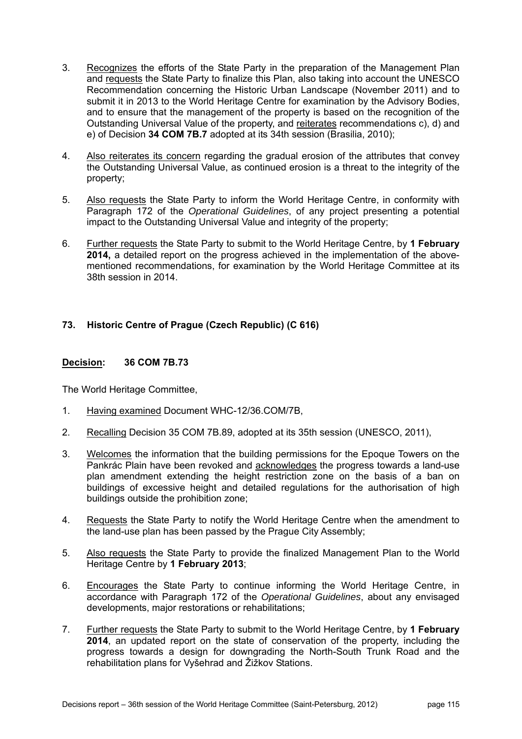3. Recognizes the efforts of the State Party in the preparation of the Management Plan and requests the State Party to finalize this Plan, also taking into account the UNESCO Recommendation concerning the Historic Urban Landscape (November 2011) and to submit it in 2013 to the World Heritage Centre for examination by the Advisory Bodies, and to ensure that the management of the property is based on the recognition of the Outstanding Universal Value of the property, and reiterates recommendations c), d) and e) of Decision **34 COM 7B.7** adopted at its 34th session (Brasilia, 2010);

4. Also reiterates its concern regarding the gradual erosion of the attributes that convey the Outstanding Universal Value, as continued erosion is a threat to the integrity of the property;

5. Also requests the State Party to inform the World Heritage Centre, in conformity with Paragraph 172 of the *Operational Guidelines*, of any project presenting a potential impact to the Outstanding Universal Value and integrity of the property;

6. Further requests the State Party to submit to the World Heritage Centre, by **1 February 2014,** a detailed report on the progress achieved in the implementation of the above-mentioned recommendations, for examination by the World Heritage Committee at its 38th session in 2014.

### 73. Historic Centre of Prague (Czech Republic) (C 616)

**Decision: 36 COM 7B.73**

The World Heritage Committee,

1. Having examined Document WHC-12/36.COM/7B,

2. Recalling Decision 35 COM 7B.89, adopted at its 35th session (UNESCO, 2011),

3. Welcomes the information that the building permissions for the Epoque Towers on the Pankrác Plain have been revoked and acknowledges the progress towards a land-use plan amendment extending the height restriction zone on the basis of a ban on buildings of excessive height and detailed regulations for the authorisation of high buildings outside the prohibition zone;

4. Requests the State Party to notify the World Heritage Centre when the amendment to the land-use plan has been passed by the Prague City Assembly;

5. Also requests the State Party to provide the finalized Management Plan to the World Heritage Centre by **1 February 2013**;

6. Encourages the State Party to continue informing the World Heritage Centre, in accordance with Paragraph 172 of the *Operational Guidelines*, about any envisaged developments, major restorations or rehabilitations;

7. Further requests the State Party to submit to the World Heritage Centre, by **1 February 2014**, an updated report on the state of conservation of the property, including the progress towards a design for downgrading the North-South Trunk Road and the rehabilitation plans for Vyšehrad and Žižkov Stations.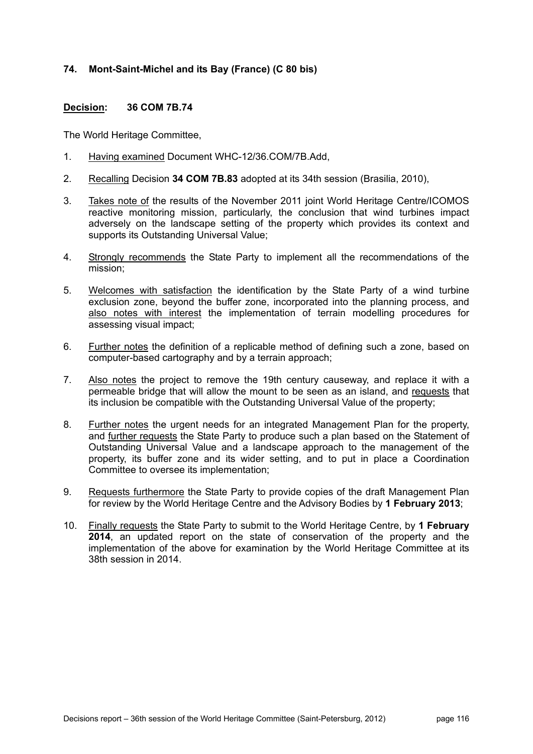### 74. Mont-Saint-Michel and its Bay (France) (C 80 bis)

**Decision: 36 COM 7B.74**

The World Heritage Committee,

1. Having examined Document WHC-12/36.COM/7B.Add,
2. Recalling Decision **34 COM 7B.83** adopted at its 34th session (Brasilia, 2010),
3. Takes note of the results of the November 2011 joint World Heritage Centre/ICOMOS reactive monitoring mission, particularly, the conclusion that wind turbines impact adversely on the landscape setting of the property which provides its context and supports its Outstanding Universal Value;
4. Strongly recommends the State Party to implement all the recommendations of the mission;
5. Welcomes with satisfaction the identification by the State Party of a wind turbine exclusion zone, beyond the buffer zone, incorporated into the planning process, and also notes with interest the implementation of terrain modelling procedures for assessing visual impact;
6. Further notes the definition of a replicable method of defining such a zone, based on computer-based cartography and by a terrain approach;
7. Also notes the project to remove the 19th century causeway, and replace it with a permeable bridge that will allow the mount to be seen as an island, and requests that its inclusion be compatible with the Outstanding Universal Value of the property;
8. Further notes the urgent needs for an integrated Management Plan for the property, and further requests the State Party to produce such a plan based on the Statement of Outstanding Universal Value and a landscape approach to the management of the property, its buffer zone and its wider setting, and to put in place a Coordination Committee to oversee its implementation;
9. Requests furthermore the State Party to provide copies of the draft Management Plan for review by the World Heritage Centre and the Advisory Bodies by **1 February 2013**;
10. Finally requests the State Party to submit to the World Heritage Centre, by **1 February 2014**, an updated report on the state of conservation of the property and the implementation of the above for examination by the World Heritage Committee at its 38th session in 2014.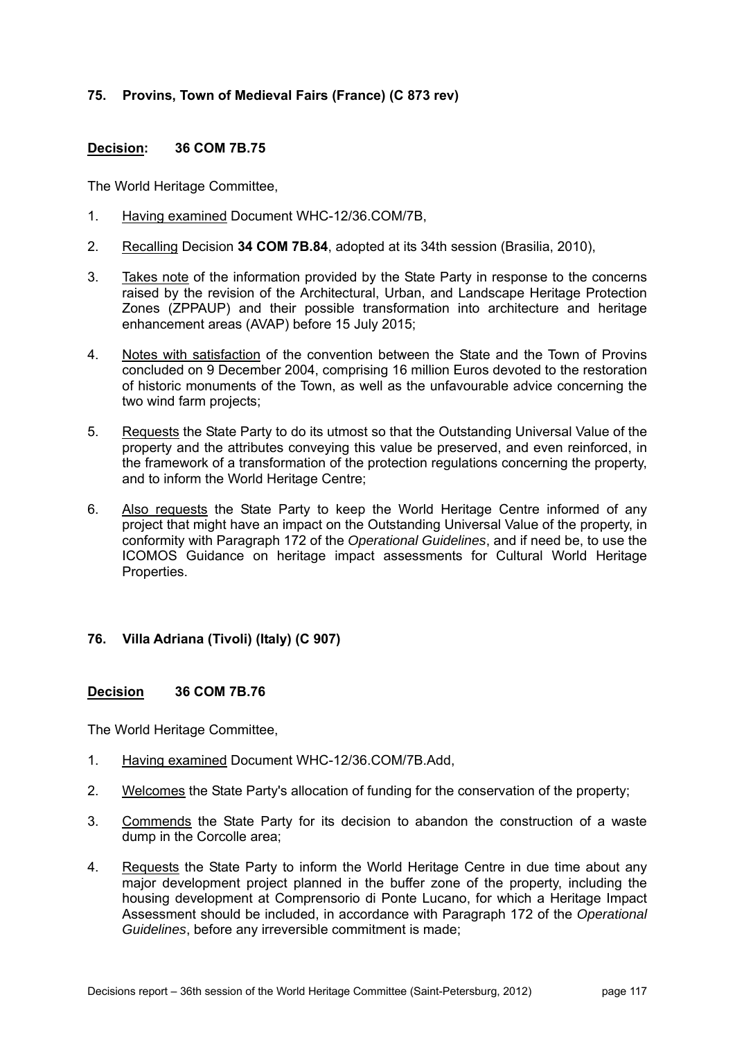### 75. Provins, Town of Medieval Fairs (France) (C 873 rev)

**Decision: 36 COM 7B.75**

The World Heritage Committee,

1. Having examined Document WHC-12/36.COM/7B,
2. Recalling Decision **34 COM 7B.84**, adopted at its 34th session (Brasilia, 2010),
3. Takes note of the information provided by the State Party in response to the concerns raised by the revision of the Architectural, Urban, and Landscape Heritage Protection Zones (ZPPAUP) and their possible transformation into architecture and heritage enhancement areas (AVAP) before 15 July 2015;
4. Notes with satisfaction of the convention between the State and the Town of Provins concluded on 9 December 2004, comprising 16 million Euros devoted to the restoration of historic monuments of the Town, as well as the unfavourable advice concerning the two wind farm projects;
5. Requests the State Party to do its utmost so that the Outstanding Universal Value of the property and the attributes conveying this value be preserved, and even reinforced, in the framework of a transformation of the protection regulations concerning the property, and to inform the World Heritage Centre;
6. Also requests the State Party to keep the World Heritage Centre informed of any project that might have an impact on the Outstanding Universal Value of the property, in conformity with Paragraph 172 of the *Operational Guidelines*, and if need be, to use the ICOMOS Guidance on heritage impact assessments for Cultural World Heritage Properties.

### 76. Villa Adriana (Tivoli) (Italy) (C 907)

**Decision 36 COM 7B.76**

The World Heritage Committee,

1. Having examined Document WHC-12/36.COM/7B.Add,
2. Welcomes the State Party's allocation of funding for the conservation of the property;
3. Commends the State Party for its decision to abandon the construction of a waste dump in the Corcolle area;
4. Requests the State Party to inform the World Heritage Centre in due time about any major development project planned in the buffer zone of the property, including the housing development at Comprensorio di Ponte Lucano, for which a Heritage Impact Assessment should be included, in accordance with Paragraph 172 of the *Operational Guidelines*, before any irreversible commitment is made;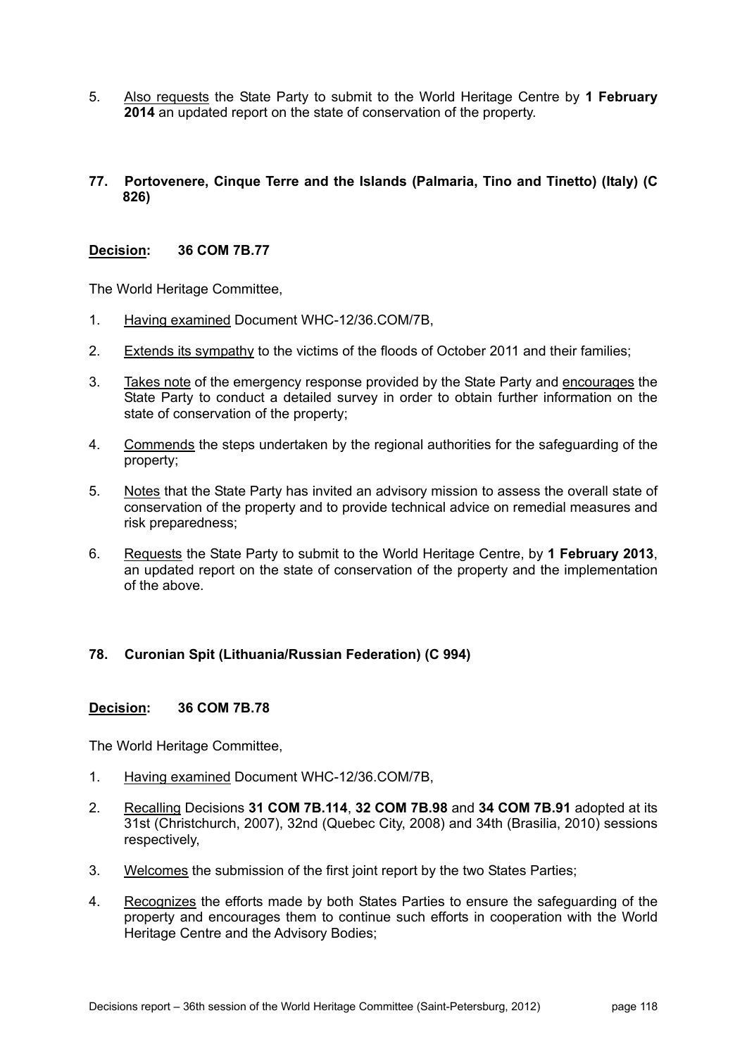5. Also requests the State Party to submit to the World Heritage Centre by **1 February 2014** an updated report on the state of conservation of the property.

### 77. Portovenere, Cinque Terre and the Islands (Palmaria, Tino and Tinetto) (Italy) (C 826)

**Decision: 36 COM 7B.77**

The World Heritage Committee,

1. Having examined Document WHC-12/36.COM/7B,
2. Extends its sympathy to the victims of the floods of October 2011 and their families;
3. Takes note of the emergency response provided by the State Party and encourages the State Party to conduct a detailed survey in order to obtain further information on the state of conservation of the property;
4. Commends the steps undertaken by the regional authorities for the safeguarding of the property;
5. Notes that the State Party has invited an advisory mission to assess the overall state of conservation of the property and to provide technical advice on remedial measures and risk preparedness;
6. Requests the State Party to submit to the World Heritage Centre, by **1 February 2013**, an updated report on the state of conservation of the property and the implementation of the above.

### 78. Curonian Spit (Lithuania/Russian Federation) (C 994)

**Decision: 36 COM 7B.78**

The World Heritage Committee,

1. Having examined Document WHC-12/36.COM/7B,
2. Recalling Decisions **31 COM 7B.114**, **32 COM 7B.98** and **34 COM 7B.91** adopted at its 31st (Christchurch, 2007), 32nd (Quebec City, 2008) and 34th (Brasilia, 2010) sessions respectively,
3. Welcomes the submission of the first joint report by the two States Parties;
4. Recognizes the efforts made by both States Parties to ensure the safeguarding of the property and encourages them to continue such efforts in cooperation with the World Heritage Centre and the Advisory Bodies;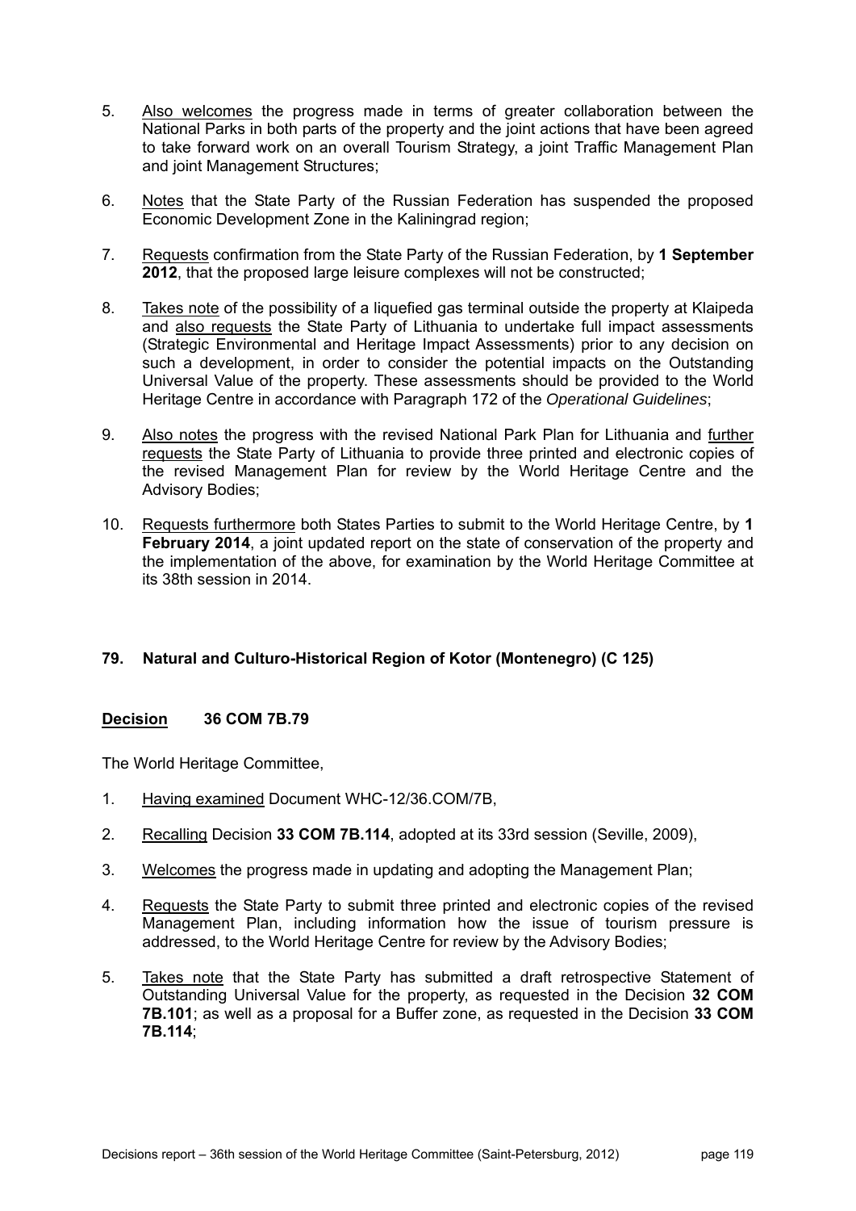5. Also welcomes the progress made in terms of greater collaboration between the National Parks in both parts of the property and the joint actions that have been agreed to take forward work on an overall Tourism Strategy, a joint Traffic Management Plan and joint Management Structures;

6. Notes that the State Party of the Russian Federation has suspended the proposed Economic Development Zone in the Kaliningrad region;

7. Requests confirmation from the State Party of the Russian Federation, by **1 September 2012**, that the proposed large leisure complexes will not be constructed;

8. Takes note of the possibility of a liquefied gas terminal outside the property at Klaipeda and also requests the State Party of Lithuania to undertake full impact assessments (Strategic Environmental and Heritage Impact Assessments) prior to any decision on such a development, in order to consider the potential impacts on the Outstanding Universal Value of the property. These assessments should be provided to the World Heritage Centre in accordance with Paragraph 172 of the *Operational Guidelines*;

9. Also notes the progress with the revised National Park Plan for Lithuania and further requests the State Party of Lithuania to provide three printed and electronic copies of the revised Management Plan for review by the World Heritage Centre and the Advisory Bodies;

10. Requests furthermore both States Parties to submit to the World Heritage Centre, by **1 February 2014**, a joint updated report on the state of conservation of the property and the implementation of the above, for examination by the World Heritage Committee at its 38th session in 2014.

### 79. Natural and Culturo-Historical Region of Kotor (Montenegro) (C 125)

**Decision 36 COM 7B.79**

The World Heritage Committee,

1. Having examined Document WHC-12/36.COM/7B,

2. Recalling Decision **33 COM 7B.114**, adopted at its 33rd session (Seville, 2009),

3. Welcomes the progress made in updating and adopting the Management Plan;

4. Requests the State Party to submit three printed and electronic copies of the revised Management Plan, including information how the issue of tourism pressure is addressed, to the World Heritage Centre for review by the Advisory Bodies;

5. Takes note that the State Party has submitted a draft retrospective Statement of Outstanding Universal Value for the property, as requested in the Decision **32 COM 7B.101**; as well as a proposal for a Buffer zone, as requested in the Decision **33 COM 7B.114**;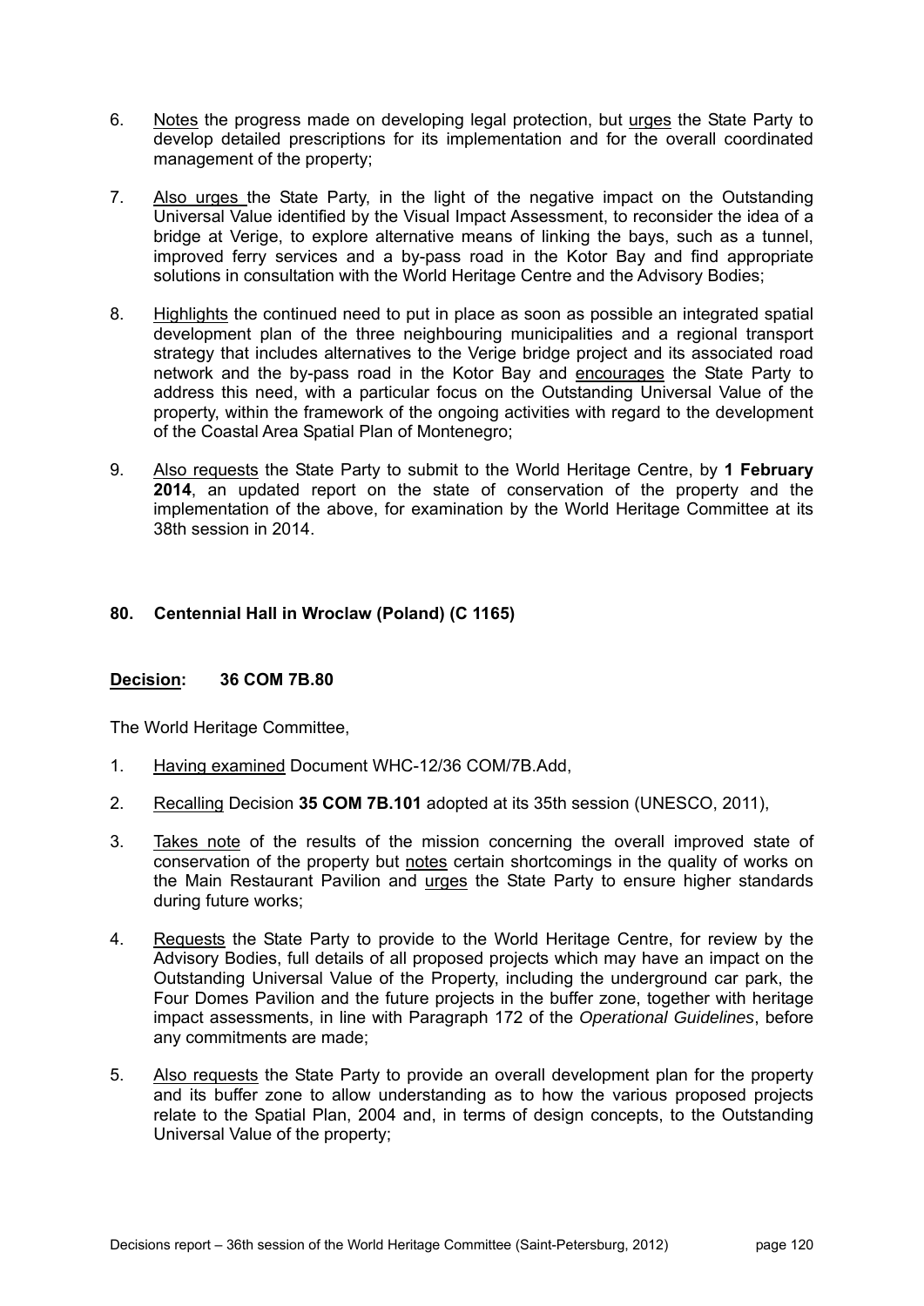6. Notes the progress made on developing legal protection, but urges the State Party to develop detailed prescriptions for its implementation and for the overall coordinated management of the property;

7. Also urges the State Party, in the light of the negative impact on the Outstanding Universal Value identified by the Visual Impact Assessment, to reconsider the idea of a bridge at Verige, to explore alternative means of linking the bays, such as a tunnel, improved ferry services and a by-pass road in the Kotor Bay and find appropriate solutions in consultation with the World Heritage Centre and the Advisory Bodies;

8. Highlights the continued need to put in place as soon as possible an integrated spatial development plan of the three neighbouring municipalities and a regional transport strategy that includes alternatives to the Verige bridge project and its associated road network and the by-pass road in the Kotor Bay and encourages the State Party to address this need, with a particular focus on the Outstanding Universal Value of the property, within the framework of the ongoing activities with regard to the development of the Coastal Area Spatial Plan of Montenegro;

9. Also requests the State Party to submit to the World Heritage Centre, by **1 February 2014**, an updated report on the state of conservation of the property and the implementation of the above, for examination by the World Heritage Committee at its 38th session in 2014.

## 80. Centennial Hall in Wroclaw (Poland) (C 1165)

**Decision: 36 COM 7B.80**

The World Heritage Committee,

1. Having examined Document WHC-12/36 COM/7B.Add,

2. Recalling Decision **35 COM 7B.101** adopted at its 35th session (UNESCO, 2011),

3. Takes note of the results of the mission concerning the overall improved state of conservation of the property but notes certain shortcomings in the quality of works on the Main Restaurant Pavilion and urges the State Party to ensure higher standards during future works;

4. Requests the State Party to provide to the World Heritage Centre, for review by the Advisory Bodies, full details of all proposed projects which may have an impact on the Outstanding Universal Value of the Property, including the underground car park, the Four Domes Pavilion and the future projects in the buffer zone, together with heritage impact assessments, in line with Paragraph 172 of the *Operational Guidelines*, before any commitments are made;

5. Also requests the State Party to provide an overall development plan for the property and its buffer zone to allow understanding as to how the various proposed projects relate to the Spatial Plan, 2004 and, in terms of design concepts, to the Outstanding Universal Value of the property;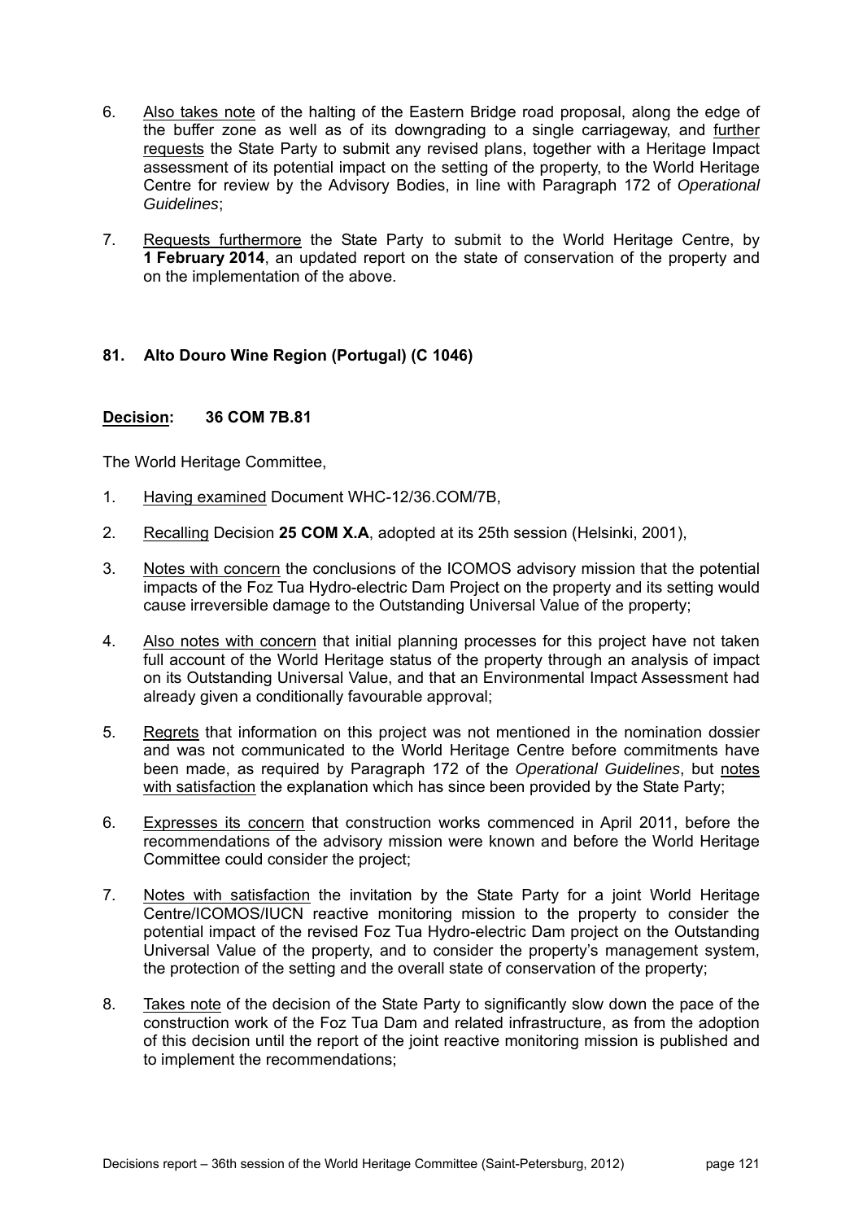6. Also takes note of the halting of the Eastern Bridge road proposal, along the edge of the buffer zone as well as of its downgrading to a single carriageway, and further requests the State Party to submit any revised plans, together with a Heritage Impact assessment of its potential impact on the setting of the property, to the World Heritage Centre for review by the Advisory Bodies, in line with Paragraph 172 of *Operational Guidelines*;

7. Requests furthermore the State Party to submit to the World Heritage Centre, by **1 February 2014**, an updated report on the state of conservation of the property and on the implementation of the above.

### 81. Alto Douro Wine Region (Portugal) (C 1046)

**Decision: 36 COM 7B.81**

The World Heritage Committee,

1. Having examined Document WHC-12/36.COM/7B,

2. Recalling Decision **25 COM X.A**, adopted at its 25th session (Helsinki, 2001),

3. Notes with concern the conclusions of the ICOMOS advisory mission that the potential impacts of the Foz Tua Hydro-electric Dam Project on the property and its setting would cause irreversible damage to the Outstanding Universal Value of the property;

4. Also notes with concern that initial planning processes for this project have not taken full account of the World Heritage status of the property through an analysis of impact on its Outstanding Universal Value, and that an Environmental Impact Assessment had already given a conditionally favourable approval;

5. Regrets that information on this project was not mentioned in the nomination dossier and was not communicated to the World Heritage Centre before commitments have been made, as required by Paragraph 172 of the *Operational Guidelines*, but notes with satisfaction the explanation which has since been provided by the State Party;

6. Expresses its concern that construction works commenced in April 2011, before the recommendations of the advisory mission were known and before the World Heritage Committee could consider the project;

7. Notes with satisfaction the invitation by the State Party for a joint World Heritage Centre/ICOMOS/IUCN reactive monitoring mission to the property to consider the potential impact of the revised Foz Tua Hydro-electric Dam project on the Outstanding Universal Value of the property, and to consider the property's management system, the protection of the setting and the overall state of conservation of the property;

8. Takes note of the decision of the State Party to significantly slow down the pace of the construction work of the Foz Tua Dam and related infrastructure, as from the adoption of this decision until the report of the joint reactive monitoring mission is published and to implement the recommendations;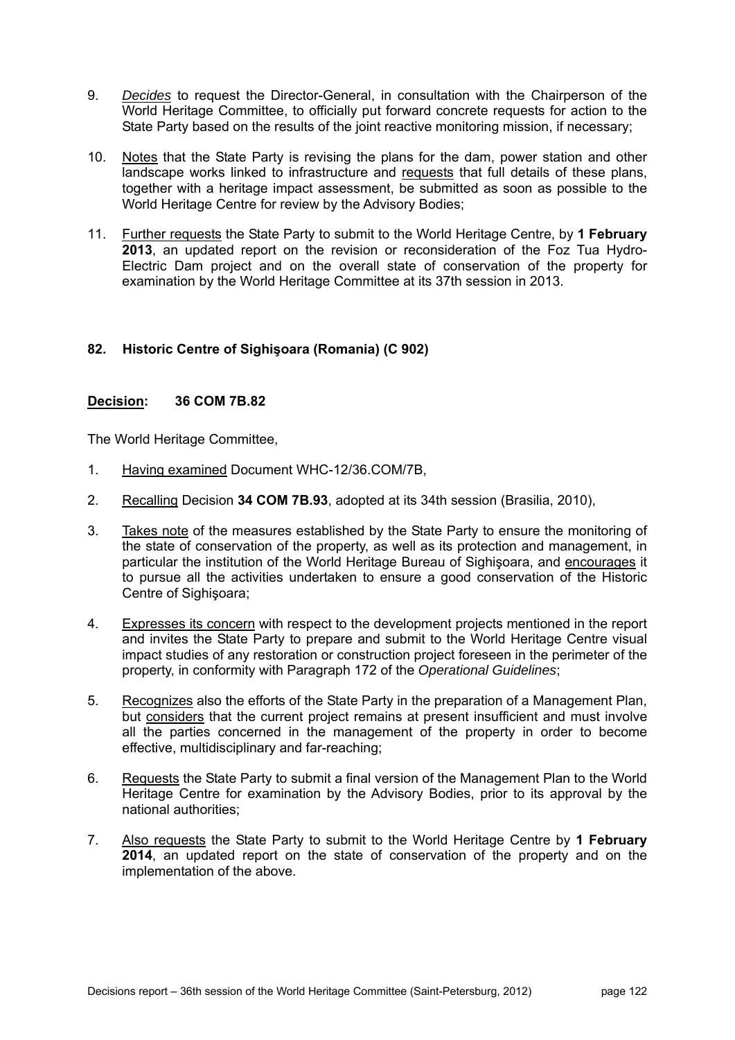9. *Decides* to request the Director-General, in consultation with the Chairperson of the World Heritage Committee, to officially put forward concrete requests for action to the State Party based on the results of the joint reactive monitoring mission, if necessary;

10. Notes that the State Party is revising the plans for the dam, power station and other landscape works linked to infrastructure and requests that full details of these plans, together with a heritage impact assessment, be submitted as soon as possible to the World Heritage Centre for review by the Advisory Bodies;

11. Further requests the State Party to submit to the World Heritage Centre, by **1 February 2013**, an updated report on the revision or reconsideration of the Foz Tua Hydro-Electric Dam project and on the overall state of conservation of the property for examination by the World Heritage Committee at its 37th session in 2013.

### 82. Historic Centre of Sighişoara (Romania) (C 902)

**Decision: 36 COM 7B.82**

The World Heritage Committee,

1. Having examined Document WHC-12/36.COM/7B,

2. Recalling Decision **34 COM 7B.93**, adopted at its 34th session (Brasilia, 2010),

3. Takes note of the measures established by the State Party to ensure the monitoring of the state of conservation of the property, as well as its protection and management, in particular the institution of the World Heritage Bureau of Sighişoara, and encourages it to pursue all the activities undertaken to ensure a good conservation of the Historic Centre of Sighişoara;

4. Expresses its concern with respect to the development projects mentioned in the report and invites the State Party to prepare and submit to the World Heritage Centre visual impact studies of any restoration or construction project foreseen in the perimeter of the property, in conformity with Paragraph 172 of the *Operational Guidelines*;

5. Recognizes also the efforts of the State Party in the preparation of a Management Plan, but considers that the current project remains at present insufficient and must involve all the parties concerned in the management of the property in order to become effective, multidisciplinary and far-reaching;

6. Requests the State Party to submit a final version of the Management Plan to the World Heritage Centre for examination by the Advisory Bodies, prior to its approval by the national authorities;

7. Also requests the State Party to submit to the World Heritage Centre by **1 February 2014**, an updated report on the state of conservation of the property and on the implementation of the above.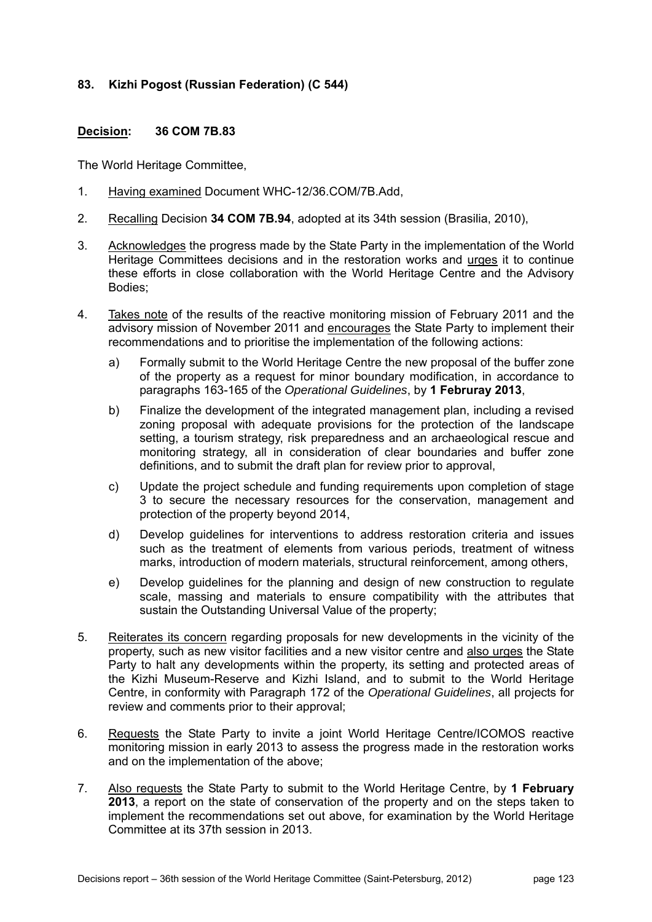### 83. Kizhi Pogost (Russian Federation) (C 544)

**Decision: 36 COM 7B.83**

The World Heritage Committee,

1. Having examined Document WHC-12/36.COM/7B.Add,

2. Recalling Decision **34 COM 7B.94**, adopted at its 34th session (Brasilia, 2010),

3. Acknowledges the progress made by the State Party in the implementation of the World Heritage Committees decisions and in the restoration works and urges it to continue these efforts in close collaboration with the World Heritage Centre and the Advisory Bodies;

4. Takes note of the results of the reactive monitoring mission of February 2011 and the advisory mission of November 2011 and encourages the State Party to implement their recommendations and to prioritise the implementation of the following actions:

   a) Formally submit to the World Heritage Centre the new proposal of the buffer zone of the property as a request for minor boundary modification, in accordance to paragraphs 163-165 of the *Operational Guidelines*, by **1 Februray 2013**,

   b) Finalize the development of the integrated management plan, including a revised zoning proposal with adequate provisions for the protection of the landscape setting, a tourism strategy, risk preparedness and an archaeological rescue and monitoring strategy, all in consideration of clear boundaries and buffer zone definitions, and to submit the draft plan for review prior to approval,

   c) Update the project schedule and funding requirements upon completion of stage 3 to secure the necessary resources for the conservation, management and protection of the property beyond 2014,

   d) Develop guidelines for interventions to address restoration criteria and issues such as the treatment of elements from various periods, treatment of witness marks, introduction of modern materials, structural reinforcement, among others,

   e) Develop guidelines for the planning and design of new construction to regulate scale, massing and materials to ensure compatibility with the attributes that sustain the Outstanding Universal Value of the property;

5. Reiterates its concern regarding proposals for new developments in the vicinity of the property, such as new visitor facilities and a new visitor centre and also urges the State Party to halt any developments within the property, its setting and protected areas of the Kizhi Museum-Reserve and Kizhi Island, and to submit to the World Heritage Centre, in conformity with Paragraph 172 of the *Operational Guidelines*, all projects for review and comments prior to their approval;

6. Requests the State Party to invite a joint World Heritage Centre/ICOMOS reactive monitoring mission in early 2013 to assess the progress made in the restoration works and on the implementation of the above;

7. Also requests the State Party to submit to the World Heritage Centre, by **1 February 2013**, a report on the state of conservation of the property and on the steps taken to implement the recommendations set out above, for examination by the World Heritage Committee at its 37th session in 2013.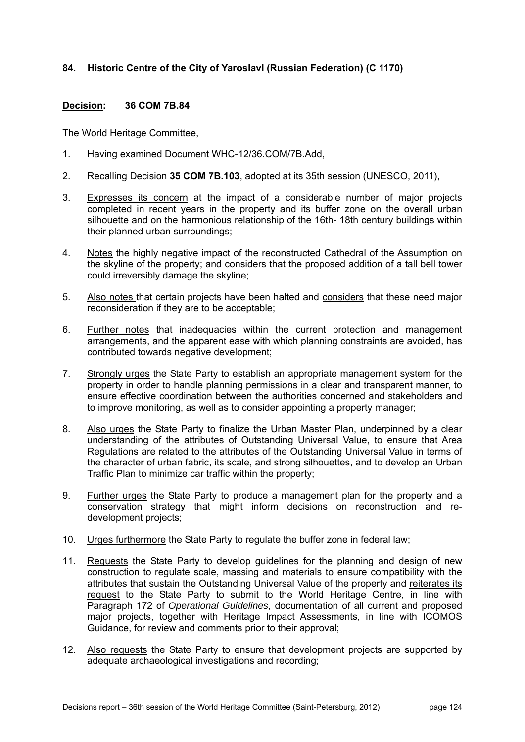### 84. Historic Centre of the City of Yaroslavl (Russian Federation) (C 1170)

**Decision: 36 COM 7B.84**

The World Heritage Committee,

1. Having examined Document WHC-12/36.COM/7B.Add,
2. Recalling Decision **35 COM 7B.103**, adopted at its 35th session (UNESCO, 2011),
3. Expresses its concern at the impact of a considerable number of major projects completed in recent years in the property and its buffer zone on the overall urban silhouette and on the harmonious relationship of the 16th- 18th century buildings within their planned urban surroundings;
4. Notes the highly negative impact of the reconstructed Cathedral of the Assumption on the skyline of the property; and considers that the proposed addition of a tall bell tower could irreversibly damage the skyline;
5. Also notes that certain projects have been halted and considers that these need major reconsideration if they are to be acceptable;
6. Further notes that inadequacies within the current protection and management arrangements, and the apparent ease with which planning constraints are avoided, has contributed towards negative development;
7. Strongly urges the State Party to establish an appropriate management system for the property in order to handle planning permissions in a clear and transparent manner, to ensure effective coordination between the authorities concerned and stakeholders and to improve monitoring, as well as to consider appointing a property manager;
8. Also urges the State Party to finalize the Urban Master Plan, underpinned by a clear understanding of the attributes of Outstanding Universal Value, to ensure that Area Regulations are related to the attributes of the Outstanding Universal Value in terms of the character of urban fabric, its scale, and strong silhouettes, and to develop an Urban Traffic Plan to minimize car traffic within the property;
9. Further urges the State Party to produce a management plan for the property and a conservation strategy that might inform decisions on reconstruction and re-development projects;
10. Urges furthermore the State Party to regulate the buffer zone in federal law;
11. Requests the State Party to develop guidelines for the planning and design of new construction to regulate scale, massing and materials to ensure compatibility with the attributes that sustain the Outstanding Universal Value of the property and reiterates its request to the State Party to submit to the World Heritage Centre, in line with Paragraph 172 of *Operational Guidelines*, documentation of all current and proposed major projects, together with Heritage Impact Assessments, in line with ICOMOS Guidance, for review and comments prior to their approval;
12. Also requests the State Party to ensure that development projects are supported by adequate archaeological investigations and recording;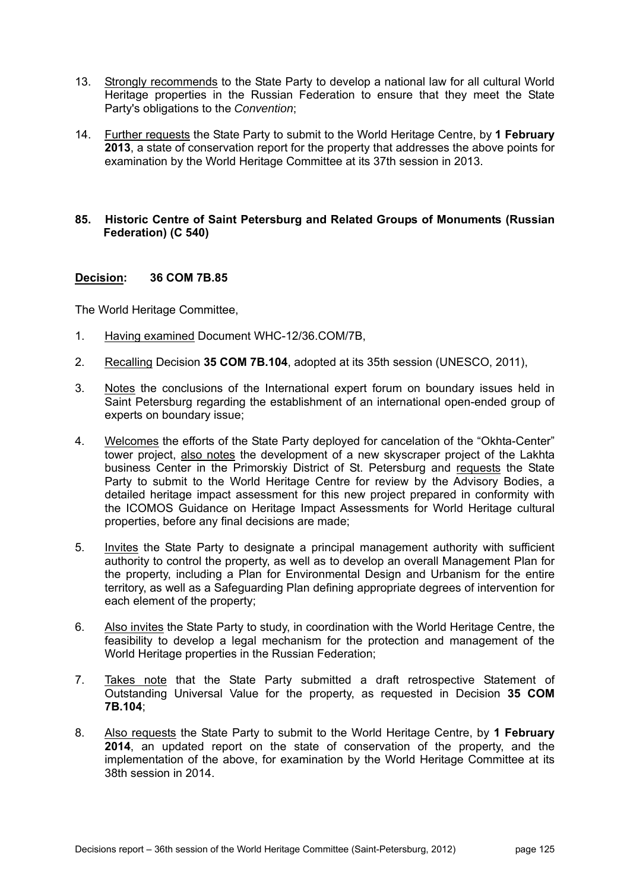13. Strongly recommends to the State Party to develop a national law for all cultural World Heritage properties in the Russian Federation to ensure that they meet the State Party's obligations to the *Convention*;

14. Further requests the State Party to submit to the World Heritage Centre, by **1 February 2013**, a state of conservation report for the property that addresses the above points for examination by the World Heritage Committee at its 37th session in 2013.

### 85. Historic Centre of Saint Petersburg and Related Groups of Monuments (Russian Federation) (C 540)

**Decision: 36 COM 7B.85**

The World Heritage Committee,

1. Having examined Document WHC-12/36.COM/7B,

2. Recalling Decision **35 COM 7B.104**, adopted at its 35th session (UNESCO, 2011),

3. Notes the conclusions of the International expert forum on boundary issues held in Saint Petersburg regarding the establishment of an international open-ended group of experts on boundary issue;

4. Welcomes the efforts of the State Party deployed for cancelation of the "Okhta-Center" tower project, also notes the development of a new skyscraper project of the Lakhta business Center in the Primorskiy District of St. Petersburg and requests the State Party to submit to the World Heritage Centre for review by the Advisory Bodies, a detailed heritage impact assessment for this new project prepared in conformity with the ICOMOS Guidance on Heritage Impact Assessments for World Heritage cultural properties, before any final decisions are made;

5. Invites the State Party to designate a principal management authority with sufficient authority to control the property, as well as to develop an overall Management Plan for the property, including a Plan for Environmental Design and Urbanism for the entire territory, as well as a Safeguarding Plan defining appropriate degrees of intervention for each element of the property;

6. Also invites the State Party to study, in coordination with the World Heritage Centre, the feasibility to develop a legal mechanism for the protection and management of the World Heritage properties in the Russian Federation;

7. Takes note that the State Party submitted a draft retrospective Statement of Outstanding Universal Value for the property, as requested in Decision **35 COM 7B.104**;

8. Also requests the State Party to submit to the World Heritage Centre, by **1 February 2014**, an updated report on the state of conservation of the property, and the implementation of the above, for examination by the World Heritage Committee at its 38th session in 2014.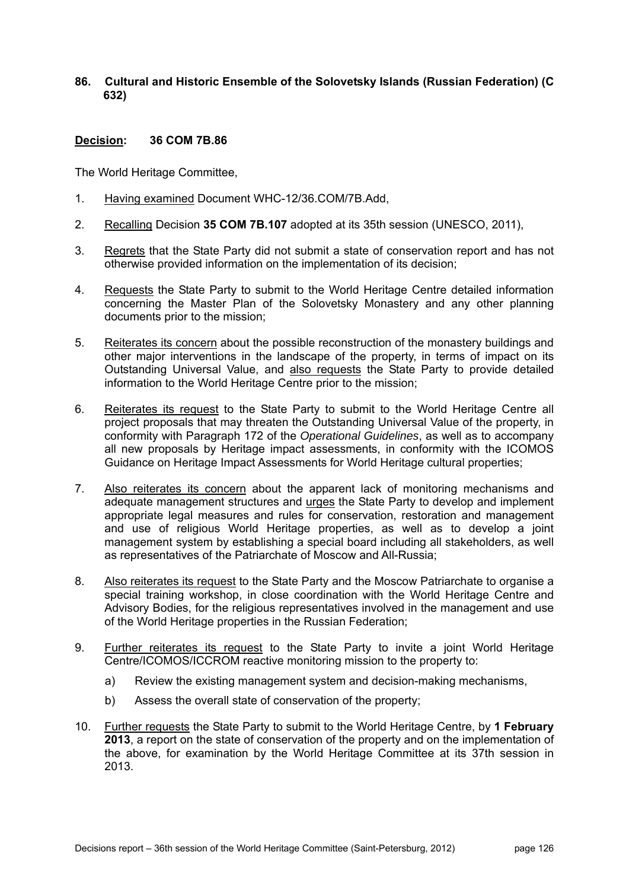### 86. Cultural and Historic Ensemble of the Solovetsky Islands (Russian Federation) (C 632)

**Decision: 36 COM 7B.86**

The World Heritage Committee,

1. Having examined Document WHC-12/36.COM/7B.Add,
2. Recalling Decision **35 COM 7B.107** adopted at its 35th session (UNESCO, 2011),
3. Regrets that the State Party did not submit a state of conservation report and has not otherwise provided information on the implementation of its decision;
4. Requests the State Party to submit to the World Heritage Centre detailed information concerning the Master Plan of the Solovetsky Monastery and any other planning documents prior to the mission;
5. Reiterates its concern about the possible reconstruction of the monastery buildings and other major interventions in the landscape of the property, in terms of impact on its Outstanding Universal Value, and also requests the State Party to provide detailed information to the World Heritage Centre prior to the mission;
6. Reiterates its request to the State Party to submit to the World Heritage Centre all project proposals that may threaten the Outstanding Universal Value of the property, in conformity with Paragraph 172 of the *Operational Guidelines*, as well as to accompany all new proposals by Heritage impact assessments, in conformity with the ICOMOS Guidance on Heritage Impact Assessments for World Heritage cultural properties;
7. Also reiterates its concern about the apparent lack of monitoring mechanisms and adequate management structures and urges the State Party to develop and implement appropriate legal measures and rules for conservation, restoration and management and use of religious World Heritage properties, as well as to develop a joint management system by establishing a special board including all stakeholders, as well as representatives of the Patriarchate of Moscow and All-Russia;
8. Also reiterates its request to the State Party and the Moscow Patriarchate to organise a special training workshop, in close coordination with the World Heritage Centre and Advisory Bodies, for the religious representatives involved in the management and use of the World Heritage properties in the Russian Federation;
9. Further reiterates its request to the State Party to invite a joint World Heritage Centre/ICOMOS/ICCROM reactive monitoring mission to the property to:
   a) Review the existing management system and decision-making mechanisms,
   b) Assess the overall state of conservation of the property;
10. Further requests the State Party to submit to the World Heritage Centre, by **1 February 2013**, a report on the state of conservation of the property and on the implementation of the above, for examination by the World Heritage Committee at its 37th session in 2013.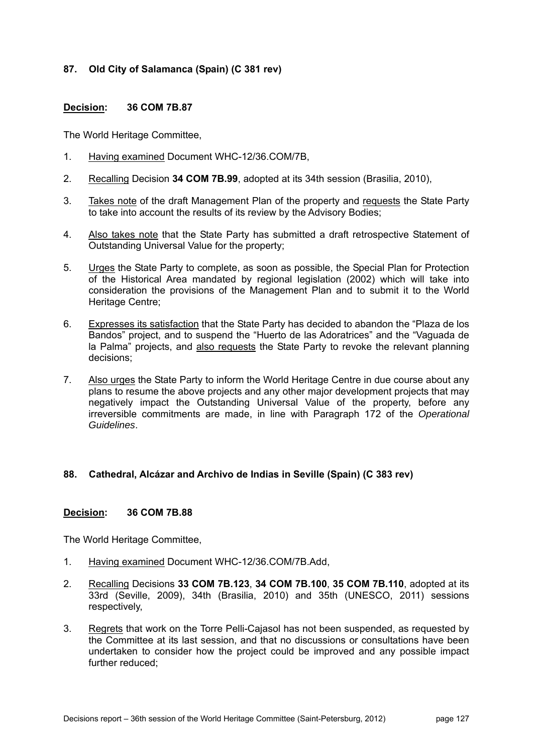### 87. Old City of Salamanca (Spain) (C 381 rev)

**Decision: 36 COM 7B.87**

The World Heritage Committee,

1. Having examined Document WHC-12/36.COM/7B,
2. Recalling Decision **34 COM 7B.99**, adopted at its 34th session (Brasilia, 2010),
3. Takes note of the draft Management Plan of the property and requests the State Party to take into account the results of its review by the Advisory Bodies;
4. Also takes note that the State Party has submitted a draft retrospective Statement of Outstanding Universal Value for the property;
5. Urges the State Party to complete, as soon as possible, the Special Plan for Protection of the Historical Area mandated by regional legislation (2002) which will take into consideration the provisions of the Management Plan and to submit it to the World Heritage Centre;
6. Expresses its satisfaction that the State Party has decided to abandon the "Plaza de los Bandos" project, and to suspend the "Huerto de las Adoratrices" and the "Vaguada de la Palma" projects, and also requests the State Party to revoke the relevant planning decisions;
7. Also urges the State Party to inform the World Heritage Centre in due course about any plans to resume the above projects and any other major development projects that may negatively impact the Outstanding Universal Value of the property, before any irreversible commitments are made, in line with Paragraph 172 of the *Operational Guidelines*.

### 88. Cathedral, Alcázar and Archivo de Indias in Seville (Spain) (C 383 rev)

**Decision: 36 COM 7B.88**

The World Heritage Committee,

1. Having examined Document WHC-12/36.COM/7B.Add,
2. Recalling Decisions **33 COM 7B.123**, **34 COM 7B.100**, **35 COM 7B.110**, adopted at its 33rd (Seville, 2009), 34th (Brasilia, 2010) and 35th (UNESCO, 2011) sessions respectively,
3. Regrets that work on the Torre Pelli-Cajasol has not been suspended, as requested by the Committee at its last session, and that no discussions or consultations have been undertaken to consider how the project could be improved and any possible impact further reduced;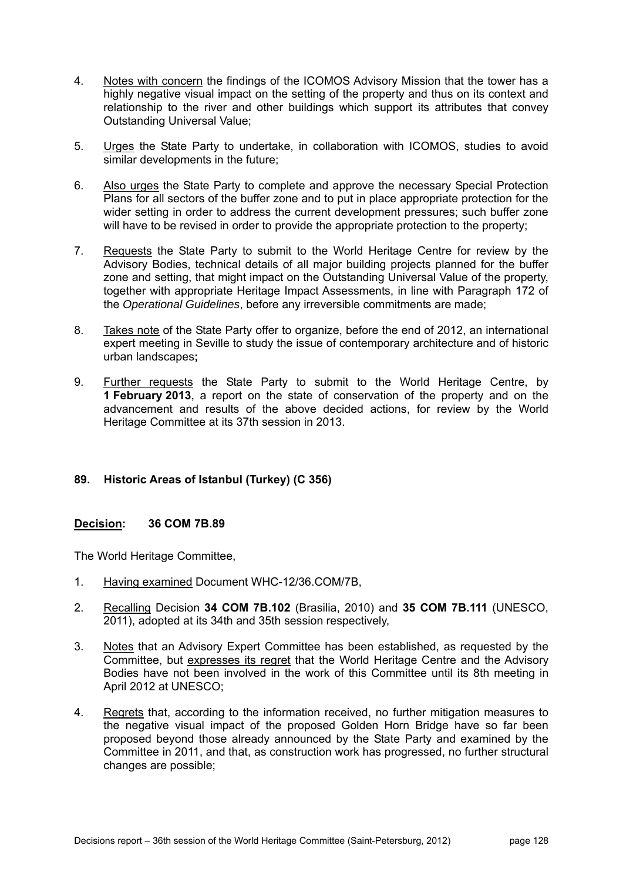4. Notes with concern the findings of the ICOMOS Advisory Mission that the tower has a highly negative visual impact on the setting of the property and thus on its context and relationship to the river and other buildings which support its attributes that convey Outstanding Universal Value;

5. Urges the State Party to undertake, in collaboration with ICOMOS, studies to avoid similar developments in the future;

6. Also urges the State Party to complete and approve the necessary Special Protection Plans for all sectors of the buffer zone and to put in place appropriate protection for the wider setting in order to address the current development pressures; such buffer zone will have to be revised in order to provide the appropriate protection to the property;

7. Requests the State Party to submit to the World Heritage Centre for review by the Advisory Bodies, technical details of all major building projects planned for the buffer zone and setting, that might impact on the Outstanding Universal Value of the property, together with appropriate Heritage Impact Assessments, in line with Paragraph 172 of the *Operational Guidelines*, before any irreversible commitments are made;

8. Takes note of the State Party offer to organize, before the end of 2012, an international expert meeting in Seville to study the issue of contemporary architecture and of historic urban landscapes**;**

9. Further requests the State Party to submit to the World Heritage Centre, by **1 February 2013**, a report on the state of conservation of the property and on the advancement and results of the above decided actions, for review by the World Heritage Committee at its 37th session in 2013.

### 89. Historic Areas of Istanbul (Turkey) (C 356)

**Decision: 36 COM 7B.89**

The World Heritage Committee,

1. Having examined Document WHC-12/36.COM/7B,

2. Recalling Decision **34 COM 7B.102** (Brasilia, 2010) and **35 COM 7B.111** (UNESCO, 2011), adopted at its 34th and 35th session respectively,

3. Notes that an Advisory Expert Committee has been established, as requested by the Committee, but expresses its regret that the World Heritage Centre and the Advisory Bodies have not been involved in the work of this Committee until its 8th meeting in April 2012 at UNESCO;

4. Regrets that, according to the information received, no further mitigation measures to the negative visual impact of the proposed Golden Horn Bridge have so far been proposed beyond those already announced by the State Party and examined by the Committee in 2011, and that, as construction work has progressed, no further structural changes are possible;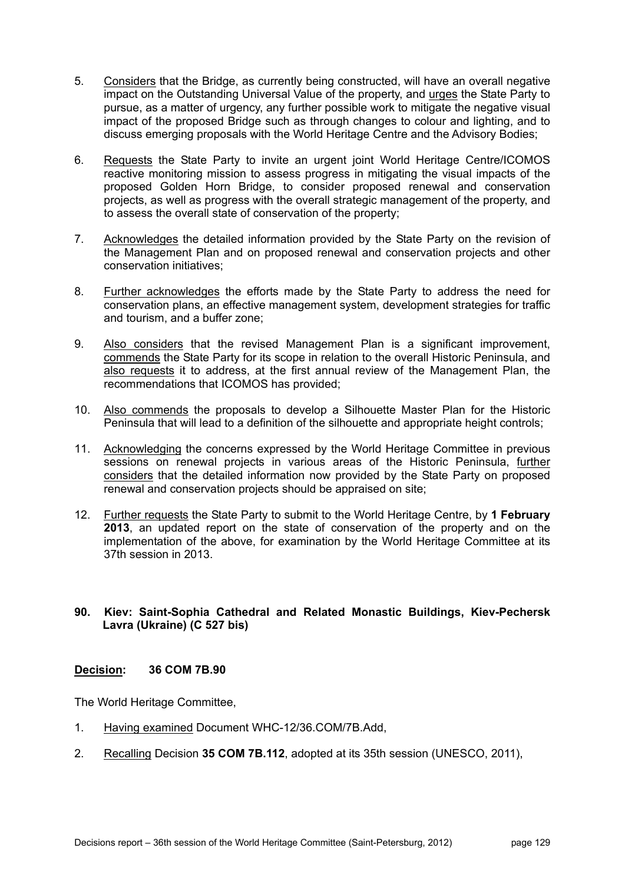5. Considers that the Bridge, as currently being constructed, will have an overall negative impact on the Outstanding Universal Value of the property, and urges the State Party to pursue, as a matter of urgency, any further possible work to mitigate the negative visual impact of the proposed Bridge such as through changes to colour and lighting, and to discuss emerging proposals with the World Heritage Centre and the Advisory Bodies;

6. Requests the State Party to invite an urgent joint World Heritage Centre/ICOMOS reactive monitoring mission to assess progress in mitigating the visual impacts of the proposed Golden Horn Bridge, to consider proposed renewal and conservation projects, as well as progress with the overall strategic management of the property, and to assess the overall state of conservation of the property;

7. Acknowledges the detailed information provided by the State Party on the revision of the Management Plan and on proposed renewal and conservation projects and other conservation initiatives;

8. Further acknowledges the efforts made by the State Party to address the need for conservation plans, an effective management system, development strategies for traffic and tourism, and a buffer zone;

9. Also considers that the revised Management Plan is a significant improvement, commends the State Party for its scope in relation to the overall Historic Peninsula, and also requests it to address, at the first annual review of the Management Plan, the recommendations that ICOMOS has provided;

10. Also commends the proposals to develop a Silhouette Master Plan for the Historic Peninsula that will lead to a definition of the silhouette and appropriate height controls;

11. Acknowledging the concerns expressed by the World Heritage Committee in previous sessions on renewal projects in various areas of the Historic Peninsula, further considers that the detailed information now provided by the State Party on proposed renewal and conservation projects should be appraised on site;

12. Further requests the State Party to submit to the World Heritage Centre, by **1 February 2013**, an updated report on the state of conservation of the property and on the implementation of the above, for examination by the World Heritage Committee at its 37th session in 2013.

**90. Kiev: Saint-Sophia Cathedral and Related Monastic Buildings, Kiev-Pechersk Lavra (Ukraine) (C 527 bis)**

**Decision: 36 COM 7B.90**

The World Heritage Committee,

1. Having examined Document WHC-12/36.COM/7B.Add,

2. Recalling Decision **35 COM 7B.112**, adopted at its 35th session (UNESCO, 2011),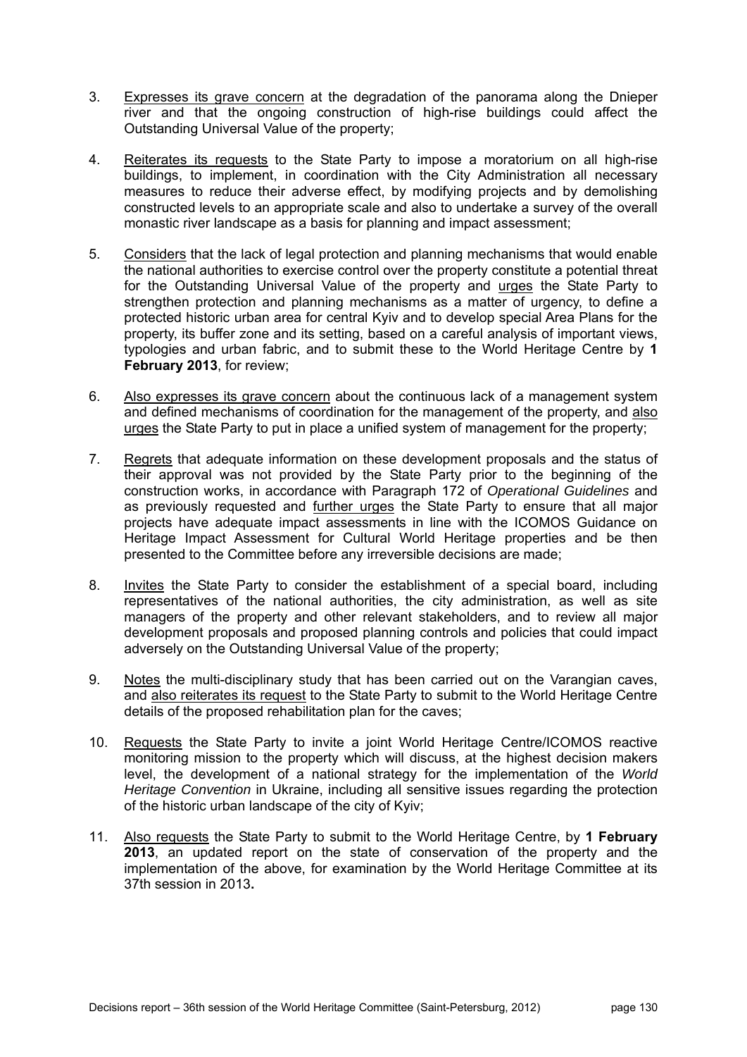3. Expresses its grave concern at the degradation of the panorama along the Dnieper river and that the ongoing construction of high-rise buildings could affect the Outstanding Universal Value of the property;

4. Reiterates its requests to the State Party to impose a moratorium on all high-rise buildings, to implement, in coordination with the City Administration all necessary measures to reduce their adverse effect, by modifying projects and by demolishing constructed levels to an appropriate scale and also to undertake a survey of the overall monastic river landscape as a basis for planning and impact assessment;

5. Considers that the lack of legal protection and planning mechanisms that would enable the national authorities to exercise control over the property constitute a potential threat for the Outstanding Universal Value of the property and urges the State Party to strengthen protection and planning mechanisms as a matter of urgency, to define a protected historic urban area for central Kyiv and to develop special Area Plans for the property, its buffer zone and its setting, based on a careful analysis of important views, typologies and urban fabric, and to submit these to the World Heritage Centre by **1 February 2013**, for review;

6. Also expresses its grave concern about the continuous lack of a management system and defined mechanisms of coordination for the management of the property, and also urges the State Party to put in place a unified system of management for the property;

7. Regrets that adequate information on these development proposals and the status of their approval was not provided by the State Party prior to the beginning of the construction works, in accordance with Paragraph 172 of *Operational Guidelines* and as previously requested and further urges the State Party to ensure that all major projects have adequate impact assessments in line with the ICOMOS Guidance on Heritage Impact Assessment for Cultural World Heritage properties and be then presented to the Committee before any irreversible decisions are made;

8. Invites the State Party to consider the establishment of a special board, including representatives of the national authorities, the city administration, as well as site managers of the property and other relevant stakeholders, and to review all major development proposals and proposed planning controls and policies that could impact adversely on the Outstanding Universal Value of the property;

9. Notes the multi-disciplinary study that has been carried out on the Varangian caves, and also reiterates its request to the State Party to submit to the World Heritage Centre details of the proposed rehabilitation plan for the caves;

10. Requests the State Party to invite a joint World Heritage Centre/ICOMOS reactive monitoring mission to the property which will discuss, at the highest decision makers level, the development of a national strategy for the implementation of the *World Heritage Convention* in Ukraine, including all sensitive issues regarding the protection of the historic urban landscape of the city of Kyiv;

11. Also requests the State Party to submit to the World Heritage Centre, by **1 February 2013**, an updated report on the state of conservation of the property and the implementation of the above, for examination by the World Heritage Committee at its 37th session in 2013**.**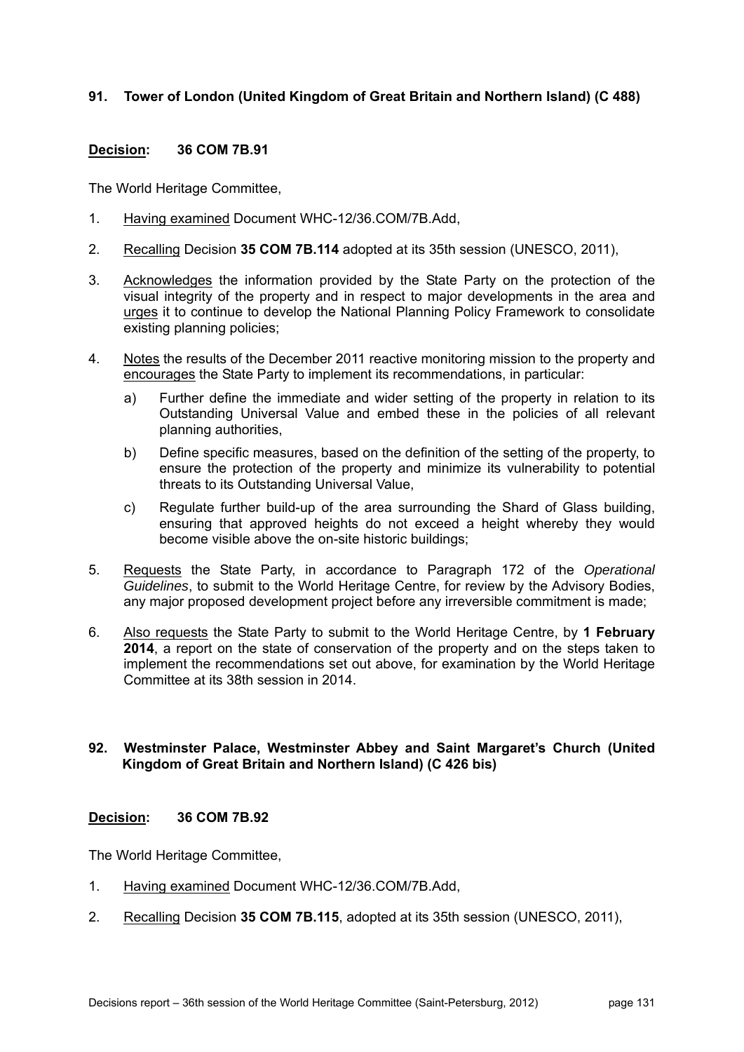### 91. Tower of London (United Kingdom of Great Britain and Northern Island) (C 488)

**Decision: 36 COM 7B.91**

The World Heritage Committee,

1. Having examined Document WHC-12/36.COM/7B.Add,
2. Recalling Decision **35 COM 7B.114** adopted at its 35th session (UNESCO, 2011),
3. Acknowledges the information provided by the State Party on the protection of the visual integrity of the property and in respect to major developments in the area and urges it to continue to develop the National Planning Policy Framework to consolidate existing planning policies;
4. Notes the results of the December 2011 reactive monitoring mission to the property and encourages the State Party to implement its recommendations, in particular:
   a) Further define the immediate and wider setting of the property in relation to its Outstanding Universal Value and embed these in the policies of all relevant planning authorities,
   b) Define specific measures, based on the definition of the setting of the property, to ensure the protection of the property and minimize its vulnerability to potential threats to its Outstanding Universal Value,
   c) Regulate further build-up of the area surrounding the Shard of Glass building, ensuring that approved heights do not exceed a height whereby they would become visible above the on-site historic buildings;
5. Requests the State Party, in accordance to Paragraph 172 of the *Operational Guidelines*, to submit to the World Heritage Centre, for review by the Advisory Bodies, any major proposed development project before any irreversible commitment is made;
6. Also requests the State Party to submit to the World Heritage Centre, by **1 February 2014**, a report on the state of conservation of the property and on the steps taken to implement the recommendations set out above, for examination by the World Heritage Committee at its 38th session in 2014.

### 92. Westminster Palace, Westminster Abbey and Saint Margaret's Church (United Kingdom of Great Britain and Northern Island) (C 426 bis)

**Decision: 36 COM 7B.92**

The World Heritage Committee,

1. Having examined Document WHC-12/36.COM/7B.Add,
2. Recalling Decision **35 COM 7B.115**, adopted at its 35th session (UNESCO, 2011),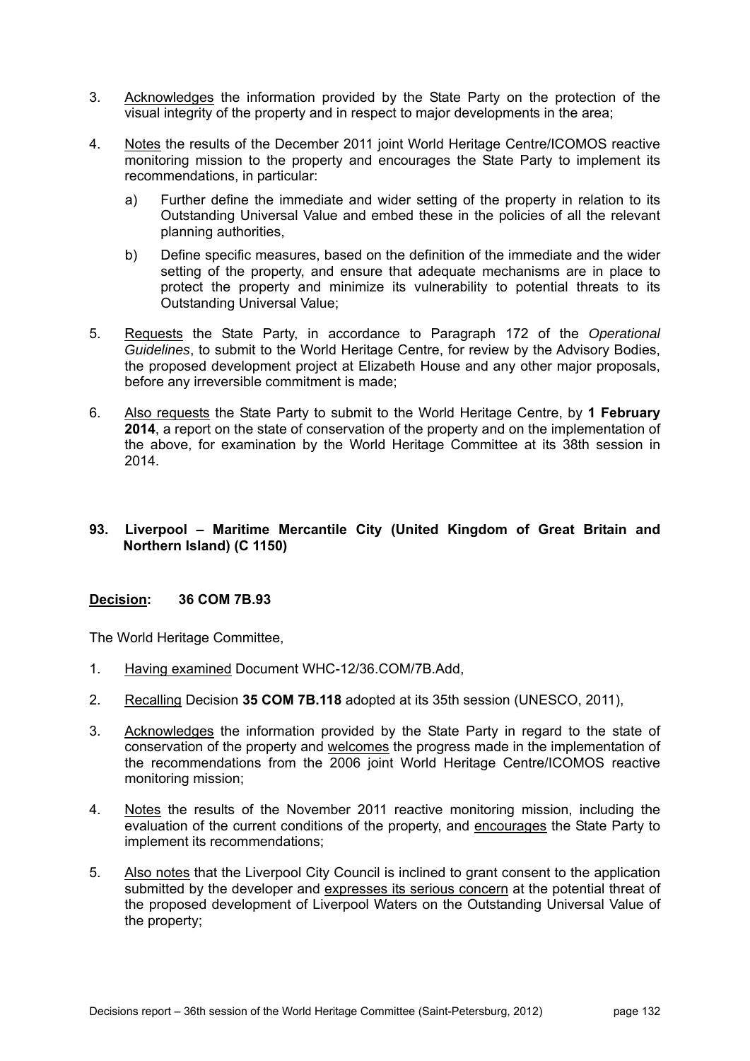3. Acknowledges the information provided by the State Party on the protection of the visual integrity of the property and in respect to major developments in the area;

4. Notes the results of the December 2011 joint World Heritage Centre/ICOMOS reactive monitoring mission to the property and encourages the State Party to implement its recommendations, in particular:

   a) Further define the immediate and wider setting of the property in relation to its Outstanding Universal Value and embed these in the policies of all the relevant planning authorities,

   b) Define specific measures, based on the definition of the immediate and the wider setting of the property, and ensure that adequate mechanisms are in place to protect the property and minimize its vulnerability to potential threats to its Outstanding Universal Value;

5. Requests the State Party, in accordance to Paragraph 172 of the *Operational Guidelines*, to submit to the World Heritage Centre, for review by the Advisory Bodies, the proposed development project at Elizabeth House and any other major proposals, before any irreversible commitment is made;

6. Also requests the State Party to submit to the World Heritage Centre, by **1 February 2014**, a report on the state of conservation of the property and on the implementation of the above, for examination by the World Heritage Committee at its 38th session in 2014.

### 93. Liverpool – Maritime Mercantile City (United Kingdom of Great Britain and Northern Island) (C 1150)

**Decision: 36 COM 7B.93**

The World Heritage Committee,

1. Having examined Document WHC-12/36.COM/7B.Add,

2. Recalling Decision **35 COM 7B.118** adopted at its 35th session (UNESCO, 2011),

3. Acknowledges the information provided by the State Party in regard to the state of conservation of the property and welcomes the progress made in the implementation of the recommendations from the 2006 joint World Heritage Centre/ICOMOS reactive monitoring mission;

4. Notes the results of the November 2011 reactive monitoring mission, including the evaluation of the current conditions of the property, and encourages the State Party to implement its recommendations;

5. Also notes that the Liverpool City Council is inclined to grant consent to the application submitted by the developer and expresses its serious concern at the potential threat of the proposed development of Liverpool Waters on the Outstanding Universal Value of the property;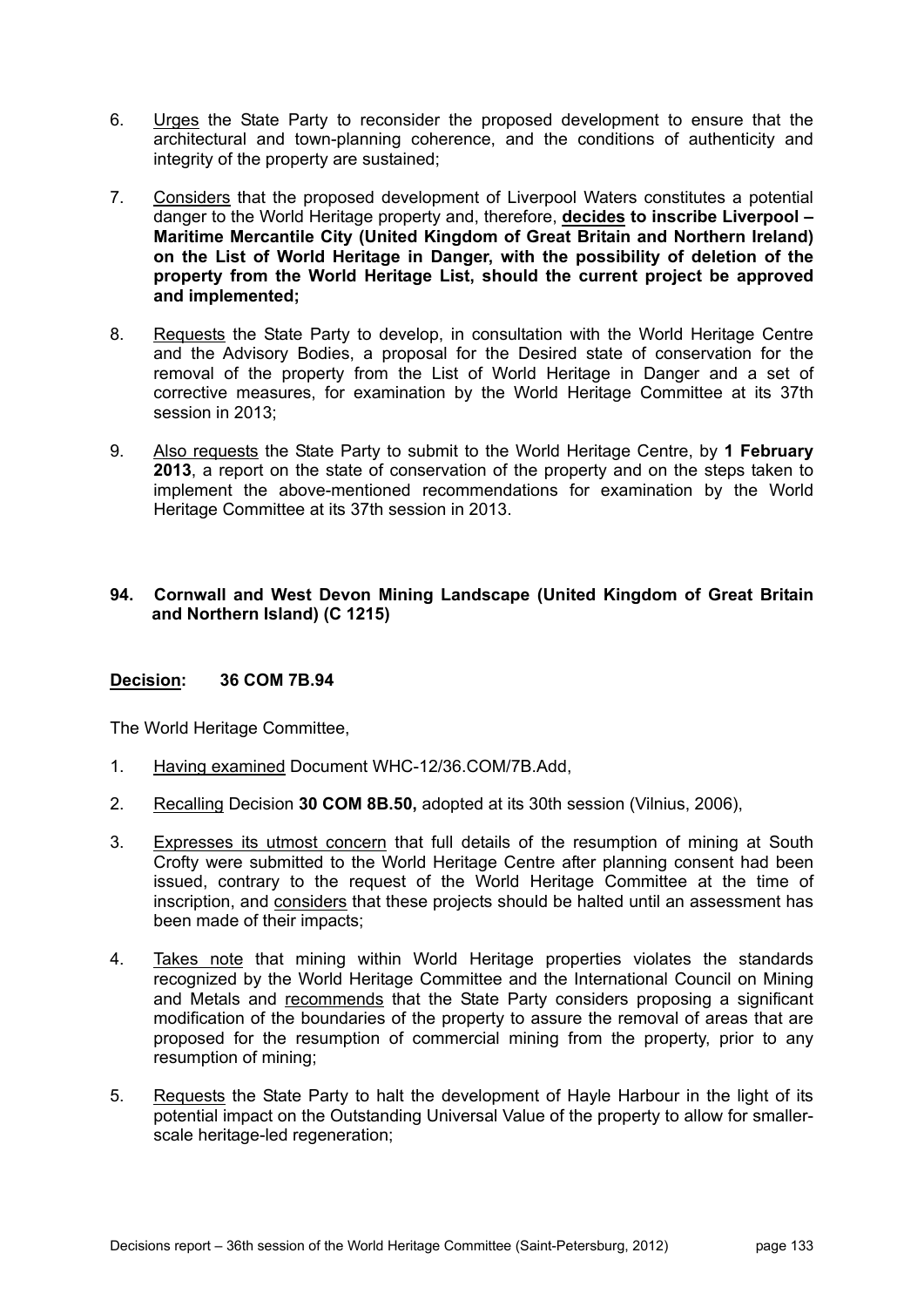6. Urges the State Party to reconsider the proposed development to ensure that the architectural and town-planning coherence, and the conditions of authenticity and integrity of the property are sustained;

7. Considers that the proposed development of Liverpool Waters constitutes a potential danger to the World Heritage property and, therefore, **decides to inscribe Liverpool – Maritime Mercantile City (United Kingdom of Great Britain and Northern Ireland) on the List of World Heritage in Danger, with the possibility of deletion of the property from the World Heritage List, should the current project be approved and implemented;**

8. Requests the State Party to develop, in consultation with the World Heritage Centre and the Advisory Bodies, a proposal for the Desired state of conservation for the removal of the property from the List of World Heritage in Danger and a set of corrective measures, for examination by the World Heritage Committee at its 37th session in 2013;

9. Also requests the State Party to submit to the World Heritage Centre, by **1 February 2013**, a report on the state of conservation of the property and on the steps taken to implement the above-mentioned recommendations for examination by the World Heritage Committee at its 37th session in 2013.

### 94. Cornwall and West Devon Mining Landscape (United Kingdom of Great Britain and Northern Island) (C 1215)

**Decision: 36 COM 7B.94**

The World Heritage Committee,

1. Having examined Document WHC-12/36.COM/7B.Add,

2. Recalling Decision **30 COM 8B.50,** adopted at its 30th session (Vilnius, 2006),

3. Expresses its utmost concern that full details of the resumption of mining at South Crofty were submitted to the World Heritage Centre after planning consent had been issued, contrary to the request of the World Heritage Committee at the time of inscription, and considers that these projects should be halted until an assessment has been made of their impacts;

4. Takes note that mining within World Heritage properties violates the standards recognized by the World Heritage Committee and the International Council on Mining and Metals and recommends that the State Party considers proposing a significant modification of the boundaries of the property to assure the removal of areas that are proposed for the resumption of commercial mining from the property, prior to any resumption of mining;

5. Requests the State Party to halt the development of Hayle Harbour in the light of its potential impact on the Outstanding Universal Value of the property to allow for smaller-scale heritage-led regeneration;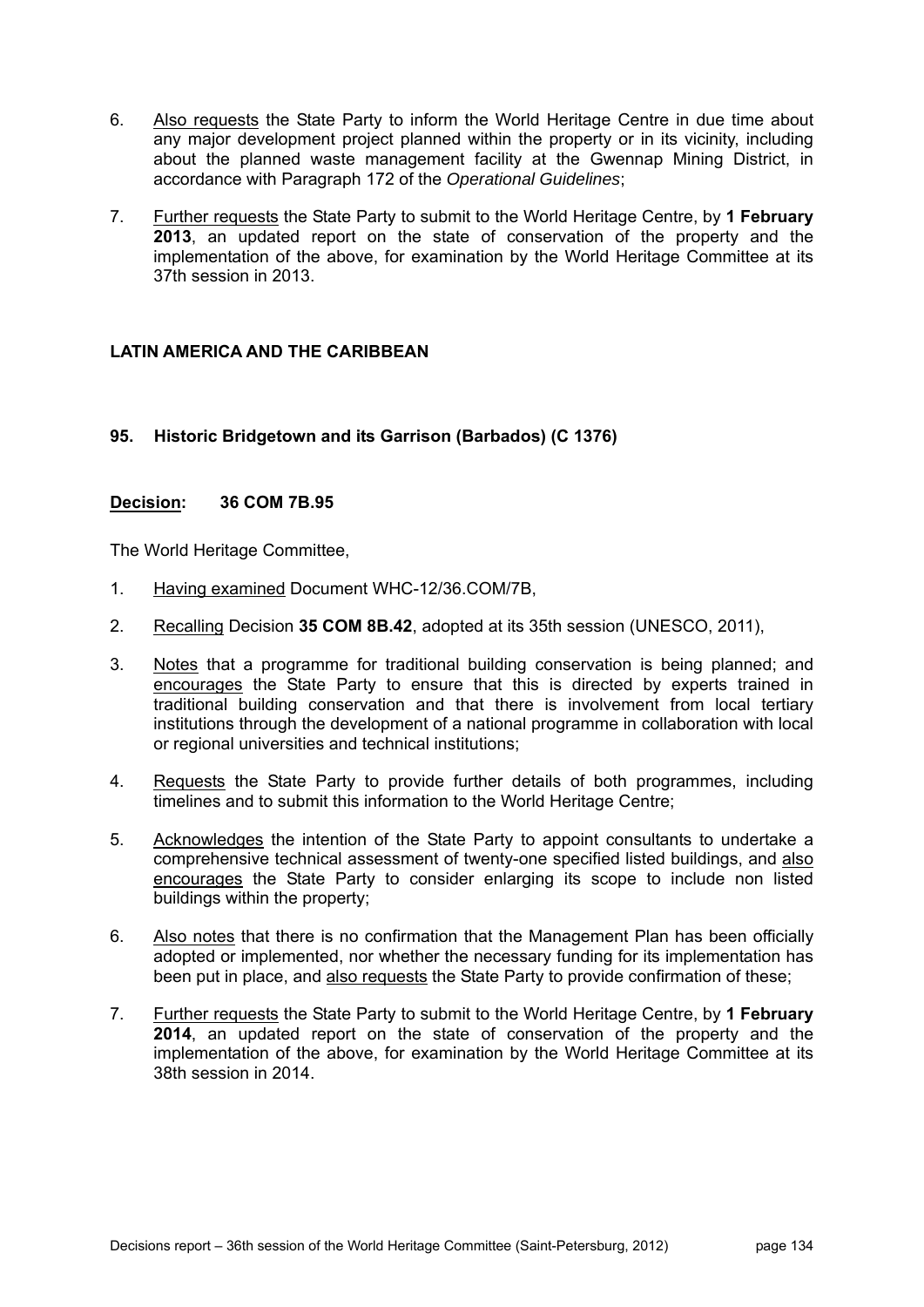6. Also requests the State Party to inform the World Heritage Centre in due time about any major development project planned within the property or in its vicinity, including about the planned waste management facility at the Gwennap Mining District, in accordance with Paragraph 172 of the *Operational Guidelines*;

7. Further requests the State Party to submit to the World Heritage Centre, by **1 February 2013**, an updated report on the state of conservation of the property and the implementation of the above, for examination by the World Heritage Committee at its 37th session in 2013.

## LATIN AMERICA AND THE CARIBBEAN

### 95. Historic Bridgetown and its Garrison (Barbados) (C 1376)

**Decision: 36 COM 7B.95**

The World Heritage Committee,

1. Having examined Document WHC-12/36.COM/7B,

2. Recalling Decision **35 COM 8B.42**, adopted at its 35th session (UNESCO, 2011),

3. Notes that a programme for traditional building conservation is being planned; and encourages the State Party to ensure that this is directed by experts trained in traditional building conservation and that there is involvement from local tertiary institutions through the development of a national programme in collaboration with local or regional universities and technical institutions;

4. Requests the State Party to provide further details of both programmes, including timelines and to submit this information to the World Heritage Centre;

5. Acknowledges the intention of the State Party to appoint consultants to undertake a comprehensive technical assessment of twenty-one specified listed buildings, and also encourages the State Party to consider enlarging its scope to include non listed buildings within the property;

6. Also notes that there is no confirmation that the Management Plan has been officially adopted or implemented, nor whether the necessary funding for its implementation has been put in place, and also requests the State Party to provide confirmation of these;

7. Further requests the State Party to submit to the World Heritage Centre, by **1 February 2014**, an updated report on the state of conservation of the property and the implementation of the above, for examination by the World Heritage Committee at its 38th session in 2014.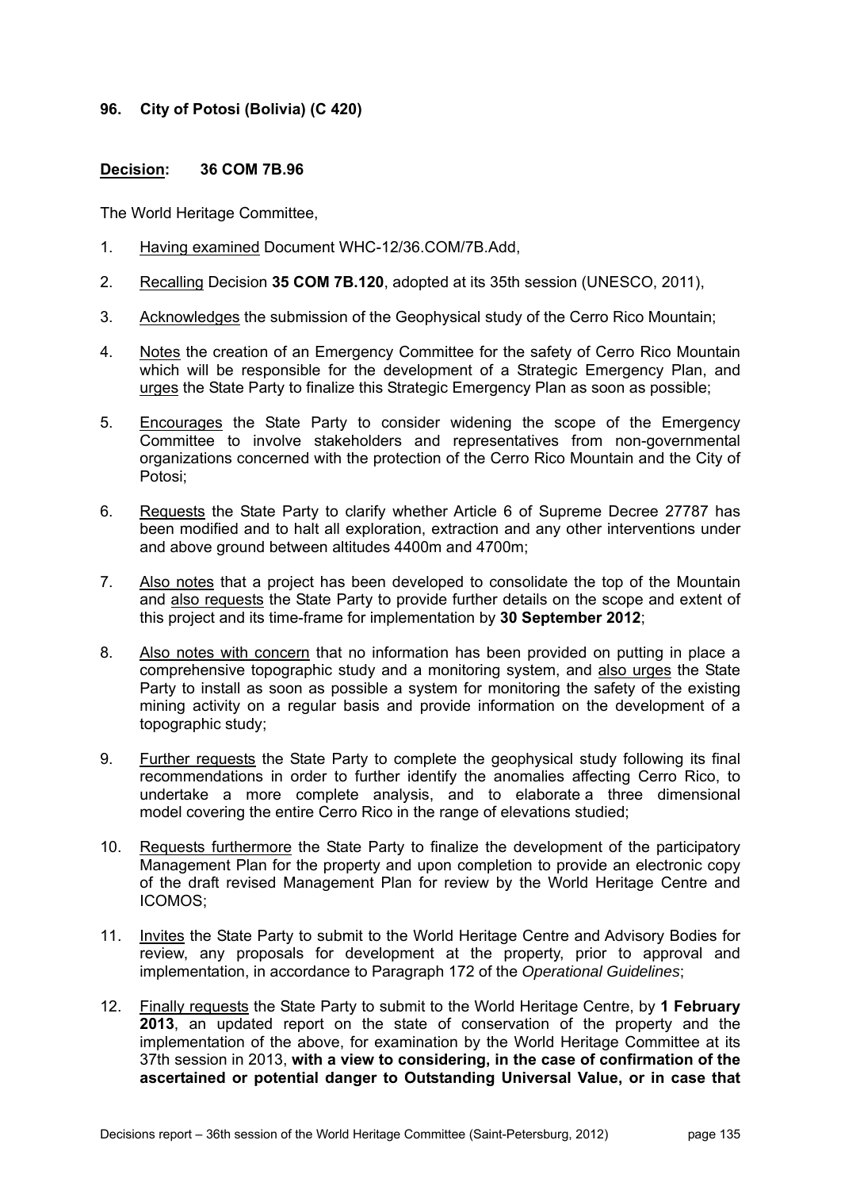### 96. City of Potosi (Bolivia) (C 420)

**Decision: 36 COM 7B.96**

The World Heritage Committee,

1. Having examined Document WHC-12/36.COM/7B.Add,
2. Recalling Decision **35 COM 7B.120**, adopted at its 35th session (UNESCO, 2011),
3. Acknowledges the submission of the Geophysical study of the Cerro Rico Mountain;
4. Notes the creation of an Emergency Committee for the safety of Cerro Rico Mountain which will be responsible for the development of a Strategic Emergency Plan, and urges the State Party to finalize this Strategic Emergency Plan as soon as possible;
5. Encourages the State Party to consider widening the scope of the Emergency Committee to involve stakeholders and representatives from non-governmental organizations concerned with the protection of the Cerro Rico Mountain and the City of Potosi;
6. Requests the State Party to clarify whether Article 6 of Supreme Decree 27787 has been modified and to halt all exploration, extraction and any other interventions under and above ground between altitudes 4400m and 4700m;
7. Also notes that a project has been developed to consolidate the top of the Mountain and also requests the State Party to provide further details on the scope and extent of this project and its time-frame for implementation by **30 September 2012**;
8. Also notes with concern that no information has been provided on putting in place a comprehensive topographic study and a monitoring system, and also urges the State Party to install as soon as possible a system for monitoring the safety of the existing mining activity on a regular basis and provide information on the development of a topographic study;
9. Further requests the State Party to complete the geophysical study following its final recommendations in order to further identify the anomalies affecting Cerro Rico, to undertake a more complete analysis, and to elaborate a three dimensional model covering the entire Cerro Rico in the range of elevations studied;
10. Requests furthermore the State Party to finalize the development of the participatory Management Plan for the property and upon completion to provide an electronic copy of the draft revised Management Plan for review by the World Heritage Centre and ICOMOS;
11. Invites the State Party to submit to the World Heritage Centre and Advisory Bodies for review, any proposals for development at the property, prior to approval and implementation, in accordance to Paragraph 172 of the *Operational Guidelines*;
12. Finally requests the State Party to submit to the World Heritage Centre, by **1 February 2013**, an updated report on the state of conservation of the property and the implementation of the above, for examination by the World Heritage Committee at its 37th session in 2013, **with a view to considering, in the case of confirmation of the ascertained or potential danger to Outstanding Universal Value, or in case that**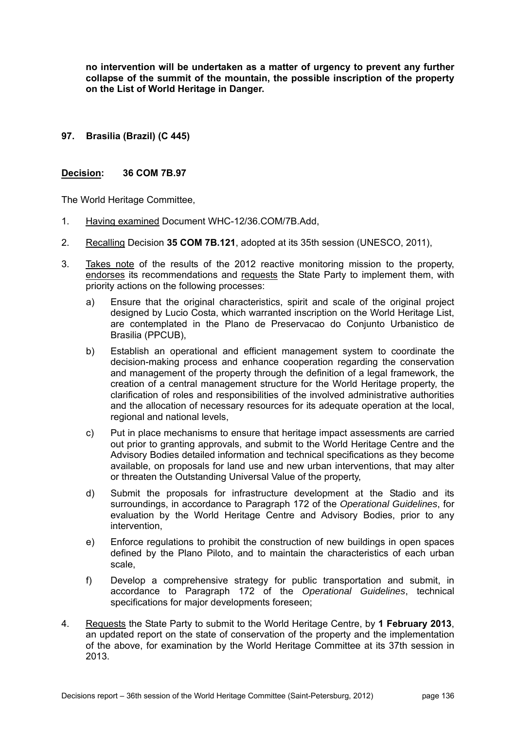**no intervention will be undertaken as a matter of urgency to prevent any further collapse of the summit of the mountain, the possible inscription of the property on the List of World Heritage in Danger.**

### 97. Brasilia (Brazil) (C 445)

**Decision: 36 COM 7B.97**

The World Heritage Committee,

1. Having examined Document WHC-12/36.COM/7B.Add,
2. Recalling Decision **35 COM 7B.121**, adopted at its 35th session (UNESCO, 2011),
3. Takes note of the results of the 2012 reactive monitoring mission to the property, endorses its recommendations and requests the State Party to implement them, with priority actions on the following processes:
   a) Ensure that the original characteristics, spirit and scale of the original project designed by Lucio Costa, which warranted inscription on the World Heritage List, are contemplated in the Plano de Preservacao do Conjunto Urbanistico de Brasilia (PPCUB),
   b) Establish an operational and efficient management system to coordinate the decision-making process and enhance cooperation regarding the conservation and management of the property through the definition of a legal framework, the creation of a central management structure for the World Heritage property, the clarification of roles and responsibilities of the involved administrative authorities and the allocation of necessary resources for its adequate operation at the local, regional and national levels,
   c) Put in place mechanisms to ensure that heritage impact assessments are carried out prior to granting approvals, and submit to the World Heritage Centre and the Advisory Bodies detailed information and technical specifications as they become available, on proposals for land use and new urban interventions, that may alter or threaten the Outstanding Universal Value of the property,
   d) Submit the proposals for infrastructure development at the Stadio and its surroundings, in accordance to Paragraph 172 of the *Operational Guidelines*, for evaluation by the World Heritage Centre and Advisory Bodies, prior to any intervention,
   e) Enforce regulations to prohibit the construction of new buildings in open spaces defined by the Plano Piloto, and to maintain the characteristics of each urban scale,
   f) Develop a comprehensive strategy for public transportation and submit, in accordance to Paragraph 172 of the *Operational Guidelines*, technical specifications for major developments foreseen;
4. Requests the State Party to submit to the World Heritage Centre, by **1 February 2013**, an updated report on the state of conservation of the property and the implementation of the above, for examination by the World Heritage Committee at its 37th session in 2013.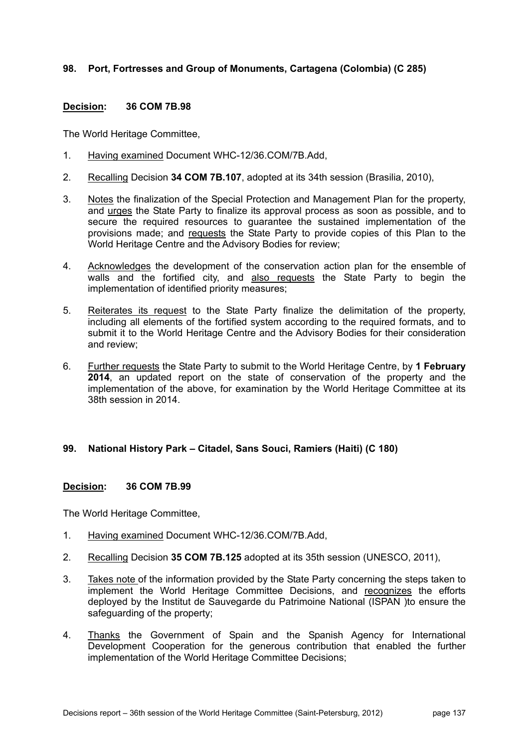### 98. Port, Fortresses and Group of Monuments, Cartagena (Colombia) (C 285)

**Decision: 36 COM 7B.98**

The World Heritage Committee,

1. Having examined Document WHC-12/36.COM/7B.Add,
2. Recalling Decision **34 COM 7B.107**, adopted at its 34th session (Brasilia, 2010),
3. Notes the finalization of the Special Protection and Management Plan for the property, and urges the State Party to finalize its approval process as soon as possible, and to secure the required resources to guarantee the sustained implementation of the provisions made; and requests the State Party to provide copies of this Plan to the World Heritage Centre and the Advisory Bodies for review;
4. Acknowledges the development of the conservation action plan for the ensemble of walls and the fortified city, and also requests the State Party to begin the implementation of identified priority measures;
5. Reiterates its request to the State Party finalize the delimitation of the property, including all elements of the fortified system according to the required formats, and to submit it to the World Heritage Centre and the Advisory Bodies for their consideration and review;
6. Further requests the State Party to submit to the World Heritage Centre, by **1 February 2014**, an updated report on the state of conservation of the property and the implementation of the above, for examination by the World Heritage Committee at its 38th session in 2014.

### 99. National History Park – Citadel, Sans Souci, Ramiers (Haiti) (C 180)

**Decision: 36 COM 7B.99**

The World Heritage Committee,

1. Having examined Document WHC-12/36.COM/7B.Add,
2. Recalling Decision **35 COM 7B.125** adopted at its 35th session (UNESCO, 2011),
3. Takes note of the information provided by the State Party concerning the steps taken to implement the World Heritage Committee Decisions, and recognizes the efforts deployed by the Institut de Sauvegarde du Patrimoine National (ISPAN )to ensure the safeguarding of the property;
4. Thanks the Government of Spain and the Spanish Agency for International Development Cooperation for the generous contribution that enabled the further implementation of the World Heritage Committee Decisions;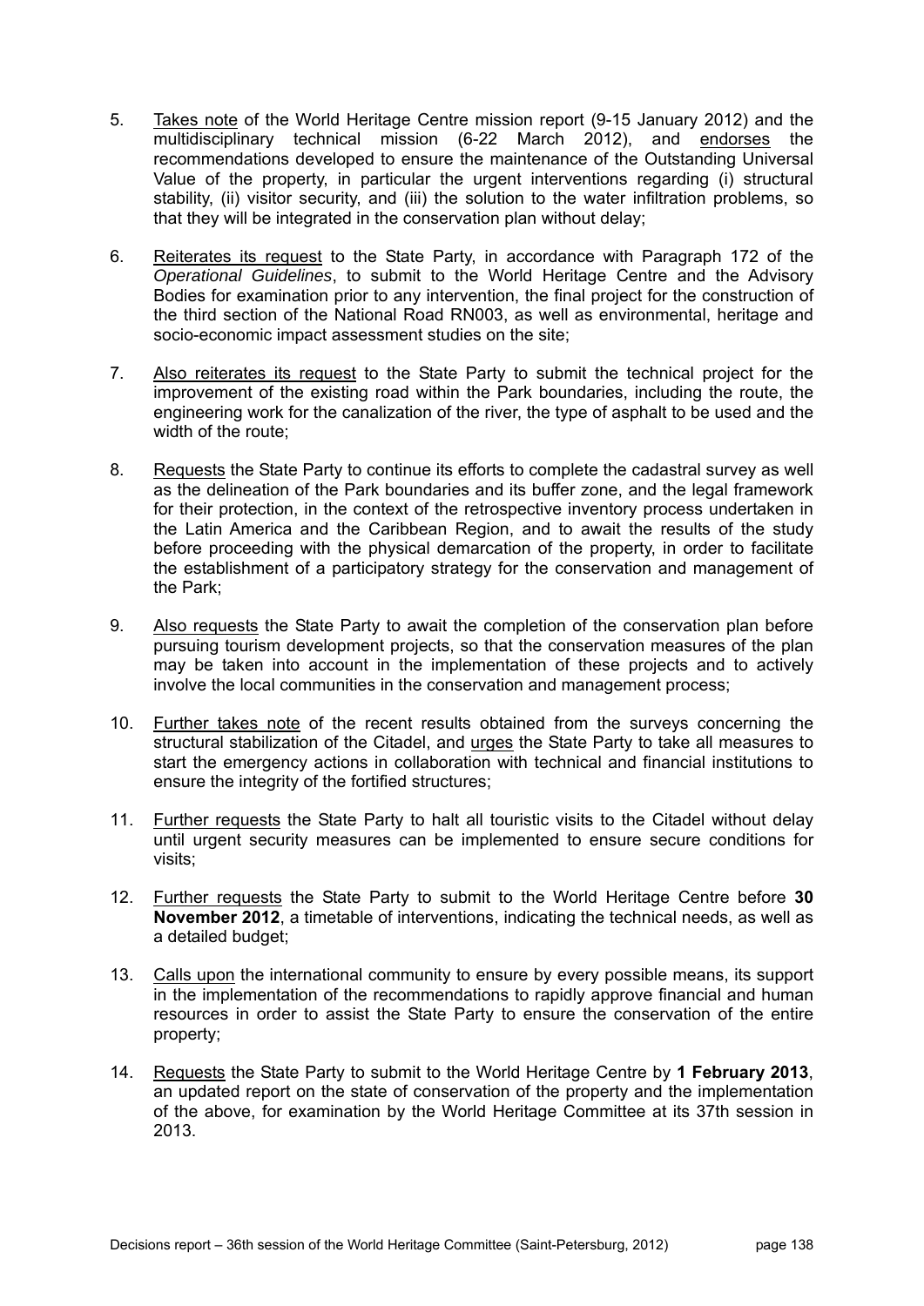5. Takes note of the World Heritage Centre mission report (9-15 January 2012) and the multidisciplinary technical mission (6-22 March 2012), and endorses the recommendations developed to ensure the maintenance of the Outstanding Universal Value of the property, in particular the urgent interventions regarding (i) structural stability, (ii) visitor security, and (iii) the solution to the water infiltration problems, so that they will be integrated in the conservation plan without delay;

6. Reiterates its request to the State Party, in accordance with Paragraph 172 of the *Operational Guidelines*, to submit to the World Heritage Centre and the Advisory Bodies for examination prior to any intervention, the final project for the construction of the third section of the National Road RN003, as well as environmental, heritage and socio-economic impact assessment studies on the site;

7. Also reiterates its request to the State Party to submit the technical project for the improvement of the existing road within the Park boundaries, including the route, the engineering work for the canalization of the river, the type of asphalt to be used and the width of the route;

8. Requests the State Party to continue its efforts to complete the cadastral survey as well as the delineation of the Park boundaries and its buffer zone, and the legal framework for their protection, in the context of the retrospective inventory process undertaken in the Latin America and the Caribbean Region, and to await the results of the study before proceeding with the physical demarcation of the property, in order to facilitate the establishment of a participatory strategy for the conservation and management of the Park;

9. Also requests the State Party to await the completion of the conservation plan before pursuing tourism development projects, so that the conservation measures of the plan may be taken into account in the implementation of these projects and to actively involve the local communities in the conservation and management process;

10. Further takes note of the recent results obtained from the surveys concerning the structural stabilization of the Citadel, and urges the State Party to take all measures to start the emergency actions in collaboration with technical and financial institutions to ensure the integrity of the fortified structures;

11. Further requests the State Party to halt all touristic visits to the Citadel without delay until urgent security measures can be implemented to ensure secure conditions for visits;

12. Further requests the State Party to submit to the World Heritage Centre before **30 November 2012**, a timetable of interventions, indicating the technical needs, as well as a detailed budget;

13. Calls upon the international community to ensure by every possible means, its support in the implementation of the recommendations to rapidly approve financial and human resources in order to assist the State Party to ensure the conservation of the entire property;

14. Requests the State Party to submit to the World Heritage Centre by **1 February 2013**, an updated report on the state of conservation of the property and the implementation of the above, for examination by the World Heritage Committee at its 37th session in 2013.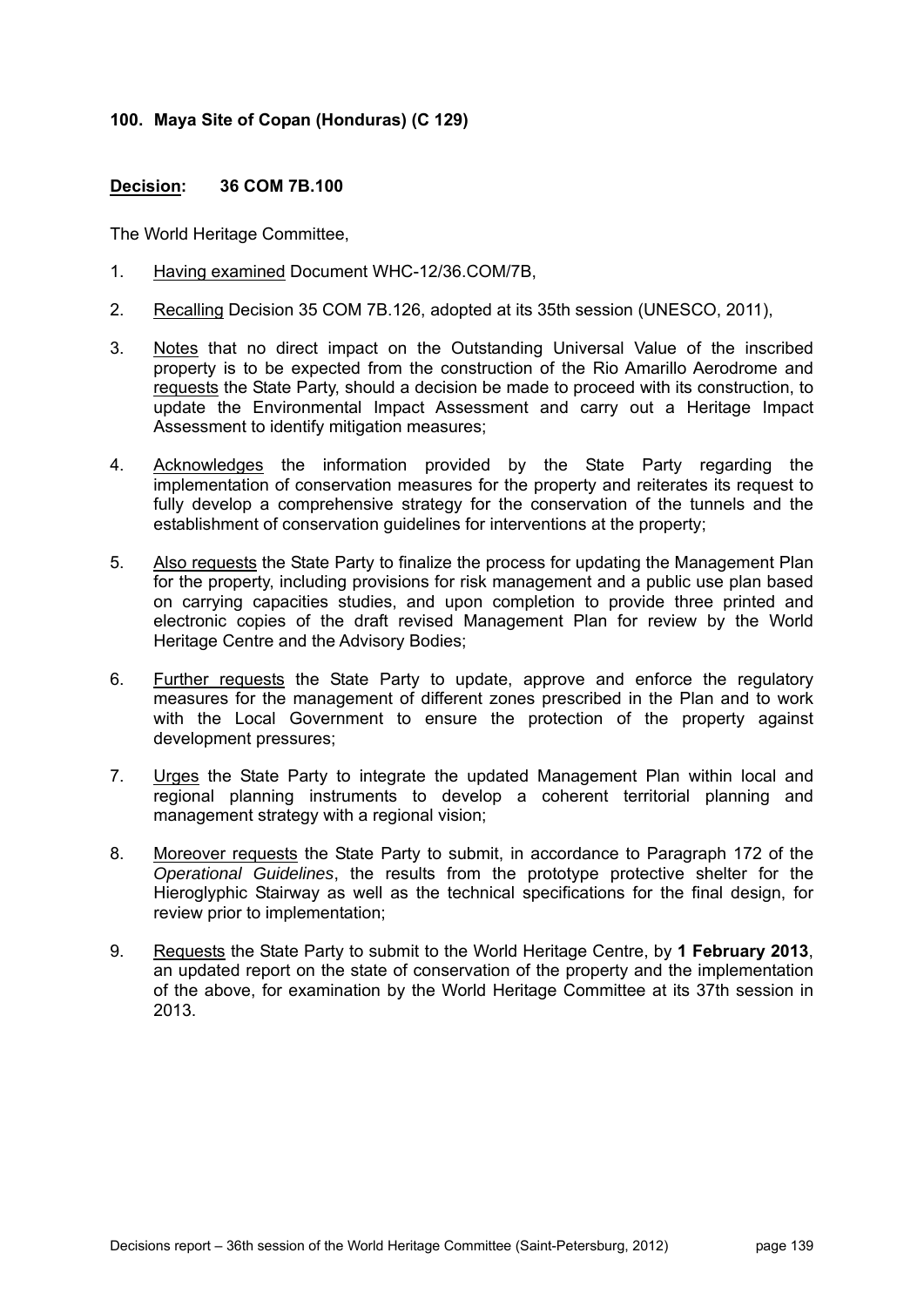### 100. Maya Site of Copan (Honduras) (C 129)

**Decision: 36 COM 7B.100**

The World Heritage Committee,

1. Having examined Document WHC-12/36.COM/7B,

2. Recalling Decision 35 COM 7B.126, adopted at its 35th session (UNESCO, 2011),

3. Notes that no direct impact on the Outstanding Universal Value of the inscribed property is to be expected from the construction of the Rio Amarillo Aerodrome and requests the State Party, should a decision be made to proceed with its construction, to update the Environmental Impact Assessment and carry out a Heritage Impact Assessment to identify mitigation measures;

4. Acknowledges the information provided by the State Party regarding the implementation of conservation measures for the property and reiterates its request to fully develop a comprehensive strategy for the conservation of the tunnels and the establishment of conservation guidelines for interventions at the property;

5. Also requests the State Party to finalize the process for updating the Management Plan for the property, including provisions for risk management and a public use plan based on carrying capacities studies, and upon completion to provide three printed and electronic copies of the draft revised Management Plan for review by the World Heritage Centre and the Advisory Bodies;

6. Further requests the State Party to update, approve and enforce the regulatory measures for the management of different zones prescribed in the Plan and to work with the Local Government to ensure the protection of the property against development pressures;

7. Urges the State Party to integrate the updated Management Plan within local and regional planning instruments to develop a coherent territorial planning and management strategy with a regional vision;

8. Moreover requests the State Party to submit, in accordance to Paragraph 172 of the *Operational Guidelines*, the results from the prototype protective shelter for the Hieroglyphic Stairway as well as the technical specifications for the final design, for review prior to implementation;

9. Requests the State Party to submit to the World Heritage Centre, by **1 February 2013**, an updated report on the state of conservation of the property and the implementation of the above, for examination by the World Heritage Committee at its 37th session in 2013.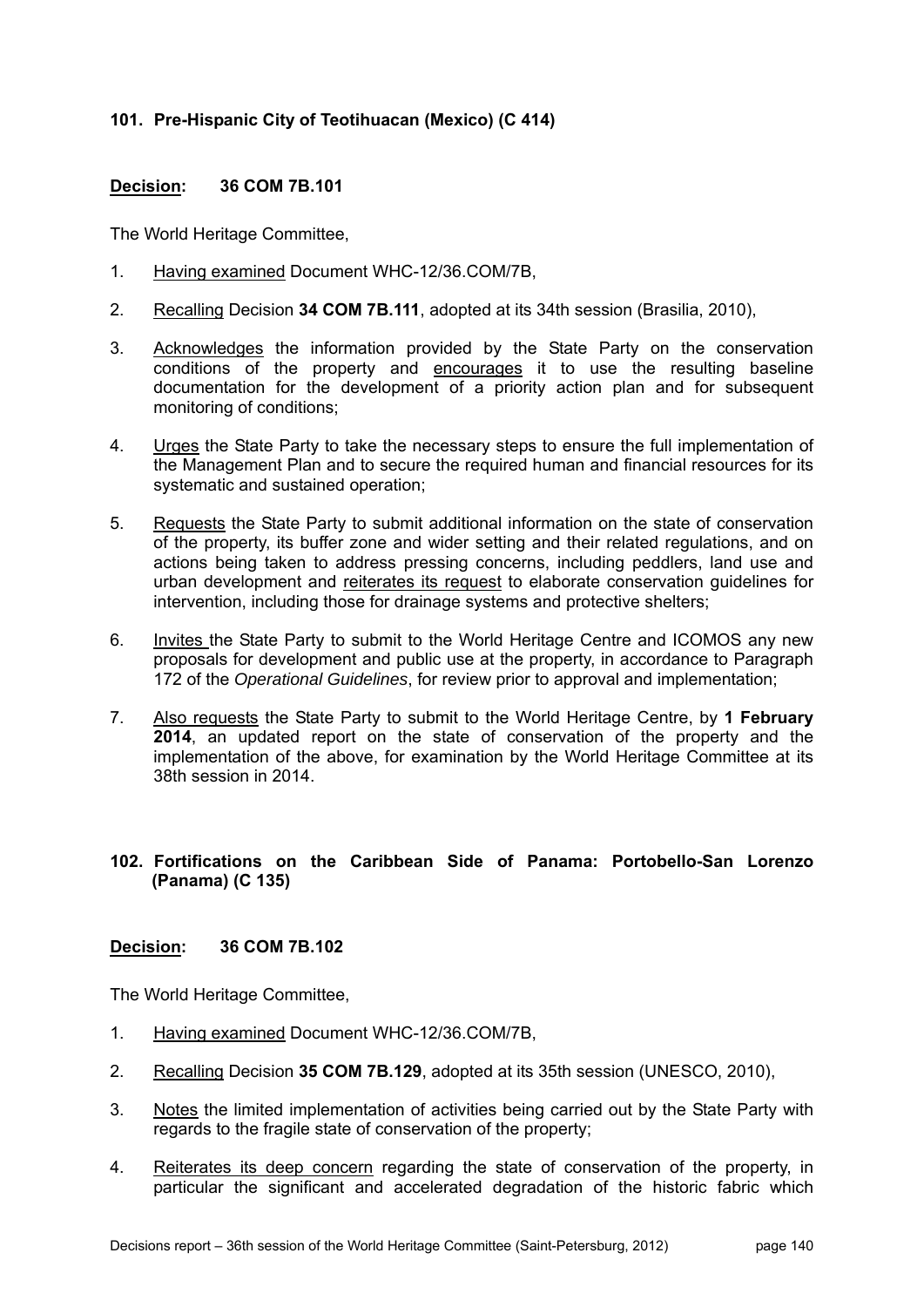### 101. Pre-Hispanic City of Teotihuacan (Mexico) (C 414)

**Decision: 36 COM 7B.101**

The World Heritage Committee,

1. Having examined Document WHC-12/36.COM/7B,

2. Recalling Decision **34 COM 7B.111**, adopted at its 34th session (Brasilia, 2010),

3. Acknowledges the information provided by the State Party on the conservation conditions of the property and encourages it to use the resulting baseline documentation for the development of a priority action plan and for subsequent monitoring of conditions;

4. Urges the State Party to take the necessary steps to ensure the full implementation of the Management Plan and to secure the required human and financial resources for its systematic and sustained operation;

5. Requests the State Party to submit additional information on the state of conservation of the property, its buffer zone and wider setting and their related regulations, and on actions being taken to address pressing concerns, including peddlers, land use and urban development and reiterates its request to elaborate conservation guidelines for intervention, including those for drainage systems and protective shelters;

6. Invites the State Party to submit to the World Heritage Centre and ICOMOS any new proposals for development and public use at the property, in accordance to Paragraph 172 of the *Operational Guidelines*, for review prior to approval and implementation;

7. Also requests the State Party to submit to the World Heritage Centre, by **1 February 2014**, an updated report on the state of conservation of the property and the implementation of the above, for examination by the World Heritage Committee at its 38th session in 2014.

### 102. Fortifications on the Caribbean Side of Panama: Portobello-San Lorenzo (Panama) (C 135)

**Decision: 36 COM 7B.102**

The World Heritage Committee,

1. Having examined Document WHC-12/36.COM/7B,

2. Recalling Decision **35 COM 7B.129**, adopted at its 35th session (UNESCO, 2010),

3. Notes the limited implementation of activities being carried out by the State Party with regards to the fragile state of conservation of the property;

4. Reiterates its deep concern regarding the state of conservation of the property, in particular the significant and accelerated degradation of the historic fabric which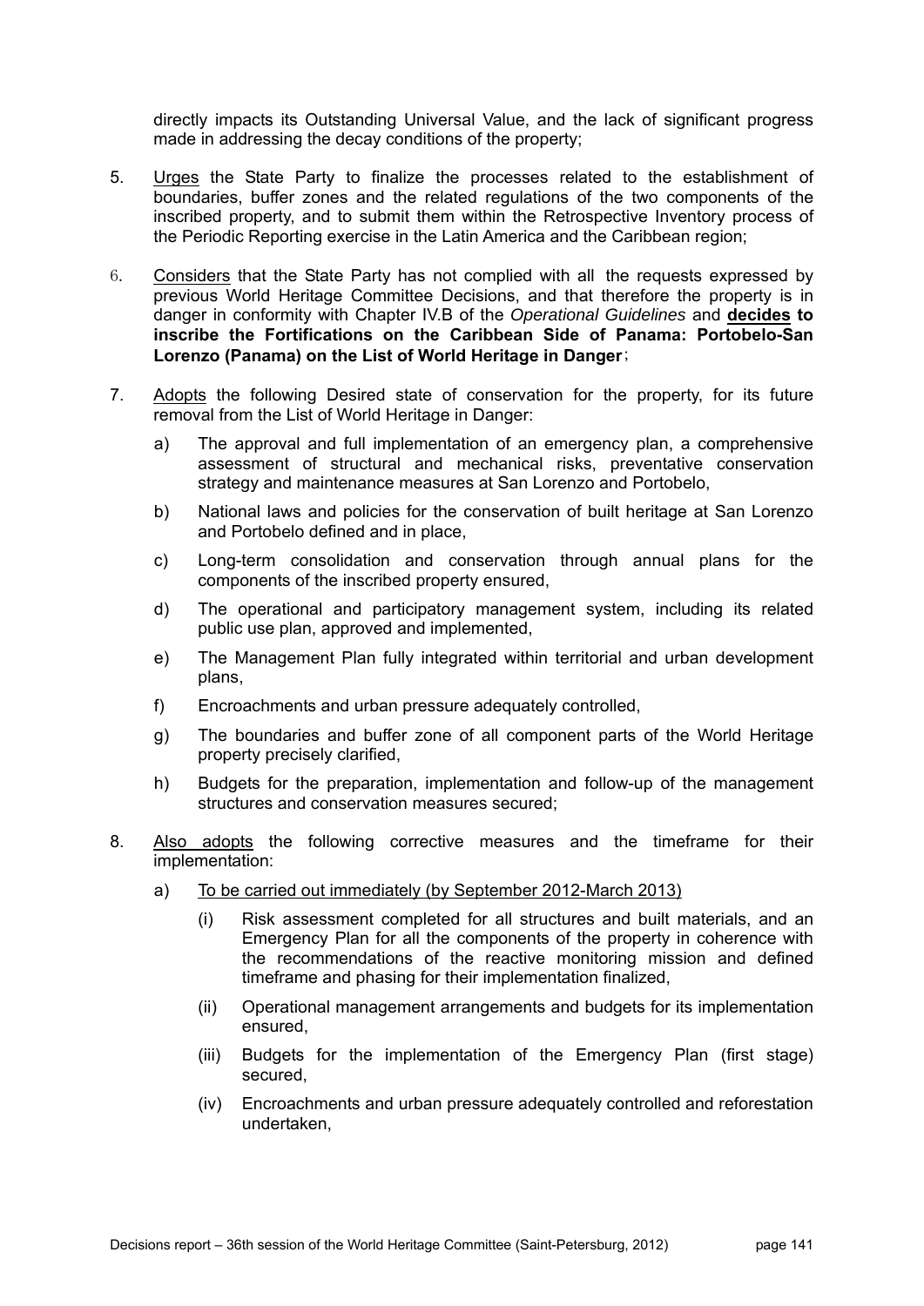directly impacts its Outstanding Universal Value, and the lack of significant progress made in addressing the decay conditions of the property;

5. Urges the State Party to finalize the processes related to the establishment of boundaries, buffer zones and the related regulations of the two components of the inscribed property, and to submit them within the Retrospective Inventory process of the Periodic Reporting exercise in the Latin America and the Caribbean region;

6. Considers that the State Party has not complied with all the requests expressed by previous World Heritage Committee Decisions, and that therefore the property is in danger in conformity with Chapter IV.B of the *Operational Guidelines* and **decides to inscribe the Fortifications on the Caribbean Side of Panama: Portobelo-San Lorenzo (Panama) on the List of World Heritage in Danger**;

7. Adopts the following Desired state of conservation for the property, for its future removal from the List of World Heritage in Danger:

   a) The approval and full implementation of an emergency plan, a comprehensive assessment of structural and mechanical risks, preventative conservation strategy and maintenance measures at San Lorenzo and Portobelo,

   b) National laws and policies for the conservation of built heritage at San Lorenzo and Portobelo defined and in place,

   c) Long-term consolidation and conservation through annual plans for the components of the inscribed property ensured,

   d) The operational and participatory management system, including its related public use plan, approved and implemented,

   e) The Management Plan fully integrated within territorial and urban development plans,

   f) Encroachments and urban pressure adequately controlled,

   g) The boundaries and buffer zone of all component parts of the World Heritage property precisely clarified,

   h) Budgets for the preparation, implementation and follow-up of the management structures and conservation measures secured;

8. Also adopts the following corrective measures and the timeframe for their implementation:

   a) To be carried out immediately (by September 2012-March 2013)

      (i) Risk assessment completed for all structures and built materials, and an Emergency Plan for all the components of the property in coherence with the recommendations of the reactive monitoring mission and defined timeframe and phasing for their implementation finalized,

      (ii) Operational management arrangements and budgets for its implementation ensured,

      (iii) Budgets for the implementation of the Emergency Plan (first stage) secured,

      (iv) Encroachments and urban pressure adequately controlled and reforestation undertaken,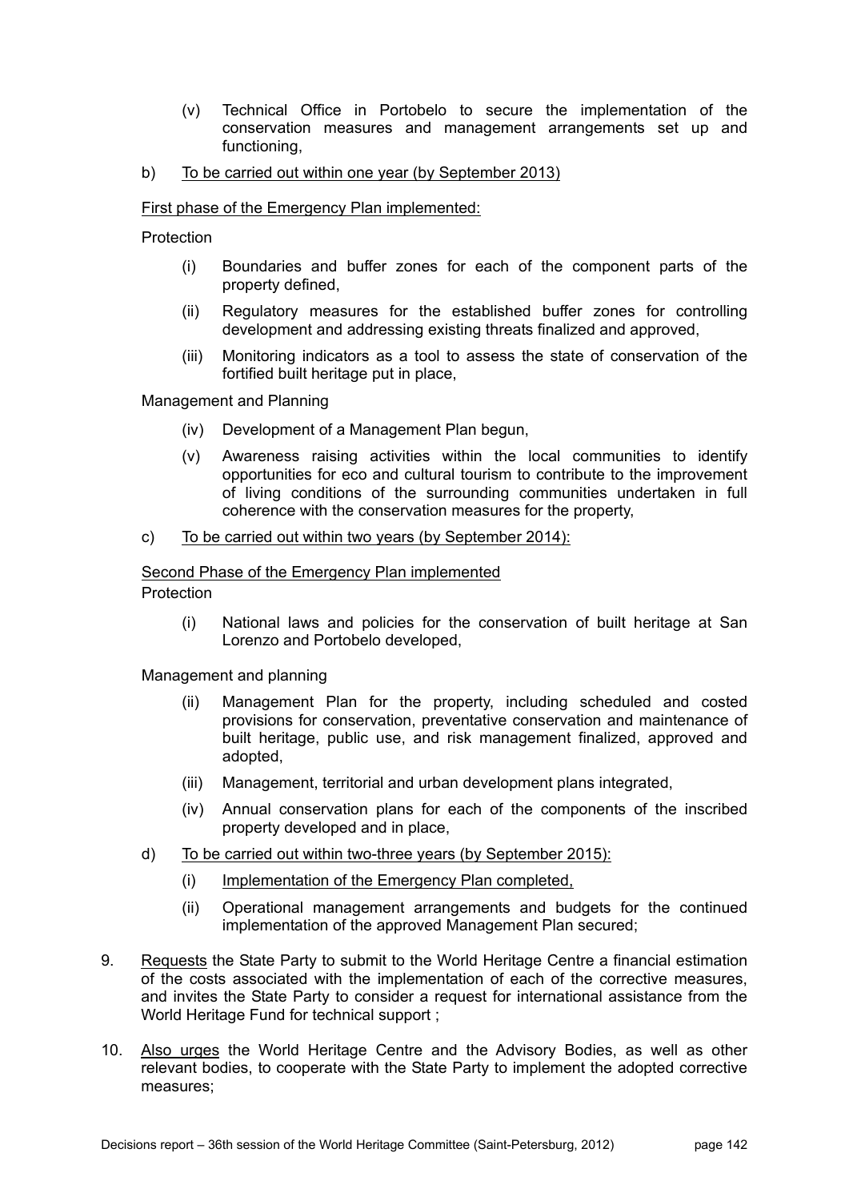(v) Technical Office in Portobelo to secure the implementation of the conservation measures and management arrangements set up and functioning,

b) <u>To be carried out within one year (by September 2013)</u>

<u>First phase of the Emergency Plan implemented:</u>

Protection

(i) Boundaries and buffer zones for each of the component parts of the property defined,

(ii) Regulatory measures for the established buffer zones for controlling development and addressing existing threats finalized and approved,

(iii) Monitoring indicators as a tool to assess the state of conservation of the fortified built heritage put in place,

Management and Planning

(iv) Development of a Management Plan begun,

(v) Awareness raising activities within the local communities to identify opportunities for eco and cultural tourism to contribute to the improvement of living conditions of the surrounding communities undertaken in full coherence with the conservation measures for the property,

c) <u>To be carried out within two years (by September 2014):</u>

<u>Second Phase of the Emergency Plan implemented</u>

Protection

(i) National laws and policies for the conservation of built heritage at San Lorenzo and Portobelo developed,

Management and planning

(ii) Management Plan for the property, including scheduled and costed provisions for conservation, preventative conservation and maintenance of built heritage, public use, and risk management finalized, approved and adopted,

(iii) Management, territorial and urban development plans integrated,

(iv) Annual conservation plans for each of the components of the inscribed property developed and in place,

d) <u>To be carried out within two-three years (by September 2015):</u>

(i) <u>Implementation of the Emergency Plan completed,</u>

(ii) Operational management arrangements and budgets for the continued implementation of the approved Management Plan secured;

9. <u>Requests</u> the State Party to submit to the World Heritage Centre a financial estimation of the costs associated with the implementation of each of the corrective measures, and invites the State Party to consider a request for international assistance from the World Heritage Fund for technical support ;

10. <u>Also urges</u> the World Heritage Centre and the Advisory Bodies, as well as other relevant bodies, to cooperate with the State Party to implement the adopted corrective measures;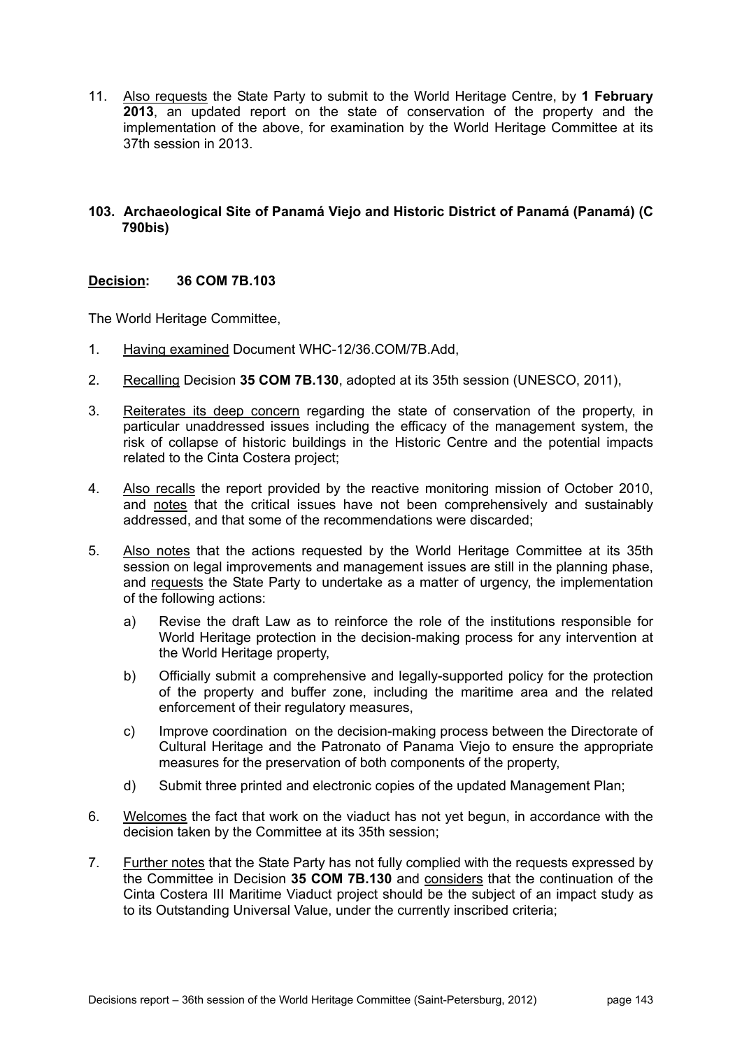11. Also requests the State Party to submit to the World Heritage Centre, by **1 February 2013**, an updated report on the state of conservation of the property and the implementation of the above, for examination by the World Heritage Committee at its 37th session in 2013.

## 103. Archaeological Site of Panamá Viejo and Historic District of Panamá (Panamá) (C 790bis)

**Decision: 36 COM 7B.103**

The World Heritage Committee,

1. Having examined Document WHC-12/36.COM/7B.Add,
2. Recalling Decision **35 COM 7B.130**, adopted at its 35th session (UNESCO, 2011),
3. Reiterates its deep concern regarding the state of conservation of the property, in particular unaddressed issues including the efficacy of the management system, the risk of collapse of historic buildings in the Historic Centre and the potential impacts related to the Cinta Costera project;
4. Also recalls the report provided by the reactive monitoring mission of October 2010, and notes that the critical issues have not been comprehensively and sustainably addressed, and that some of the recommendations were discarded;
5. Also notes that the actions requested by the World Heritage Committee at its 35th session on legal improvements and management issues are still in the planning phase, and requests the State Party to undertake as a matter of urgency, the implementation of the following actions:
   a) Revise the draft Law as to reinforce the role of the institutions responsible for World Heritage protection in the decision-making process for any intervention at the World Heritage property,
   b) Officially submit a comprehensive and legally-supported policy for the protection of the property and buffer zone, including the maritime area and the related enforcement of their regulatory measures,
   c) Improve coordination on the decision-making process between the Directorate of Cultural Heritage and the Patronato of Panama Viejo to ensure the appropriate measures for the preservation of both components of the property,
   d) Submit three printed and electronic copies of the updated Management Plan;
6. Welcomes the fact that work on the viaduct has not yet begun, in accordance with the decision taken by the Committee at its 35th session;
7. Further notes that the State Party has not fully complied with the requests expressed by the Committee in Decision **35 COM 7B.130** and considers that the continuation of the Cinta Costera III Maritime Viaduct project should be the subject of an impact study as to its Outstanding Universal Value, under the currently inscribed criteria;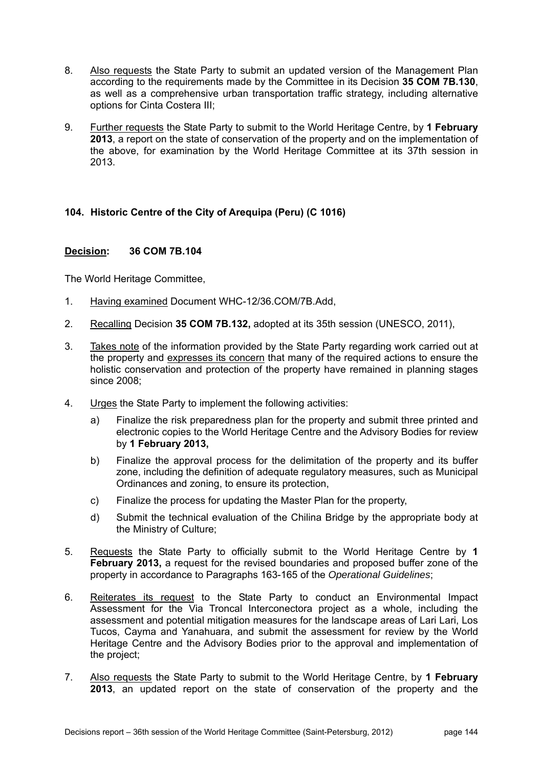8. Also requests the State Party to submit an updated version of the Management Plan according to the requirements made by the Committee in its Decision **35 COM 7B.130**, as well as a comprehensive urban transportation traffic strategy, including alternative options for Cinta Costera III;

9. Further requests the State Party to submit to the World Heritage Centre, by **1 February 2013**, a report on the state of conservation of the property and on the implementation of the above, for examination by the World Heritage Committee at its 37th session in 2013.

### 104. Historic Centre of the City of Arequipa (Peru) (C 1016)

**Decision: 36 COM 7B.104**

The World Heritage Committee,

1. Having examined Document WHC-12/36.COM/7B.Add,

2. Recalling Decision **35 COM 7B.132,** adopted at its 35th session (UNESCO, 2011),

3. Takes note of the information provided by the State Party regarding work carried out at the property and expresses its concern that many of the required actions to ensure the holistic conservation and protection of the property have remained in planning stages since 2008;

4. Urges the State Party to implement the following activities:

   a) Finalize the risk preparedness plan for the property and submit three printed and electronic copies to the World Heritage Centre and the Advisory Bodies for review by **1 February 2013,**

   b) Finalize the approval process for the delimitation of the property and its buffer zone, including the definition of adequate regulatory measures, such as Municipal Ordinances and zoning, to ensure its protection,

   c) Finalize the process for updating the Master Plan for the property,

   d) Submit the technical evaluation of the Chilina Bridge by the appropriate body at the Ministry of Culture;

5. Requests the State Party to officially submit to the World Heritage Centre by **1 February 2013,** a request for the revised boundaries and proposed buffer zone of the property in accordance to Paragraphs 163-165 of the *Operational Guidelines*;

6. Reiterates its request to the State Party to conduct an Environmental Impact Assessment for the Via Troncal Interconectora project as a whole, including the assessment and potential mitigation measures for the landscape areas of Lari Lari, Los Tucos, Cayma and Yanahuara, and submit the assessment for review by the World Heritage Centre and the Advisory Bodies prior to the approval and implementation of the project;

7. Also requests the State Party to submit to the World Heritage Centre, by **1 February 2013**, an updated report on the state of conservation of the property and the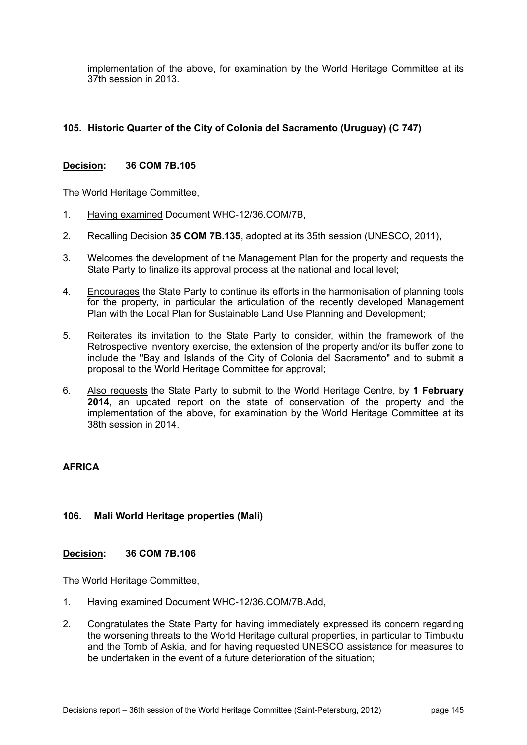implementation of the above, for examination by the World Heritage Committee at its 37th session in 2013.

### 105. Historic Quarter of the City of Colonia del Sacramento (Uruguay) (C 747)

**Decision: 36 COM 7B.105**

The World Heritage Committee,

1. Having examined Document WHC-12/36.COM/7B,

2. Recalling Decision **35 COM 7B.135**, adopted at its 35th session (UNESCO, 2011),

3. Welcomes the development of the Management Plan for the property and requests the State Party to finalize its approval process at the national and local level;

4. Encourages the State Party to continue its efforts in the harmonisation of planning tools for the property, in particular the articulation of the recently developed Management Plan with the Local Plan for Sustainable Land Use Planning and Development;

5. Reiterates its invitation to the State Party to consider, within the framework of the Retrospective inventory exercise, the extension of the property and/or its buffer zone to include the "Bay and Islands of the City of Colonia del Sacramento" and to submit a proposal to the World Heritage Committee for approval;

6. Also requests the State Party to submit to the World Heritage Centre, by **1 February 2014**, an updated report on the state of conservation of the property and the implementation of the above, for examination by the World Heritage Committee at its 38th session in 2014.

## AFRICA

### 106. Mali World Heritage properties (Mali)

**Decision: 36 COM 7B.106**

The World Heritage Committee,

1. Having examined Document WHC-12/36.COM/7B.Add,

2. Congratulates the State Party for having immediately expressed its concern regarding the worsening threats to the World Heritage cultural properties, in particular to Timbuktu and the Tomb of Askia, and for having requested UNESCO assistance for measures to be undertaken in the event of a future deterioration of the situation;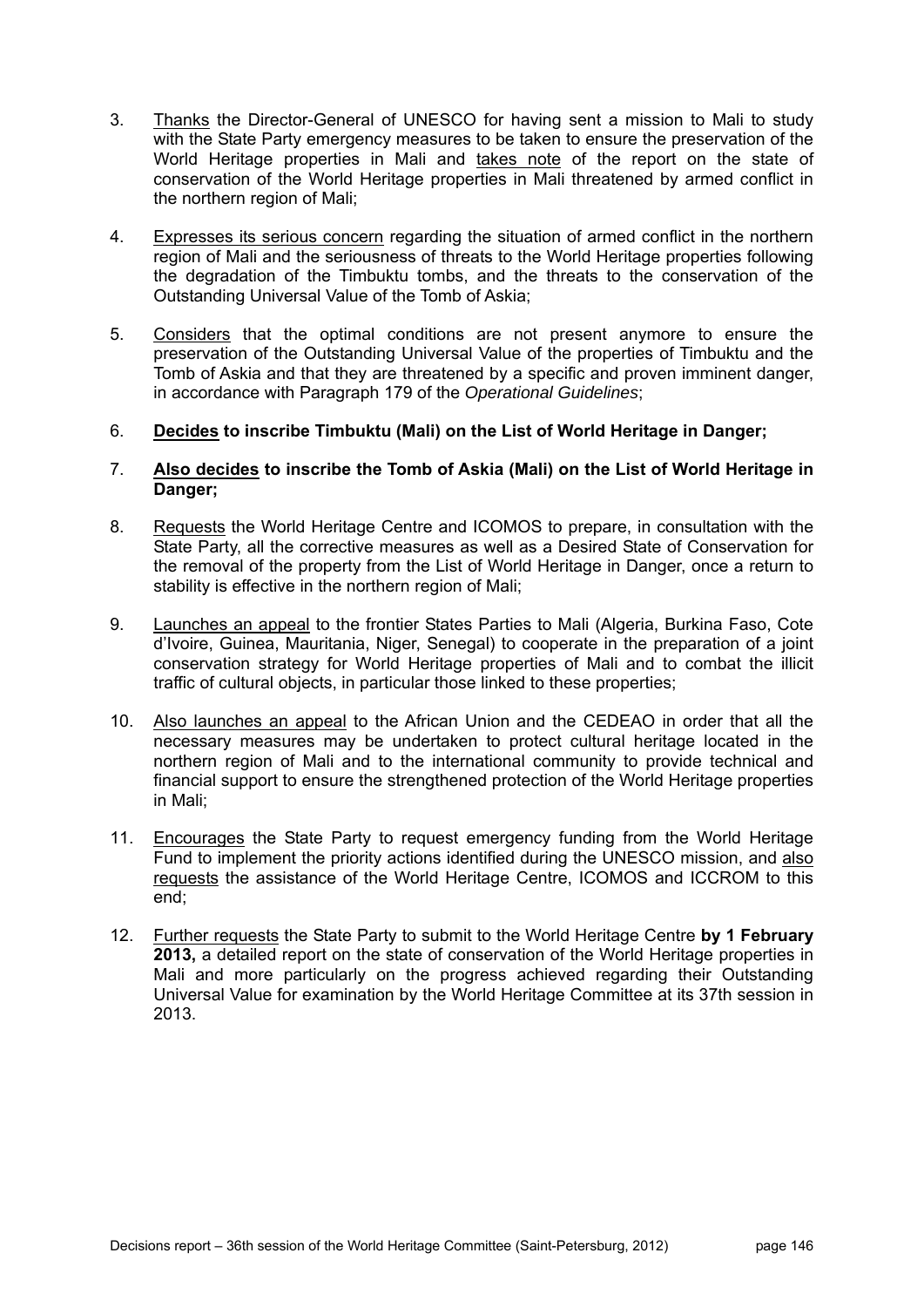3. Thanks the Director-General of UNESCO for having sent a mission to Mali to study with the State Party emergency measures to be taken to ensure the preservation of the World Heritage properties in Mali and takes note of the report on the state of conservation of the World Heritage properties in Mali threatened by armed conflict in the northern region of Mali;

4. Expresses its serious concern regarding the situation of armed conflict in the northern region of Mali and the seriousness of threats to the World Heritage properties following the degradation of the Timbuktu tombs, and the threats to the conservation of the Outstanding Universal Value of the Tomb of Askia;

5. Considers that the optimal conditions are not present anymore to ensure the preservation of the Outstanding Universal Value of the properties of Timbuktu and the Tomb of Askia and that they are threatened by a specific and proven imminent danger, in accordance with Paragraph 179 of the *Operational Guidelines*;

6. **Decides to inscribe Timbuktu (Mali) on the List of World Heritage in Danger;**

7. **Also decides to inscribe the Tomb of Askia (Mali) on the List of World Heritage in Danger;**

8. Requests the World Heritage Centre and ICOMOS to prepare, in consultation with the State Party, all the corrective measures as well as a Desired State of Conservation for the removal of the property from the List of World Heritage in Danger, once a return to stability is effective in the northern region of Mali;

9. Launches an appeal to the frontier States Parties to Mali (Algeria, Burkina Faso, Cote d'Ivoire, Guinea, Mauritania, Niger, Senegal) to cooperate in the preparation of a joint conservation strategy for World Heritage properties of Mali and to combat the illicit traffic of cultural objects, in particular those linked to these properties;

10. Also launches an appeal to the African Union and the CEDEAO in order that all the necessary measures may be undertaken to protect cultural heritage located in the northern region of Mali and to the international community to provide technical and financial support to ensure the strengthened protection of the World Heritage properties in Mali;

11. Encourages the State Party to request emergency funding from the World Heritage Fund to implement the priority actions identified during the UNESCO mission, and also requests the assistance of the World Heritage Centre, ICOMOS and ICCROM to this end;

12. Further requests the State Party to submit to the World Heritage Centre **by 1 February 2013,** a detailed report on the state of conservation of the World Heritage properties in Mali and more particularly on the progress achieved regarding their Outstanding Universal Value for examination by the World Heritage Committee at its 37th session in 2013.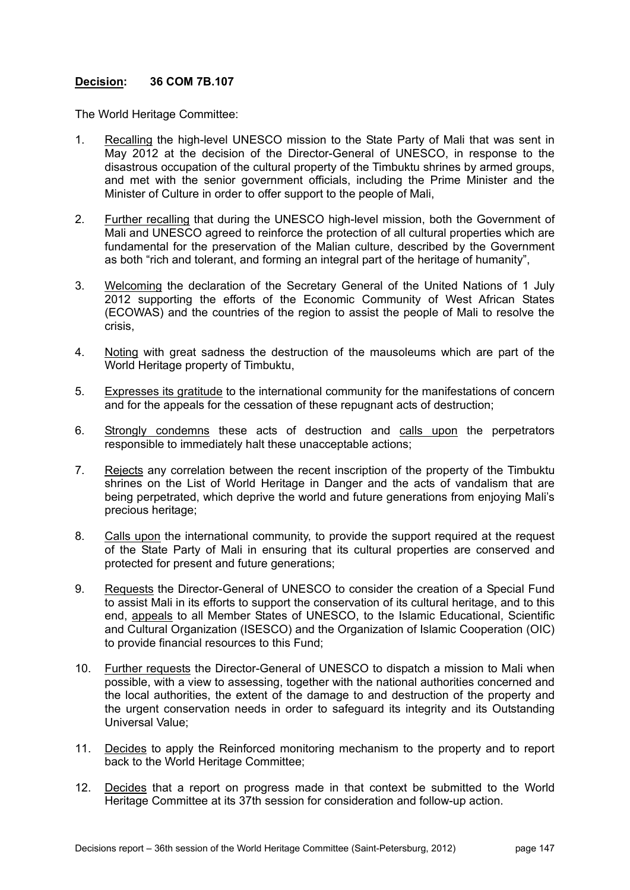**Decision: 36 COM 7B.107**

The World Heritage Committee:

1. Recalling the high-level UNESCO mission to the State Party of Mali that was sent in May 2012 at the decision of the Director-General of UNESCO, in response to the disastrous occupation of the cultural property of the Timbuktu shrines by armed groups, and met with the senior government officials, including the Prime Minister and the Minister of Culture in order to offer support to the people of Mali,

2. Further recalling that during the UNESCO high-level mission, both the Government of Mali and UNESCO agreed to reinforce the protection of all cultural properties which are fundamental for the preservation of the Malian culture, described by the Government as both "rich and tolerant, and forming an integral part of the heritage of humanity",

3. Welcoming the declaration of the Secretary General of the United Nations of 1 July 2012 supporting the efforts of the Economic Community of West African States (ECOWAS) and the countries of the region to assist the people of Mali to resolve the crisis,

4. Noting with great sadness the destruction of the mausoleums which are part of the World Heritage property of Timbuktu,

5. Expresses its gratitude to the international community for the manifestations of concern and for the appeals for the cessation of these repugnant acts of destruction;

6. Strongly condemns these acts of destruction and calls upon the perpetrators responsible to immediately halt these unacceptable actions;

7. Rejects any correlation between the recent inscription of the property of the Timbuktu shrines on the List of World Heritage in Danger and the acts of vandalism that are being perpetrated, which deprive the world and future generations from enjoying Mali's precious heritage;

8. Calls upon the international community, to provide the support required at the request of the State Party of Mali in ensuring that its cultural properties are conserved and protected for present and future generations;

9. Requests the Director-General of UNESCO to consider the creation of a Special Fund to assist Mali in its efforts to support the conservation of its cultural heritage, and to this end, appeals to all Member States of UNESCO, to the Islamic Educational, Scientific and Cultural Organization (ISESCO) and the Organization of Islamic Cooperation (OIC) to provide financial resources to this Fund;

10. Further requests the Director-General of UNESCO to dispatch a mission to Mali when possible, with a view to assessing, together with the national authorities concerned and the local authorities, the extent of the damage to and destruction of the property and the urgent conservation needs in order to safeguard its integrity and its Outstanding Universal Value;

11. Decides to apply the Reinforced monitoring mechanism to the property and to report back to the World Heritage Committee;

12. Decides that a report on progress made in that context be submitted to the World Heritage Committee at its 37th session for consideration and follow-up action.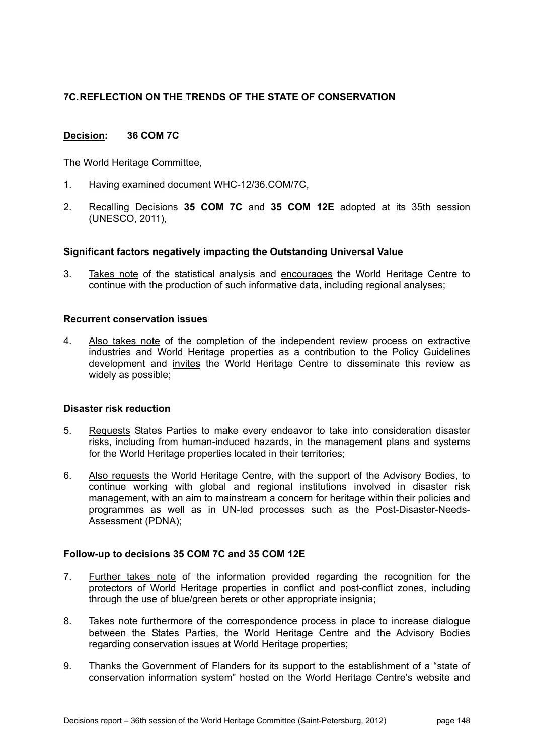## 7C. REFLECTION ON THE TRENDS OF THE STATE OF CONSERVATION

**Decision: 36 COM 7C**

The World Heritage Committee,

1. Having examined document WHC-12/36.COM/7C,
2. Recalling Decisions **35 COM 7C** and **35 COM 12E** adopted at its 35th session (UNESCO, 2011),

### Significant factors negatively impacting the Outstanding Universal Value

3. Takes note of the statistical analysis and encourages the World Heritage Centre to continue with the production of such informative data, including regional analyses;

### Recurrent conservation issues

4. Also takes note of the completion of the independent review process on extractive industries and World Heritage properties as a contribution to the Policy Guidelines development and invites the World Heritage Centre to disseminate this review as widely as possible;

### Disaster risk reduction

5. Requests States Parties to make every endeavor to take into consideration disaster risks, including from human-induced hazards, in the management plans and systems for the World Heritage properties located in their territories;
6. Also requests the World Heritage Centre, with the support of the Advisory Bodies, to continue working with global and regional institutions involved in disaster risk management, with an aim to mainstream a concern for heritage within their policies and programmes as well as in UN-led processes such as the Post-Disaster-Needs-Assessment (PDNA);

### Follow-up to decisions 35 COM 7C and 35 COM 12E

7. Further takes note of the information provided regarding the recognition for the protectors of World Heritage properties in conflict and post-conflict zones, including through the use of blue/green berets or other appropriate insignia;
8. Takes note furthermore of the correspondence process in place to increase dialogue between the States Parties, the World Heritage Centre and the Advisory Bodies regarding conservation issues at World Heritage properties;
9. Thanks the Government of Flanders for its support to the establishment of a "state of conservation information system" hosted on the World Heritage Centre's website and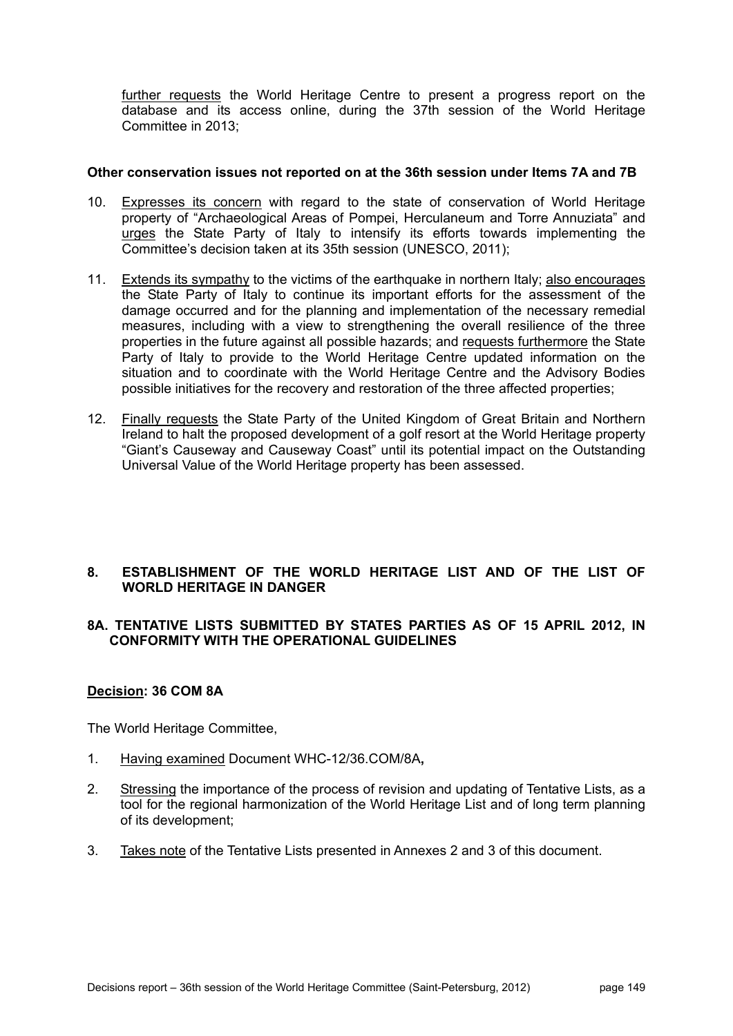further requests the World Heritage Centre to present a progress report on the database and its access online, during the 37th session of the World Heritage Committee in 2013;

**Other conservation issues not reported on at the 36th session under Items 7A and 7B**

10. Expresses its concern with regard to the state of conservation of World Heritage property of "Archaeological Areas of Pompei, Herculaneum and Torre Annuziata" and urges the State Party of Italy to intensify its efforts towards implementing the Committee's decision taken at its 35th session (UNESCO, 2011);

11. Extends its sympathy to the victims of the earthquake in northern Italy; also encourages the State Party of Italy to continue its important efforts for the assessment of the damage occurred and for the planning and implementation of the necessary remedial measures, including with a view to strengthening the overall resilience of the three properties in the future against all possible hazards; and requests furthermore the State Party of Italy to provide to the World Heritage Centre updated information on the situation and to coordinate with the World Heritage Centre and the Advisory Bodies possible initiatives for the recovery and restoration of the three affected properties;

12. Finally requests the State Party of the United Kingdom of Great Britain and Northern Ireland to halt the proposed development of a golf resort at the World Heritage property "Giant's Causeway and Causeway Coast" until its potential impact on the Outstanding Universal Value of the World Heritage property has been assessed.

## 8. ESTABLISHMENT OF THE WORLD HERITAGE LIST AND OF THE LIST OF WORLD HERITAGE IN DANGER

### 8A. TENTATIVE LISTS SUBMITTED BY STATES PARTIES AS OF 15 APRIL 2012, IN CONFORMITY WITH THE OPERATIONAL GUIDELINES

**Decision: 36 COM 8A**

The World Heritage Committee,

1. Having examined Document WHC-12/36.COM/8A**,**

2. Stressing the importance of the process of revision and updating of Tentative Lists, as a tool for the regional harmonization of the World Heritage List and of long term planning of its development;

3. Takes note of the Tentative Lists presented in Annexes 2 and 3 of this document.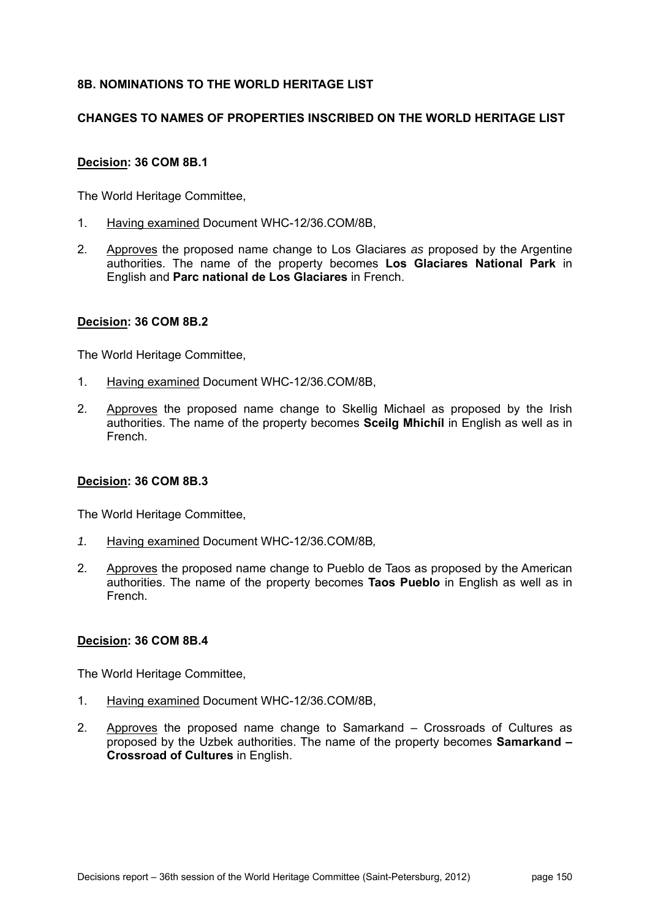## 8B. NOMINATIONS TO THE WORLD HERITAGE LIST

### CHANGES TO NAMES OF PROPERTIES INSCRIBED ON THE WORLD HERITAGE LIST

**Decision: 36 COM 8B.1**

The World Heritage Committee,

1. Having examined Document WHC-12/36.COM/8B,

2. Approves the proposed name change to Los Glaciares *as* proposed by the Argentine authorities. The name of the property becomes **Los Glaciares National Park** in English and **Parc national de Los Glaciares** in French.

**Decision: 36 COM 8B.2**

The World Heritage Committee,

1. Having examined Document WHC-12/36.COM/8B,

2. Approves the proposed name change to Skellig Michael as proposed by the Irish authorities. The name of the property becomes **Sceilg Mhichíl** in English as well as in French.

**Decision: 36 COM 8B.3**

The World Heritage Committee,

*1.* Having examined Document WHC-12/36.COM/8B*,*

2. Approves the proposed name change to Pueblo de Taos as proposed by the American authorities. The name of the property becomes **Taos Pueblo** in English as well as in French.

**Decision: 36 COM 8B.4**

The World Heritage Committee,

1. Having examined Document WHC-12/36.COM/8B,

2. Approves the proposed name change to Samarkand – Crossroads of Cultures as proposed by the Uzbek authorities. The name of the property becomes **Samarkand – Crossroad of Cultures** in English.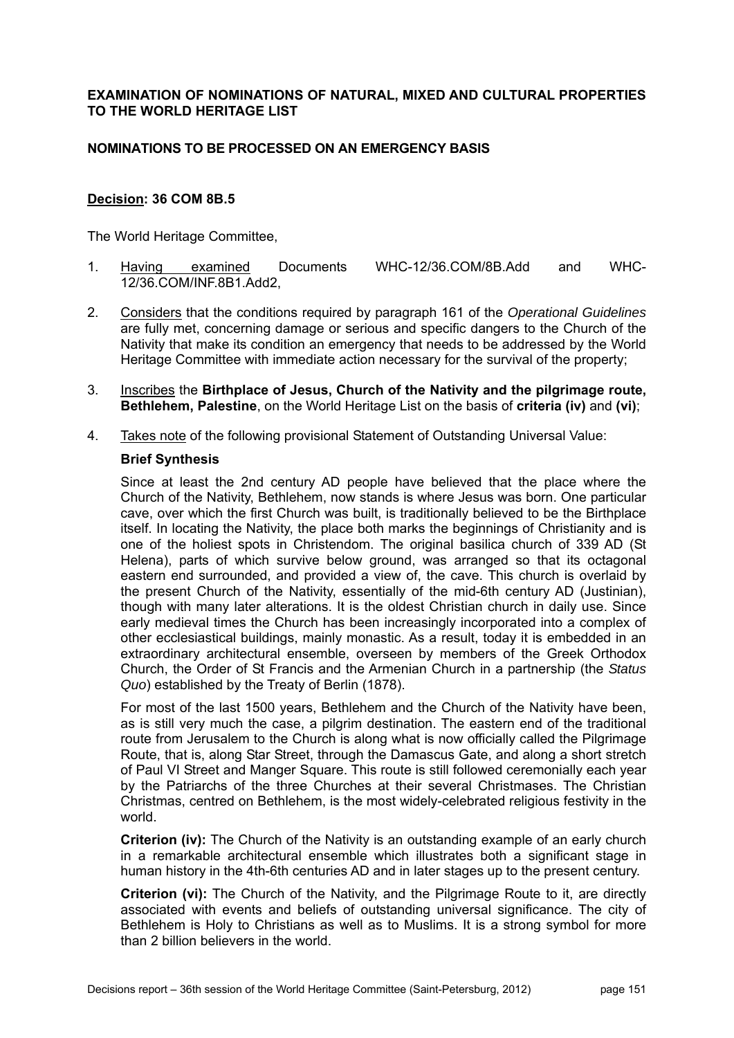**EXAMINATION OF NOMINATIONS OF NATURAL, MIXED AND CULTURAL PROPERTIES TO THE WORLD HERITAGE LIST**

**NOMINATIONS TO BE PROCESSED ON AN EMERGENCY BASIS**

**Decision: 36 COM 8B.5**

The World Heritage Committee,

1. Having examined Documents WHC-12/36.COM/8B.Add and WHC-12/36.COM/INF.8B1.Add2,

2. Considers that the conditions required by paragraph 161 of the *Operational Guidelines* are fully met, concerning damage or serious and specific dangers to the Church of the Nativity that make its condition an emergency that needs to be addressed by the World Heritage Committee with immediate action necessary for the survival of the property;

3. Inscribes the **Birthplace of Jesus, Church of the Nativity and the pilgrimage route, Bethlehem, Palestine**, on the World Heritage List on the basis of **criteria (iv)** and **(vi)**;

4. Takes note of the following provisional Statement of Outstanding Universal Value:

**Brief Synthesis**

Since at least the 2nd century AD people have believed that the place where the Church of the Nativity, Bethlehem, now stands is where Jesus was born. One particular cave, over which the first Church was built, is traditionally believed to be the Birthplace itself. In locating the Nativity, the place both marks the beginnings of Christianity and is one of the holiest spots in Christendom. The original basilica church of 339 AD (St Helena), parts of which survive below ground, was arranged so that its octagonal eastern end surrounded, and provided a view of, the cave. This church is overlaid by the present Church of the Nativity, essentially of the mid-6th century AD (Justinian), though with many later alterations. It is the oldest Christian church in daily use. Since early medieval times the Church has been increasingly incorporated into a complex of other ecclesiastical buildings, mainly monastic. As a result, today it is embedded in an extraordinary architectural ensemble, overseen by members of the Greek Orthodox Church, the Order of St Francis and the Armenian Church in a partnership (the *Status Quo*) established by the Treaty of Berlin (1878).

For most of the last 1500 years, Bethlehem and the Church of the Nativity have been, as is still very much the case, a pilgrim destination. The eastern end of the traditional route from Jerusalem to the Church is along what is now officially called the Pilgrimage Route, that is, along Star Street, through the Damascus Gate, and along a short stretch of Paul VI Street and Manger Square. This route is still followed ceremonially each year by the Patriarchs of the three Churches at their several Christmases. The Christian Christmas, centred on Bethlehem, is the most widely-celebrated religious festivity in the world.

**Criterion (iv):** The Church of the Nativity is an outstanding example of an early church in a remarkable architectural ensemble which illustrates both a significant stage in human history in the 4th-6th centuries AD and in later stages up to the present century.

**Criterion (vi):** The Church of the Nativity, and the Pilgrimage Route to it, are directly associated with events and beliefs of outstanding universal significance. The city of Bethlehem is Holy to Christians as well as to Muslims. It is a strong symbol for more than 2 billion believers in the world.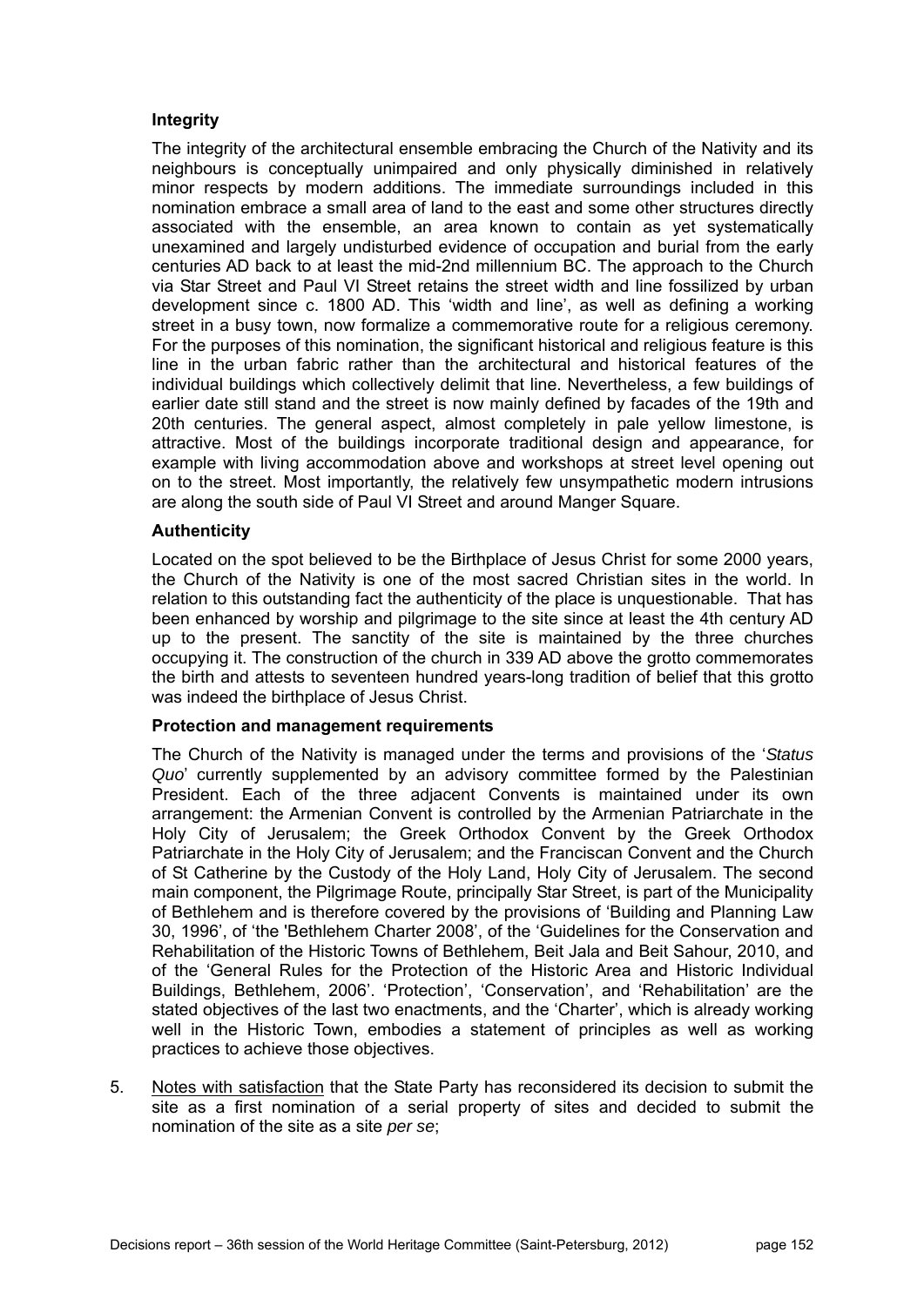**Integrity**

The integrity of the architectural ensemble embracing the Church of the Nativity and its neighbours is conceptually unimpaired and only physically diminished in relatively minor respects by modern additions. The immediate surroundings included in this nomination embrace a small area of land to the east and some other structures directly associated with the ensemble, an area known to contain as yet systematically unexamined and largely undisturbed evidence of occupation and burial from the early centuries AD back to at least the mid-2nd millennium BC. The approach to the Church via Star Street and Paul VI Street retains the street width and line fossilized by urban development since c. 1800 AD. This 'width and line', as well as defining a working street in a busy town, now formalize a commemorative route for a religious ceremony. For the purposes of this nomination, the significant historical and religious feature is this line in the urban fabric rather than the architectural and historical features of the individual buildings which collectively delimit that line. Nevertheless, a few buildings of earlier date still stand and the street is now mainly defined by facades of the 19th and 20th centuries. The general aspect, almost completely in pale yellow limestone, is attractive. Most of the buildings incorporate traditional design and appearance, for example with living accommodation above and workshops at street level opening out on to the street. Most importantly, the relatively few unsympathetic modern intrusions are along the south side of Paul VI Street and around Manger Square.

**Authenticity**

Located on the spot believed to be the Birthplace of Jesus Christ for some 2000 years, the Church of the Nativity is one of the most sacred Christian sites in the world. In relation to this outstanding fact the authenticity of the place is unquestionable. That has been enhanced by worship and pilgrimage to the site since at least the 4th century AD up to the present. The sanctity of the site is maintained by the three churches occupying it. The construction of the church in 339 AD above the grotto commemorates the birth and attests to seventeen hundred years-long tradition of belief that this grotto was indeed the birthplace of Jesus Christ.

**Protection and management requirements**

The Church of the Nativity is managed under the terms and provisions of the '*Status Quo*' currently supplemented by an advisory committee formed by the Palestinian President. Each of the three adjacent Convents is maintained under its own arrangement: the Armenian Convent is controlled by the Armenian Patriarchate in the Holy City of Jerusalem; the Greek Orthodox Convent by the Greek Orthodox Patriarchate in the Holy City of Jerusalem; and the Franciscan Convent and the Church of St Catherine by the Custody of the Holy Land, Holy City of Jerusalem. The second main component, the Pilgrimage Route, principally Star Street, is part of the Municipality of Bethlehem and is therefore covered by the provisions of 'Building and Planning Law 30, 1996', of 'the 'Bethlehem Charter 2008', of the 'Guidelines for the Conservation and Rehabilitation of the Historic Towns of Bethlehem, Beit Jala and Beit Sahour, 2010, and of the 'General Rules for the Protection of the Historic Area and Historic Individual Buildings, Bethlehem, 2006'. 'Protection', 'Conservation', and 'Rehabilitation' are the stated objectives of the last two enactments, and the 'Charter', which is already working well in the Historic Town, embodies a statement of principles as well as working practices to achieve those objectives.

5. Notes with satisfaction that the State Party has reconsidered its decision to submit the site as a first nomination of a serial property of sites and decided to submit the nomination of the site as a site *per se*;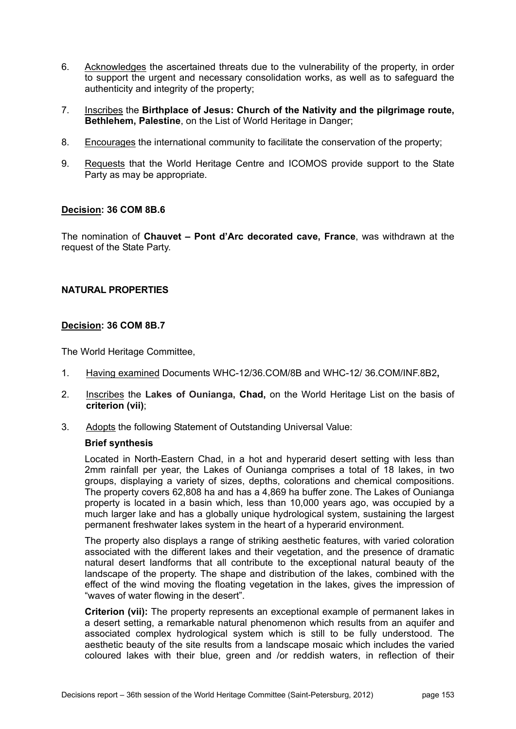6. Acknowledges the ascertained threats due to the vulnerability of the property, in order to support the urgent and necessary consolidation works, as well as to safeguard the authenticity and integrity of the property;

7. Inscribes the **Birthplace of Jesus: Church of the Nativity and the pilgrimage route, Bethlehem, Palestine**, on the List of World Heritage in Danger;

8. Encourages the international community to facilitate the conservation of the property;

9. Requests that the World Heritage Centre and ICOMOS provide support to the State Party as may be appropriate.

**Decision: 36 COM 8B.6**

The nomination of **Chauvet – Pont d'Arc decorated cave, France**, was withdrawn at the request of the State Party.

**NATURAL PROPERTIES**

**Decision: 36 COM 8B.7**

The World Heritage Committee,

1. Having examined Documents WHC-12/36.COM/8B and WHC-12/ 36.COM/INF.8B2**,**

2. Inscribes the **Lakes of Ounianga, Chad,** on the World Heritage List on the basis of **criterion (vii)**;

3. Adopts the following Statement of Outstanding Universal Value:

   **Brief synthesis**

   Located in North-Eastern Chad, in a hot and hyperarid desert setting with less than 2mm rainfall per year, the Lakes of Ounianga comprises a total of 18 lakes, in two groups, displaying a variety of sizes, depths, colorations and chemical compositions. The property covers 62,808 ha and has a 4,869 ha buffer zone. The Lakes of Ounianga property is located in a basin which, less than 10,000 years ago, was occupied by a much larger lake and has a globally unique hydrological system, sustaining the largest permanent freshwater lakes system in the heart of a hyperarid environment.

   The property also displays a range of striking aesthetic features, with varied coloration associated with the different lakes and their vegetation, and the presence of dramatic natural desert landforms that all contribute to the exceptional natural beauty of the landscape of the property. The shape and distribution of the lakes, combined with the effect of the wind moving the floating vegetation in the lakes, gives the impression of "waves of water flowing in the desert".

   **Criterion (vii):** The property represents an exceptional example of permanent lakes in a desert setting, a remarkable natural phenomenon which results from an aquifer and associated complex hydrological system which is still to be fully understood. The aesthetic beauty of the site results from a landscape mosaic which includes the varied coloured lakes with their blue, green and /or reddish waters, in reflection of their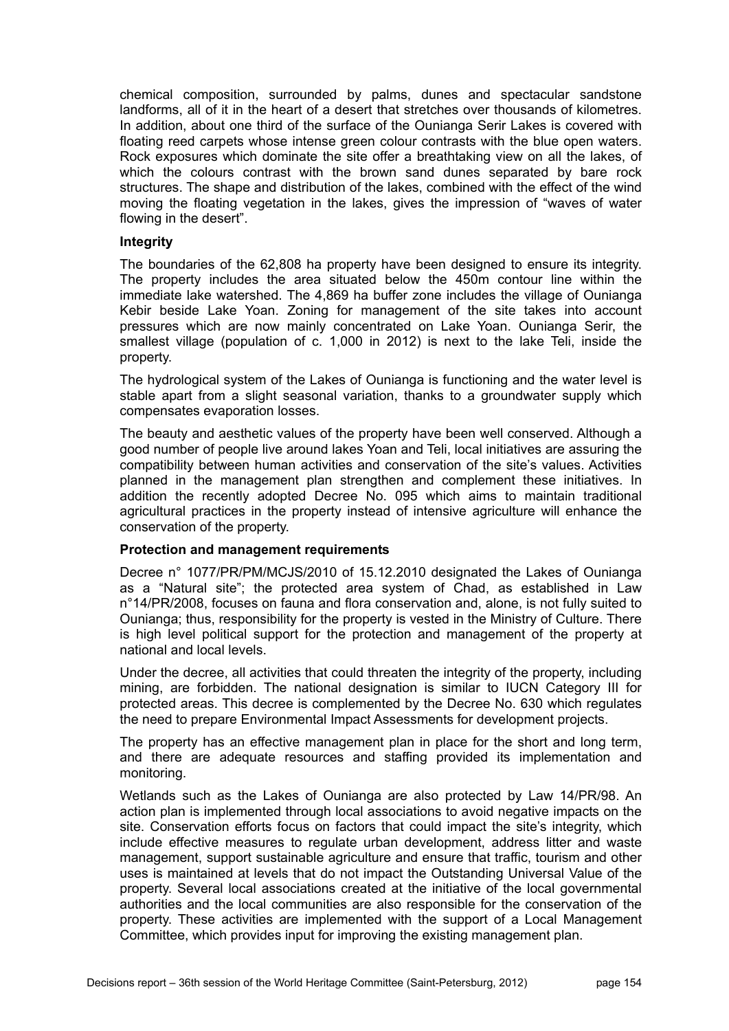chemical composition, surrounded by palms, dunes and spectacular sandstone landforms, all of it in the heart of a desert that stretches over thousands of kilometres. In addition, about one third of the surface of the Ounianga Serir Lakes is covered with floating reed carpets whose intense green colour contrasts with the blue open waters. Rock exposures which dominate the site offer a breathtaking view on all the lakes, of which the colours contrast with the brown sand dunes separated by bare rock structures. The shape and distribution of the lakes, combined with the effect of the wind moving the floating vegetation in the lakes, gives the impression of "waves of water flowing in the desert".

**Integrity**

The boundaries of the 62,808 ha property have been designed to ensure its integrity. The property includes the area situated below the 450m contour line within the immediate lake watershed. The 4,869 ha buffer zone includes the village of Ounianga Kebir beside Lake Yoan. Zoning for management of the site takes into account pressures which are now mainly concentrated on Lake Yoan. Ounianga Serir, the smallest village (population of c. 1,000 in 2012) is next to the lake Teli, inside the property.

The hydrological system of the Lakes of Ounianga is functioning and the water level is stable apart from a slight seasonal variation, thanks to a groundwater supply which compensates evaporation losses.

The beauty and aesthetic values of the property have been well conserved. Although a good number of people live around lakes Yoan and Teli, local initiatives are assuring the compatibility between human activities and conservation of the site's values. Activities planned in the management plan strengthen and complement these initiatives. In addition the recently adopted Decree No. 095 which aims to maintain traditional agricultural practices in the property instead of intensive agriculture will enhance the conservation of the property.

**Protection and management requirements**

Decree n° 1077/PR/PM/MCJS/2010 of 15.12.2010 designated the Lakes of Ounianga as a "Natural site"; the protected area system of Chad, as established in Law n°14/PR/2008, focuses on fauna and flora conservation and, alone, is not fully suited to Ounianga; thus, responsibility for the property is vested in the Ministry of Culture. There is high level political support for the protection and management of the property at national and local levels.

Under the decree, all activities that could threaten the integrity of the property, including mining, are forbidden. The national designation is similar to IUCN Category III for protected areas. This decree is complemented by the Decree No. 630 which regulates the need to prepare Environmental Impact Assessments for development projects.

The property has an effective management plan in place for the short and long term, and there are adequate resources and staffing provided its implementation and monitoring.

Wetlands such as the Lakes of Ounianga are also protected by Law 14/PR/98. An action plan is implemented through local associations to avoid negative impacts on the site. Conservation efforts focus on factors that could impact the site's integrity, which include effective measures to regulate urban development, address litter and waste management, support sustainable agriculture and ensure that traffic, tourism and other uses is maintained at levels that do not impact the Outstanding Universal Value of the property. Several local associations created at the initiative of the local governmental authorities and the local communities are also responsible for the conservation of the property. These activities are implemented with the support of a Local Management Committee, which provides input for improving the existing management plan.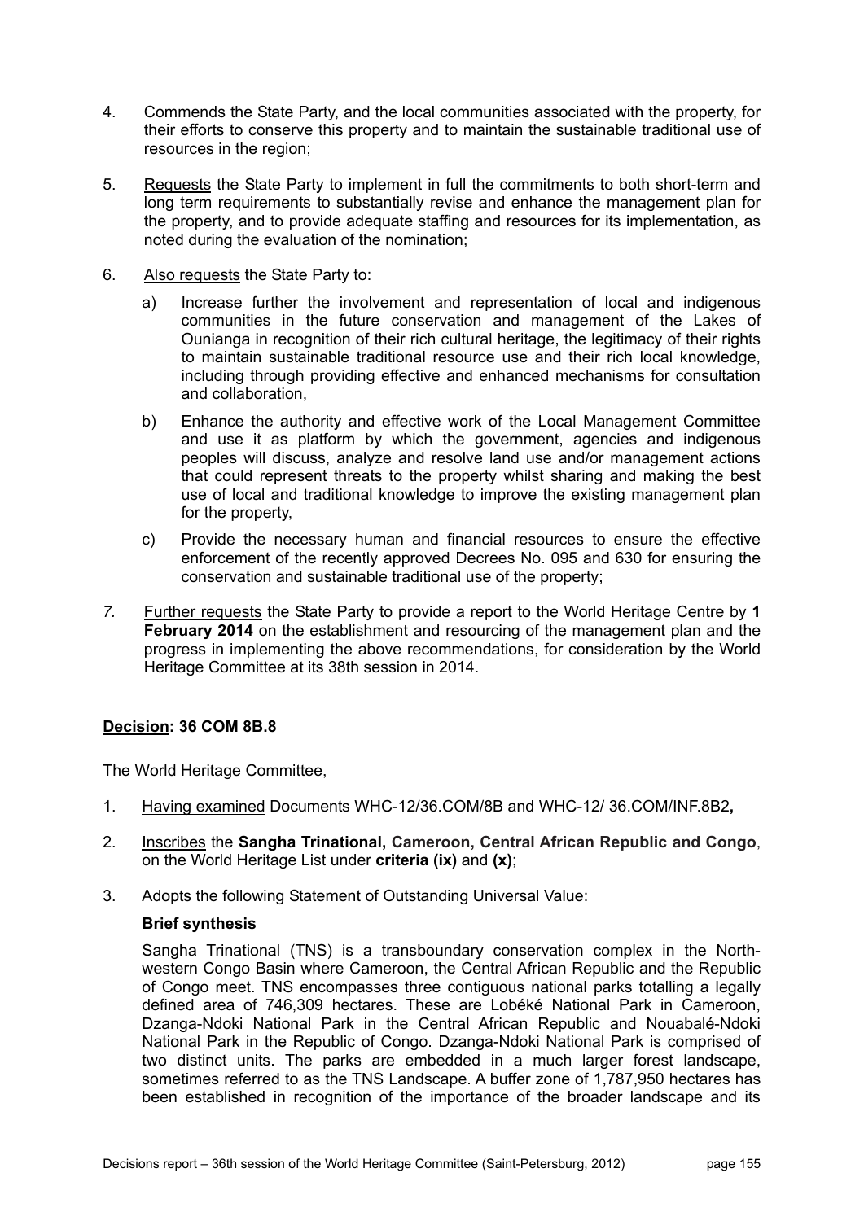4. Commends the State Party, and the local communities associated with the property, for their efforts to conserve this property and to maintain the sustainable traditional use of resources in the region;

5. Requests the State Party to implement in full the commitments to both short-term and long term requirements to substantially revise and enhance the management plan for the property, and to provide adequate staffing and resources for its implementation, as noted during the evaluation of the nomination;

6. Also requests the State Party to:

   a) Increase further the involvement and representation of local and indigenous communities in the future conservation and management of the Lakes of Ounianga in recognition of their rich cultural heritage, the legitimacy of their rights to maintain sustainable traditional resource use and their rich local knowledge, including through providing effective and enhanced mechanisms for consultation and collaboration,

   b) Enhance the authority and effective work of the Local Management Committee and use it as platform by which the government, agencies and indigenous peoples will discuss, analyze and resolve land use and/or management actions that could represent threats to the property whilst sharing and making the best use of local and traditional knowledge to improve the existing management plan for the property,

   c) Provide the necessary human and financial resources to ensure the effective enforcement of the recently approved Decrees No. 095 and 630 for ensuring the conservation and sustainable traditional use of the property;

7. Further requests the State Party to provide a report to the World Heritage Centre by **1 February 2014** on the establishment and resourcing of the management plan and the progress in implementing the above recommendations, for consideration by the World Heritage Committee at its 38th session in 2014.

## Decision: 36 COM 8B.8

The World Heritage Committee,

1. Having examined Documents WHC-12/36.COM/8B and WHC-12/ 36.COM/INF.8B2**,**

2. Inscribes the **Sangha Trinational, Cameroon, Central African Republic and Congo**, on the World Heritage List under **criteria (ix)** and **(x)**;

3. Adopts the following Statement of Outstanding Universal Value:

   **Brief synthesis**

   Sangha Trinational (TNS) is a transboundary conservation complex in the North-western Congo Basin where Cameroon, the Central African Republic and the Republic of Congo meet. TNS encompasses three contiguous national parks totalling a legally defined area of 746,309 hectares. These are Lobéké National Park in Cameroon, Dzanga-Ndoki National Park in the Central African Republic and Nouabalé-Ndoki National Park in the Republic of Congo. Dzanga-Ndoki National Park is comprised of two distinct units. The parks are embedded in a much larger forest landscape, sometimes referred to as the TNS Landscape. A buffer zone of 1,787,950 hectares has been established in recognition of the importance of the broader landscape and its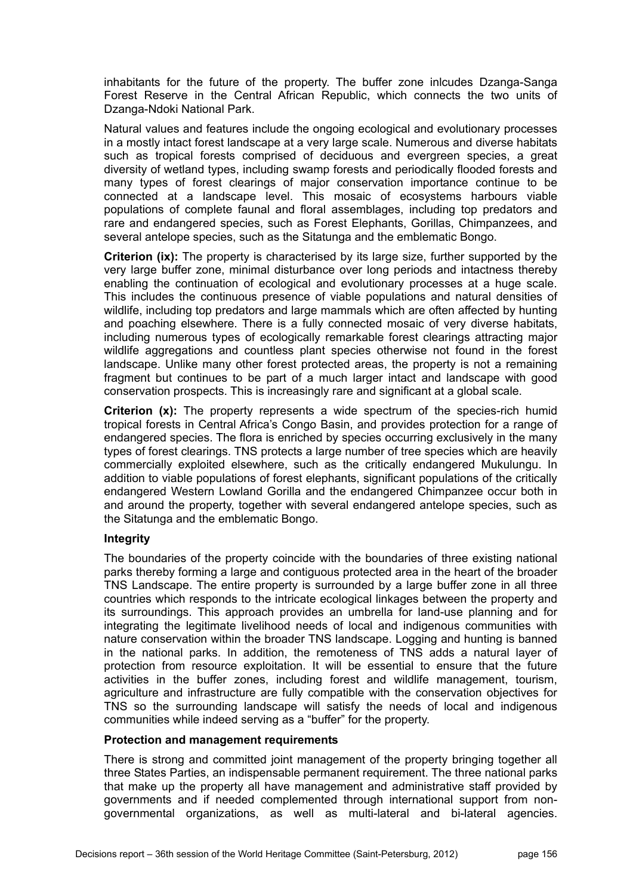inhabitants for the future of the property. The buffer zone inlcudes Dzanga-Sanga Forest Reserve in the Central African Republic, which connects the two units of Dzanga-Ndoki National Park.

Natural values and features include the ongoing ecological and evolutionary processes in a mostly intact forest landscape at a very large scale. Numerous and diverse habitats such as tropical forests comprised of deciduous and evergreen species, a great diversity of wetland types, including swamp forests and periodically flooded forests and many types of forest clearings of major conservation importance continue to be connected at a landscape level. This mosaic of ecosystems harbours viable populations of complete faunal and floral assemblages, including top predators and rare and endangered species, such as Forest Elephants, Gorillas, Chimpanzees, and several antelope species, such as the Sitatunga and the emblematic Bongo.

**Criterion (ix):** The property is characterised by its large size, further supported by the very large buffer zone, minimal disturbance over long periods and intactness thereby enabling the continuation of ecological and evolutionary processes at a huge scale. This includes the continuous presence of viable populations and natural densities of wildlife, including top predators and large mammals which are often affected by hunting and poaching elsewhere. There is a fully connected mosaic of very diverse habitats, including numerous types of ecologically remarkable forest clearings attracting major wildlife aggregations and countless plant species otherwise not found in the forest landscape. Unlike many other forest protected areas, the property is not a remaining fragment but continues to be part of a much larger intact and landscape with good conservation prospects. This is increasingly rare and significant at a global scale.

**Criterion (x):** The property represents a wide spectrum of the species-rich humid tropical forests in Central Africa's Congo Basin, and provides protection for a range of endangered species. The flora is enriched by species occurring exclusively in the many types of forest clearings. TNS protects a large number of tree species which are heavily commercially exploited elsewhere, such as the critically endangered Mukulungu. In addition to viable populations of forest elephants, significant populations of the critically endangered Western Lowland Gorilla and the endangered Chimpanzee occur both in and around the property, together with several endangered antelope species, such as the Sitatunga and the emblematic Bongo.

**Integrity**

The boundaries of the property coincide with the boundaries of three existing national parks thereby forming a large and contiguous protected area in the heart of the broader TNS Landscape. The entire property is surrounded by a large buffer zone in all three countries which responds to the intricate ecological linkages between the property and its surroundings. This approach provides an umbrella for land-use planning and for integrating the legitimate livelihood needs of local and indigenous communities with nature conservation within the broader TNS landscape. Logging and hunting is banned in the national parks. In addition, the remoteness of TNS adds a natural layer of protection from resource exploitation. It will be essential to ensure that the future activities in the buffer zones, including forest and wildlife management, tourism, agriculture and infrastructure are fully compatible with the conservation objectives for TNS so the surrounding landscape will satisfy the needs of local and indigenous communities while indeed serving as a "buffer" for the property.

**Protection and management requirements**

There is strong and committed joint management of the property bringing together all three States Parties, an indispensable permanent requirement. The three national parks that make up the property all have management and administrative staff provided by governments and if needed complemented through international support from non-governmental organizations, as well as multi-lateral and bi-lateral agencies.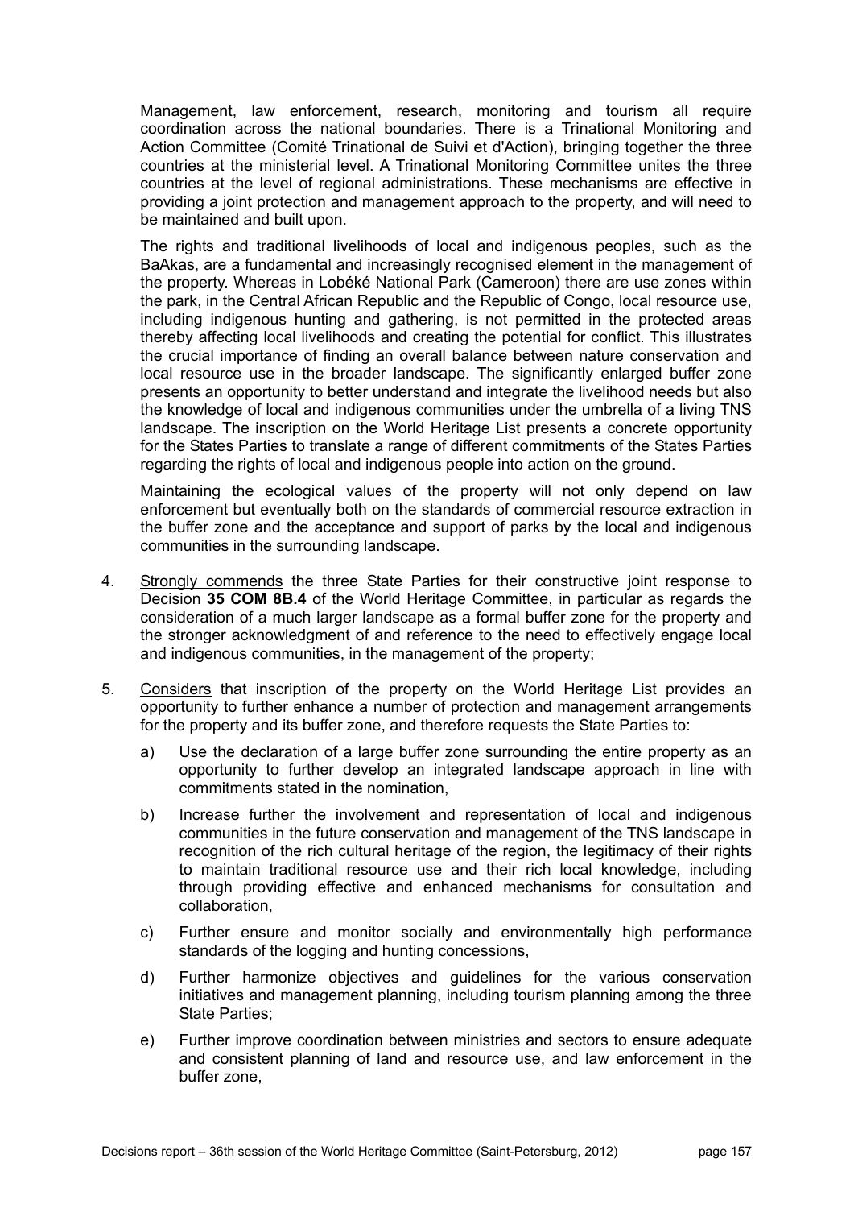Management, law enforcement, research, monitoring and tourism all require coordination across the national boundaries. There is a Trinational Monitoring and Action Committee (Comité Trinational de Suivi et d'Action), bringing together the three countries at the ministerial level. A Trinational Monitoring Committee unites the three countries at the level of regional administrations. These mechanisms are effective in providing a joint protection and management approach to the property, and will need to be maintained and built upon.

The rights and traditional livelihoods of local and indigenous peoples, such as the BaAkas, are a fundamental and increasingly recognised element in the management of the property. Whereas in Lobéké National Park (Cameroon) there are use zones within the park, in the Central African Republic and the Republic of Congo, local resource use, including indigenous hunting and gathering, is not permitted in the protected areas thereby affecting local livelihoods and creating the potential for conflict. This illustrates the crucial importance of finding an overall balance between nature conservation and local resource use in the broader landscape. The significantly enlarged buffer zone presents an opportunity to better understand and integrate the livelihood needs but also the knowledge of local and indigenous communities under the umbrella of a living TNS landscape. The inscription on the World Heritage List presents a concrete opportunity for the States Parties to translate a range of different commitments of the States Parties regarding the rights of local and indigenous people into action on the ground.

Maintaining the ecological values of the property will not only depend on law enforcement but eventually both on the standards of commercial resource extraction in the buffer zone and the acceptance and support of parks by the local and indigenous communities in the surrounding landscape.

4. Strongly commends the three State Parties for their constructive joint response to Decision **35 COM 8B.4** of the World Heritage Committee, in particular as regards the consideration of a much larger landscape as a formal buffer zone for the property and the stronger acknowledgment of and reference to the need to effectively engage local and indigenous communities, in the management of the property;

5. Considers that inscription of the property on the World Heritage List provides an opportunity to further enhance a number of protection and management arrangements for the property and its buffer zone, and therefore requests the State Parties to:

   a) Use the declaration of a large buffer zone surrounding the entire property as an opportunity to further develop an integrated landscape approach in line with commitments stated in the nomination,

   b) Increase further the involvement and representation of local and indigenous communities in the future conservation and management of the TNS landscape in recognition of the rich cultural heritage of the region, the legitimacy of their rights to maintain traditional resource use and their rich local knowledge, including through providing effective and enhanced mechanisms for consultation and collaboration,

   c) Further ensure and monitor socially and environmentally high performance standards of the logging and hunting concessions,

   d) Further harmonize objectives and guidelines for the various conservation initiatives and management planning, including tourism planning among the three State Parties;

   e) Further improve coordination between ministries and sectors to ensure adequate and consistent planning of land and resource use, and law enforcement in the buffer zone,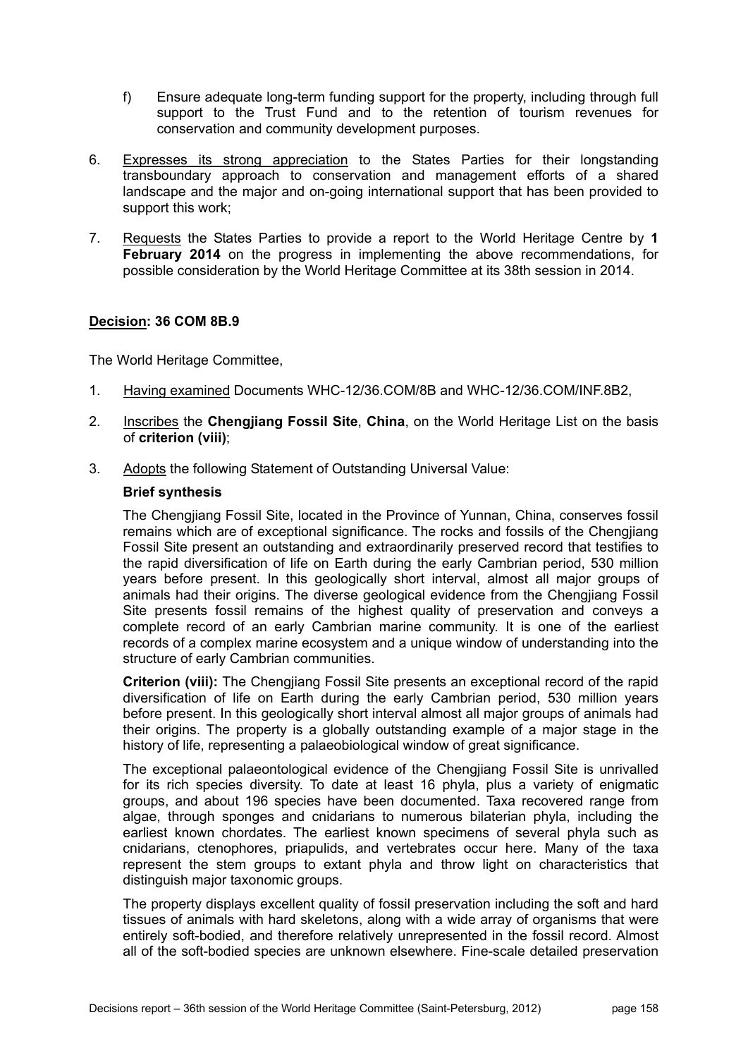f) Ensure adequate long-term funding support for the property, including through full support to the Trust Fund and to the retention of tourism revenues for conservation and community development purposes.

6. Expresses its strong appreciation to the States Parties for their longstanding transboundary approach to conservation and management efforts of a shared landscape and the major and on-going international support that has been provided to support this work;

7. Requests the States Parties to provide a report to the World Heritage Centre by **1 February 2014** on the progress in implementing the above recommendations, for possible consideration by the World Heritage Committee at its 38th session in 2014.

## Decision: 36 COM 8B.9

The World Heritage Committee,

1. Having examined Documents WHC-12/36.COM/8B and WHC-12/36.COM/INF.8B2,

2. Inscribes the **Chengjiang Fossil Site**, **China**, on the World Heritage List on the basis of **criterion (viii)**;

3. Adopts the following Statement of Outstanding Universal Value:

**Brief synthesis**

The Chengjiang Fossil Site, located in the Province of Yunnan, China, conserves fossil remains which are of exceptional significance. The rocks and fossils of the Chengjiang Fossil Site present an outstanding and extraordinarily preserved record that testifies to the rapid diversification of life on Earth during the early Cambrian period, 530 million years before present. In this geologically short interval, almost all major groups of animals had their origins. The diverse geological evidence from the Chengjiang Fossil Site presents fossil remains of the highest quality of preservation and conveys a complete record of an early Cambrian marine community. It is one of the earliest records of a complex marine ecosystem and a unique window of understanding into the structure of early Cambrian communities.

**Criterion (viii):** The Chengjiang Fossil Site presents an exceptional record of the rapid diversification of life on Earth during the early Cambrian period, 530 million years before present. In this geologically short interval almost all major groups of animals had their origins. The property is a globally outstanding example of a major stage in the history of life, representing a palaeobiological window of great significance.

The exceptional palaeontological evidence of the Chengjiang Fossil Site is unrivalled for its rich species diversity. To date at least 16 phyla, plus a variety of enigmatic groups, and about 196 species have been documented. Taxa recovered range from algae, through sponges and cnidarians to numerous bilaterian phyla, including the earliest known chordates. The earliest known specimens of several phyla such as cnidarians, ctenophores, priapulids, and vertebrates occur here. Many of the taxa represent the stem groups to extant phyla and throw light on characteristics that distinguish major taxonomic groups.

The property displays excellent quality of fossil preservation including the soft and hard tissues of animals with hard skeletons, along with a wide array of organisms that were entirely soft-bodied, and therefore relatively unrepresented in the fossil record. Almost all of the soft-bodied species are unknown elsewhere. Fine-scale detailed preservation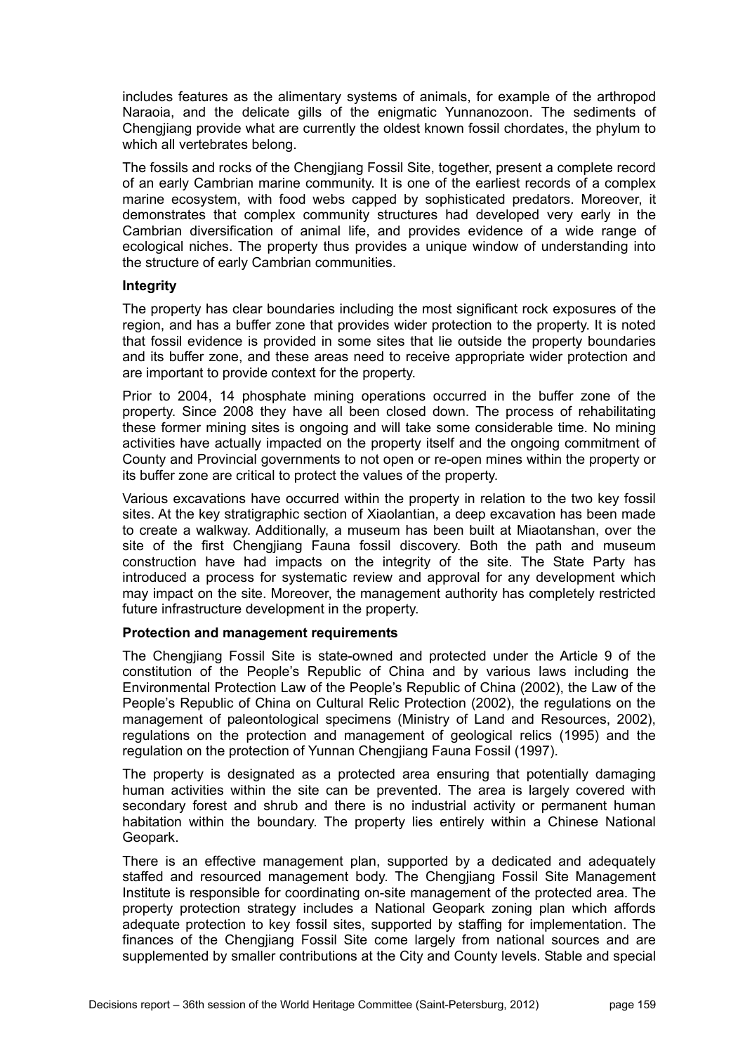includes features as the alimentary systems of animals, for example of the arthropod Naraoia, and the delicate gills of the enigmatic Yunnanozoon. The sediments of Chengjiang provide what are currently the oldest known fossil chordates, the phylum to which all vertebrates belong.

The fossils and rocks of the Chengjiang Fossil Site, together, present a complete record of an early Cambrian marine community. It is one of the earliest records of a complex marine ecosystem, with food webs capped by sophisticated predators. Moreover, it demonstrates that complex community structures had developed very early in the Cambrian diversification of animal life, and provides evidence of a wide range of ecological niches. The property thus provides a unique window of understanding into the structure of early Cambrian communities.

**Integrity**

The property has clear boundaries including the most significant rock exposures of the region, and has a buffer zone that provides wider protection to the property. It is noted that fossil evidence is provided in some sites that lie outside the property boundaries and its buffer zone, and these areas need to receive appropriate wider protection and are important to provide context for the property.

Prior to 2004, 14 phosphate mining operations occurred in the buffer zone of the property. Since 2008 they have all been closed down. The process of rehabilitating these former mining sites is ongoing and will take some considerable time. No mining activities have actually impacted on the property itself and the ongoing commitment of County and Provincial governments to not open or re-open mines within the property or its buffer zone are critical to protect the values of the property.

Various excavations have occurred within the property in relation to the two key fossil sites. At the key stratigraphic section of Xiaolantian, a deep excavation has been made to create a walkway. Additionally, a museum has been built at Miaotanshan, over the site of the first Chengjiang Fauna fossil discovery. Both the path and museum construction have had impacts on the integrity of the site. The State Party has introduced a process for systematic review and approval for any development which may impact on the site. Moreover, the management authority has completely restricted future infrastructure development in the property.

**Protection and management requirements**

The Chengjiang Fossil Site is state-owned and protected under the Article 9 of the constitution of the People's Republic of China and by various laws including the Environmental Protection Law of the People's Republic of China (2002), the Law of the People's Republic of China on Cultural Relic Protection (2002), the regulations on the management of paleontological specimens (Ministry of Land and Resources, 2002), regulations on the protection and management of geological relics (1995) and the regulation on the protection of Yunnan Chengjiang Fauna Fossil (1997).

The property is designated as a protected area ensuring that potentially damaging human activities within the site can be prevented. The area is largely covered with secondary forest and shrub and there is no industrial activity or permanent human habitation within the boundary. The property lies entirely within a Chinese National Geopark.

There is an effective management plan, supported by a dedicated and adequately staffed and resourced management body. The Chengjiang Fossil Site Management Institute is responsible for coordinating on-site management of the protected area. The property protection strategy includes a National Geopark zoning plan which affords adequate protection to key fossil sites, supported by staffing for implementation. The finances of the Chengjiang Fossil Site come largely from national sources and are supplemented by smaller contributions at the City and County levels. Stable and special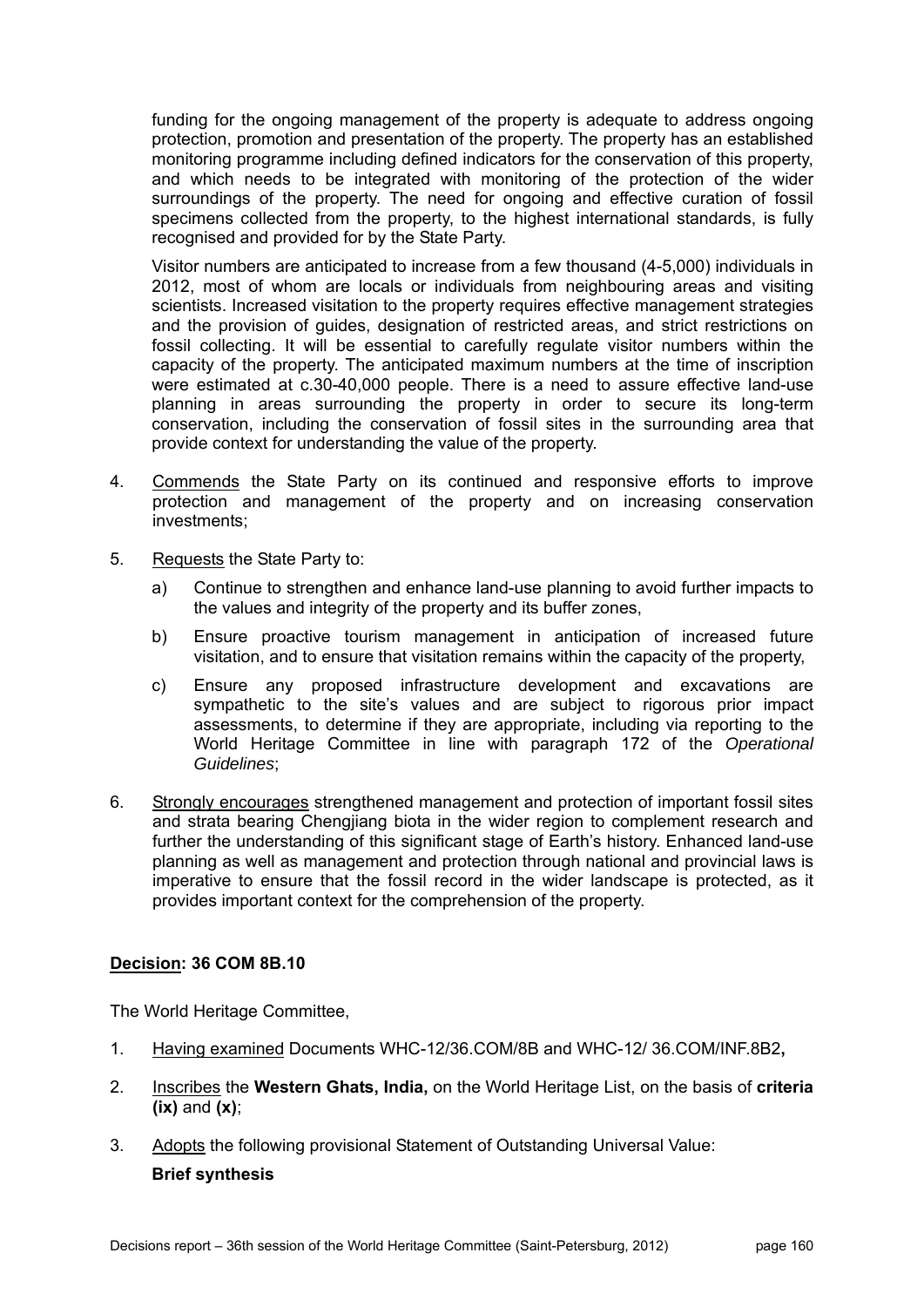funding for the ongoing management of the property is adequate to address ongoing protection, promotion and presentation of the property. The property has an established monitoring programme including defined indicators for the conservation of this property, and which needs to be integrated with monitoring of the protection of the wider surroundings of the property. The need for ongoing and effective curation of fossil specimens collected from the property, to the highest international standards, is fully recognised and provided for by the State Party.

Visitor numbers are anticipated to increase from a few thousand (4-5,000) individuals in 2012, most of whom are locals or individuals from neighbouring areas and visiting scientists. Increased visitation to the property requires effective management strategies and the provision of guides, designation of restricted areas, and strict restrictions on fossil collecting. It will be essential to carefully regulate visitor numbers within the capacity of the property. The anticipated maximum numbers at the time of inscription were estimated at c.30-40,000 people. There is a need to assure effective land-use planning in areas surrounding the property in order to secure its long-term conservation, including the conservation of fossil sites in the surrounding area that provide context for understanding the value of the property.

4. Commends the State Party on its continued and responsive efforts to improve protection and management of the property and on increasing conservation investments;

5. Requests the State Party to:

   a) Continue to strengthen and enhance land-use planning to avoid further impacts to the values and integrity of the property and its buffer zones,

   b) Ensure proactive tourism management in anticipation of increased future visitation, and to ensure that visitation remains within the capacity of the property,

   c) Ensure any proposed infrastructure development and excavations are sympathetic to the site's values and are subject to rigorous prior impact assessments, to determine if they are appropriate, including via reporting to the World Heritage Committee in line with paragraph 172 of the *Operational Guidelines*;

6. Strongly encourages strengthened management and protection of important fossil sites and strata bearing Chengjiang biota in the wider region to complement research and further the understanding of this significant stage of Earth's history. Enhanced land-use planning as well as management and protection through national and provincial laws is imperative to ensure that the fossil record in the wider landscape is protected, as it provides important context for the comprehension of the property.

**Decision: 36 COM 8B.10**

The World Heritage Committee,

1. Having examined Documents WHC-12/36.COM/8B and WHC-12/ 36.COM/INF.8B2**,**

2. Inscribes the **Western Ghats, India,** on the World Heritage List, on the basis of **criteria (ix)** and **(x)**;

3. Adopts the following provisional Statement of Outstanding Universal Value:

   **Brief synthesis**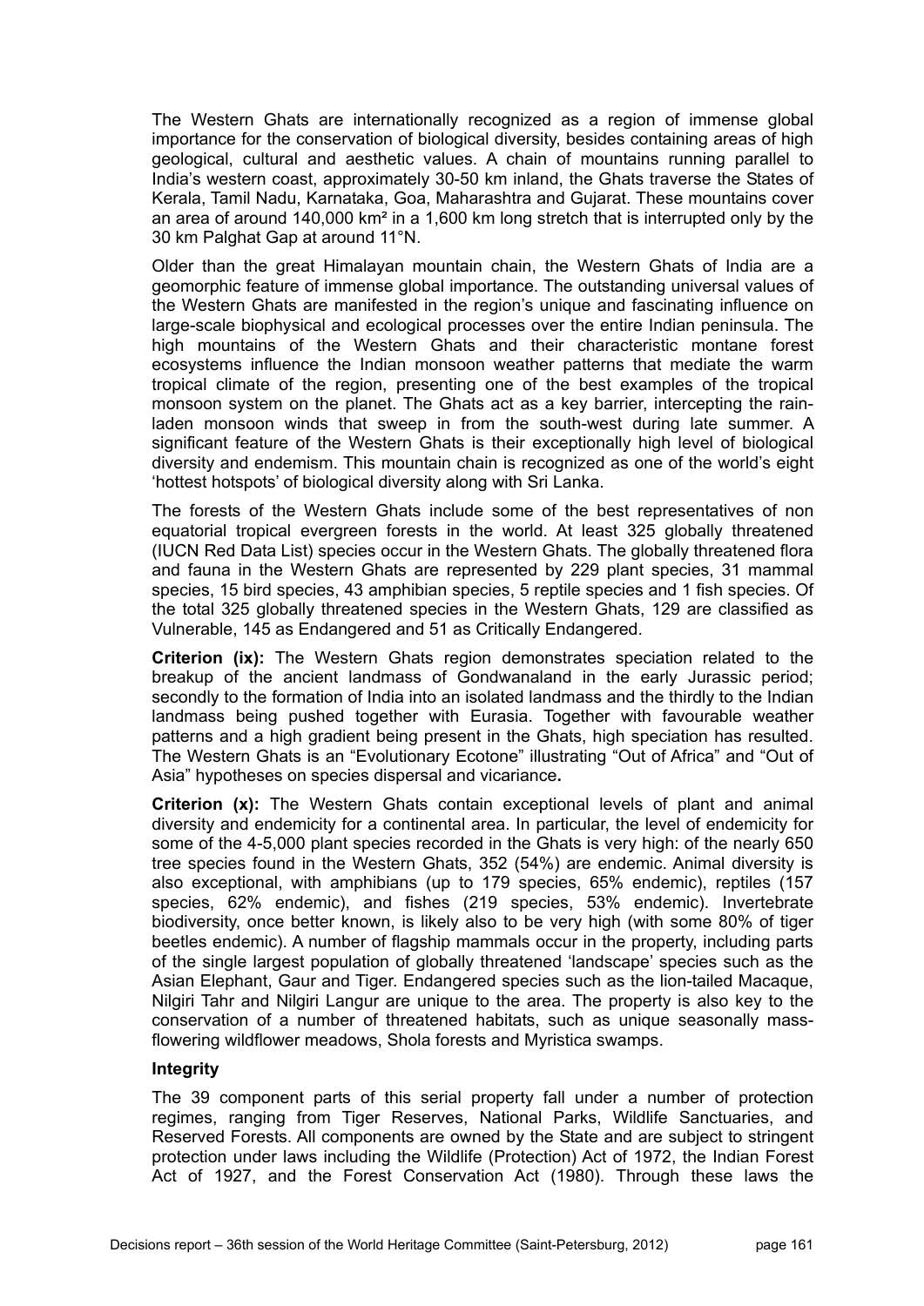The Western Ghats are internationally recognized as a region of immense global importance for the conservation of biological diversity, besides containing areas of high geological, cultural and aesthetic values. A chain of mountains running parallel to India's western coast, approximately 30-50 km inland, the Ghats traverse the States of Kerala, Tamil Nadu, Karnataka, Goa, Maharashtra and Gujarat. These mountains cover an area of around 140,000 km² in a 1,600 km long stretch that is interrupted only by the 30 km Palghat Gap at around 11°N.

Older than the great Himalayan mountain chain, the Western Ghats of India are a geomorphic feature of immense global importance. The outstanding universal values of the Western Ghats are manifested in the region's unique and fascinating influence on large-scale biophysical and ecological processes over the entire Indian peninsula. The high mountains of the Western Ghats and their characteristic montane forest ecosystems influence the Indian monsoon weather patterns that mediate the warm tropical climate of the region, presenting one of the best examples of the tropical monsoon system on the planet. The Ghats act as a key barrier, intercepting the rain-laden monsoon winds that sweep in from the south-west during late summer. A significant feature of the Western Ghats is their exceptionally high level of biological diversity and endemism. This mountain chain is recognized as one of the world's eight 'hottest hotspots' of biological diversity along with Sri Lanka.

The forests of the Western Ghats include some of the best representatives of non equatorial tropical evergreen forests in the world. At least 325 globally threatened (IUCN Red Data List) species occur in the Western Ghats. The globally threatened flora and fauna in the Western Ghats are represented by 229 plant species, 31 mammal species, 15 bird species, 43 amphibian species, 5 reptile species and 1 fish species. Of the total 325 globally threatened species in the Western Ghats, 129 are classified as Vulnerable, 145 as Endangered and 51 as Critically Endangered.

**Criterion (ix):** The Western Ghats region demonstrates speciation related to the breakup of the ancient landmass of Gondwanaland in the early Jurassic period; secondly to the formation of India into an isolated landmass and the thirdly to the Indian landmass being pushed together with Eurasia. Together with favourable weather patterns and a high gradient being present in the Ghats, high speciation has resulted. The Western Ghats is an "Evolutionary Ecotone" illustrating "Out of Africa" and "Out of Asia" hypotheses on species dispersal and vicariance**.**

**Criterion (x):** The Western Ghats contain exceptional levels of plant and animal diversity and endemicity for a continental area. In particular, the level of endemicity for some of the 4-5,000 plant species recorded in the Ghats is very high: of the nearly 650 tree species found in the Western Ghats, 352 (54%) are endemic. Animal diversity is also exceptional, with amphibians (up to 179 species, 65% endemic), reptiles (157 species, 62% endemic), and fishes (219 species, 53% endemic). Invertebrate biodiversity, once better known, is likely also to be very high (with some 80% of tiger beetles endemic). A number of flagship mammals occur in the property, including parts of the single largest population of globally threatened 'landscape' species such as the Asian Elephant, Gaur and Tiger. Endangered species such as the lion-tailed Macaque, Nilgiri Tahr and Nilgiri Langur are unique to the area. The property is also key to the conservation of a number of threatened habitats, such as unique seasonally mass-flowering wildflower meadows, Shola forests and Myristica swamps.

**Integrity**

The 39 component parts of this serial property fall under a number of protection regimes, ranging from Tiger Reserves, National Parks, Wildlife Sanctuaries, and Reserved Forests. All components are owned by the State and are subject to stringent protection under laws including the Wildlife (Protection) Act of 1972, the Indian Forest Act of 1927, and the Forest Conservation Act (1980). Through these laws the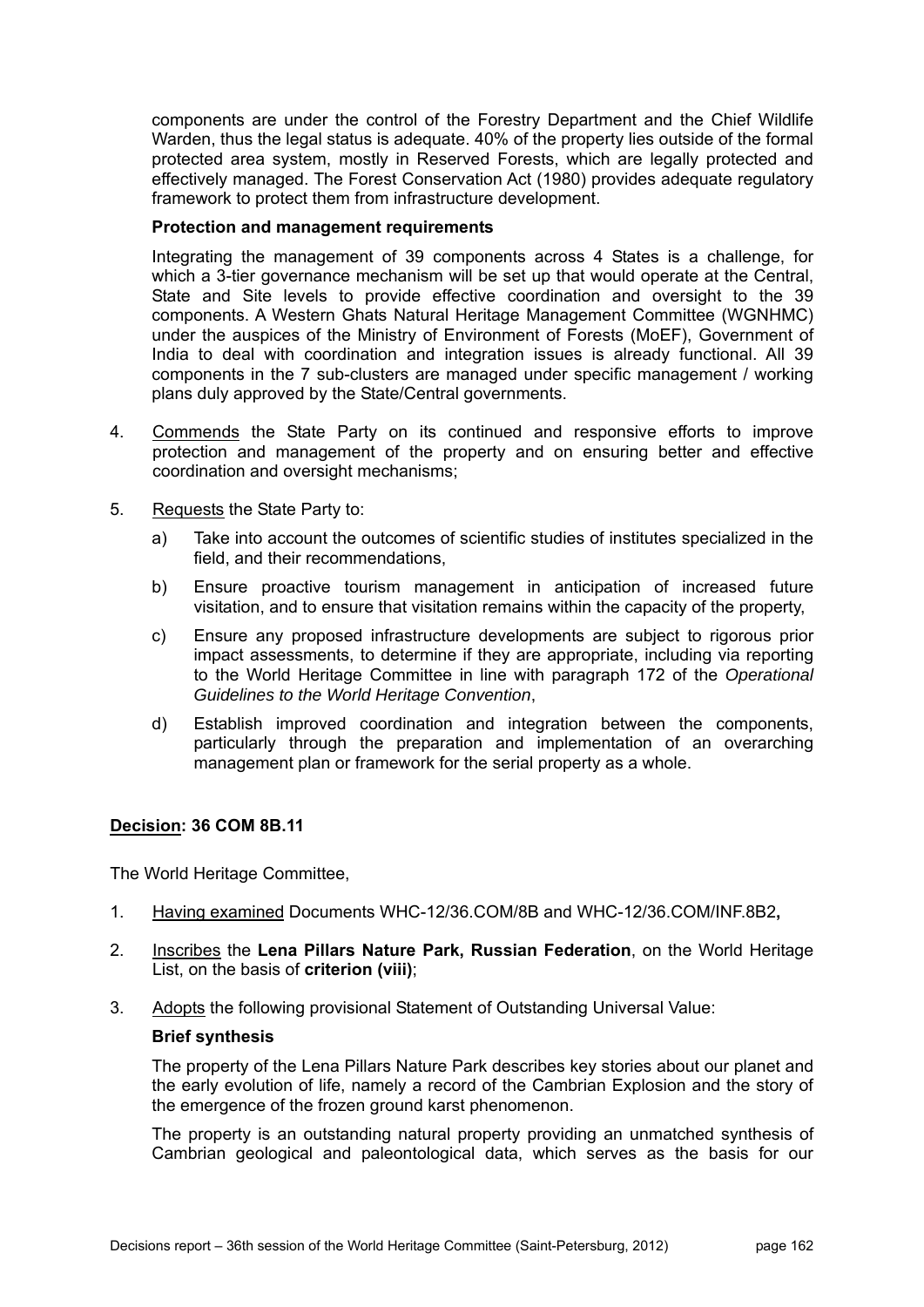components are under the control of the Forestry Department and the Chief Wildlife Warden, thus the legal status is adequate. 40% of the property lies outside of the formal protected area system, mostly in Reserved Forests, which are legally protected and effectively managed. The Forest Conservation Act (1980) provides adequate regulatory framework to protect them from infrastructure development.

**Protection and management requirements**

Integrating the management of 39 components across 4 States is a challenge, for which a 3-tier governance mechanism will be set up that would operate at the Central, State and Site levels to provide effective coordination and oversight to the 39 components. A Western Ghats Natural Heritage Management Committee (WGNHMC) under the auspices of the Ministry of Environment of Forests (MoEF), Government of India to deal with coordination and integration issues is already functional. All 39 components in the 7 sub-clusters are managed under specific management / working plans duly approved by the State/Central governments.

4. Commends the State Party on its continued and responsive efforts to improve protection and management of the property and on ensuring better and effective coordination and oversight mechanisms;

5. Requests the State Party to:

   a) Take into account the outcomes of scientific studies of institutes specialized in the field, and their recommendations,

   b) Ensure proactive tourism management in anticipation of increased future visitation, and to ensure that visitation remains within the capacity of the property,

   c) Ensure any proposed infrastructure developments are subject to rigorous prior impact assessments, to determine if they are appropriate, including via reporting to the World Heritage Committee in line with paragraph 172 of the *Operational Guidelines to the World Heritage Convention*,

   d) Establish improved coordination and integration between the components, particularly through the preparation and implementation of an overarching management plan or framework for the serial property as a whole.

**Decision: 36 COM 8B.11**

The World Heritage Committee,

1. Having examined Documents WHC-12/36.COM/8B and WHC-12/36.COM/INF.8B2**,**

2. Inscribes the **Lena Pillars Nature Park, Russian Federation**, on the World Heritage List, on the basis of **criterion (viii)**;

3. Adopts the following provisional Statement of Outstanding Universal Value:

**Brief synthesis**

The property of the Lena Pillars Nature Park describes key stories about our planet and the early evolution of life, namely a record of the Cambrian Explosion and the story of the emergence of the frozen ground karst phenomenon.

The property is an outstanding natural property providing an unmatched synthesis of Cambrian geological and paleontological data, which serves as the basis for our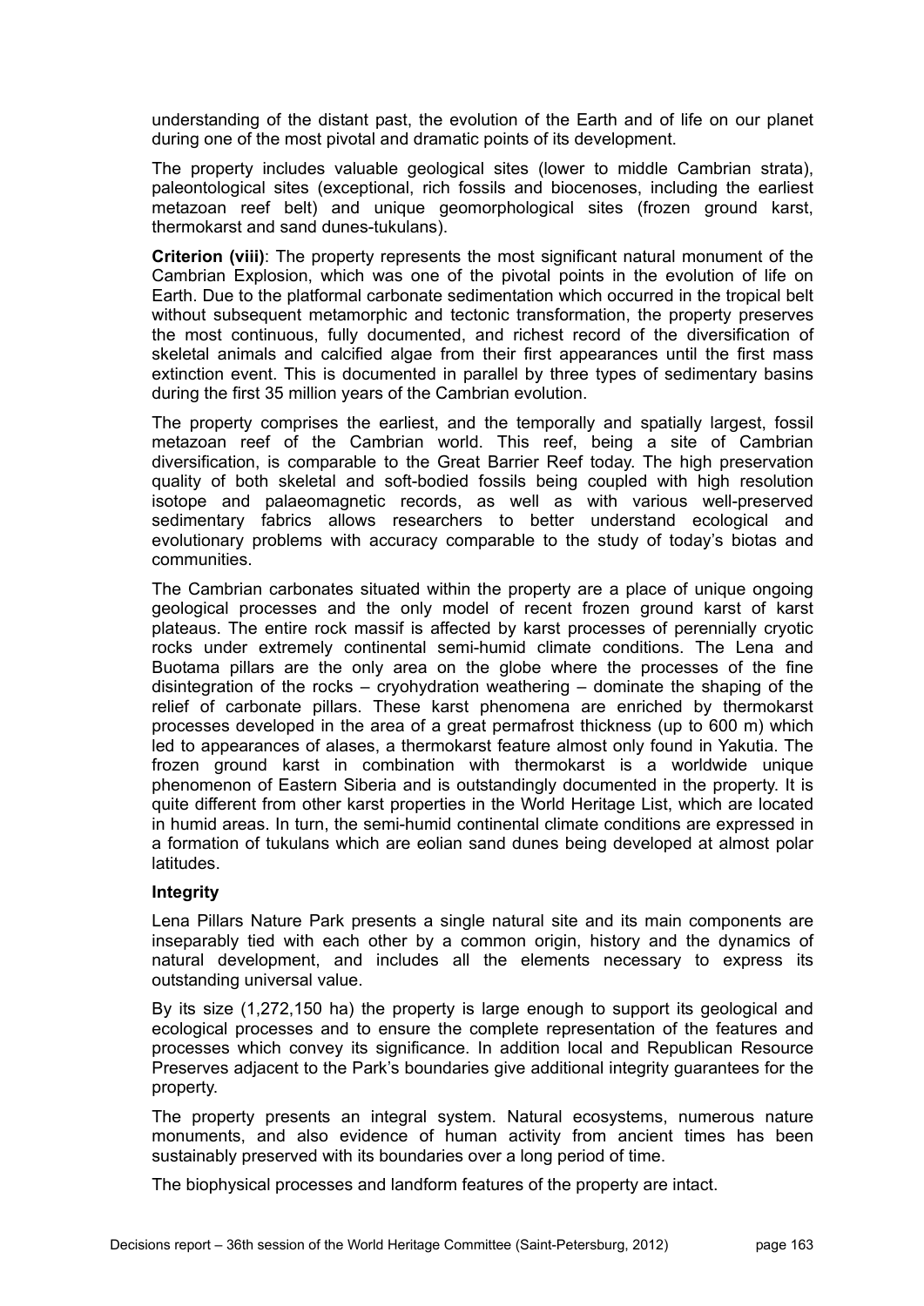understanding of the distant past, the evolution of the Earth and of life on our planet during one of the most pivotal and dramatic points of its development.

The property includes valuable geological sites (lower to middle Cambrian strata), paleontological sites (exceptional, rich fossils and biocenoses, including the earliest metazoan reef belt) and unique geomorphological sites (frozen ground karst, thermokarst and sand dunes-tukulans).

**Criterion (viii)**: The property represents the most significant natural monument of the Cambrian Explosion, which was one of the pivotal points in the evolution of life on Earth. Due to the platformal carbonate sedimentation which occurred in the tropical belt without subsequent metamorphic and tectonic transformation, the property preserves the most continuous, fully documented, and richest record of the diversification of skeletal animals and calcified algae from their first appearances until the first mass extinction event. This is documented in parallel by three types of sedimentary basins during the first 35 million years of the Cambrian evolution.

The property comprises the earliest, and the temporally and spatially largest, fossil metazoan reef of the Cambrian world. This reef, being a site of Cambrian diversification, is comparable to the Great Barrier Reef today. The high preservation quality of both skeletal and soft-bodied fossils being coupled with high resolution isotope and palaeomagnetic records, as well as with various well-preserved sedimentary fabrics allows researchers to better understand ecological and evolutionary problems with accuracy comparable to the study of today's biotas and communities.

The Cambrian carbonates situated within the property are a place of unique ongoing geological processes and the only model of recent frozen ground karst of karst plateaus. The entire rock massif is affected by karst processes of perennially cryotic rocks under extremely continental semi-humid climate conditions. The Lena and Buotama pillars are the only area on the globe where the processes of the fine disintegration of the rocks – cryohydration weathering – dominate the shaping of the relief of carbonate pillars. These karst phenomena are enriched by thermokarst processes developed in the area of a great permafrost thickness (up to 600 m) which led to appearances of alases, a thermokarst feature almost only found in Yakutia. The frozen ground karst in combination with thermokarst is a worldwide unique phenomenon of Eastern Siberia and is outstandingly documented in the property. It is quite different from other karst properties in the World Heritage List, which are located in humid areas. In turn, the semi-humid continental climate conditions are expressed in a formation of tukulans which are eolian sand dunes being developed at almost polar latitudes.

**Integrity**

Lena Pillars Nature Park presents a single natural site and its main components are inseparably tied with each other by a common origin, history and the dynamics of natural development, and includes all the elements necessary to express its outstanding universal value.

By its size (1,272,150 ha) the property is large enough to support its geological and ecological processes and to ensure the complete representation of the features and processes which convey its significance. In addition local and Republican Resource Preserves adjacent to the Park's boundaries give additional integrity guarantees for the property.

The property presents an integral system. Natural ecosystems, numerous nature monuments, and also evidence of human activity from ancient times has been sustainably preserved with its boundaries over a long period of time.

The biophysical processes and landform features of the property are intact.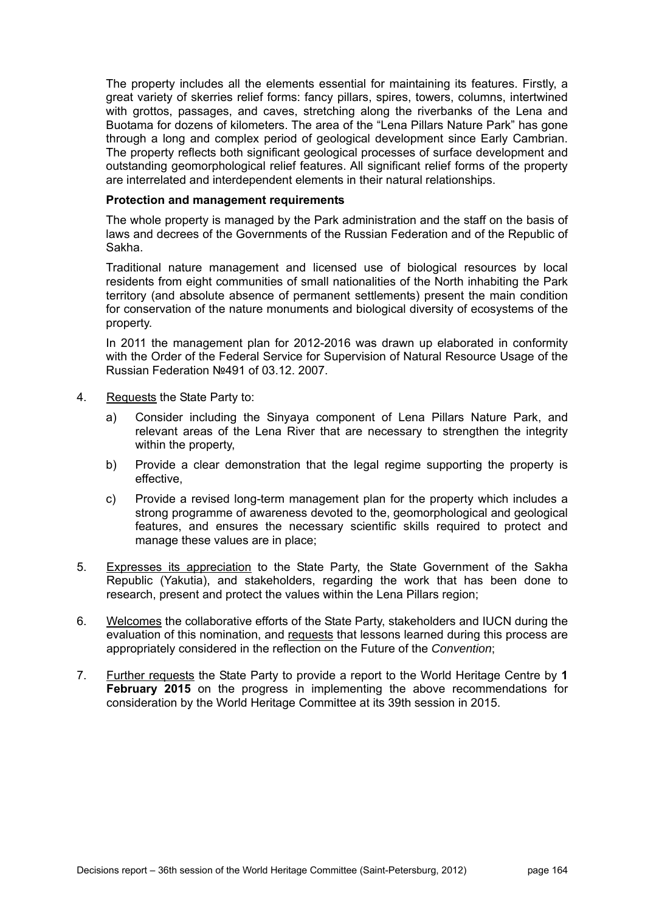The property includes all the elements essential for maintaining its features. Firstly, a great variety of skerries relief forms: fancy pillars, spires, towers, columns, intertwined with grottos, passages, and caves, stretching along the riverbanks of the Lena and Buotama for dozens of kilometers. The area of the "Lena Pillars Nature Park" has gone through a long and complex period of geological development since Early Cambrian. The property reflects both significant geological processes of surface development and outstanding geomorphological relief features. All significant relief forms of the property are interrelated and interdependent elements in their natural relationships.

**Protection and management requirements**

The whole property is managed by the Park administration and the staff on the basis of laws and decrees of the Governments of the Russian Federation and of the Republic of Sakha.

Traditional nature management and licensed use of biological resources by local residents from eight communities of small nationalities of the North inhabiting the Park territory (and absolute absence of permanent settlements) present the main condition for conservation of the nature monuments and biological diversity of ecosystems of the property.

In 2011 the management plan for 2012-2016 was drawn up elaborated in conformity with the Order of the Federal Service for Supervision of Natural Resource Usage of the Russian Federation №491 of 03.12. 2007.

4. Requests the State Party to:

   a) Consider including the Sinyaya component of Lena Pillars Nature Park, and relevant areas of the Lena River that are necessary to strengthen the integrity within the property,

   b) Provide a clear demonstration that the legal regime supporting the property is effective,

   c) Provide a revised long-term management plan for the property which includes a strong programme of awareness devoted to the, geomorphological and geological features, and ensures the necessary scientific skills required to protect and manage these values are in place;

5. Expresses its appreciation to the State Party, the State Government of the Sakha Republic (Yakutia), and stakeholders, regarding the work that has been done to research, present and protect the values within the Lena Pillars region;

6. Welcomes the collaborative efforts of the State Party, stakeholders and IUCN during the evaluation of this nomination, and requests that lessons learned during this process are appropriately considered in the reflection on the Future of the *Convention*;

7. Further requests the State Party to provide a report to the World Heritage Centre by **1 February 2015** on the progress in implementing the above recommendations for consideration by the World Heritage Committee at its 39th session in 2015.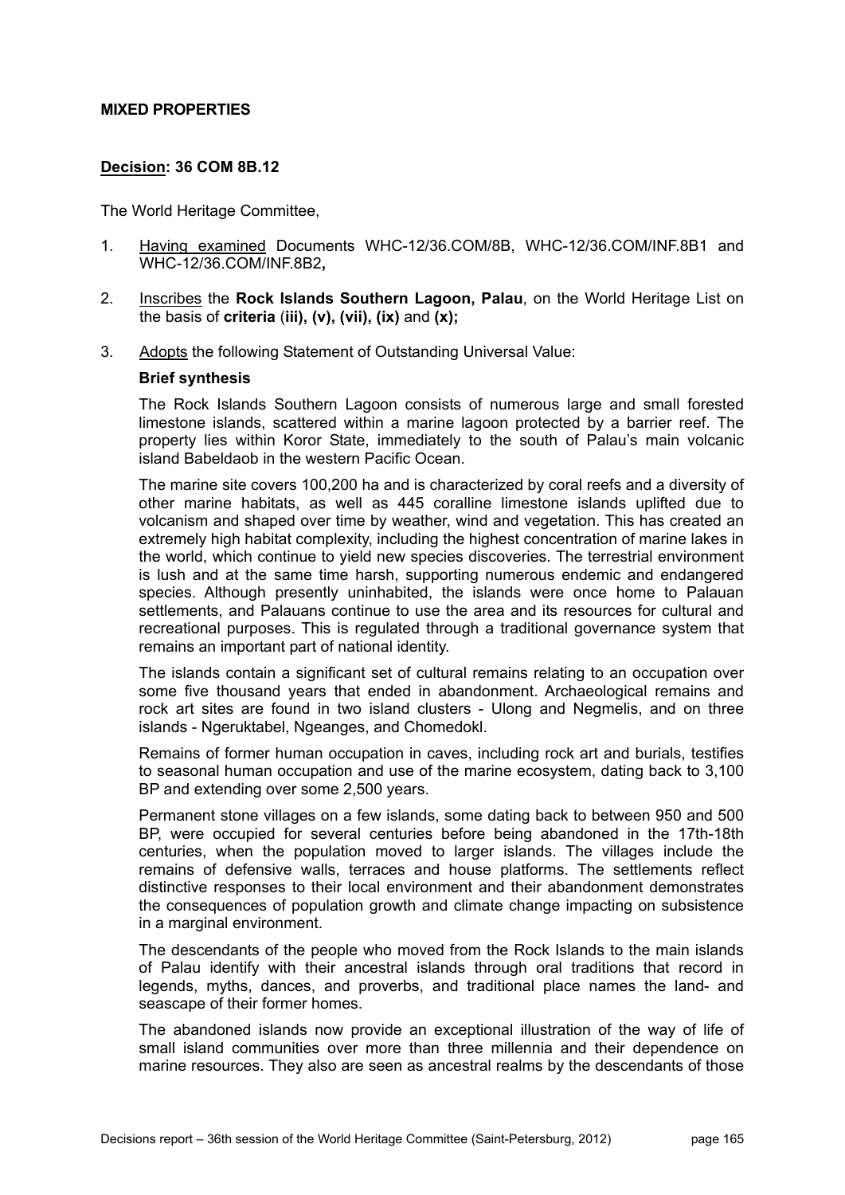**MIXED PROPERTIES**

**Decision: 36 COM 8B.12**

The World Heritage Committee,

1. Having examined Documents WHC-12/36.COM/8B, WHC-12/36.COM/INF.8B1 and WHC-12/36.COM/INF.8B2**,**

2. Inscribes the **Rock Islands Southern Lagoon, Palau**, on the World Heritage List on the basis of **criteria (iii), (v), (vii), (ix)** and **(x);**

3. Adopts the following Statement of Outstanding Universal Value:

**Brief synthesis**

The Rock Islands Southern Lagoon consists of numerous large and small forested limestone islands, scattered within a marine lagoon protected by a barrier reef. The property lies within Koror State, immediately to the south of Palau's main volcanic island Babeldaob in the western Pacific Ocean.

The marine site covers 100,200 ha and is characterized by coral reefs and a diversity of other marine habitats, as well as 445 coralline limestone islands uplifted due to volcanism and shaped over time by weather, wind and vegetation. This has created an extremely high habitat complexity, including the highest concentration of marine lakes in the world, which continue to yield new species discoveries. The terrestrial environment is lush and at the same time harsh, supporting numerous endemic and endangered species. Although presently uninhabited, the islands were once home to Palauan settlements, and Palauans continue to use the area and its resources for cultural and recreational purposes. This is regulated through a traditional governance system that remains an important part of national identity.

The islands contain a significant set of cultural remains relating to an occupation over some five thousand years that ended in abandonment. Archaeological remains and rock art sites are found in two island clusters - Ulong and Negmelis, and on three islands - Ngeruktabel, Ngeanges, and Chomedokl.

Remains of former human occupation in caves, including rock art and burials, testifies to seasonal human occupation and use of the marine ecosystem, dating back to 3,100 BP and extending over some 2,500 years.

Permanent stone villages on a few islands, some dating back to between 950 and 500 BP, were occupied for several centuries before being abandoned in the 17th-18th centuries, when the population moved to larger islands. The villages include the remains of defensive walls, terraces and house platforms. The settlements reflect distinctive responses to their local environment and their abandonment demonstrates the consequences of population growth and climate change impacting on subsistence in a marginal environment.

The descendants of the people who moved from the Rock Islands to the main islands of Palau identify with their ancestral islands through oral traditions that record in legends, myths, dances, and proverbs, and traditional place names the land- and seascape of their former homes.

The abandoned islands now provide an exceptional illustration of the way of life of small island communities over more than three millennia and their dependence on marine resources. They also are seen as ancestral realms by the descendants of those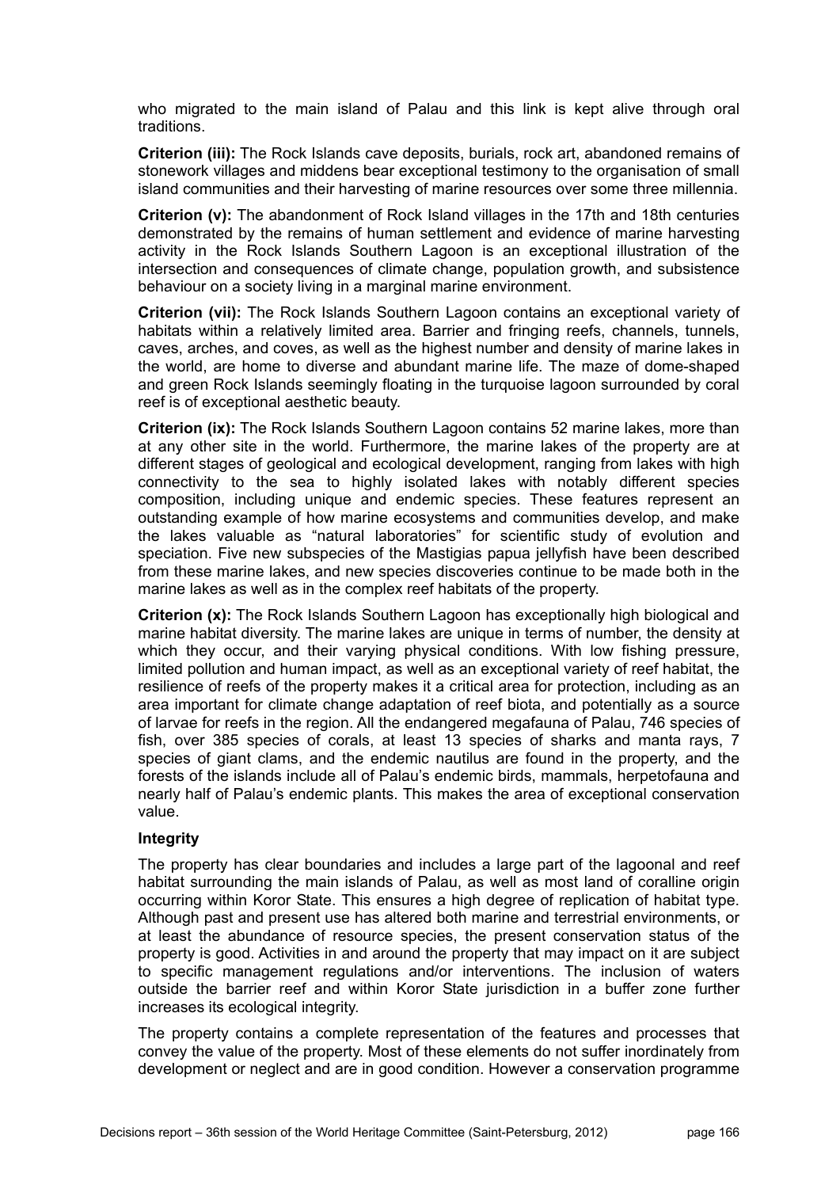who migrated to the main island of Palau and this link is kept alive through oral traditions.

**Criterion (iii):** The Rock Islands cave deposits, burials, rock art, abandoned remains of stonework villages and middens bear exceptional testimony to the organisation of small island communities and their harvesting of marine resources over some three millennia.

**Criterion (v):** The abandonment of Rock Island villages in the 17th and 18th centuries demonstrated by the remains of human settlement and evidence of marine harvesting activity in the Rock Islands Southern Lagoon is an exceptional illustration of the intersection and consequences of climate change, population growth, and subsistence behaviour on a society living in a marginal marine environment.

**Criterion (vii):** The Rock Islands Southern Lagoon contains an exceptional variety of habitats within a relatively limited area. Barrier and fringing reefs, channels, tunnels, caves, arches, and coves, as well as the highest number and density of marine lakes in the world, are home to diverse and abundant marine life. The maze of dome-shaped and green Rock Islands seemingly floating in the turquoise lagoon surrounded by coral reef is of exceptional aesthetic beauty.

**Criterion (ix):** The Rock Islands Southern Lagoon contains 52 marine lakes, more than at any other site in the world. Furthermore, the marine lakes of the property are at different stages of geological and ecological development, ranging from lakes with high connectivity to the sea to highly isolated lakes with notably different species composition, including unique and endemic species. These features represent an outstanding example of how marine ecosystems and communities develop, and make the lakes valuable as "natural laboratories" for scientific study of evolution and speciation. Five new subspecies of the Mastigias papua jellyfish have been described from these marine lakes, and new species discoveries continue to be made both in the marine lakes as well as in the complex reef habitats of the property.

**Criterion (x):** The Rock Islands Southern Lagoon has exceptionally high biological and marine habitat diversity. The marine lakes are unique in terms of number, the density at which they occur, and their varying physical conditions. With low fishing pressure, limited pollution and human impact, as well as an exceptional variety of reef habitat, the resilience of reefs of the property makes it a critical area for protection, including as an area important for climate change adaptation of reef biota, and potentially as a source of larvae for reefs in the region. All the endangered megafauna of Palau, 746 species of fish, over 385 species of corals, at least 13 species of sharks and manta rays, 7 species of giant clams, and the endemic nautilus are found in the property, and the forests of the islands include all of Palau's endemic birds, mammals, herpetofauna and nearly half of Palau's endemic plants. This makes the area of exceptional conservation value.

**Integrity**

The property has clear boundaries and includes a large part of the lagoonal and reef habitat surrounding the main islands of Palau, as well as most land of coralline origin occurring within Koror State. This ensures a high degree of replication of habitat type. Although past and present use has altered both marine and terrestrial environments, or at least the abundance of resource species, the present conservation status of the property is good. Activities in and around the property that may impact on it are subject to specific management regulations and/or interventions. The inclusion of waters outside the barrier reef and within Koror State jurisdiction in a buffer zone further increases its ecological integrity.

The property contains a complete representation of the features and processes that convey the value of the property. Most of these elements do not suffer inordinately from development or neglect and are in good condition. However a conservation programme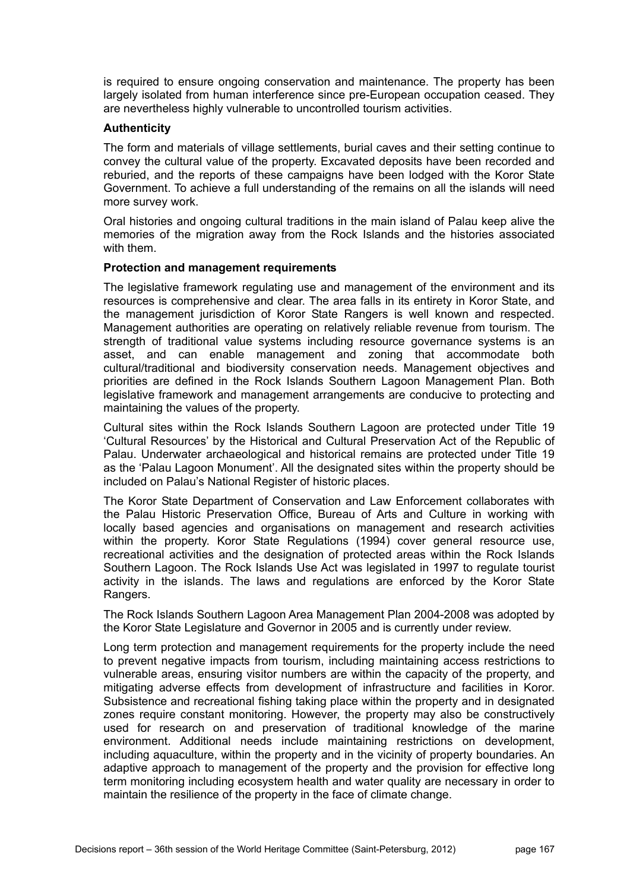is required to ensure ongoing conservation and maintenance. The property has been largely isolated from human interference since pre-European occupation ceased. They are nevertheless highly vulnerable to uncontrolled tourism activities.

**Authenticity**

The form and materials of village settlements, burial caves and their setting continue to convey the cultural value of the property. Excavated deposits have been recorded and reburied, and the reports of these campaigns have been lodged with the Koror State Government. To achieve a full understanding of the remains on all the islands will need more survey work.

Oral histories and ongoing cultural traditions in the main island of Palau keep alive the memories of the migration away from the Rock Islands and the histories associated with them.

**Protection and management requirements**

The legislative framework regulating use and management of the environment and its resources is comprehensive and clear. The area falls in its entirety in Koror State, and the management jurisdiction of Koror State Rangers is well known and respected. Management authorities are operating on relatively reliable revenue from tourism. The strength of traditional value systems including resource governance systems is an asset, and can enable management and zoning that accommodate both cultural/traditional and biodiversity conservation needs. Management objectives and priorities are defined in the Rock Islands Southern Lagoon Management Plan. Both legislative framework and management arrangements are conducive to protecting and maintaining the values of the property.

Cultural sites within the Rock Islands Southern Lagoon are protected under Title 19 'Cultural Resources' by the Historical and Cultural Preservation Act of the Republic of Palau. Underwater archaeological and historical remains are protected under Title 19 as the 'Palau Lagoon Monument'. All the designated sites within the property should be included on Palau's National Register of historic places.

The Koror State Department of Conservation and Law Enforcement collaborates with the Palau Historic Preservation Office, Bureau of Arts and Culture in working with locally based agencies and organisations on management and research activities within the property. Koror State Regulations (1994) cover general resource use, recreational activities and the designation of protected areas within the Rock Islands Southern Lagoon. The Rock Islands Use Act was legislated in 1997 to regulate tourist activity in the islands. The laws and regulations are enforced by the Koror State Rangers.

The Rock Islands Southern Lagoon Area Management Plan 2004-2008 was adopted by the Koror State Legislature and Governor in 2005 and is currently under review.

Long term protection and management requirements for the property include the need to prevent negative impacts from tourism, including maintaining access restrictions to vulnerable areas, ensuring visitor numbers are within the capacity of the property, and mitigating adverse effects from development of infrastructure and facilities in Koror. Subsistence and recreational fishing taking place within the property and in designated zones require constant monitoring. However, the property may also be constructively used for research on and preservation of traditional knowledge of the marine environment. Additional needs include maintaining restrictions on development, including aquaculture, within the property and in the vicinity of property boundaries. An adaptive approach to management of the property and the provision for effective long term monitoring including ecosystem health and water quality are necessary in order to maintain the resilience of the property in the face of climate change.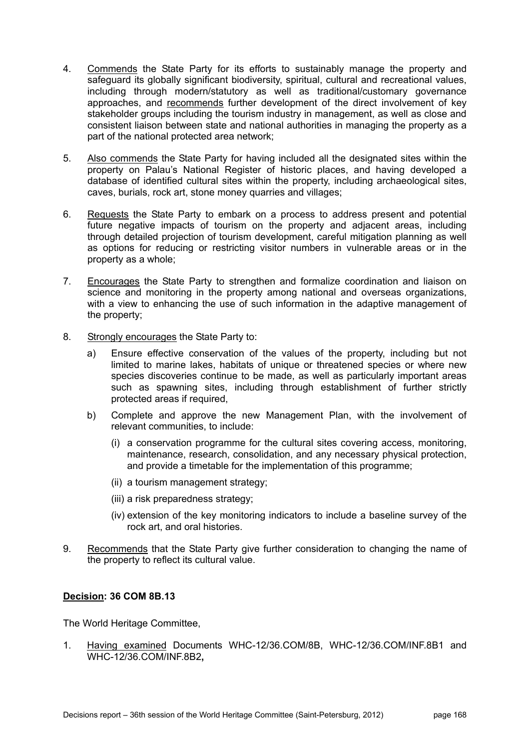4. Commends the State Party for its efforts to sustainably manage the property and safeguard its globally significant biodiversity, spiritual, cultural and recreational values, including through modern/statutory as well as traditional/customary governance approaches, and recommends further development of the direct involvement of key stakeholder groups including the tourism industry in management, as well as close and consistent liaison between state and national authorities in managing the property as a part of the national protected area network;

5. Also commends the State Party for having included all the designated sites within the property on Palau's National Register of historic places, and having developed a database of identified cultural sites within the property, including archaeological sites, caves, burials, rock art, stone money quarries and villages;

6. Requests the State Party to embark on a process to address present and potential future negative impacts of tourism on the property and adjacent areas, including through detailed projection of tourism development, careful mitigation planning as well as options for reducing or restricting visitor numbers in vulnerable areas or in the property as a whole;

7. Encourages the State Party to strengthen and formalize coordination and liaison on science and monitoring in the property among national and overseas organizations, with a view to enhancing the use of such information in the adaptive management of the property;

8. Strongly encourages the State Party to:

   a) Ensure effective conservation of the values of the property, including but not limited to marine lakes, habitats of unique or threatened species or where new species discoveries continue to be made, as well as particularly important areas such as spawning sites, including through establishment of further strictly protected areas if required,

   b) Complete and approve the new Management Plan, with the involvement of relevant communities, to include:

      (i) a conservation programme for the cultural sites covering access, monitoring, maintenance, research, consolidation, and any necessary physical protection, and provide a timetable for the implementation of this programme;

      (ii) a tourism management strategy;

      (iii) a risk preparedness strategy;

      (iv) extension of the key monitoring indicators to include a baseline survey of the rock art, and oral histories.

9. Recommends that the State Party give further consideration to changing the name of the property to reflect its cultural value.

**Decision: 36 COM 8B.13**

The World Heritage Committee,

1. Having examined Documents WHC-12/36.COM/8B, WHC-12/36.COM/INF.8B1 and WHC-12/36.COM/INF.8B2**,**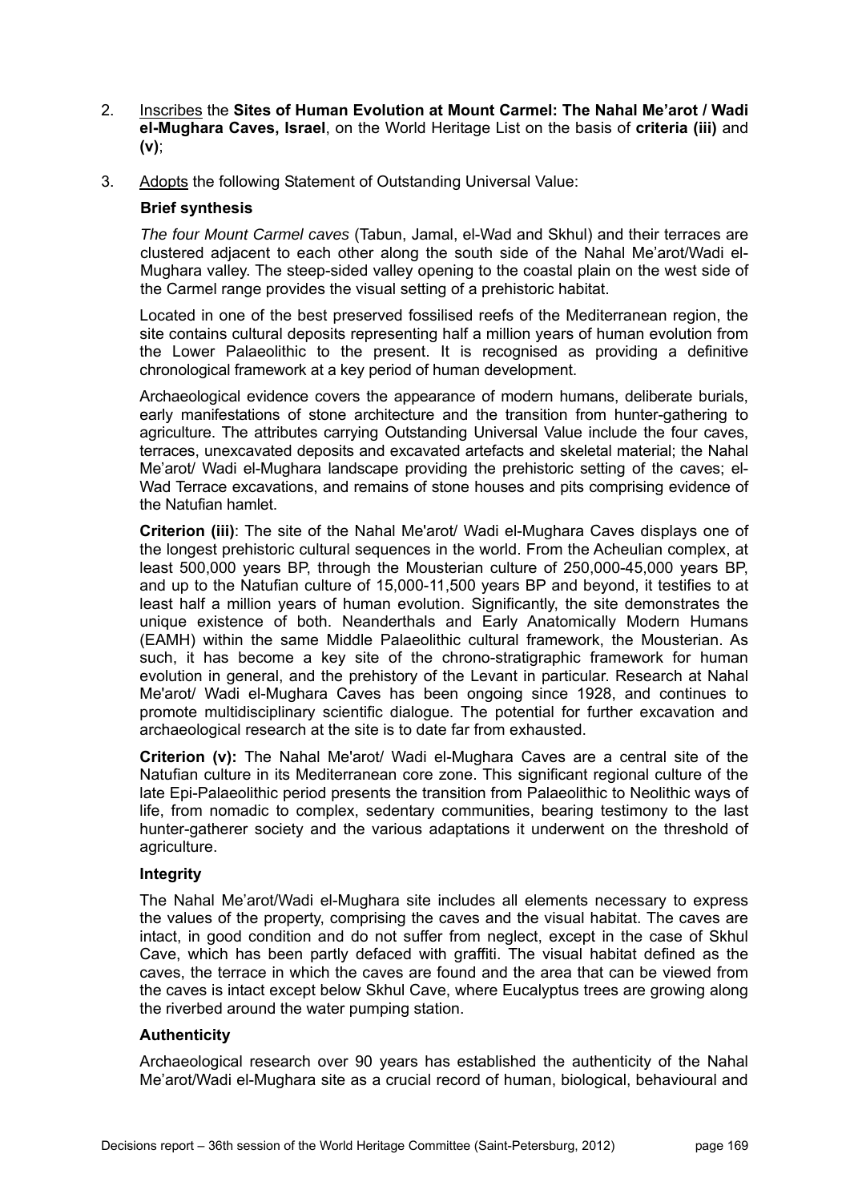2. Inscribes the **Sites of Human Evolution at Mount Carmel: The Nahal Me'arot / Wadi el-Mughara Caves, Israel**, on the World Heritage List on the basis of **criteria (iii)** and **(v)**;

3. Adopts the following Statement of Outstanding Universal Value:

**Brief synthesis**

*The four Mount Carmel caves* (Tabun, Jamal, el-Wad and Skhul) and their terraces are clustered adjacent to each other along the south side of the Nahal Me'arot/Wadi el-Mughara valley. The steep-sided valley opening to the coastal plain on the west side of the Carmel range provides the visual setting of a prehistoric habitat.

Located in one of the best preserved fossilised reefs of the Mediterranean region, the site contains cultural deposits representing half a million years of human evolution from the Lower Palaeolithic to the present. It is recognised as providing a definitive chronological framework at a key period of human development.

Archaeological evidence covers the appearance of modern humans, deliberate burials, early manifestations of stone architecture and the transition from hunter-gathering to agriculture. The attributes carrying Outstanding Universal Value include the four caves, terraces, unexcavated deposits and excavated artefacts and skeletal material; the Nahal Me'arot/ Wadi el-Mughara landscape providing the prehistoric setting of the caves; el-Wad Terrace excavations, and remains of stone houses and pits comprising evidence of the Natufian hamlet.

**Criterion (iii)**: The site of the Nahal Me'arot/ Wadi el-Mughara Caves displays one of the longest prehistoric cultural sequences in the world. From the Acheulian complex, at least 500,000 years BP, through the Mousterian culture of 250,000-45,000 years BP, and up to the Natufian culture of 15,000-11,500 years BP and beyond, it testifies to at least half a million years of human evolution. Significantly, the site demonstrates the unique existence of both. Neanderthals and Early Anatomically Modern Humans (EAMH) within the same Middle Palaeolithic cultural framework, the Mousterian. As such, it has become a key site of the chrono-stratigraphic framework for human evolution in general, and the prehistory of the Levant in particular. Research at Nahal Me'arot/ Wadi el-Mughara Caves has been ongoing since 1928, and continues to promote multidisciplinary scientific dialogue. The potential for further excavation and archaeological research at the site is to date far from exhausted.

**Criterion (v):** The Nahal Me'arot/ Wadi el-Mughara Caves are a central site of the Natufian culture in its Mediterranean core zone. This significant regional culture of the late Epi-Palaeolithic period presents the transition from Palaeolithic to Neolithic ways of life, from nomadic to complex, sedentary communities, bearing testimony to the last hunter-gatherer society and the various adaptations it underwent on the threshold of agriculture.

**Integrity**

The Nahal Me'arot/Wadi el-Mughara site includes all elements necessary to express the values of the property, comprising the caves and the visual habitat. The caves are intact, in good condition and do not suffer from neglect, except in the case of Skhul Cave, which has been partly defaced with graffiti. The visual habitat defined as the caves, the terrace in which the caves are found and the area that can be viewed from the caves is intact except below Skhul Cave, where Eucalyptus trees are growing along the riverbed around the water pumping station.

**Authenticity**

Archaeological research over 90 years has established the authenticity of the Nahal Me'arot/Wadi el-Mughara site as a crucial record of human, biological, behavioural and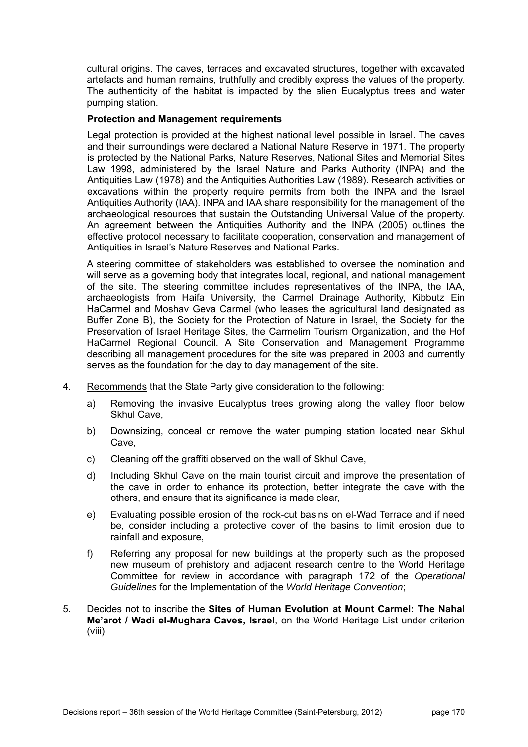cultural origins. The caves, terraces and excavated structures, together with excavated artefacts and human remains, truthfully and credibly express the values of the property. The authenticity of the habitat is impacted by the alien Eucalyptus trees and water pumping station.

**Protection and Management requirements**

Legal protection is provided at the highest national level possible in Israel. The caves and their surroundings were declared a National Nature Reserve in 1971. The property is protected by the National Parks, Nature Reserves, National Sites and Memorial Sites Law 1998, administered by the Israel Nature and Parks Authority (INPA) and the Antiquities Law (1978) and the Antiquities Authorities Law (1989). Research activities or excavations within the property require permits from both the INPA and the Israel Antiquities Authority (IAA). INPA and IAA share responsibility for the management of the archaeological resources that sustain the Outstanding Universal Value of the property. An agreement between the Antiquities Authority and the INPA (2005) outlines the effective protocol necessary to facilitate cooperation, conservation and management of Antiquities in Israel's Nature Reserves and National Parks.

A steering committee of stakeholders was established to oversee the nomination and will serve as a governing body that integrates local, regional, and national management of the site. The steering committee includes representatives of the INPA, the IAA, archaeologists from Haifa University, the Carmel Drainage Authority, Kibbutz Ein HaCarmel and Moshav Geva Carmel (who leases the agricultural land designated as Buffer Zone B), the Society for the Protection of Nature in Israel, the Society for the Preservation of Israel Heritage Sites, the Carmelim Tourism Organization, and the Hof HaCarmel Regional Council. A Site Conservation and Management Programme describing all management procedures for the site was prepared in 2003 and currently serves as the foundation for the day to day management of the site.

4. Recommends that the State Party give consideration to the following:

   a) Removing the invasive Eucalyptus trees growing along the valley floor below Skhul Cave,

   b) Downsizing, conceal or remove the water pumping station located near Skhul Cave,

   c) Cleaning off the graffiti observed on the wall of Skhul Cave,

   d) Including Skhul Cave on the main tourist circuit and improve the presentation of the cave in order to enhance its protection, better integrate the cave with the others, and ensure that its significance is made clear,

   e) Evaluating possible erosion of the rock-cut basins on el-Wad Terrace and if need be, consider including a protective cover of the basins to limit erosion due to rainfall and exposure,

   f) Referring any proposal for new buildings at the property such as the proposed new museum of prehistory and adjacent research centre to the World Heritage Committee for review in accordance with paragraph 172 of the *Operational Guidelines* for the Implementation of the *World Heritage Convention*;

5. Decides not to inscribe the **Sites of Human Evolution at Mount Carmel: The Nahal Me'arot / Wadi el-Mughara Caves, Israel**, on the World Heritage List under criterion (viii).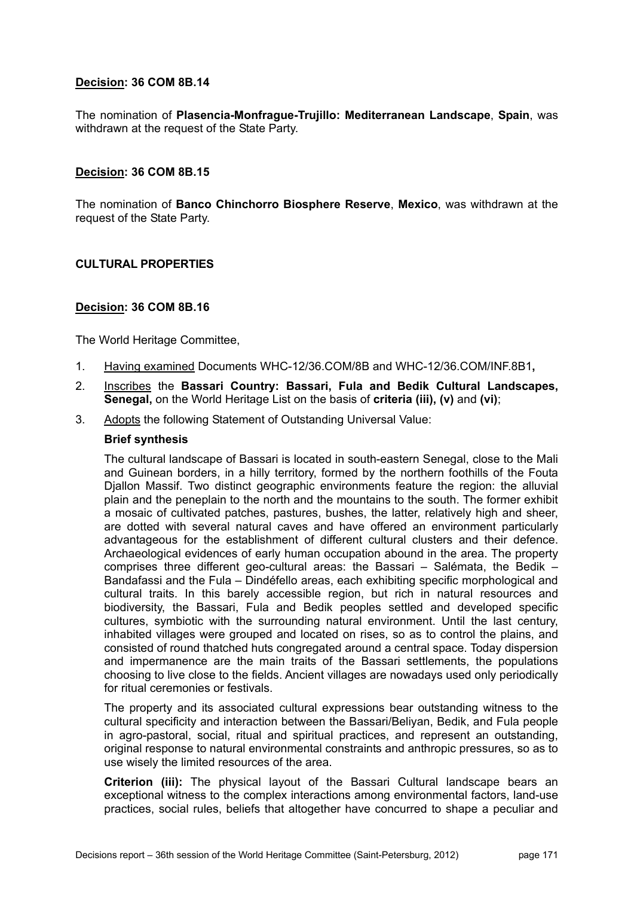**Decision: 36 COM 8B.14**

The nomination of **Plasencia-Monfrague-Trujillo: Mediterranean Landscape**, **Spain**, was withdrawn at the request of the State Party.

**Decision: 36 COM 8B.15**

The nomination of **Banco Chinchorro Biosphere Reserve**, **Mexico**, was withdrawn at the request of the State Party.

**CULTURAL PROPERTIES**

**Decision: 36 COM 8B.16**

The World Heritage Committee,

1. Having examined Documents WHC-12/36.COM/8B and WHC-12/36.COM/INF.8B1**,**
2. Inscribes the **Bassari Country: Bassari, Fula and Bedik Cultural Landscapes, Senegal,** on the World Heritage List on the basis of **criteria (iii), (v)** and **(vi)**;
3. Adopts the following Statement of Outstanding Universal Value:

**Brief synthesis**

The cultural landscape of Bassari is located in south-eastern Senegal, close to the Mali and Guinean borders, in a hilly territory, formed by the northern foothills of the Fouta Djallon Massif. Two distinct geographic environments feature the region: the alluvial plain and the peneplain to the north and the mountains to the south. The former exhibit a mosaic of cultivated patches, pastures, bushes, the latter, relatively high and sheer, are dotted with several natural caves and have offered an environment particularly advantageous for the establishment of different cultural clusters and their defence. Archaeological evidences of early human occupation abound in the area. The property comprises three different geo-cultural areas: the Bassari – Salémata, the Bedik – Bandafassi and the Fula – Dindéfello areas, each exhibiting specific morphological and cultural traits. In this barely accessible region, but rich in natural resources and biodiversity, the Bassari, Fula and Bedik peoples settled and developed specific cultures, symbiotic with the surrounding natural environment. Until the last century, inhabited villages were grouped and located on rises, so as to control the plains, and consisted of round thatched huts congregated around a central space. Today dispersion and impermanence are the main traits of the Bassari settlements, the populations choosing to live close to the fields. Ancient villages are nowadays used only periodically for ritual ceremonies or festivals.

The property and its associated cultural expressions bear outstanding witness to the cultural specificity and interaction between the Bassari/Beliyan, Bedik, and Fula people in agro-pastoral, social, ritual and spiritual practices, and represent an outstanding, original response to natural environmental constraints and anthropic pressures, so as to use wisely the limited resources of the area.

**Criterion (iii):** The physical layout of the Bassari Cultural landscape bears an exceptional witness to the complex interactions among environmental factors, land-use practices, social rules, beliefs that altogether have concurred to shape a peculiar and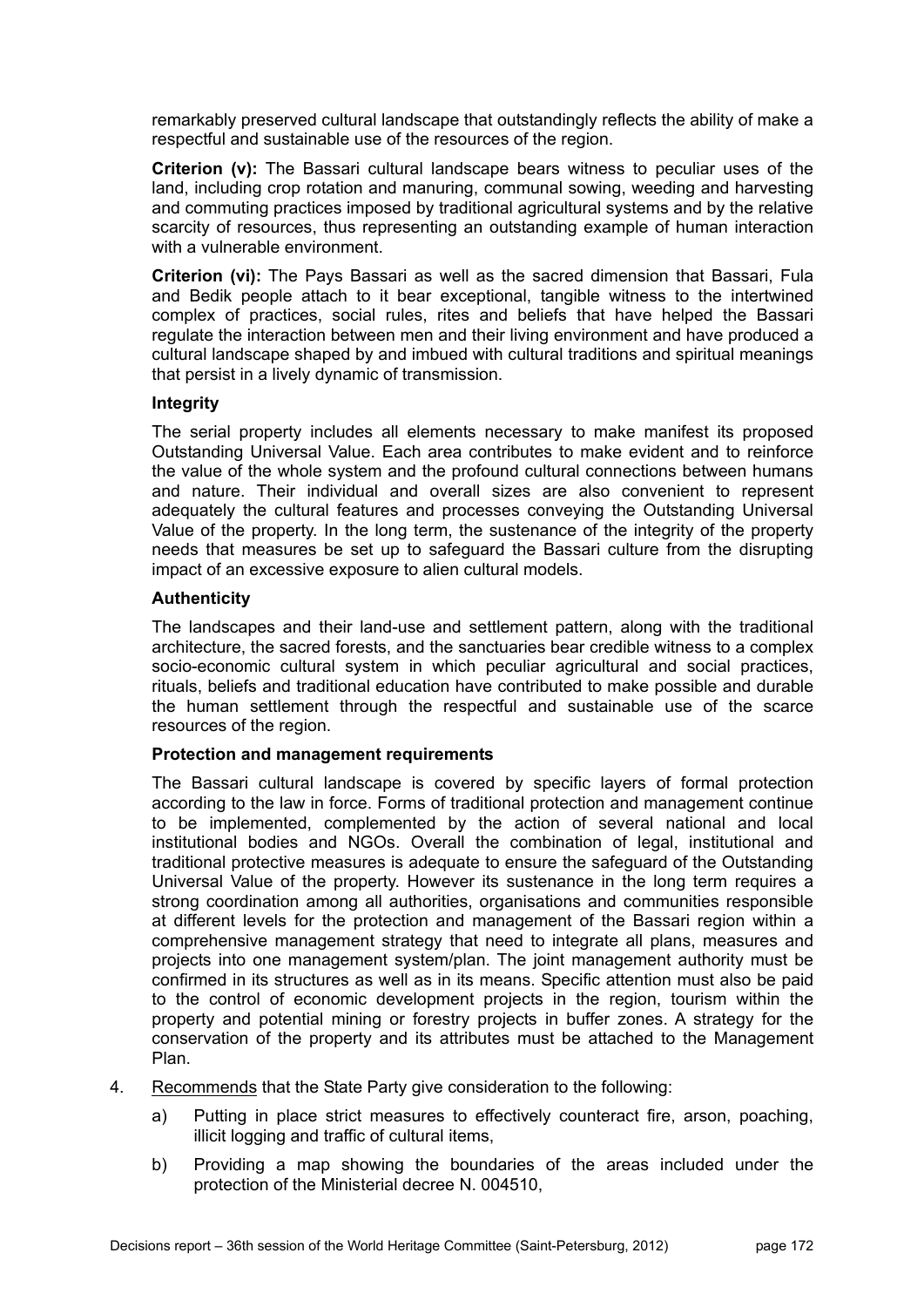remarkably preserved cultural landscape that outstandingly reflects the ability of make a respectful and sustainable use of the resources of the region.

**Criterion (v):** The Bassari cultural landscape bears witness to peculiar uses of the land, including crop rotation and manuring, communal sowing, weeding and harvesting and commuting practices imposed by traditional agricultural systems and by the relative scarcity of resources, thus representing an outstanding example of human interaction with a vulnerable environment.

**Criterion (vi):** The Pays Bassari as well as the sacred dimension that Bassari, Fula and Bedik people attach to it bear exceptional, tangible witness to the intertwined complex of practices, social rules, rites and beliefs that have helped the Bassari regulate the interaction between men and their living environment and have produced a cultural landscape shaped by and imbued with cultural traditions and spiritual meanings that persist in a lively dynamic of transmission.

**Integrity**

The serial property includes all elements necessary to make manifest its proposed Outstanding Universal Value. Each area contributes to make evident and to reinforce the value of the whole system and the profound cultural connections between humans and nature. Their individual and overall sizes are also convenient to represent adequately the cultural features and processes conveying the Outstanding Universal Value of the property. In the long term, the sustenance of the integrity of the property needs that measures be set up to safeguard the Bassari culture from the disrupting impact of an excessive exposure to alien cultural models.

**Authenticity**

The landscapes and their land-use and settlement pattern, along with the traditional architecture, the sacred forests, and the sanctuaries bear credible witness to a complex socio-economic cultural system in which peculiar agricultural and social practices, rituals, beliefs and traditional education have contributed to make possible and durable the human settlement through the respectful and sustainable use of the scarce resources of the region.

**Protection and management requirements**

The Bassari cultural landscape is covered by specific layers of formal protection according to the law in force. Forms of traditional protection and management continue to be implemented, complemented by the action of several national and local institutional bodies and NGOs. Overall the combination of legal, institutional and traditional protective measures is adequate to ensure the safeguard of the Outstanding Universal Value of the property. However its sustenance in the long term requires a strong coordination among all authorities, organisations and communities responsible at different levels for the protection and management of the Bassari region within a comprehensive management strategy that need to integrate all plans, measures and projects into one management system/plan. The joint management authority must be confirmed in its structures as well as in its means. Specific attention must also be paid to the control of economic development projects in the region, tourism within the property and potential mining or forestry projects in buffer zones. A strategy for the conservation of the property and its attributes must be attached to the Management Plan.

4. Recommends that the State Party give consideration to the following:

   a) Putting in place strict measures to effectively counteract fire, arson, poaching, illicit logging and traffic of cultural items,

   b) Providing a map showing the boundaries of the areas included under the protection of the Ministerial decree N. 004510,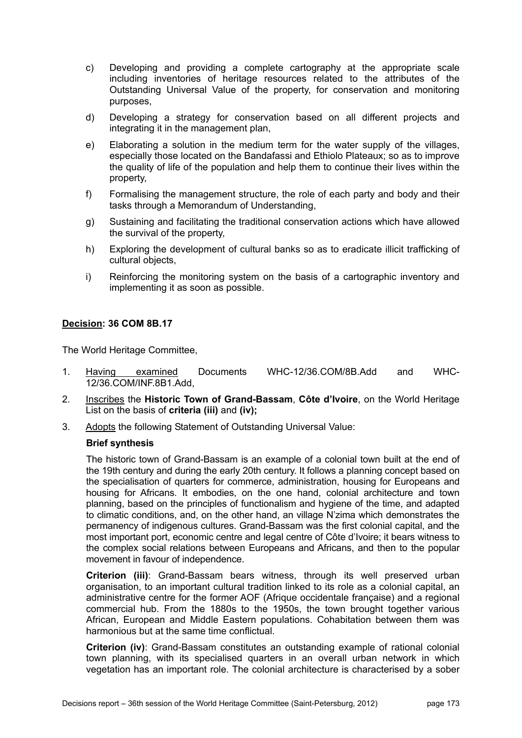c) Developing and providing a complete cartography at the appropriate scale including inventories of heritage resources related to the attributes of the Outstanding Universal Value of the property, for conservation and monitoring purposes,

d) Developing a strategy for conservation based on all different projects and integrating it in the management plan,

e) Elaborating a solution in the medium term for the water supply of the villages, especially those located on the Bandafassi and Ethiolo Plateaux; so as to improve the quality of life of the population and help them to continue their lives within the property,

f) Formalising the management structure, the role of each party and body and their tasks through a Memorandum of Understanding,

g) Sustaining and facilitating the traditional conservation actions which have allowed the survival of the property,

h) Exploring the development of cultural banks so as to eradicate illicit trafficking of cultural objects,

i) Reinforcing the monitoring system on the basis of a cartographic inventory and implementing it as soon as possible.

**Decision: 36 COM 8B.17**

The World Heritage Committee,

1. Having examined Documents WHC-12/36.COM/8B.Add and WHC-12/36.COM/INF.8B1.Add,

2. Inscribes the **Historic Town of Grand-Bassam**, **Côte d'Ivoire**, on the World Heritage List on the basis of **criteria (iii)** and **(iv);**

3. Adopts the following Statement of Outstanding Universal Value:

   **Brief synthesis**

   The historic town of Grand-Bassam is an example of a colonial town built at the end of the 19th century and during the early 20th century. It follows a planning concept based on the specialisation of quarters for commerce, administration, housing for Europeans and housing for Africans. It embodies, on the one hand, colonial architecture and town planning, based on the principles of functionalism and hygiene of the time, and adapted to climatic conditions, and, on the other hand, an village N'zima which demonstrates the permanency of indigenous cultures. Grand-Bassam was the first colonial capital, and the most important port, economic centre and legal centre of Côte d'Ivoire; it bears witness to the complex social relations between Europeans and Africans, and then to the popular movement in favour of independence.

   **Criterion (iii)**: Grand-Bassam bears witness, through its well preserved urban organisation, to an important cultural tradition linked to its role as a colonial capital, an administrative centre for the former AOF (Afrique occidentale française) and a regional commercial hub. From the 1880s to the 1950s, the town brought together various African, European and Middle Eastern populations. Cohabitation between them was harmonious but at the same time conflictual.

   **Criterion (iv)**: Grand-Bassam constitutes an outstanding example of rational colonial town planning, with its specialised quarters in an overall urban network in which vegetation has an important role. The colonial architecture is characterised by a sober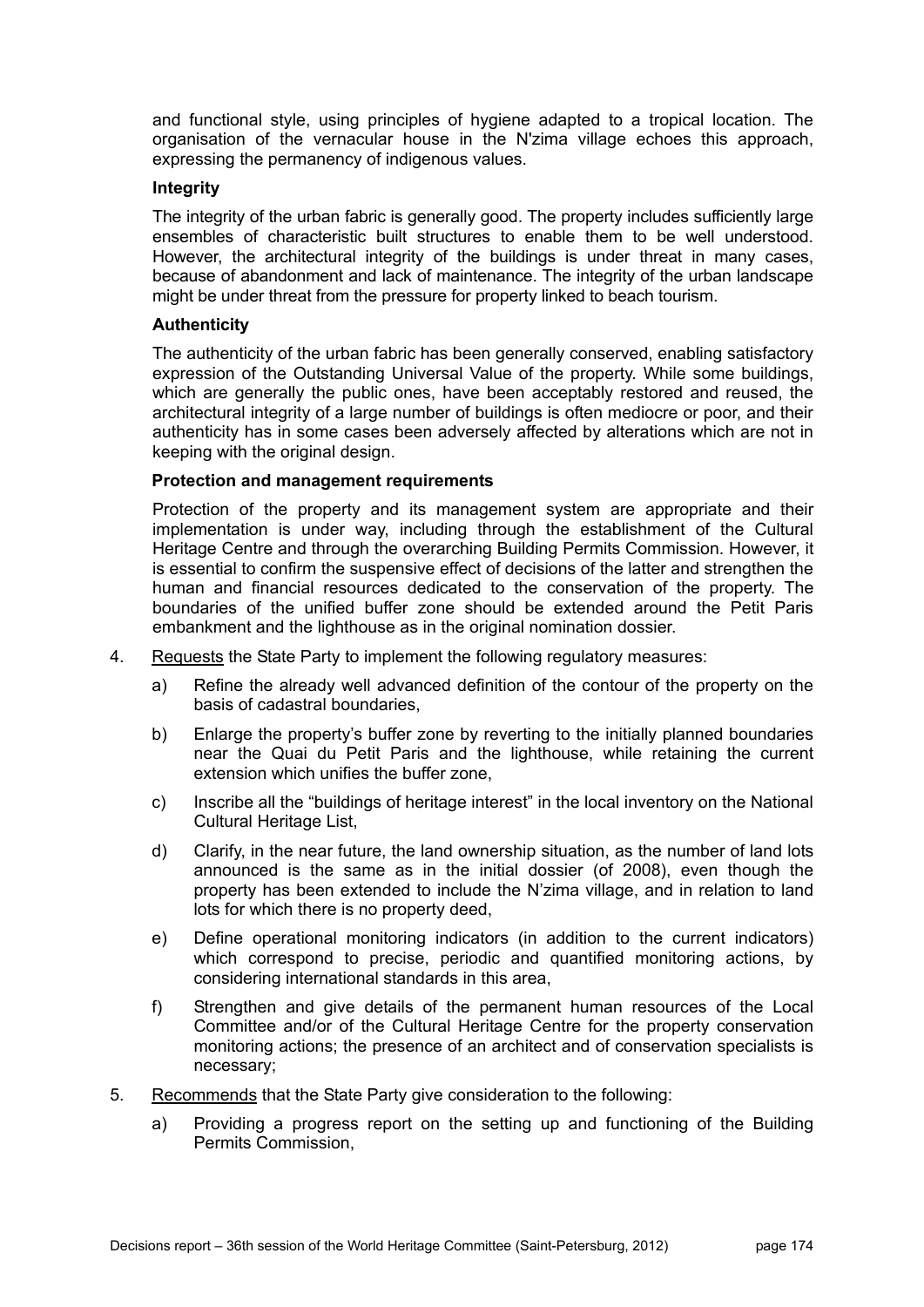and functional style, using principles of hygiene adapted to a tropical location. The organisation of the vernacular house in the N'zima village echoes this approach, expressing the permanency of indigenous values.

**Integrity**

The integrity of the urban fabric is generally good. The property includes sufficiently large ensembles of characteristic built structures to enable them to be well understood. However, the architectural integrity of the buildings is under threat in many cases, because of abandonment and lack of maintenance. The integrity of the urban landscape might be under threat from the pressure for property linked to beach tourism.

**Authenticity**

The authenticity of the urban fabric has been generally conserved, enabling satisfactory expression of the Outstanding Universal Value of the property. While some buildings, which are generally the public ones, have been acceptably restored and reused, the architectural integrity of a large number of buildings is often mediocre or poor, and their authenticity has in some cases been adversely affected by alterations which are not in keeping with the original design.

**Protection and management requirements**

Protection of the property and its management system are appropriate and their implementation is under way, including through the establishment of the Cultural Heritage Centre and through the overarching Building Permits Commission. However, it is essential to confirm the suspensive effect of decisions of the latter and strengthen the human and financial resources dedicated to the conservation of the property. The boundaries of the unified buffer zone should be extended around the Petit Paris embankment and the lighthouse as in the original nomination dossier.

4. Requests the State Party to implement the following regulatory measures:
   - a) Refine the already well advanced definition of the contour of the property on the basis of cadastral boundaries,
   - b) Enlarge the property's buffer zone by reverting to the initially planned boundaries near the Quai du Petit Paris and the lighthouse, while retaining the current extension which unifies the buffer zone,
   - c) Inscribe all the "buildings of heritage interest" in the local inventory on the National Cultural Heritage List,
   - d) Clarify, in the near future, the land ownership situation, as the number of land lots announced is the same as in the initial dossier (of 2008), even though the property has been extended to include the N'zima village, and in relation to land lots for which there is no property deed,
   - e) Define operational monitoring indicators (in addition to the current indicators) which correspond to precise, periodic and quantified monitoring actions, by considering international standards in this area,
   - f) Strengthen and give details of the permanent human resources of the Local Committee and/or of the Cultural Heritage Centre for the property conservation monitoring actions; the presence of an architect and of conservation specialists is necessary;
5. Recommends that the State Party give consideration to the following:
   - a) Providing a progress report on the setting up and functioning of the Building Permits Commission,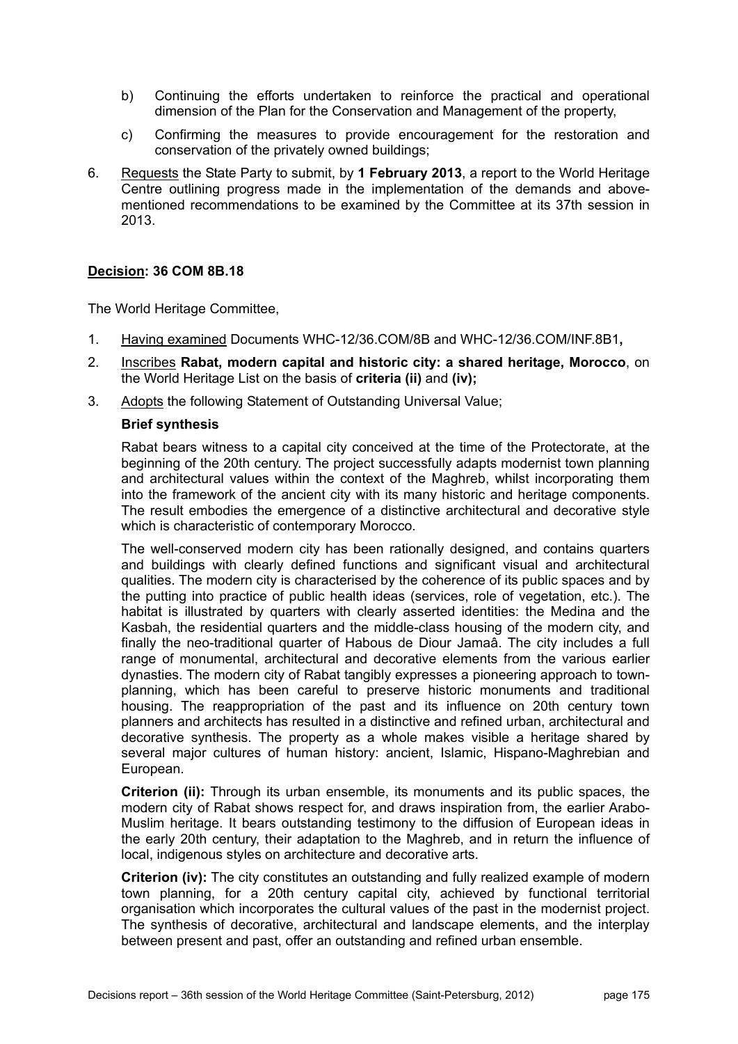b) Continuing the efforts undertaken to reinforce the practical and operational dimension of the Plan for the Conservation and Management of the property,

c) Confirming the measures to provide encouragement for the restoration and conservation of the privately owned buildings;

6. Requests the State Party to submit, by **1 February 2013**, a report to the World Heritage Centre outlining progress made in the implementation of the demands and above-mentioned recommendations to be examined by the Committee at its 37th session in 2013.

## Decision: 36 COM 8B.18

The World Heritage Committee,

1. Having examined Documents WHC-12/36.COM/8B and WHC-12/36.COM/INF.8B1**,**
2. Inscribes **Rabat, modern capital and historic city: a shared heritage, Morocco**, on the World Heritage List on the basis of **criteria (ii)** and **(iv);**
3. Adopts the following Statement of Outstanding Universal Value;

**Brief synthesis**

Rabat bears witness to a capital city conceived at the time of the Protectorate, at the beginning of the 20th century. The project successfully adapts modernist town planning and architectural values within the context of the Maghreb, whilst incorporating them into the framework of the ancient city with its many historic and heritage components. The result embodies the emergence of a distinctive architectural and decorative style which is characteristic of contemporary Morocco.

The well-conserved modern city has been rationally designed, and contains quarters and buildings with clearly defined functions and significant visual and architectural qualities. The modern city is characterised by the coherence of its public spaces and by the putting into practice of public health ideas (services, role of vegetation, etc.). The habitat is illustrated by quarters with clearly asserted identities: the Medina and the Kasbah, the residential quarters and the middle-class housing of the modern city, and finally the neo-traditional quarter of Habous de Diour Jamaâ. The city includes a full range of monumental, architectural and decorative elements from the various earlier dynasties. The modern city of Rabat tangibly expresses a pioneering approach to town-planning, which has been careful to preserve historic monuments and traditional housing. The reappropriation of the past and its influence on 20th century town planners and architects has resulted in a distinctive and refined urban, architectural and decorative synthesis. The property as a whole makes visible a heritage shared by several major cultures of human history: ancient, Islamic, Hispano-Maghrebian and European.

**Criterion (ii):** Through its urban ensemble, its monuments and its public spaces, the modern city of Rabat shows respect for, and draws inspiration from, the earlier Arabo-Muslim heritage. It bears outstanding testimony to the diffusion of European ideas in the early 20th century, their adaptation to the Maghreb, and in return the influence of local, indigenous styles on architecture and decorative arts.

**Criterion (iv):** The city constitutes an outstanding and fully realized example of modern town planning, for a 20th century capital city, achieved by functional territorial organisation which incorporates the cultural values of the past in the modernist project. The synthesis of decorative, architectural and landscape elements, and the interplay between present and past, offer an outstanding and refined urban ensemble.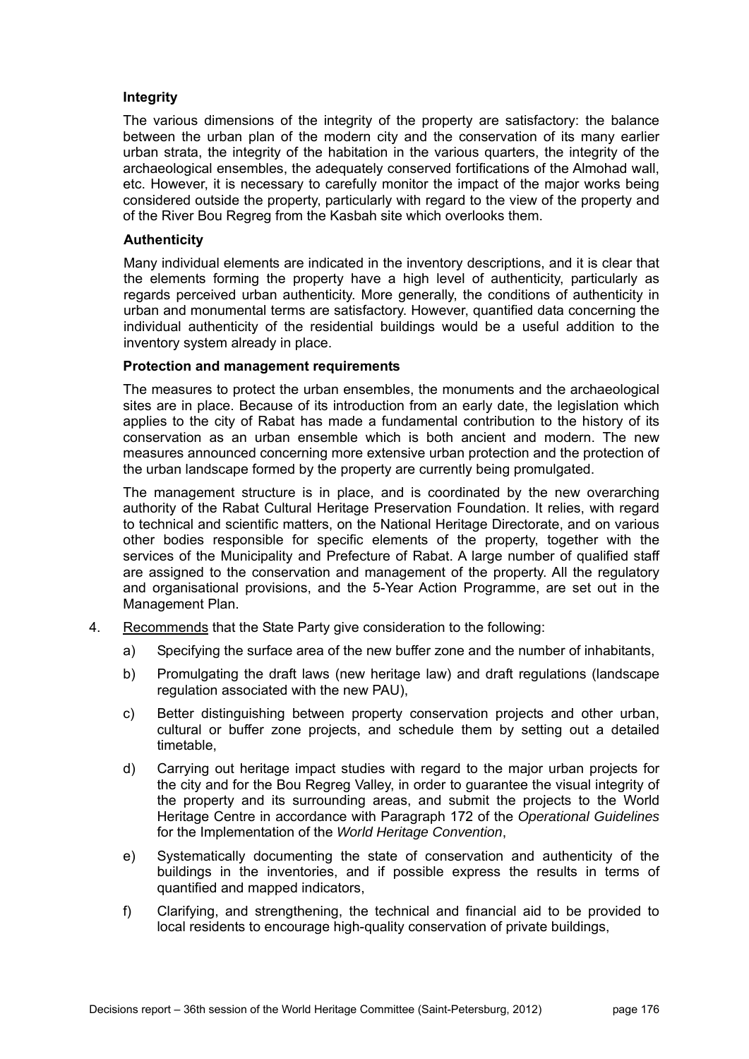**Integrity**

The various dimensions of the integrity of the property are satisfactory: the balance between the urban plan of the modern city and the conservation of its many earlier urban strata, the integrity of the habitation in the various quarters, the integrity of the archaeological ensembles, the adequately conserved fortifications of the Almohad wall, etc. However, it is necessary to carefully monitor the impact of the major works being considered outside the property, particularly with regard to the view of the property and of the River Bou Regreg from the Kasbah site which overlooks them.

**Authenticity**

Many individual elements are indicated in the inventory descriptions, and it is clear that the elements forming the property have a high level of authenticity, particularly as regards perceived urban authenticity. More generally, the conditions of authenticity in urban and monumental terms are satisfactory. However, quantified data concerning the individual authenticity of the residential buildings would be a useful addition to the inventory system already in place.

**Protection and management requirements**

The measures to protect the urban ensembles, the monuments and the archaeological sites are in place. Because of its introduction from an early date, the legislation which applies to the city of Rabat has made a fundamental contribution to the history of its conservation as an urban ensemble which is both ancient and modern. The new measures announced concerning more extensive urban protection and the protection of the urban landscape formed by the property are currently being promulgated.

The management structure is in place, and is coordinated by the new overarching authority of the Rabat Cultural Heritage Preservation Foundation. It relies, with regard to technical and scientific matters, on the National Heritage Directorate, and on various other bodies responsible for specific elements of the property, together with the services of the Municipality and Prefecture of Rabat. A large number of qualified staff are assigned to the conservation and management of the property. All the regulatory and organisational provisions, and the 5-Year Action Programme, are set out in the Management Plan.

4. Recommends that the State Party give consideration to the following:

   a) Specifying the surface area of the new buffer zone and the number of inhabitants,

   b) Promulgating the draft laws (new heritage law) and draft regulations (landscape regulation associated with the new PAU),

   c) Better distinguishing between property conservation projects and other urban, cultural or buffer zone projects, and schedule them by setting out a detailed timetable,

   d) Carrying out heritage impact studies with regard to the major urban projects for the city and for the Bou Regreg Valley, in order to guarantee the visual integrity of the property and its surrounding areas, and submit the projects to the World Heritage Centre in accordance with Paragraph 172 of the *Operational Guidelines* for the Implementation of the *World Heritage Convention*,

   e) Systematically documenting the state of conservation and authenticity of the buildings in the inventories, and if possible express the results in terms of quantified and mapped indicators,

   f) Clarifying, and strengthening, the technical and financial aid to be provided to local residents to encourage high-quality conservation of private buildings,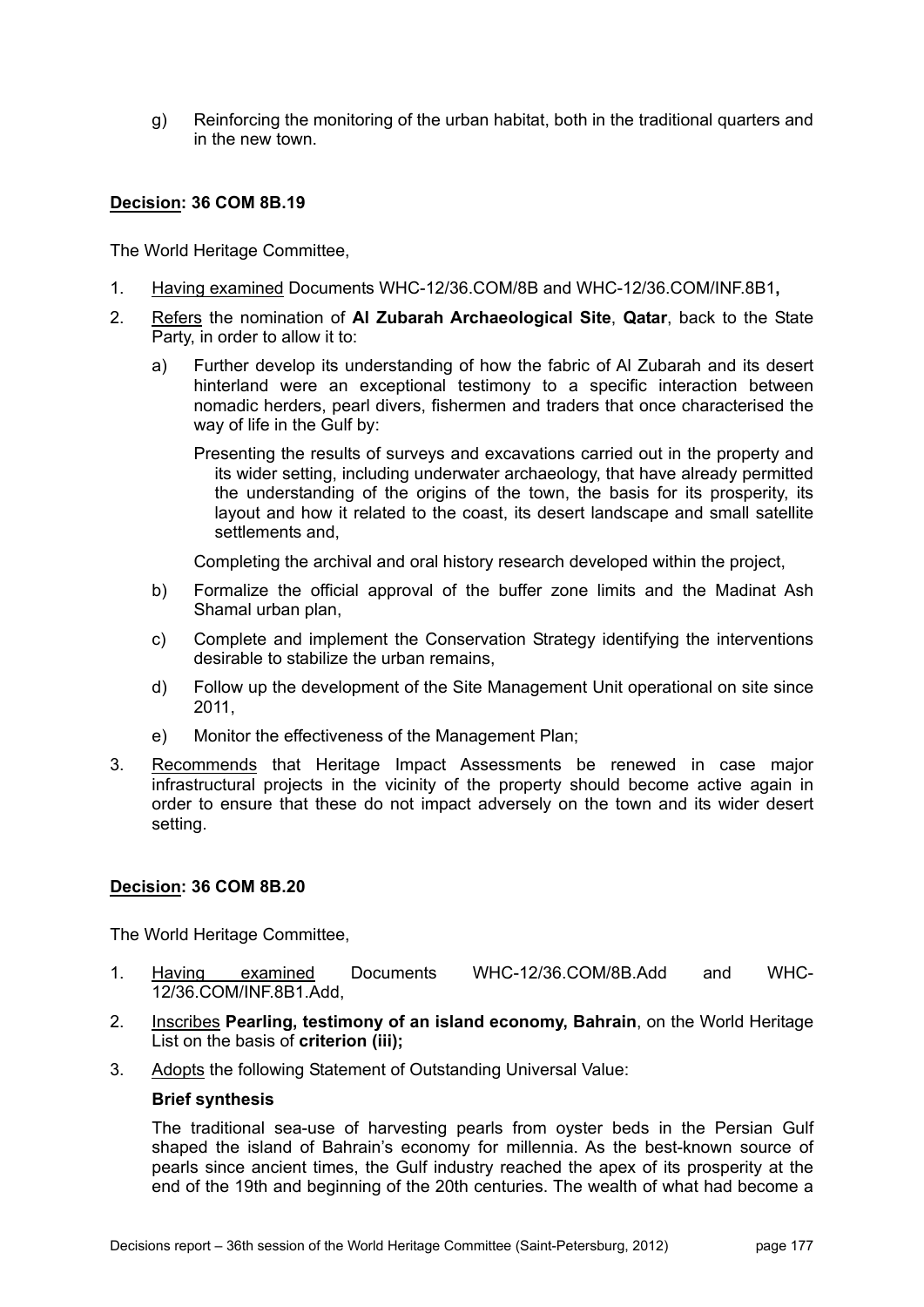g) Reinforcing the monitoring of the urban habitat, both in the traditional quarters and in the new town.

## Decision: 36 COM 8B.19

The World Heritage Committee,

1. Having examined Documents WHC-12/36.COM/8B and WHC-12/36.COM/INF.8B1**,**
2. Refers the nomination of **Al Zubarah Archaeological Site**, **Qatar**, back to the State Party, in order to allow it to:
   a) Further develop its understanding of how the fabric of Al Zubarah and its desert hinterland were an exceptional testimony to a specific interaction between nomadic herders, pearl divers, fishermen and traders that once characterised the way of life in the Gulf by:

      Presenting the results of surveys and excavations carried out in the property and its wider setting, including underwater archaeology, that have already permitted the understanding of the origins of the town, the basis for its prosperity, its layout and how it related to the coast, its desert landscape and small satellite settlements and,

      Completing the archival and oral history research developed within the project,

   b) Formalize the official approval of the buffer zone limits and the Madinat Ash Shamal urban plan,
   c) Complete and implement the Conservation Strategy identifying the interventions desirable to stabilize the urban remains,
   d) Follow up the development of the Site Management Unit operational on site since 2011,
   e) Monitor the effectiveness of the Management Plan;
3. Recommends that Heritage Impact Assessments be renewed in case major infrastructural projects in the vicinity of the property should become active again in order to ensure that these do not impact adversely on the town and its wider desert setting.

## Decision: 36 COM 8B.20

The World Heritage Committee,

1. Having examined Documents WHC-12/36.COM/8B.Add and WHC-12/36.COM/INF.8B1.Add,
2. Inscribes **Pearling, testimony of an island economy, Bahrain**, on the World Heritage List on the basis of **criterion (iii);**
3. Adopts the following Statement of Outstanding Universal Value:

   **Brief synthesis**

   The traditional sea-use of harvesting pearls from oyster beds in the Persian Gulf shaped the island of Bahrain's economy for millennia. As the best-known source of pearls since ancient times, the Gulf industry reached the apex of its prosperity at the end of the 19th and beginning of the 20th centuries. The wealth of what had become a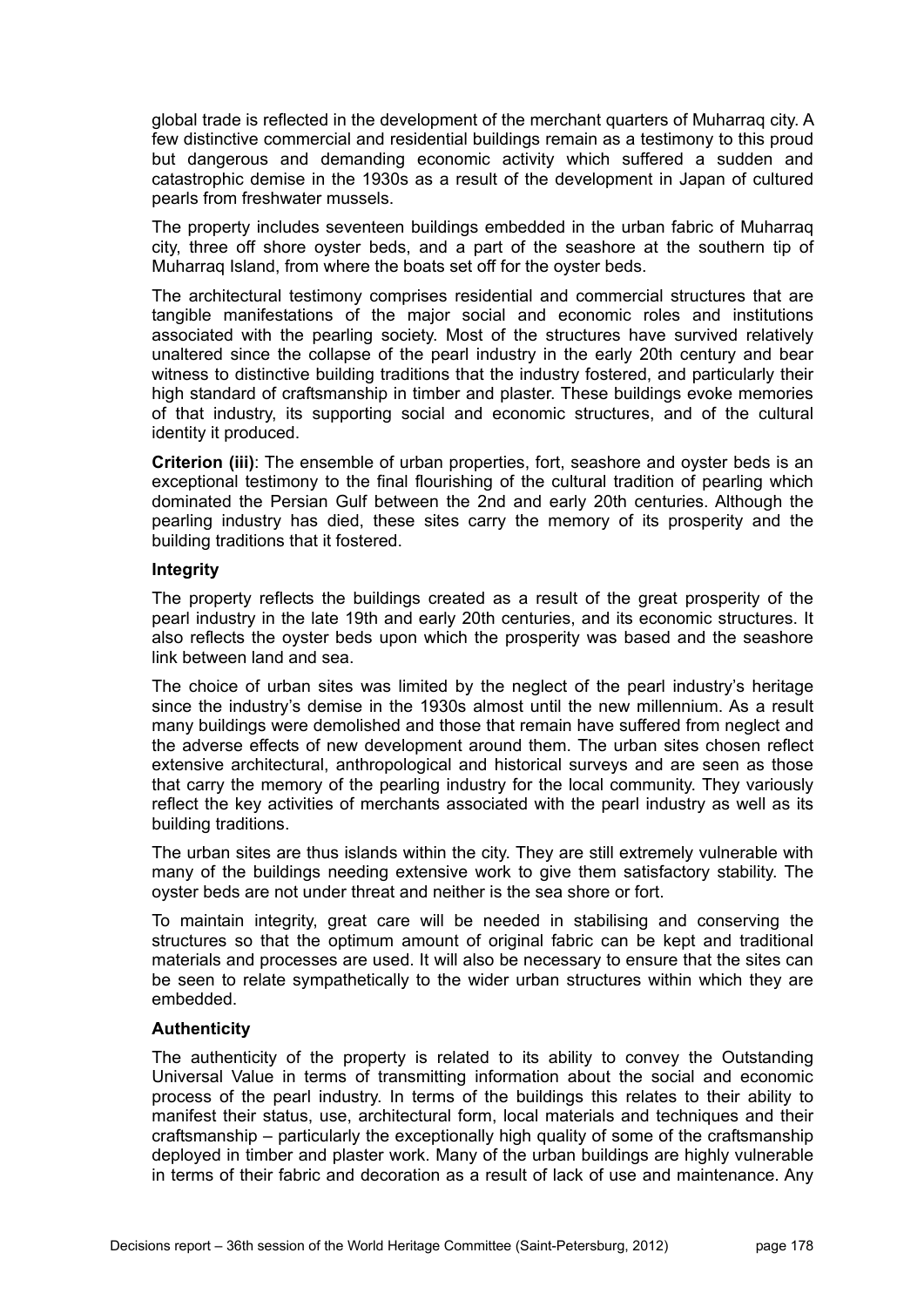global trade is reflected in the development of the merchant quarters of Muharraq city. A few distinctive commercial and residential buildings remain as a testimony to this proud but dangerous and demanding economic activity which suffered a sudden and catastrophic demise in the 1930s as a result of the development in Japan of cultured pearls from freshwater mussels.

The property includes seventeen buildings embedded in the urban fabric of Muharraq city, three off shore oyster beds, and a part of the seashore at the southern tip of Muharraq Island, from where the boats set off for the oyster beds.

The architectural testimony comprises residential and commercial structures that are tangible manifestations of the major social and economic roles and institutions associated with the pearling society. Most of the structures have survived relatively unaltered since the collapse of the pearl industry in the early 20th century and bear witness to distinctive building traditions that the industry fostered, and particularly their high standard of craftsmanship in timber and plaster. These buildings evoke memories of that industry, its supporting social and economic structures, and of the cultural identity it produced.

**Criterion (iii)**: The ensemble of urban properties, fort, seashore and oyster beds is an exceptional testimony to the final flourishing of the cultural tradition of pearling which dominated the Persian Gulf between the 2nd and early 20th centuries. Although the pearling industry has died, these sites carry the memory of its prosperity and the building traditions that it fostered.

**Integrity**

The property reflects the buildings created as a result of the great prosperity of the pearl industry in the late 19th and early 20th centuries, and its economic structures. It also reflects the oyster beds upon which the prosperity was based and the seashore link between land and sea.

The choice of urban sites was limited by the neglect of the pearl industry's heritage since the industry's demise in the 1930s almost until the new millennium. As a result many buildings were demolished and those that remain have suffered from neglect and the adverse effects of new development around them. The urban sites chosen reflect extensive architectural, anthropological and historical surveys and are seen as those that carry the memory of the pearling industry for the local community. They variously reflect the key activities of merchants associated with the pearl industry as well as its building traditions.

The urban sites are thus islands within the city. They are still extremely vulnerable with many of the buildings needing extensive work to give them satisfactory stability. The oyster beds are not under threat and neither is the sea shore or fort.

To maintain integrity, great care will be needed in stabilising and conserving the structures so that the optimum amount of original fabric can be kept and traditional materials and processes are used. It will also be necessary to ensure that the sites can be seen to relate sympathetically to the wider urban structures within which they are embedded.

**Authenticity**

The authenticity of the property is related to its ability to convey the Outstanding Universal Value in terms of transmitting information about the social and economic process of the pearl industry. In terms of the buildings this relates to their ability to manifest their status, use, architectural form, local materials and techniques and their craftsmanship – particularly the exceptionally high quality of some of the craftsmanship deployed in timber and plaster work. Many of the urban buildings are highly vulnerable in terms of their fabric and decoration as a result of lack of use and maintenance. Any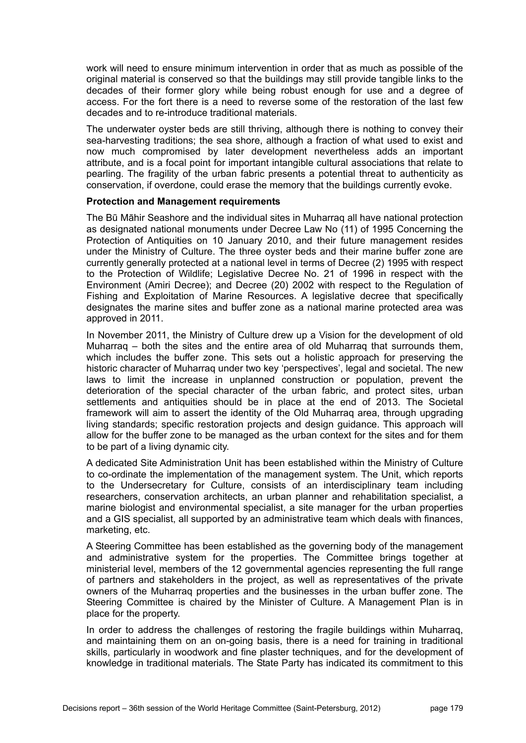work will need to ensure minimum intervention in order that as much as possible of the original material is conserved so that the buildings may still provide tangible links to the decades of their former glory while being robust enough for use and a degree of access. For the fort there is a need to reverse some of the restoration of the last few decades and to re-introduce traditional materials.

The underwater oyster beds are still thriving, although there is nothing to convey their sea-harvesting traditions; the sea shore, although a fraction of what used to exist and now much compromised by later development nevertheless adds an important attribute, and is a focal point for important intangible cultural associations that relate to pearling. The fragility of the urban fabric presents a potential threat to authenticity as conservation, if overdone, could erase the memory that the buildings currently evoke.

**Protection and Management requirements**

The Bū Māhir Seashore and the individual sites in Muharraq all have national protection as designated national monuments under Decree Law No (11) of 1995 Concerning the Protection of Antiquities on 10 January 2010, and their future management resides under the Ministry of Culture. The three oyster beds and their marine buffer zone are currently generally protected at a national level in terms of Decree (2) 1995 with respect to the Protection of Wildlife; Legislative Decree No. 21 of 1996 in respect with the Environment (Amiri Decree); and Decree (20) 2002 with respect to the Regulation of Fishing and Exploitation of Marine Resources. A legislative decree that specifically designates the marine sites and buffer zone as a national marine protected area was approved in 2011.

In November 2011, the Ministry of Culture drew up a Vision for the development of old Muharraq – both the sites and the entire area of old Muharraq that surrounds them, which includes the buffer zone. This sets out a holistic approach for preserving the historic character of Muharraq under two key 'perspectives', legal and societal. The new laws to limit the increase in unplanned construction or population, prevent the deterioration of the special character of the urban fabric, and protect sites, urban settlements and antiquities should be in place at the end of 2013. The Societal framework will aim to assert the identity of the Old Muharraq area, through upgrading living standards; specific restoration projects and design guidance. This approach will allow for the buffer zone to be managed as the urban context for the sites and for them to be part of a living dynamic city.

A dedicated Site Administration Unit has been established within the Ministry of Culture to co-ordinate the implementation of the management system. The Unit, which reports to the Undersecretary for Culture, consists of an interdisciplinary team including researchers, conservation architects, an urban planner and rehabilitation specialist, a marine biologist and environmental specialist, a site manager for the urban properties and a GIS specialist, all supported by an administrative team which deals with finances, marketing, etc.

A Steering Committee has been established as the governing body of the management and administrative system for the properties. The Committee brings together at ministerial level, members of the 12 governmental agencies representing the full range of partners and stakeholders in the project, as well as representatives of the private owners of the Muharraq properties and the businesses in the urban buffer zone. The Steering Committee is chaired by the Minister of Culture. A Management Plan is in place for the property.

In order to address the challenges of restoring the fragile buildings within Muharraq, and maintaining them on an on-going basis, there is a need for training in traditional skills, particularly in woodwork and fine plaster techniques, and for the development of knowledge in traditional materials. The State Party has indicated its commitment to this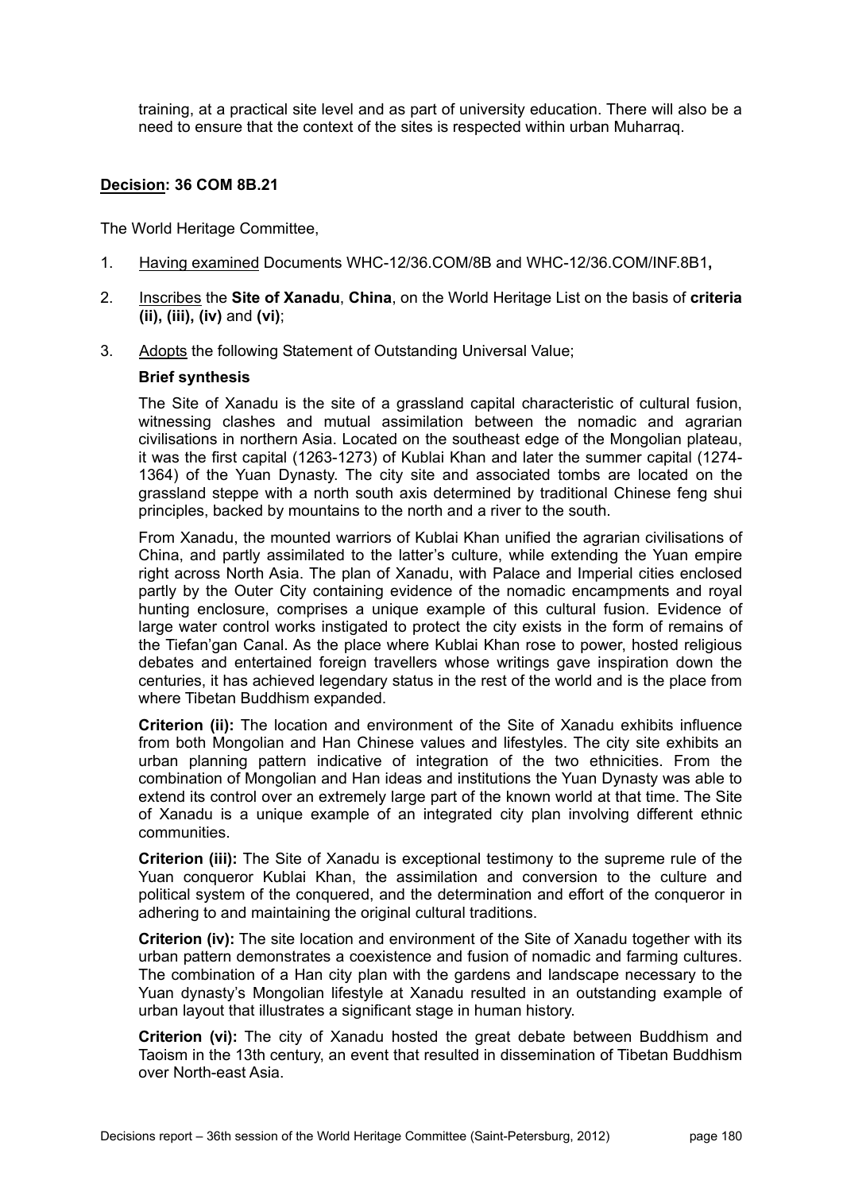training, at a practical site level and as part of university education. There will also be a need to ensure that the context of the sites is respected within urban Muharraq.

**Decision: 36 COM 8B.21**

The World Heritage Committee,

1. Having examined Documents WHC-12/36.COM/8B and WHC-12/36.COM/INF.8B1**,**

2. Inscribes the **Site of Xanadu**, **China**, on the World Heritage List on the basis of **criteria (ii), (iii), (iv)** and **(vi)**;

3. Adopts the following Statement of Outstanding Universal Value;

   **Brief synthesis**

   The Site of Xanadu is the site of a grassland capital characteristic of cultural fusion, witnessing clashes and mutual assimilation between the nomadic and agrarian civilisations in northern Asia. Located on the southeast edge of the Mongolian plateau, it was the first capital (1263-1273) of Kublai Khan and later the summer capital (1274-1364) of the Yuan Dynasty. The city site and associated tombs are located on the grassland steppe with a north south axis determined by traditional Chinese feng shui principles, backed by mountains to the north and a river to the south.

   From Xanadu, the mounted warriors of Kublai Khan unified the agrarian civilisations of China, and partly assimilated to the latter's culture, while extending the Yuan empire right across North Asia. The plan of Xanadu, with Palace and Imperial cities enclosed partly by the Outer City containing evidence of the nomadic encampments and royal hunting enclosure, comprises a unique example of this cultural fusion. Evidence of large water control works instigated to protect the city exists in the form of remains of the Tiefan'gan Canal. As the place where Kublai Khan rose to power, hosted religious debates and entertained foreign travellers whose writings gave inspiration down the centuries, it has achieved legendary status in the rest of the world and is the place from where Tibetan Buddhism expanded.

   **Criterion (ii):** The location and environment of the Site of Xanadu exhibits influence from both Mongolian and Han Chinese values and lifestyles. The city site exhibits an urban planning pattern indicative of integration of the two ethnicities. From the combination of Mongolian and Han ideas and institutions the Yuan Dynasty was able to extend its control over an extremely large part of the known world at that time. The Site of Xanadu is a unique example of an integrated city plan involving different ethnic communities.

   **Criterion (iii):** The Site of Xanadu is exceptional testimony to the supreme rule of the Yuan conqueror Kublai Khan, the assimilation and conversion to the culture and political system of the conquered, and the determination and effort of the conqueror in adhering to and maintaining the original cultural traditions.

   **Criterion (iv):** The site location and environment of the Site of Xanadu together with its urban pattern demonstrates a coexistence and fusion of nomadic and farming cultures. The combination of a Han city plan with the gardens and landscape necessary to the Yuan dynasty's Mongolian lifestyle at Xanadu resulted in an outstanding example of urban layout that illustrates a significant stage in human history.

   **Criterion (vi):** The city of Xanadu hosted the great debate between Buddhism and Taoism in the 13th century, an event that resulted in dissemination of Tibetan Buddhism over North-east Asia.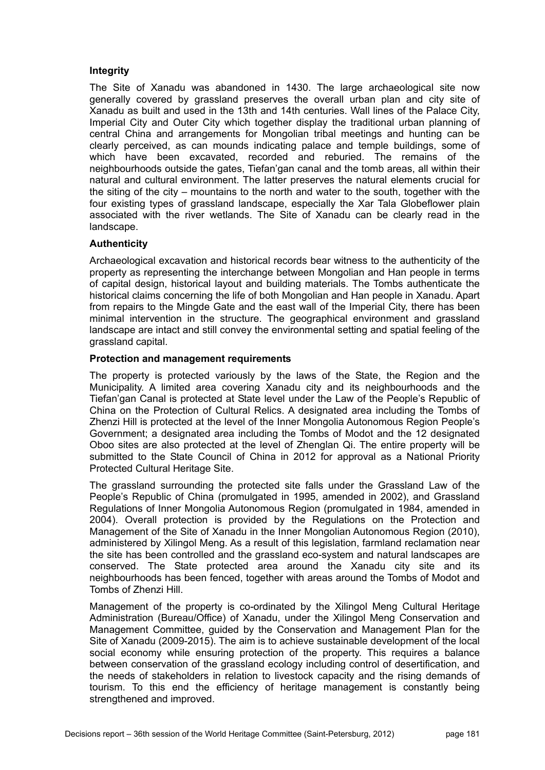**Integrity**

The Site of Xanadu was abandoned in 1430. The large archaeological site now generally covered by grassland preserves the overall urban plan and city site of Xanadu as built and used in the 13th and 14th centuries. Wall lines of the Palace City, Imperial City and Outer City which together display the traditional urban planning of central China and arrangements for Mongolian tribal meetings and hunting can be clearly perceived, as can mounds indicating palace and temple buildings, some of which have been excavated, recorded and reburied. The remains of the neighbourhoods outside the gates, Tiefan'gan canal and the tomb areas, all within their natural and cultural environment. The latter preserves the natural elements crucial for the siting of the city – mountains to the north and water to the south, together with the four existing types of grassland landscape, especially the Xar Tala Globeflower plain associated with the river wetlands. The Site of Xanadu can be clearly read in the landscape.

**Authenticity**

Archaeological excavation and historical records bear witness to the authenticity of the property as representing the interchange between Mongolian and Han people in terms of capital design, historical layout and building materials. The Tombs authenticate the historical claims concerning the life of both Mongolian and Han people in Xanadu. Apart from repairs to the Mingde Gate and the east wall of the Imperial City, there has been minimal intervention in the structure. The geographical environment and grassland landscape are intact and still convey the environmental setting and spatial feeling of the grassland capital.

**Protection and management requirements**

The property is protected variously by the laws of the State, the Region and the Municipality. A limited area covering Xanadu city and its neighbourhoods and the Tiefan'gan Canal is protected at State level under the Law of the People's Republic of China on the Protection of Cultural Relics. A designated area including the Tombs of Zhenzi Hill is protected at the level of the Inner Mongolia Autonomous Region People's Government; a designated area including the Tombs of Modot and the 12 designated Oboo sites are also protected at the level of Zhenglan Qi. The entire property will be submitted to the State Council of China in 2012 for approval as a National Priority Protected Cultural Heritage Site.

The grassland surrounding the protected site falls under the Grassland Law of the People's Republic of China (promulgated in 1995, amended in 2002), and Grassland Regulations of Inner Mongolia Autonomous Region (promulgated in 1984, amended in 2004). Overall protection is provided by the Regulations on the Protection and Management of the Site of Xanadu in the Inner Mongolian Autonomous Region (2010), administered by Xilingol Meng. As a result of this legislation, farmland reclamation near the site has been controlled and the grassland eco-system and natural landscapes are conserved. The State protected area around the Xanadu city site and its neighbourhoods has been fenced, together with areas around the Tombs of Modot and Tombs of Zhenzi Hill.

Management of the property is co-ordinated by the Xilingol Meng Cultural Heritage Administration (Bureau/Office) of Xanadu, under the Xilingol Meng Conservation and Management Committee, guided by the Conservation and Management Plan for the Site of Xanadu (2009-2015). The aim is to achieve sustainable development of the local social economy while ensuring protection of the property. This requires a balance between conservation of the grassland ecology including control of desertification, and the needs of stakeholders in relation to livestock capacity and the rising demands of tourism. To this end the efficiency of heritage management is constantly being strengthened and improved.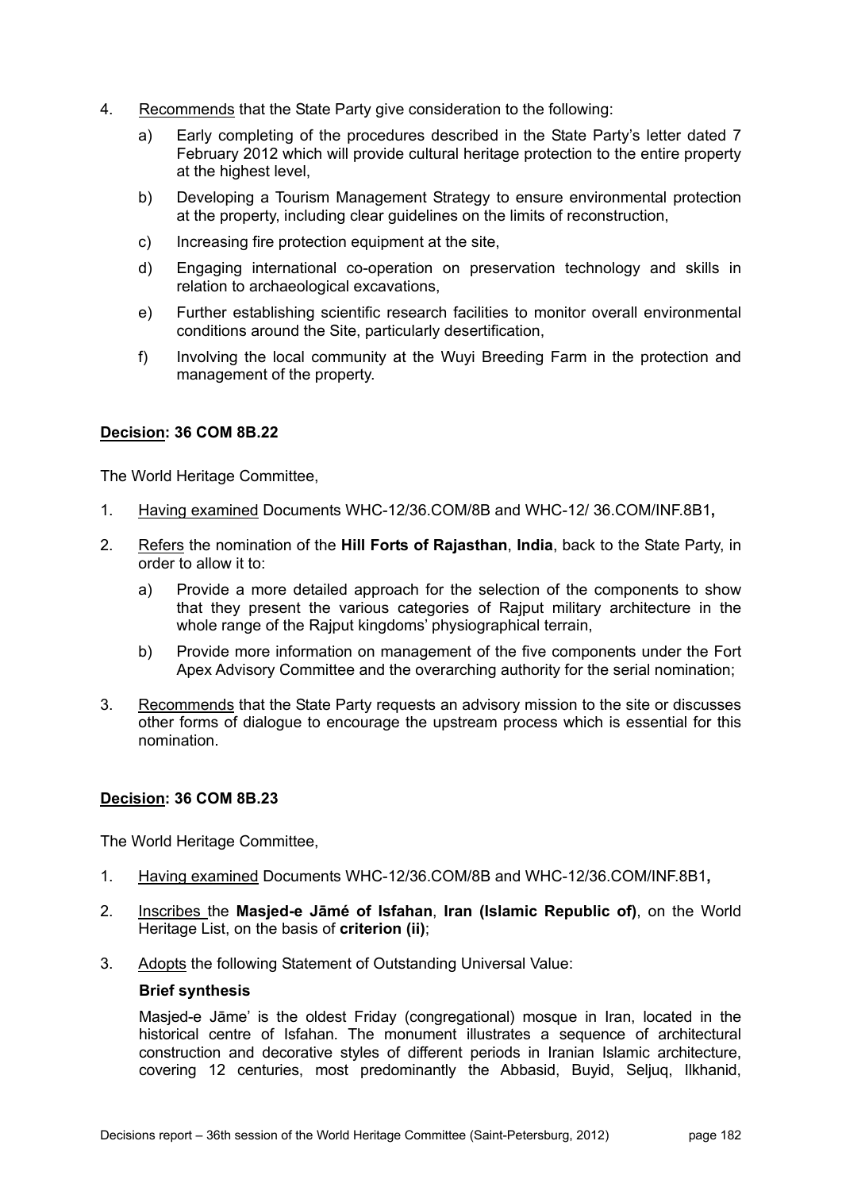4. Recommends that the State Party give consideration to the following:

   a) Early completing of the procedures described in the State Party's letter dated 7 February 2012 which will provide cultural heritage protection to the entire property at the highest level,

   b) Developing a Tourism Management Strategy to ensure environmental protection at the property, including clear guidelines on the limits of reconstruction,

   c) Increasing fire protection equipment at the site,

   d) Engaging international co-operation on preservation technology and skills in relation to archaeological excavations,

   e) Further establishing scientific research facilities to monitor overall environmental conditions around the Site, particularly desertification,

   f) Involving the local community at the Wuyi Breeding Farm in the protection and management of the property.

## Decision: 36 COM 8B.22

The World Heritage Committee,

1. Having examined Documents WHC-12/36.COM/8B and WHC-12/ 36.COM/INF.8B1**,**

2. Refers the nomination of the **Hill Forts of Rajasthan**, **India**, back to the State Party, in order to allow it to:

   a) Provide a more detailed approach for the selection of the components to show that they present the various categories of Rajput military architecture in the whole range of the Rajput kingdoms' physiographical terrain,

   b) Provide more information on management of the five components under the Fort Apex Advisory Committee and the overarching authority for the serial nomination;

3. Recommends that the State Party requests an advisory mission to the site or discusses other forms of dialogue to encourage the upstream process which is essential for this nomination.

## Decision: 36 COM 8B.23

The World Heritage Committee,

1. Having examined Documents WHC-12/36.COM/8B and WHC-12/36.COM/INF.8B1**,**

2. Inscribes the **Masjed-e Jāmé of Isfahan**, **Iran (Islamic Republic of)**, on the World Heritage List, on the basis of **criterion (ii)**;

3. Adopts the following Statement of Outstanding Universal Value:

   **Brief synthesis**

   Masjed-e Jāme' is the oldest Friday (congregational) mosque in Iran, located in the historical centre of Isfahan. The monument illustrates a sequence of architectural construction and decorative styles of different periods in Iranian Islamic architecture, covering 12 centuries, most predominantly the Abbasid, Buyid, Seljuq, Ilkhanid,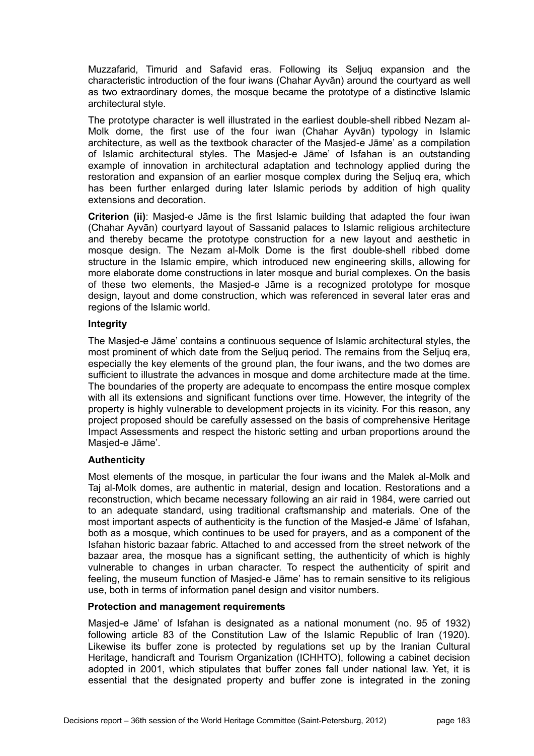Muzzafarid, Timurid and Safavid eras. Following its Seljuq expansion and the characteristic introduction of the four iwans (Chahar Ayvān) around the courtyard as well as two extraordinary domes, the mosque became the prototype of a distinctive Islamic architectural style.

The prototype character is well illustrated in the earliest double-shell ribbed Nezam al-Molk dome, the first use of the four iwan (Chahar Ayvān) typology in Islamic architecture, as well as the textbook character of the Masjed-e Jāme' as a compilation of Islamic architectural styles. The Masjed-e Jāme' of Isfahan is an outstanding example of innovation in architectural adaptation and technology applied during the restoration and expansion of an earlier mosque complex during the Seljuq era, which has been further enlarged during later Islamic periods by addition of high quality extensions and decoration.

**Criterion (ii)**: Masjed-e Jāme is the first Islamic building that adapted the four iwan (Chahar Ayvān) courtyard layout of Sassanid palaces to Islamic religious architecture and thereby became the prototype construction for a new layout and aesthetic in mosque design. The Nezam al-Molk Dome is the first double-shell ribbed dome structure in the Islamic empire, which introduced new engineering skills, allowing for more elaborate dome constructions in later mosque and burial complexes. On the basis of these two elements, the Masjed-e Jāme is a recognized prototype for mosque design, layout and dome construction, which was referenced in several later eras and regions of the Islamic world.

**Integrity**

The Masjed-e Jāme' contains a continuous sequence of Islamic architectural styles, the most prominent of which date from the Seljuq period. The remains from the Seljuq era, especially the key elements of the ground plan, the four iwans, and the two domes are sufficient to illustrate the advances in mosque and dome architecture made at the time. The boundaries of the property are adequate to encompass the entire mosque complex with all its extensions and significant functions over time. However, the integrity of the property is highly vulnerable to development projects in its vicinity. For this reason, any project proposed should be carefully assessed on the basis of comprehensive Heritage Impact Assessments and respect the historic setting and urban proportions around the Masjed-e Jāme'.

**Authenticity**

Most elements of the mosque, in particular the four iwans and the Malek al-Molk and Taj al-Molk domes, are authentic in material, design and location. Restorations and a reconstruction, which became necessary following an air raid in 1984, were carried out to an adequate standard, using traditional craftsmanship and materials. One of the most important aspects of authenticity is the function of the Masjed-e Jāme' of Isfahan, both as a mosque, which continues to be used for prayers, and as a component of the Isfahan historic bazaar fabric. Attached to and accessed from the street network of the bazaar area, the mosque has a significant setting, the authenticity of which is highly vulnerable to changes in urban character. To respect the authenticity of spirit and feeling, the museum function of Masjed-e Jāme' has to remain sensitive to its religious use, both in terms of information panel design and visitor numbers.

**Protection and management requirements**

Masjed-e Jāme' of Isfahan is designated as a national monument (no. 95 of 1932) following article 83 of the Constitution Law of the Islamic Republic of Iran (1920). Likewise its buffer zone is protected by regulations set up by the Iranian Cultural Heritage, handicraft and Tourism Organization (ICHHTO), following a cabinet decision adopted in 2001, which stipulates that buffer zones fall under national law. Yet, it is essential that the designated property and buffer zone is integrated in the zoning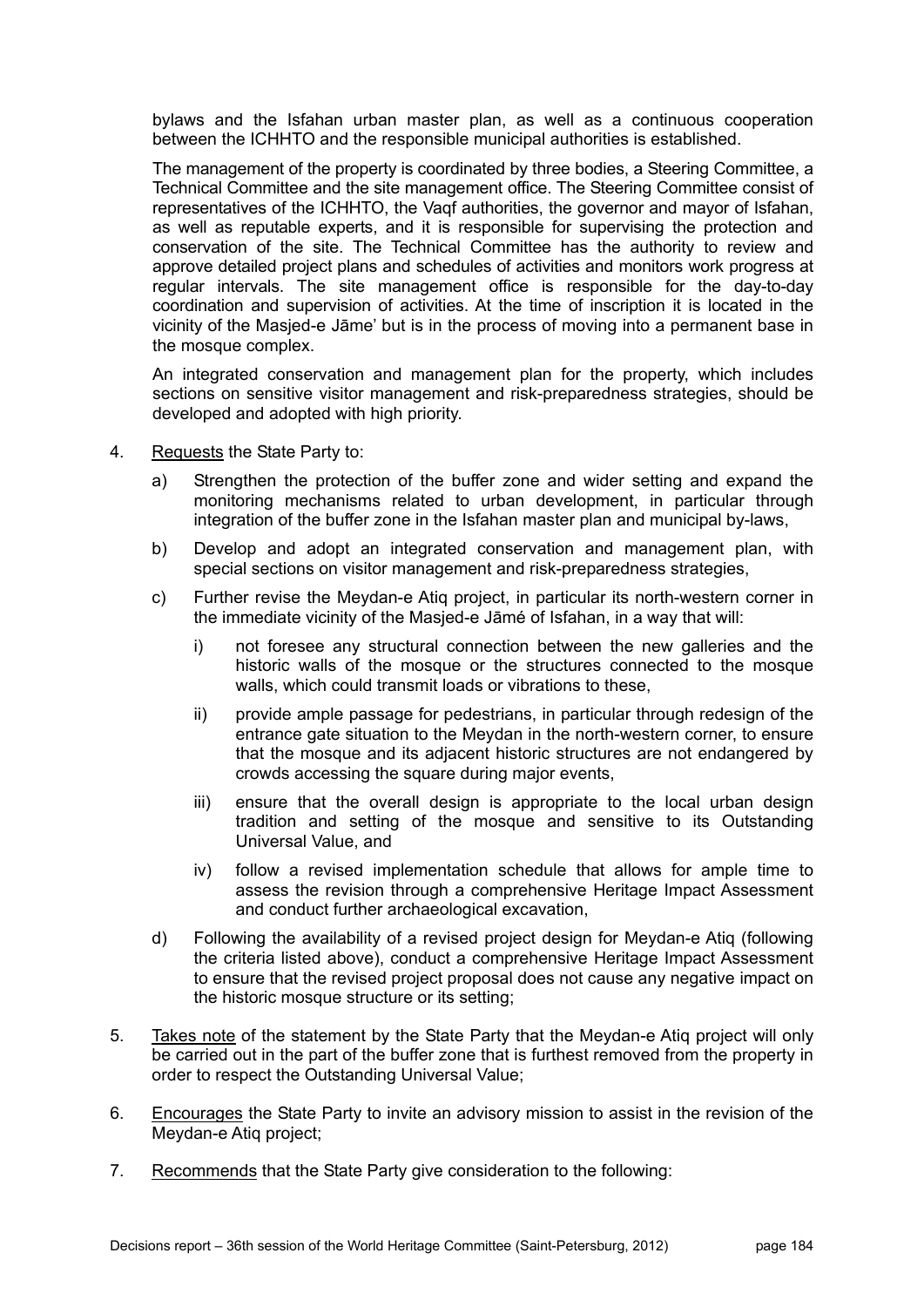bylaws and the Isfahan urban master plan, as well as a continuous cooperation between the ICHHTO and the responsible municipal authorities is established.

The management of the property is coordinated by three bodies, a Steering Committee, a Technical Committee and the site management office. The Steering Committee consist of representatives of the ICHHTO, the Vaqf authorities, the governor and mayor of Isfahan, as well as reputable experts, and it is responsible for supervising the protection and conservation of the site. The Technical Committee has the authority to review and approve detailed project plans and schedules of activities and monitors work progress at regular intervals. The site management office is responsible for the day-to-day coordination and supervision of activities. At the time of inscription it is located in the vicinity of the Masjed-e Jāme' but is in the process of moving into a permanent base in the mosque complex.

An integrated conservation and management plan for the property, which includes sections on sensitive visitor management and risk-preparedness strategies, should be developed and adopted with high priority.

4. Requests the State Party to:

   a) Strengthen the protection of the buffer zone and wider setting and expand the monitoring mechanisms related to urban development, in particular through integration of the buffer zone in the Isfahan master plan and municipal by-laws,

   b) Develop and adopt an integrated conservation and management plan, with special sections on visitor management and risk-preparedness strategies,

   c) Further revise the Meydan-e Atiq project, in particular its north-western corner in the immediate vicinity of the Masjed-e Jāmé of Isfahan, in a way that will:

      i) not foresee any structural connection between the new galleries and the historic walls of the mosque or the structures connected to the mosque walls, which could transmit loads or vibrations to these,

      ii) provide ample passage for pedestrians, in particular through redesign of the entrance gate situation to the Meydan in the north-western corner, to ensure that the mosque and its adjacent historic structures are not endangered by crowds accessing the square during major events,

      iii) ensure that the overall design is appropriate to the local urban design tradition and setting of the mosque and sensitive to its Outstanding Universal Value, and

      iv) follow a revised implementation schedule that allows for ample time to assess the revision through a comprehensive Heritage Impact Assessment and conduct further archaeological excavation,

   d) Following the availability of a revised project design for Meydan-e Atiq (following the criteria listed above), conduct a comprehensive Heritage Impact Assessment to ensure that the revised project proposal does not cause any negative impact on the historic mosque structure or its setting;

5. Takes note of the statement by the State Party that the Meydan-e Atiq project will only be carried out in the part of the buffer zone that is furthest removed from the property in order to respect the Outstanding Universal Value;

6. Encourages the State Party to invite an advisory mission to assist in the revision of the Meydan-e Atiq project;

7. Recommends that the State Party give consideration to the following: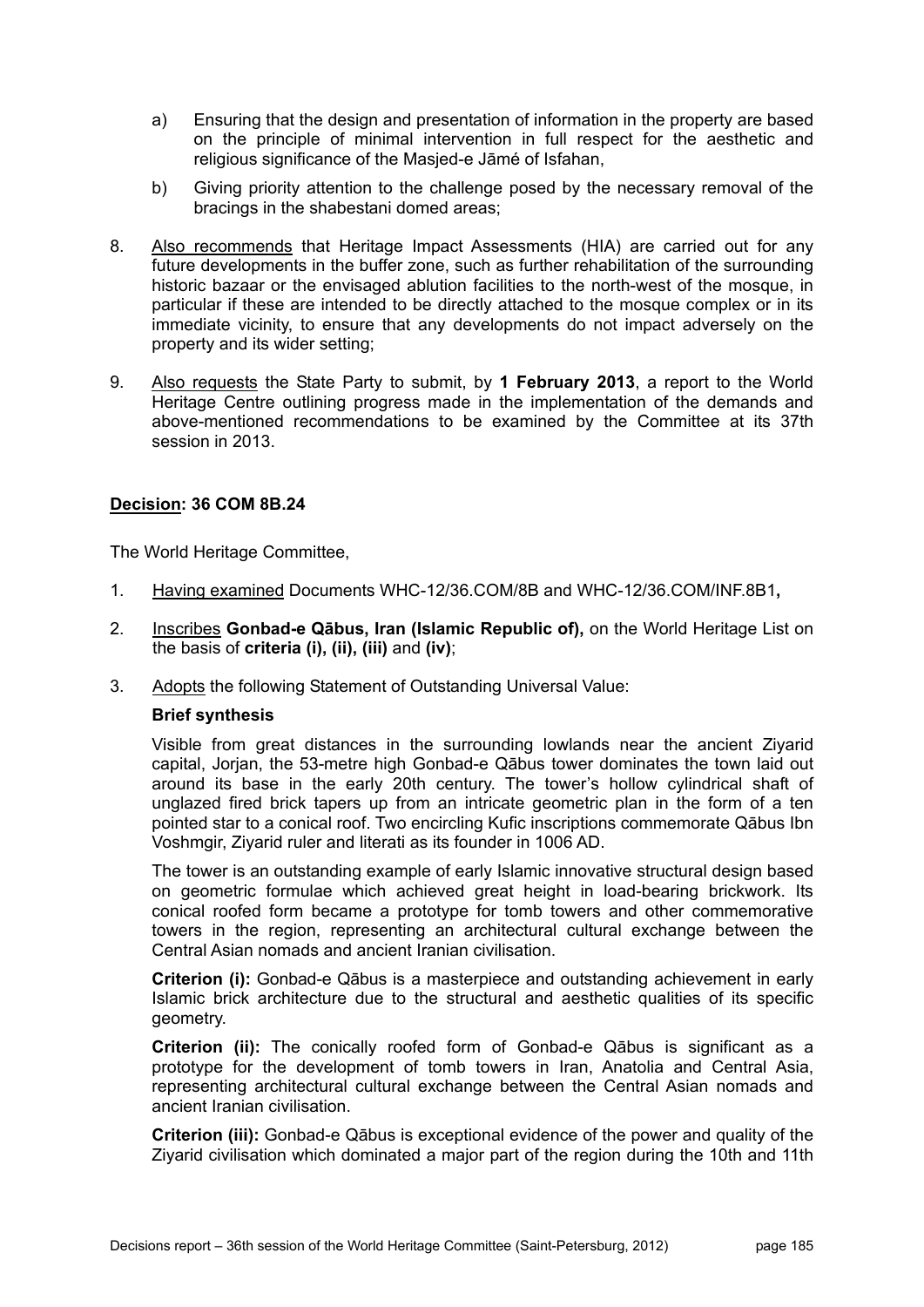a) Ensuring that the design and presentation of information in the property are based on the principle of minimal intervention in full respect for the aesthetic and religious significance of the Masjed-e Jāmé of Isfahan,

b) Giving priority attention to the challenge posed by the necessary removal of the bracings in the shabestani domed areas;

8. Also recommends that Heritage Impact Assessments (HIA) are carried out for any future developments in the buffer zone, such as further rehabilitation of the surrounding historic bazaar or the envisaged ablution facilities to the north-west of the mosque, in particular if these are intended to be directly attached to the mosque complex or in its immediate vicinity, to ensure that any developments do not impact adversely on the property and its wider setting;

9. Also requests the State Party to submit, by **1 February 2013**, a report to the World Heritage Centre outlining progress made in the implementation of the demands and above-mentioned recommendations to be examined by the Committee at its 37th session in 2013.

## Decision: 36 COM 8B.24

The World Heritage Committee,

1. Having examined Documents WHC-12/36.COM/8B and WHC-12/36.COM/INF.8B1**,**

2. Inscribes **Gonbad-e Qābus, Iran (Islamic Republic of),** on the World Heritage List on the basis of **criteria (i), (ii), (iii)** and **(iv)**;

3. Adopts the following Statement of Outstanding Universal Value:

**Brief synthesis**

Visible from great distances in the surrounding lowlands near the ancient Ziyarid capital, Jorjan, the 53-metre high Gonbad-e Qābus tower dominates the town laid out around its base in the early 20th century. The tower's hollow cylindrical shaft of unglazed fired brick tapers up from an intricate geometric plan in the form of a ten pointed star to a conical roof. Two encircling Kufic inscriptions commemorate Qābus Ibn Voshmgir, Ziyarid ruler and literati as its founder in 1006 AD.

The tower is an outstanding example of early Islamic innovative structural design based on geometric formulae which achieved great height in load-bearing brickwork. Its conical roofed form became a prototype for tomb towers and other commemorative towers in the region, representing an architectural cultural exchange between the Central Asian nomads and ancient Iranian civilisation.

**Criterion (i):** Gonbad-e Qābus is a masterpiece and outstanding achievement in early Islamic brick architecture due to the structural and aesthetic qualities of its specific geometry.

**Criterion (ii):** The conically roofed form of Gonbad-e Qābus is significant as a prototype for the development of tomb towers in Iran, Anatolia and Central Asia, representing architectural cultural exchange between the Central Asian nomads and ancient Iranian civilisation.

**Criterion (iii):** Gonbad-e Qābus is exceptional evidence of the power and quality of the Ziyarid civilisation which dominated a major part of the region during the 10th and 11th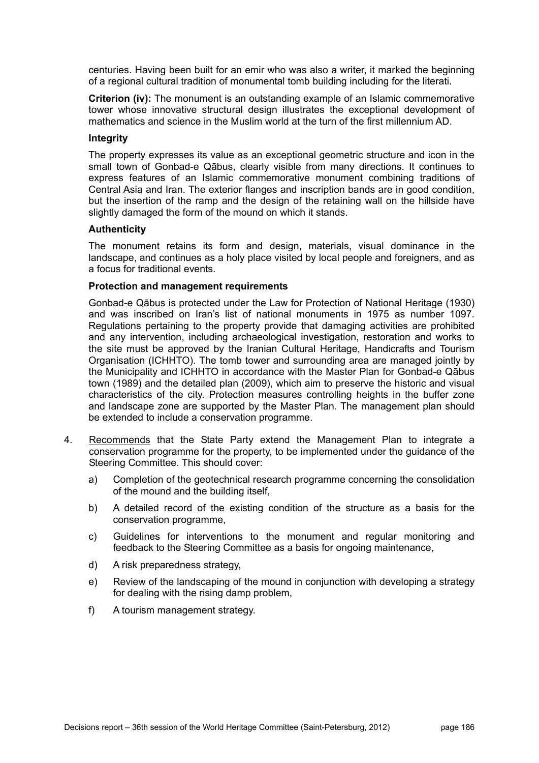centuries. Having been built for an emir who was also a writer, it marked the beginning of a regional cultural tradition of monumental tomb building including for the literati.

**Criterion (iv):** The monument is an outstanding example of an Islamic commemorative tower whose innovative structural design illustrates the exceptional development of mathematics and science in the Muslim world at the turn of the first millennium AD.

**Integrity**

The property expresses its value as an exceptional geometric structure and icon in the small town of Gonbad-e Qābus, clearly visible from many directions. It continues to express features of an Islamic commemorative monument combining traditions of Central Asia and Iran. The exterior flanges and inscription bands are in good condition, but the insertion of the ramp and the design of the retaining wall on the hillside have slightly damaged the form of the mound on which it stands.

**Authenticity**

The monument retains its form and design, materials, visual dominance in the landscape, and continues as a holy place visited by local people and foreigners, and as a focus for traditional events.

**Protection and management requirements**

Gonbad-e Qābus is protected under the Law for Protection of National Heritage (1930) and was inscribed on Iran's list of national monuments in 1975 as number 1097. Regulations pertaining to the property provide that damaging activities are prohibited and any intervention, including archaeological investigation, restoration and works to the site must be approved by the Iranian Cultural Heritage, Handicrafts and Tourism Organisation (ICHHTO). The tomb tower and surrounding area are managed jointly by the Municipality and ICHHTO in accordance with the Master Plan for Gonbad-e Qābus town (1989) and the detailed plan (2009), which aim to preserve the historic and visual characteristics of the city. Protection measures controlling heights in the buffer zone and landscape zone are supported by the Master Plan. The management plan should be extended to include a conservation programme.

4. Recommends that the State Party extend the Management Plan to integrate a conservation programme for the property, to be implemented under the guidance of the Steering Committee. This should cover:

   a) Completion of the geotechnical research programme concerning the consolidation of the mound and the building itself,

   b) A detailed record of the existing condition of the structure as a basis for the conservation programme,

   c) Guidelines for interventions to the monument and regular monitoring and feedback to the Steering Committee as a basis for ongoing maintenance,

   d) A risk preparedness strategy,

   e) Review of the landscaping of the mound in conjunction with developing a strategy for dealing with the rising damp problem,

   f) A tourism management strategy.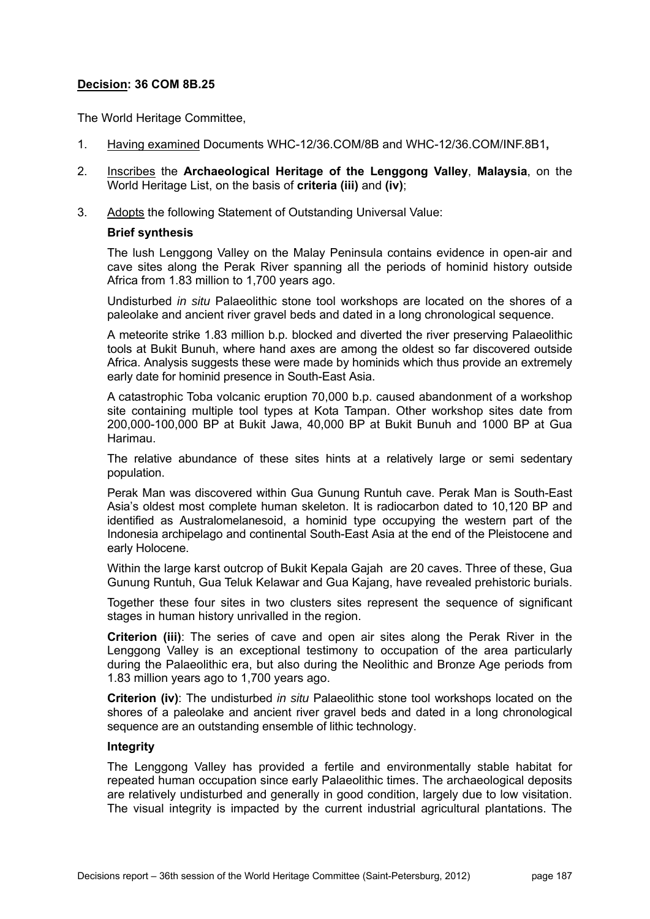**Decision: 36 COM 8B.25**

The World Heritage Committee,

1. Having examined Documents WHC-12/36.COM/8B and WHC-12/36.COM/INF.8B1**,**

2. Inscribes the **Archaeological Heritage of the Lenggong Valley**, **Malaysia**, on the World Heritage List, on the basis of **criteria (iii)** and **(iv)**;

3. Adopts the following Statement of Outstanding Universal Value:

**Brief synthesis**

The lush Lenggong Valley on the Malay Peninsula contains evidence in open-air and cave sites along the Perak River spanning all the periods of hominid history outside Africa from 1.83 million to 1,700 years ago.

Undisturbed *in situ* Palaeolithic stone tool workshops are located on the shores of a paleolake and ancient river gravel beds and dated in a long chronological sequence.

A meteorite strike 1.83 million b.p. blocked and diverted the river preserving Palaeolithic tools at Bukit Bunuh, where hand axes are among the oldest so far discovered outside Africa. Analysis suggests these were made by hominids which thus provide an extremely early date for hominid presence in South-East Asia.

A catastrophic Toba volcanic eruption 70,000 b.p. caused abandonment of a workshop site containing multiple tool types at Kota Tampan. Other workshop sites date from 200,000-100,000 BP at Bukit Jawa, 40,000 BP at Bukit Bunuh and 1000 BP at Gua Harimau.

The relative abundance of these sites hints at a relatively large or semi sedentary population.

Perak Man was discovered within Gua Gunung Runtuh cave. Perak Man is South-East Asia's oldest most complete human skeleton. It is radiocarbon dated to 10,120 BP and identified as Australomelanesoid, a hominid type occupying the western part of the Indonesia archipelago and continental South-East Asia at the end of the Pleistocene and early Holocene.

Within the large karst outcrop of Bukit Kepala Gajah are 20 caves. Three of these, Gua Gunung Runtuh, Gua Teluk Kelawar and Gua Kajang, have revealed prehistoric burials.

Together these four sites in two clusters sites represent the sequence of significant stages in human history unrivalled in the region.

**Criterion (iii)**: The series of cave and open air sites along the Perak River in the Lenggong Valley is an exceptional testimony to occupation of the area particularly during the Palaeolithic era, but also during the Neolithic and Bronze Age periods from 1.83 million years ago to 1,700 years ago.

**Criterion (iv)**: The undisturbed *in situ* Palaeolithic stone tool workshops located on the shores of a paleolake and ancient river gravel beds and dated in a long chronological sequence are an outstanding ensemble of lithic technology.

**Integrity**

The Lenggong Valley has provided a fertile and environmentally stable habitat for repeated human occupation since early Palaeolithic times. The archaeological deposits are relatively undisturbed and generally in good condition, largely due to low visitation. The visual integrity is impacted by the current industrial agricultural plantations. The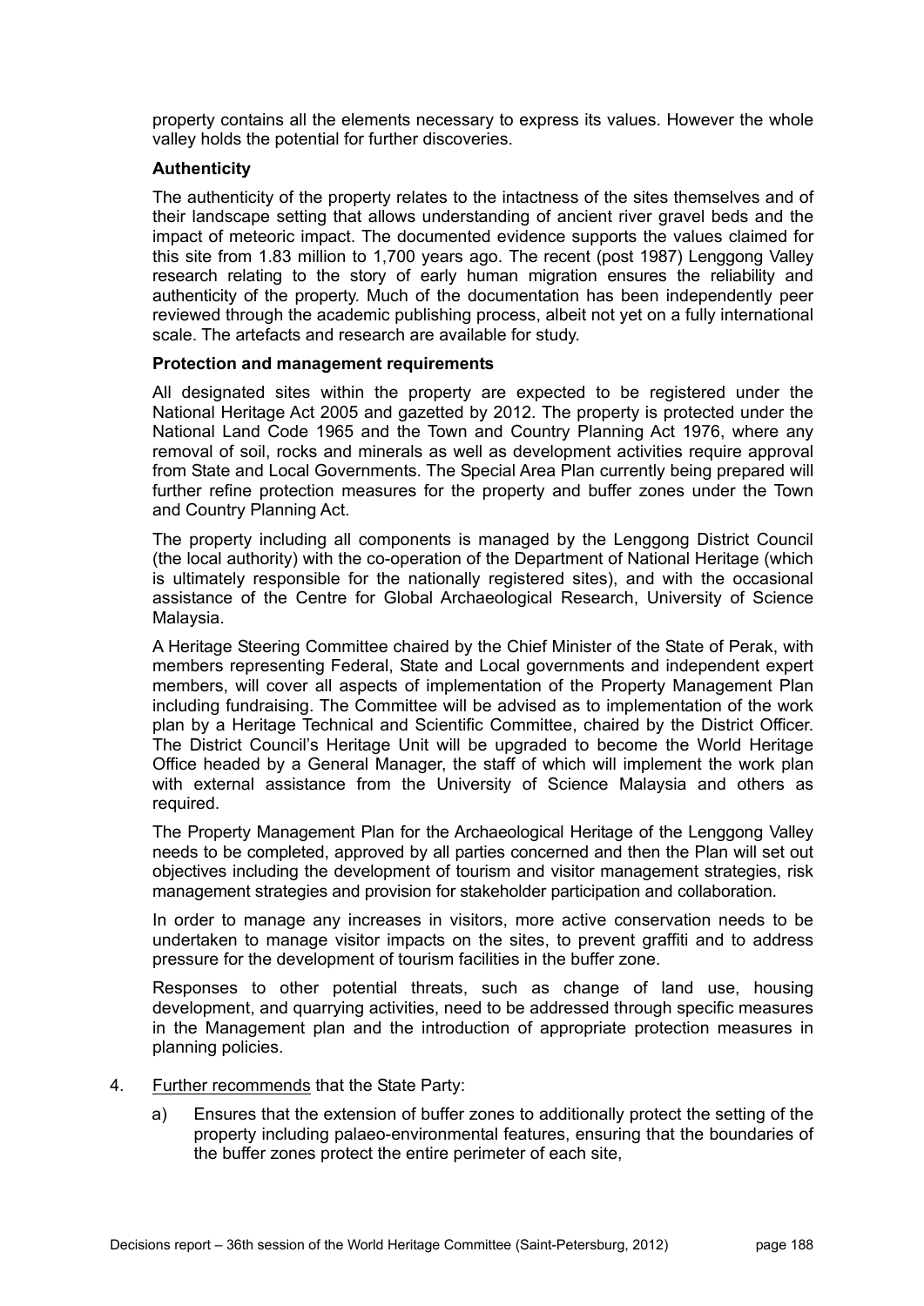property contains all the elements necessary to express its values. However the whole valley holds the potential for further discoveries.

**Authenticity**

The authenticity of the property relates to the intactness of the sites themselves and of their landscape setting that allows understanding of ancient river gravel beds and the impact of meteoric impact. The documented evidence supports the values claimed for this site from 1.83 million to 1,700 years ago. The recent (post 1987) Lenggong Valley research relating to the story of early human migration ensures the reliability and authenticity of the property. Much of the documentation has been independently peer reviewed through the academic publishing process, albeit not yet on a fully international scale. The artefacts and research are available for study.

**Protection and management requirements**

All designated sites within the property are expected to be registered under the National Heritage Act 2005 and gazetted by 2012. The property is protected under the National Land Code 1965 and the Town and Country Planning Act 1976, where any removal of soil, rocks and minerals as well as development activities require approval from State and Local Governments. The Special Area Plan currently being prepared will further refine protection measures for the property and buffer zones under the Town and Country Planning Act.

The property including all components is managed by the Lenggong District Council (the local authority) with the co-operation of the Department of National Heritage (which is ultimately responsible for the nationally registered sites), and with the occasional assistance of the Centre for Global Archaeological Research, University of Science Malaysia.

A Heritage Steering Committee chaired by the Chief Minister of the State of Perak, with members representing Federal, State and Local governments and independent expert members, will cover all aspects of implementation of the Property Management Plan including fundraising. The Committee will be advised as to implementation of the work plan by a Heritage Technical and Scientific Committee, chaired by the District Officer. The District Council's Heritage Unit will be upgraded to become the World Heritage Office headed by a General Manager, the staff of which will implement the work plan with external assistance from the University of Science Malaysia and others as required.

The Property Management Plan for the Archaeological Heritage of the Lenggong Valley needs to be completed, approved by all parties concerned and then the Plan will set out objectives including the development of tourism and visitor management strategies, risk management strategies and provision for stakeholder participation and collaboration.

In order to manage any increases in visitors, more active conservation needs to be undertaken to manage visitor impacts on the sites, to prevent graffiti and to address pressure for the development of tourism facilities in the buffer zone.

Responses to other potential threats, such as change of land use, housing development, and quarrying activities, need to be addressed through specific measures in the Management plan and the introduction of appropriate protection measures in planning policies.

4. Further recommends that the State Party:

   a) Ensures that the extension of buffer zones to additionally protect the setting of the property including palaeo-environmental features, ensuring that the boundaries of the buffer zones protect the entire perimeter of each site,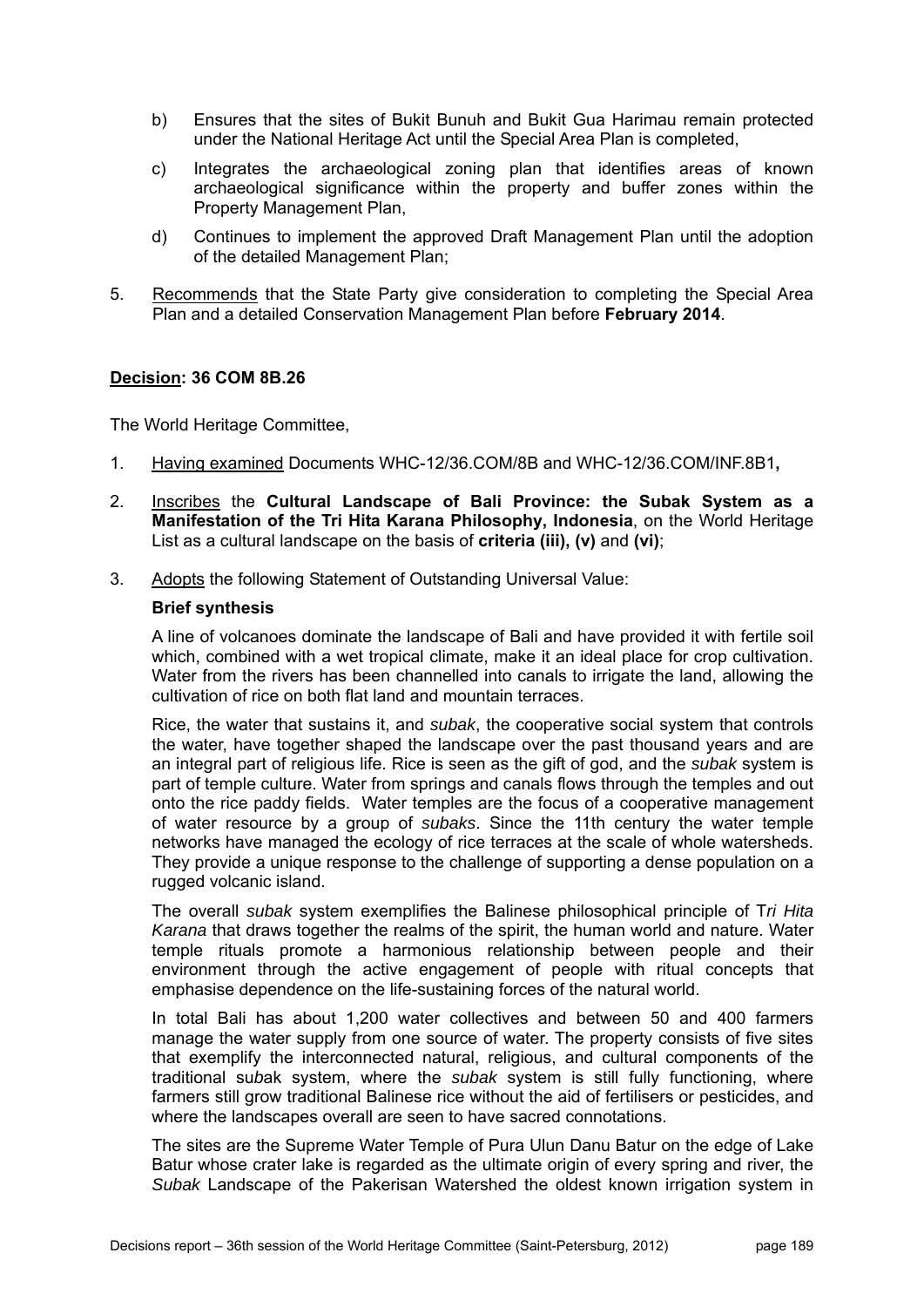b) Ensures that the sites of Bukit Bunuh and Bukit Gua Harimau remain protected under the National Heritage Act until the Special Area Plan is completed,

c) Integrates the archaeological zoning plan that identifies areas of known archaeological significance within the property and buffer zones within the Property Management Plan,

d) Continues to implement the approved Draft Management Plan until the adoption of the detailed Management Plan;

5. Recommends that the State Party give consideration to completing the Special Area Plan and a detailed Conservation Management Plan before **February 2014**.

## Decision: 36 COM 8B.26

The World Heritage Committee,

1. Having examined Documents WHC-12/36.COM/8B and WHC-12/36.COM/INF.8B1**,**

2. Inscribes the **Cultural Landscape of Bali Province: the Subak System as a Manifestation of the Tri Hita Karana Philosophy, Indonesia**, on the World Heritage List as a cultural landscape on the basis of **criteria (iii), (v)** and **(vi)**;

3. Adopts the following Statement of Outstanding Universal Value:

**Brief synthesis**

A line of volcanoes dominate the landscape of Bali and have provided it with fertile soil which, combined with a wet tropical climate, make it an ideal place for crop cultivation. Water from the rivers has been channelled into canals to irrigate the land, allowing the cultivation of rice on both flat land and mountain terraces.

Rice, the water that sustains it, and *subak*, the cooperative social system that controls the water, have together shaped the landscape over the past thousand years and are an integral part of religious life. Rice is seen as the gift of god, and the *subak* system is part of temple culture. Water from springs and canals flows through the temples and out onto the rice paddy fields. Water temples are the focus of a cooperative management of water resource by a group of *subaks*. Since the 11th century the water temple networks have managed the ecology of rice terraces at the scale of whole watersheds. They provide a unique response to the challenge of supporting a dense population on a rugged volcanic island.

The overall *subak* system exemplifies the Balinese philosophical principle of T*ri Hita Karana* that draws together the realms of the spirit, the human world and nature. Water temple rituals promote a harmonious relationship between people and their environment through the active engagement of people with ritual concepts that emphasise dependence on the life-sustaining forces of the natural world.

In total Bali has about 1,200 water collectives and between 50 and 400 farmers manage the water supply from one source of water. The property consists of five sites that exemplify the interconnected natural, religious, and cultural components of the traditional su*b*ak system, where the *subak* system is still fully functioning, where farmers still grow traditional Balinese rice without the aid of fertilisers or pesticides, and where the landscapes overall are seen to have sacred connotations.

The sites are the Supreme Water Temple of Pura Ulun Danu Batur on the edge of Lake Batur whose crater lake is regarded as the ultimate origin of every spring and river, the *Subak* Landscape of the Pakerisan Watershed the oldest known irrigation system in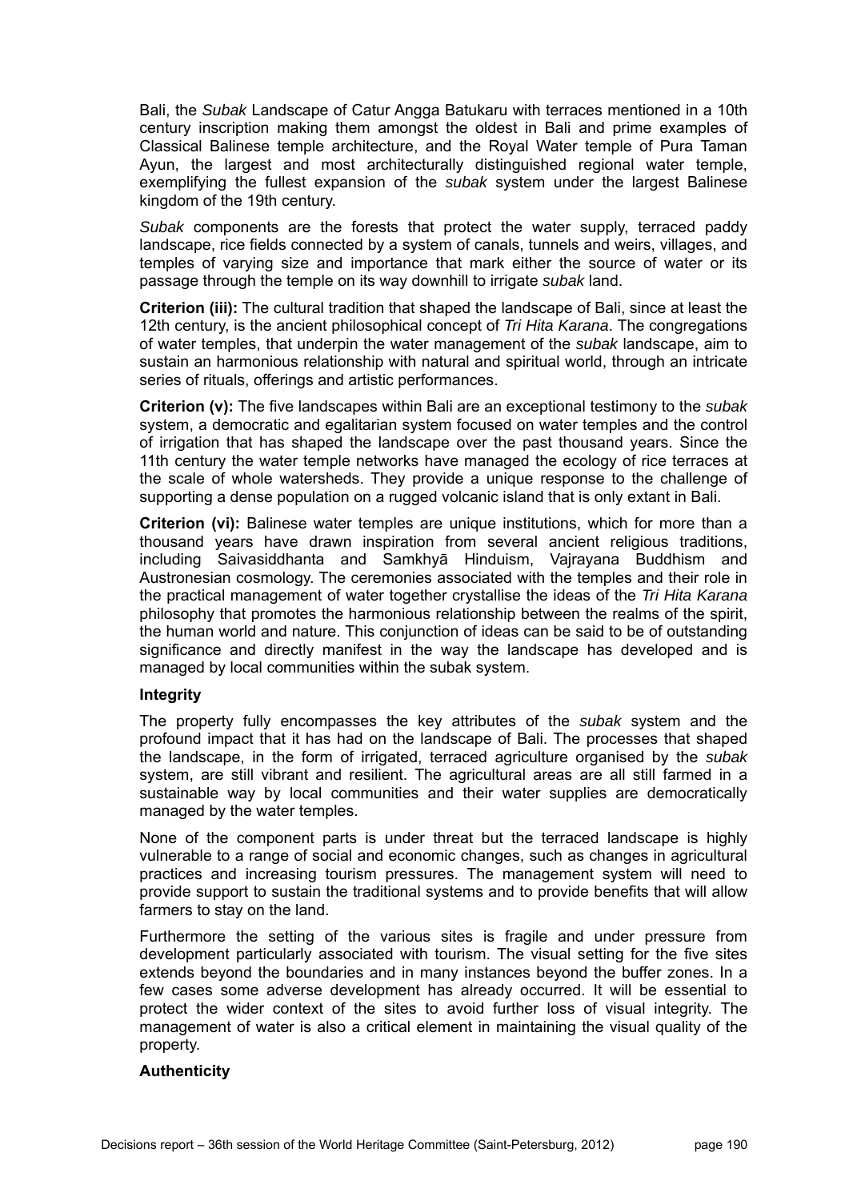Bali, the *Subak* Landscape of Catur Angga Batukaru with terraces mentioned in a 10th century inscription making them amongst the oldest in Bali and prime examples of Classical Balinese temple architecture, and the Royal Water temple of Pura Taman Ayun, the largest and most architecturally distinguished regional water temple, exemplifying the fullest expansion of the *subak* system under the largest Balinese kingdom of the 19th century.

*Subak* components are the forests that protect the water supply, terraced paddy landscape, rice fields connected by a system of canals, tunnels and weirs, villages, and temples of varying size and importance that mark either the source of water or its passage through the temple on its way downhill to irrigate *subak* land.

**Criterion (iii):** The cultural tradition that shaped the landscape of Bali, since at least the 12th century, is the ancient philosophical concept of *Tri Hita Karana*. The congregations of water temples, that underpin the water management of the *subak* landscape, aim to sustain an harmonious relationship with natural and spiritual world, through an intricate series of rituals, offerings and artistic performances.

**Criterion (v):** The five landscapes within Bali are an exceptional testimony to the *subak* system, a democratic and egalitarian system focused on water temples and the control of irrigation that has shaped the landscape over the past thousand years. Since the 11th century the water temple networks have managed the ecology of rice terraces at the scale of whole watersheds. They provide a unique response to the challenge of supporting a dense population on a rugged volcanic island that is only extant in Bali.

**Criterion (vi):** Balinese water temples are unique institutions, which for more than a thousand years have drawn inspiration from several ancient religious traditions, including Saivasiddhanta and Samkhyā Hinduism, Vajrayana Buddhism and Austronesian cosmology. The ceremonies associated with the temples and their role in the practical management of water together crystallise the ideas of the *Tri Hita Karana* philosophy that promotes the harmonious relationship between the realms of the spirit, the human world and nature. This conjunction of ideas can be said to be of outstanding significance and directly manifest in the way the landscape has developed and is managed by local communities within the subak system.

**Integrity**

The property fully encompasses the key attributes of the *subak* system and the profound impact that it has had on the landscape of Bali. The processes that shaped the landscape, in the form of irrigated, terraced agriculture organised by the *subak* system, are still vibrant and resilient. The agricultural areas are all still farmed in a sustainable way by local communities and their water supplies are democratically managed by the water temples.

None of the component parts is under threat but the terraced landscape is highly vulnerable to a range of social and economic changes, such as changes in agricultural practices and increasing tourism pressures. The management system will need to provide support to sustain the traditional systems and to provide benefits that will allow farmers to stay on the land.

Furthermore the setting of the various sites is fragile and under pressure from development particularly associated with tourism. The visual setting for the five sites extends beyond the boundaries and in many instances beyond the buffer zones. In a few cases some adverse development has already occurred. It will be essential to protect the wider context of the sites to avoid further loss of visual integrity. The management of water is also a critical element in maintaining the visual quality of the property.

**Authenticity**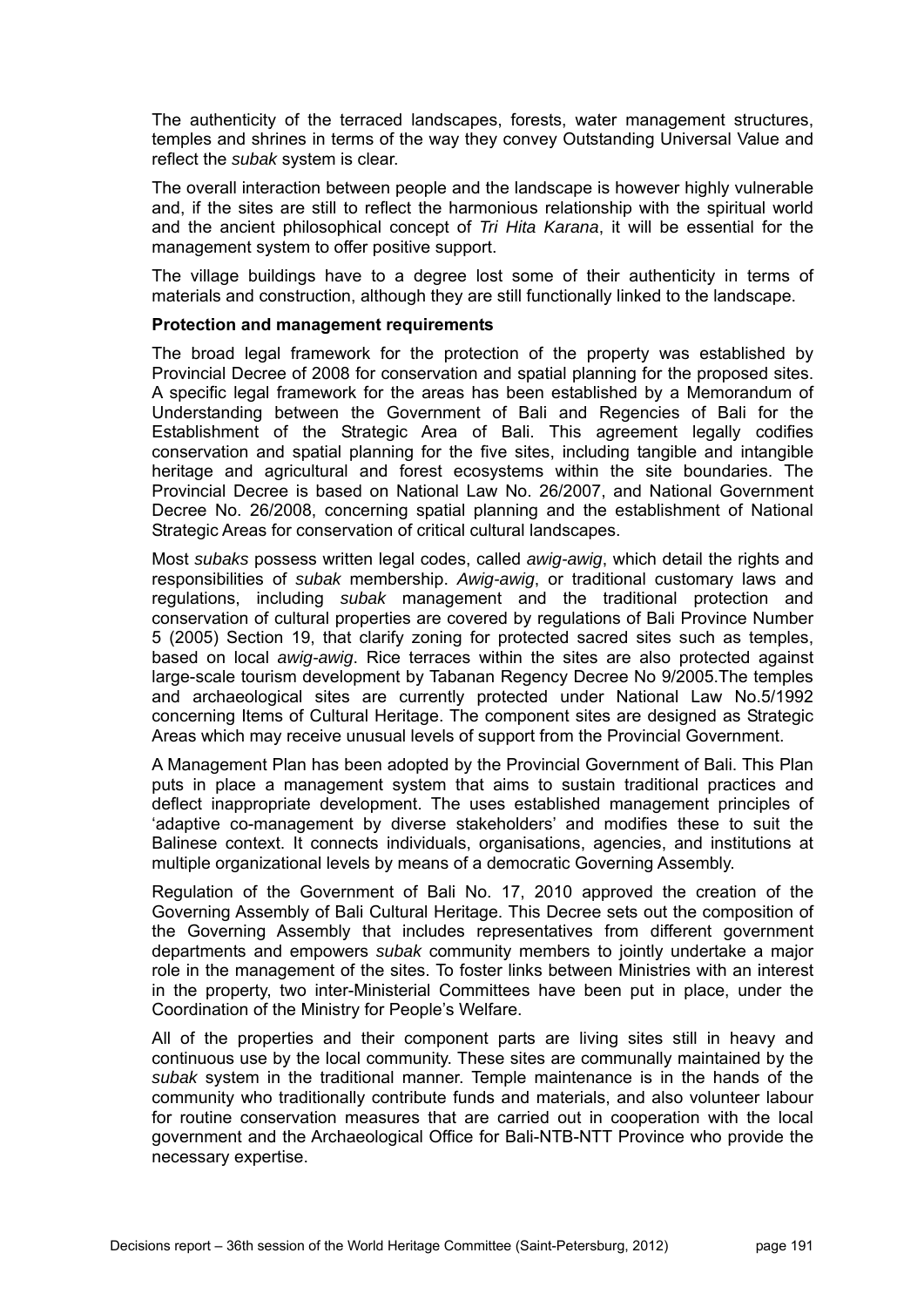The authenticity of the terraced landscapes, forests, water management structures, temples and shrines in terms of the way they convey Outstanding Universal Value and reflect the *subak* system is clear.

The overall interaction between people and the landscape is however highly vulnerable and, if the sites are still to reflect the harmonious relationship with the spiritual world and the ancient philosophical concept of *Tri Hita Karana*, it will be essential for the management system to offer positive support.

The village buildings have to a degree lost some of their authenticity in terms of materials and construction, although they are still functionally linked to the landscape.

**Protection and management requirements**

The broad legal framework for the protection of the property was established by Provincial Decree of 2008 for conservation and spatial planning for the proposed sites. A specific legal framework for the areas has been established by a Memorandum of Understanding between the Government of Bali and Regencies of Bali for the Establishment of the Strategic Area of Bali. This agreement legally codifies conservation and spatial planning for the five sites, including tangible and intangible heritage and agricultural and forest ecosystems within the site boundaries. The Provincial Decree is based on National Law No. 26/2007, and National Government Decree No. 26/2008, concerning spatial planning and the establishment of National Strategic Areas for conservation of critical cultural landscapes.

Most *subaks* possess written legal codes, called *awig-awig*, which detail the rights and responsibilities of *subak* membership. *Awig-awig*, or traditional customary laws and regulations, including *subak* management and the traditional protection and conservation of cultural properties are covered by regulations of Bali Province Number 5 (2005) Section 19, that clarify zoning for protected sacred sites such as temples, based on local *awig-awig*. Rice terraces within the sites are also protected against large-scale tourism development by Tabanan Regency Decree No 9/2005.The temples and archaeological sites are currently protected under National Law No.5/1992 concerning Items of Cultural Heritage. The component sites are designed as Strategic Areas which may receive unusual levels of support from the Provincial Government.

A Management Plan has been adopted by the Provincial Government of Bali. This Plan puts in place a management system that aims to sustain traditional practices and deflect inappropriate development. The uses established management principles of 'adaptive co-management by diverse stakeholders' and modifies these to suit the Balinese context. It connects individuals, organisations, agencies, and institutions at multiple organizational levels by means of a democratic Governing Assembly.

Regulation of the Government of Bali No. 17, 2010 approved the creation of the Governing Assembly of Bali Cultural Heritage. This Decree sets out the composition of the Governing Assembly that includes representatives from different government departments and empowers *subak* community members to jointly undertake a major role in the management of the sites. To foster links between Ministries with an interest in the property, two inter-Ministerial Committees have been put in place, under the Coordination of the Ministry for People's Welfare.

All of the properties and their component parts are living sites still in heavy and continuous use by the local community. These sites are communally maintained by the *subak* system in the traditional manner. Temple maintenance is in the hands of the community who traditionally contribute funds and materials, and also volunteer labour for routine conservation measures that are carried out in cooperation with the local government and the Archaeological Office for Bali-NTB-NTT Province who provide the necessary expertise.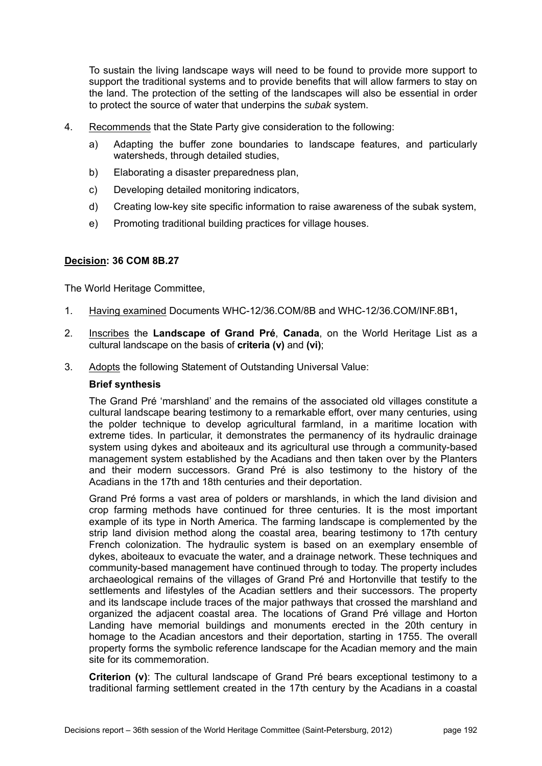To sustain the living landscape ways will need to be found to provide more support to support the traditional systems and to provide benefits that will allow farmers to stay on the land. The protection of the setting of the landscapes will also be essential in order to protect the source of water that underpins the *subak* system.

4. Recommends that the State Party give consideration to the following:

   a) Adapting the buffer zone boundaries to landscape features, and particularly watersheds, through detailed studies,

   b) Elaborating a disaster preparedness plan,

   c) Developing detailed monitoring indicators,

   d) Creating low-key site specific information to raise awareness of the subak system,

   e) Promoting traditional building practices for village houses.

**Decision: 36 COM 8B.27**

The World Heritage Committee,

1. Having examined Documents WHC-12/36.COM/8B and WHC-12/36.COM/INF.8B1**,**

2. Inscribes the **Landscape of Grand Pré**, **Canada**, on the World Heritage List as a cultural landscape on the basis of **criteria (v)** and **(vi)**;

3. Adopts the following Statement of Outstanding Universal Value:

   **Brief synthesis**

   The Grand Pré 'marshland' and the remains of the associated old villages constitute a cultural landscape bearing testimony to a remarkable effort, over many centuries, using the polder technique to develop agricultural farmland, in a maritime location with extreme tides. In particular, it demonstrates the permanency of its hydraulic drainage system using dykes and aboiteaux and its agricultural use through a community-based management system established by the Acadians and then taken over by the Planters and their modern successors. Grand Pré is also testimony to the history of the Acadians in the 17th and 18th centuries and their deportation.

   Grand Pré forms a vast area of polders or marshlands, in which the land division and crop farming methods have continued for three centuries. It is the most important example of its type in North America. The farming landscape is complemented by the strip land division method along the coastal area, bearing testimony to 17th century French colonization. The hydraulic system is based on an exemplary ensemble of dykes, aboiteaux to evacuate the water, and a drainage network. These techniques and community-based management have continued through to today. The property includes archaeological remains of the villages of Grand Pré and Hortonville that testify to the settlements and lifestyles of the Acadian settlers and their successors. The property and its landscape include traces of the major pathways that crossed the marshland and organized the adjacent coastal area. The locations of Grand Pré village and Horton Landing have memorial buildings and monuments erected in the 20th century in homage to the Acadian ancestors and their deportation, starting in 1755. The overall property forms the symbolic reference landscape for the Acadian memory and the main site for its commemoration.

   **Criterion (v)**: The cultural landscape of Grand Pré bears exceptional testimony to a traditional farming settlement created in the 17th century by the Acadians in a coastal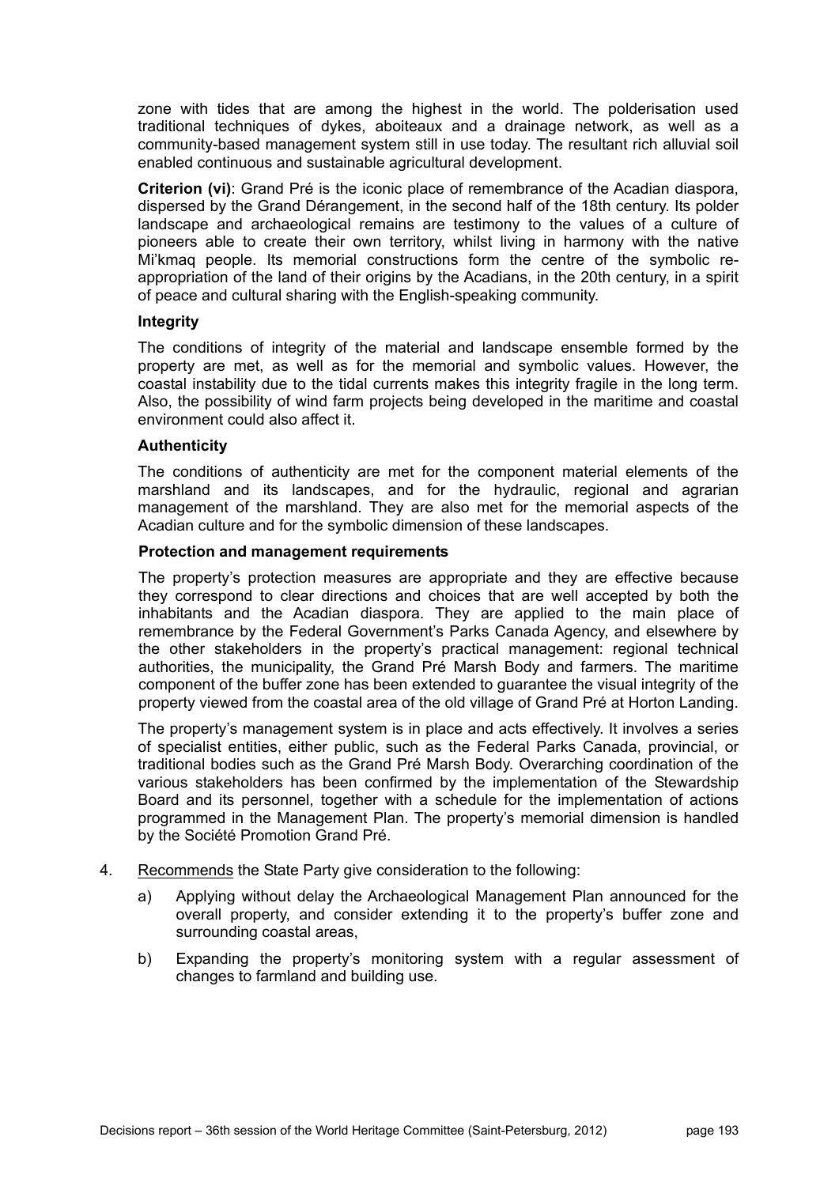zone with tides that are among the highest in the world. The polderisation used traditional techniques of dykes, aboiteaux and a drainage network, as well as a community-based management system still in use today. The resultant rich alluvial soil enabled continuous and sustainable agricultural development.

**Criterion (vi)**: Grand Pré is the iconic place of remembrance of the Acadian diaspora, dispersed by the Grand Dérangement, in the second half of the 18th century. Its polder landscape and archaeological remains are testimony to the values of a culture of pioneers able to create their own territory, whilst living in harmony with the native Mi'kmaq people. Its memorial constructions form the centre of the symbolic re-appropriation of the land of their origins by the Acadians, in the 20th century, in a spirit of peace and cultural sharing with the English-speaking community.

**Integrity**

The conditions of integrity of the material and landscape ensemble formed by the property are met, as well as for the memorial and symbolic values. However, the coastal instability due to the tidal currents makes this integrity fragile in the long term. Also, the possibility of wind farm projects being developed in the maritime and coastal environment could also affect it.

**Authenticity**

The conditions of authenticity are met for the component material elements of the marshland and its landscapes, and for the hydraulic, regional and agrarian management of the marshland. They are also met for the memorial aspects of the Acadian culture and for the symbolic dimension of these landscapes.

**Protection and management requirements**

The property's protection measures are appropriate and they are effective because they correspond to clear directions and choices that are well accepted by both the inhabitants and the Acadian diaspora. They are applied to the main place of remembrance by the Federal Government's Parks Canada Agency, and elsewhere by the other stakeholders in the property's practical management: regional technical authorities, the municipality, the Grand Pré Marsh Body and farmers. The maritime component of the buffer zone has been extended to guarantee the visual integrity of the property viewed from the coastal area of the old village of Grand Pré at Horton Landing.

The property's management system is in place and acts effectively. It involves a series of specialist entities, either public, such as the Federal Parks Canada, provincial, or traditional bodies such as the Grand Pré Marsh Body. Overarching coordination of the various stakeholders has been confirmed by the implementation of the Stewardship Board and its personnel, together with a schedule for the implementation of actions programmed in the Management Plan. The property's memorial dimension is handled by the Société Promotion Grand Pré.

4. Recommends the State Party give consideration to the following:

   a) Applying without delay the Archaeological Management Plan announced for the overall property, and consider extending it to the property's buffer zone and surrounding coastal areas,

   b) Expanding the property's monitoring system with a regular assessment of changes to farmland and building use.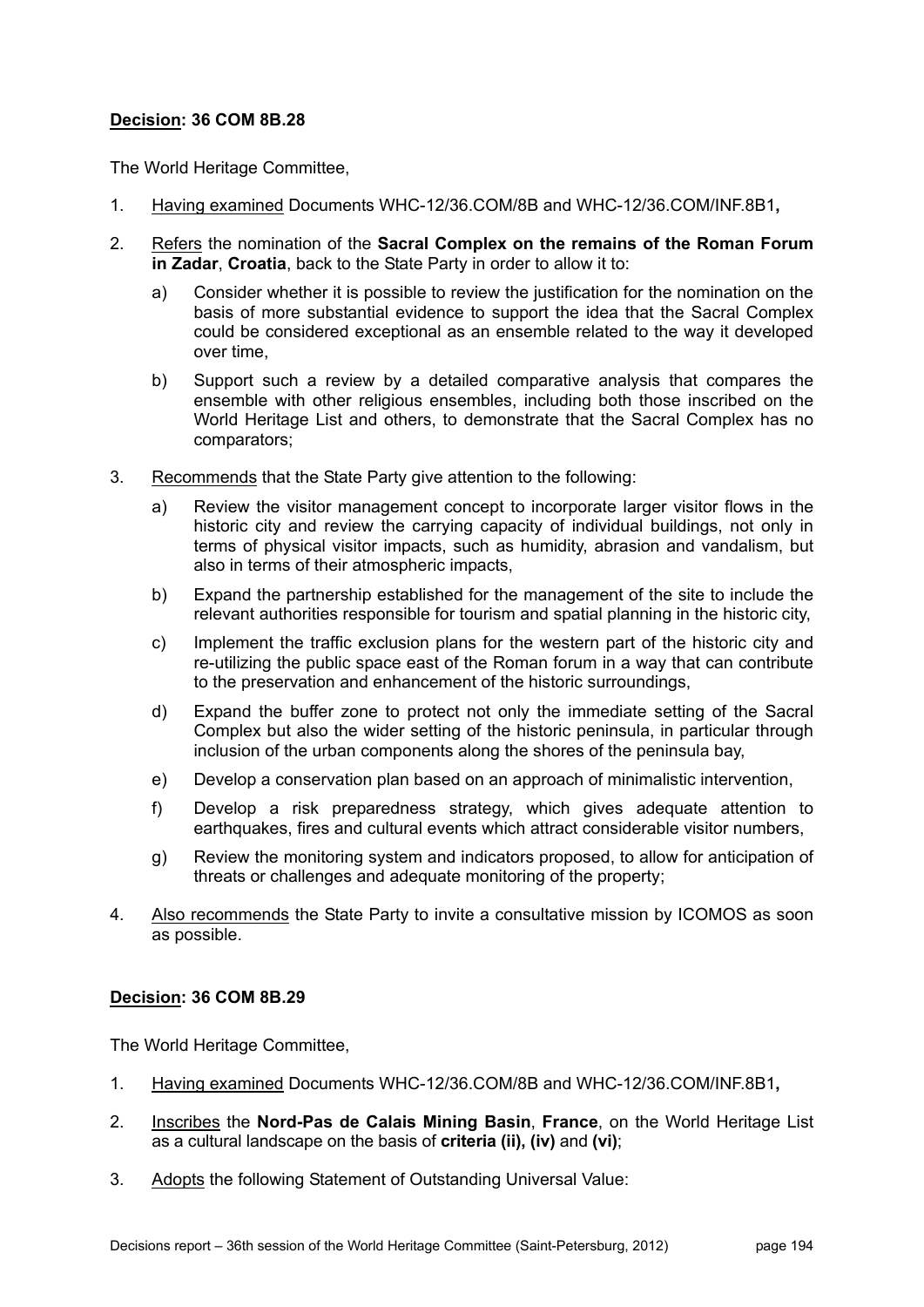**Decision: 36 COM 8B.28**

The World Heritage Committee,

1. Having examined Documents WHC-12/36.COM/8B and WHC-12/36.COM/INF.8B1**,**

2. Refers the nomination of the **Sacral Complex on the remains of the Roman Forum in Zadar**, **Croatia**, back to the State Party in order to allow it to:

   a) Consider whether it is possible to review the justification for the nomination on the basis of more substantial evidence to support the idea that the Sacral Complex could be considered exceptional as an ensemble related to the way it developed over time,

   b) Support such a review by a detailed comparative analysis that compares the ensemble with other religious ensembles, including both those inscribed on the World Heritage List and others, to demonstrate that the Sacral Complex has no comparators;

3. Recommends that the State Party give attention to the following:

   a) Review the visitor management concept to incorporate larger visitor flows in the historic city and review the carrying capacity of individual buildings, not only in terms of physical visitor impacts, such as humidity, abrasion and vandalism, but also in terms of their atmospheric impacts,

   b) Expand the partnership established for the management of the site to include the relevant authorities responsible for tourism and spatial planning in the historic city,

   c) Implement the traffic exclusion plans for the western part of the historic city and re-utilizing the public space east of the Roman forum in a way that can contribute to the preservation and enhancement of the historic surroundings,

   d) Expand the buffer zone to protect not only the immediate setting of the Sacral Complex but also the wider setting of the historic peninsula, in particular through inclusion of the urban components along the shores of the peninsula bay,

   e) Develop a conservation plan based on an approach of minimalistic intervention,

   f) Develop a risk preparedness strategy, which gives adequate attention to earthquakes, fires and cultural events which attract considerable visitor numbers,

   g) Review the monitoring system and indicators proposed, to allow for anticipation of threats or challenges and adequate monitoring of the property;

4. Also recommends the State Party to invite a consultative mission by ICOMOS as soon as possible.

**Decision: 36 COM 8B.29**

The World Heritage Committee,

1. Having examined Documents WHC-12/36.COM/8B and WHC-12/36.COM/INF.8B1**,**

2. Inscribes the **Nord-Pas de Calais Mining Basin**, **France**, on the World Heritage List as a cultural landscape on the basis of **criteria (ii), (iv)** and **(vi)**;

3. Adopts the following Statement of Outstanding Universal Value: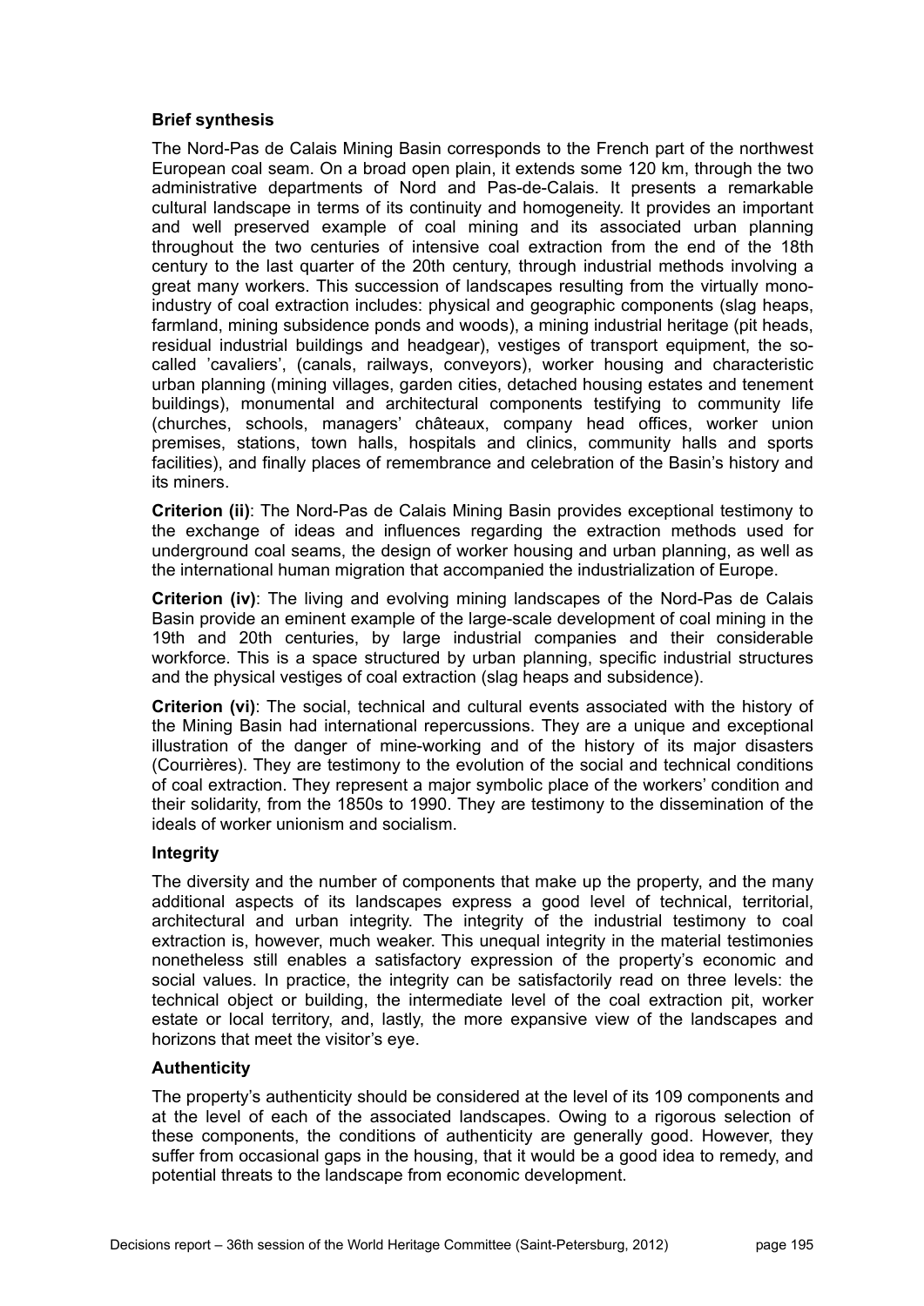**Brief synthesis**

The Nord-Pas de Calais Mining Basin corresponds to the French part of the northwest European coal seam. On a broad open plain, it extends some 120 km, through the two administrative departments of Nord and Pas-de-Calais. It presents a remarkable cultural landscape in terms of its continuity and homogeneity. It provides an important and well preserved example of coal mining and its associated urban planning throughout the two centuries of intensive coal extraction from the end of the 18th century to the last quarter of the 20th century, through industrial methods involving a great many workers. This succession of landscapes resulting from the virtually mono-industry of coal extraction includes: physical and geographic components (slag heaps, farmland, mining subsidence ponds and woods), a mining industrial heritage (pit heads, residual industrial buildings and headgear), vestiges of transport equipment, the so-called 'cavaliers', (canals, railways, conveyors), worker housing and characteristic urban planning (mining villages, garden cities, detached housing estates and tenement buildings), monumental and architectural components testifying to community life (churches, schools, managers' châteaux, company head offices, worker union premises, stations, town halls, hospitals and clinics, community halls and sports facilities), and finally places of remembrance and celebration of the Basin's history and its miners.

**Criterion (ii)**: The Nord-Pas de Calais Mining Basin provides exceptional testimony to the exchange of ideas and influences regarding the extraction methods used for underground coal seams, the design of worker housing and urban planning, as well as the international human migration that accompanied the industrialization of Europe.

**Criterion (iv)**: The living and evolving mining landscapes of the Nord-Pas de Calais Basin provide an eminent example of the large-scale development of coal mining in the 19th and 20th centuries, by large industrial companies and their considerable workforce. This is a space structured by urban planning, specific industrial structures and the physical vestiges of coal extraction (slag heaps and subsidence).

**Criterion (vi)**: The social, technical and cultural events associated with the history of the Mining Basin had international repercussions. They are a unique and exceptional illustration of the danger of mine-working and of the history of its major disasters (Courrières). They are testimony to the evolution of the social and technical conditions of coal extraction. They represent a major symbolic place of the workers' condition and their solidarity, from the 1850s to 1990. They are testimony to the dissemination of the ideals of worker unionism and socialism.

**Integrity**

The diversity and the number of components that make up the property, and the many additional aspects of its landscapes express a good level of technical, territorial, architectural and urban integrity. The integrity of the industrial testimony to coal extraction is, however, much weaker. This unequal integrity in the material testimonies nonetheless still enables a satisfactory expression of the property's economic and social values. In practice, the integrity can be satisfactorily read on three levels: the technical object or building, the intermediate level of the coal extraction pit, worker estate or local territory, and, lastly, the more expansive view of the landscapes and horizons that meet the visitor's eye.

**Authenticity**

The property's authenticity should be considered at the level of its 109 components and at the level of each of the associated landscapes. Owing to a rigorous selection of these components, the conditions of authenticity are generally good. However, they suffer from occasional gaps in the housing, that it would be a good idea to remedy, and potential threats to the landscape from economic development.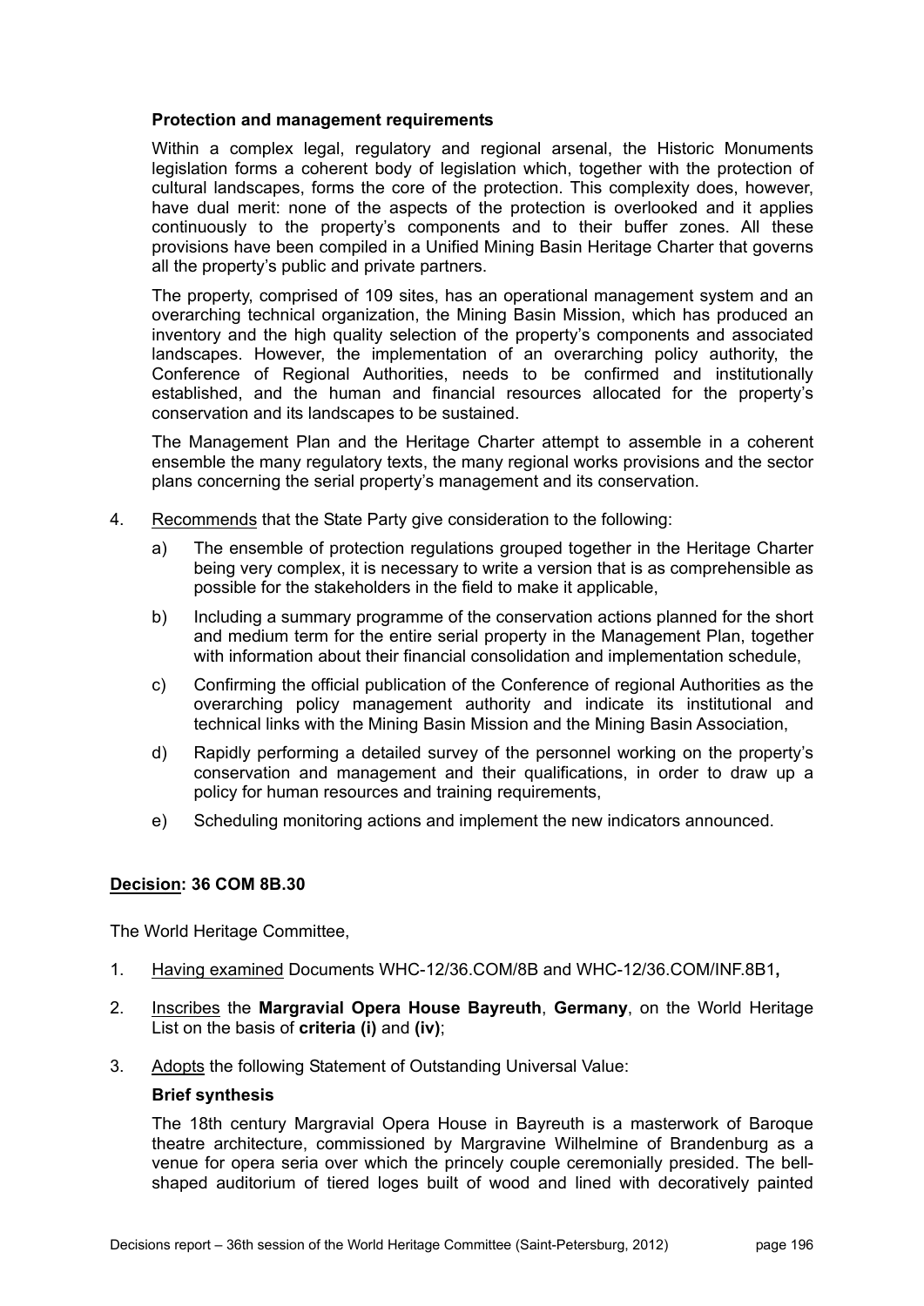**Protection and management requirements**

Within a complex legal, regulatory and regional arsenal, the Historic Monuments legislation forms a coherent body of legislation which, together with the protection of cultural landscapes, forms the core of the protection. This complexity does, however, have dual merit: none of the aspects of the protection is overlooked and it applies continuously to the property's components and to their buffer zones. All these provisions have been compiled in a Unified Mining Basin Heritage Charter that governs all the property's public and private partners.

The property, comprised of 109 sites, has an operational management system and an overarching technical organization, the Mining Basin Mission, which has produced an inventory and the high quality selection of the property's components and associated landscapes. However, the implementation of an overarching policy authority, the Conference of Regional Authorities, needs to be confirmed and institutionally established, and the human and financial resources allocated for the property's conservation and its landscapes to be sustained.

The Management Plan and the Heritage Charter attempt to assemble in a coherent ensemble the many regulatory texts, the many regional works provisions and the sector plans concerning the serial property's management and its conservation.

4. Recommends that the State Party give consideration to the following:
   a) The ensemble of protection regulations grouped together in the Heritage Charter being very complex, it is necessary to write a version that is as comprehensible as possible for the stakeholders in the field to make it applicable,
   b) Including a summary programme of the conservation actions planned for the short and medium term for the entire serial property in the Management Plan, together with information about their financial consolidation and implementation schedule,
   c) Confirming the official publication of the Conference of regional Authorities as the overarching policy management authority and indicate its institutional and technical links with the Mining Basin Mission and the Mining Basin Association,
   d) Rapidly performing a detailed survey of the personnel working on the property's conservation and management and their qualifications, in order to draw up a policy for human resources and training requirements,
   e) Scheduling monitoring actions and implement the new indicators announced.

**Decision: 36 COM 8B.30**

The World Heritage Committee,

1. Having examined Documents WHC-12/36.COM/8B and WHC-12/36.COM/INF.8B1**,**
2. Inscribes the **Margravial Opera House Bayreuth**, **Germany**, on the World Heritage List on the basis of **criteria (i)** and **(iv)**;
3. Adopts the following Statement of Outstanding Universal Value:

   **Brief synthesis**

   The 18th century Margravial Opera House in Bayreuth is a masterwork of Baroque theatre architecture, commissioned by Margravine Wilhelmine of Brandenburg as a venue for opera seria over which the princely couple ceremonially presided. The bell-shaped auditorium of tiered loges built of wood and lined with decoratively painted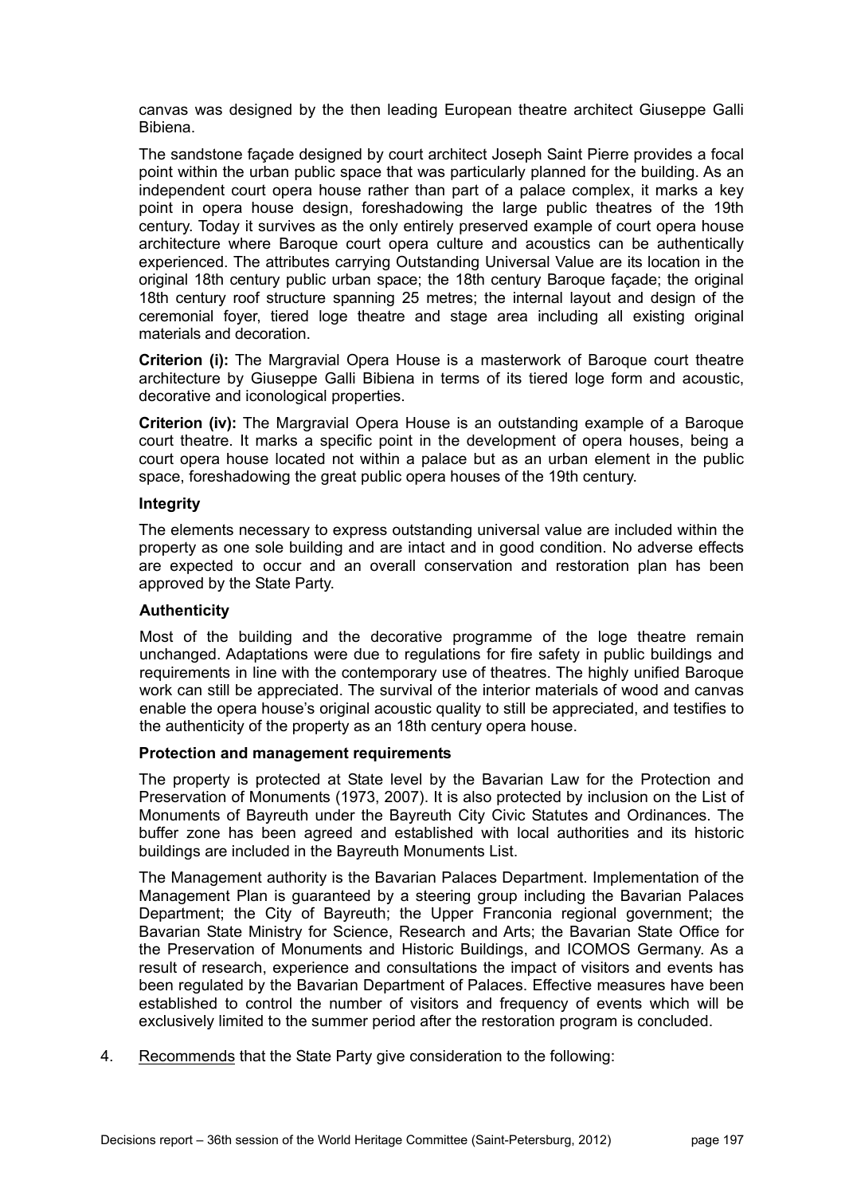canvas was designed by the then leading European theatre architect Giuseppe Galli Bibiena.

The sandstone façade designed by court architect Joseph Saint Pierre provides a focal point within the urban public space that was particularly planned for the building. As an independent court opera house rather than part of a palace complex, it marks a key point in opera house design, foreshadowing the large public theatres of the 19th century. Today it survives as the only entirely preserved example of court opera house architecture where Baroque court opera culture and acoustics can be authentically experienced. The attributes carrying Outstanding Universal Value are its location in the original 18th century public urban space; the 18th century Baroque façade; the original 18th century roof structure spanning 25 metres; the internal layout and design of the ceremonial foyer, tiered loge theatre and stage area including all existing original materials and decoration.

**Criterion (i):** The Margravial Opera House is a masterwork of Baroque court theatre architecture by Giuseppe Galli Bibiena in terms of its tiered loge form and acoustic, decorative and iconological properties.

**Criterion (iv):** The Margravial Opera House is an outstanding example of a Baroque court theatre. It marks a specific point in the development of opera houses, being a court opera house located not within a palace but as an urban element in the public space, foreshadowing the great public opera houses of the 19th century.

**Integrity**

The elements necessary to express outstanding universal value are included within the property as one sole building and are intact and in good condition. No adverse effects are expected to occur and an overall conservation and restoration plan has been approved by the State Party.

**Authenticity**

Most of the building and the decorative programme of the loge theatre remain unchanged. Adaptations were due to regulations for fire safety in public buildings and requirements in line with the contemporary use of theatres. The highly unified Baroque work can still be appreciated. The survival of the interior materials of wood and canvas enable the opera house's original acoustic quality to still be appreciated, and testifies to the authenticity of the property as an 18th century opera house.

**Protection and management requirements**

The property is protected at State level by the Bavarian Law for the Protection and Preservation of Monuments (1973, 2007). It is also protected by inclusion on the List of Monuments of Bayreuth under the Bayreuth City Civic Statutes and Ordinances. The buffer zone has been agreed and established with local authorities and its historic buildings are included in the Bayreuth Monuments List.

The Management authority is the Bavarian Palaces Department. Implementation of the Management Plan is guaranteed by a steering group including the Bavarian Palaces Department; the City of Bayreuth; the Upper Franconia regional government; the Bavarian State Ministry for Science, Research and Arts; the Bavarian State Office for the Preservation of Monuments and Historic Buildings, and ICOMOS Germany. As a result of research, experience and consultations the impact of visitors and events has been regulated by the Bavarian Department of Palaces. Effective measures have been established to control the number of visitors and frequency of events which will be exclusively limited to the summer period after the restoration program is concluded.

4. Recommends that the State Party give consideration to the following: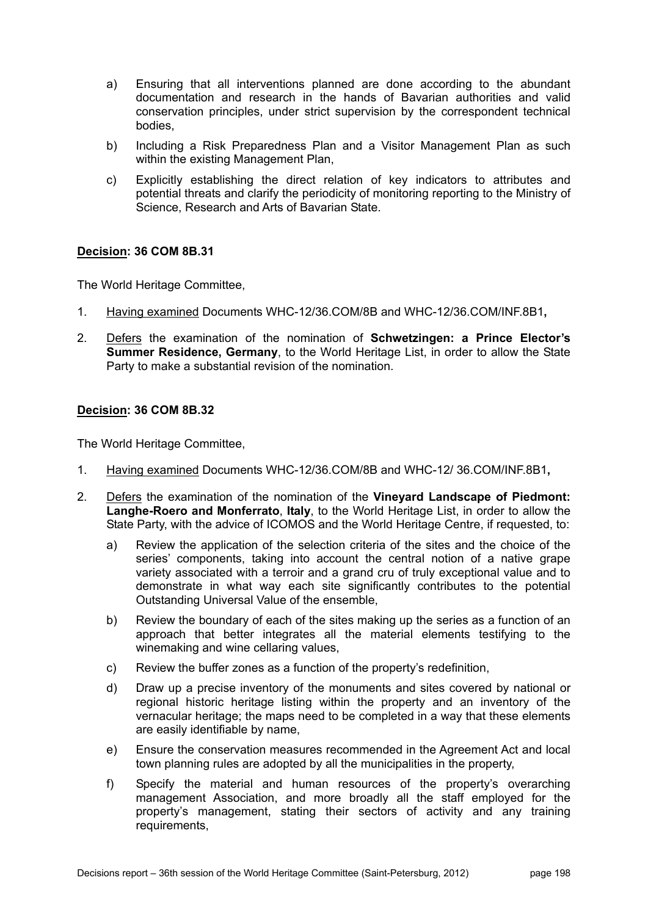a) Ensuring that all interventions planned are done according to the abundant documentation and research in the hands of Bavarian authorities and valid conservation principles, under strict supervision by the correspondent technical bodies,

b) Including a Risk Preparedness Plan and a Visitor Management Plan as such within the existing Management Plan,

c) Explicitly establishing the direct relation of key indicators to attributes and potential threats and clarify the periodicity of monitoring reporting to the Ministry of Science, Research and Arts of Bavarian State.

**Decision: 36 COM 8B.31**

The World Heritage Committee,

1. Having examined Documents WHC-12/36.COM/8B and WHC-12/36.COM/INF.8B1**,**

2. Defers the examination of the nomination of **Schwetzingen: a Prince Elector's Summer Residence, Germany**, to the World Heritage List, in order to allow the State Party to make a substantial revision of the nomination.

**Decision: 36 COM 8B.32**

The World Heritage Committee,

1. Having examined Documents WHC-12/36.COM/8B and WHC-12/ 36.COM/INF.8B1**,**

2. Defers the examination of the nomination of the **Vineyard Landscape of Piedmont: Langhe-Roero and Monferrato**, **Italy**, to the World Heritage List, in order to allow the State Party, with the advice of ICOMOS and the World Heritage Centre, if requested, to:

   a) Review the application of the selection criteria of the sites and the choice of the series' components, taking into account the central notion of a native grape variety associated with a terroir and a grand cru of truly exceptional value and to demonstrate in what way each site significantly contributes to the potential Outstanding Universal Value of the ensemble,

   b) Review the boundary of each of the sites making up the series as a function of an approach that better integrates all the material elements testifying to the winemaking and wine cellaring values,

   c) Review the buffer zones as a function of the property's redefinition,

   d) Draw up a precise inventory of the monuments and sites covered by national or regional historic heritage listing within the property and an inventory of the vernacular heritage; the maps need to be completed in a way that these elements are easily identifiable by name,

   e) Ensure the conservation measures recommended in the Agreement Act and local town planning rules are adopted by all the municipalities in the property,

   f) Specify the material and human resources of the property's overarching management Association, and more broadly all the staff employed for the property's management, stating their sectors of activity and any training requirements,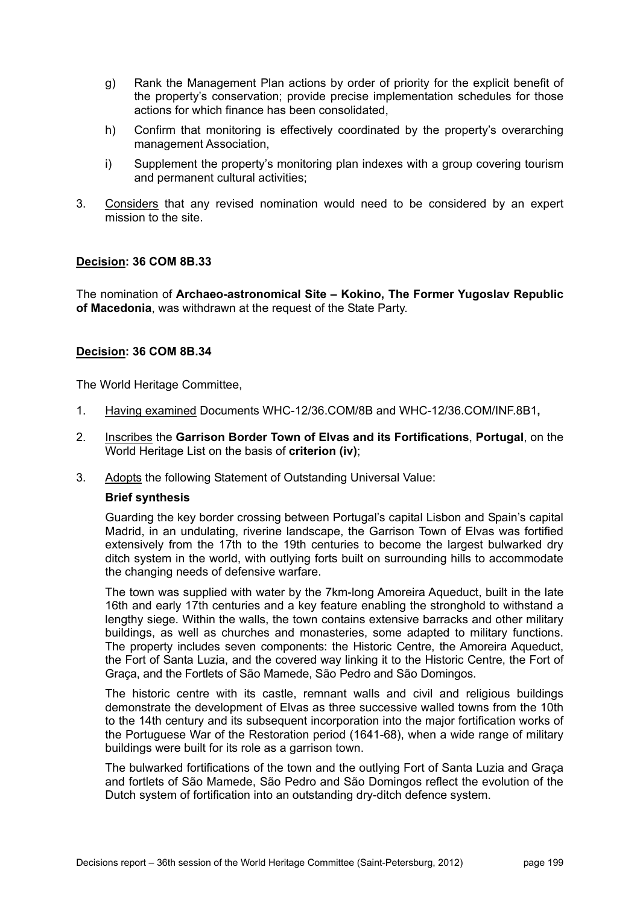g) Rank the Management Plan actions by order of priority for the explicit benefit of the property's conservation; provide precise implementation schedules for those actions for which finance has been consolidated,

h) Confirm that monitoring is effectively coordinated by the property's overarching management Association,

i) Supplement the property's monitoring plan indexes with a group covering tourism and permanent cultural activities;

3. Considers that any revised nomination would need to be considered by an expert mission to the site.

**Decision: 36 COM 8B.33**

The nomination of **Archaeo-astronomical Site – Kokino, The Former Yugoslav Republic of Macedonia**, was withdrawn at the request of the State Party.

**Decision: 36 COM 8B.34**

The World Heritage Committee,

1. Having examined Documents WHC-12/36.COM/8B and WHC-12/36.COM/INF.8B1**,**

2. Inscribes the **Garrison Border Town of Elvas and its Fortifications**, **Portugal**, on the World Heritage List on the basis of **criterion (iv)**;

3. Adopts the following Statement of Outstanding Universal Value:

**Brief synthesis**

Guarding the key border crossing between Portugal's capital Lisbon and Spain's capital Madrid, in an undulating, riverine landscape, the Garrison Town of Elvas was fortified extensively from the 17th to the 19th centuries to become the largest bulwarked dry ditch system in the world, with outlying forts built on surrounding hills to accommodate the changing needs of defensive warfare.

The town was supplied with water by the 7km-long Amoreira Aqueduct, built in the late 16th and early 17th centuries and a key feature enabling the stronghold to withstand a lengthy siege. Within the walls, the town contains extensive barracks and other military buildings, as well as churches and monasteries, some adapted to military functions. The property includes seven components: the Historic Centre, the Amoreira Aqueduct, the Fort of Santa Luzia, and the covered way linking it to the Historic Centre, the Fort of Graça, and the Fortlets of São Mamede, São Pedro and São Domingos.

The historic centre with its castle, remnant walls and civil and religious buildings demonstrate the development of Elvas as three successive walled towns from the 10th to the 14th century and its subsequent incorporation into the major fortification works of the Portuguese War of the Restoration period (1641-68), when a wide range of military buildings were built for its role as a garrison town.

The bulwarked fortifications of the town and the outlying Fort of Santa Luzia and Graça and fortlets of São Mamede, São Pedro and São Domingos reflect the evolution of the Dutch system of fortification into an outstanding dry-ditch defence system.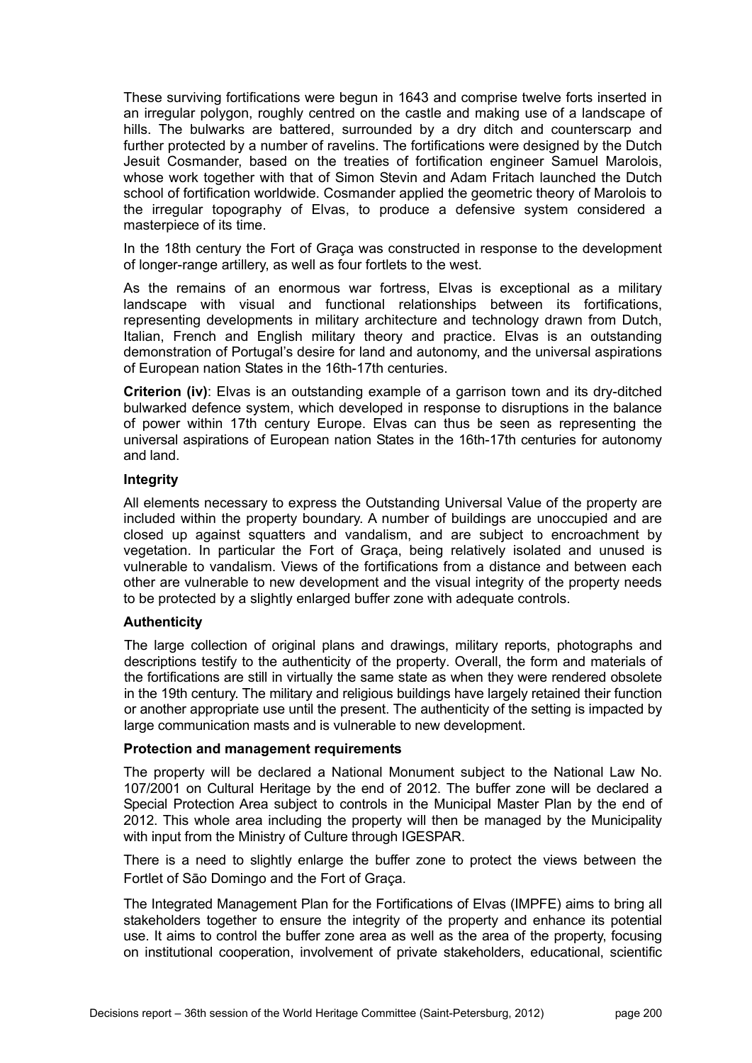These surviving fortifications were begun in 1643 and comprise twelve forts inserted in an irregular polygon, roughly centred on the castle and making use of a landscape of hills. The bulwarks are battered, surrounded by a dry ditch and counterscarp and further protected by a number of ravelins. The fortifications were designed by the Dutch Jesuit Cosmander, based on the treaties of fortification engineer Samuel Marolois, whose work together with that of Simon Stevin and Adam Fritach launched the Dutch school of fortification worldwide. Cosmander applied the geometric theory of Marolois to the irregular topography of Elvas, to produce a defensive system considered a masterpiece of its time.

In the 18th century the Fort of Graça was constructed in response to the development of longer-range artillery, as well as four fortlets to the west.

As the remains of an enormous war fortress, Elvas is exceptional as a military landscape with visual and functional relationships between its fortifications, representing developments in military architecture and technology drawn from Dutch, Italian, French and English military theory and practice. Elvas is an outstanding demonstration of Portugal's desire for land and autonomy, and the universal aspirations of European nation States in the 16th-17th centuries.

**Criterion (iv)**: Elvas is an outstanding example of a garrison town and its dry-ditched bulwarked defence system, which developed in response to disruptions in the balance of power within 17th century Europe. Elvas can thus be seen as representing the universal aspirations of European nation States in the 16th-17th centuries for autonomy and land.

**Integrity**

All elements necessary to express the Outstanding Universal Value of the property are included within the property boundary. A number of buildings are unoccupied and are closed up against squatters and vandalism, and are subject to encroachment by vegetation. In particular the Fort of Graça, being relatively isolated and unused is vulnerable to vandalism. Views of the fortifications from a distance and between each other are vulnerable to new development and the visual integrity of the property needs to be protected by a slightly enlarged buffer zone with adequate controls.

**Authenticity**

The large collection of original plans and drawings, military reports, photographs and descriptions testify to the authenticity of the property. Overall, the form and materials of the fortifications are still in virtually the same state as when they were rendered obsolete in the 19th century. The military and religious buildings have largely retained their function or another appropriate use until the present. The authenticity of the setting is impacted by large communication masts and is vulnerable to new development.

**Protection and management requirements**

The property will be declared a National Monument subject to the National Law No. 107/2001 on Cultural Heritage by the end of 2012. The buffer zone will be declared a Special Protection Area subject to controls in the Municipal Master Plan by the end of 2012. This whole area including the property will then be managed by the Municipality with input from the Ministry of Culture through IGESPAR.

There is a need to slightly enlarge the buffer zone to protect the views between the Fortlet of São Domingo and the Fort of Graça.

The Integrated Management Plan for the Fortifications of Elvas (IMPFE) aims to bring all stakeholders together to ensure the integrity of the property and enhance its potential use. It aims to control the buffer zone area as well as the area of the property, focusing on institutional cooperation, involvement of private stakeholders, educational, scientific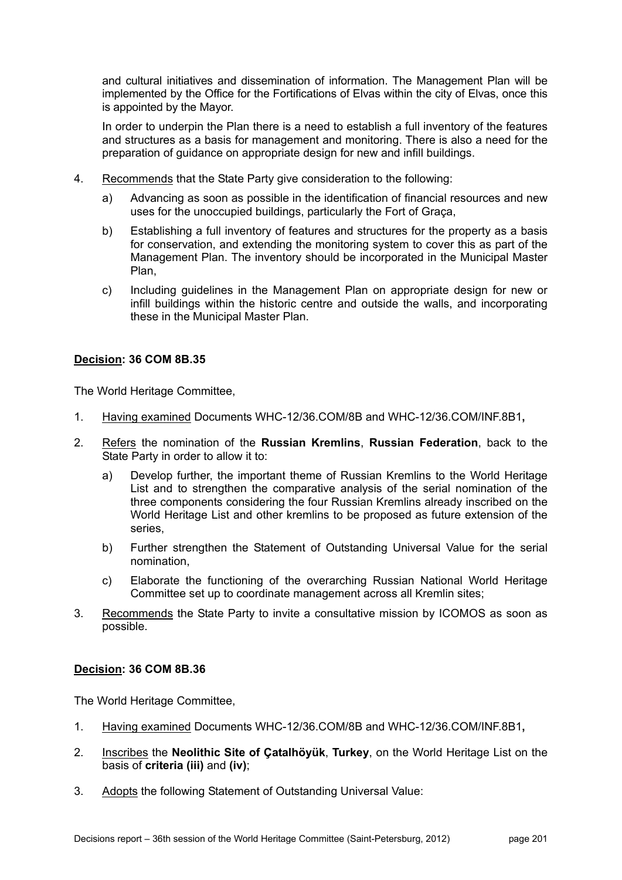and cultural initiatives and dissemination of information. The Management Plan will be implemented by the Office for the Fortifications of Elvas within the city of Elvas, once this is appointed by the Mayor.

In order to underpin the Plan there is a need to establish a full inventory of the features and structures as a basis for management and monitoring. There is also a need for the preparation of guidance on appropriate design for new and infill buildings.

4. Recommends that the State Party give consideration to the following:
   a) Advancing as soon as possible in the identification of financial resources and new uses for the unoccupied buildings, particularly the Fort of Graça,
   b) Establishing a full inventory of features and structures for the property as a basis for conservation, and extending the monitoring system to cover this as part of the Management Plan. The inventory should be incorporated in the Municipal Master Plan,
   c) Including guidelines in the Management Plan on appropriate design for new or infill buildings within the historic centre and outside the walls, and incorporating these in the Municipal Master Plan.

**Decision: 36 COM 8B.35**

The World Heritage Committee,

1. Having examined Documents WHC-12/36.COM/8B and WHC-12/36.COM/INF.8B1**,**
2. Refers the nomination of the **Russian Kremlins**, **Russian Federation**, back to the State Party in order to allow it to:
   a) Develop further, the important theme of Russian Kremlins to the World Heritage List and to strengthen the comparative analysis of the serial nomination of the three components considering the four Russian Kremlins already inscribed on the World Heritage List and other kremlins to be proposed as future extension of the series,
   b) Further strengthen the Statement of Outstanding Universal Value for the serial nomination,
   c) Elaborate the functioning of the overarching Russian National World Heritage Committee set up to coordinate management across all Kremlin sites;
3. Recommends the State Party to invite a consultative mission by ICOMOS as soon as possible.

**Decision: 36 COM 8B.36**

The World Heritage Committee,

1. Having examined Documents WHC-12/36.COM/8B and WHC-12/36.COM/INF.8B1**,**
2. Inscribes the **Neolithic Site of Çatalhöyük**, **Turkey**, on the World Heritage List on the basis of **criteria (iii)** and **(iv)**;
3. Adopts the following Statement of Outstanding Universal Value: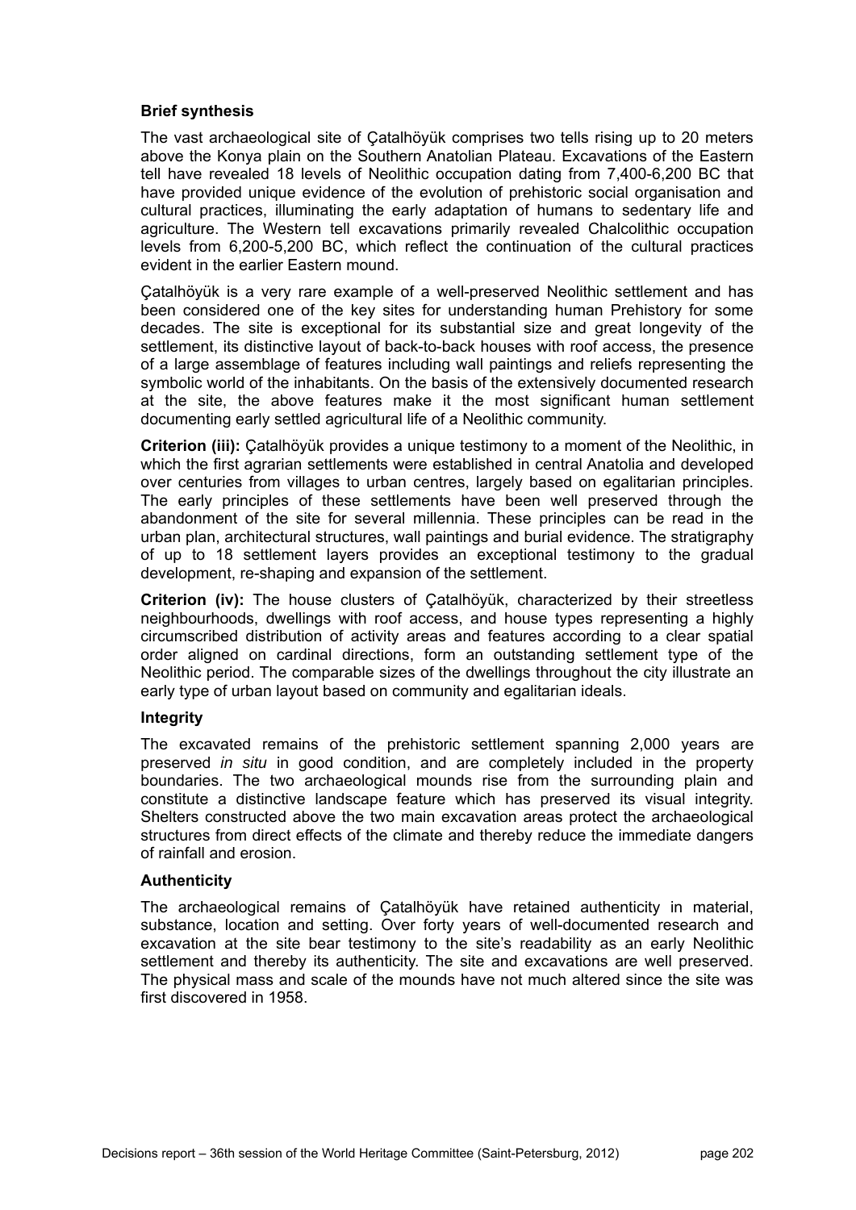**Brief synthesis**

The vast archaeological site of Çatalhöyük comprises two tells rising up to 20 meters above the Konya plain on the Southern Anatolian Plateau. Excavations of the Eastern tell have revealed 18 levels of Neolithic occupation dating from 7,400-6,200 BC that have provided unique evidence of the evolution of prehistoric social organisation and cultural practices, illuminating the early adaptation of humans to sedentary life and agriculture. The Western tell excavations primarily revealed Chalcolithic occupation levels from 6,200-5,200 BC, which reflect the continuation of the cultural practices evident in the earlier Eastern mound.

Çatalhöyük is a very rare example of a well-preserved Neolithic settlement and has been considered one of the key sites for understanding human Prehistory for some decades. The site is exceptional for its substantial size and great longevity of the settlement, its distinctive layout of back-to-back houses with roof access, the presence of a large assemblage of features including wall paintings and reliefs representing the symbolic world of the inhabitants. On the basis of the extensively documented research at the site, the above features make it the most significant human settlement documenting early settled agricultural life of a Neolithic community.

**Criterion (iii):** Çatalhöyük provides a unique testimony to a moment of the Neolithic, in which the first agrarian settlements were established in central Anatolia and developed over centuries from villages to urban centres, largely based on egalitarian principles. The early principles of these settlements have been well preserved through the abandonment of the site for several millennia. These principles can be read in the urban plan, architectural structures, wall paintings and burial evidence. The stratigraphy of up to 18 settlement layers provides an exceptional testimony to the gradual development, re-shaping and expansion of the settlement.

**Criterion (iv):** The house clusters of Çatalhöyük, characterized by their streetless neighbourhoods, dwellings with roof access, and house types representing a highly circumscribed distribution of activity areas and features according to a clear spatial order aligned on cardinal directions, form an outstanding settlement type of the Neolithic period. The comparable sizes of the dwellings throughout the city illustrate an early type of urban layout based on community and egalitarian ideals.

**Integrity**

The excavated remains of the prehistoric settlement spanning 2,000 years are preserved *in situ* in good condition, and are completely included in the property boundaries. The two archaeological mounds rise from the surrounding plain and constitute a distinctive landscape feature which has preserved its visual integrity. Shelters constructed above the two main excavation areas protect the archaeological structures from direct effects of the climate and thereby reduce the immediate dangers of rainfall and erosion.

**Authenticity**

The archaeological remains of Çatalhöyük have retained authenticity in material, substance, location and setting. Over forty years of well-documented research and excavation at the site bear testimony to the site's readability as an early Neolithic settlement and thereby its authenticity. The site and excavations are well preserved. The physical mass and scale of the mounds have not much altered since the site was first discovered in 1958.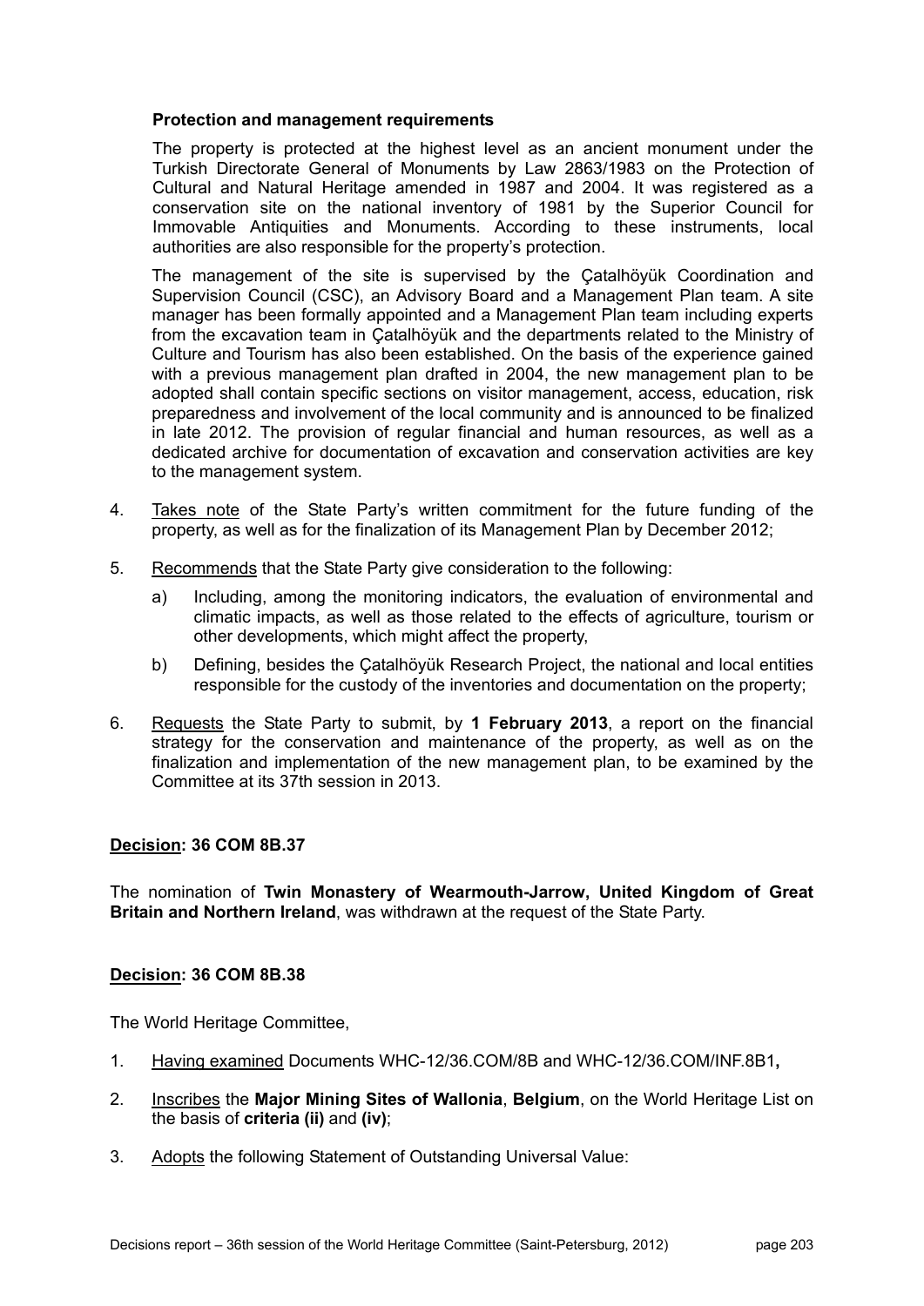**Protection and management requirements**

The property is protected at the highest level as an ancient monument under the Turkish Directorate General of Monuments by Law 2863/1983 on the Protection of Cultural and Natural Heritage amended in 1987 and 2004. It was registered as a conservation site on the national inventory of 1981 by the Superior Council for Immovable Antiquities and Monuments. According to these instruments, local authorities are also responsible for the property's protection.

The management of the site is supervised by the Çatalhöyük Coordination and Supervision Council (CSC), an Advisory Board and a Management Plan team. A site manager has been formally appointed and a Management Plan team including experts from the excavation team in Çatalhöyük and the departments related to the Ministry of Culture and Tourism has also been established. On the basis of the experience gained with a previous management plan drafted in 2004, the new management plan to be adopted shall contain specific sections on visitor management, access, education, risk preparedness and involvement of the local community and is announced to be finalized in late 2012. The provision of regular financial and human resources, as well as a dedicated archive for documentation of excavation and conservation activities are key to the management system.

4. Takes note of the State Party's written commitment for the future funding of the property, as well as for the finalization of its Management Plan by December 2012;

5. Recommends that the State Party give consideration to the following:

   a) Including, among the monitoring indicators, the evaluation of environmental and climatic impacts, as well as those related to the effects of agriculture, tourism or other developments, which might affect the property,

   b) Defining, besides the Çatalhöyük Research Project, the national and local entities responsible for the custody of the inventories and documentation on the property;

6. Requests the State Party to submit, by **1 February 2013**, a report on the financial strategy for the conservation and maintenance of the property, as well as on the finalization and implementation of the new management plan, to be examined by the Committee at its 37th session in 2013.

**Decision: 36 COM 8B.37**

The nomination of **Twin Monastery of Wearmouth-Jarrow, United Kingdom of Great Britain and Northern Ireland**, was withdrawn at the request of the State Party.

**Decision: 36 COM 8B.38**

The World Heritage Committee,

1. Having examined Documents WHC-12/36.COM/8B and WHC-12/36.COM/INF.8B1**,**

2. Inscribes the **Major Mining Sites of Wallonia**, **Belgium**, on the World Heritage List on the basis of **criteria (ii)** and **(iv)**;

3. Adopts the following Statement of Outstanding Universal Value: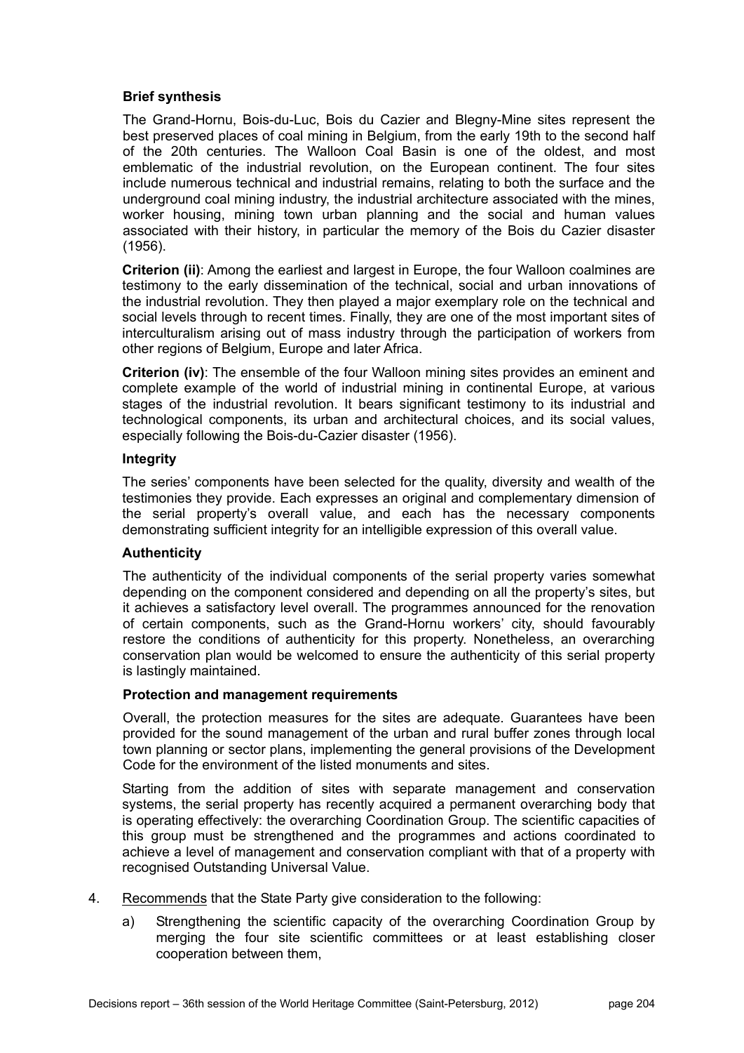**Brief synthesis**

The Grand-Hornu, Bois-du-Luc, Bois du Cazier and Blegny-Mine sites represent the best preserved places of coal mining in Belgium, from the early 19th to the second half of the 20th centuries. The Walloon Coal Basin is one of the oldest, and most emblematic of the industrial revolution, on the European continent. The four sites include numerous technical and industrial remains, relating to both the surface and the underground coal mining industry, the industrial architecture associated with the mines, worker housing, mining town urban planning and the social and human values associated with their history, in particular the memory of the Bois du Cazier disaster (1956).

**Criterion (ii)**: Among the earliest and largest in Europe, the four Walloon coalmines are testimony to the early dissemination of the technical, social and urban innovations of the industrial revolution. They then played a major exemplary role on the technical and social levels through to recent times. Finally, they are one of the most important sites of interculturalism arising out of mass industry through the participation of workers from other regions of Belgium, Europe and later Africa.

**Criterion (iv)**: The ensemble of the four Walloon mining sites provides an eminent and complete example of the world of industrial mining in continental Europe, at various stages of the industrial revolution. It bears significant testimony to its industrial and technological components, its urban and architectural choices, and its social values, especially following the Bois-du-Cazier disaster (1956).

**Integrity**

The series' components have been selected for the quality, diversity and wealth of the testimonies they provide. Each expresses an original and complementary dimension of the serial property's overall value, and each has the necessary components demonstrating sufficient integrity for an intelligible expression of this overall value.

**Authenticity**

The authenticity of the individual components of the serial property varies somewhat depending on the component considered and depending on all the property's sites, but it achieves a satisfactory level overall. The programmes announced for the renovation of certain components, such as the Grand-Hornu workers' city, should favourably restore the conditions of authenticity for this property. Nonetheless, an overarching conservation plan would be welcomed to ensure the authenticity of this serial property is lastingly maintained.

**Protection and management requirements**

Overall, the protection measures for the sites are adequate. Guarantees have been provided for the sound management of the urban and rural buffer zones through local town planning or sector plans, implementing the general provisions of the Development Code for the environment of the listed monuments and sites.

Starting from the addition of sites with separate management and conservation systems, the serial property has recently acquired a permanent overarching body that is operating effectively: the overarching Coordination Group. The scientific capacities of this group must be strengthened and the programmes and actions coordinated to achieve a level of management and conservation compliant with that of a property with recognised Outstanding Universal Value.

4. Recommends that the State Party give consideration to the following:

   a) Strengthening the scientific capacity of the overarching Coordination Group by merging the four site scientific committees or at least establishing closer cooperation between them,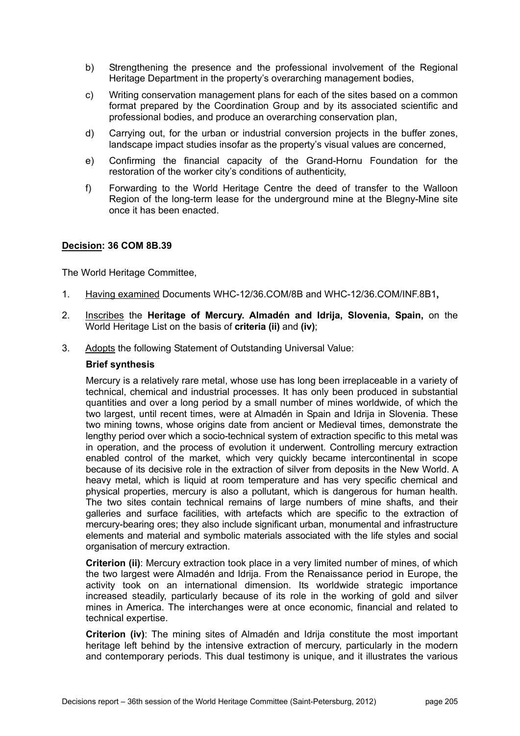b) Strengthening the presence and the professional involvement of the Regional Heritage Department in the property's overarching management bodies,

c) Writing conservation management plans for each of the sites based on a common format prepared by the Coordination Group and by its associated scientific and professional bodies, and produce an overarching conservation plan,

d) Carrying out, for the urban or industrial conversion projects in the buffer zones, landscape impact studies insofar as the property's visual values are concerned,

e) Confirming the financial capacity of the Grand-Hornu Foundation for the restoration of the worker city's conditions of authenticity,

f) Forwarding to the World Heritage Centre the deed of transfer to the Walloon Region of the long-term lease for the underground mine at the Blegny-Mine site once it has been enacted.

**Decision: 36 COM 8B.39**

The World Heritage Committee,

1. Having examined Documents WHC-12/36.COM/8B and WHC-12/36.COM/INF.8B1**,**

2. Inscribes the **Heritage of Mercury. Almadén and Idrija, Slovenia, Spain,** on the World Heritage List on the basis of **criteria (ii)** and **(iv)**;

3. Adopts the following Statement of Outstanding Universal Value:

**Brief synthesis**

Mercury is a relatively rare metal, whose use has long been irreplaceable in a variety of technical, chemical and industrial processes. It has only been produced in substantial quantities and over a long period by a small number of mines worldwide, of which the two largest, until recent times, were at Almadén in Spain and Idrija in Slovenia. These two mining towns, whose origins date from ancient or Medieval times, demonstrate the lengthy period over which a socio-technical system of extraction specific to this metal was in operation, and the process of evolution it underwent. Controlling mercury extraction enabled control of the market, which very quickly became intercontinental in scope because of its decisive role in the extraction of silver from deposits in the New World. A heavy metal, which is liquid at room temperature and has very specific chemical and physical properties, mercury is also a pollutant, which is dangerous for human health. The two sites contain technical remains of large numbers of mine shafts, and their galleries and surface facilities, with artefacts which are specific to the extraction of mercury-bearing ores; they also include significant urban, monumental and infrastructure elements and material and symbolic materials associated with the life styles and social organisation of mercury extraction.

**Criterion (ii)**: Mercury extraction took place in a very limited number of mines, of which the two largest were Almadén and Idrija. From the Renaissance period in Europe, the activity took on an international dimension. Its worldwide strategic importance increased steadily, particularly because of its role in the working of gold and silver mines in America. The interchanges were at once economic, financial and related to technical expertise.

**Criterion (iv)**: The mining sites of Almadén and Idrija constitute the most important heritage left behind by the intensive extraction of mercury, particularly in the modern and contemporary periods. This dual testimony is unique, and it illustrates the various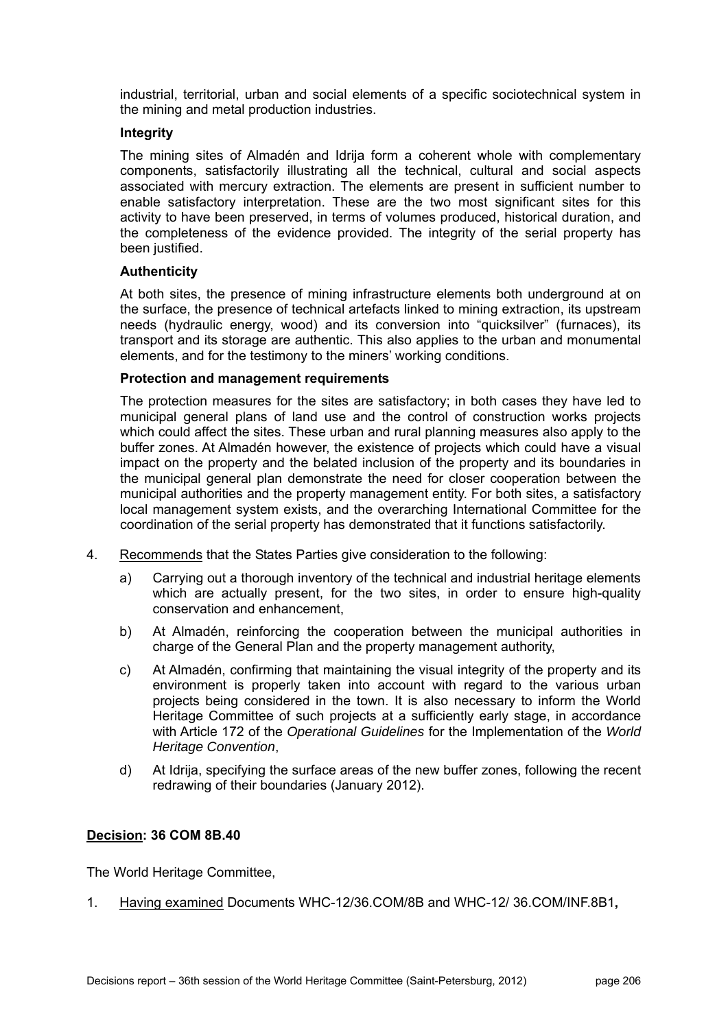industrial, territorial, urban and social elements of a specific sociotechnical system in the mining and metal production industries.

**Integrity**

The mining sites of Almadén and Idrija form a coherent whole with complementary components, satisfactorily illustrating all the technical, cultural and social aspects associated with mercury extraction. The elements are present in sufficient number to enable satisfactory interpretation. These are the two most significant sites for this activity to have been preserved, in terms of volumes produced, historical duration, and the completeness of the evidence provided. The integrity of the serial property has been justified.

**Authenticity**

At both sites, the presence of mining infrastructure elements both underground at on the surface, the presence of technical artefacts linked to mining extraction, its upstream needs (hydraulic energy, wood) and its conversion into "quicksilver" (furnaces), its transport and its storage are authentic. This also applies to the urban and monumental elements, and for the testimony to the miners' working conditions.

**Protection and management requirements**

The protection measures for the sites are satisfactory; in both cases they have led to municipal general plans of land use and the control of construction works projects which could affect the sites. These urban and rural planning measures also apply to the buffer zones. At Almadén however, the existence of projects which could have a visual impact on the property and the belated inclusion of the property and its boundaries in the municipal general plan demonstrate the need for closer cooperation between the municipal authorities and the property management entity. For both sites, a satisfactory local management system exists, and the overarching International Committee for the coordination of the serial property has demonstrated that it functions satisfactorily.

4. Recommends that the States Parties give consideration to the following:

   a) Carrying out a thorough inventory of the technical and industrial heritage elements which are actually present, for the two sites, in order to ensure high-quality conservation and enhancement,

   b) At Almadén, reinforcing the cooperation between the municipal authorities in charge of the General Plan and the property management authority,

   c) At Almadén, confirming that maintaining the visual integrity of the property and its environment is properly taken into account with regard to the various urban projects being considered in the town. It is also necessary to inform the World Heritage Committee of such projects at a sufficiently early stage, in accordance with Article 172 of the *Operational Guidelines* for the Implementation of the *World Heritage Convention*,

   d) At Idrija, specifying the surface areas of the new buffer zones, following the recent redrawing of their boundaries (January 2012).

**Decision: 36 COM 8B.40**

The World Heritage Committee,

1. Having examined Documents WHC-12/36.COM/8B and WHC-12/ 36.COM/INF.8B1**,**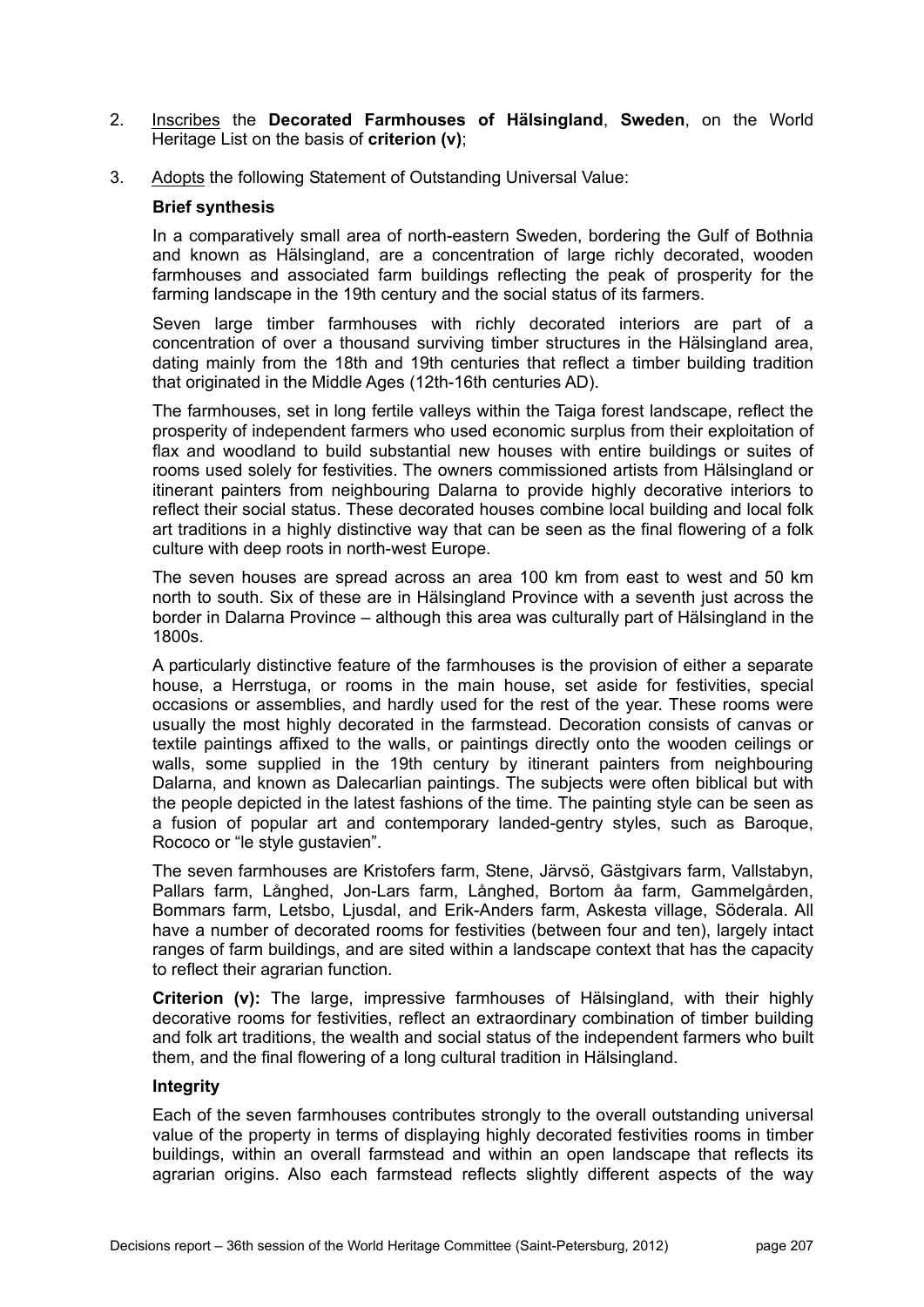2. Inscribes the **Decorated Farmhouses of Hälsingland**, **Sweden**, on the World Heritage List on the basis of **criterion (v)**;

3. Adopts the following Statement of Outstanding Universal Value:

**Brief synthesis**

In a comparatively small area of north-eastern Sweden, bordering the Gulf of Bothnia and known as Hälsingland, are a concentration of large richly decorated, wooden farmhouses and associated farm buildings reflecting the peak of prosperity for the farming landscape in the 19th century and the social status of its farmers.

Seven large timber farmhouses with richly decorated interiors are part of a concentration of over a thousand surviving timber structures in the Hälsingland area, dating mainly from the 18th and 19th centuries that reflect a timber building tradition that originated in the Middle Ages (12th-16th centuries AD).

The farmhouses, set in long fertile valleys within the Taiga forest landscape, reflect the prosperity of independent farmers who used economic surplus from their exploitation of flax and woodland to build substantial new houses with entire buildings or suites of rooms used solely for festivities. The owners commissioned artists from Hälsingland or itinerant painters from neighbouring Dalarna to provide highly decorative interiors to reflect their social status. These decorated houses combine local building and local folk art traditions in a highly distinctive way that can be seen as the final flowering of a folk culture with deep roots in north-west Europe.

The seven houses are spread across an area 100 km from east to west and 50 km north to south. Six of these are in Hälsingland Province with a seventh just across the border in Dalarna Province – although this area was culturally part of Hälsingland in the 1800s.

A particularly distinctive feature of the farmhouses is the provision of either a separate house, a Herrstuga, or rooms in the main house, set aside for festivities, special occasions or assemblies, and hardly used for the rest of the year. These rooms were usually the most highly decorated in the farmstead. Decoration consists of canvas or textile paintings affixed to the walls, or paintings directly onto the wooden ceilings or walls, some supplied in the 19th century by itinerant painters from neighbouring Dalarna, and known as Dalecarlian paintings. The subjects were often biblical but with the people depicted in the latest fashions of the time. The painting style can be seen as a fusion of popular art and contemporary landed-gentry styles, such as Baroque, Rococo or "le style gustavien".

The seven farmhouses are Kristofers farm, Stene, Järvsö, Gästgivars farm, Vallstabyn, Pallars farm, Långhed, Jon-Lars farm, Långhed, Bortom åa farm, Gammelgården, Bommars farm, Letsbo, Ljusdal, and Erik-Anders farm, Askesta village, Söderala. All have a number of decorated rooms for festivities (between four and ten), largely intact ranges of farm buildings, and are sited within a landscape context that has the capacity to reflect their agrarian function.

**Criterion (v):** The large, impressive farmhouses of Hälsingland, with their highly decorative rooms for festivities, reflect an extraordinary combination of timber building and folk art traditions, the wealth and social status of the independent farmers who built them, and the final flowering of a long cultural tradition in Hälsingland.

**Integrity**

Each of the seven farmhouses contributes strongly to the overall outstanding universal value of the property in terms of displaying highly decorated festivities rooms in timber buildings, within an overall farmstead and within an open landscape that reflects its agrarian origins. Also each farmstead reflects slightly different aspects of the way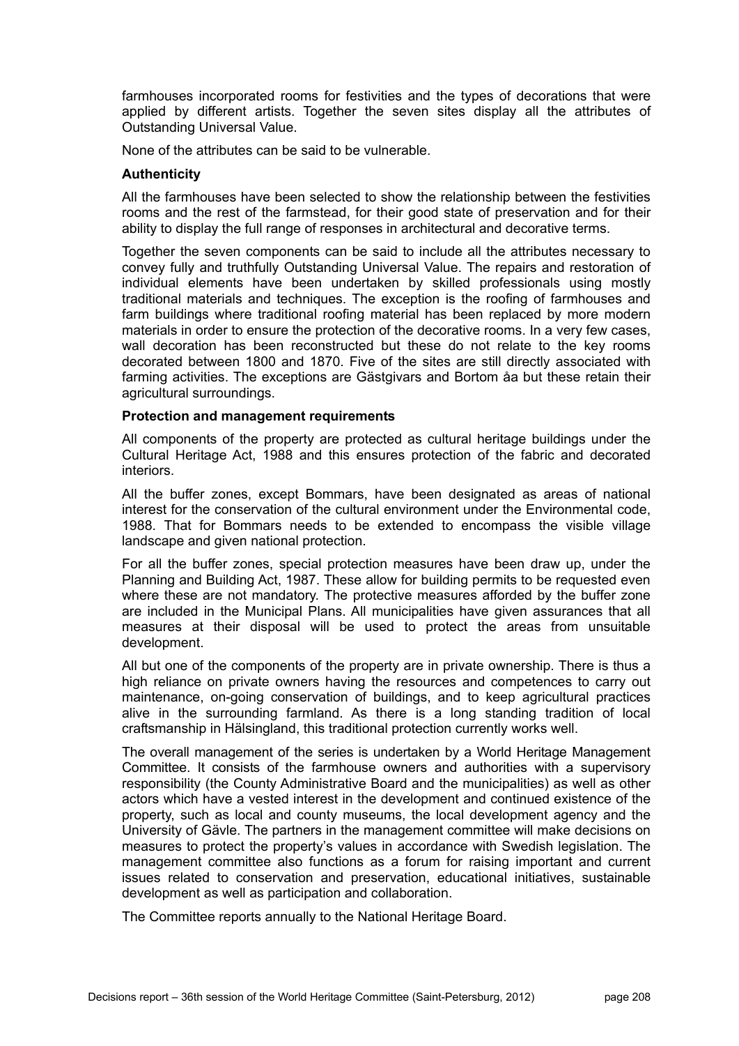farmhouses incorporated rooms for festivities and the types of decorations that were applied by different artists. Together the seven sites display all the attributes of Outstanding Universal Value.

None of the attributes can be said to be vulnerable.

**Authenticity**

All the farmhouses have been selected to show the relationship between the festivities rooms and the rest of the farmstead, for their good state of preservation and for their ability to display the full range of responses in architectural and decorative terms.

Together the seven components can be said to include all the attributes necessary to convey fully and truthfully Outstanding Universal Value. The repairs and restoration of individual elements have been undertaken by skilled professionals using mostly traditional materials and techniques. The exception is the roofing of farmhouses and farm buildings where traditional roofing material has been replaced by more modern materials in order to ensure the protection of the decorative rooms. In a very few cases, wall decoration has been reconstructed but these do not relate to the key rooms decorated between 1800 and 1870. Five of the sites are still directly associated with farming activities. The exceptions are Gästgivars and Bortom åa but these retain their agricultural surroundings.

**Protection and management requirements**

All components of the property are protected as cultural heritage buildings under the Cultural Heritage Act, 1988 and this ensures protection of the fabric and decorated interiors.

All the buffer zones, except Bommars, have been designated as areas of national interest for the conservation of the cultural environment under the Environmental code, 1988. That for Bommars needs to be extended to encompass the visible village landscape and given national protection.

For all the buffer zones, special protection measures have been draw up, under the Planning and Building Act, 1987. These allow for building permits to be requested even where these are not mandatory. The protective measures afforded by the buffer zone are included in the Municipal Plans. All municipalities have given assurances that all measures at their disposal will be used to protect the areas from unsuitable development.

All but one of the components of the property are in private ownership. There is thus a high reliance on private owners having the resources and competences to carry out maintenance, on-going conservation of buildings, and to keep agricultural practices alive in the surrounding farmland. As there is a long standing tradition of local craftsmanship in Hälsingland, this traditional protection currently works well.

The overall management of the series is undertaken by a World Heritage Management Committee. It consists of the farmhouse owners and authorities with a supervisory responsibility (the County Administrative Board and the municipalities) as well as other actors which have a vested interest in the development and continued existence of the property, such as local and county museums, the local development agency and the University of Gävle. The partners in the management committee will make decisions on measures to protect the property's values in accordance with Swedish legislation. The management committee also functions as a forum for raising important and current issues related to conservation and preservation, educational initiatives, sustainable development as well as participation and collaboration.

The Committee reports annually to the National Heritage Board.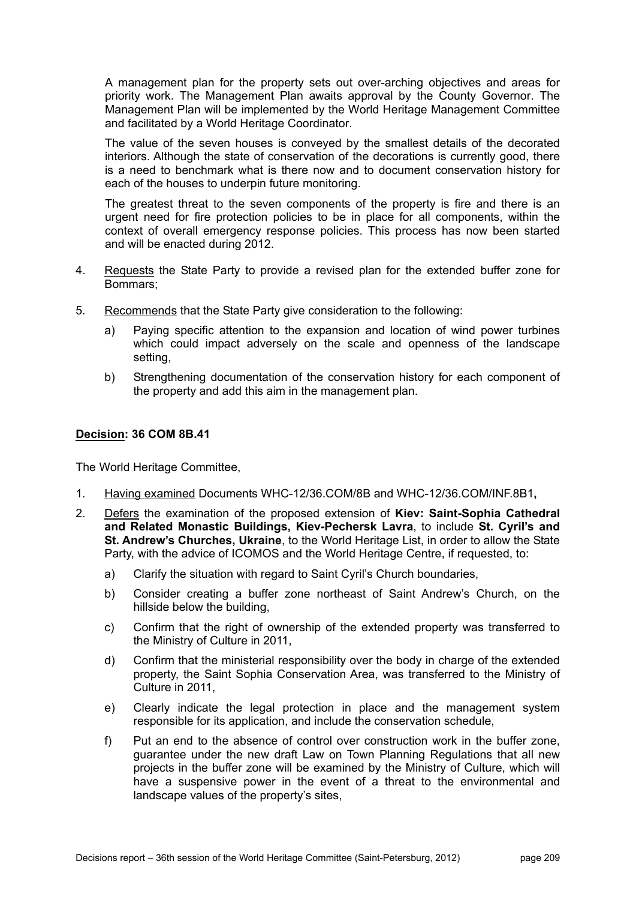A management plan for the property sets out over-arching objectives and areas for priority work. The Management Plan awaits approval by the County Governor. The Management Plan will be implemented by the World Heritage Management Committee and facilitated by a World Heritage Coordinator.

The value of the seven houses is conveyed by the smallest details of the decorated interiors. Although the state of conservation of the decorations is currently good, there is a need to benchmark what is there now and to document conservation history for each of the houses to underpin future monitoring.

The greatest threat to the seven components of the property is fire and there is an urgent need for fire protection policies to be in place for all components, within the context of overall emergency response policies. This process has now been started and will be enacted during 2012.

4. Requests the State Party to provide a revised plan for the extended buffer zone for Bommars;

5. Recommends that the State Party give consideration to the following:

   a) Paying specific attention to the expansion and location of wind power turbines which could impact adversely on the scale and openness of the landscape setting,

   b) Strengthening documentation of the conservation history for each component of the property and add this aim in the management plan.

**Decision: 36 COM 8B.41**

The World Heritage Committee,

1. Having examined Documents WHC-12/36.COM/8B and WHC-12/36.COM/INF.8B1**,**

2. Defers the examination of the proposed extension of **Kiev: Saint-Sophia Cathedral and Related Monastic Buildings, Kiev-Pechersk Lavra**, to include **St. Cyril's and St. Andrew's Churches, Ukraine**, to the World Heritage List, in order to allow the State Party, with the advice of ICOMOS and the World Heritage Centre, if requested, to:

   a) Clarify the situation with regard to Saint Cyril's Church boundaries,

   b) Consider creating a buffer zone northeast of Saint Andrew's Church, on the hillside below the building,

   c) Confirm that the right of ownership of the extended property was transferred to the Ministry of Culture in 2011,

   d) Confirm that the ministerial responsibility over the body in charge of the extended property, the Saint Sophia Conservation Area, was transferred to the Ministry of Culture in 2011,

   e) Clearly indicate the legal protection in place and the management system responsible for its application, and include the conservation schedule,

   f) Put an end to the absence of control over construction work in the buffer zone, guarantee under the new draft Law on Town Planning Regulations that all new projects in the buffer zone will be examined by the Ministry of Culture, which will have a suspensive power in the event of a threat to the environmental and landscape values of the property's sites,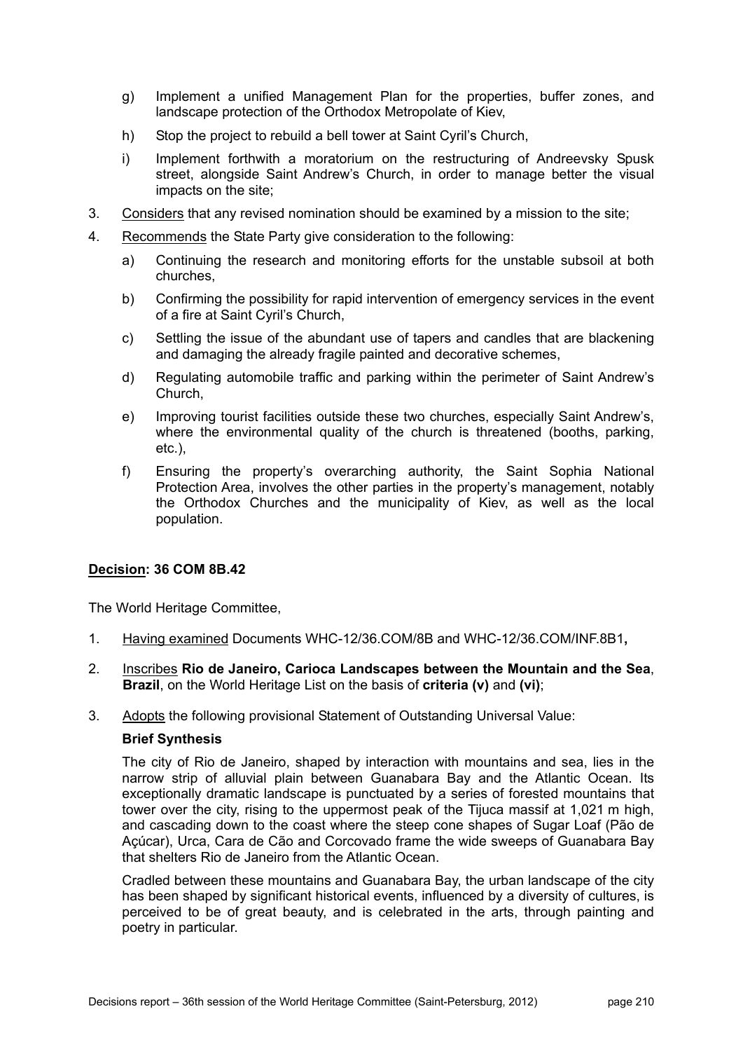g) Implement a unified Management Plan for the properties, buffer zones, and landscape protection of the Orthodox Metropolate of Kiev,

h) Stop the project to rebuild a bell tower at Saint Cyril's Church,

i) Implement forthwith a moratorium on the restructuring of Andreevsky Spusk street, alongside Saint Andrew's Church, in order to manage better the visual impacts on the site;

3. Considers that any revised nomination should be examined by a mission to the site;

4. Recommends the State Party give consideration to the following:

   a) Continuing the research and monitoring efforts for the unstable subsoil at both churches,

   b) Confirming the possibility for rapid intervention of emergency services in the event of a fire at Saint Cyril's Church,

   c) Settling the issue of the abundant use of tapers and candles that are blackening and damaging the already fragile painted and decorative schemes,

   d) Regulating automobile traffic and parking within the perimeter of Saint Andrew's Church,

   e) Improving tourist facilities outside these two churches, especially Saint Andrew's, where the environmental quality of the church is threatened (booths, parking, etc.),

   f) Ensuring the property's overarching authority, the Saint Sophia National Protection Area, involves the other parties in the property's management, notably the Orthodox Churches and the municipality of Kiev, as well as the local population.

**Decision: 36 COM 8B.42**

The World Heritage Committee,

1. Having examined Documents WHC-12/36.COM/8B and WHC-12/36.COM/INF.8B1**,**

2. Inscribes **Rio de Janeiro, Carioca Landscapes between the Mountain and the Sea**, **Brazil**, on the World Heritage List on the basis of **criteria (v)** and **(vi)**;

3. Adopts the following provisional Statement of Outstanding Universal Value:

   **Brief Synthesis**

   The city of Rio de Janeiro, shaped by interaction with mountains and sea, lies in the narrow strip of alluvial plain between Guanabara Bay and the Atlantic Ocean. Its exceptionally dramatic landscape is punctuated by a series of forested mountains that tower over the city, rising to the uppermost peak of the Tijuca massif at 1,021 m high, and cascading down to the coast where the steep cone shapes of Sugar Loaf (Pão de Açúcar), Urca, Cara de Cão and Corcovado frame the wide sweeps of Guanabara Bay that shelters Rio de Janeiro from the Atlantic Ocean.

   Cradled between these mountains and Guanabara Bay, the urban landscape of the city has been shaped by significant historical events, influenced by a diversity of cultures, is perceived to be of great beauty, and is celebrated in the arts, through painting and poetry in particular.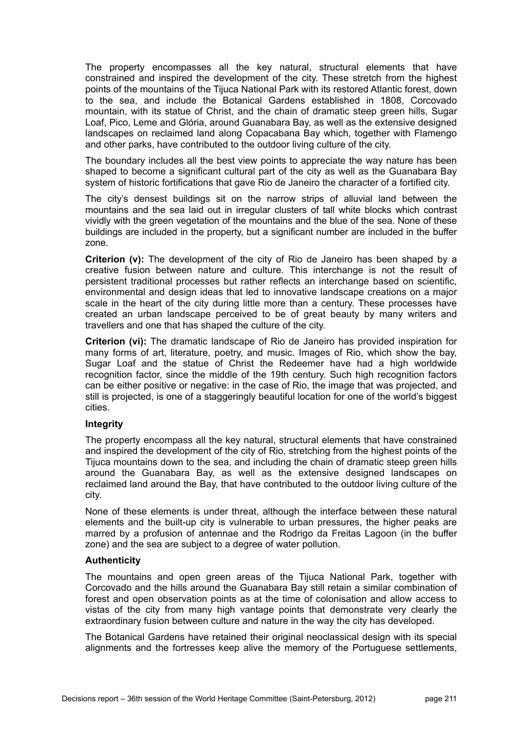The property encompasses all the key natural, structural elements that have constrained and inspired the development of the city. These stretch from the highest points of the mountains of the Tijuca National Park with its restored Atlantic forest, down to the sea, and include the Botanical Gardens established in 1808, Corcovado mountain, with its statue of Christ, and the chain of dramatic steep green hills, Sugar Loaf, Pico, Leme and Glória, around Guanabara Bay, as well as the extensive designed landscapes on reclaimed land along Copacabana Bay which, together with Flamengo and other parks, have contributed to the outdoor living culture of the city.

The boundary includes all the best view points to appreciate the way nature has been shaped to become a significant cultural part of the city as well as the Guanabara Bay system of historic fortifications that gave Rio de Janeiro the character of a fortified city.

The city's densest buildings sit on the narrow strips of alluvial land between the mountains and the sea laid out in irregular clusters of tall white blocks which contrast vividly with the green vegetation of the mountains and the blue of the sea. None of these buildings are included in the property, but a significant number are included in the buffer zone.

**Criterion (v):** The development of the city of Rio de Janeiro has been shaped by a creative fusion between nature and culture. This interchange is not the result of persistent traditional processes but rather reflects an interchange based on scientific, environmental and design ideas that led to innovative landscape creations on a major scale in the heart of the city during little more than a century. These processes have created an urban landscape perceived to be of great beauty by many writers and travellers and one that has shaped the culture of the city.

**Criterion (vi):** The dramatic landscape of Rio de Janeiro has provided inspiration for many forms of art, literature, poetry, and music. Images of Rio, which show the bay, Sugar Loaf and the statue of Christ the Redeemer have had a high worldwide recognition factor, since the middle of the 19th century. Such high recognition factors can be either positive or negative: in the case of Rio, the image that was projected, and still is projected, is one of a staggeringly beautiful location for one of the world's biggest cities.

**Integrity**

The property encompass all the key natural, structural elements that have constrained and inspired the development of the city of Rio, stretching from the highest points of the Tijuca mountains down to the sea, and including the chain of dramatic steep green hills around the Guanabara Bay, as well as the extensive designed landscapes on reclaimed land around the Bay, that have contributed to the outdoor living culture of the city.

None of these elements is under threat, although the interface between these natural elements and the built-up city is vulnerable to urban pressures, the higher peaks are marred by a profusion of antennae and the Rodrigo da Freitas Lagoon (in the buffer zone) and the sea are subject to a degree of water pollution.

**Authenticity**

The mountains and open green areas of the Tijuca National Park, together with Corcovado and the hills around the Guanabara Bay still retain a similar combination of forest and open observation points as at the time of colonisation and allow access to vistas of the city from many high vantage points that demonstrate very clearly the extraordinary fusion between culture and nature in the way the city has developed.

The Botanical Gardens have retained their original neoclassical design with its special alignments and the fortresses keep alive the memory of the Portuguese settlements,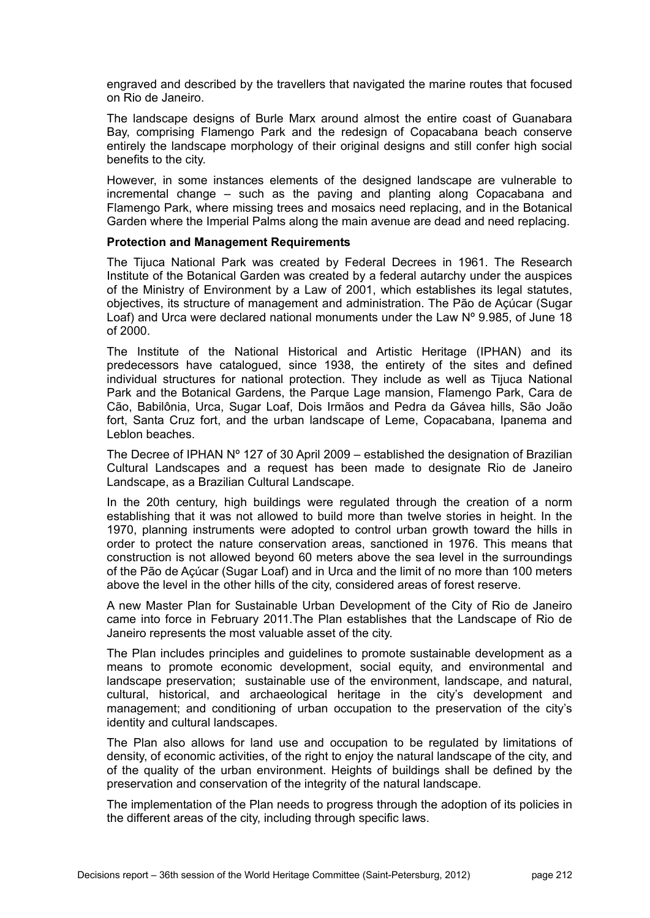engraved and described by the travellers that navigated the marine routes that focused on Rio de Janeiro.

The landscape designs of Burle Marx around almost the entire coast of Guanabara Bay, comprising Flamengo Park and the redesign of Copacabana beach conserve entirely the landscape morphology of their original designs and still confer high social benefits to the city.

However, in some instances elements of the designed landscape are vulnerable to incremental change – such as the paving and planting along Copacabana and Flamengo Park, where missing trees and mosaics need replacing, and in the Botanical Garden where the Imperial Palms along the main avenue are dead and need replacing.

**Protection and Management Requirements**

The Tijuca National Park was created by Federal Decrees in 1961. The Research Institute of the Botanical Garden was created by a federal autarchy under the auspices of the Ministry of Environment by a Law of 2001, which establishes its legal statutes, objectives, its structure of management and administration. The Pão de Açúcar (Sugar Loaf) and Urca were declared national monuments under the Law Nº 9.985, of June 18 of 2000.

The Institute of the National Historical and Artistic Heritage (IPHAN) and its predecessors have catalogued, since 1938, the entirety of the sites and defined individual structures for national protection. They include as well as Tijuca National Park and the Botanical Gardens, the Parque Lage mansion, Flamengo Park, Cara de Cão, Babilônia, Urca, Sugar Loaf, Dois Irmãos and Pedra da Gávea hills, São João fort, Santa Cruz fort, and the urban landscape of Leme, Copacabana, Ipanema and Leblon beaches.

The Decree of IPHAN Nº 127 of 30 April 2009 – established the designation of Brazilian Cultural Landscapes and a request has been made to designate Rio de Janeiro Landscape, as a Brazilian Cultural Landscape.

In the 20th century, high buildings were regulated through the creation of a norm establishing that it was not allowed to build more than twelve stories in height. In the 1970, planning instruments were adopted to control urban growth toward the hills in order to protect the nature conservation areas, sanctioned in 1976. This means that construction is not allowed beyond 60 meters above the sea level in the surroundings of the Pão de Açúcar (Sugar Loaf) and in Urca and the limit of no more than 100 meters above the level in the other hills of the city, considered areas of forest reserve.

A new Master Plan for Sustainable Urban Development of the City of Rio de Janeiro came into force in February 2011.The Plan establishes that the Landscape of Rio de Janeiro represents the most valuable asset of the city.

The Plan includes principles and guidelines to promote sustainable development as a means to promote economic development, social equity, and environmental and landscape preservation; sustainable use of the environment, landscape, and natural, cultural, historical, and archaeological heritage in the city's development and management; and conditioning of urban occupation to the preservation of the city's identity and cultural landscapes.

The Plan also allows for land use and occupation to be regulated by limitations of density, of economic activities, of the right to enjoy the natural landscape of the city, and of the quality of the urban environment. Heights of buildings shall be defined by the preservation and conservation of the integrity of the natural landscape.

The implementation of the Plan needs to progress through the adoption of its policies in the different areas of the city, including through specific laws.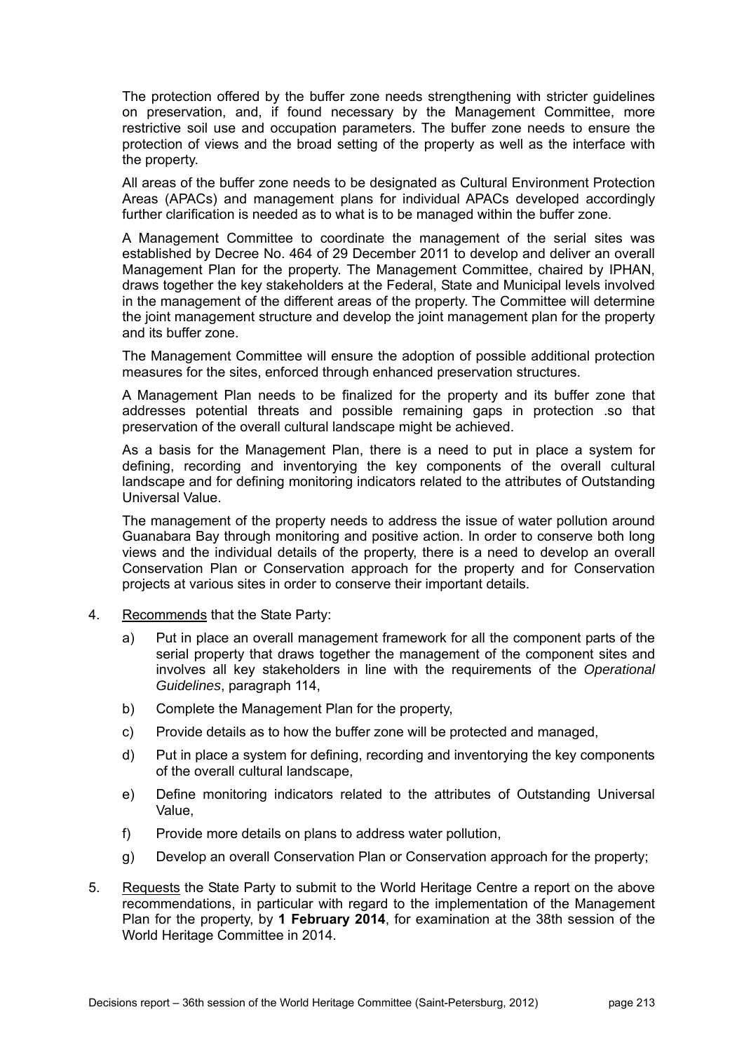The protection offered by the buffer zone needs strengthening with stricter guidelines on preservation, and, if found necessary by the Management Committee, more restrictive soil use and occupation parameters. The buffer zone needs to ensure the protection of views and the broad setting of the property as well as the interface with the property.

All areas of the buffer zone needs to be designated as Cultural Environment Protection Areas (APACs) and management plans for individual APACs developed accordingly further clarification is needed as to what is to be managed within the buffer zone.

A Management Committee to coordinate the management of the serial sites was established by Decree No. 464 of 29 December 2011 to develop and deliver an overall Management Plan for the property. The Management Committee, chaired by IPHAN, draws together the key stakeholders at the Federal, State and Municipal levels involved in the management of the different areas of the property. The Committee will determine the joint management structure and develop the joint management plan for the property and its buffer zone.

The Management Committee will ensure the adoption of possible additional protection measures for the sites, enforced through enhanced preservation structures.

A Management Plan needs to be finalized for the property and its buffer zone that addresses potential threats and possible remaining gaps in protection .so that preservation of the overall cultural landscape might be achieved.

As a basis for the Management Plan, there is a need to put in place a system for defining, recording and inventorying the key components of the overall cultural landscape and for defining monitoring indicators related to the attributes of Outstanding Universal Value.

The management of the property needs to address the issue of water pollution around Guanabara Bay through monitoring and positive action. In order to conserve both long views and the individual details of the property, there is a need to develop an overall Conservation Plan or Conservation approach for the property and for Conservation projects at various sites in order to conserve their important details.

4. Recommends that the State Party:

   a) Put in place an overall management framework for all the component parts of the serial property that draws together the management of the component sites and involves all key stakeholders in line with the requirements of the *Operational Guidelines*, paragraph 114,

   b) Complete the Management Plan for the property,

   c) Provide details as to how the buffer zone will be protected and managed,

   d) Put in place a system for defining, recording and inventorying the key components of the overall cultural landscape,

   e) Define monitoring indicators related to the attributes of Outstanding Universal Value,

   f) Provide more details on plans to address water pollution,

   g) Develop an overall Conservation Plan or Conservation approach for the property;

5. Requests the State Party to submit to the World Heritage Centre a report on the above recommendations, in particular with regard to the implementation of the Management Plan for the property, by **1 February 2014**, for examination at the 38th session of the World Heritage Committee in 2014.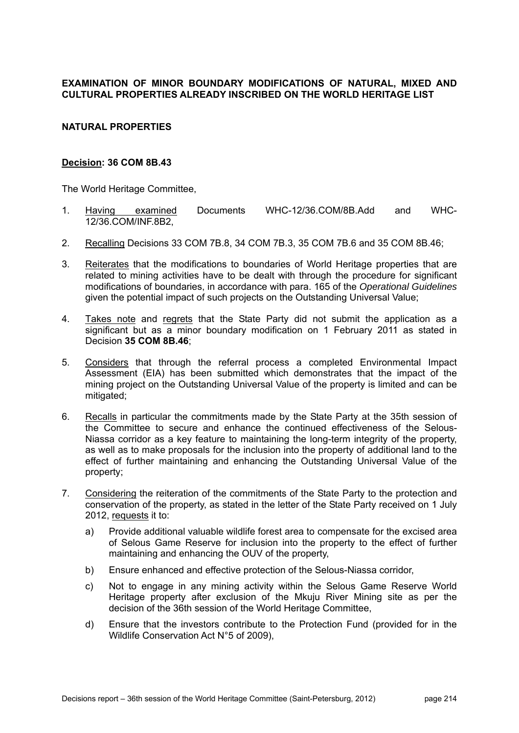**EXAMINATION OF MINOR BOUNDARY MODIFICATIONS OF NATURAL, MIXED AND CULTURAL PROPERTIES ALREADY INSCRIBED ON THE WORLD HERITAGE LIST**

**NATURAL PROPERTIES**

**Decision: 36 COM 8B.43**

The World Heritage Committee,

1. Having examined Documents WHC-12/36.COM/8B.Add and WHC-12/36.COM/INF.8B2,

2. Recalling Decisions 33 COM 7B.8, 34 COM 7B.3, 35 COM 7B.6 and 35 COM 8B.46;

3. Reiterates that the modifications to boundaries of World Heritage properties that are related to mining activities have to be dealt with through the procedure for significant modifications of boundaries, in accordance with para. 165 of the *Operational Guidelines* given the potential impact of such projects on the Outstanding Universal Value;

4. Takes note and regrets that the State Party did not submit the application as a significant but as a minor boundary modification on 1 February 2011 as stated in Decision **35 COM 8B.46**;

5. Considers that through the referral process a completed Environmental Impact Assessment (EIA) has been submitted which demonstrates that the impact of the mining project on the Outstanding Universal Value of the property is limited and can be mitigated;

6. Recalls in particular the commitments made by the State Party at the 35th session of the Committee to secure and enhance the continued effectiveness of the Selous-Niassa corridor as a key feature to maintaining the long-term integrity of the property, as well as to make proposals for the inclusion into the property of additional land to the effect of further maintaining and enhancing the Outstanding Universal Value of the property;

7. Considering the reiteration of the commitments of the State Party to the protection and conservation of the property, as stated in the letter of the State Party received on 1 July 2012, requests it to:

   a) Provide additional valuable wildlife forest area to compensate for the excised area of Selous Game Reserve for inclusion into the property to the effect of further maintaining and enhancing the OUV of the property,

   b) Ensure enhanced and effective protection of the Selous-Niassa corridor,

   c) Not to engage in any mining activity within the Selous Game Reserve World Heritage property after exclusion of the Mkuju River Mining site as per the decision of the 36th session of the World Heritage Committee,

   d) Ensure that the investors contribute to the Protection Fund (provided for in the Wildlife Conservation Act N°5 of 2009),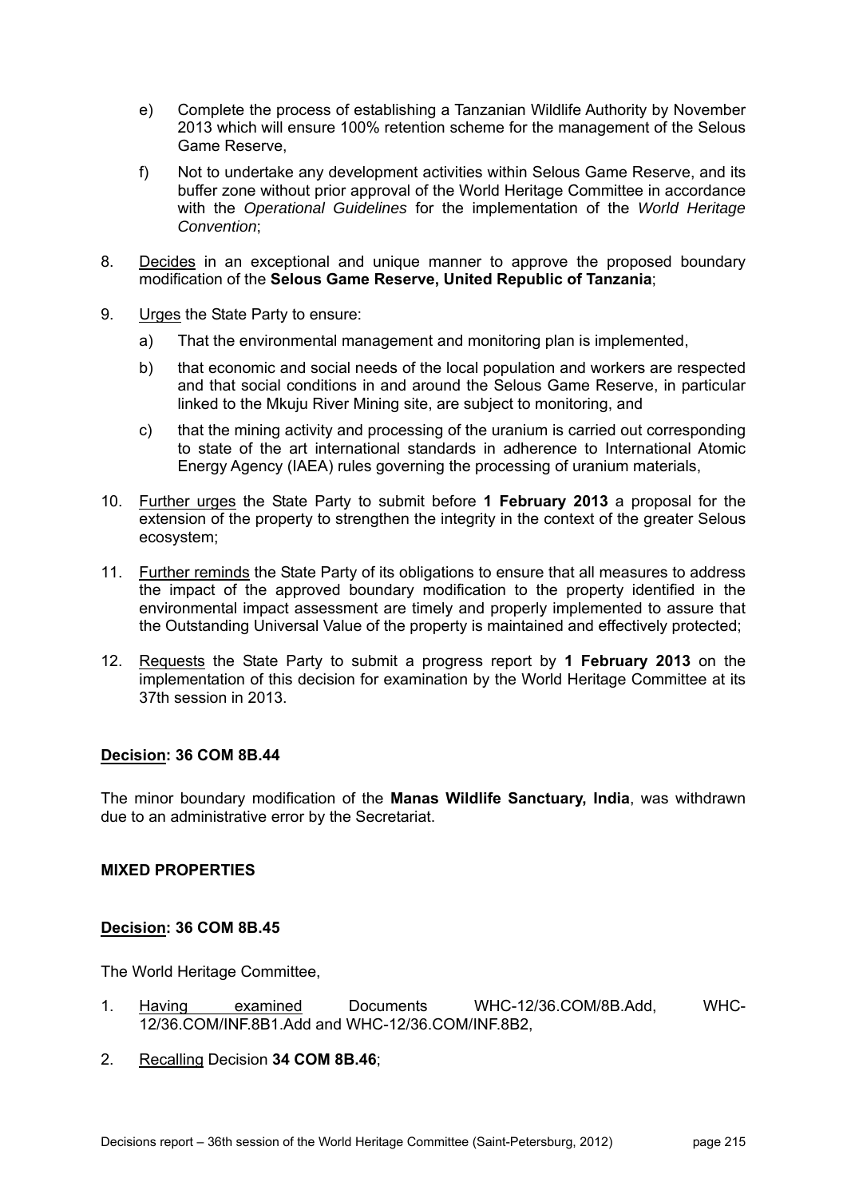e) Complete the process of establishing a Tanzanian Wildlife Authority by November 2013 which will ensure 100% retention scheme for the management of the Selous Game Reserve,

f) Not to undertake any development activities within Selous Game Reserve, and its buffer zone without prior approval of the World Heritage Committee in accordance with the *Operational Guidelines* for the implementation of the *World Heritage Convention*;

8. Decides in an exceptional and unique manner to approve the proposed boundary modification of the **Selous Game Reserve, United Republic of Tanzania**;

9. Urges the State Party to ensure:

   a) That the environmental management and monitoring plan is implemented,

   b) that economic and social needs of the local population and workers are respected and that social conditions in and around the Selous Game Reserve, in particular linked to the Mkuju River Mining site, are subject to monitoring, and

   c) that the mining activity and processing of the uranium is carried out corresponding to state of the art international standards in adherence to International Atomic Energy Agency (IAEA) rules governing the processing of uranium materials,

10. Further urges the State Party to submit before **1 February 2013** a proposal for the extension of the property to strengthen the integrity in the context of the greater Selous ecosystem;

11. Further reminds the State Party of its obligations to ensure that all measures to address the impact of the approved boundary modification to the property identified in the environmental impact assessment are timely and properly implemented to assure that the Outstanding Universal Value of the property is maintained and effectively protected;

12. Requests the State Party to submit a progress report by **1 February 2013** on the implementation of this decision for examination by the World Heritage Committee at its 37th session in 2013.

**Decision: 36 COM 8B.44**

The minor boundary modification of the **Manas Wildlife Sanctuary, India**, was withdrawn due to an administrative error by the Secretariat.

**MIXED PROPERTIES**

**Decision: 36 COM 8B.45**

The World Heritage Committee,

1. Having examined Documents WHC-12/36.COM/8B.Add, WHC-12/36.COM/INF.8B1.Add and WHC-12/36.COM/INF.8B2,

2. Recalling Decision **34 COM 8B.46**;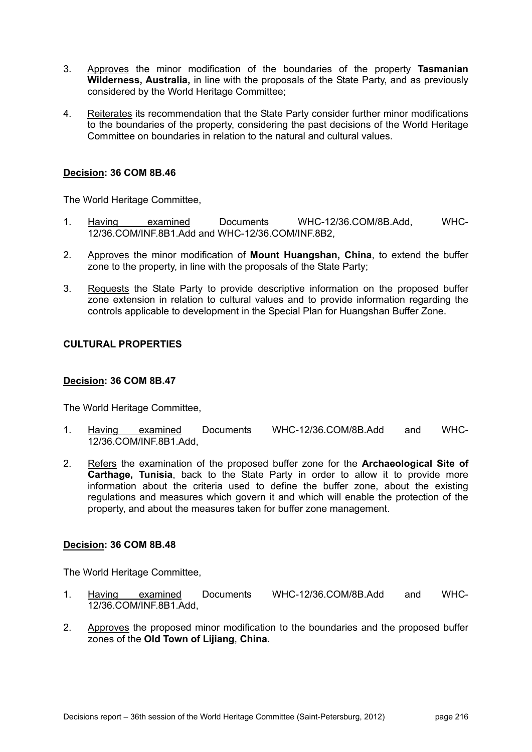3. Approves the minor modification of the boundaries of the property **Tasmanian Wilderness, Australia,** in line with the proposals of the State Party, and as previously considered by the World Heritage Committee;

4. Reiterates its recommendation that the State Party consider further minor modifications to the boundaries of the property, considering the past decisions of the World Heritage Committee on boundaries in relation to the natural and cultural values.

**Decision: 36 COM 8B.46**

The World Heritage Committee,

1. Having examined Documents WHC-12/36.COM/8B.Add, WHC-12/36.COM/INF.8B1.Add and WHC-12/36.COM/INF.8B2,

2. Approves the minor modification of **Mount Huangshan, China**, to extend the buffer zone to the property, in line with the proposals of the State Party;

3. Requests the State Party to provide descriptive information on the proposed buffer zone extension in relation to cultural values and to provide information regarding the controls applicable to development in the Special Plan for Huangshan Buffer Zone.

**CULTURAL PROPERTIES**

**Decision: 36 COM 8B.47**

The World Heritage Committee,

1. Having examined Documents WHC-12/36.COM/8B.Add and WHC-12/36.COM/INF.8B1.Add,

2. Refers the examination of the proposed buffer zone for the **Archaeological Site of Carthage, Tunisia**, back to the State Party in order to allow it to provide more information about the criteria used to define the buffer zone, about the existing regulations and measures which govern it and which will enable the protection of the property, and about the measures taken for buffer zone management.

**Decision: 36 COM 8B.48**

The World Heritage Committee,

1. Having examined Documents WHC-12/36.COM/8B.Add and WHC-12/36.COM/INF.8B1.Add,

2. Approves the proposed minor modification to the boundaries and the proposed buffer zones of the **Old Town of Lijiang**, **China.**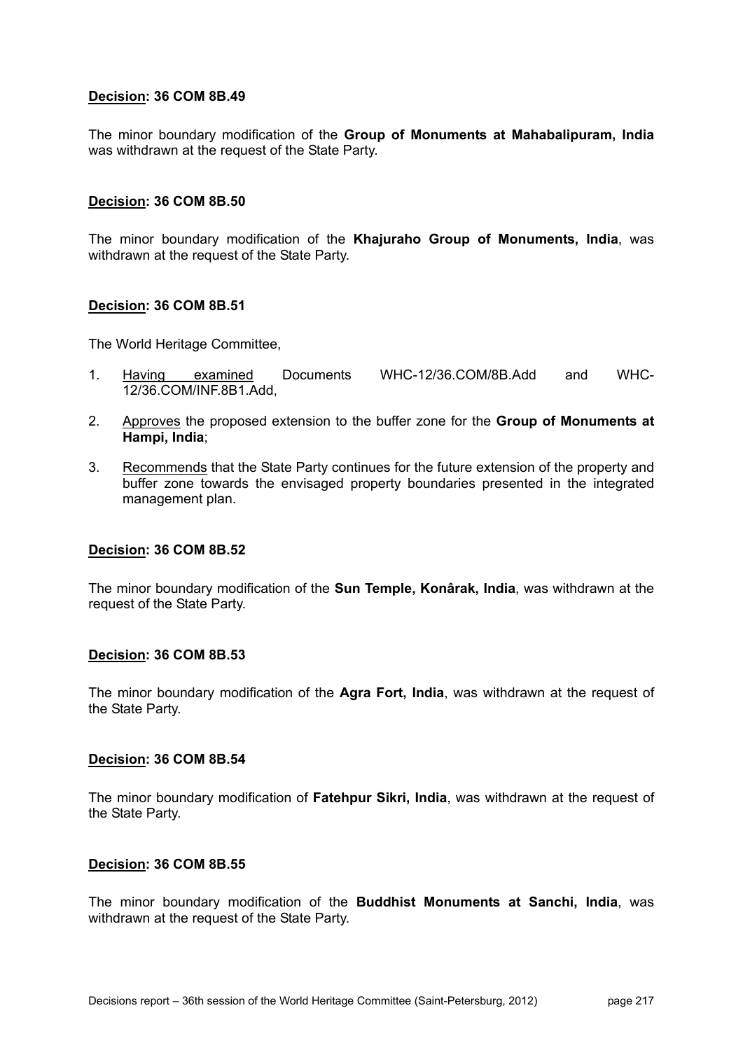**Decision: 36 COM 8B.49**

The minor boundary modification of the **Group of Monuments at Mahabalipuram, India** was withdrawn at the request of the State Party.

**Decision: 36 COM 8B.50**

The minor boundary modification of the **Khajuraho Group of Monuments, India**, was withdrawn at the request of the State Party.

**Decision: 36 COM 8B.51**

The World Heritage Committee,

1. Having examined Documents WHC-12/36.COM/8B.Add and WHC-12/36.COM/INF.8B1.Add,
2. Approves the proposed extension to the buffer zone for the **Group of Monuments at Hampi, India**;
3. Recommends that the State Party continues for the future extension of the property and buffer zone towards the envisaged property boundaries presented in the integrated management plan.

**Decision: 36 COM 8B.52**

The minor boundary modification of the **Sun Temple, Konârak, India**, was withdrawn at the request of the State Party.

**Decision: 36 COM 8B.53**

The minor boundary modification of the **Agra Fort, India**, was withdrawn at the request of the State Party.

**Decision: 36 COM 8B.54**

The minor boundary modification of **Fatehpur Sikri, India**, was withdrawn at the request of the State Party.

**Decision: 36 COM 8B.55**

The minor boundary modification of the **Buddhist Monuments at Sanchi, India**, was withdrawn at the request of the State Party.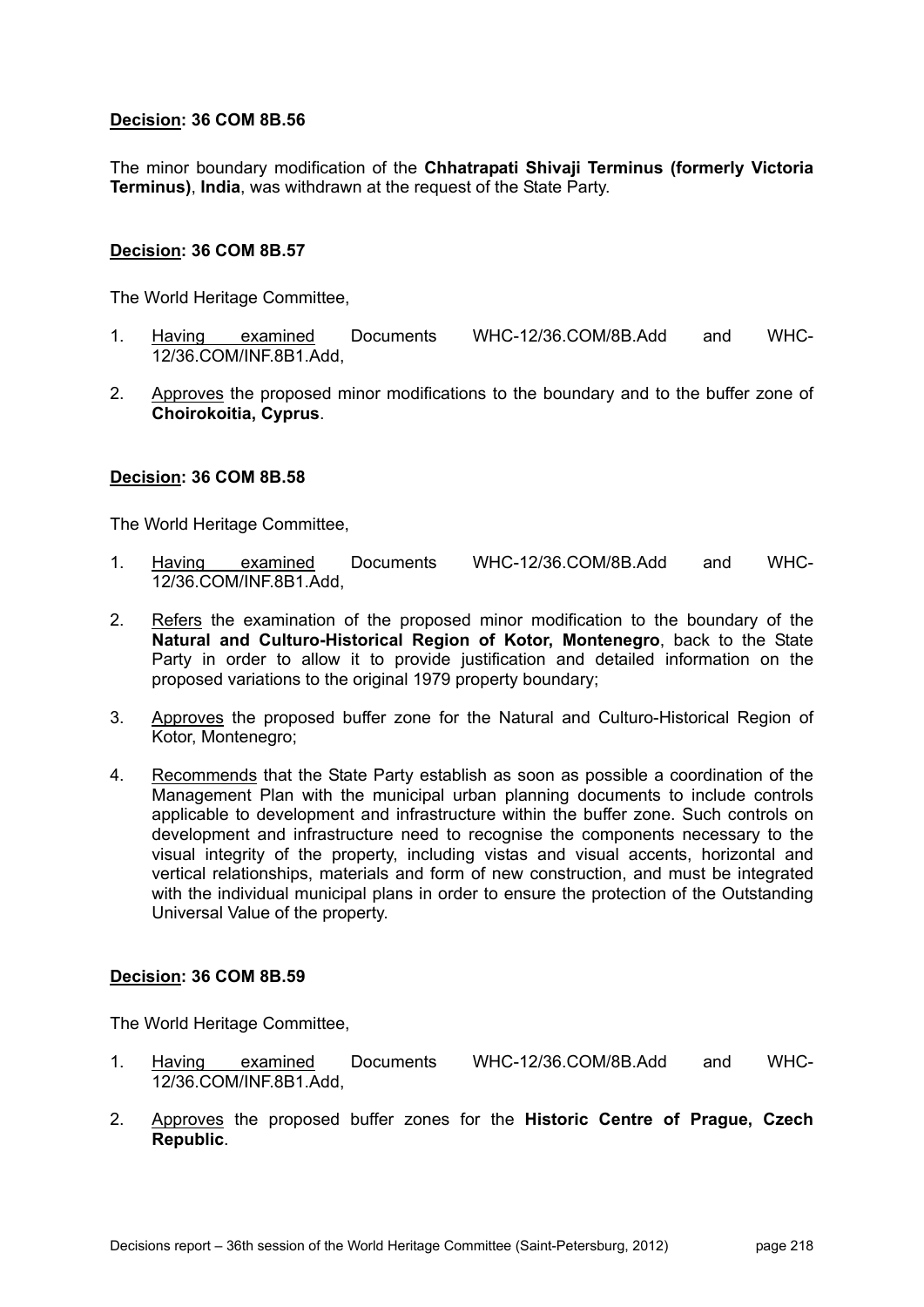**Decision: 36 COM 8B.56**

The minor boundary modification of the **Chhatrapati Shivaji Terminus (formerly Victoria Terminus)**, **India**, was withdrawn at the request of the State Party.

**Decision: 36 COM 8B.57**

The World Heritage Committee,

1. Having examined Documents WHC-12/36.COM/8B.Add and WHC-12/36.COM/INF.8B1.Add,

2. Approves the proposed minor modifications to the boundary and to the buffer zone of **Choirokoitia, Cyprus**.

**Decision: 36 COM 8B.58**

The World Heritage Committee,

1. Having examined Documents WHC-12/36.COM/8B.Add and WHC-12/36.COM/INF.8B1.Add,

2. Refers the examination of the proposed minor modification to the boundary of the **Natural and Culturo-Historical Region of Kotor, Montenegro**, back to the State Party in order to allow it to provide justification and detailed information on the proposed variations to the original 1979 property boundary;

3. Approves the proposed buffer zone for the Natural and Culturo-Historical Region of Kotor, Montenegro;

4. Recommends that the State Party establish as soon as possible a coordination of the Management Plan with the municipal urban planning documents to include controls applicable to development and infrastructure within the buffer zone. Such controls on development and infrastructure need to recognise the components necessary to the visual integrity of the property, including vistas and visual accents, horizontal and vertical relationships, materials and form of new construction, and must be integrated with the individual municipal plans in order to ensure the protection of the Outstanding Universal Value of the property.

**Decision: 36 COM 8B.59**

The World Heritage Committee,

1. Having examined Documents WHC-12/36.COM/8B.Add and WHC-12/36.COM/INF.8B1.Add,

2. Approves the proposed buffer zones for the **Historic Centre of Prague, Czech Republic**.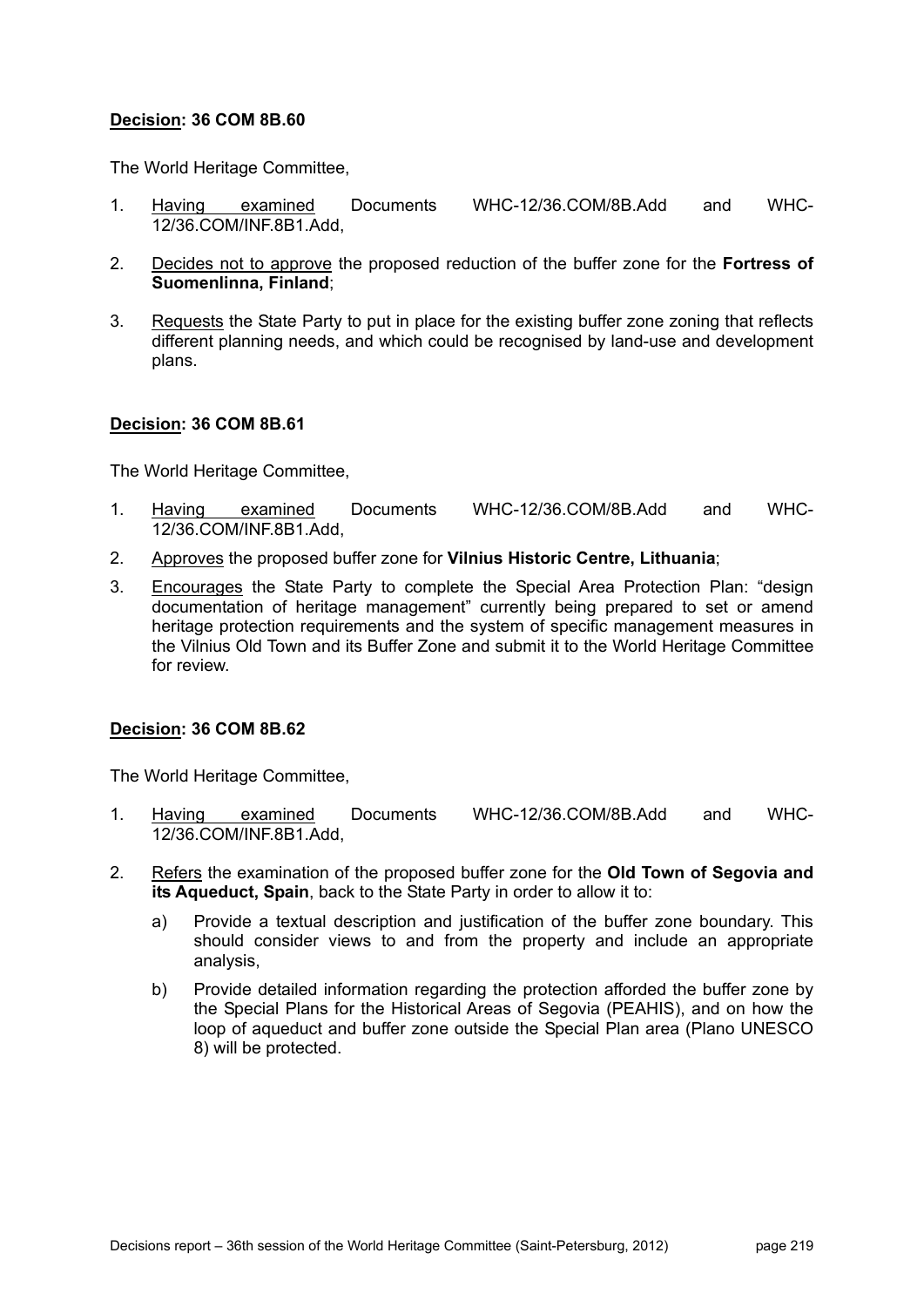**Decision: 36 COM 8B.60**

The World Heritage Committee,

1. Having examined Documents WHC-12/36.COM/8B.Add and WHC-12/36.COM/INF.8B1.Add,

2. Decides not to approve the proposed reduction of the buffer zone for the **Fortress of Suomenlinna, Finland**;

3. Requests the State Party to put in place for the existing buffer zone zoning that reflects different planning needs, and which could be recognised by land-use and development plans.

**Decision: 36 COM 8B.61**

The World Heritage Committee,

1. Having examined Documents WHC-12/36.COM/8B.Add and WHC-12/36.COM/INF.8B1.Add,

2. Approves the proposed buffer zone for **Vilnius Historic Centre, Lithuania**;

3. Encourages the State Party to complete the Special Area Protection Plan: "design documentation of heritage management" currently being prepared to set or amend heritage protection requirements and the system of specific management measures in the Vilnius Old Town and its Buffer Zone and submit it to the World Heritage Committee for review.

**Decision: 36 COM 8B.62**

The World Heritage Committee,

1. Having examined Documents WHC-12/36.COM/8B.Add and WHC-12/36.COM/INF.8B1.Add,

2. Refers the examination of the proposed buffer zone for the **Old Town of Segovia and its Aqueduct, Spain**, back to the State Party in order to allow it to:

   a) Provide a textual description and justification of the buffer zone boundary. This should consider views to and from the property and include an appropriate analysis,

   b) Provide detailed information regarding the protection afforded the buffer zone by the Special Plans for the Historical Areas of Segovia (PEAHIS), and on how the loop of aqueduct and buffer zone outside the Special Plan area (Plano UNESCO 8) will be protected.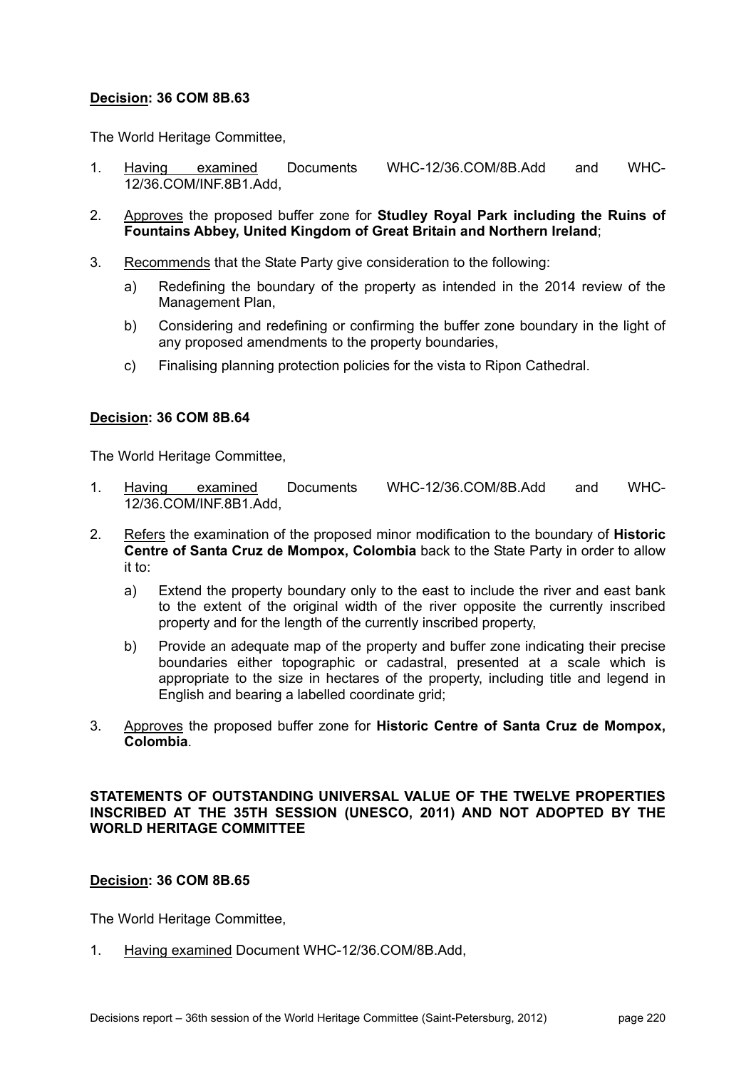**<u>Decision</u>: 36 COM 8B.63**

The World Heritage Committee,

1. <u>Having examined</u> Documents WHC-12/36.COM/8B.Add and WHC-12/36.COM/INF.8B1.Add,

2. <u>Approves</u> the proposed buffer zone for **Studley Royal Park including the Ruins of Fountains Abbey, United Kingdom of Great Britain and Northern Ireland**;

3. <u>Recommends</u> that the State Party give consideration to the following:

   a) Redefining the boundary of the property as intended in the 2014 review of the Management Plan,

   b) Considering and redefining or confirming the buffer zone boundary in the light of any proposed amendments to the property boundaries,

   c) Finalising planning protection policies for the vista to Ripon Cathedral.

**<u>Decision</u>: 36 COM 8B.64**

The World Heritage Committee,

1. <u>Having examined</u> Documents WHC-12/36.COM/8B.Add and WHC-12/36.COM/INF.8B1.Add,

2. <u>Refers</u> the examination of the proposed minor modification to the boundary of **Historic Centre of Santa Cruz de Mompox, Colombia** back to the State Party in order to allow it to:

   a) Extend the property boundary only to the east to include the river and east bank to the extent of the original width of the river opposite the currently inscribed property and for the length of the currently inscribed property,

   b) Provide an adequate map of the property and buffer zone indicating their precise boundaries either topographic or cadastral, presented at a scale which is appropriate to the size in hectares of the property, including title and legend in English and bearing a labelled coordinate grid;

3. <u>Approves</u> the proposed buffer zone for **Historic Centre of Santa Cruz de Mompox, Colombia**.

**STATEMENTS OF OUTSTANDING UNIVERSAL VALUE OF THE TWELVE PROPERTIES INSCRIBED AT THE 35TH SESSION (UNESCO, 2011) AND NOT ADOPTED BY THE WORLD HERITAGE COMMITTEE**

**<u>Decision</u>: 36 COM 8B.65**

The World Heritage Committee,

1. <u>Having examined</u> Document WHC-12/36.COM/8B.Add,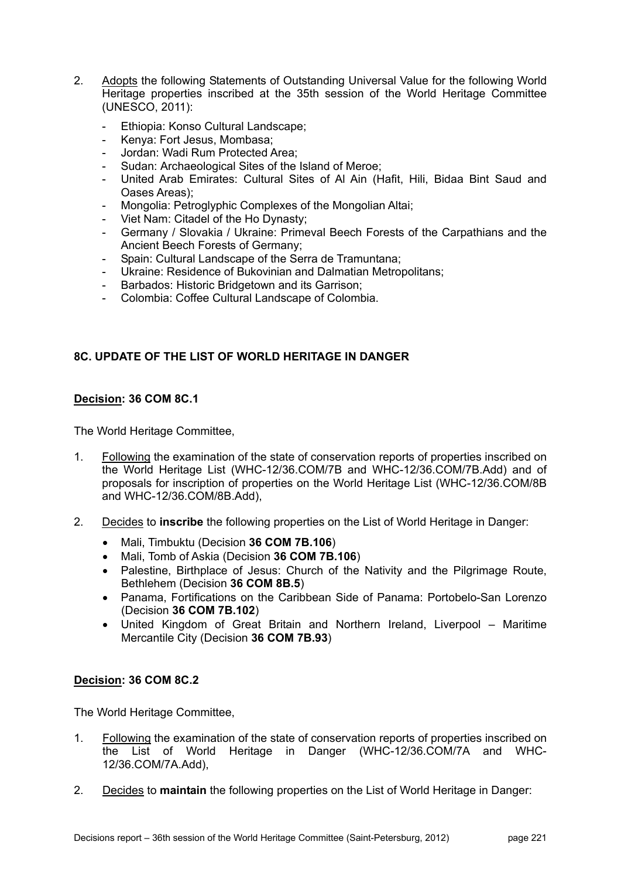2. Adopts the following Statements of Outstanding Universal Value for the following World Heritage properties inscribed at the 35th session of the World Heritage Committee (UNESCO, 2011):

   - Ethiopia: Konso Cultural Landscape;
   - Kenya: Fort Jesus, Mombasa;
   - Jordan: Wadi Rum Protected Area;
   - Sudan: Archaeological Sites of the Island of Meroe;
   - United Arab Emirates: Cultural Sites of Al Ain (Hafit, Hili, Bidaa Bint Saud and Oases Areas);
   - Mongolia: Petroglyphic Complexes of the Mongolian Altai;
   - Viet Nam: Citadel of the Ho Dynasty;
   - Germany / Slovakia / Ukraine: Primeval Beech Forests of the Carpathians and the Ancient Beech Forests of Germany;
   - Spain: Cultural Landscape of the Serra de Tramuntana;
   - Ukraine: Residence of Bukovinian and Dalmatian Metropolitans;
   - Barbados: Historic Bridgetown and its Garrison;
   - Colombia: Coffee Cultural Landscape of Colombia.

## 8C. UPDATE OF THE LIST OF WORLD HERITAGE IN DANGER

### Decision: 36 COM 8C.1

The World Heritage Committee,

1. Following the examination of the state of conservation reports of properties inscribed on the World Heritage List (WHC-12/36.COM/7B and WHC-12/36.COM/7B.Add) and of proposals for inscription of properties on the World Heritage List (WHC-12/36.COM/8B and WHC-12/36.COM/8B.Add),

2. Decides to **inscribe** the following properties on the List of World Heritage in Danger:

   - Mali, Timbuktu (Decision **36 COM 7B.106**)
   - Mali, Tomb of Askia (Decision **36 COM 7B.106**)
   - Palestine, Birthplace of Jesus: Church of the Nativity and the Pilgrimage Route, Bethlehem (Decision **36 COM 8B.5**)
   - Panama, Fortifications on the Caribbean Side of Panama: Portobelo-San Lorenzo (Decision **36 COM 7B.102**)
   - United Kingdom of Great Britain and Northern Ireland, Liverpool – Maritime Mercantile City (Decision **36 COM 7B.93**)

### Decision: 36 COM 8C.2

The World Heritage Committee,

1. Following the examination of the state of conservation reports of properties inscribed on the List of World Heritage in Danger (WHC-12/36.COM/7A and WHC-12/36.COM/7A.Add),

2. Decides to **maintain** the following properties on the List of World Heritage in Danger: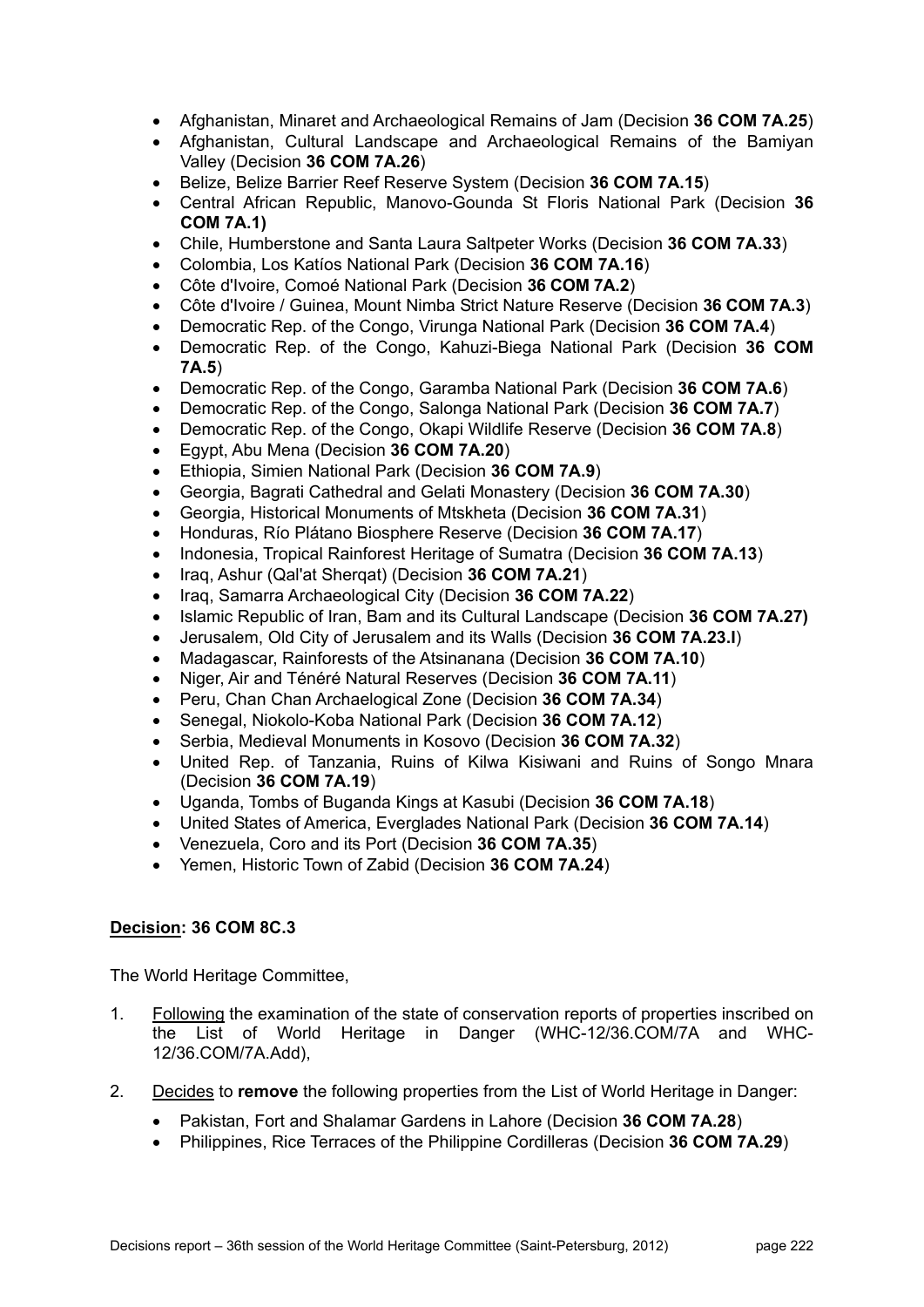- Afghanistan, Minaret and Archaeological Remains of Jam (Decision **36 COM 7A.25**)
- Afghanistan, Cultural Landscape and Archaeological Remains of the Bamiyan Valley (Decision **36 COM 7A.26**)
- Belize, Belize Barrier Reef Reserve System (Decision **36 COM 7A.15**)
- Central African Republic, Manovo-Gounda St Floris National Park (Decision **36 COM 7A.1)**
- Chile, Humberstone and Santa Laura Saltpeter Works (Decision **36 COM 7A.33**)
- Colombia, Los Katíos National Park (Decision **36 COM 7A.16**)
- Côte d'Ivoire, Comoé National Park (Decision **36 COM 7A.2**)
- Côte d'Ivoire / Guinea, Mount Nimba Strict Nature Reserve (Decision **36 COM 7A.3**)
- Democratic Rep. of the Congo, Virunga National Park (Decision **36 COM 7A.4**)
- Democratic Rep. of the Congo, Kahuzi-Biega National Park (Decision **36 COM 7A.5**)
- Democratic Rep. of the Congo, Garamba National Park (Decision **36 COM 7A.6**)
- Democratic Rep. of the Congo, Salonga National Park (Decision **36 COM 7A.7**)
- Democratic Rep. of the Congo, Okapi Wildlife Reserve (Decision **36 COM 7A.8**)
- Egypt, Abu Mena (Decision **36 COM 7A.20**)
- Ethiopia, Simien National Park (Decision **36 COM 7A.9**)
- Georgia, Bagrati Cathedral and Gelati Monastery (Decision **36 COM 7A.30**)
- Georgia, Historical Monuments of Mtskheta (Decision **36 COM 7A.31**)
- Honduras, Río Plátano Biosphere Reserve (Decision **36 COM 7A.17**)
- Indonesia, Tropical Rainforest Heritage of Sumatra (Decision **36 COM 7A.13**)
- Iraq, Ashur (Qal'at Sherqat) (Decision **36 COM 7A.21**)
- Iraq, Samarra Archaeological City (Decision **36 COM 7A.22**)
- Islamic Republic of Iran, Bam and its Cultural Landscape (Decision **36 COM 7A.27)**
- Jerusalem, Old City of Jerusalem and its Walls (Decision **36 COM 7A.23.I**)
- Madagascar, Rainforests of the Atsinanana (Decision **36 COM 7A.10**)
- Niger, Air and Ténéré Natural Reserves (Decision **36 COM 7A.11**)
- Peru, Chan Chan Archaelogical Zone (Decision **36 COM 7A.34**)
- Senegal, Niokolo-Koba National Park (Decision **36 COM 7A.12**)
- Serbia, Medieval Monuments in Kosovo (Decision **36 COM 7A.32**)
- United Rep. of Tanzania, Ruins of Kilwa Kisiwani and Ruins of Songo Mnara (Decision **36 COM 7A.19**)
- Uganda, Tombs of Buganda Kings at Kasubi (Decision **36 COM 7A.18**)
- United States of America, Everglades National Park (Decision **36 COM 7A.14**)
- Venezuela, Coro and its Port (Decision **36 COM 7A.35**)
- Yemen, Historic Town of Zabid (Decision **36 COM 7A.24**)

**Decision: 36 COM 8C.3**

The World Heritage Committee,

1. Following the examination of the state of conservation reports of properties inscribed on the List of World Heritage in Danger (WHC-12/36.COM/7A and WHC-12/36.COM/7A.Add),

2. Decides to **remove** the following properties from the List of World Heritage in Danger:

   - Pakistan, Fort and Shalamar Gardens in Lahore (Decision **36 COM 7A.28**)
   - Philippines, Rice Terraces of the Philippine Cordilleras (Decision **36 COM 7A.29**)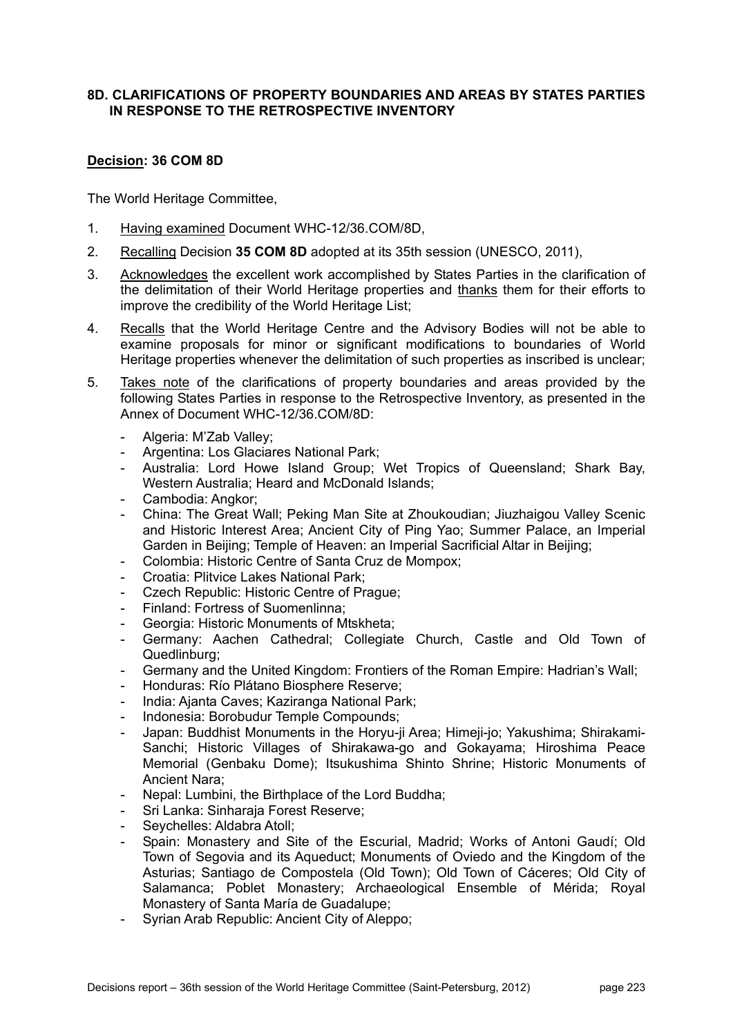## 8D. CLARIFICATIONS OF PROPERTY BOUNDARIES AND AREAS BY STATES PARTIES IN RESPONSE TO THE RETROSPECTIVE INVENTORY

### Decision: 36 COM 8D

The World Heritage Committee,

1. Having examined Document WHC-12/36.COM/8D,
2. Recalling Decision **35 COM 8D** adopted at its 35th session (UNESCO, 2011),
3. Acknowledges the excellent work accomplished by States Parties in the clarification of the delimitation of their World Heritage properties and thanks them for their efforts to improve the credibility of the World Heritage List;
4. Recalls that the World Heritage Centre and the Advisory Bodies will not be able to examine proposals for minor or significant modifications to boundaries of World Heritage properties whenever the delimitation of such properties as inscribed is unclear;
5. Takes note of the clarifications of property boundaries and areas provided by the following States Parties in response to the Retrospective Inventory, as presented in the Annex of Document WHC-12/36.COM/8D:
   - Algeria: M'Zab Valley;
   - Argentina: Los Glaciares National Park;
   - Australia: Lord Howe Island Group; Wet Tropics of Queensland; Shark Bay, Western Australia; Heard and McDonald Islands;
   - Cambodia: Angkor;
   - China: The Great Wall; Peking Man Site at Zhoukoudian; Jiuzhaigou Valley Scenic and Historic Interest Area; Ancient City of Ping Yao; Summer Palace, an Imperial Garden in Beijing; Temple of Heaven: an Imperial Sacrificial Altar in Beijing;
   - Colombia: Historic Centre of Santa Cruz de Mompox;
   - Croatia: Plitvice Lakes National Park;
   - Czech Republic: Historic Centre of Prague;
   - Finland: Fortress of Suomenlinna;
   - Georgia: Historic Monuments of Mtskheta;
   - Germany: Aachen Cathedral; Collegiate Church, Castle and Old Town of Quedlinburg;
   - Germany and the United Kingdom: Frontiers of the Roman Empire: Hadrian's Wall;
   - Honduras: Río Plátano Biosphere Reserve;
   - India: Ajanta Caves; Kaziranga National Park;
   - Indonesia: Borobudur Temple Compounds;
   - Japan: Buddhist Monuments in the Horyu-ji Area; Himeji-jo; Yakushima; Shirakami-Sanchi; Historic Villages of Shirakawa-go and Gokayama; Hiroshima Peace Memorial (Genbaku Dome); Itsukushima Shinto Shrine; Historic Monuments of Ancient Nara;
   - Nepal: Lumbini, the Birthplace of the Lord Buddha;
   - Sri Lanka: Sinharaja Forest Reserve;
   - Seychelles: Aldabra Atoll;
   - Spain: Monastery and Site of the Escurial, Madrid; Works of Antoni Gaudí; Old Town of Segovia and its Aqueduct; Monuments of Oviedo and the Kingdom of the Asturias; Santiago de Compostela (Old Town); Old Town of Cáceres; Old City of Salamanca; Poblet Monastery; Archaeological Ensemble of Mérida; Royal Monastery of Santa María de Guadalupe;
   - Syrian Arab Republic: Ancient City of Aleppo;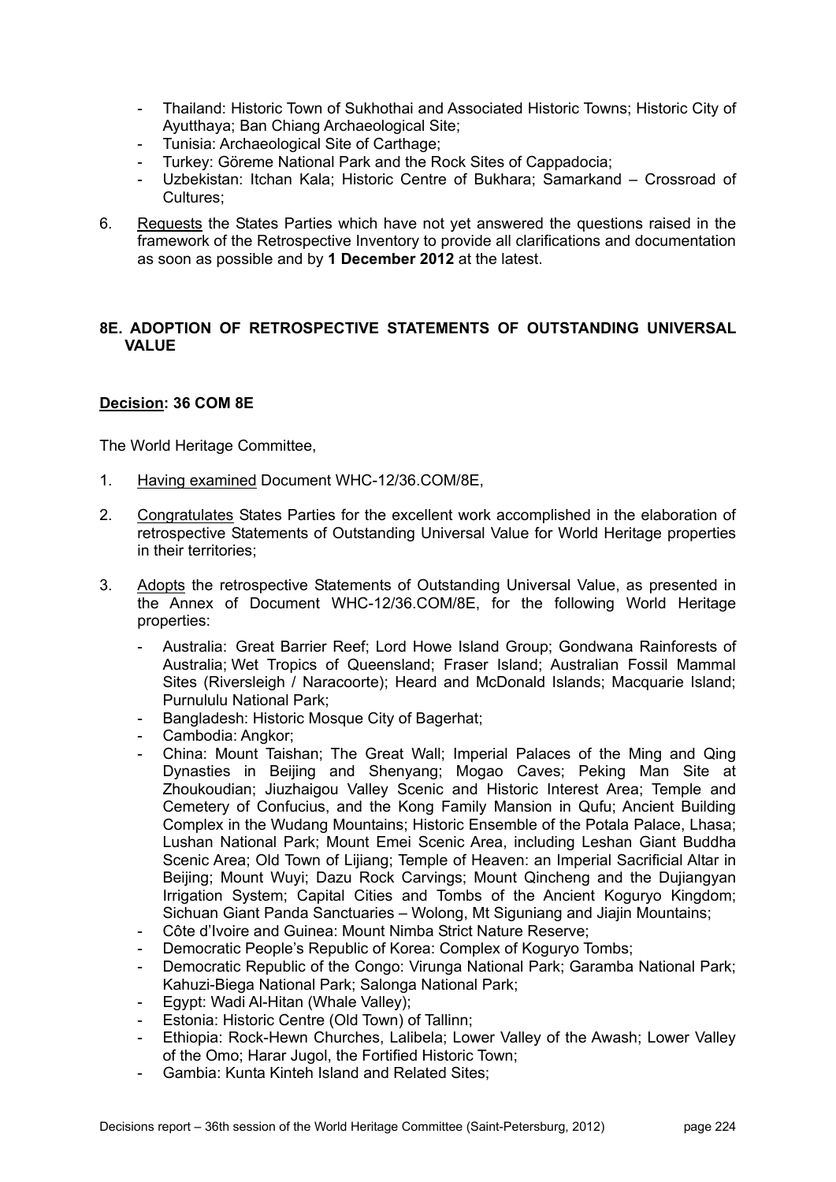- Thailand: Historic Town of Sukhothai and Associated Historic Towns; Historic City of Ayutthaya; Ban Chiang Archaeological Site;
- Tunisia: Archaeological Site of Carthage;
- Turkey: Göreme National Park and the Rock Sites of Cappadocia;
- Uzbekistan: Itchan Kala; Historic Centre of Bukhara; Samarkand – Crossroad of Cultures;

6. Requests the States Parties which have not yet answered the questions raised in the framework of the Retrospective Inventory to provide all clarifications and documentation as soon as possible and by **1 December 2012** at the latest.

## 8E. ADOPTION OF RETROSPECTIVE STATEMENTS OF OUTSTANDING UNIVERSAL VALUE

**Decision: 36 COM 8E**

The World Heritage Committee,

1. Having examined Document WHC-12/36.COM/8E,

2. Congratulates States Parties for the excellent work accomplished in the elaboration of retrospective Statements of Outstanding Universal Value for World Heritage properties in their territories;

3. Adopts the retrospective Statements of Outstanding Universal Value, as presented in the Annex of Document WHC-12/36.COM/8E, for the following World Heritage properties:
   - Australia: Great Barrier Reef; Lord Howe Island Group; Gondwana Rainforests of Australia; Wet Tropics of Queensland; Fraser Island; Australian Fossil Mammal Sites (Riversleigh / Naracoorte); Heard and McDonald Islands; Macquarie Island; Purnululu National Park;
   - Bangladesh: Historic Mosque City of Bagerhat;
   - Cambodia: Angkor;
   - China: Mount Taishan; The Great Wall; Imperial Palaces of the Ming and Qing Dynasties in Beijing and Shenyang; Mogao Caves; Peking Man Site at Zhoukoudian; Jiuzhaigou Valley Scenic and Historic Interest Area; Temple and Cemetery of Confucius, and the Kong Family Mansion in Qufu; Ancient Building Complex in the Wudang Mountains; Historic Ensemble of the Potala Palace, Lhasa; Lushan National Park; Mount Emei Scenic Area, including Leshan Giant Buddha Scenic Area; Old Town of Lijiang; Temple of Heaven: an Imperial Sacrificial Altar in Beijing; Mount Wuyi; Dazu Rock Carvings; Mount Qincheng and the Dujiangyan Irrigation System; Capital Cities and Tombs of the Ancient Koguryo Kingdom; Sichuan Giant Panda Sanctuaries – Wolong, Mt Siguniang and Jiajin Mountains;
   - Côte d'Ivoire and Guinea: Mount Nimba Strict Nature Reserve;
   - Democratic People's Republic of Korea: Complex of Koguryo Tombs;
   - Democratic Republic of the Congo: Virunga National Park; Garamba National Park; Kahuzi-Biega National Park; Salonga National Park;
   - Egypt: Wadi Al-Hitan (Whale Valley);
   - Estonia: Historic Centre (Old Town) of Tallinn;
   - Ethiopia: Rock-Hewn Churches, Lalibela; Lower Valley of the Awash; Lower Valley of the Omo; Harar Jugol, the Fortified Historic Town;
   - Gambia: Kunta Kinteh Island and Related Sites;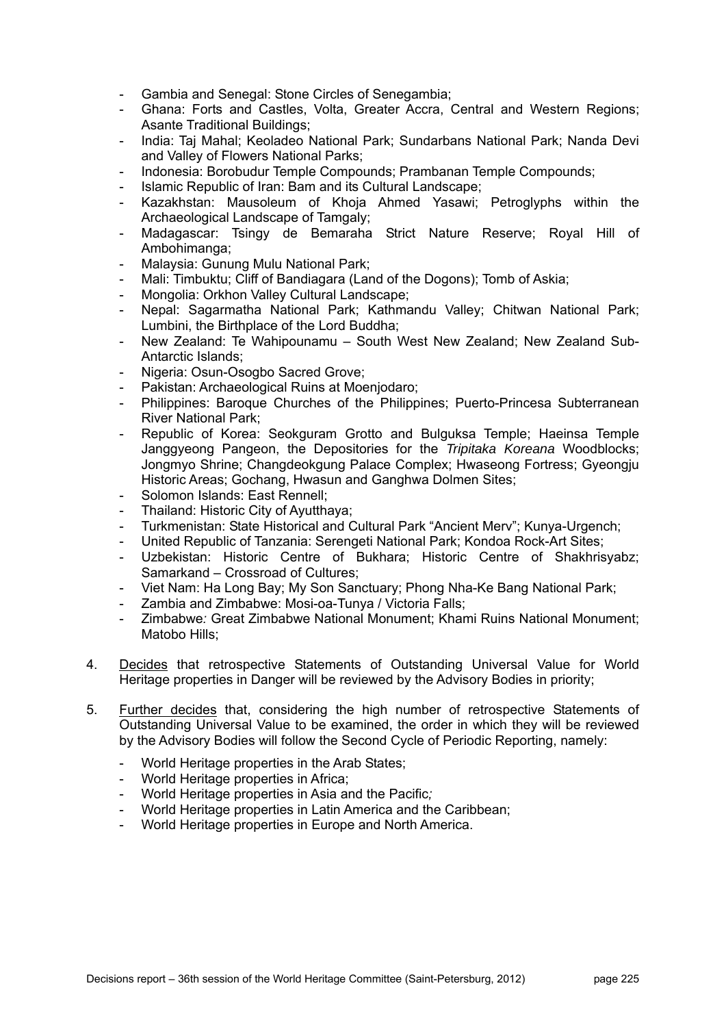- Gambia and Senegal: Stone Circles of Senegambia;
- Ghana: Forts and Castles, Volta, Greater Accra, Central and Western Regions; Asante Traditional Buildings;
- India: Taj Mahal; Keoladeo National Park; Sundarbans National Park; Nanda Devi and Valley of Flowers National Parks;
- Indonesia: Borobudur Temple Compounds; Prambanan Temple Compounds;
- Islamic Republic of Iran: Bam and its Cultural Landscape;
- Kazakhstan: Mausoleum of Khoja Ahmed Yasawi; Petroglyphs within the Archaeological Landscape of Tamgaly;
- Madagascar: Tsingy de Bemaraha Strict Nature Reserve; Royal Hill of Ambohimanga;
- Malaysia: Gunung Mulu National Park;
- Mali: Timbuktu; Cliff of Bandiagara (Land of the Dogons); Tomb of Askia;
- Mongolia: Orkhon Valley Cultural Landscape;
- Nepal: Sagarmatha National Park; Kathmandu Valley; Chitwan National Park; Lumbini, the Birthplace of the Lord Buddha;
- New Zealand: Te Wahipounamu – South West New Zealand; New Zealand Sub-Antarctic Islands;
- Nigeria: Osun-Osogbo Sacred Grove;
- Pakistan: Archaeological Ruins at Moenjodaro;
- Philippines: Baroque Churches of the Philippines; Puerto-Princesa Subterranean River National Park;
- Republic of Korea: Seokguram Grotto and Bulguksa Temple; Haeinsa Temple Janggyeong Pangeon, the Depositories for the *Tripitaka Koreana* Woodblocks; Jongmyo Shrine; Changdeokgung Palace Complex; Hwaseong Fortress; Gyeongju Historic Areas; Gochang, Hwasun and Ganghwa Dolmen Sites;
- Solomon Islands: East Rennell;
- Thailand: Historic City of Ayutthaya;
- Turkmenistan: State Historical and Cultural Park "Ancient Merv"; Kunya-Urgench;
- United Republic of Tanzania: Serengeti National Park; Kondoa Rock-Art Sites;
- Uzbekistan: Historic Centre of Bukhara; Historic Centre of Shakhrisyabz; Samarkand – Crossroad of Cultures;
- Viet Nam: Ha Long Bay; My Son Sanctuary; Phong Nha-Ke Bang National Park;
- Zambia and Zimbabwe: Mosi-oa-Tunya / Victoria Falls;
- Zimbabwe: Great Zimbabwe National Monument; Khami Ruins National Monument; Matobo Hills;

4. Decides that retrospective Statements of Outstanding Universal Value for World Heritage properties in Danger will be reviewed by the Advisory Bodies in priority;

5. Further decides that, considering the high number of retrospective Statements of Outstanding Universal Value to be examined, the order in which they will be reviewed by the Advisory Bodies will follow the Second Cycle of Periodic Reporting, namely:
    - World Heritage properties in the Arab States;
    - World Heritage properties in Africa;
    - World Heritage properties in Asia and the Pacific;
    - World Heritage properties in Latin America and the Caribbean;
    - World Heritage properties in Europe and North America.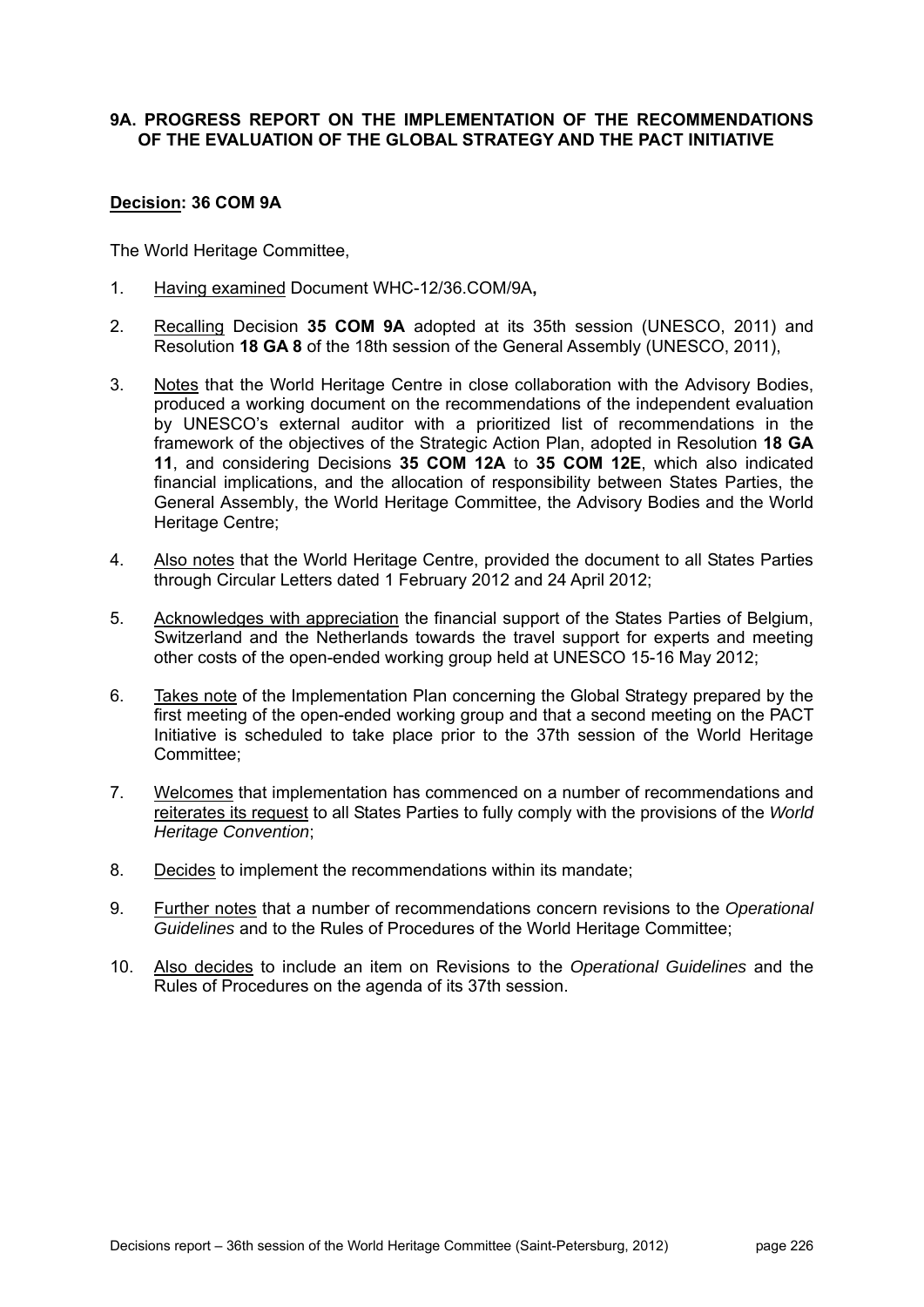## 9A. PROGRESS REPORT ON THE IMPLEMENTATION OF THE RECOMMENDATIONS OF THE EVALUATION OF THE GLOBAL STRATEGY AND THE PACT INITIATIVE

**Decision: 36 COM 9A**

The World Heritage Committee,

1. Having examined Document WHC-12/36.COM/9A**,**

2. Recalling Decision **35 COM 9A** adopted at its 35th session (UNESCO, 2011) and Resolution **18 GA 8** of the 18th session of the General Assembly (UNESCO, 2011),

3. Notes that the World Heritage Centre in close collaboration with the Advisory Bodies, produced a working document on the recommendations of the independent evaluation by UNESCO's external auditor with a prioritized list of recommendations in the framework of the objectives of the Strategic Action Plan, adopted in Resolution **18 GA 11**, and considering Decisions **35 COM 12A** to **35 COM 12E**, which also indicated financial implications, and the allocation of responsibility between States Parties, the General Assembly, the World Heritage Committee, the Advisory Bodies and the World Heritage Centre;

4. Also notes that the World Heritage Centre, provided the document to all States Parties through Circular Letters dated 1 February 2012 and 24 April 2012;

5. Acknowledges with appreciation the financial support of the States Parties of Belgium, Switzerland and the Netherlands towards the travel support for experts and meeting other costs of the open-ended working group held at UNESCO 15-16 May 2012;

6. Takes note of the Implementation Plan concerning the Global Strategy prepared by the first meeting of the open-ended working group and that a second meeting on the PACT Initiative is scheduled to take place prior to the 37th session of the World Heritage Committee;

7. Welcomes that implementation has commenced on a number of recommendations and reiterates its request to all States Parties to fully comply with the provisions of the *World Heritage Convention*;

8. Decides to implement the recommendations within its mandate;

9. Further notes that a number of recommendations concern revisions to the *Operational Guidelines* and to the Rules of Procedures of the World Heritage Committee;

10. Also decides to include an item on Revisions to the *Operational Guidelines* and the Rules of Procedures on the agenda of its 37th session.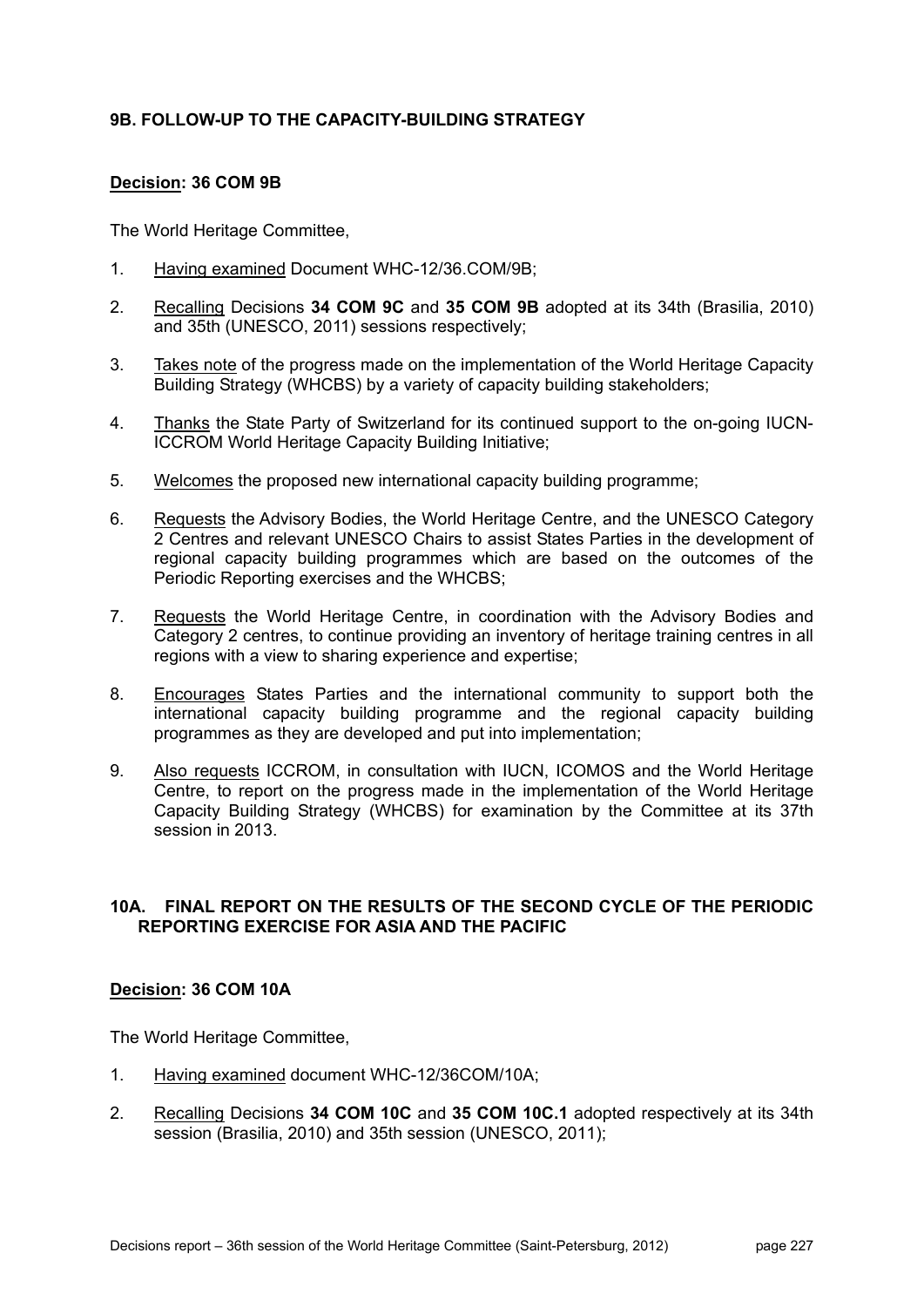## 9B. FOLLOW-UP TO THE CAPACITY-BUILDING STRATEGY

**Decision: 36 COM 9B**

The World Heritage Committee,

1. Having examined Document WHC-12/36.COM/9B;
2. Recalling Decisions **34 COM 9C** and **35 COM 9B** adopted at its 34th (Brasilia, 2010) and 35th (UNESCO, 2011) sessions respectively;
3. Takes note of the progress made on the implementation of the World Heritage Capacity Building Strategy (WHCBS) by a variety of capacity building stakeholders;
4. Thanks the State Party of Switzerland for its continued support to the on-going IUCN-ICCROM World Heritage Capacity Building Initiative;
5. Welcomes the proposed new international capacity building programme;
6. Requests the Advisory Bodies, the World Heritage Centre, and the UNESCO Category 2 Centres and relevant UNESCO Chairs to assist States Parties in the development of regional capacity building programmes which are based on the outcomes of the Periodic Reporting exercises and the WHCBS;
7. Requests the World Heritage Centre, in coordination with the Advisory Bodies and Category 2 centres, to continue providing an inventory of heritage training centres in all regions with a view to sharing experience and expertise;
8. Encourages States Parties and the international community to support both the international capacity building programme and the regional capacity building programmes as they are developed and put into implementation;
9. Also requests ICCROM, in consultation with IUCN, ICOMOS and the World Heritage Centre, to report on the progress made in the implementation of the World Heritage Capacity Building Strategy (WHCBS) for examination by the Committee at its 37th session in 2013.

## 10A. FINAL REPORT ON THE RESULTS OF THE SECOND CYCLE OF THE PERIODIC REPORTING EXERCISE FOR ASIA AND THE PACIFIC

**Decision: 36 COM 10A**

The World Heritage Committee,

1. Having examined document WHC-12/36COM/10A;
2. Recalling Decisions **34 COM 10C** and **35 COM 10C.1** adopted respectively at its 34th session (Brasilia, 2010) and 35th session (UNESCO, 2011);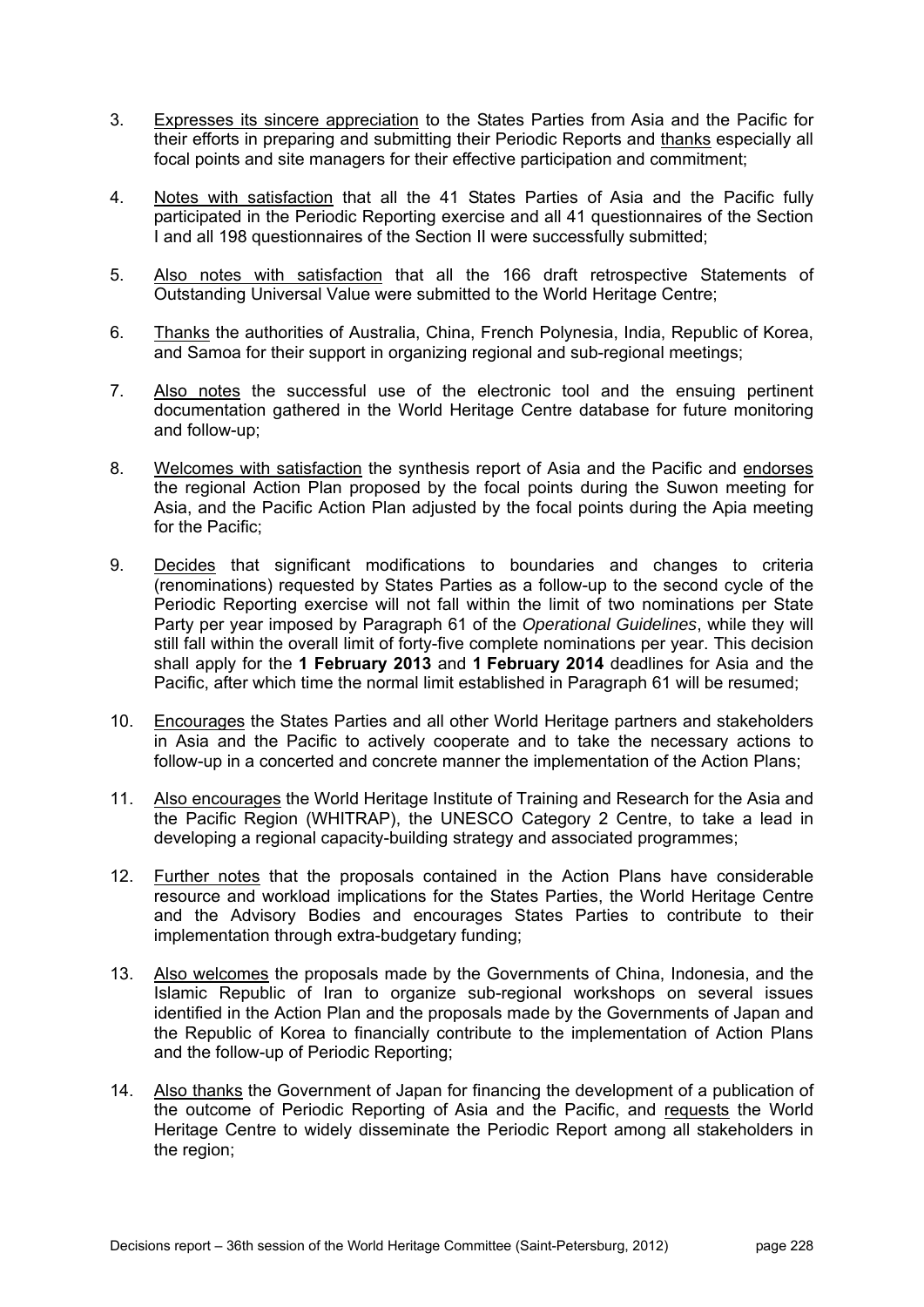3. Expresses its sincere appreciation to the States Parties from Asia and the Pacific for their efforts in preparing and submitting their Periodic Reports and thanks especially all focal points and site managers for their effective participation and commitment;

4. Notes with satisfaction that all the 41 States Parties of Asia and the Pacific fully participated in the Periodic Reporting exercise and all 41 questionnaires of the Section I and all 198 questionnaires of the Section II were successfully submitted;

5. Also notes with satisfaction that all the 166 draft retrospective Statements of Outstanding Universal Value were submitted to the World Heritage Centre;

6. Thanks the authorities of Australia, China, French Polynesia, India, Republic of Korea, and Samoa for their support in organizing regional and sub-regional meetings;

7. Also notes the successful use of the electronic tool and the ensuing pertinent documentation gathered in the World Heritage Centre database for future monitoring and follow-up;

8. Welcomes with satisfaction the synthesis report of Asia and the Pacific and endorses the regional Action Plan proposed by the focal points during the Suwon meeting for Asia, and the Pacific Action Plan adjusted by the focal points during the Apia meeting for the Pacific;

9. Decides that significant modifications to boundaries and changes to criteria (renominations) requested by States Parties as a follow-up to the second cycle of the Periodic Reporting exercise will not fall within the limit of two nominations per State Party per year imposed by Paragraph 61 of the *Operational Guidelines*, while they will still fall within the overall limit of forty-five complete nominations per year. This decision shall apply for the **1 February 2013** and **1 February 2014** deadlines for Asia and the Pacific, after which time the normal limit established in Paragraph 61 will be resumed;

10. Encourages the States Parties and all other World Heritage partners and stakeholders in Asia and the Pacific to actively cooperate and to take the necessary actions to follow-up in a concerted and concrete manner the implementation of the Action Plans;

11. Also encourages the World Heritage Institute of Training and Research for the Asia and the Pacific Region (WHITRAP), the UNESCO Category 2 Centre, to take a lead in developing a regional capacity-building strategy and associated programmes;

12. Further notes that the proposals contained in the Action Plans have considerable resource and workload implications for the States Parties, the World Heritage Centre and the Advisory Bodies and encourages States Parties to contribute to their implementation through extra-budgetary funding;

13. Also welcomes the proposals made by the Governments of China, Indonesia, and the Islamic Republic of Iran to organize sub-regional workshops on several issues identified in the Action Plan and the proposals made by the Governments of Japan and the Republic of Korea to financially contribute to the implementation of Action Plans and the follow-up of Periodic Reporting;

14. Also thanks the Government of Japan for financing the development of a publication of the outcome of Periodic Reporting of Asia and the Pacific, and requests the World Heritage Centre to widely disseminate the Periodic Report among all stakeholders in the region;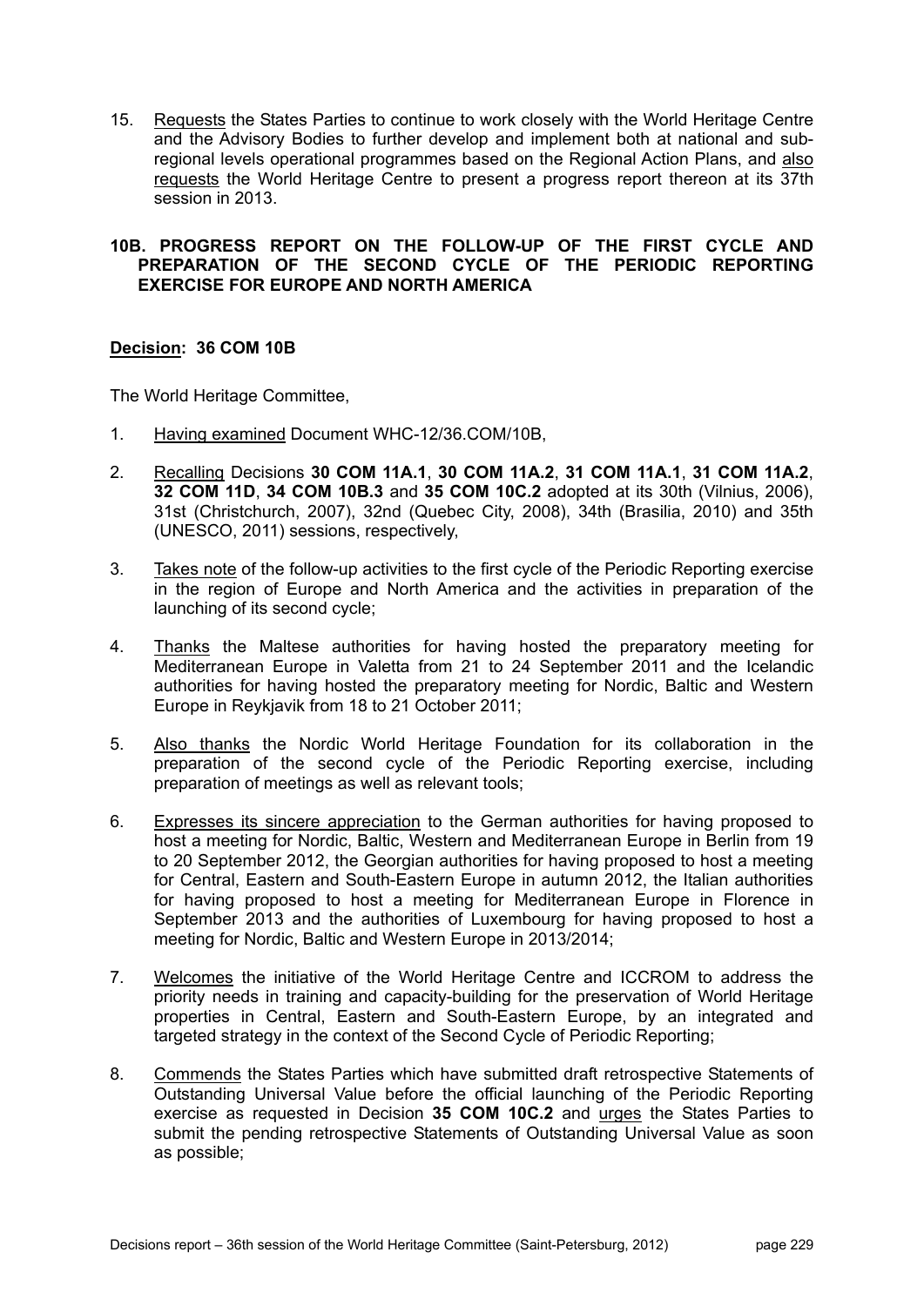15. Requests the States Parties to continue to work closely with the World Heritage Centre and the Advisory Bodies to further develop and implement both at national and sub-regional levels operational programmes based on the Regional Action Plans, and also requests the World Heritage Centre to present a progress report thereon at its 37th session in 2013.

## 10B. PROGRESS REPORT ON THE FOLLOW-UP OF THE FIRST CYCLE AND PREPARATION OF THE SECOND CYCLE OF THE PERIODIC REPORTING EXERCISE FOR EUROPE AND NORTH AMERICA

**Decision: 36 COM 10B**

The World Heritage Committee,

1. Having examined Document WHC-12/36.COM/10B,

2. Recalling Decisions **30 COM 11A.1**, **30 COM 11A.2**, **31 COM 11A.1**, **31 COM 11A.2**, **32 COM 11D**, **34 COM 10B.3** and **35 COM 10C.2** adopted at its 30th (Vilnius, 2006), 31st (Christchurch, 2007), 32nd (Quebec City, 2008), 34th (Brasilia, 2010) and 35th (UNESCO, 2011) sessions, respectively,

3. Takes note of the follow-up activities to the first cycle of the Periodic Reporting exercise in the region of Europe and North America and the activities in preparation of the launching of its second cycle;

4. Thanks the Maltese authorities for having hosted the preparatory meeting for Mediterranean Europe in Valetta from 21 to 24 September 2011 and the Icelandic authorities for having hosted the preparatory meeting for Nordic, Baltic and Western Europe in Reykjavik from 18 to 21 October 2011;

5. Also thanks the Nordic World Heritage Foundation for its collaboration in the preparation of the second cycle of the Periodic Reporting exercise, including preparation of meetings as well as relevant tools;

6. Expresses its sincere appreciation to the German authorities for having proposed to host a meeting for Nordic, Baltic, Western and Mediterranean Europe in Berlin from 19 to 20 September 2012, the Georgian authorities for having proposed to host a meeting for Central, Eastern and South-Eastern Europe in autumn 2012, the Italian authorities for having proposed to host a meeting for Mediterranean Europe in Florence in September 2013 and the authorities of Luxembourg for having proposed to host a meeting for Nordic, Baltic and Western Europe in 2013/2014;

7. Welcomes the initiative of the World Heritage Centre and ICCROM to address the priority needs in training and capacity-building for the preservation of World Heritage properties in Central, Eastern and South-Eastern Europe, by an integrated and targeted strategy in the context of the Second Cycle of Periodic Reporting;

8. Commends the States Parties which have submitted draft retrospective Statements of Outstanding Universal Value before the official launching of the Periodic Reporting exercise as requested in Decision **35 COM 10C.2** and urges the States Parties to submit the pending retrospective Statements of Outstanding Universal Value as soon as possible;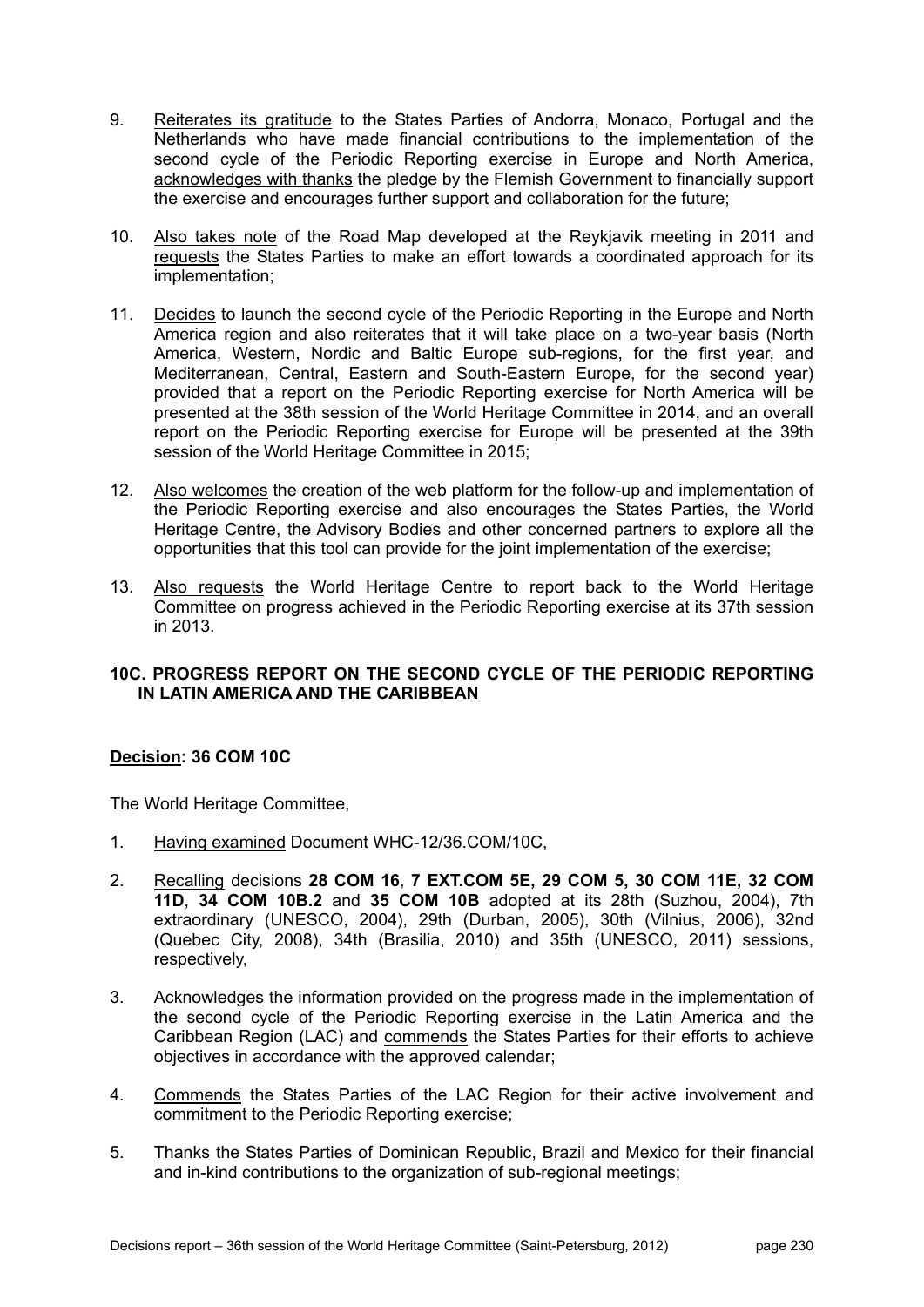9. Reiterates its gratitude to the States Parties of Andorra, Monaco, Portugal and the Netherlands who have made financial contributions to the implementation of the second cycle of the Periodic Reporting exercise in Europe and North America, acknowledges with thanks the pledge by the Flemish Government to financially support the exercise and encourages further support and collaboration for the future;

10. Also takes note of the Road Map developed at the Reykjavik meeting in 2011 and requests the States Parties to make an effort towards a coordinated approach for its implementation;

11. Decides to launch the second cycle of the Periodic Reporting in the Europe and North America region and also reiterates that it will take place on a two-year basis (North America, Western, Nordic and Baltic Europe sub-regions, for the first year, and Mediterranean, Central, Eastern and South-Eastern Europe, for the second year) provided that a report on the Periodic Reporting exercise for North America will be presented at the 38th session of the World Heritage Committee in 2014, and an overall report on the Periodic Reporting exercise for Europe will be presented at the 39th session of the World Heritage Committee in 2015;

12. Also welcomes the creation of the web platform for the follow-up and implementation of the Periodic Reporting exercise and also encourages the States Parties, the World Heritage Centre, the Advisory Bodies and other concerned partners to explore all the opportunities that this tool can provide for the joint implementation of the exercise;

13. Also requests the World Heritage Centre to report back to the World Heritage Committee on progress achieved in the Periodic Reporting exercise at its 37th session in 2013.

## 10C. PROGRESS REPORT ON THE SECOND CYCLE OF THE PERIODIC REPORTING IN LATIN AMERICA AND THE CARIBBEAN

**Decision: 36 COM 10C**

The World Heritage Committee,

1. Having examined Document WHC-12/36.COM/10C,

2. Recalling decisions **28 COM 16**, **7 EXT.COM 5E, 29 COM 5, 30 COM 11E, 32 COM 11D**, **34 COM 10B.2** and **35 COM 10B** adopted at its 28th (Suzhou, 2004), 7th extraordinary (UNESCO, 2004), 29th (Durban, 2005), 30th (Vilnius, 2006), 32nd (Quebec City, 2008), 34th (Brasilia, 2010) and 35th (UNESCO, 2011) sessions, respectively,

3. Acknowledges the information provided on the progress made in the implementation of the second cycle of the Periodic Reporting exercise in the Latin America and the Caribbean Region (LAC) and commends the States Parties for their efforts to achieve objectives in accordance with the approved calendar;

4. Commends the States Parties of the LAC Region for their active involvement and commitment to the Periodic Reporting exercise;

5. Thanks the States Parties of Dominican Republic, Brazil and Mexico for their financial and in-kind contributions to the organization of sub-regional meetings;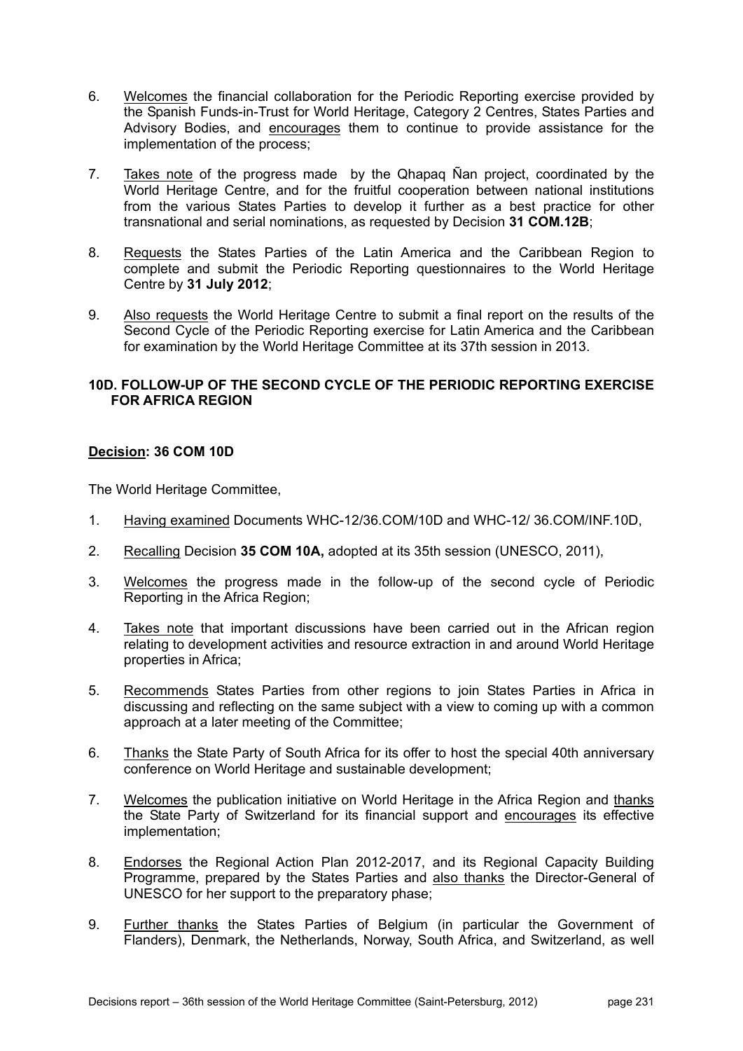6. Welcomes the financial collaboration for the Periodic Reporting exercise provided by the Spanish Funds-in-Trust for World Heritage, Category 2 Centres, States Parties and Advisory Bodies, and encourages them to continue to provide assistance for the implementation of the process;

7. Takes note of the progress made by the Qhapaq Ñan project, coordinated by the World Heritage Centre, and for the fruitful cooperation between national institutions from the various States Parties to develop it further as a best practice for other transnational and serial nominations, as requested by Decision **31 COM.12B**;

8. Requests the States Parties of the Latin America and the Caribbean Region to complete and submit the Periodic Reporting questionnaires to the World Heritage Centre by **31 July 2012**;

9. Also requests the World Heritage Centre to submit a final report on the results of the Second Cycle of the Periodic Reporting exercise for Latin America and the Caribbean for examination by the World Heritage Committee at its 37th session in 2013.

## 10D. FOLLOW-UP OF THE SECOND CYCLE OF THE PERIODIC REPORTING EXERCISE FOR AFRICA REGION

**Decision: 36 COM 10D**

The World Heritage Committee,

1. Having examined Documents WHC-12/36.COM/10D and WHC-12/ 36.COM/INF.10D,

2. Recalling Decision **35 COM 10A,** adopted at its 35th session (UNESCO, 2011),

3. Welcomes the progress made in the follow-up of the second cycle of Periodic Reporting in the Africa Region;

4. Takes note that important discussions have been carried out in the African region relating to development activities and resource extraction in and around World Heritage properties in Africa;

5. Recommends States Parties from other regions to join States Parties in Africa in discussing and reflecting on the same subject with a view to coming up with a common approach at a later meeting of the Committee;

6. Thanks the State Party of South Africa for its offer to host the special 40th anniversary conference on World Heritage and sustainable development;

7. Welcomes the publication initiative on World Heritage in the Africa Region and thanks the State Party of Switzerland for its financial support and encourages its effective implementation;

8. Endorses the Regional Action Plan 2012-2017, and its Regional Capacity Building Programme, prepared by the States Parties and also thanks the Director-General of UNESCO for her support to the preparatory phase;

9. Further thanks the States Parties of Belgium (in particular the Government of Flanders), Denmark, the Netherlands, Norway, South Africa, and Switzerland, as well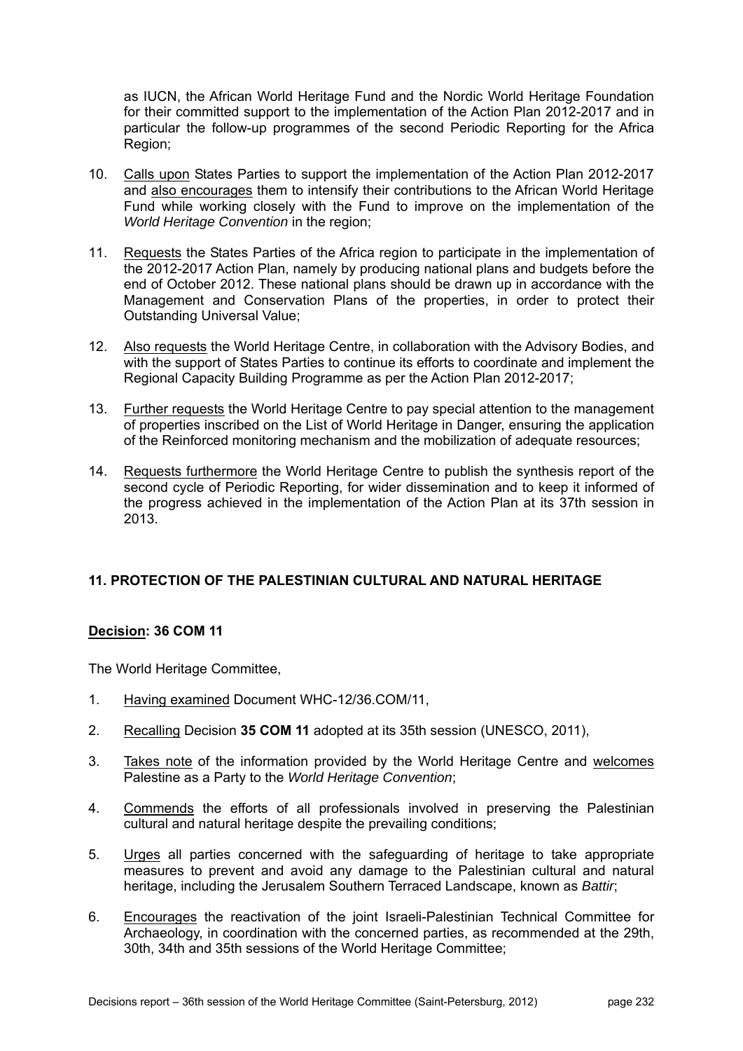as IUCN, the African World Heritage Fund and the Nordic World Heritage Foundation for their committed support to the implementation of the Action Plan 2012-2017 and in particular the follow-up programmes of the second Periodic Reporting for the Africa Region;

10. Calls upon States Parties to support the implementation of the Action Plan 2012-2017 and also encourages them to intensify their contributions to the African World Heritage Fund while working closely with the Fund to improve on the implementation of the *World Heritage Convention* in the region;

11. Requests the States Parties of the Africa region to participate in the implementation of the 2012-2017 Action Plan, namely by producing national plans and budgets before the end of October 2012. These national plans should be drawn up in accordance with the Management and Conservation Plans of the properties, in order to protect their Outstanding Universal Value;

12. Also requests the World Heritage Centre, in collaboration with the Advisory Bodies, and with the support of States Parties to continue its efforts to coordinate and implement the Regional Capacity Building Programme as per the Action Plan 2012-2017;

13. Further requests the World Heritage Centre to pay special attention to the management of properties inscribed on the List of World Heritage in Danger, ensuring the application of the Reinforced monitoring mechanism and the mobilization of adequate resources;

14. Requests furthermore the World Heritage Centre to publish the synthesis report of the second cycle of Periodic Reporting, for wider dissemination and to keep it informed of the progress achieved in the implementation of the Action Plan at its 37th session in 2013.

## 11. PROTECTION OF THE PALESTINIAN CULTURAL AND NATURAL HERITAGE

### Decision: 36 COM 11

The World Heritage Committee,

1. Having examined Document WHC-12/36.COM/11,

2. Recalling Decision **35 COM 11** adopted at its 35th session (UNESCO, 2011),

3. Takes note of the information provided by the World Heritage Centre and welcomes Palestine as a Party to the *World Heritage Convention*;

4. Commends the efforts of all professionals involved in preserving the Palestinian cultural and natural heritage despite the prevailing conditions;

5. Urges all parties concerned with the safeguarding of heritage to take appropriate measures to prevent and avoid any damage to the Palestinian cultural and natural heritage, including the Jerusalem Southern Terraced Landscape, known as *Battir*;

6. Encourages the reactivation of the joint Israeli-Palestinian Technical Committee for Archaeology, in coordination with the concerned parties, as recommended at the 29th, 30th, 34th and 35th sessions of the World Heritage Committee;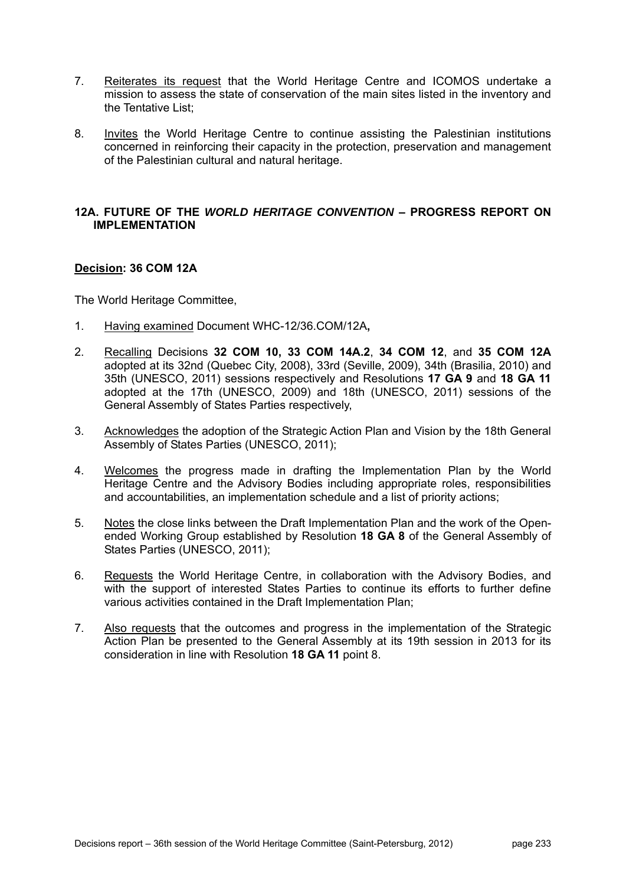7. Reiterates its request that the World Heritage Centre and ICOMOS undertake a mission to assess the state of conservation of the main sites listed in the inventory and the Tentative List;

8. Invites the World Heritage Centre to continue assisting the Palestinian institutions concerned in reinforcing their capacity in the protection, preservation and management of the Palestinian cultural and natural heritage.

## 12A. FUTURE OF THE *WORLD HERITAGE CONVENTION* – PROGRESS REPORT ON IMPLEMENTATION

**Decision: 36 COM 12A**

The World Heritage Committee,

1. Having examined Document WHC-12/36.COM/12A**,**

2. Recalling Decisions **32 COM 10, 33 COM 14A.2**, **34 COM 12**, and **35 COM 12A** adopted at its 32nd (Quebec City, 2008), 33rd (Seville, 2009), 34th (Brasilia, 2010) and 35th (UNESCO, 2011) sessions respectively and Resolutions **17 GA 9** and **18 GA 11** adopted at the 17th (UNESCO, 2009) and 18th (UNESCO, 2011) sessions of the General Assembly of States Parties respectively,

3. Acknowledges the adoption of the Strategic Action Plan and Vision by the 18th General Assembly of States Parties (UNESCO, 2011);

4. Welcomes the progress made in drafting the Implementation Plan by the World Heritage Centre and the Advisory Bodies including appropriate roles, responsibilities and accountabilities, an implementation schedule and a list of priority actions;

5. Notes the close links between the Draft Implementation Plan and the work of the Open-ended Working Group established by Resolution **18 GA 8** of the General Assembly of States Parties (UNESCO, 2011);

6. Requests the World Heritage Centre, in collaboration with the Advisory Bodies, and with the support of interested States Parties to continue its efforts to further define various activities contained in the Draft Implementation Plan;

7. Also requests that the outcomes and progress in the implementation of the Strategic Action Plan be presented to the General Assembly at its 19th session in 2013 for its consideration in line with Resolution **18 GA 11** point 8.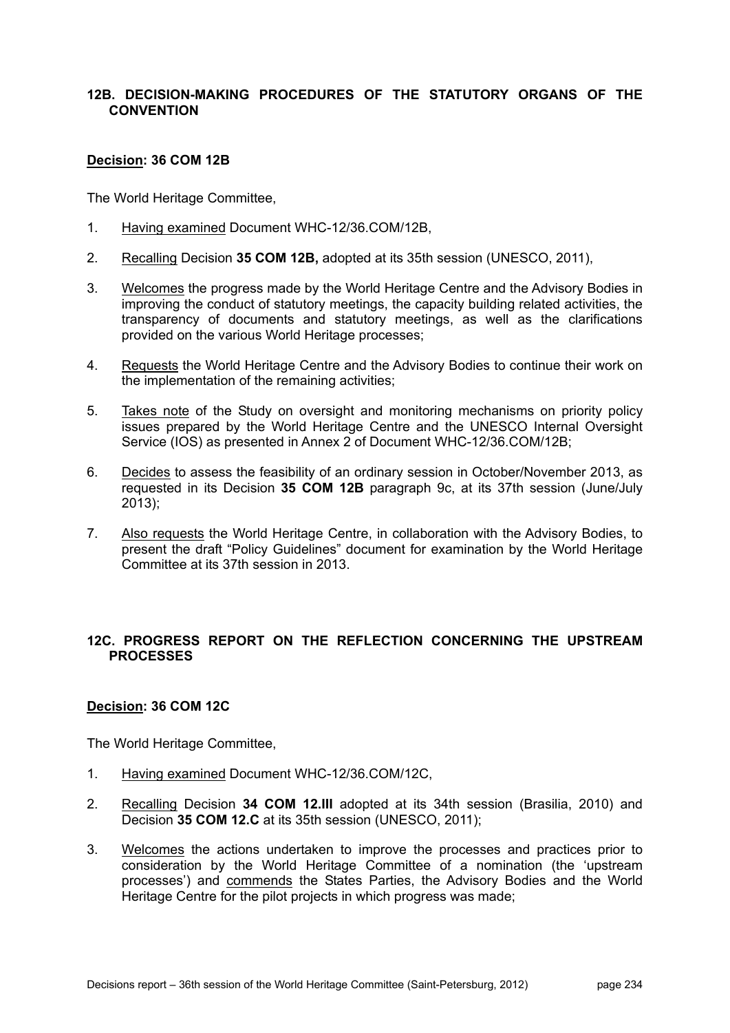## 12B. DECISION-MAKING PROCEDURES OF THE STATUTORY ORGANS OF THE CONVENTION

**Decision: 36 COM 12B**

The World Heritage Committee,

1. Having examined Document WHC-12/36.COM/12B,

2. Recalling Decision **35 COM 12B,** adopted at its 35th session (UNESCO, 2011),

3. Welcomes the progress made by the World Heritage Centre and the Advisory Bodies in improving the conduct of statutory meetings, the capacity building related activities, the transparency of documents and statutory meetings, as well as the clarifications provided on the various World Heritage processes;

4. Requests the World Heritage Centre and the Advisory Bodies to continue their work on the implementation of the remaining activities;

5. Takes note of the Study on oversight and monitoring mechanisms on priority policy issues prepared by the World Heritage Centre and the UNESCO Internal Oversight Service (IOS) as presented in Annex 2 of Document WHC-12/36.COM/12B;

6. Decides to assess the feasibility of an ordinary session in October/November 2013, as requested in its Decision **35 COM 12B** paragraph 9c, at its 37th session (June/July 2013);

7. Also requests the World Heritage Centre, in collaboration with the Advisory Bodies, to present the draft "Policy Guidelines" document for examination by the World Heritage Committee at its 37th session in 2013.

## 12C. PROGRESS REPORT ON THE REFLECTION CONCERNING THE UPSTREAM PROCESSES

**Decision: 36 COM 12C**

The World Heritage Committee,

1. Having examined Document WHC-12/36.COM/12C,

2. Recalling Decision **34 COM 12.III** adopted at its 34th session (Brasilia, 2010) and Decision **35 COM 12.C** at its 35th session (UNESCO, 2011);

3. Welcomes the actions undertaken to improve the processes and practices prior to consideration by the World Heritage Committee of a nomination (the 'upstream processes') and commends the States Parties, the Advisory Bodies and the World Heritage Centre for the pilot projects in which progress was made;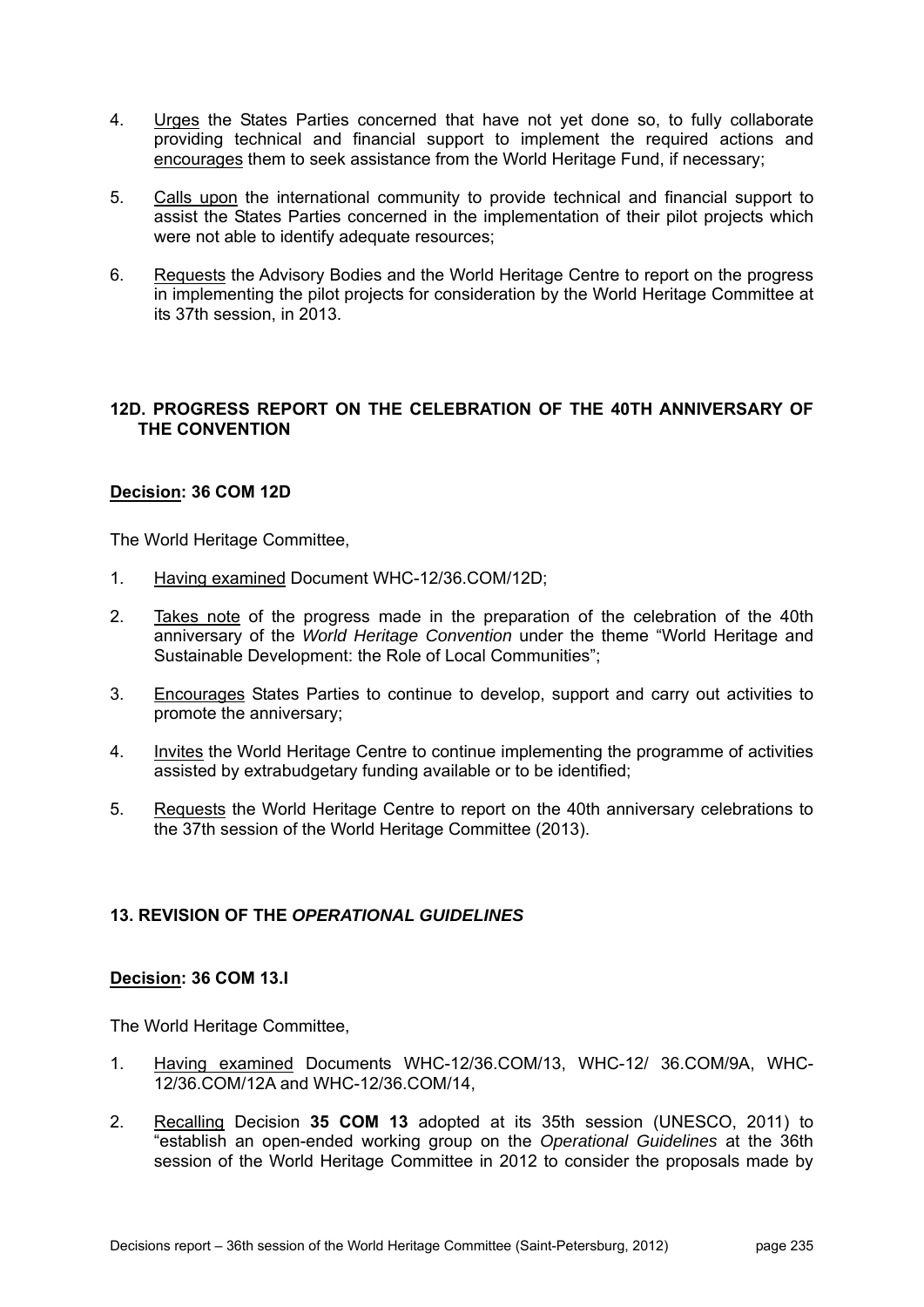4. Urges the States Parties concerned that have not yet done so, to fully collaborate providing technical and financial support to implement the required actions and encourages them to seek assistance from the World Heritage Fund, if necessary;

5. Calls upon the international community to provide technical and financial support to assist the States Parties concerned in the implementation of their pilot projects which were not able to identify adequate resources;

6. Requests the Advisory Bodies and the World Heritage Centre to report on the progress in implementing the pilot projects for consideration by the World Heritage Committee at its 37th session, in 2013.

## 12D. PROGRESS REPORT ON THE CELEBRATION OF THE 40TH ANNIVERSARY OF THE CONVENTION

### Decision: 36 COM 12D

The World Heritage Committee,

1. Having examined Document WHC-12/36.COM/12D;

2. Takes note of the progress made in the preparation of the celebration of the 40th anniversary of the *World Heritage Convention* under the theme “World Heritage and Sustainable Development: the Role of Local Communities”;

3. Encourages States Parties to continue to develop, support and carry out activities to promote the anniversary;

4. Invites the World Heritage Centre to continue implementing the programme of activities assisted by extrabudgetary funding available or to be identified;

5. Requests the World Heritage Centre to report on the 40th anniversary celebrations to the 37th session of the World Heritage Committee (2013).

## 13. REVISION OF THE *OPERATIONAL GUIDELINES*

### Decision: 36 COM 13.I

The World Heritage Committee,

1. Having examined Documents WHC-12/36.COM/13, WHC-12/ 36.COM/9A, WHC-12/36.COM/12A and WHC-12/36.COM/14,

2. Recalling Decision **35 COM 13** adopted at its 35th session (UNESCO, 2011) to “establish an open-ended working group on the *Operational Guidelines* at the 36th session of the World Heritage Committee in 2012 to consider the proposals made by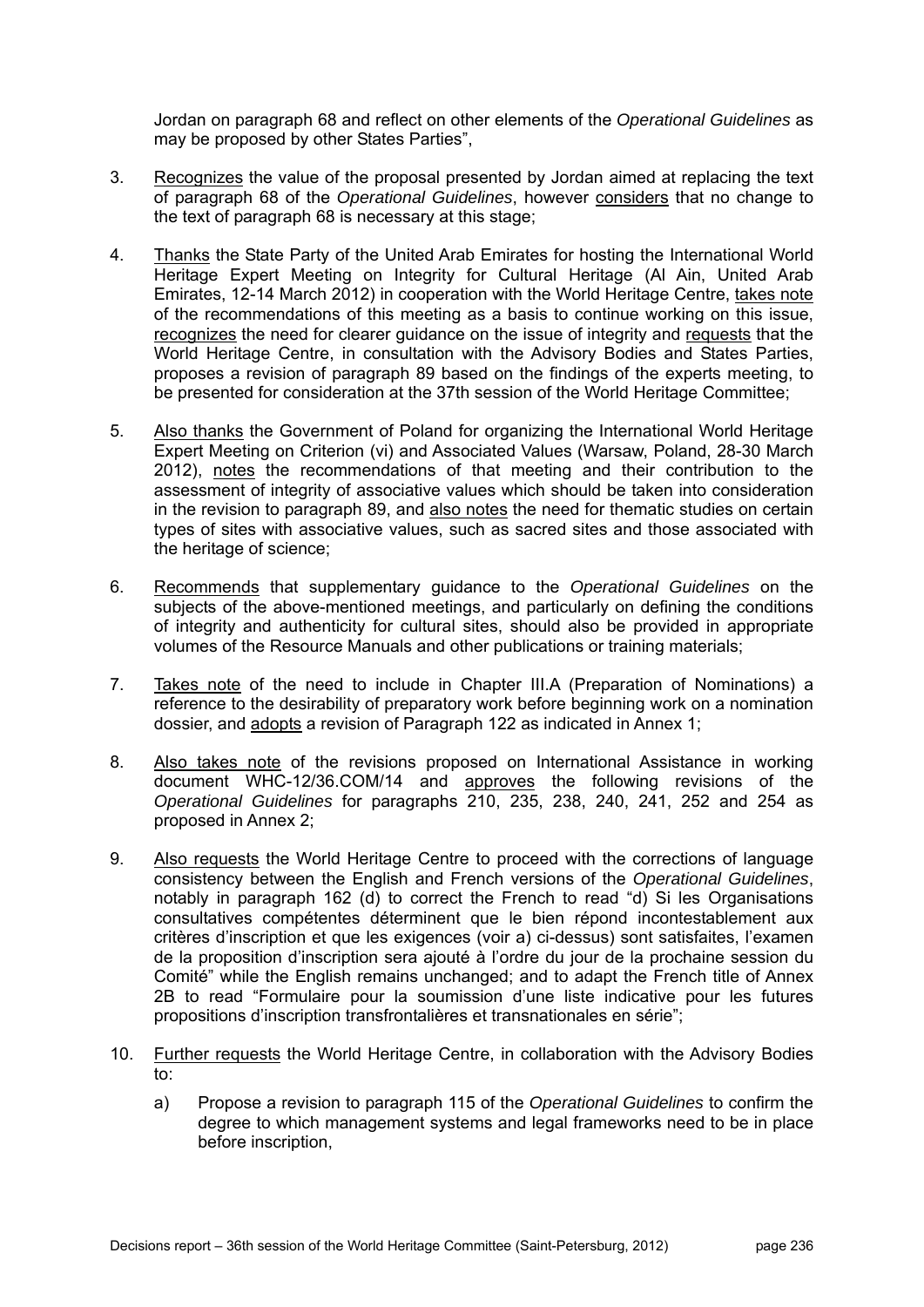Jordan on paragraph 68 and reflect on other elements of the *Operational Guidelines* as may be proposed by other States Parties",

3. Recognizes the value of the proposal presented by Jordan aimed at replacing the text of paragraph 68 of the *Operational Guidelines*, however considers that no change to the text of paragraph 68 is necessary at this stage;

4. Thanks the State Party of the United Arab Emirates for hosting the International World Heritage Expert Meeting on Integrity for Cultural Heritage (Al Ain, United Arab Emirates, 12-14 March 2012) in cooperation with the World Heritage Centre, takes note of the recommendations of this meeting as a basis to continue working on this issue, recognizes the need for clearer guidance on the issue of integrity and requests that the World Heritage Centre, in consultation with the Advisory Bodies and States Parties, proposes a revision of paragraph 89 based on the findings of the experts meeting, to be presented for consideration at the 37th session of the World Heritage Committee;

5. Also thanks the Government of Poland for organizing the International World Heritage Expert Meeting on Criterion (vi) and Associated Values (Warsaw, Poland, 28-30 March 2012), notes the recommendations of that meeting and their contribution to the assessment of integrity of associative values which should be taken into consideration in the revision to paragraph 89, and also notes the need for thematic studies on certain types of sites with associative values, such as sacred sites and those associated with the heritage of science;

6. Recommends that supplementary guidance to the *Operational Guidelines* on the subjects of the above-mentioned meetings, and particularly on defining the conditions of integrity and authenticity for cultural sites, should also be provided in appropriate volumes of the Resource Manuals and other publications or training materials;

7. Takes note of the need to include in Chapter III.A (Preparation of Nominations) a reference to the desirability of preparatory work before beginning work on a nomination dossier, and adopts a revision of Paragraph 122 as indicated in Annex 1;

8. Also takes note of the revisions proposed on International Assistance in working document WHC-12/36.COM/14 and approves the following revisions of the *Operational Guidelines* for paragraphs 210, 235, 238, 240, 241, 252 and 254 as proposed in Annex 2;

9. Also requests the World Heritage Centre to proceed with the corrections of language consistency between the English and French versions of the *Operational Guidelines*, notably in paragraph 162 (d) to correct the French to read "d) Si les Organisations consultatives compétentes déterminent que le bien répond incontestablement aux critères d'inscription et que les exigences (voir a) ci-dessus) sont satisfaites, l'examen de la proposition d'inscription sera ajouté à l'ordre du jour de la prochaine session du Comité" while the English remains unchanged; and to adapt the French title of Annex 2B to read "Formulaire pour la soumission d'une liste indicative pour les futures propositions d'inscription transfrontalières et transnationales en série";

10. Further requests the World Heritage Centre, in collaboration with the Advisory Bodies to:

    a) Propose a revision to paragraph 115 of the *Operational Guidelines* to confirm the degree to which management systems and legal frameworks need to be in place before inscription,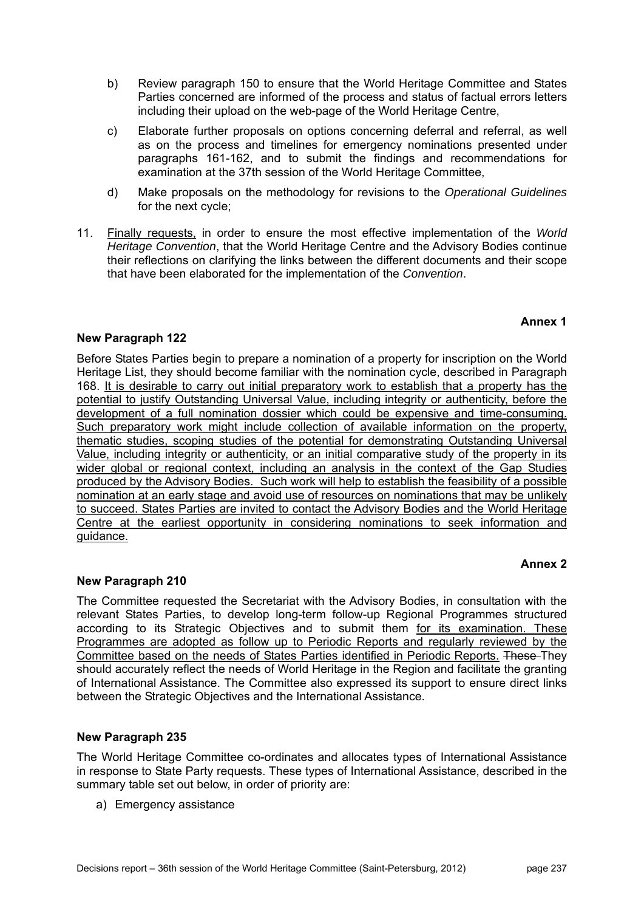b) Review paragraph 150 to ensure that the World Heritage Committee and States Parties concerned are informed of the process and status of factual errors letters including their upload on the web-page of the World Heritage Centre,

c) Elaborate further proposals on options concerning deferral and referral, as well as on the process and timelines for emergency nominations presented under paragraphs 161-162, and to submit the findings and recommendations for examination at the 37th session of the World Heritage Committee,

d) Make proposals on the methodology for revisions to the *Operational Guidelines* for the next cycle;

11. Finally requests, in order to ensure the most effective implementation of the *World Heritage Convention*, that the World Heritage Centre and the Advisory Bodies continue their reflections on clarifying the links between the different documents and their scope that have been elaborated for the implementation of the *Convention*.

**Annex 1**

**New Paragraph 122**

Before States Parties begin to prepare a nomination of a property for inscription on the World Heritage List, they should become familiar with the nomination cycle, described in Paragraph 168. It is desirable to carry out initial preparatory work to establish that a property has the potential to justify Outstanding Universal Value, including integrity or authenticity, before the development of a full nomination dossier which could be expensive and time-consuming. Such preparatory work might include collection of available information on the property, thematic studies, scoping studies of the potential for demonstrating Outstanding Universal Value, including integrity or authenticity, or an initial comparative study of the property in its wider global or regional context, including an analysis in the context of the Gap Studies produced by the Advisory Bodies. Such work will help to establish the feasibility of a possible nomination at an early stage and avoid use of resources on nominations that may be unlikely to succeed. States Parties are invited to contact the Advisory Bodies and the World Heritage Centre at the earliest opportunity in considering nominations to seek information and guidance.

**Annex 2**

**New Paragraph 210**

The Committee requested the Secretariat with the Advisory Bodies, in consultation with the relevant States Parties, to develop long-term follow-up Regional Programmes structured according to its Strategic Objectives and to submit them for its examination. These Programmes are adopted as follow up to Periodic Reports and regularly reviewed by the Committee based on the needs of States Parties identified in Periodic Reports. ~~These~~ They should accurately reflect the needs of World Heritage in the Region and facilitate the granting of International Assistance. The Committee also expressed its support to ensure direct links between the Strategic Objectives and the International Assistance.

**New Paragraph 235**

The World Heritage Committee co-ordinates and allocates types of International Assistance in response to State Party requests. These types of International Assistance, described in the summary table set out below, in order of priority are:

a) Emergency assistance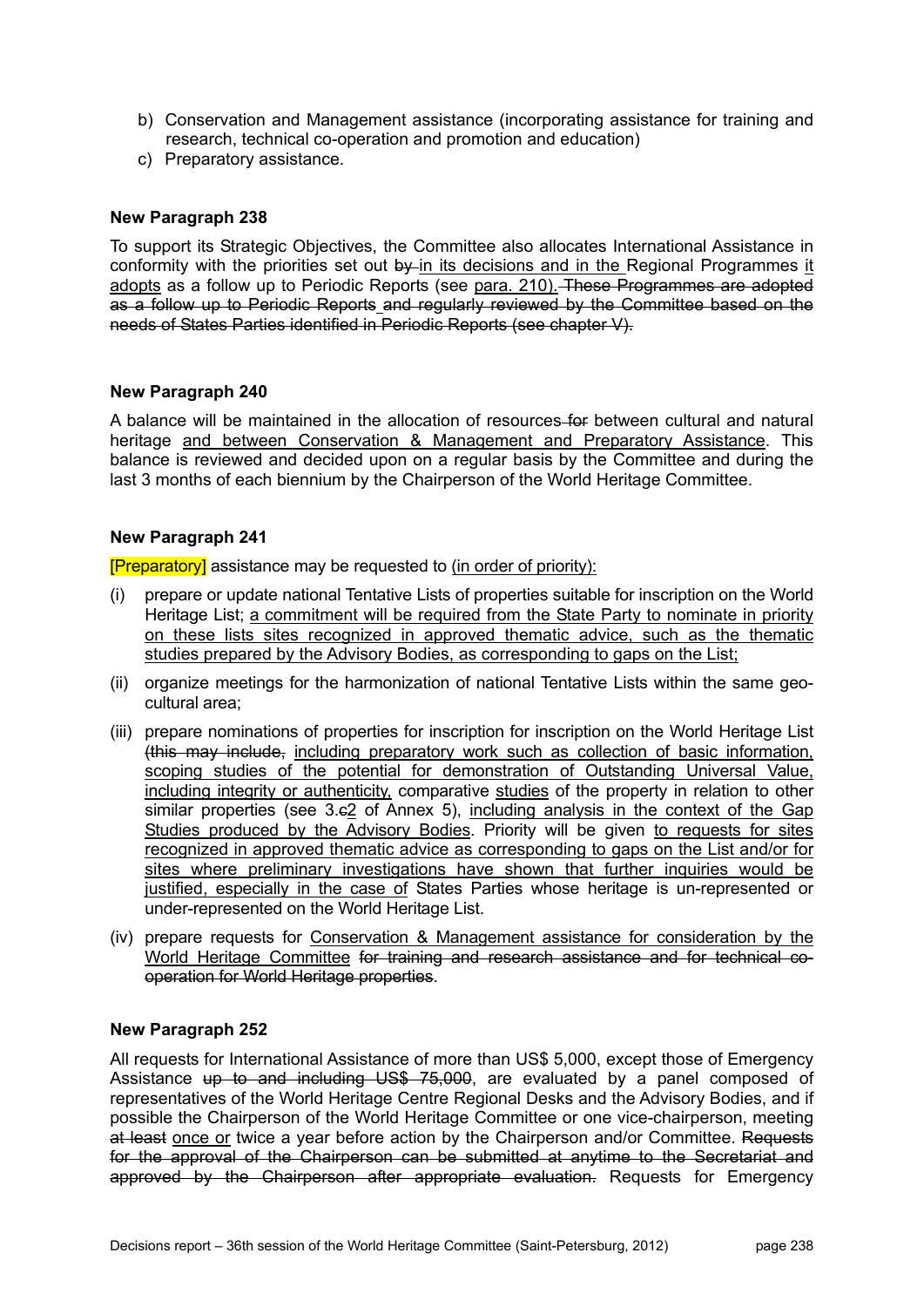b) Conservation and Management assistance (incorporating assistance for training and research, technical co-operation and promotion and education)
c) Preparatory assistance.

**New Paragraph 238**

To support its Strategic Objectives, the Committee also allocates International Assistance in conformity with the priorities set out ~~by~~ <u>in its decisions and in the</u> Regional Programmes <u>it adopts</u> as a follow up to Periodic Reports (see <u>para. 210).</u> ~~These Programmes are adopted as a follow up to Periodic Reports~~ <u>and</u> ~~regularly reviewed by the Committee based on the needs of States Parties identified in Periodic Reports (see chapter V).~~

**New Paragraph 240**

A balance will be maintained in the allocation of resources ~~for~~ between cultural and natural heritage <u>and between Conservation & Management and Preparatory Assistance</u>. This balance is reviewed and decided upon on a regular basis by the Committee and during the last 3 months of each biennium by the Chairperson of the World Heritage Committee.

**New Paragraph 241**

[Preparatory] assistance may be requested to <u>(in order of priority):</u>

(i) prepare or update national Tentative Lists of properties suitable for inscription on the World Heritage List; <u>a commitment will be required from the State Party to nominate in priority on these lists sites recognized in approved thematic advice, such as the thematic studies prepared by the Advisory Bodies, as corresponding to gaps on the List;</u>

(ii) organize meetings for the harmonization of national Tentative Lists within the same geo-cultural area;

(iii) prepare nominations of properties for inscription for inscription on the World Heritage List ~~(this may include,~~ <u>including preparatory work such as collection of basic information, scoping studies of the potential for demonstration of Outstanding Universal Value, including integrity or authenticity,</u> comparative <u>studies</u> of the property in relation to other similar properties (see 3.~~c~~<u>2</u> of Annex 5), <u>including analysis in the context of the Gap Studies produced by the Advisory Bodies</u>. Priority will be given <u>to requests for sites recognized in approved thematic advice as corresponding to gaps on the List and/or for sites where preliminary investigations have shown that further inquiries would be justified, especially in the case of</u> States Parties whose heritage is un-represented or under-represented on the World Heritage List.

(iv) prepare requests for <u>Conservation & Management assistance for consideration by the World Heritage Committee</u> ~~for training and research assistance and for technical co-operation for World Heritage properties~~.

**New Paragraph 252**

All requests for International Assistance of more than US$ 5,000, except those of Emergency Assistance ~~up to and including US$ 75,000~~, are evaluated by a panel composed of representatives of the World Heritage Centre Regional Desks and the Advisory Bodies, and if possible the Chairperson of the World Heritage Committee or one vice-chairperson, meeting ~~at least~~ <u>once or</u> twice a year before action by the Chairperson and/or Committee. ~~Requests for the approval of the Chairperson can be submitted at anytime to the Secretariat and approved by the Chairperson after appropriate evaluation.~~ Requests for Emergency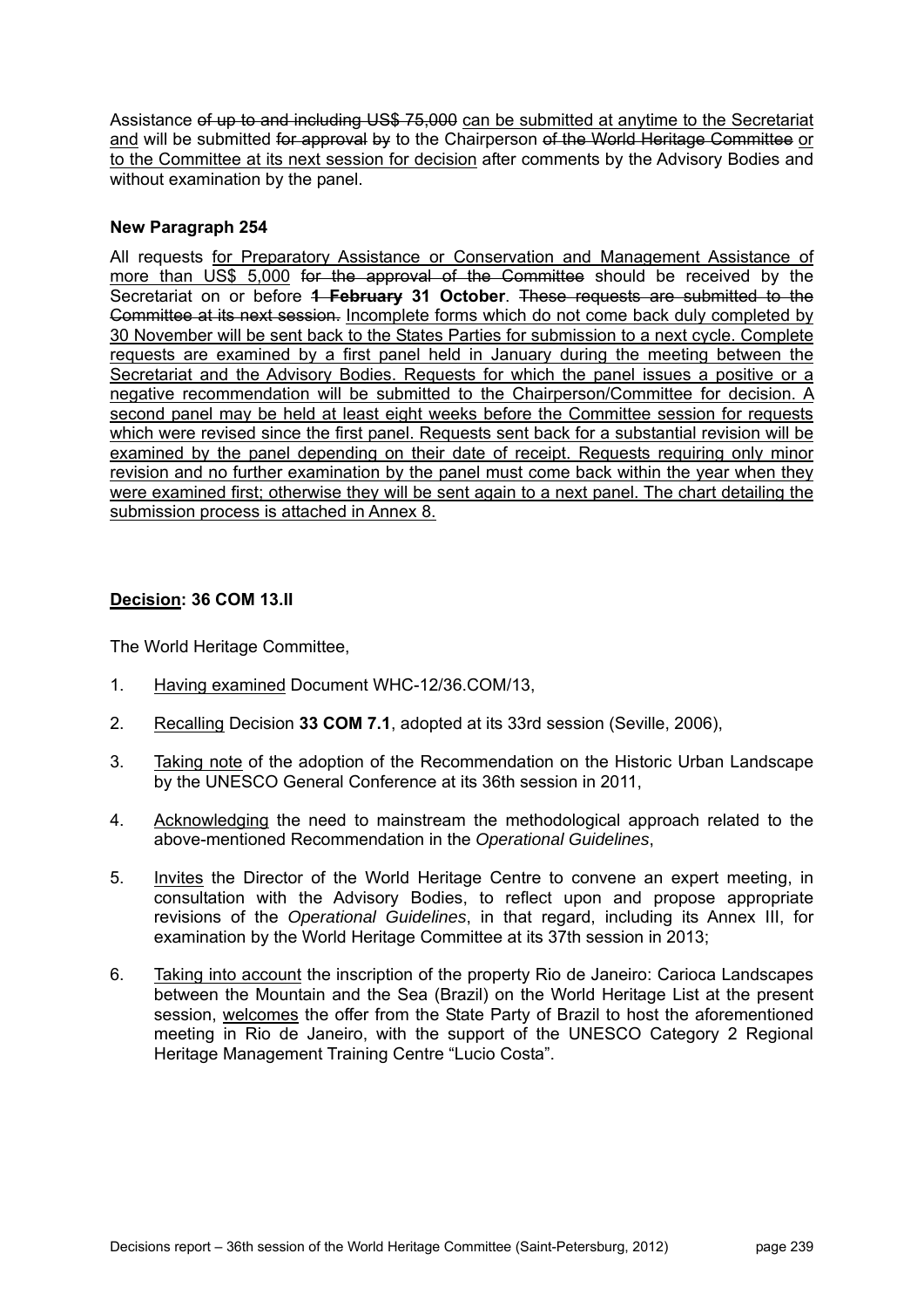Assistance ~~of up to and including US$ 75,000~~ <u>can be submitted at anytime to the Secretariat and</u> will be submitted ~~for approval by~~ to the Chairperson ~~of the World Heritage Committee~~ <u>or to the Committee at its next session for decision</u> after comments by the Advisory Bodies and without examination by the panel.

**New Paragraph 254**

All requests <u>for Preparatory Assistance or Conservation and Management Assistance of more than US$ 5,000</u> ~~for the approval of the Committee~~ should be received by the Secretariat on or before ~~**1 February**~~ **31 October**. ~~These requests are submitted to the Committee at its next session.~~ <u>Incomplete forms which do not come back duly completed by 30 November will be sent back to the States Parties for submission to a next cycle. Complete requests are examined by a first panel held in January during the meeting between the Secretariat and the Advisory Bodies. Requests for which the panel issues a positive or a negative recommendation will be submitted to the Chairperson/Committee for decision. A second panel may be held at least eight weeks before the Committee session for requests which were revised since the first panel. Requests sent back for a substantial revision will be examined by the panel depending on their date of receipt. Requests requiring only minor revision and no further examination by the panel must come back within the year when they were examined first; otherwise they will be sent again to a next panel. The chart detailing the submission process is attached in Annex 8.</u>

**<u>Decision</u>: 36 COM 13.II**

The World Heritage Committee,

1. <u>Having examined</u> Document WHC-12/36.COM/13,

2. <u>Recalling</u> Decision **33 COM 7.1**, adopted at its 33rd session (Seville, 2006),

3. <u>Taking note</u> of the adoption of the Recommendation on the Historic Urban Landscape by the UNESCO General Conference at its 36th session in 2011,

4. <u>Acknowledging</u> the need to mainstream the methodological approach related to the above-mentioned Recommendation in the *Operational Guidelines*,

5. <u>Invites</u> the Director of the World Heritage Centre to convene an expert meeting, in consultation with the Advisory Bodies, to reflect upon and propose appropriate revisions of the *Operational Guidelines*, in that regard, including its Annex III, for examination by the World Heritage Committee at its 37th session in 2013;

6. <u>Taking into account</u> the inscription of the property Rio de Janeiro: Carioca Landscapes between the Mountain and the Sea (Brazil) on the World Heritage List at the present session, <u>welcomes</u> the offer from the State Party of Brazil to host the aforementioned meeting in Rio de Janeiro, with the support of the UNESCO Category 2 Regional Heritage Management Training Centre "Lucio Costa".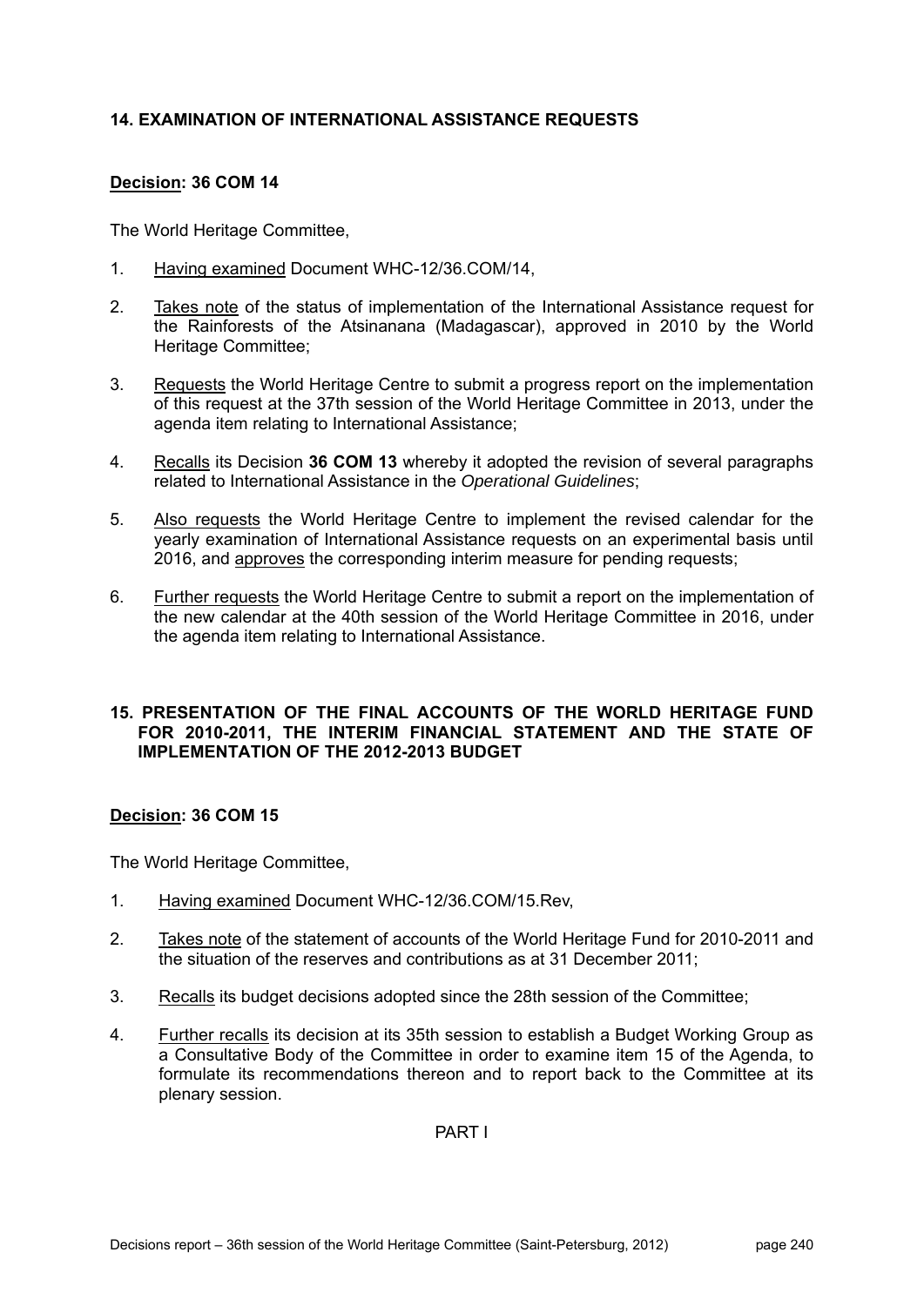## 14. EXAMINATION OF INTERNATIONAL ASSISTANCE REQUESTS

**Decision: 36 COM 14**

The World Heritage Committee,

1. Having examined Document WHC-12/36.COM/14,
2. Takes note of the status of implementation of the International Assistance request for the Rainforests of the Atsinanana (Madagascar), approved in 2010 by the World Heritage Committee;
3. Requests the World Heritage Centre to submit a progress report on the implementation of this request at the 37th session of the World Heritage Committee in 2013, under the agenda item relating to International Assistance;
4. Recalls its Decision **36 COM 13** whereby it adopted the revision of several paragraphs related to International Assistance in the *Operational Guidelines*;
5. Also requests the World Heritage Centre to implement the revised calendar for the yearly examination of International Assistance requests on an experimental basis until 2016, and approves the corresponding interim measure for pending requests;
6. Further requests the World Heritage Centre to submit a report on the implementation of the new calendar at the 40th session of the World Heritage Committee in 2016, under the agenda item relating to International Assistance.

## 15. PRESENTATION OF THE FINAL ACCOUNTS OF THE WORLD HERITAGE FUND FOR 2010-2011, THE INTERIM FINANCIAL STATEMENT AND THE STATE OF IMPLEMENTATION OF THE 2012-2013 BUDGET

**Decision: 36 COM 15**

The World Heritage Committee,

1. Having examined Document WHC-12/36.COM/15.Rev,
2. Takes note of the statement of accounts of the World Heritage Fund for 2010-2011 and the situation of the reserves and contributions as at 31 December 2011;
3. Recalls its budget decisions adopted since the 28th session of the Committee;
4. Further recalls its decision at its 35th session to establish a Budget Working Group as a Consultative Body of the Committee in order to examine item 15 of the Agenda, to formulate its recommendations thereon and to report back to the Committee at its plenary session.

PART I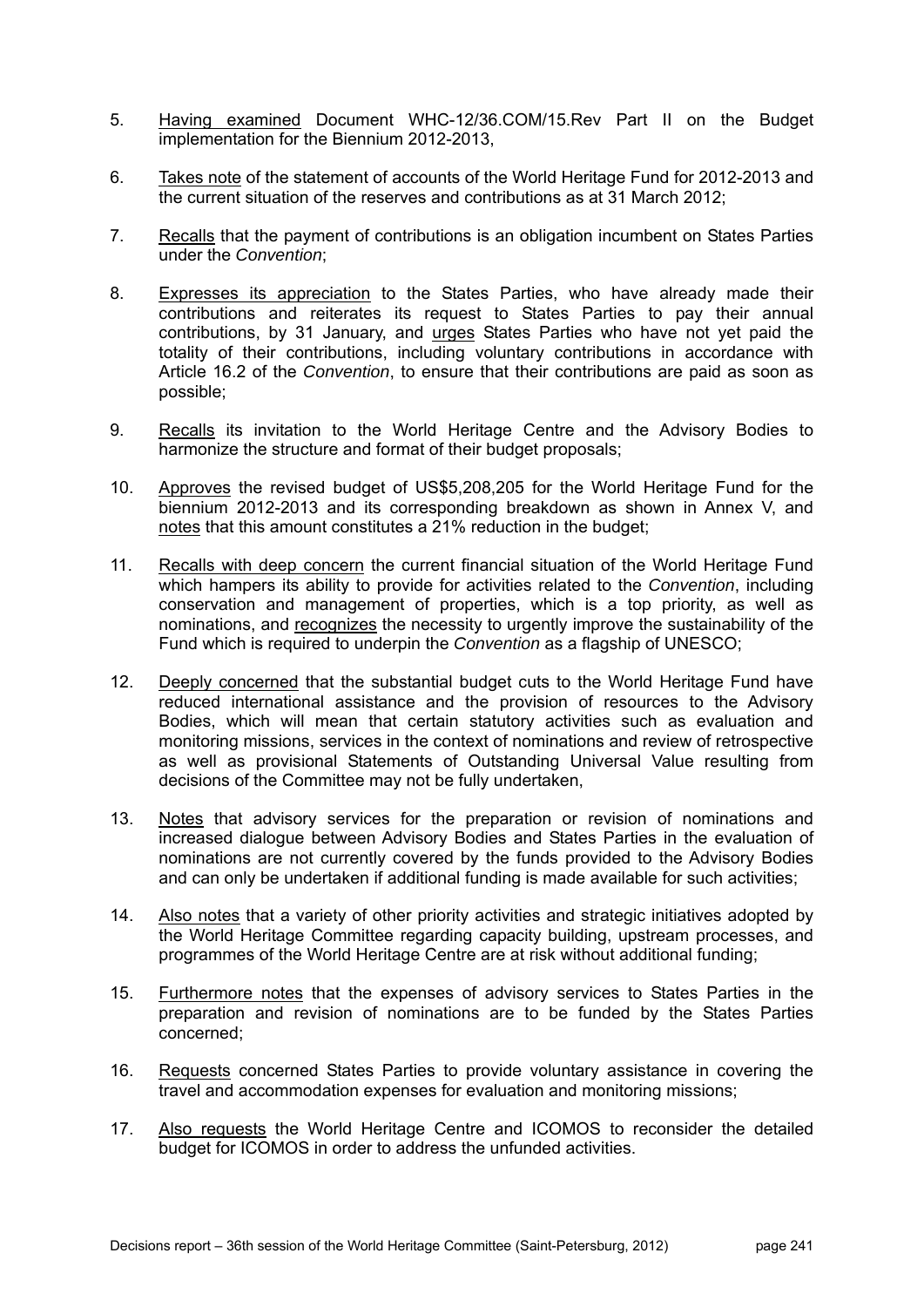5. Having examined Document WHC-12/36.COM/15.Rev Part II on the Budget implementation for the Biennium 2012-2013,

6. Takes note of the statement of accounts of the World Heritage Fund for 2012-2013 and the current situation of the reserves and contributions as at 31 March 2012;

7. Recalls that the payment of contributions is an obligation incumbent on States Parties under the *Convention*;

8. Expresses its appreciation to the States Parties, who have already made their contributions and reiterates its request to States Parties to pay their annual contributions, by 31 January, and urges States Parties who have not yet paid the totality of their contributions, including voluntary contributions in accordance with Article 16.2 of the *Convention*, to ensure that their contributions are paid as soon as possible;

9. Recalls its invitation to the World Heritage Centre and the Advisory Bodies to harmonize the structure and format of their budget proposals;

10. Approves the revised budget of US$5,208,205 for the World Heritage Fund for the biennium 2012-2013 and its corresponding breakdown as shown in Annex V, and notes that this amount constitutes a 21% reduction in the budget;

11. Recalls with deep concern the current financial situation of the World Heritage Fund which hampers its ability to provide for activities related to the *Convention*, including conservation and management of properties, which is a top priority, as well as nominations, and recognizes the necessity to urgently improve the sustainability of the Fund which is required to underpin the *Convention* as a flagship of UNESCO;

12. Deeply concerned that the substantial budget cuts to the World Heritage Fund have reduced international assistance and the provision of resources to the Advisory Bodies, which will mean that certain statutory activities such as evaluation and monitoring missions, services in the context of nominations and review of retrospective as well as provisional Statements of Outstanding Universal Value resulting from decisions of the Committee may not be fully undertaken,

13. Notes that advisory services for the preparation or revision of nominations and increased dialogue between Advisory Bodies and States Parties in the evaluation of nominations are not currently covered by the funds provided to the Advisory Bodies and can only be undertaken if additional funding is made available for such activities;

14. Also notes that a variety of other priority activities and strategic initiatives adopted by the World Heritage Committee regarding capacity building, upstream processes, and programmes of the World Heritage Centre are at risk without additional funding;

15. Furthermore notes that the expenses of advisory services to States Parties in the preparation and revision of nominations are to be funded by the States Parties concerned;

16. Requests concerned States Parties to provide voluntary assistance in covering the travel and accommodation expenses for evaluation and monitoring missions;

17. Also requests the World Heritage Centre and ICOMOS to reconsider the detailed budget for ICOMOS in order to address the unfunded activities.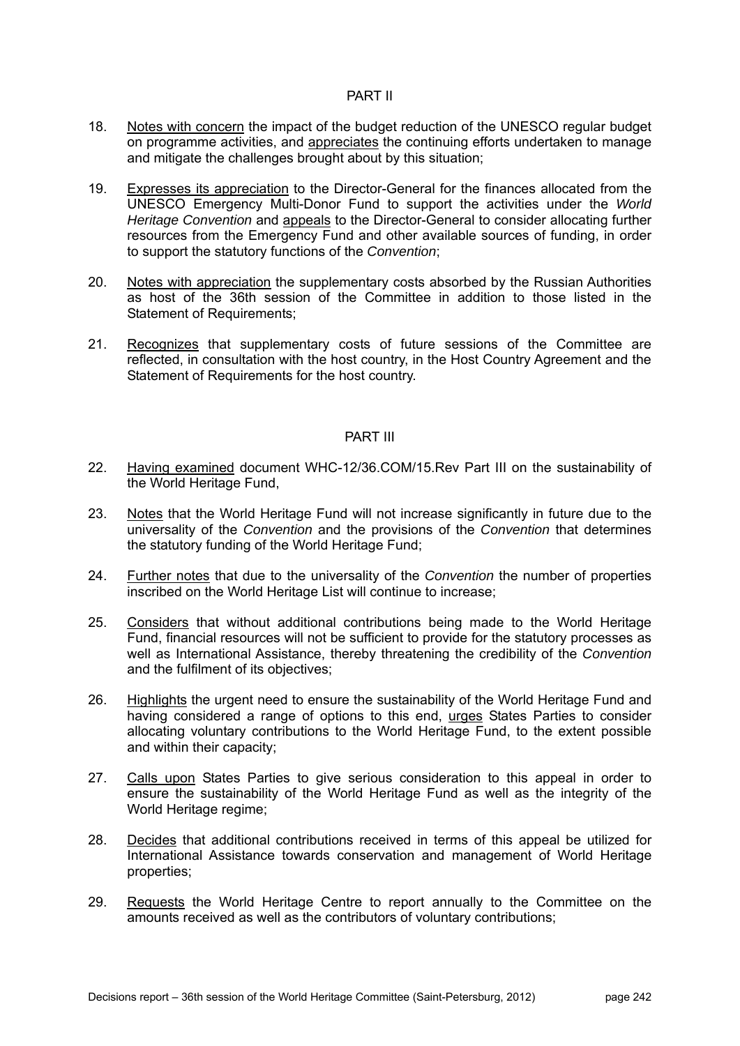PART II

18. Notes with concern the impact of the budget reduction of the UNESCO regular budget on programme activities, and appreciates the continuing efforts undertaken to manage and mitigate the challenges brought about by this situation;

19. Expresses its appreciation to the Director-General for the finances allocated from the UNESCO Emergency Multi-Donor Fund to support the activities under the *World Heritage Convention* and appeals to the Director-General to consider allocating further resources from the Emergency Fund and other available sources of funding, in order to support the statutory functions of the *Convention*;

20. Notes with appreciation the supplementary costs absorbed by the Russian Authorities as host of the 36th session of the Committee in addition to those listed in the Statement of Requirements;

21. Recognizes that supplementary costs of future sessions of the Committee are reflected, in consultation with the host country, in the Host Country Agreement and the Statement of Requirements for the host country.

PART III

22. Having examined document WHC-12/36.COM/15.Rev Part III on the sustainability of the World Heritage Fund,

23. Notes that the World Heritage Fund will not increase significantly in future due to the universality of the *Convention* and the provisions of the *Convention* that determines the statutory funding of the World Heritage Fund;

24. Further notes that due to the universality of the *Convention* the number of properties inscribed on the World Heritage List will continue to increase;

25. Considers that without additional contributions being made to the World Heritage Fund, financial resources will not be sufficient to provide for the statutory processes as well as International Assistance, thereby threatening the credibility of the *Convention* and the fulfilment of its objectives;

26. Highlights the urgent need to ensure the sustainability of the World Heritage Fund and having considered a range of options to this end, urges States Parties to consider allocating voluntary contributions to the World Heritage Fund, to the extent possible and within their capacity;

27. Calls upon States Parties to give serious consideration to this appeal in order to ensure the sustainability of the World Heritage Fund as well as the integrity of the World Heritage regime;

28. Decides that additional contributions received in terms of this appeal be utilized for International Assistance towards conservation and management of World Heritage properties;

29. Requests the World Heritage Centre to report annually to the Committee on the amounts received as well as the contributors of voluntary contributions;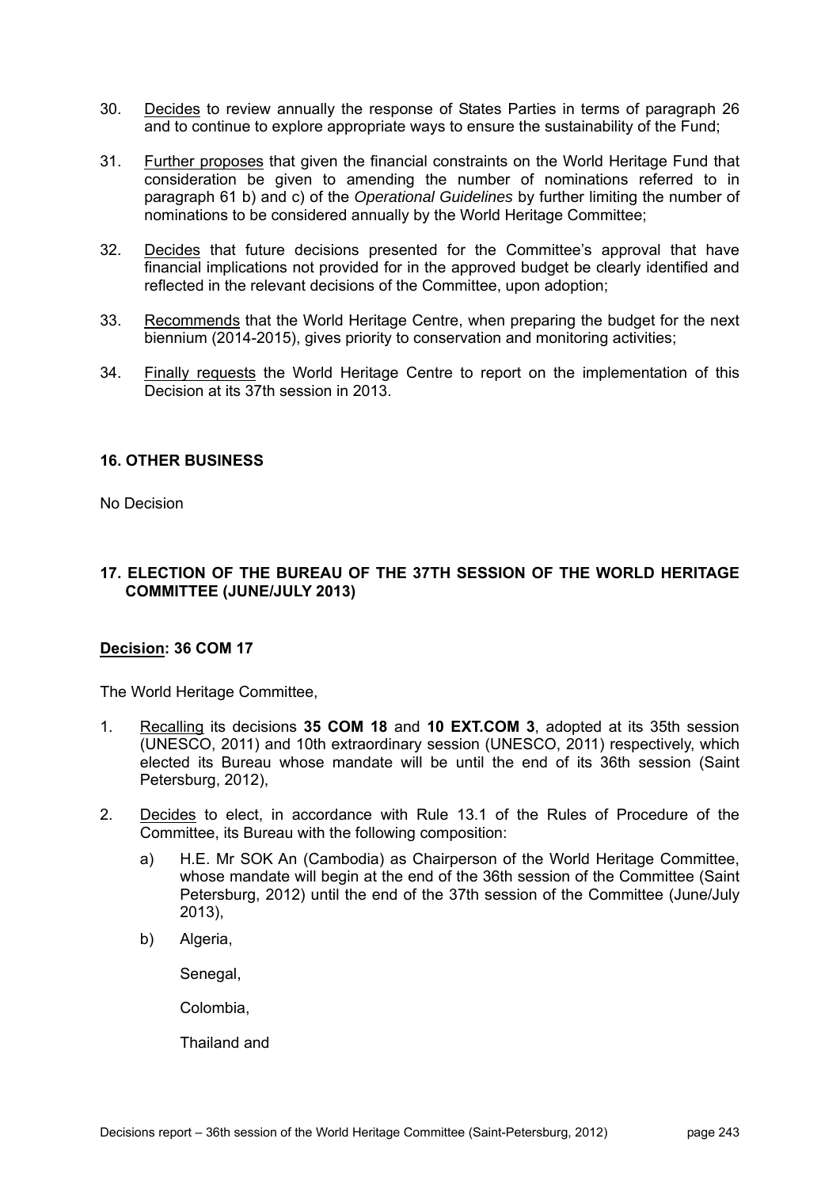30. Decides to review annually the response of States Parties in terms of paragraph 26 and to continue to explore appropriate ways to ensure the sustainability of the Fund;

31. Further proposes that given the financial constraints on the World Heritage Fund that consideration be given to amending the number of nominations referred to in paragraph 61 b) and c) of the *Operational Guidelines* by further limiting the number of nominations to be considered annually by the World Heritage Committee;

32. Decides that future decisions presented for the Committee's approval that have financial implications not provided for in the approved budget be clearly identified and reflected in the relevant decisions of the Committee, upon adoption;

33. Recommends that the World Heritage Centre, when preparing the budget for the next biennium (2014-2015), gives priority to conservation and monitoring activities;

34. Finally requests the World Heritage Centre to report on the implementation of this Decision at its 37th session in 2013.

## 16. OTHER BUSINESS

No Decision

## 17. ELECTION OF THE BUREAU OF THE 37TH SESSION OF THE WORLD HERITAGE COMMITTEE (JUNE/JULY 2013)

**Decision: 36 COM 17**

The World Heritage Committee,

1. Recalling its decisions **35 COM 18** and **10 EXT.COM 3**, adopted at its 35th session (UNESCO, 2011) and 10th extraordinary session (UNESCO, 2011) respectively, which elected its Bureau whose mandate will be until the end of its 36th session (Saint Petersburg, 2012),

2. Decides to elect, in accordance with Rule 13.1 of the Rules of Procedure of the Committee, its Bureau with the following composition:

   a) H.E. Mr SOK An (Cambodia) as Chairperson of the World Heritage Committee, whose mandate will begin at the end of the 36th session of the Committee (Saint Petersburg, 2012) until the end of the 37th session of the Committee (June/July 2013),

   b) Algeria,

      Senegal,

      Colombia,

      Thailand and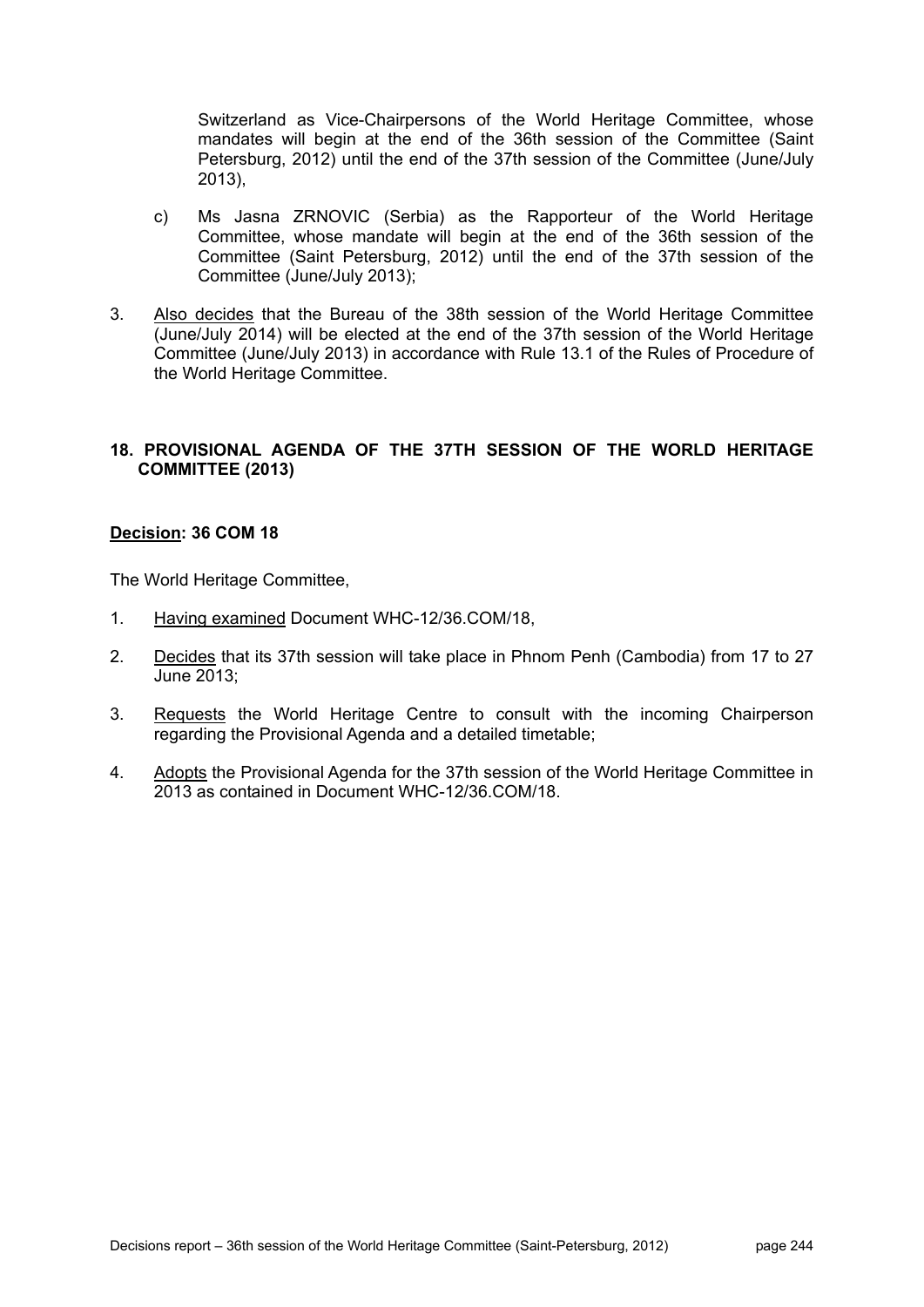Switzerland as Vice-Chairpersons of the World Heritage Committee, whose mandates will begin at the end of the 36th session of the Committee (Saint Petersburg, 2012) until the end of the 37th session of the Committee (June/July 2013),

c) Ms Jasna ZRNOVIC (Serbia) as the Rapporteur of the World Heritage Committee, whose mandate will begin at the end of the 36th session of the Committee (Saint Petersburg, 2012) until the end of the 37th session of the Committee (June/July 2013);

3. Also decides that the Bureau of the 38th session of the World Heritage Committee (June/July 2014) will be elected at the end of the 37th session of the World Heritage Committee (June/July 2013) in accordance with Rule 13.1 of the Rules of Procedure of the World Heritage Committee.

## 18. PROVISIONAL AGENDA OF THE 37TH SESSION OF THE WORLD HERITAGE COMMITTEE (2013)

**Decision: 36 COM 18**

The World Heritage Committee,

1. Having examined Document WHC-12/36.COM/18,

2. Decides that its 37th session will take place in Phnom Penh (Cambodia) from 17 to 27 June 2013;

3. Requests the World Heritage Centre to consult with the incoming Chairperson regarding the Provisional Agenda and a detailed timetable;

4. Adopts the Provisional Agenda for the 37th session of the World Heritage Committee in 2013 as contained in Document WHC-12/36.COM/18.